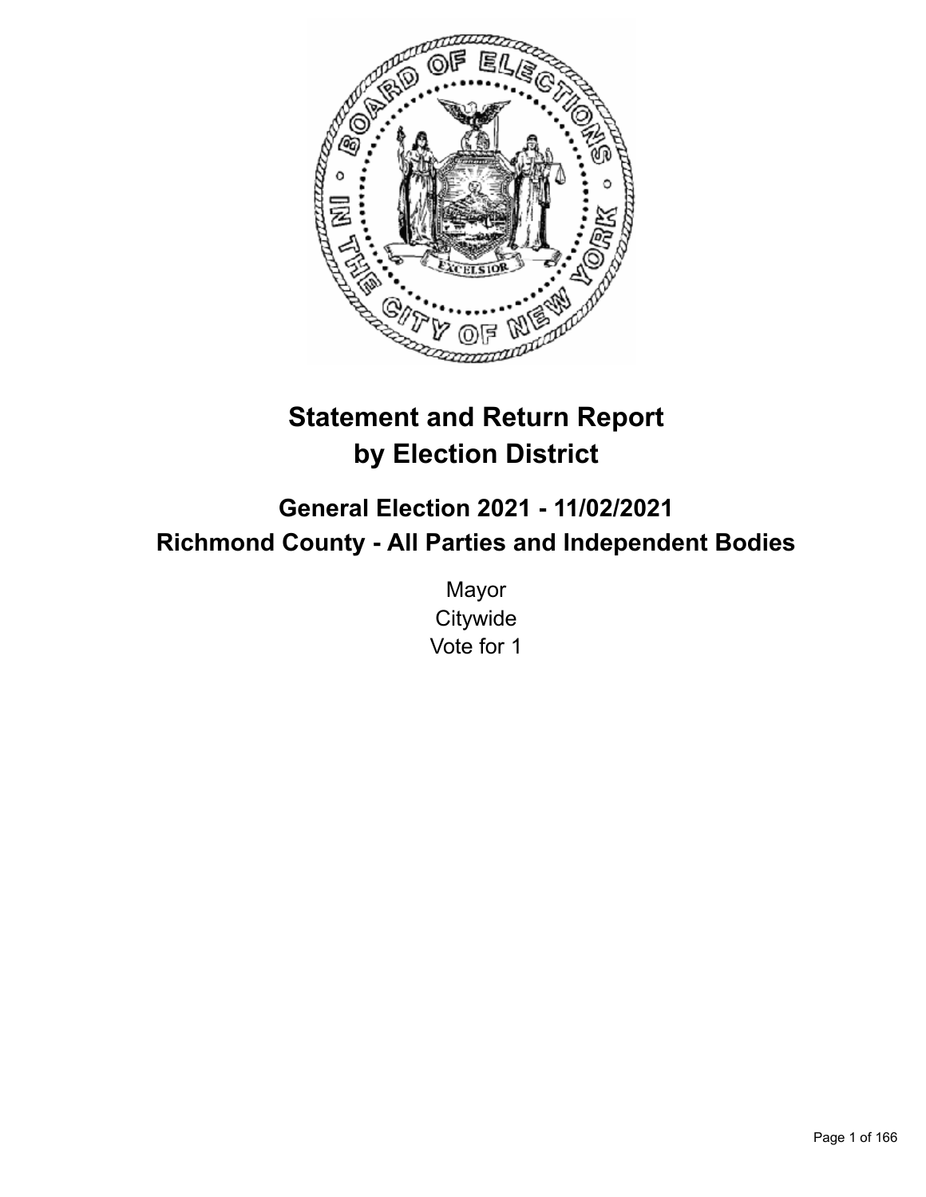# Statement and Return Report by Election District

## General Election 2021 - 11/02/2021
## Richmond County - All Parties and Independent Bodies

Mayor
Citywide
Vote for 1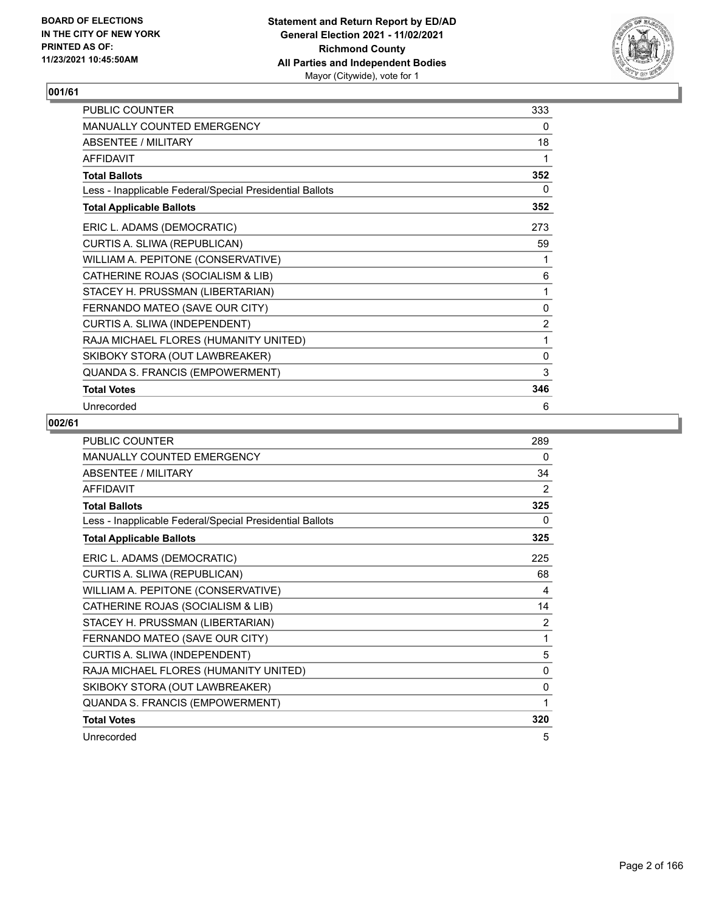## 001/61

| | |
|---|---|
| PUBLIC COUNTER | 333 |
| MANUALLY COUNTED EMERGENCY | 0 |
| ABSENTEE / MILITARY | 18 |
| AFFIDAVIT | 1 |
| **Total Ballots** | **352** |
| Less - Inapplicable Federal/Special Presidential Ballots | 0 |
| **Total Applicable Ballots** | **352** |
| ERIC L. ADAMS (DEMOCRATIC) | 273 |
| CURTIS A. SLIWA (REPUBLICAN) | 59 |
| WILLIAM A. PEPITONE (CONSERVATIVE) | 1 |
| CATHERINE ROJAS (SOCIALISM & LIB) | 6 |
| STACEY H. PRUSSMAN (LIBERTARIAN) | 1 |
| FERNANDO MATEO (SAVE OUR CITY) | 0 |
| CURTIS A. SLIWA (INDEPENDENT) | 2 |
| RAJA MICHAEL FLORES (HUMANITY UNITED) | 1 |
| SKIBOKY STORA (OUT LAWBREAKER) | 0 |
| QUANDA S. FRANCIS (EMPOWERMENT) | 3 |
| **Total Votes** | **346** |
| Unrecorded | 6 |

## 002/61

| | |
|---|---|
| PUBLIC COUNTER | 289 |
| MANUALLY COUNTED EMERGENCY | 0 |
| ABSENTEE / MILITARY | 34 |
| AFFIDAVIT | 2 |
| **Total Ballots** | **325** |
| Less - Inapplicable Federal/Special Presidential Ballots | 0 |
| **Total Applicable Ballots** | **325** |
| ERIC L. ADAMS (DEMOCRATIC) | 225 |
| CURTIS A. SLIWA (REPUBLICAN) | 68 |
| WILLIAM A. PEPITONE (CONSERVATIVE) | 4 |
| CATHERINE ROJAS (SOCIALISM & LIB) | 14 |
| STACEY H. PRUSSMAN (LIBERTARIAN) | 2 |
| FERNANDO MATEO (SAVE OUR CITY) | 1 |
| CURTIS A. SLIWA (INDEPENDENT) | 5 |
| RAJA MICHAEL FLORES (HUMANITY UNITED) | 0 |
| SKIBOKY STORA (OUT LAWBREAKER) | 0 |
| QUANDA S. FRANCIS (EMPOWERMENT) | 1 |
| **Total Votes** | **320** |
| Unrecorded | 5 |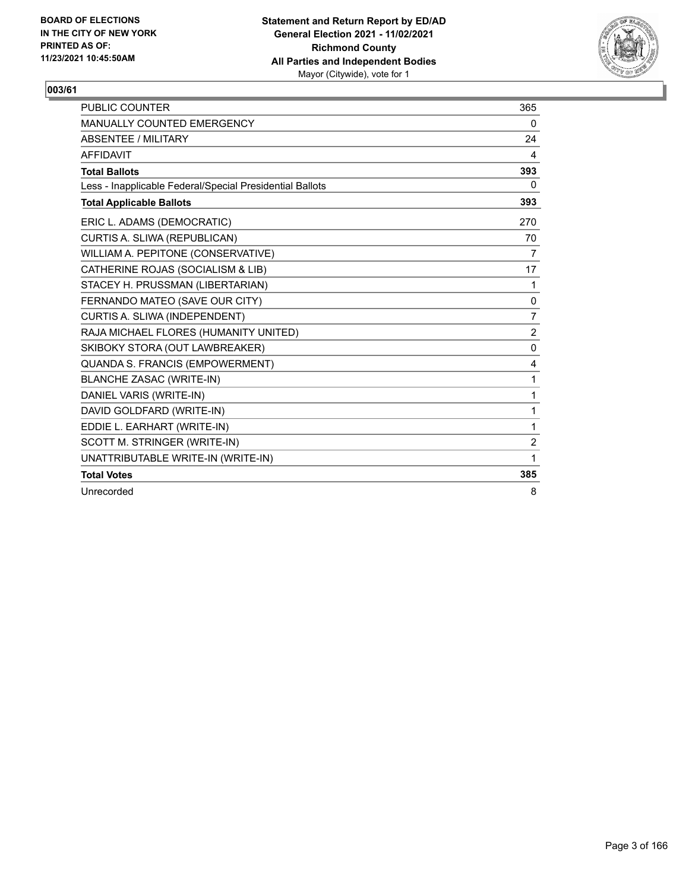**Statement and Return Report by ED/AD**
**General Election 2021 - 11/02/2021**
**Richmond County**
**All Parties and Independent Bodies**
Mayor (Citywide), vote for 1

BOARD OF ELECTIONS
IN THE CITY OF NEW YORK
PRINTED AS OF:
11/23/2021 10:45:50AM

## 003/61

| | |
|---|---|
| PUBLIC COUNTER | 365 |
| MANUALLY COUNTED EMERGENCY | 0 |
| ABSENTEE / MILITARY | 24 |
| AFFIDAVIT | 4 |
| **Total Ballots** | **393** |
| Less - Inapplicable Federal/Special Presidential Ballots | 0 |
| **Total Applicable Ballots** | **393** |
| ERIC L. ADAMS (DEMOCRATIC) | 270 |
| CURTIS A. SLIWA (REPUBLICAN) | 70 |
| WILLIAM A. PEPITONE (CONSERVATIVE) | 7 |
| CATHERINE ROJAS (SOCIALISM & LIB) | 17 |
| STACEY H. PRUSSMAN (LIBERTARIAN) | 1 |
| FERNANDO MATEO (SAVE OUR CITY) | 0 |
| CURTIS A. SLIWA (INDEPENDENT) | 7 |
| RAJA MICHAEL FLORES (HUMANITY UNITED) | 2 |
| SKIBOKY STORA (OUT LAWBREAKER) | 0 |
| QUANDA S. FRANCIS (EMPOWERMENT) | 4 |
| BLANCHE ZASAC (WRITE-IN) | 1 |
| DANIEL VARIS (WRITE-IN) | 1 |
| DAVID GOLDFARD (WRITE-IN) | 1 |
| EDDIE L. EARHART (WRITE-IN) | 1 |
| SCOTT M. STRINGER (WRITE-IN) | 2 |
| UNATTRIBUTABLE WRITE-IN (WRITE-IN) | 1 |
| **Total Votes** | **385** |
| Unrecorded | 8 |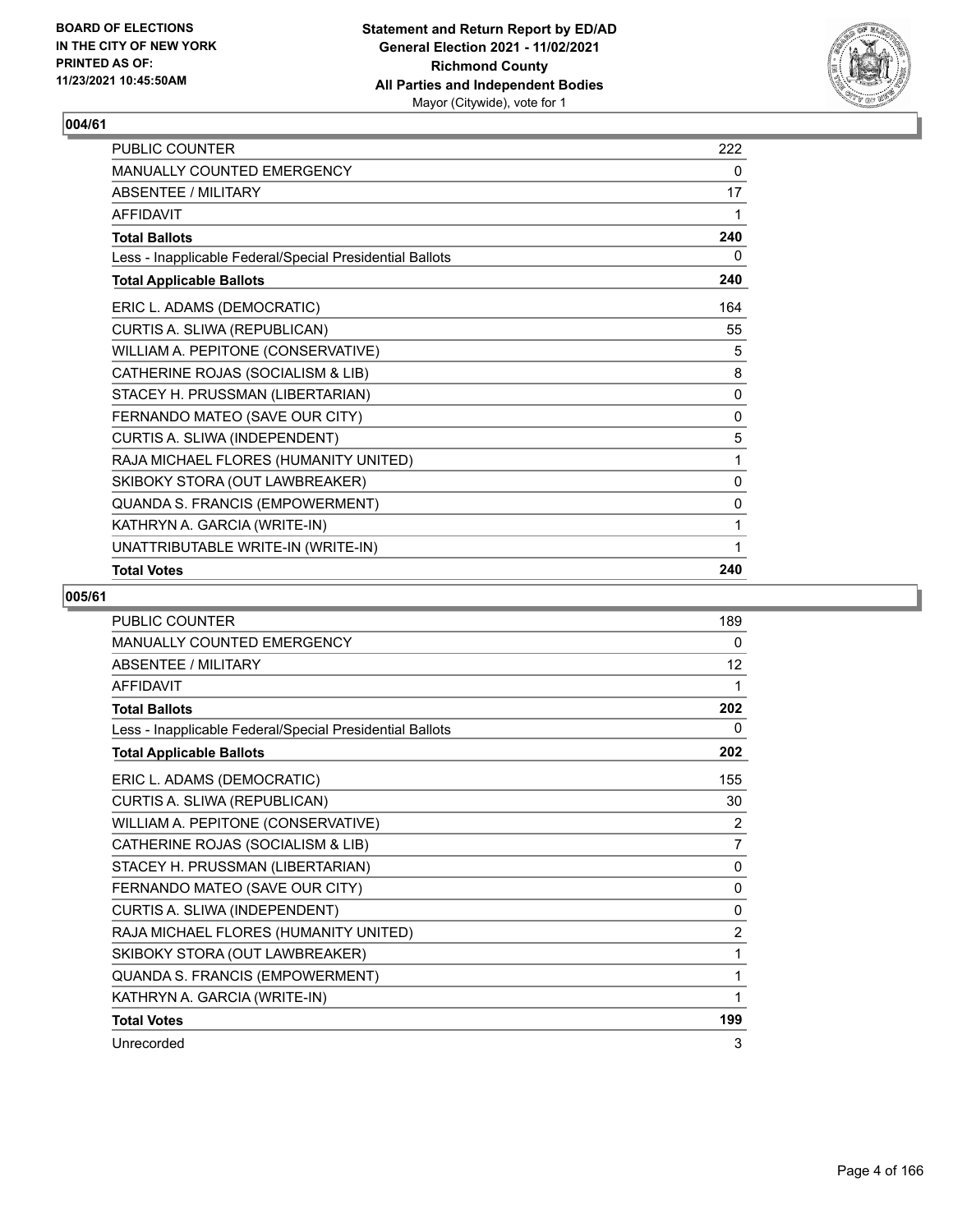## 004/61

| | |
|---|---|
| PUBLIC COUNTER | 222 |
| MANUALLY COUNTED EMERGENCY | 0 |
| ABSENTEE / MILITARY | 17 |
| AFFIDAVIT | 1 |
| **Total Ballots** | **240** |
| Less - Inapplicable Federal/Special Presidential Ballots | 0 |
| **Total Applicable Ballots** | **240** |
| ERIC L. ADAMS (DEMOCRATIC) | 164 |
| CURTIS A. SLIWA (REPUBLICAN) | 55 |
| WILLIAM A. PEPITONE (CONSERVATIVE) | 5 |
| CATHERINE ROJAS (SOCIALISM & LIB) | 8 |
| STACEY H. PRUSSMAN (LIBERTARIAN) | 0 |
| FERNANDO MATEO (SAVE OUR CITY) | 0 |
| CURTIS A. SLIWA (INDEPENDENT) | 5 |
| RAJA MICHAEL FLORES (HUMANITY UNITED) | 1 |
| SKIBOKY STORA (OUT LAWBREAKER) | 0 |
| QUANDA S. FRANCIS (EMPOWERMENT) | 0 |
| KATHRYN A. GARCIA (WRITE-IN) | 1 |
| UNATTRIBUTABLE WRITE-IN (WRITE-IN) | 1 |
| **Total Votes** | **240** |

## 005/61

| | |
|---|---|
| PUBLIC COUNTER | 189 |
| MANUALLY COUNTED EMERGENCY | 0 |
| ABSENTEE / MILITARY | 12 |
| AFFIDAVIT | 1 |
| **Total Ballots** | **202** |
| Less - Inapplicable Federal/Special Presidential Ballots | 0 |
| **Total Applicable Ballots** | **202** |
| ERIC L. ADAMS (DEMOCRATIC) | 155 |
| CURTIS A. SLIWA (REPUBLICAN) | 30 |
| WILLIAM A. PEPITONE (CONSERVATIVE) | 2 |
| CATHERINE ROJAS (SOCIALISM & LIB) | 7 |
| STACEY H. PRUSSMAN (LIBERTARIAN) | 0 |
| FERNANDO MATEO (SAVE OUR CITY) | 0 |
| CURTIS A. SLIWA (INDEPENDENT) | 0 |
| RAJA MICHAEL FLORES (HUMANITY UNITED) | 2 |
| SKIBOKY STORA (OUT LAWBREAKER) | 1 |
| QUANDA S. FRANCIS (EMPOWERMENT) | 1 |
| KATHRYN A. GARCIA (WRITE-IN) | 1 |
| **Total Votes** | **199** |
| Unrecorded | 3 |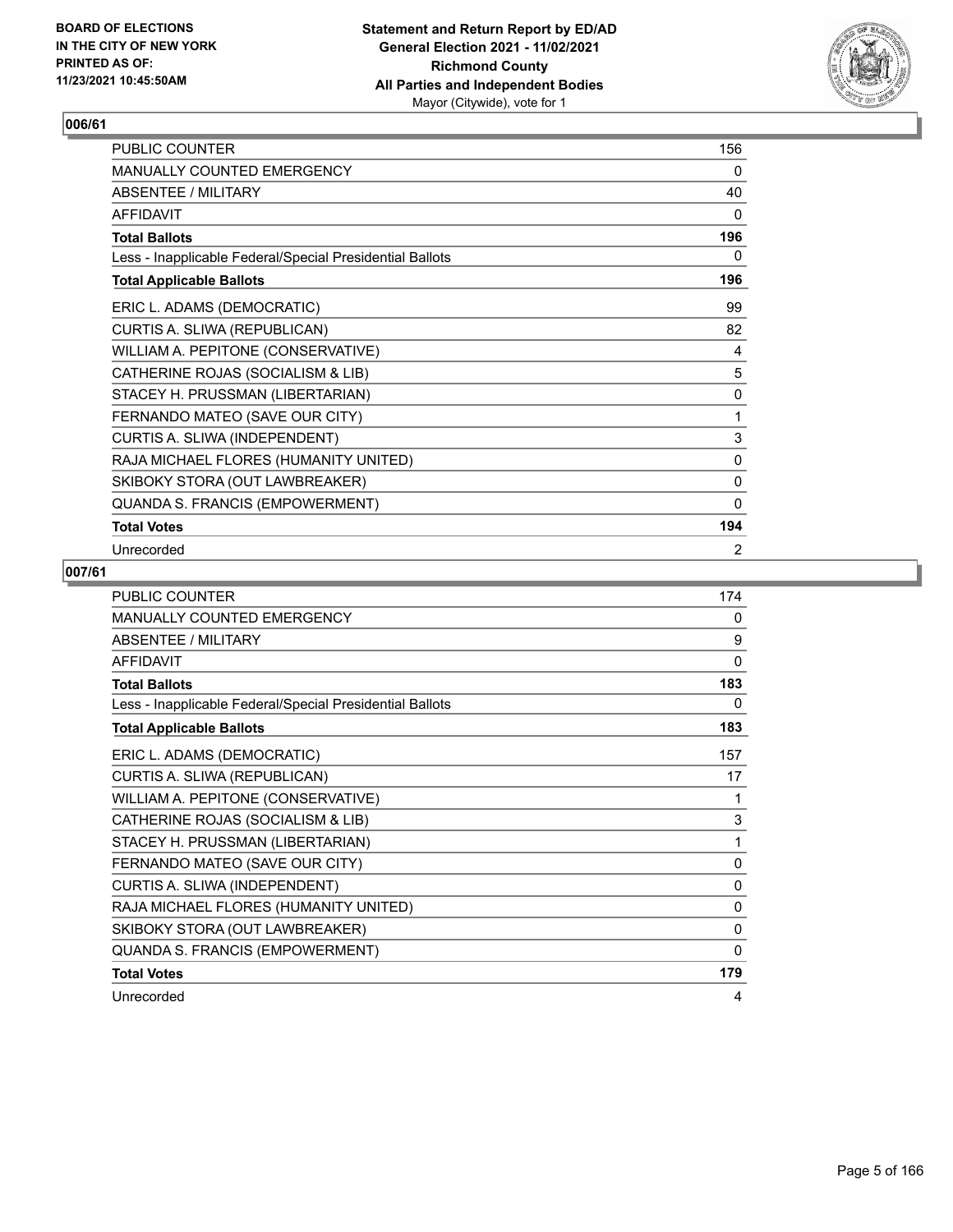## 006/61

| | |
|---|---|
| PUBLIC COUNTER | 156 |
| MANUALLY COUNTED EMERGENCY | 0 |
| ABSENTEE / MILITARY | 40 |
| AFFIDAVIT | 0 |
| **Total Ballots** | **196** |
| Less - Inapplicable Federal/Special Presidential Ballots | 0 |
| **Total Applicable Ballots** | **196** |
| ERIC L. ADAMS (DEMOCRATIC) | 99 |
| CURTIS A. SLIWA (REPUBLICAN) | 82 |
| WILLIAM A. PEPITONE (CONSERVATIVE) | 4 |
| CATHERINE ROJAS (SOCIALISM & LIB) | 5 |
| STACEY H. PRUSSMAN (LIBERTARIAN) | 0 |
| FERNANDO MATEO (SAVE OUR CITY) | 1 |
| CURTIS A. SLIWA (INDEPENDENT) | 3 |
| RAJA MICHAEL FLORES (HUMANITY UNITED) | 0 |
| SKIBOKY STORA (OUT LAWBREAKER) | 0 |
| QUANDA S. FRANCIS (EMPOWERMENT) | 0 |
| **Total Votes** | **194** |
| Unrecorded | 2 |

## 007/61

| | |
|---|---|
| PUBLIC COUNTER | 174 |
| MANUALLY COUNTED EMERGENCY | 0 |
| ABSENTEE / MILITARY | 9 |
| AFFIDAVIT | 0 |
| **Total Ballots** | **183** |
| Less - Inapplicable Federal/Special Presidential Ballots | 0 |
| **Total Applicable Ballots** | **183** |
| ERIC L. ADAMS (DEMOCRATIC) | 157 |
| CURTIS A. SLIWA (REPUBLICAN) | 17 |
| WILLIAM A. PEPITONE (CONSERVATIVE) | 1 |
| CATHERINE ROJAS (SOCIALISM & LIB) | 3 |
| STACEY H. PRUSSMAN (LIBERTARIAN) | 1 |
| FERNANDO MATEO (SAVE OUR CITY) | 0 |
| CURTIS A. SLIWA (INDEPENDENT) | 0 |
| RAJA MICHAEL FLORES (HUMANITY UNITED) | 0 |
| SKIBOKY STORA (OUT LAWBREAKER) | 0 |
| QUANDA S. FRANCIS (EMPOWERMENT) | 0 |
| **Total Votes** | **179** |
| Unrecorded | 4 |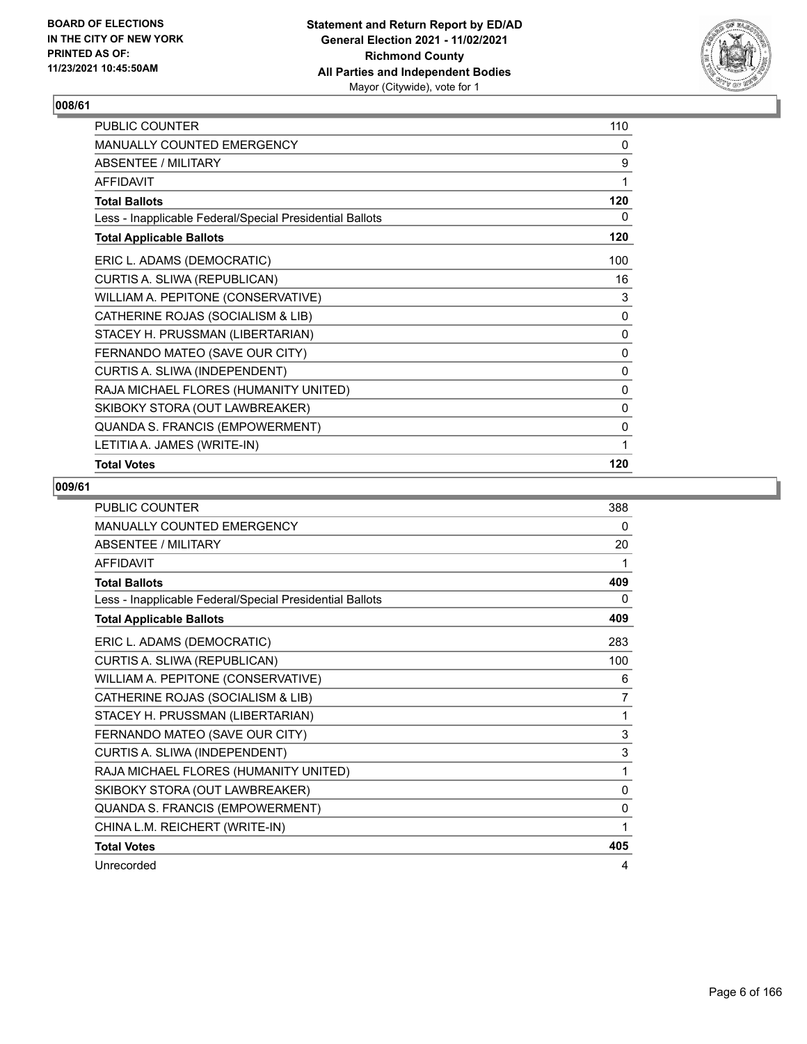**BOARD OF ELECTIONS IN THE CITY OF NEW YORK PRINTED AS OF: 11/23/2021 10:45:50AM**

**Statement and Return Report by ED/AD General Election 2021 - 11/02/2021 Richmond County All Parties and Independent Bodies** Mayor (Citywide), vote for 1

## 008/61

| | |
|---|---|
| PUBLIC COUNTER | 110 |
| MANUALLY COUNTED EMERGENCY | 0 |
| ABSENTEE / MILITARY | 9 |
| AFFIDAVIT | 1 |
| **Total Ballots** | **120** |
| Less - Inapplicable Federal/Special Presidential Ballots | 0 |
| **Total Applicable Ballots** | **120** |
| ERIC L. ADAMS (DEMOCRATIC) | 100 |
| CURTIS A. SLIWA (REPUBLICAN) | 16 |
| WILLIAM A. PEPITONE (CONSERVATIVE) | 3 |
| CATHERINE ROJAS (SOCIALISM & LIB) | 0 |
| STACEY H. PRUSSMAN (LIBERTARIAN) | 0 |
| FERNANDO MATEO (SAVE OUR CITY) | 0 |
| CURTIS A. SLIWA (INDEPENDENT) | 0 |
| RAJA MICHAEL FLORES (HUMANITY UNITED) | 0 |
| SKIBOKY STORA (OUT LAWBREAKER) | 0 |
| QUANDA S. FRANCIS (EMPOWERMENT) | 0 |
| LETITIA A. JAMES (WRITE-IN) | 1 |
| **Total Votes** | **120** |

## 009/61

| | |
|---|---|
| PUBLIC COUNTER | 388 |
| MANUALLY COUNTED EMERGENCY | 0 |
| ABSENTEE / MILITARY | 20 |
| AFFIDAVIT | 1 |
| **Total Ballots** | **409** |
| Less - Inapplicable Federal/Special Presidential Ballots | 0 |
| **Total Applicable Ballots** | **409** |
| ERIC L. ADAMS (DEMOCRATIC) | 283 |
| CURTIS A. SLIWA (REPUBLICAN) | 100 |
| WILLIAM A. PEPITONE (CONSERVATIVE) | 6 |
| CATHERINE ROJAS (SOCIALISM & LIB) | 7 |
| STACEY H. PRUSSMAN (LIBERTARIAN) | 1 |
| FERNANDO MATEO (SAVE OUR CITY) | 3 |
| CURTIS A. SLIWA (INDEPENDENT) | 3 |
| RAJA MICHAEL FLORES (HUMANITY UNITED) | 1 |
| SKIBOKY STORA (OUT LAWBREAKER) | 0 |
| QUANDA S. FRANCIS (EMPOWERMENT) | 0 |
| CHINA L.M. REICHERT (WRITE-IN) | 1 |
| **Total Votes** | **405** |
| Unrecorded | 4 |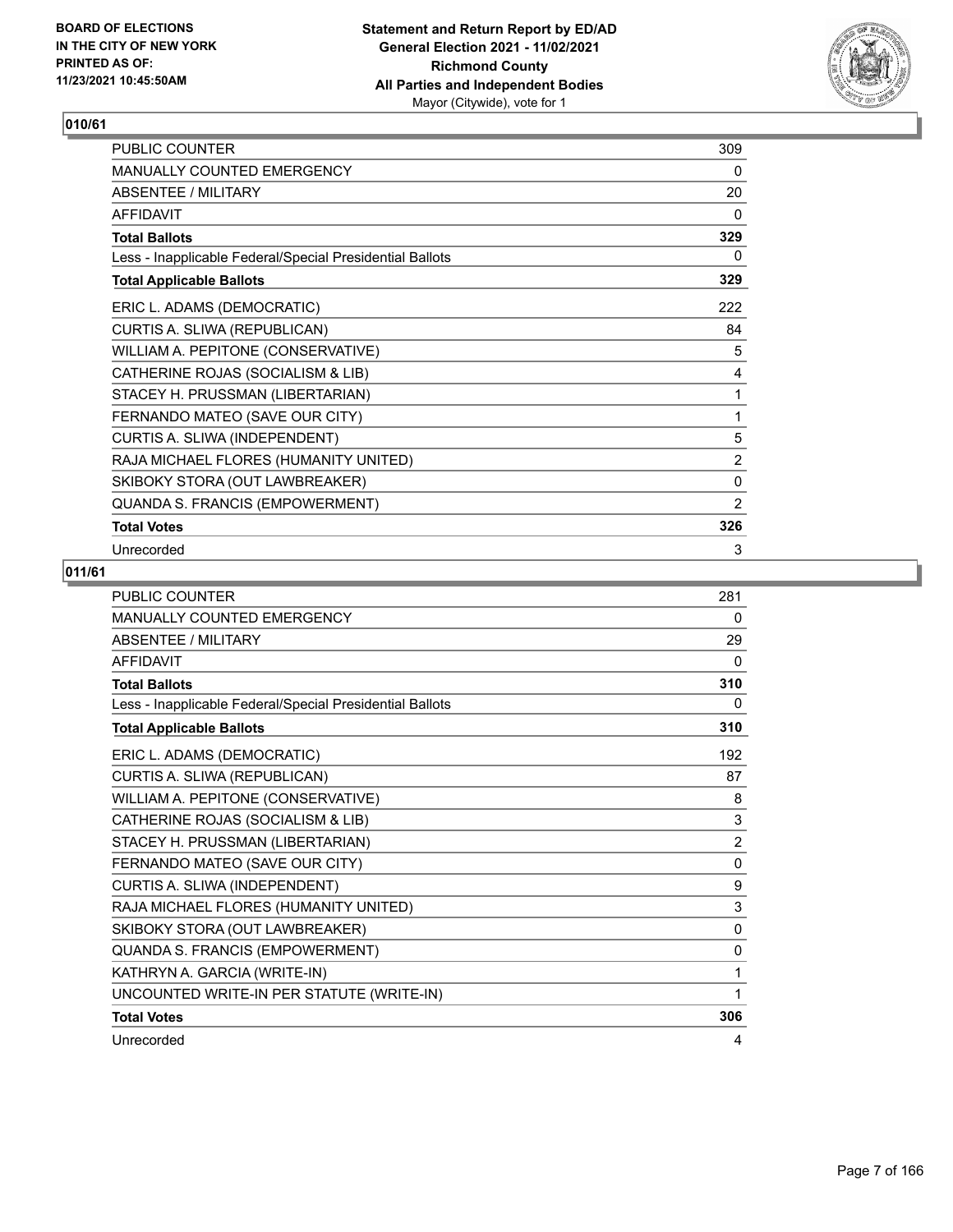## 010/61

| | |
|---|---|
| PUBLIC COUNTER | 309 |
| MANUALLY COUNTED EMERGENCY | 0 |
| ABSENTEE / MILITARY | 20 |
| AFFIDAVIT | 0 |
| **Total Ballots** | **329** |
| Less - Inapplicable Federal/Special Presidential Ballots | 0 |
| **Total Applicable Ballots** | **329** |
| ERIC L. ADAMS (DEMOCRATIC) | 222 |
| CURTIS A. SLIWA (REPUBLICAN) | 84 |
| WILLIAM A. PEPITONE (CONSERVATIVE) | 5 |
| CATHERINE ROJAS (SOCIALISM & LIB) | 4 |
| STACEY H. PRUSSMAN (LIBERTARIAN) | 1 |
| FERNANDO MATEO (SAVE OUR CITY) | 1 |
| CURTIS A. SLIWA (INDEPENDENT) | 5 |
| RAJA MICHAEL FLORES (HUMANITY UNITED) | 2 |
| SKIBOKY STORA (OUT LAWBREAKER) | 0 |
| QUANDA S. FRANCIS (EMPOWERMENT) | 2 |
| **Total Votes** | **326** |
| Unrecorded | 3 |

## 011/61

| | |
|---|---|
| PUBLIC COUNTER | 281 |
| MANUALLY COUNTED EMERGENCY | 0 |
| ABSENTEE / MILITARY | 29 |
| AFFIDAVIT | 0 |
| **Total Ballots** | **310** |
| Less - Inapplicable Federal/Special Presidential Ballots | 0 |
| **Total Applicable Ballots** | **310** |
| ERIC L. ADAMS (DEMOCRATIC) | 192 |
| CURTIS A. SLIWA (REPUBLICAN) | 87 |
| WILLIAM A. PEPITONE (CONSERVATIVE) | 8 |
| CATHERINE ROJAS (SOCIALISM & LIB) | 3 |
| STACEY H. PRUSSMAN (LIBERTARIAN) | 2 |
| FERNANDO MATEO (SAVE OUR CITY) | 0 |
| CURTIS A. SLIWA (INDEPENDENT) | 9 |
| RAJA MICHAEL FLORES (HUMANITY UNITED) | 3 |
| SKIBOKY STORA (OUT LAWBREAKER) | 0 |
| QUANDA S. FRANCIS (EMPOWERMENT) | 0 |
| KATHRYN A. GARCIA (WRITE-IN) | 1 |
| UNCOUNTED WRITE-IN PER STATUTE (WRITE-IN) | 1 |
| **Total Votes** | **306** |
| Unrecorded | 4 |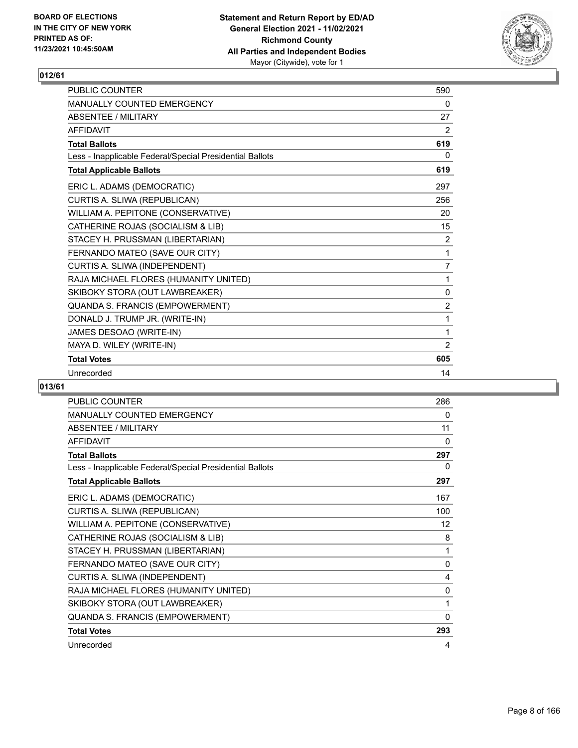BOARD OF ELECTIONS
IN THE CITY OF NEW YORK
PRINTED AS OF:
11/23/2021 10:45:50AM

**Statement and Return Report by ED/AD**
**General Election 2021 - 11/02/2021**
**Richmond County**
**All Parties and Independent Bodies**
Mayor (Citywide), vote for 1

## 012/61

| | |
|---|---|
| PUBLIC COUNTER | 590 |
| MANUALLY COUNTED EMERGENCY | 0 |
| ABSENTEE / MILITARY | 27 |
| AFFIDAVIT | 2 |
| **Total Ballots** | **619** |
| Less - Inapplicable Federal/Special Presidential Ballots | 0 |
| **Total Applicable Ballots** | **619** |
| ERIC L. ADAMS (DEMOCRATIC) | 297 |
| CURTIS A. SLIWA (REPUBLICAN) | 256 |
| WILLIAM A. PEPITONE (CONSERVATIVE) | 20 |
| CATHERINE ROJAS (SOCIALISM & LIB) | 15 |
| STACEY H. PRUSSMAN (LIBERTARIAN) | 2 |
| FERNANDO MATEO (SAVE OUR CITY) | 1 |
| CURTIS A. SLIWA (INDEPENDENT) | 7 |
| RAJA MICHAEL FLORES (HUMANITY UNITED) | 1 |
| SKIBOKY STORA (OUT LAWBREAKER) | 0 |
| QUANDA S. FRANCIS (EMPOWERMENT) | 2 |
| DONALD J. TRUMP JR. (WRITE-IN) | 1 |
| JAMES DESOAO (WRITE-IN) | 1 |
| MAYA D. WILEY (WRITE-IN) | 2 |
| **Total Votes** | **605** |
| Unrecorded | 14 |

## 013/61

| | |
|---|---|
| PUBLIC COUNTER | 286 |
| MANUALLY COUNTED EMERGENCY | 0 |
| ABSENTEE / MILITARY | 11 |
| AFFIDAVIT | 0 |
| **Total Ballots** | **297** |
| Less - Inapplicable Federal/Special Presidential Ballots | 0 |
| **Total Applicable Ballots** | **297** |
| ERIC L. ADAMS (DEMOCRATIC) | 167 |
| CURTIS A. SLIWA (REPUBLICAN) | 100 |
| WILLIAM A. PEPITONE (CONSERVATIVE) | 12 |
| CATHERINE ROJAS (SOCIALISM & LIB) | 8 |
| STACEY H. PRUSSMAN (LIBERTARIAN) | 1 |
| FERNANDO MATEO (SAVE OUR CITY) | 0 |
| CURTIS A. SLIWA (INDEPENDENT) | 4 |
| RAJA MICHAEL FLORES (HUMANITY UNITED) | 0 |
| SKIBOKY STORA (OUT LAWBREAKER) | 1 |
| QUANDA S. FRANCIS (EMPOWERMENT) | 0 |
| **Total Votes** | **293** |
| Unrecorded | 4 |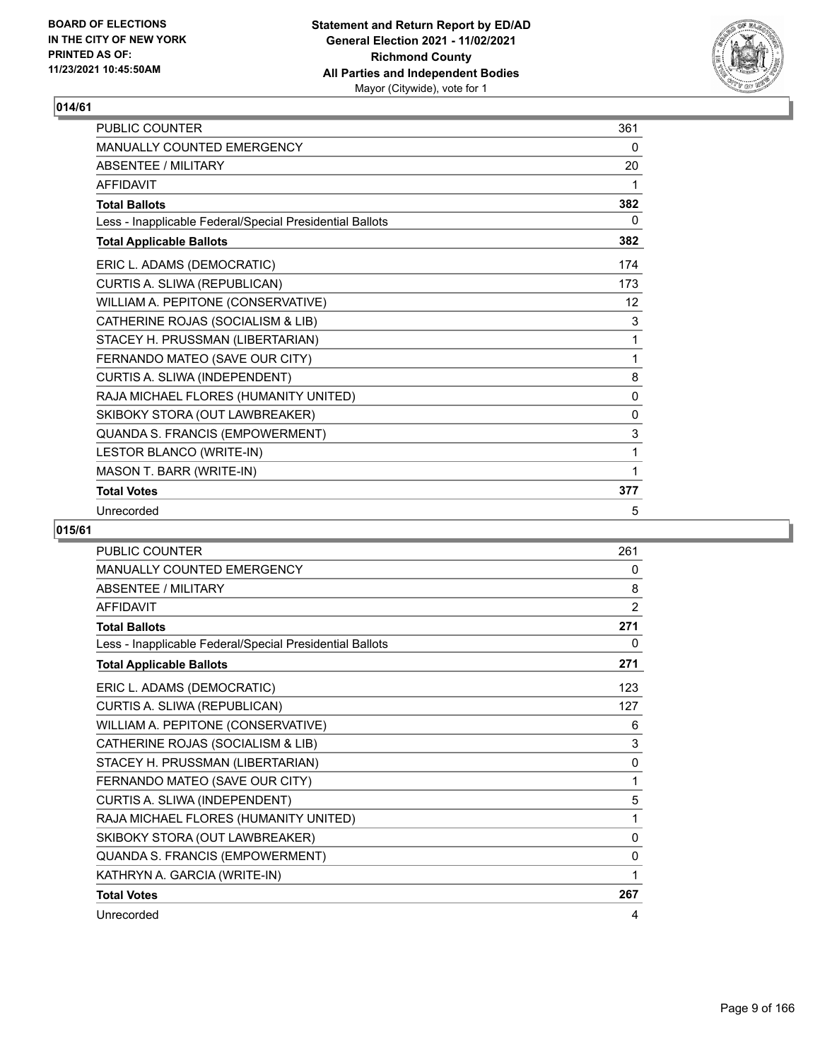# Statement and Return Report by ED/AD
## General Election 2021 - 11/02/2021
## Richmond County
## All Parties and Independent Bodies
## Mayor (Citywide), vote for 1

BOARD OF ELECTIONS IN THE CITY OF NEW YORK PRINTED AS OF: 11/23/2021 10:45:50AM

### 014/61

| | |
|---|---|
| PUBLIC COUNTER | 361 |
| MANUALLY COUNTED EMERGENCY | 0 |
| ABSENTEE / MILITARY | 20 |
| AFFIDAVIT | 1 |
| **Total Ballots** | **382** |
| Less - Inapplicable Federal/Special Presidential Ballots | 0 |
| **Total Applicable Ballots** | **382** |
| ERIC L. ADAMS (DEMOCRATIC) | 174 |
| CURTIS A. SLIWA (REPUBLICAN) | 173 |
| WILLIAM A. PEPITONE (CONSERVATIVE) | 12 |
| CATHERINE ROJAS (SOCIALISM & LIB) | 3 |
| STACEY H. PRUSSMAN (LIBERTARIAN) | 1 |
| FERNANDO MATEO (SAVE OUR CITY) | 1 |
| CURTIS A. SLIWA (INDEPENDENT) | 8 |
| RAJA MICHAEL FLORES (HUMANITY UNITED) | 0 |
| SKIBOKY STORA (OUT LAWBREAKER) | 0 |
| QUANDA S. FRANCIS (EMPOWERMENT) | 3 |
| LESTOR BLANCO (WRITE-IN) | 1 |
| MASON T. BARR (WRITE-IN) | 1 |
| **Total Votes** | **377** |
| Unrecorded | 5 |

### 015/61

| | |
|---|---|
| PUBLIC COUNTER | 261 |
| MANUALLY COUNTED EMERGENCY | 0 |
| ABSENTEE / MILITARY | 8 |
| AFFIDAVIT | 2 |
| **Total Ballots** | **271** |
| Less - Inapplicable Federal/Special Presidential Ballots | 0 |
| **Total Applicable Ballots** | **271** |
| ERIC L. ADAMS (DEMOCRATIC) | 123 |
| CURTIS A. SLIWA (REPUBLICAN) | 127 |
| WILLIAM A. PEPITONE (CONSERVATIVE) | 6 |
| CATHERINE ROJAS (SOCIALISM & LIB) | 3 |
| STACEY H. PRUSSMAN (LIBERTARIAN) | 0 |
| FERNANDO MATEO (SAVE OUR CITY) | 1 |
| CURTIS A. SLIWA (INDEPENDENT) | 5 |
| RAJA MICHAEL FLORES (HUMANITY UNITED) | 1 |
| SKIBOKY STORA (OUT LAWBREAKER) | 0 |
| QUANDA S. FRANCIS (EMPOWERMENT) | 0 |
| KATHRYN A. GARCIA (WRITE-IN) | 1 |
| **Total Votes** | **267** |
| Unrecorded | 4 |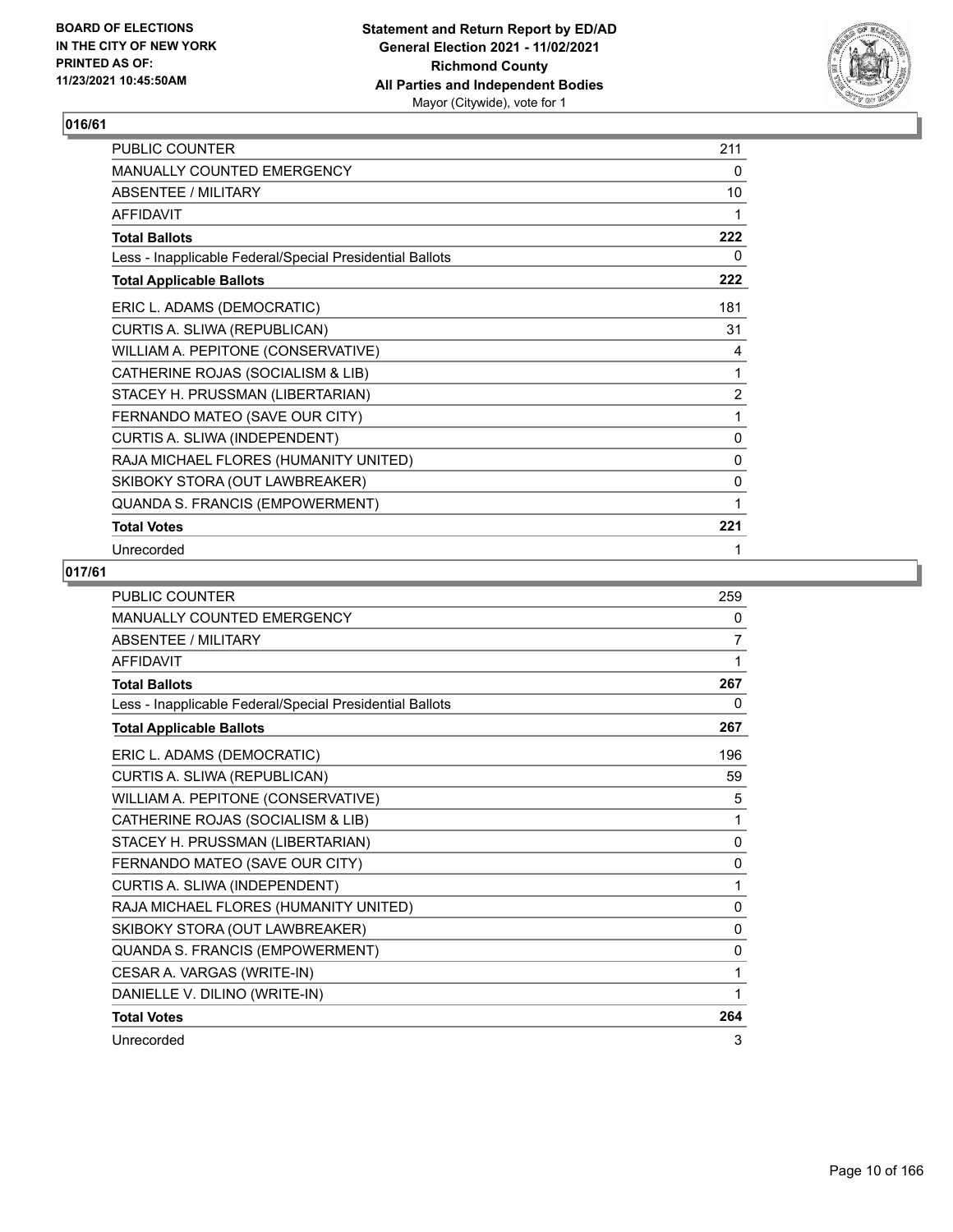BOARD OF ELECTIONS
IN THE CITY OF NEW YORK
PRINTED AS OF:
11/23/2021 10:45:50AM

**Statement and Return Report by ED/AD**
**General Election 2021 - 11/02/2021**
**Richmond County**
**All Parties and Independent Bodies**
Mayor (Citywide), vote for 1

## 016/61

| | |
|---|---|
| PUBLIC COUNTER | 211 |
| MANUALLY COUNTED EMERGENCY | 0 |
| ABSENTEE / MILITARY | 10 |
| AFFIDAVIT | 1 |
| **Total Ballots** | **222** |
| Less - Inapplicable Federal/Special Presidential Ballots | 0 |
| **Total Applicable Ballots** | **222** |
| ERIC L. ADAMS (DEMOCRATIC) | 181 |
| CURTIS A. SLIWA (REPUBLICAN) | 31 |
| WILLIAM A. PEPITONE (CONSERVATIVE) | 4 |
| CATHERINE ROJAS (SOCIALISM & LIB) | 1 |
| STACEY H. PRUSSMAN (LIBERTARIAN) | 2 |
| FERNANDO MATEO (SAVE OUR CITY) | 1 |
| CURTIS A. SLIWA (INDEPENDENT) | 0 |
| RAJA MICHAEL FLORES (HUMANITY UNITED) | 0 |
| SKIBOKY STORA (OUT LAWBREAKER) | 0 |
| QUANDA S. FRANCIS (EMPOWERMENT) | 1 |
| **Total Votes** | **221** |
| Unrecorded | 1 |

## 017/61

| | |
|---|---|
| PUBLIC COUNTER | 259 |
| MANUALLY COUNTED EMERGENCY | 0 |
| ABSENTEE / MILITARY | 7 |
| AFFIDAVIT | 1 |
| **Total Ballots** | **267** |
| Less - Inapplicable Federal/Special Presidential Ballots | 0 |
| **Total Applicable Ballots** | **267** |
| ERIC L. ADAMS (DEMOCRATIC) | 196 |
| CURTIS A. SLIWA (REPUBLICAN) | 59 |
| WILLIAM A. PEPITONE (CONSERVATIVE) | 5 |
| CATHERINE ROJAS (SOCIALISM & LIB) | 1 |
| STACEY H. PRUSSMAN (LIBERTARIAN) | 0 |
| FERNANDO MATEO (SAVE OUR CITY) | 0 |
| CURTIS A. SLIWA (INDEPENDENT) | 1 |
| RAJA MICHAEL FLORES (HUMANITY UNITED) | 0 |
| SKIBOKY STORA (OUT LAWBREAKER) | 0 |
| QUANDA S. FRANCIS (EMPOWERMENT) | 0 |
| CESAR A. VARGAS (WRITE-IN) | 1 |
| DANIELLE V. DILINO (WRITE-IN) | 1 |
| **Total Votes** | **264** |
| Unrecorded | 3 |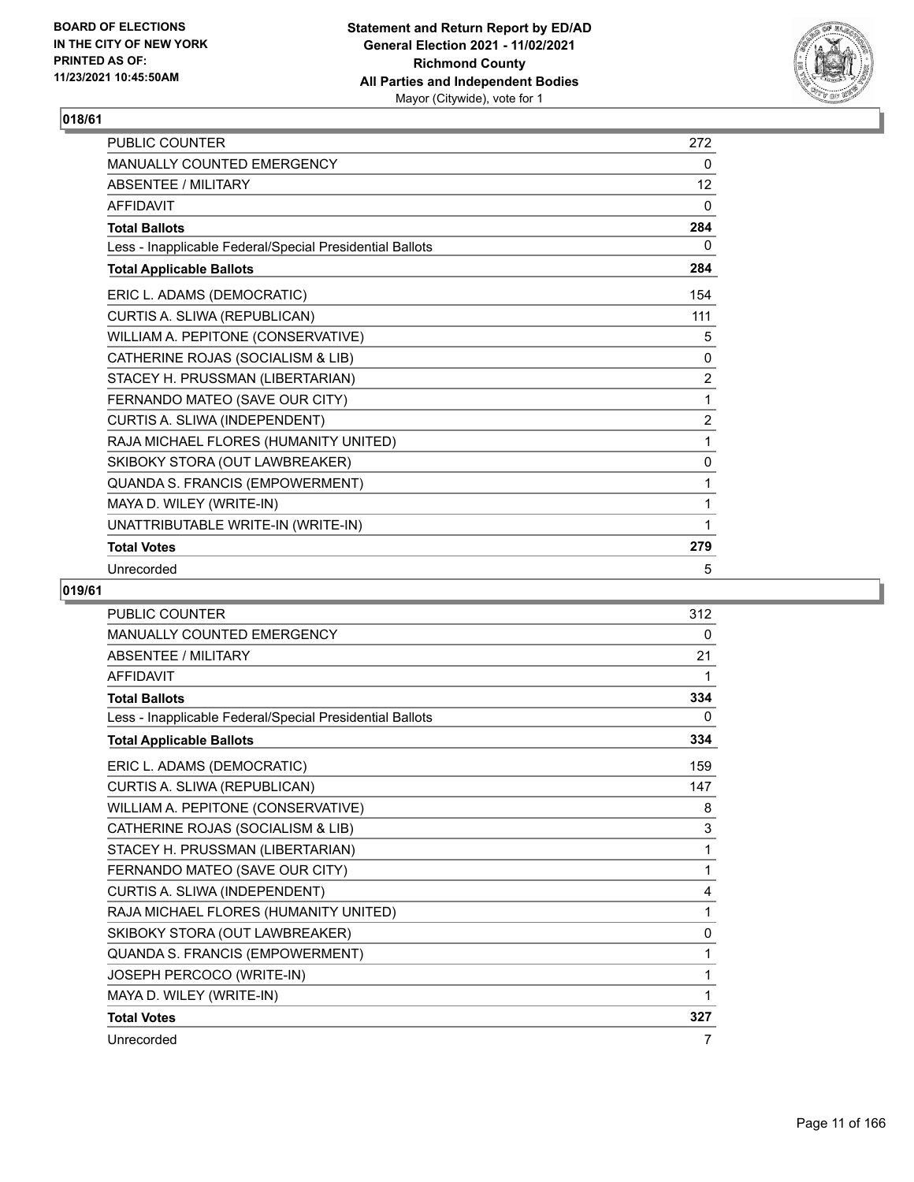## 018/61

| | |
|---|---|
| PUBLIC COUNTER | 272 |
| MANUALLY COUNTED EMERGENCY | 0 |
| ABSENTEE / MILITARY | 12 |
| AFFIDAVIT | 0 |
| **Total Ballots** | **284** |
| Less - Inapplicable Federal/Special Presidential Ballots | 0 |
| **Total Applicable Ballots** | **284** |
| ERIC L. ADAMS (DEMOCRATIC) | 154 |
| CURTIS A. SLIWA (REPUBLICAN) | 111 |
| WILLIAM A. PEPITONE (CONSERVATIVE) | 5 |
| CATHERINE ROJAS (SOCIALISM & LIB) | 0 |
| STACEY H. PRUSSMAN (LIBERTARIAN) | 2 |
| FERNANDO MATEO (SAVE OUR CITY) | 1 |
| CURTIS A. SLIWA (INDEPENDENT) | 2 |
| RAJA MICHAEL FLORES (HUMANITY UNITED) | 1 |
| SKIBOKY STORA (OUT LAWBREAKER) | 0 |
| QUANDA S. FRANCIS (EMPOWERMENT) | 1 |
| MAYA D. WILEY (WRITE-IN) | 1 |
| UNATTRIBUTABLE WRITE-IN (WRITE-IN) | 1 |
| **Total Votes** | **279** |
| Unrecorded | 5 |

## 019/61

| | |
|---|---|
| PUBLIC COUNTER | 312 |
| MANUALLY COUNTED EMERGENCY | 0 |
| ABSENTEE / MILITARY | 21 |
| AFFIDAVIT | 1 |
| **Total Ballots** | **334** |
| Less - Inapplicable Federal/Special Presidential Ballots | 0 |
| **Total Applicable Ballots** | **334** |
| ERIC L. ADAMS (DEMOCRATIC) | 159 |
| CURTIS A. SLIWA (REPUBLICAN) | 147 |
| WILLIAM A. PEPITONE (CONSERVATIVE) | 8 |
| CATHERINE ROJAS (SOCIALISM & LIB) | 3 |
| STACEY H. PRUSSMAN (LIBERTARIAN) | 1 |
| FERNANDO MATEO (SAVE OUR CITY) | 1 |
| CURTIS A. SLIWA (INDEPENDENT) | 4 |
| RAJA MICHAEL FLORES (HUMANITY UNITED) | 1 |
| SKIBOKY STORA (OUT LAWBREAKER) | 0 |
| QUANDA S. FRANCIS (EMPOWERMENT) | 1 |
| JOSEPH PERCOCO (WRITE-IN) | 1 |
| MAYA D. WILEY (WRITE-IN) | 1 |
| **Total Votes** | **327** |
| Unrecorded | 7 |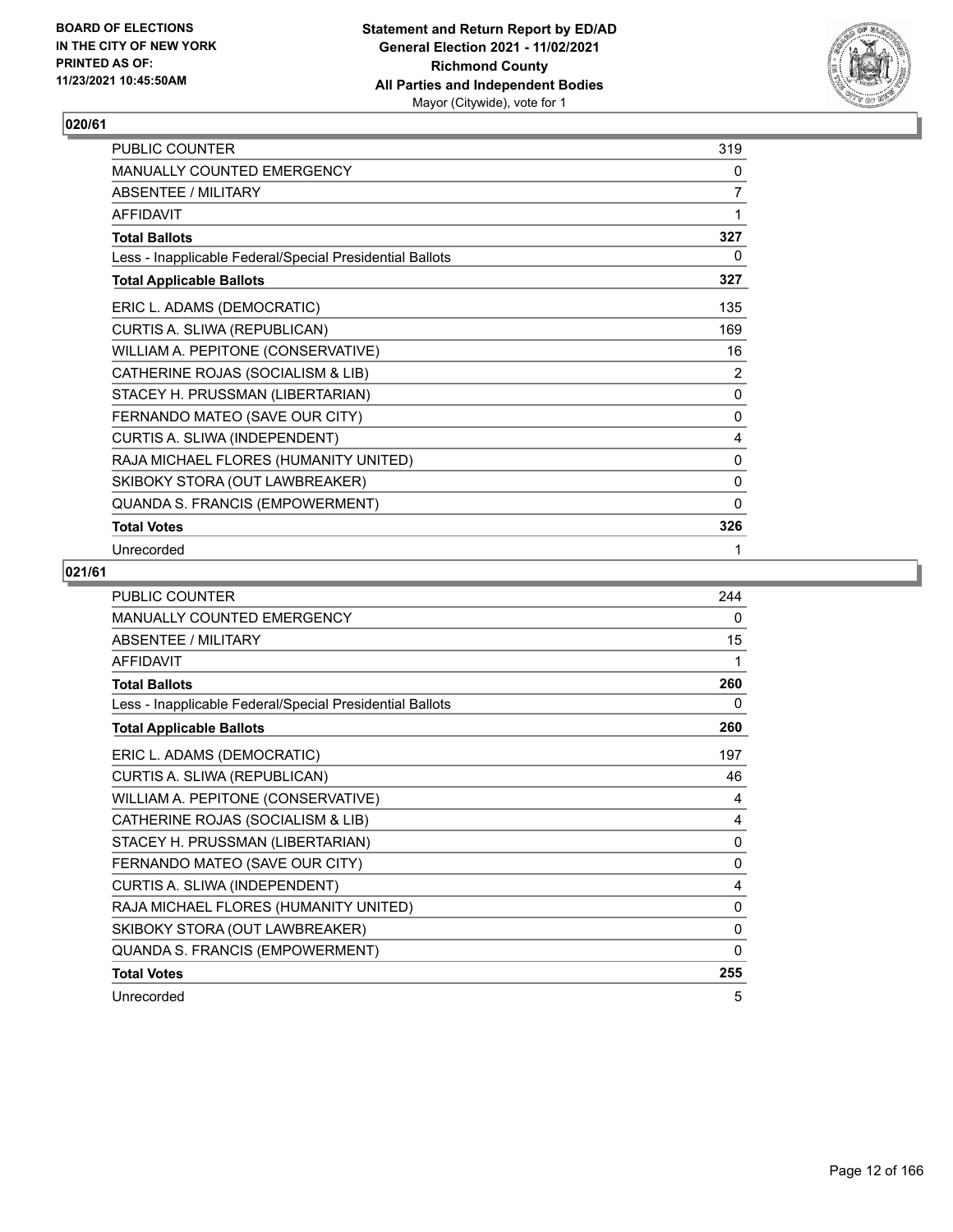## 020/61

| | |
|---|---|
| PUBLIC COUNTER | 319 |
| MANUALLY COUNTED EMERGENCY | 0 |
| ABSENTEE / MILITARY | 7 |
| AFFIDAVIT | 1 |
| **Total Ballots** | **327** |
| Less - Inapplicable Federal/Special Presidential Ballots | 0 |
| **Total Applicable Ballots** | **327** |
| ERIC L. ADAMS (DEMOCRATIC) | 135 |
| CURTIS A. SLIWA (REPUBLICAN) | 169 |
| WILLIAM A. PEPITONE (CONSERVATIVE) | 16 |
| CATHERINE ROJAS (SOCIALISM & LIB) | 2 |
| STACEY H. PRUSSMAN (LIBERTARIAN) | 0 |
| FERNANDO MATEO (SAVE OUR CITY) | 0 |
| CURTIS A. SLIWA (INDEPENDENT) | 4 |
| RAJA MICHAEL FLORES (HUMANITY UNITED) | 0 |
| SKIBOKY STORA (OUT LAWBREAKER) | 0 |
| QUANDA S. FRANCIS (EMPOWERMENT) | 0 |
| **Total Votes** | **326** |
| Unrecorded | 1 |

## 021/61

| | |
|---|---|
| PUBLIC COUNTER | 244 |
| MANUALLY COUNTED EMERGENCY | 0 |
| ABSENTEE / MILITARY | 15 |
| AFFIDAVIT | 1 |
| **Total Ballots** | **260** |
| Less - Inapplicable Federal/Special Presidential Ballots | 0 |
| **Total Applicable Ballots** | **260** |
| ERIC L. ADAMS (DEMOCRATIC) | 197 |
| CURTIS A. SLIWA (REPUBLICAN) | 46 |
| WILLIAM A. PEPITONE (CONSERVATIVE) | 4 |
| CATHERINE ROJAS (SOCIALISM & LIB) | 4 |
| STACEY H. PRUSSMAN (LIBERTARIAN) | 0 |
| FERNANDO MATEO (SAVE OUR CITY) | 0 |
| CURTIS A. SLIWA (INDEPENDENT) | 4 |
| RAJA MICHAEL FLORES (HUMANITY UNITED) | 0 |
| SKIBOKY STORA (OUT LAWBREAKER) | 0 |
| QUANDA S. FRANCIS (EMPOWERMENT) | 0 |
| **Total Votes** | **255** |
| Unrecorded | 5 |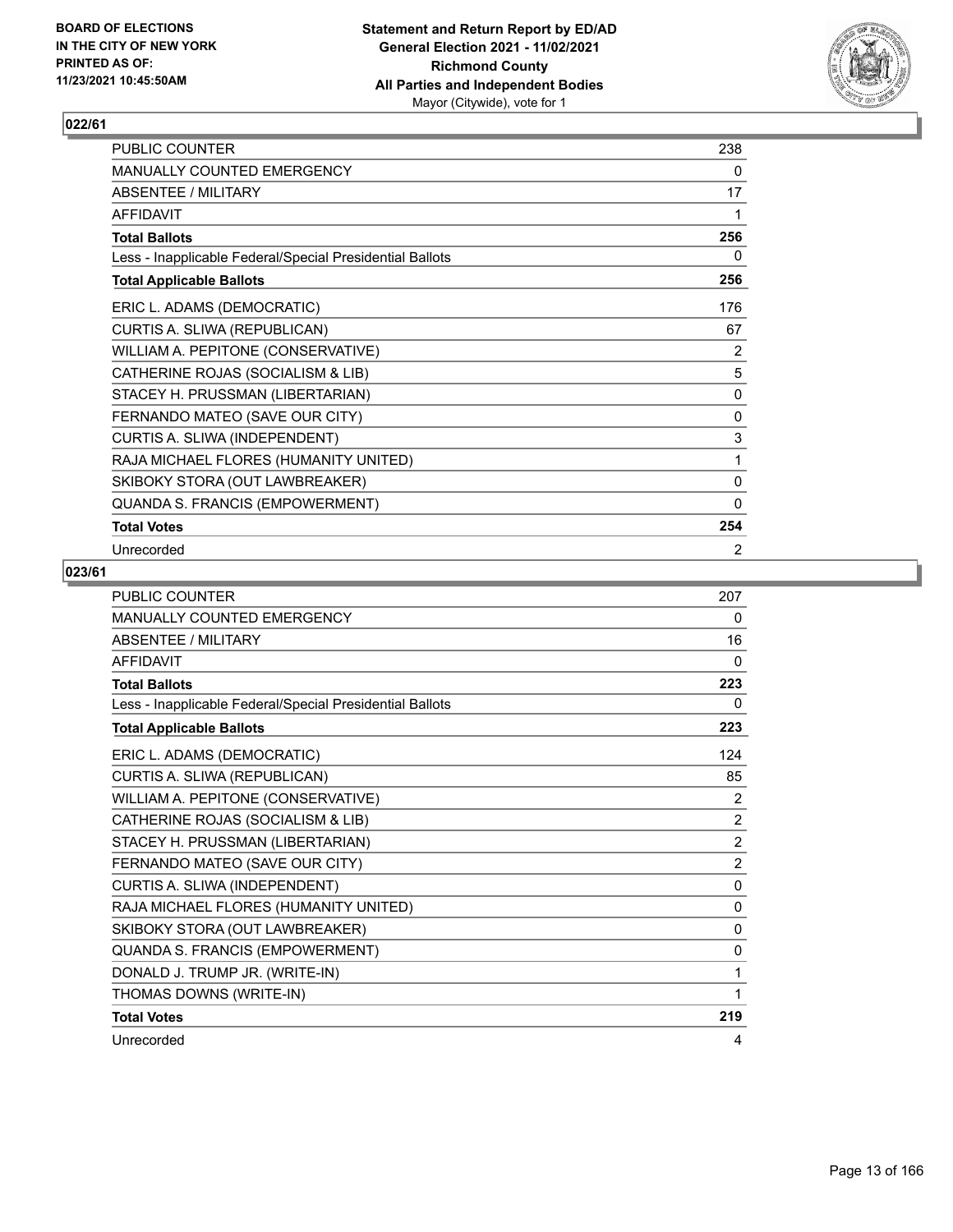## 022/61

| | |
|---|---|
| PUBLIC COUNTER | 238 |
| MANUALLY COUNTED EMERGENCY | 0 |
| ABSENTEE / MILITARY | 17 |
| AFFIDAVIT | 1 |
| **Total Ballots** | **256** |
| Less - Inapplicable Federal/Special Presidential Ballots | 0 |
| **Total Applicable Ballots** | **256** |
| ERIC L. ADAMS (DEMOCRATIC) | 176 |
| CURTIS A. SLIWA (REPUBLICAN) | 67 |
| WILLIAM A. PEPITONE (CONSERVATIVE) | 2 |
| CATHERINE ROJAS (SOCIALISM & LIB) | 5 |
| STACEY H. PRUSSMAN (LIBERTARIAN) | 0 |
| FERNANDO MATEO (SAVE OUR CITY) | 0 |
| CURTIS A. SLIWA (INDEPENDENT) | 3 |
| RAJA MICHAEL FLORES (HUMANITY UNITED) | 1 |
| SKIBOKY STORA (OUT LAWBREAKER) | 0 |
| QUANDA S. FRANCIS (EMPOWERMENT) | 0 |
| **Total Votes** | **254** |
| Unrecorded | 2 |

## 023/61

| | |
|---|---|
| PUBLIC COUNTER | 207 |
| MANUALLY COUNTED EMERGENCY | 0 |
| ABSENTEE / MILITARY | 16 |
| AFFIDAVIT | 0 |
| **Total Ballots** | **223** |
| Less - Inapplicable Federal/Special Presidential Ballots | 0 |
| **Total Applicable Ballots** | **223** |
| ERIC L. ADAMS (DEMOCRATIC) | 124 |
| CURTIS A. SLIWA (REPUBLICAN) | 85 |
| WILLIAM A. PEPITONE (CONSERVATIVE) | 2 |
| CATHERINE ROJAS (SOCIALISM & LIB) | 2 |
| STACEY H. PRUSSMAN (LIBERTARIAN) | 2 |
| FERNANDO MATEO (SAVE OUR CITY) | 2 |
| CURTIS A. SLIWA (INDEPENDENT) | 0 |
| RAJA MICHAEL FLORES (HUMANITY UNITED) | 0 |
| SKIBOKY STORA (OUT LAWBREAKER) | 0 |
| QUANDA S. FRANCIS (EMPOWERMENT) | 0 |
| DONALD J. TRUMP JR. (WRITE-IN) | 1 |
| THOMAS DOWNS (WRITE-IN) | 1 |
| **Total Votes** | **219** |
| Unrecorded | 4 |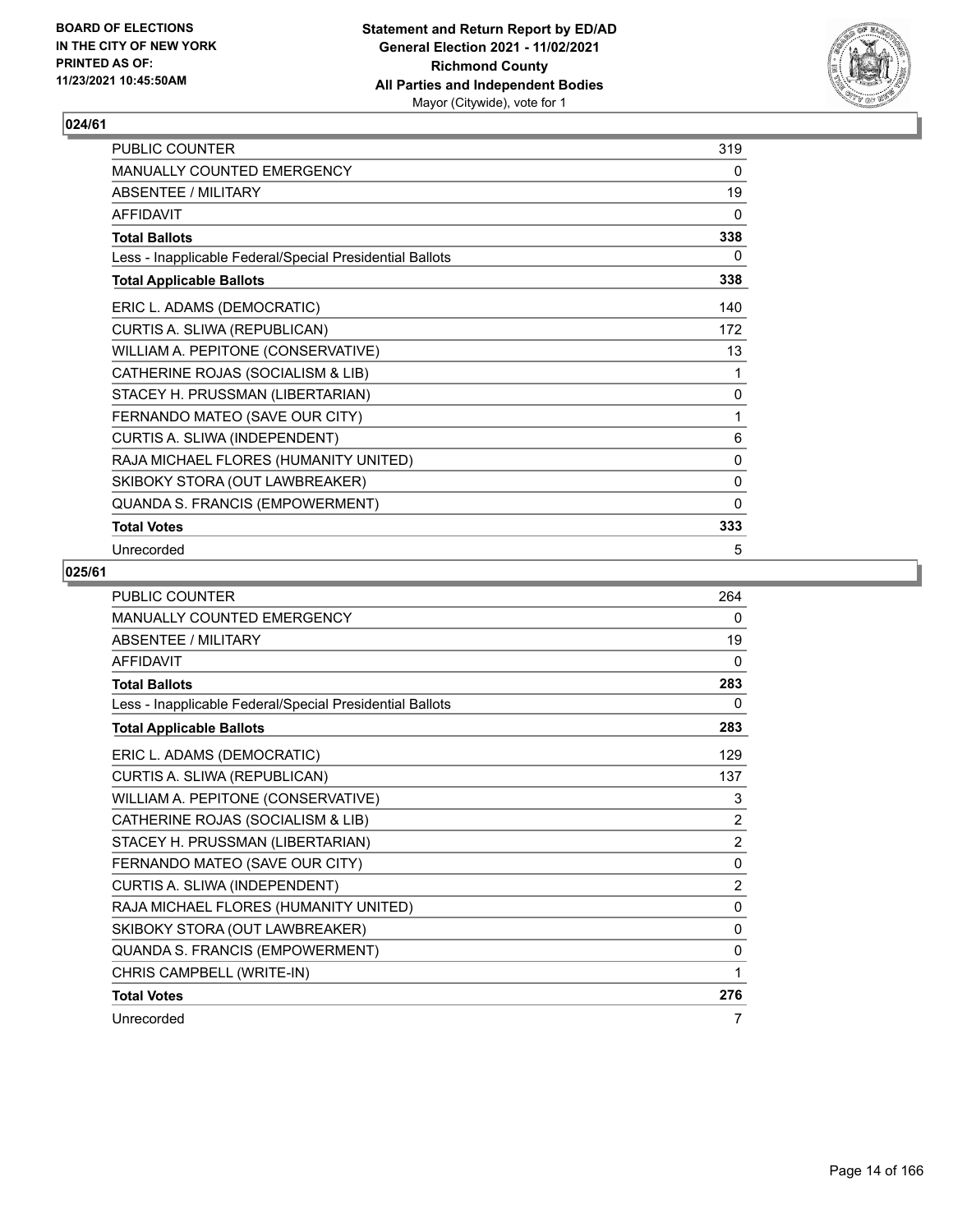## 024/61

| | |
|---|---|
| PUBLIC COUNTER | 319 |
| MANUALLY COUNTED EMERGENCY | 0 |
| ABSENTEE / MILITARY | 19 |
| AFFIDAVIT | 0 |
| **Total Ballots** | **338** |
| Less - Inapplicable Federal/Special Presidential Ballots | 0 |
| **Total Applicable Ballots** | **338** |
| ERIC L. ADAMS (DEMOCRATIC) | 140 |
| CURTIS A. SLIWA (REPUBLICAN) | 172 |
| WILLIAM A. PEPITONE (CONSERVATIVE) | 13 |
| CATHERINE ROJAS (SOCIALISM & LIB) | 1 |
| STACEY H. PRUSSMAN (LIBERTARIAN) | 0 |
| FERNANDO MATEO (SAVE OUR CITY) | 1 |
| CURTIS A. SLIWA (INDEPENDENT) | 6 |
| RAJA MICHAEL FLORES (HUMANITY UNITED) | 0 |
| SKIBOKY STORA (OUT LAWBREAKER) | 0 |
| QUANDA S. FRANCIS (EMPOWERMENT) | 0 |
| **Total Votes** | **333** |
| Unrecorded | 5 |

## 025/61

| | |
|---|---|
| PUBLIC COUNTER | 264 |
| MANUALLY COUNTED EMERGENCY | 0 |
| ABSENTEE / MILITARY | 19 |
| AFFIDAVIT | 0 |
| **Total Ballots** | **283** |
| Less - Inapplicable Federal/Special Presidential Ballots | 0 |
| **Total Applicable Ballots** | **283** |
| ERIC L. ADAMS (DEMOCRATIC) | 129 |
| CURTIS A. SLIWA (REPUBLICAN) | 137 |
| WILLIAM A. PEPITONE (CONSERVATIVE) | 3 |
| CATHERINE ROJAS (SOCIALISM & LIB) | 2 |
| STACEY H. PRUSSMAN (LIBERTARIAN) | 2 |
| FERNANDO MATEO (SAVE OUR CITY) | 0 |
| CURTIS A. SLIWA (INDEPENDENT) | 2 |
| RAJA MICHAEL FLORES (HUMANITY UNITED) | 0 |
| SKIBOKY STORA (OUT LAWBREAKER) | 0 |
| QUANDA S. FRANCIS (EMPOWERMENT) | 0 |
| CHRIS CAMPBELL (WRITE-IN) | 1 |
| **Total Votes** | **276** |
| Unrecorded | 7 |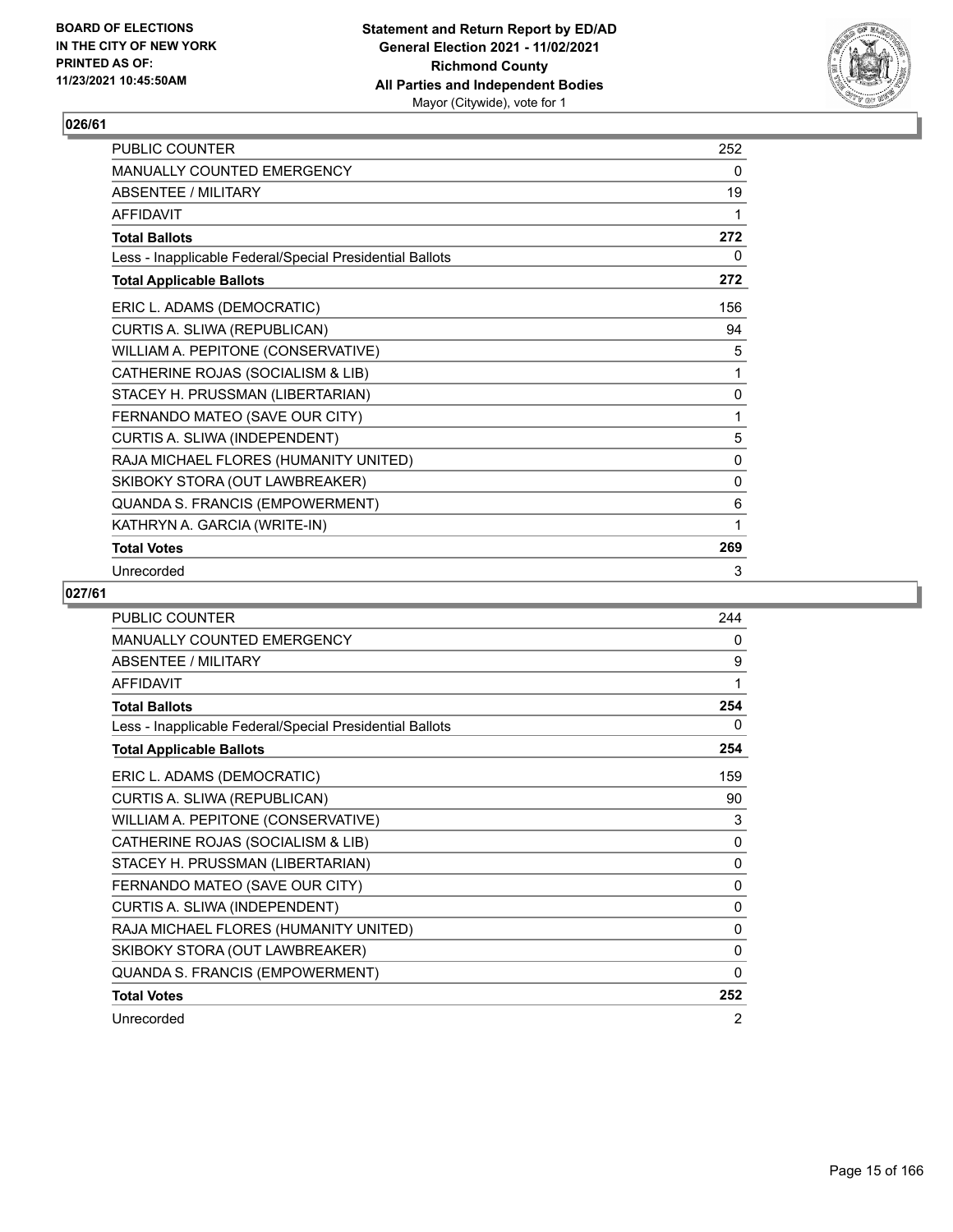## 026/61

| | |
|---|---|
| PUBLIC COUNTER | 252 |
| MANUALLY COUNTED EMERGENCY | 0 |
| ABSENTEE / MILITARY | 19 |
| AFFIDAVIT | 1 |
| **Total Ballots** | **272** |
| Less - Inapplicable Federal/Special Presidential Ballots | 0 |
| **Total Applicable Ballots** | **272** |
| ERIC L. ADAMS (DEMOCRATIC) | 156 |
| CURTIS A. SLIWA (REPUBLICAN) | 94 |
| WILLIAM A. PEPITONE (CONSERVATIVE) | 5 |
| CATHERINE ROJAS (SOCIALISM & LIB) | 1 |
| STACEY H. PRUSSMAN (LIBERTARIAN) | 0 |
| FERNANDO MATEO (SAVE OUR CITY) | 1 |
| CURTIS A. SLIWA (INDEPENDENT) | 5 |
| RAJA MICHAEL FLORES (HUMANITY UNITED) | 0 |
| SKIBOKY STORA (OUT LAWBREAKER) | 0 |
| QUANDA S. FRANCIS (EMPOWERMENT) | 6 |
| KATHRYN A. GARCIA (WRITE-IN) | 1 |
| **Total Votes** | **269** |
| Unrecorded | 3 |

## 027/61

| | |
|---|---|
| PUBLIC COUNTER | 244 |
| MANUALLY COUNTED EMERGENCY | 0 |
| ABSENTEE / MILITARY | 9 |
| AFFIDAVIT | 1 |
| **Total Ballots** | **254** |
| Less - Inapplicable Federal/Special Presidential Ballots | 0 |
| **Total Applicable Ballots** | **254** |
| ERIC L. ADAMS (DEMOCRATIC) | 159 |
| CURTIS A. SLIWA (REPUBLICAN) | 90 |
| WILLIAM A. PEPITONE (CONSERVATIVE) | 3 |
| CATHERINE ROJAS (SOCIALISM & LIB) | 0 |
| STACEY H. PRUSSMAN (LIBERTARIAN) | 0 |
| FERNANDO MATEO (SAVE OUR CITY) | 0 |
| CURTIS A. SLIWA (INDEPENDENT) | 0 |
| RAJA MICHAEL FLORES (HUMANITY UNITED) | 0 |
| SKIBOKY STORA (OUT LAWBREAKER) | 0 |
| QUANDA S. FRANCIS (EMPOWERMENT) | 0 |
| **Total Votes** | **252** |
| Unrecorded | 2 |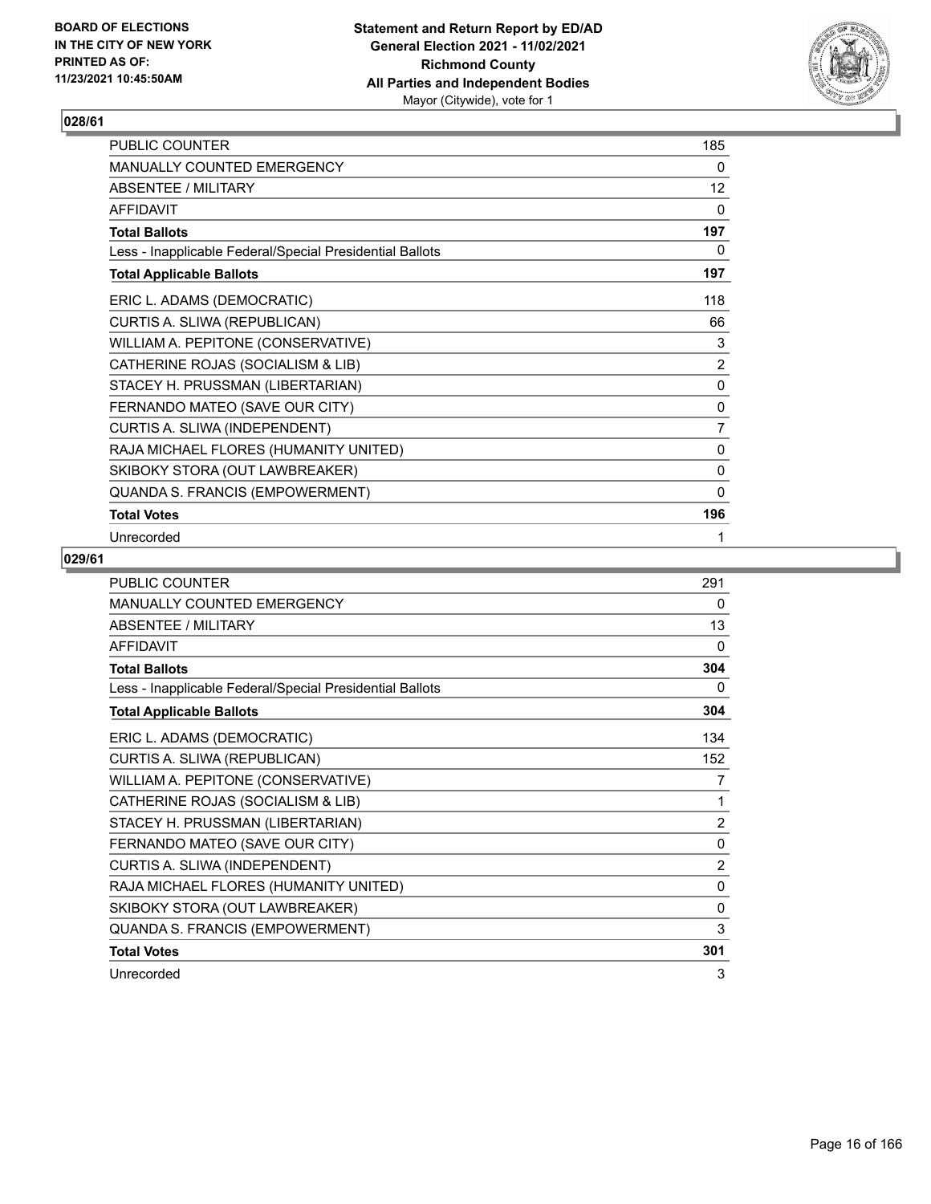## 028/61

| | |
|---|---|
| PUBLIC COUNTER | 185 |
| MANUALLY COUNTED EMERGENCY | 0 |
| ABSENTEE / MILITARY | 12 |
| AFFIDAVIT | 0 |
| **Total Ballots** | **197** |
| Less - Inapplicable Federal/Special Presidential Ballots | 0 |
| **Total Applicable Ballots** | **197** |
| ERIC L. ADAMS (DEMOCRATIC) | 118 |
| CURTIS A. SLIWA (REPUBLICAN) | 66 |
| WILLIAM A. PEPITONE (CONSERVATIVE) | 3 |
| CATHERINE ROJAS (SOCIALISM & LIB) | 2 |
| STACEY H. PRUSSMAN (LIBERTARIAN) | 0 |
| FERNANDO MATEO (SAVE OUR CITY) | 0 |
| CURTIS A. SLIWA (INDEPENDENT) | 7 |
| RAJA MICHAEL FLORES (HUMANITY UNITED) | 0 |
| SKIBOKY STORA (OUT LAWBREAKER) | 0 |
| QUANDA S. FRANCIS (EMPOWERMENT) | 0 |
| **Total Votes** | **196** |
| Unrecorded | 1 |

## 029/61

| | |
|---|---|
| PUBLIC COUNTER | 291 |
| MANUALLY COUNTED EMERGENCY | 0 |
| ABSENTEE / MILITARY | 13 |
| AFFIDAVIT | 0 |
| **Total Ballots** | **304** |
| Less - Inapplicable Federal/Special Presidential Ballots | 0 |
| **Total Applicable Ballots** | **304** |
| ERIC L. ADAMS (DEMOCRATIC) | 134 |
| CURTIS A. SLIWA (REPUBLICAN) | 152 |
| WILLIAM A. PEPITONE (CONSERVATIVE) | 7 |
| CATHERINE ROJAS (SOCIALISM & LIB) | 1 |
| STACEY H. PRUSSMAN (LIBERTARIAN) | 2 |
| FERNANDO MATEO (SAVE OUR CITY) | 0 |
| CURTIS A. SLIWA (INDEPENDENT) | 2 |
| RAJA MICHAEL FLORES (HUMANITY UNITED) | 0 |
| SKIBOKY STORA (OUT LAWBREAKER) | 0 |
| QUANDA S. FRANCIS (EMPOWERMENT) | 3 |
| **Total Votes** | **301** |
| Unrecorded | 3 |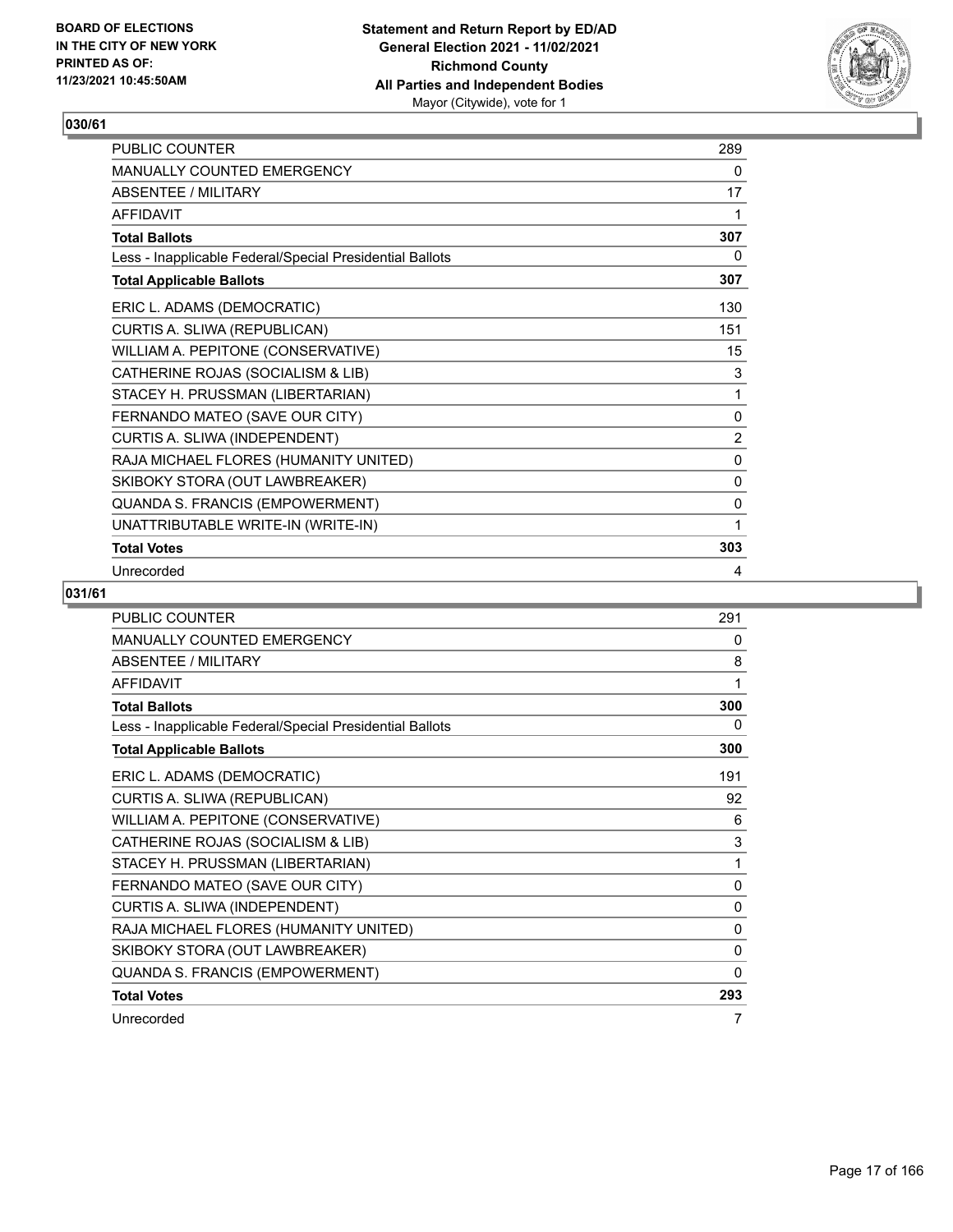## 030/61

| | |
|---|---|
| PUBLIC COUNTER | 289 |
| MANUALLY COUNTED EMERGENCY | 0 |
| ABSENTEE / MILITARY | 17 |
| AFFIDAVIT | 1 |
| **Total Ballots** | **307** |
| Less - Inapplicable Federal/Special Presidential Ballots | 0 |
| **Total Applicable Ballots** | **307** |
| ERIC L. ADAMS (DEMOCRATIC) | 130 |
| CURTIS A. SLIWA (REPUBLICAN) | 151 |
| WILLIAM A. PEPITONE (CONSERVATIVE) | 15 |
| CATHERINE ROJAS (SOCIALISM & LIB) | 3 |
| STACEY H. PRUSSMAN (LIBERTARIAN) | 1 |
| FERNANDO MATEO (SAVE OUR CITY) | 0 |
| CURTIS A. SLIWA (INDEPENDENT) | 2 |
| RAJA MICHAEL FLORES (HUMANITY UNITED) | 0 |
| SKIBOKY STORA (OUT LAWBREAKER) | 0 |
| QUANDA S. FRANCIS (EMPOWERMENT) | 0 |
| UNATTRIBUTABLE WRITE-IN (WRITE-IN) | 1 |
| **Total Votes** | **303** |
| Unrecorded | 4 |

## 031/61

| | |
|---|---|
| PUBLIC COUNTER | 291 |
| MANUALLY COUNTED EMERGENCY | 0 |
| ABSENTEE / MILITARY | 8 |
| AFFIDAVIT | 1 |
| **Total Ballots** | **300** |
| Less - Inapplicable Federal/Special Presidential Ballots | 0 |
| **Total Applicable Ballots** | **300** |
| ERIC L. ADAMS (DEMOCRATIC) | 191 |
| CURTIS A. SLIWA (REPUBLICAN) | 92 |
| WILLIAM A. PEPITONE (CONSERVATIVE) | 6 |
| CATHERINE ROJAS (SOCIALISM & LIB) | 3 |
| STACEY H. PRUSSMAN (LIBERTARIAN) | 1 |
| FERNANDO MATEO (SAVE OUR CITY) | 0 |
| CURTIS A. SLIWA (INDEPENDENT) | 0 |
| RAJA MICHAEL FLORES (HUMANITY UNITED) | 0 |
| SKIBOKY STORA (OUT LAWBREAKER) | 0 |
| QUANDA S. FRANCIS (EMPOWERMENT) | 0 |
| **Total Votes** | **293** |
| Unrecorded | 7 |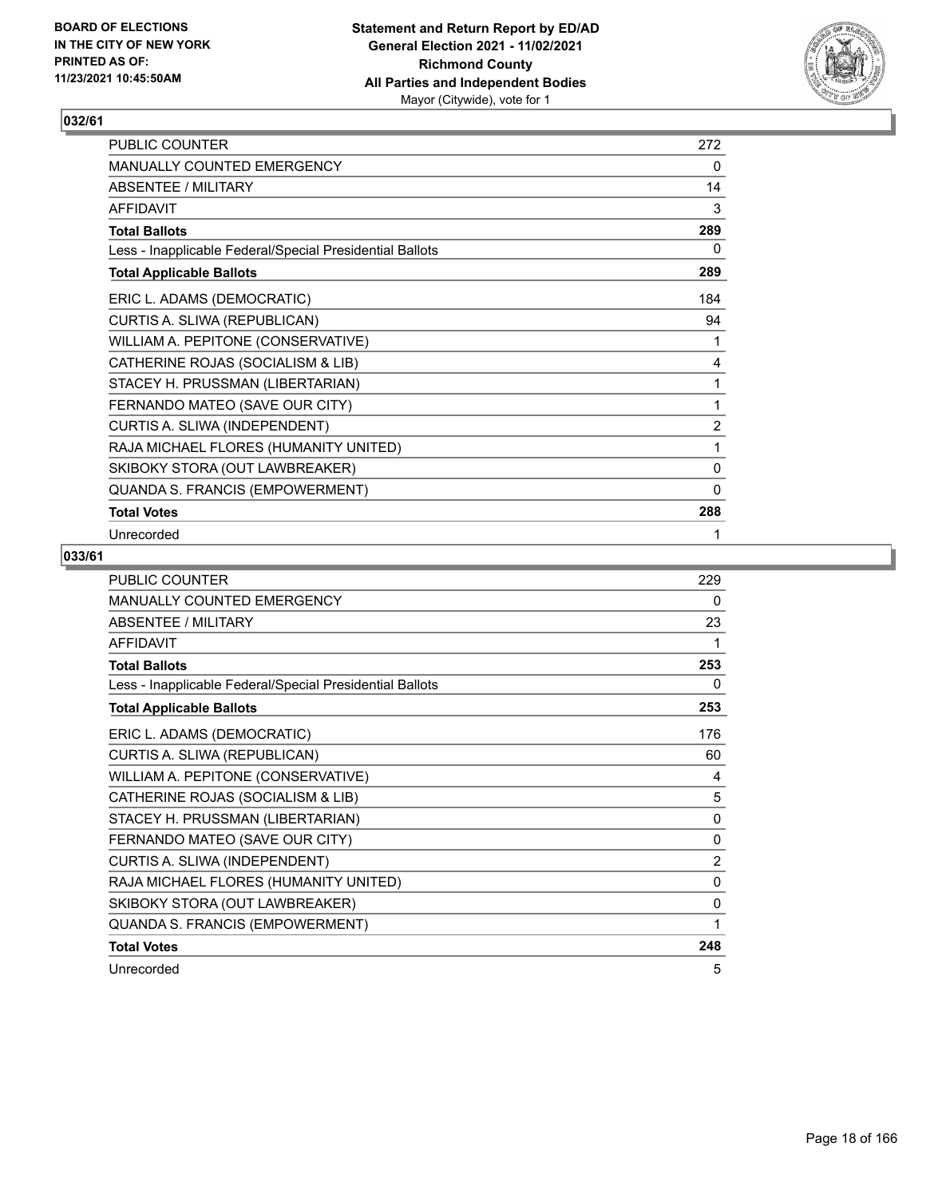**BOARD OF ELECTIONS IN THE CITY OF NEW YORK PRINTED AS OF: 11/23/2021 10:45:50AM**

**Statement and Return Report by ED/AD**
**General Election 2021 - 11/02/2021**
**Richmond County**
**All Parties and Independent Bodies**
Mayor (Citywide), vote for 1

## 032/61

| | |
|---|---|
| PUBLIC COUNTER | 272 |
| MANUALLY COUNTED EMERGENCY | 0 |
| ABSENTEE / MILITARY | 14 |
| AFFIDAVIT | 3 |
| **Total Ballots** | **289** |
| Less - Inapplicable Federal/Special Presidential Ballots | 0 |
| **Total Applicable Ballots** | **289** |
| ERIC L. ADAMS (DEMOCRATIC) | 184 |
| CURTIS A. SLIWA (REPUBLICAN) | 94 |
| WILLIAM A. PEPITONE (CONSERVATIVE) | 1 |
| CATHERINE ROJAS (SOCIALISM & LIB) | 4 |
| STACEY H. PRUSSMAN (LIBERTARIAN) | 1 |
| FERNANDO MATEO (SAVE OUR CITY) | 1 |
| CURTIS A. SLIWA (INDEPENDENT) | 2 |
| RAJA MICHAEL FLORES (HUMANITY UNITED) | 1 |
| SKIBOKY STORA (OUT LAWBREAKER) | 0 |
| QUANDA S. FRANCIS (EMPOWERMENT) | 0 |
| **Total Votes** | **288** |
| Unrecorded | 1 |

## 033/61

| | |
|---|---|
| PUBLIC COUNTER | 229 |
| MANUALLY COUNTED EMERGENCY | 0 |
| ABSENTEE / MILITARY | 23 |
| AFFIDAVIT | 1 |
| **Total Ballots** | **253** |
| Less - Inapplicable Federal/Special Presidential Ballots | 0 |
| **Total Applicable Ballots** | **253** |
| ERIC L. ADAMS (DEMOCRATIC) | 176 |
| CURTIS A. SLIWA (REPUBLICAN) | 60 |
| WILLIAM A. PEPITONE (CONSERVATIVE) | 4 |
| CATHERINE ROJAS (SOCIALISM & LIB) | 5 |
| STACEY H. PRUSSMAN (LIBERTARIAN) | 0 |
| FERNANDO MATEO (SAVE OUR CITY) | 0 |
| CURTIS A. SLIWA (INDEPENDENT) | 2 |
| RAJA MICHAEL FLORES (HUMANITY UNITED) | 0 |
| SKIBOKY STORA (OUT LAWBREAKER) | 0 |
| QUANDA S. FRANCIS (EMPOWERMENT) | 1 |
| **Total Votes** | **248** |
| Unrecorded | 5 |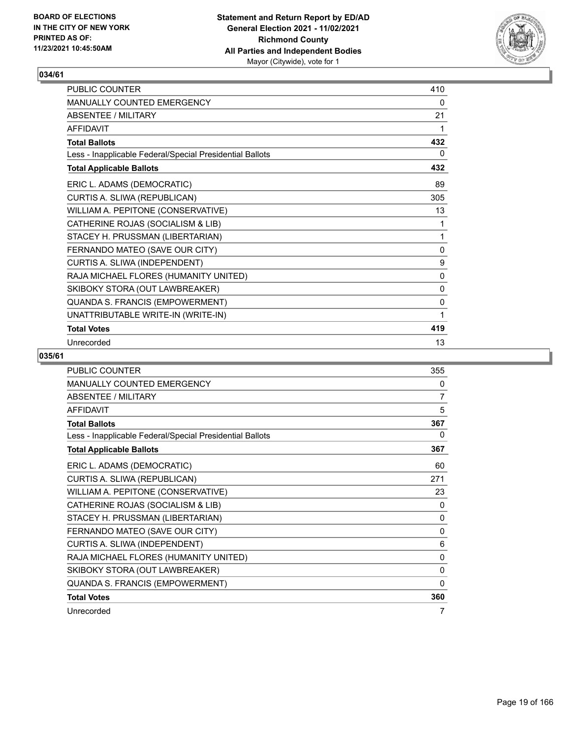## 034/61

| | |
|---|---|
| PUBLIC COUNTER | 410 |
| MANUALLY COUNTED EMERGENCY | 0 |
| ABSENTEE / MILITARY | 21 |
| AFFIDAVIT | 1 |
| **Total Ballots** | **432** |
| Less - Inapplicable Federal/Special Presidential Ballots | 0 |
| **Total Applicable Ballots** | **432** |
| ERIC L. ADAMS (DEMOCRATIC) | 89 |
| CURTIS A. SLIWA (REPUBLICAN) | 305 |
| WILLIAM A. PEPITONE (CONSERVATIVE) | 13 |
| CATHERINE ROJAS (SOCIALISM & LIB) | 1 |
| STACEY H. PRUSSMAN (LIBERTARIAN) | 1 |
| FERNANDO MATEO (SAVE OUR CITY) | 0 |
| CURTIS A. SLIWA (INDEPENDENT) | 9 |
| RAJA MICHAEL FLORES (HUMANITY UNITED) | 0 |
| SKIBOKY STORA (OUT LAWBREAKER) | 0 |
| QUANDA S. FRANCIS (EMPOWERMENT) | 0 |
| UNATTRIBUTABLE WRITE-IN (WRITE-IN) | 1 |
| **Total Votes** | **419** |
| Unrecorded | 13 |

## 035/61

| | |
|---|---|
| PUBLIC COUNTER | 355 |
| MANUALLY COUNTED EMERGENCY | 0 |
| ABSENTEE / MILITARY | 7 |
| AFFIDAVIT | 5 |
| **Total Ballots** | **367** |
| Less - Inapplicable Federal/Special Presidential Ballots | 0 |
| **Total Applicable Ballots** | **367** |
| ERIC L. ADAMS (DEMOCRATIC) | 60 |
| CURTIS A. SLIWA (REPUBLICAN) | 271 |
| WILLIAM A. PEPITONE (CONSERVATIVE) | 23 |
| CATHERINE ROJAS (SOCIALISM & LIB) | 0 |
| STACEY H. PRUSSMAN (LIBERTARIAN) | 0 |
| FERNANDO MATEO (SAVE OUR CITY) | 0 |
| CURTIS A. SLIWA (INDEPENDENT) | 6 |
| RAJA MICHAEL FLORES (HUMANITY UNITED) | 0 |
| SKIBOKY STORA (OUT LAWBREAKER) | 0 |
| QUANDA S. FRANCIS (EMPOWERMENT) | 0 |
| **Total Votes** | **360** |
| Unrecorded | 7 |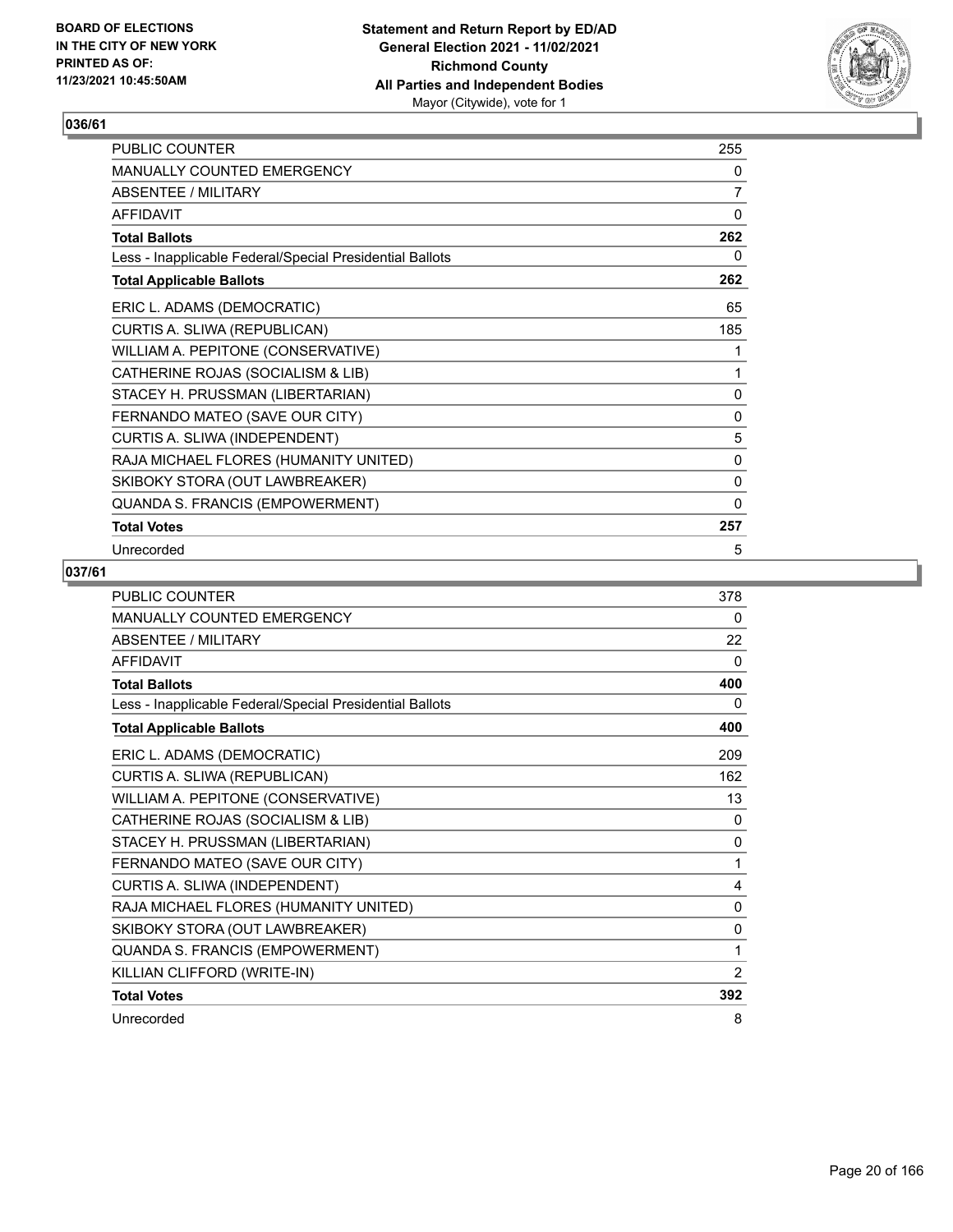## 036/61

| | |
|---|---|
| PUBLIC COUNTER | 255 |
| MANUALLY COUNTED EMERGENCY | 0 |
| ABSENTEE / MILITARY | 7 |
| AFFIDAVIT | 0 |
| **Total Ballots** | **262** |
| Less - Inapplicable Federal/Special Presidential Ballots | 0 |
| **Total Applicable Ballots** | **262** |
| ERIC L. ADAMS (DEMOCRATIC) | 65 |
| CURTIS A. SLIWA (REPUBLICAN) | 185 |
| WILLIAM A. PEPITONE (CONSERVATIVE) | 1 |
| CATHERINE ROJAS (SOCIALISM & LIB) | 1 |
| STACEY H. PRUSSMAN (LIBERTARIAN) | 0 |
| FERNANDO MATEO (SAVE OUR CITY) | 0 |
| CURTIS A. SLIWA (INDEPENDENT) | 5 |
| RAJA MICHAEL FLORES (HUMANITY UNITED) | 0 |
| SKIBOKY STORA (OUT LAWBREAKER) | 0 |
| QUANDA S. FRANCIS (EMPOWERMENT) | 0 |
| **Total Votes** | **257** |
| Unrecorded | 5 |

## 037/61

| | |
|---|---|
| PUBLIC COUNTER | 378 |
| MANUALLY COUNTED EMERGENCY | 0 |
| ABSENTEE / MILITARY | 22 |
| AFFIDAVIT | 0 |
| **Total Ballots** | **400** |
| Less - Inapplicable Federal/Special Presidential Ballots | 0 |
| **Total Applicable Ballots** | **400** |
| ERIC L. ADAMS (DEMOCRATIC) | 209 |
| CURTIS A. SLIWA (REPUBLICAN) | 162 |
| WILLIAM A. PEPITONE (CONSERVATIVE) | 13 |
| CATHERINE ROJAS (SOCIALISM & LIB) | 0 |
| STACEY H. PRUSSMAN (LIBERTARIAN) | 0 |
| FERNANDO MATEO (SAVE OUR CITY) | 1 |
| CURTIS A. SLIWA (INDEPENDENT) | 4 |
| RAJA MICHAEL FLORES (HUMANITY UNITED) | 0 |
| SKIBOKY STORA (OUT LAWBREAKER) | 0 |
| QUANDA S. FRANCIS (EMPOWERMENT) | 1 |
| KILLIAN CLIFFORD (WRITE-IN) | 2 |
| **Total Votes** | **392** |
| Unrecorded | 8 |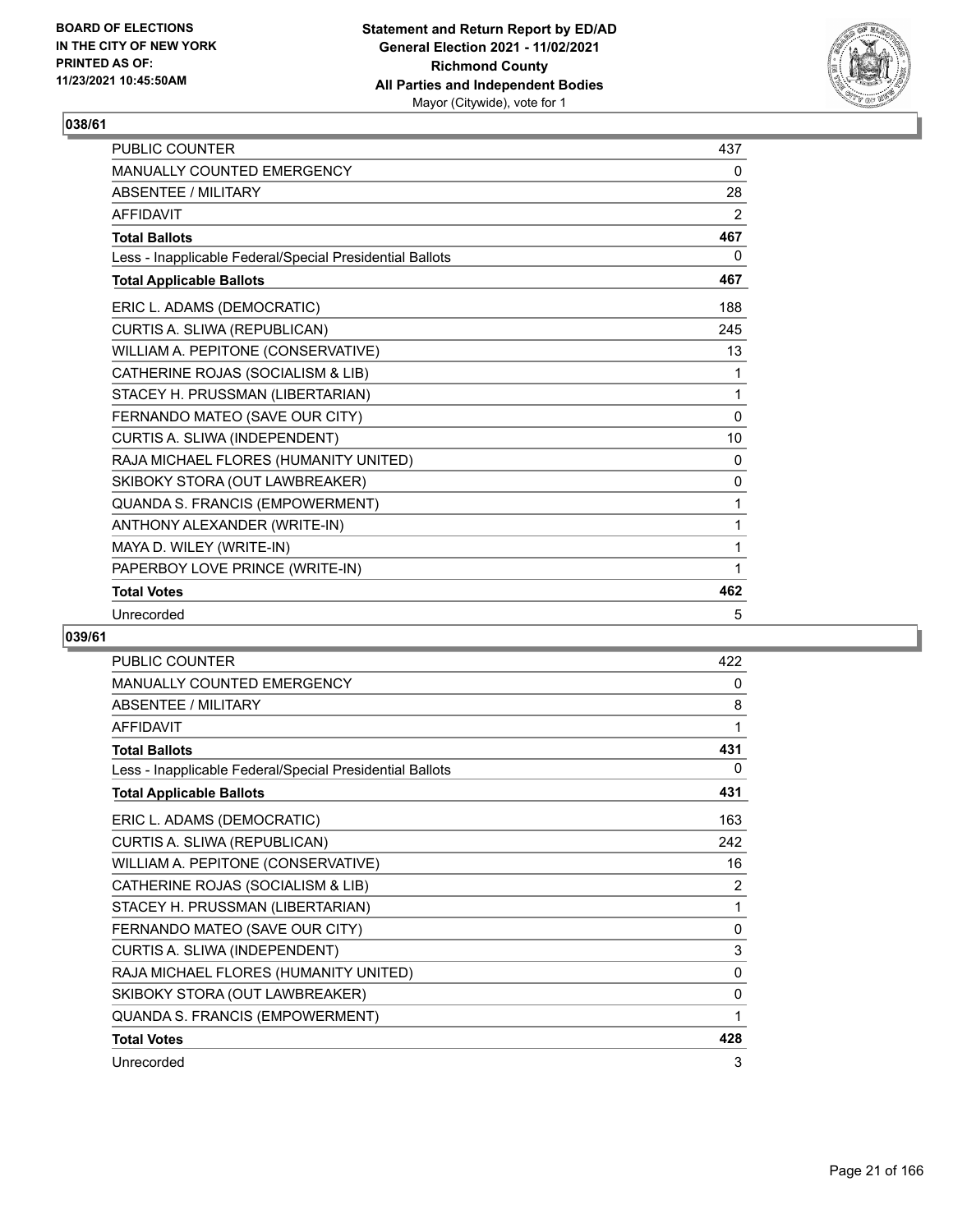## 038/61

| | |
|---|---|
| PUBLIC COUNTER | 437 |
| MANUALLY COUNTED EMERGENCY | 0 |
| ABSENTEE / MILITARY | 28 |
| AFFIDAVIT | 2 |
| **Total Ballots** | **467** |
| Less - Inapplicable Federal/Special Presidential Ballots | 0 |
| **Total Applicable Ballots** | **467** |
| ERIC L. ADAMS (DEMOCRATIC) | 188 |
| CURTIS A. SLIWA (REPUBLICAN) | 245 |
| WILLIAM A. PEPITONE (CONSERVATIVE) | 13 |
| CATHERINE ROJAS (SOCIALISM & LIB) | 1 |
| STACEY H. PRUSSMAN (LIBERTARIAN) | 1 |
| FERNANDO MATEO (SAVE OUR CITY) | 0 |
| CURTIS A. SLIWA (INDEPENDENT) | 10 |
| RAJA MICHAEL FLORES (HUMANITY UNITED) | 0 |
| SKIBOKY STORA (OUT LAWBREAKER) | 0 |
| QUANDA S. FRANCIS (EMPOWERMENT) | 1 |
| ANTHONY ALEXANDER (WRITE-IN) | 1 |
| MAYA D. WILEY (WRITE-IN) | 1 |
| PAPERBOY LOVE PRINCE (WRITE-IN) | 1 |
| **Total Votes** | **462** |
| Unrecorded | 5 |

## 039/61

| | |
|---|---|
| PUBLIC COUNTER | 422 |
| MANUALLY COUNTED EMERGENCY | 0 |
| ABSENTEE / MILITARY | 8 |
| AFFIDAVIT | 1 |
| **Total Ballots** | **431** |
| Less - Inapplicable Federal/Special Presidential Ballots | 0 |
| **Total Applicable Ballots** | **431** |
| ERIC L. ADAMS (DEMOCRATIC) | 163 |
| CURTIS A. SLIWA (REPUBLICAN) | 242 |
| WILLIAM A. PEPITONE (CONSERVATIVE) | 16 |
| CATHERINE ROJAS (SOCIALISM & LIB) | 2 |
| STACEY H. PRUSSMAN (LIBERTARIAN) | 1 |
| FERNANDO MATEO (SAVE OUR CITY) | 0 |
| CURTIS A. SLIWA (INDEPENDENT) | 3 |
| RAJA MICHAEL FLORES (HUMANITY UNITED) | 0 |
| SKIBOKY STORA (OUT LAWBREAKER) | 0 |
| QUANDA S. FRANCIS (EMPOWERMENT) | 1 |
| **Total Votes** | **428** |
| Unrecorded | 3 |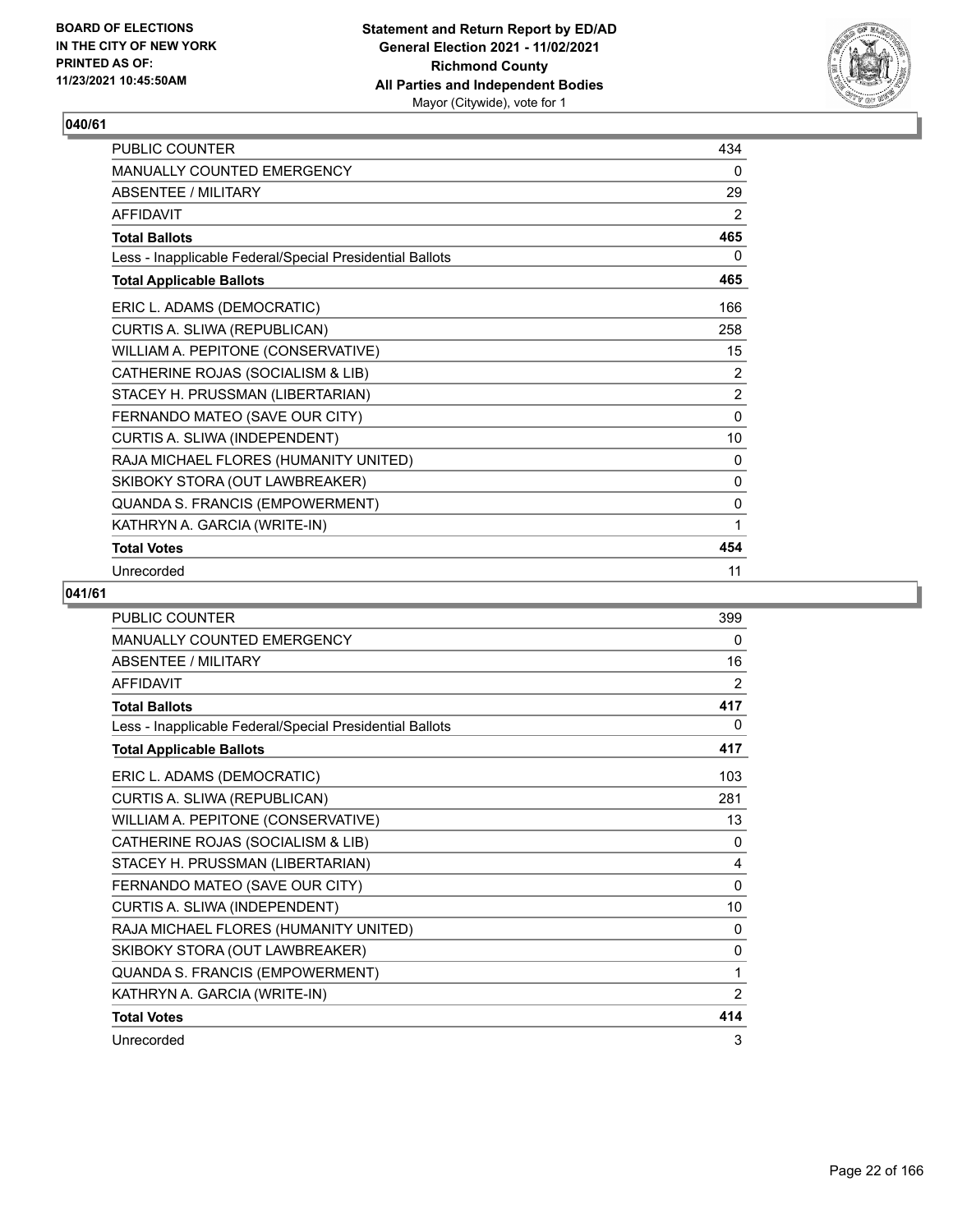**040/61**

| | |
|---|---|
| PUBLIC COUNTER | 434 |
| MANUALLY COUNTED EMERGENCY | 0 |
| ABSENTEE / MILITARY | 29 |
| AFFIDAVIT | 2 |
| **Total Ballots** | **465** |
| Less - Inapplicable Federal/Special Presidential Ballots | 0 |
| **Total Applicable Ballots** | **465** |
| ERIC L. ADAMS (DEMOCRATIC) | 166 |
| CURTIS A. SLIWA (REPUBLICAN) | 258 |
| WILLIAM A. PEPITONE (CONSERVATIVE) | 15 |
| CATHERINE ROJAS (SOCIALISM & LIB) | 2 |
| STACEY H. PRUSSMAN (LIBERTARIAN) | 2 |
| FERNANDO MATEO (SAVE OUR CITY) | 0 |
| CURTIS A. SLIWA (INDEPENDENT) | 10 |
| RAJA MICHAEL FLORES (HUMANITY UNITED) | 0 |
| SKIBOKY STORA (OUT LAWBREAKER) | 0 |
| QUANDA S. FRANCIS (EMPOWERMENT) | 0 |
| KATHRYN A. GARCIA (WRITE-IN) | 1 |
| **Total Votes** | **454** |
| Unrecorded | 11 |

**041/61**

| | |
|---|---|
| PUBLIC COUNTER | 399 |
| MANUALLY COUNTED EMERGENCY | 0 |
| ABSENTEE / MILITARY | 16 |
| AFFIDAVIT | 2 |
| **Total Ballots** | **417** |
| Less - Inapplicable Federal/Special Presidential Ballots | 0 |
| **Total Applicable Ballots** | **417** |
| ERIC L. ADAMS (DEMOCRATIC) | 103 |
| CURTIS A. SLIWA (REPUBLICAN) | 281 |
| WILLIAM A. PEPITONE (CONSERVATIVE) | 13 |
| CATHERINE ROJAS (SOCIALISM & LIB) | 0 |
| STACEY H. PRUSSMAN (LIBERTARIAN) | 4 |
| FERNANDO MATEO (SAVE OUR CITY) | 0 |
| CURTIS A. SLIWA (INDEPENDENT) | 10 |
| RAJA MICHAEL FLORES (HUMANITY UNITED) | 0 |
| SKIBOKY STORA (OUT LAWBREAKER) | 0 |
| QUANDA S. FRANCIS (EMPOWERMENT) | 1 |
| KATHRYN A. GARCIA (WRITE-IN) | 2 |
| **Total Votes** | **414** |
| Unrecorded | 3 |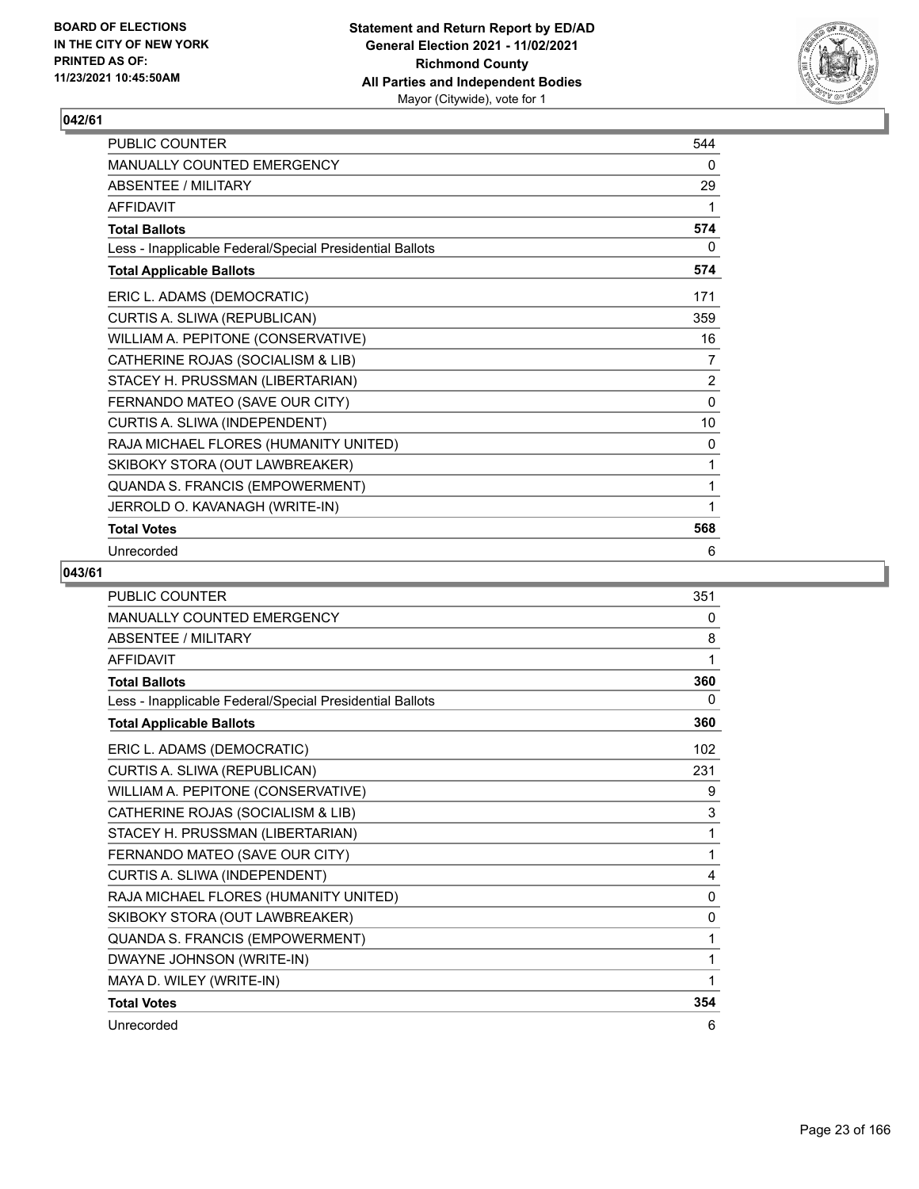## 042/61

| | |
|---|---|
| PUBLIC COUNTER | 544 |
| MANUALLY COUNTED EMERGENCY | 0 |
| ABSENTEE / MILITARY | 29 |
| AFFIDAVIT | 1 |
| **Total Ballots** | **574** |
| Less - Inapplicable Federal/Special Presidential Ballots | 0 |
| **Total Applicable Ballots** | **574** |
| ERIC L. ADAMS (DEMOCRATIC) | 171 |
| CURTIS A. SLIWA (REPUBLICAN) | 359 |
| WILLIAM A. PEPITONE (CONSERVATIVE) | 16 |
| CATHERINE ROJAS (SOCIALISM & LIB) | 7 |
| STACEY H. PRUSSMAN (LIBERTARIAN) | 2 |
| FERNANDO MATEO (SAVE OUR CITY) | 0 |
| CURTIS A. SLIWA (INDEPENDENT) | 10 |
| RAJA MICHAEL FLORES (HUMANITY UNITED) | 0 |
| SKIBOKY STORA (OUT LAWBREAKER) | 1 |
| QUANDA S. FRANCIS (EMPOWERMENT) | 1 |
| JERROLD O. KAVANAGH (WRITE-IN) | 1 |
| **Total Votes** | **568** |
| Unrecorded | 6 |

## 043/61

| | |
|---|---|
| PUBLIC COUNTER | 351 |
| MANUALLY COUNTED EMERGENCY | 0 |
| ABSENTEE / MILITARY | 8 |
| AFFIDAVIT | 1 |
| **Total Ballots** | **360** |
| Less - Inapplicable Federal/Special Presidential Ballots | 0 |
| **Total Applicable Ballots** | **360** |
| ERIC L. ADAMS (DEMOCRATIC) | 102 |
| CURTIS A. SLIWA (REPUBLICAN) | 231 |
| WILLIAM A. PEPITONE (CONSERVATIVE) | 9 |
| CATHERINE ROJAS (SOCIALISM & LIB) | 3 |
| STACEY H. PRUSSMAN (LIBERTARIAN) | 1 |
| FERNANDO MATEO (SAVE OUR CITY) | 1 |
| CURTIS A. SLIWA (INDEPENDENT) | 4 |
| RAJA MICHAEL FLORES (HUMANITY UNITED) | 0 |
| SKIBOKY STORA (OUT LAWBREAKER) | 0 |
| QUANDA S. FRANCIS (EMPOWERMENT) | 1 |
| DWAYNE JOHNSON (WRITE-IN) | 1 |
| MAYA D. WILEY (WRITE-IN) | 1 |
| **Total Votes** | **354** |
| Unrecorded | 6 |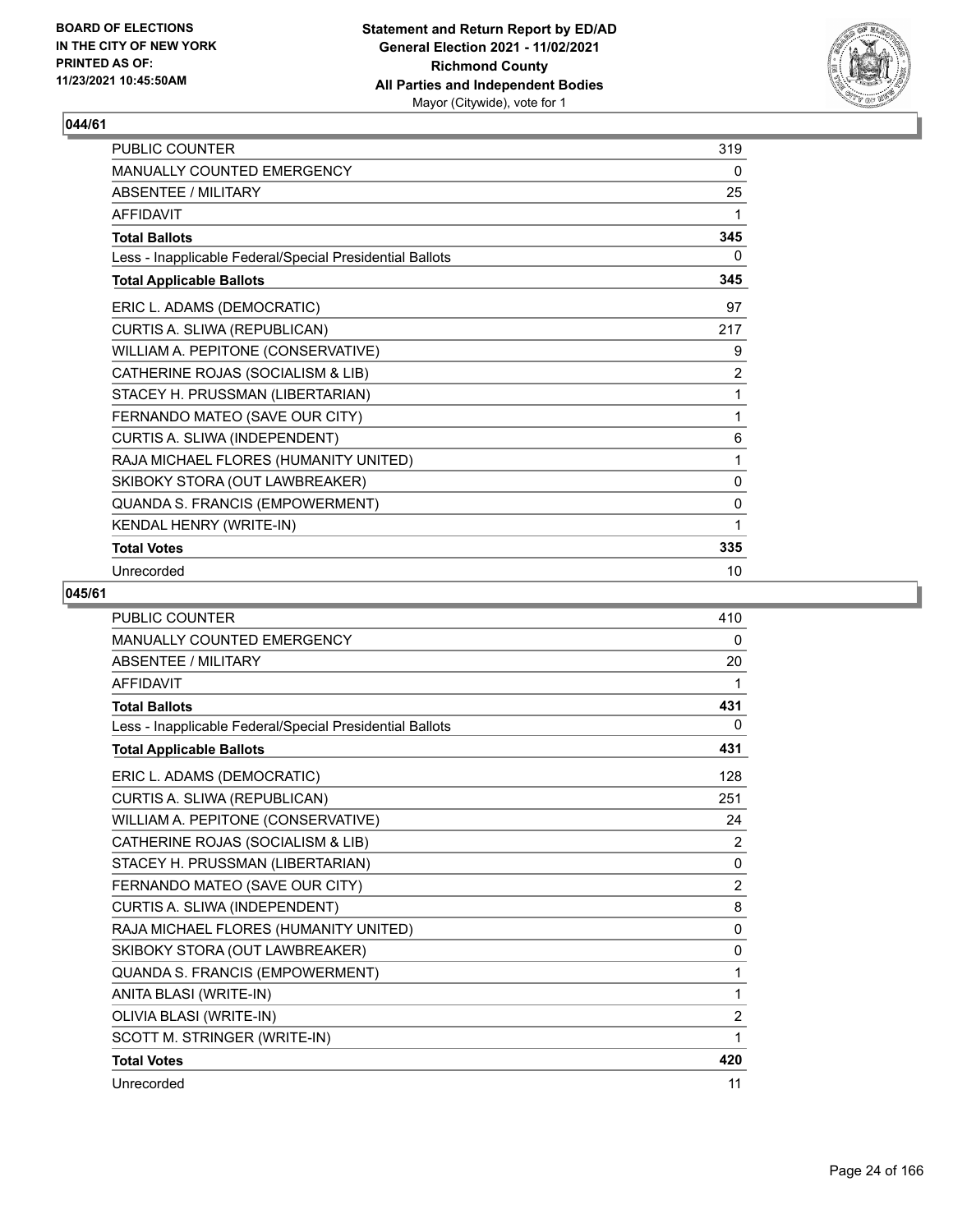## 044/61

| | |
|---|---|
| PUBLIC COUNTER | 319 |
| MANUALLY COUNTED EMERGENCY | 0 |
| ABSENTEE / MILITARY | 25 |
| AFFIDAVIT | 1 |
| **Total Ballots** | **345** |
| Less - Inapplicable Federal/Special Presidential Ballots | 0 |
| **Total Applicable Ballots** | **345** |
| ERIC L. ADAMS (DEMOCRATIC) | 97 |
| CURTIS A. SLIWA (REPUBLICAN) | 217 |
| WILLIAM A. PEPITONE (CONSERVATIVE) | 9 |
| CATHERINE ROJAS (SOCIALISM & LIB) | 2 |
| STACEY H. PRUSSMAN (LIBERTARIAN) | 1 |
| FERNANDO MATEO (SAVE OUR CITY) | 1 |
| CURTIS A. SLIWA (INDEPENDENT) | 6 |
| RAJA MICHAEL FLORES (HUMANITY UNITED) | 1 |
| SKIBOKY STORA (OUT LAWBREAKER) | 0 |
| QUANDA S. FRANCIS (EMPOWERMENT) | 0 |
| KENDAL HENRY (WRITE-IN) | 1 |
| **Total Votes** | **335** |
| Unrecorded | 10 |

## 045/61

| | |
|---|---|
| PUBLIC COUNTER | 410 |
| MANUALLY COUNTED EMERGENCY | 0 |
| ABSENTEE / MILITARY | 20 |
| AFFIDAVIT | 1 |
| **Total Ballots** | **431** |
| Less - Inapplicable Federal/Special Presidential Ballots | 0 |
| **Total Applicable Ballots** | **431** |
| ERIC L. ADAMS (DEMOCRATIC) | 128 |
| CURTIS A. SLIWA (REPUBLICAN) | 251 |
| WILLIAM A. PEPITONE (CONSERVATIVE) | 24 |
| CATHERINE ROJAS (SOCIALISM & LIB) | 2 |
| STACEY H. PRUSSMAN (LIBERTARIAN) | 0 |
| FERNANDO MATEO (SAVE OUR CITY) | 2 |
| CURTIS A. SLIWA (INDEPENDENT) | 8 |
| RAJA MICHAEL FLORES (HUMANITY UNITED) | 0 |
| SKIBOKY STORA (OUT LAWBREAKER) | 0 |
| QUANDA S. FRANCIS (EMPOWERMENT) | 1 |
| ANITA BLASI (WRITE-IN) | 1 |
| OLIVIA BLASI (WRITE-IN) | 2 |
| SCOTT M. STRINGER (WRITE-IN) | 1 |
| **Total Votes** | **420** |
| Unrecorded | 11 |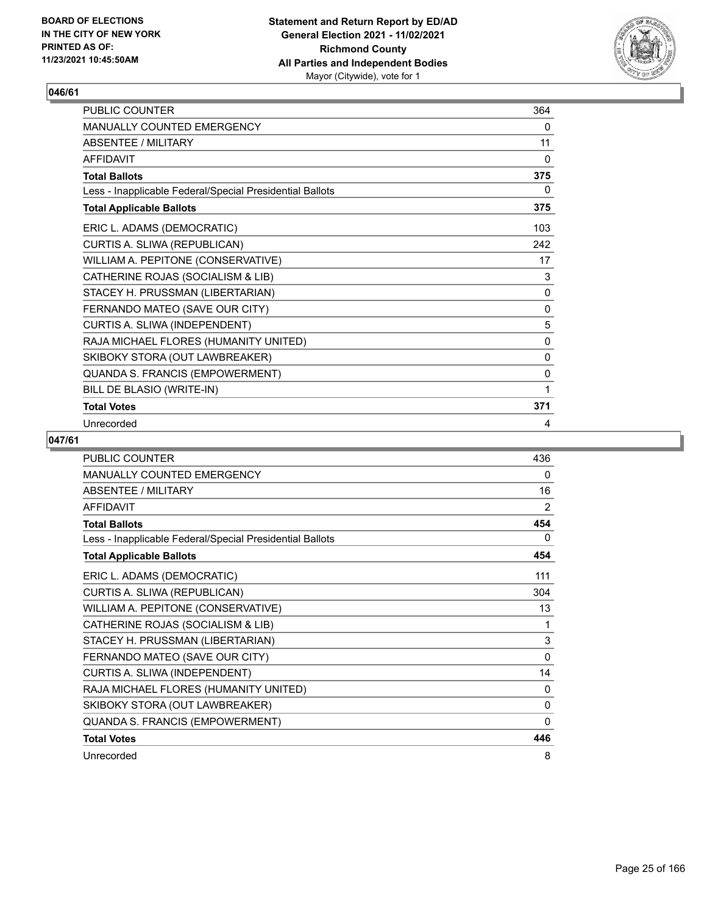## 046/61

| | |
|---|---|
| PUBLIC COUNTER | 364 |
| MANUALLY COUNTED EMERGENCY | 0 |
| ABSENTEE / MILITARY | 11 |
| AFFIDAVIT | 0 |
| **Total Ballots** | **375** |
| Less - Inapplicable Federal/Special Presidential Ballots | 0 |
| **Total Applicable Ballots** | **375** |
| ERIC L. ADAMS (DEMOCRATIC) | 103 |
| CURTIS A. SLIWA (REPUBLICAN) | 242 |
| WILLIAM A. PEPITONE (CONSERVATIVE) | 17 |
| CATHERINE ROJAS (SOCIALISM & LIB) | 3 |
| STACEY H. PRUSSMAN (LIBERTARIAN) | 0 |
| FERNANDO MATEO (SAVE OUR CITY) | 0 |
| CURTIS A. SLIWA (INDEPENDENT) | 5 |
| RAJA MICHAEL FLORES (HUMANITY UNITED) | 0 |
| SKIBOKY STORA (OUT LAWBREAKER) | 0 |
| QUANDA S. FRANCIS (EMPOWERMENT) | 0 |
| BILL DE BLASIO (WRITE-IN) | 1 |
| **Total Votes** | **371** |
| Unrecorded | 4 |

## 047/61

| | |
|---|---|
| PUBLIC COUNTER | 436 |
| MANUALLY COUNTED EMERGENCY | 0 |
| ABSENTEE / MILITARY | 16 |
| AFFIDAVIT | 2 |
| **Total Ballots** | **454** |
| Less - Inapplicable Federal/Special Presidential Ballots | 0 |
| **Total Applicable Ballots** | **454** |
| ERIC L. ADAMS (DEMOCRATIC) | 111 |
| CURTIS A. SLIWA (REPUBLICAN) | 304 |
| WILLIAM A. PEPITONE (CONSERVATIVE) | 13 |
| CATHERINE ROJAS (SOCIALISM & LIB) | 1 |
| STACEY H. PRUSSMAN (LIBERTARIAN) | 3 |
| FERNANDO MATEO (SAVE OUR CITY) | 0 |
| CURTIS A. SLIWA (INDEPENDENT) | 14 |
| RAJA MICHAEL FLORES (HUMANITY UNITED) | 0 |
| SKIBOKY STORA (OUT LAWBREAKER) | 0 |
| QUANDA S. FRANCIS (EMPOWERMENT) | 0 |
| **Total Votes** | **446** |
| Unrecorded | 8 |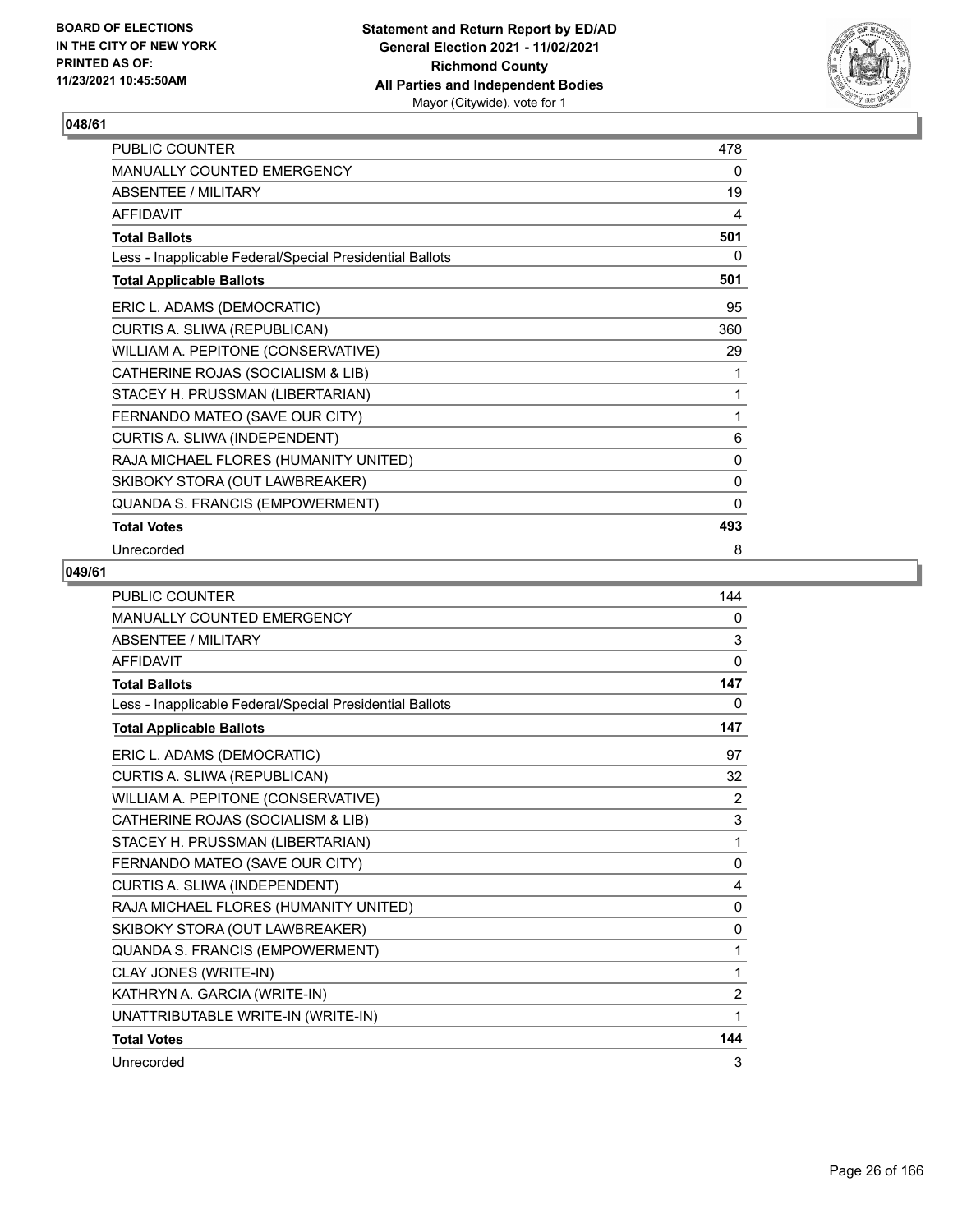**BOARD OF ELECTIONS IN THE CITY OF NEW YORK PRINTED AS OF: 11/23/2021 10:45:50AM**

**Statement and Return Report by ED/AD General Election 2021 - 11/02/2021 Richmond County All Parties and Independent Bodies** Mayor (Citywide), vote for 1

## 048/61

| | |
|---|---|
| PUBLIC COUNTER | 478 |
| MANUALLY COUNTED EMERGENCY | 0 |
| ABSENTEE / MILITARY | 19 |
| AFFIDAVIT | 4 |
| **Total Ballots** | **501** |
| Less - Inapplicable Federal/Special Presidential Ballots | 0 |
| **Total Applicable Ballots** | **501** |
| ERIC L. ADAMS (DEMOCRATIC) | 95 |
| CURTIS A. SLIWA (REPUBLICAN) | 360 |
| WILLIAM A. PEPITONE (CONSERVATIVE) | 29 |
| CATHERINE ROJAS (SOCIALISM & LIB) | 1 |
| STACEY H. PRUSSMAN (LIBERTARIAN) | 1 |
| FERNANDO MATEO (SAVE OUR CITY) | 1 |
| CURTIS A. SLIWA (INDEPENDENT) | 6 |
| RAJA MICHAEL FLORES (HUMANITY UNITED) | 0 |
| SKIBOKY STORA (OUT LAWBREAKER) | 0 |
| QUANDA S. FRANCIS (EMPOWERMENT) | 0 |
| **Total Votes** | **493** |
| Unrecorded | 8 |

## 049/61

| | |
|---|---|
| PUBLIC COUNTER | 144 |
| MANUALLY COUNTED EMERGENCY | 0 |
| ABSENTEE / MILITARY | 3 |
| AFFIDAVIT | 0 |
| **Total Ballots** | **147** |
| Less - Inapplicable Federal/Special Presidential Ballots | 0 |
| **Total Applicable Ballots** | **147** |
| ERIC L. ADAMS (DEMOCRATIC) | 97 |
| CURTIS A. SLIWA (REPUBLICAN) | 32 |
| WILLIAM A. PEPITONE (CONSERVATIVE) | 2 |
| CATHERINE ROJAS (SOCIALISM & LIB) | 3 |
| STACEY H. PRUSSMAN (LIBERTARIAN) | 1 |
| FERNANDO MATEO (SAVE OUR CITY) | 0 |
| CURTIS A. SLIWA (INDEPENDENT) | 4 |
| RAJA MICHAEL FLORES (HUMANITY UNITED) | 0 |
| SKIBOKY STORA (OUT LAWBREAKER) | 0 |
| QUANDA S. FRANCIS (EMPOWERMENT) | 1 |
| CLAY JONES (WRITE-IN) | 1 |
| KATHRYN A. GARCIA (WRITE-IN) | 2 |
| UNATTRIBUTABLE WRITE-IN (WRITE-IN) | 1 |
| **Total Votes** | **144** |
| Unrecorded | 3 |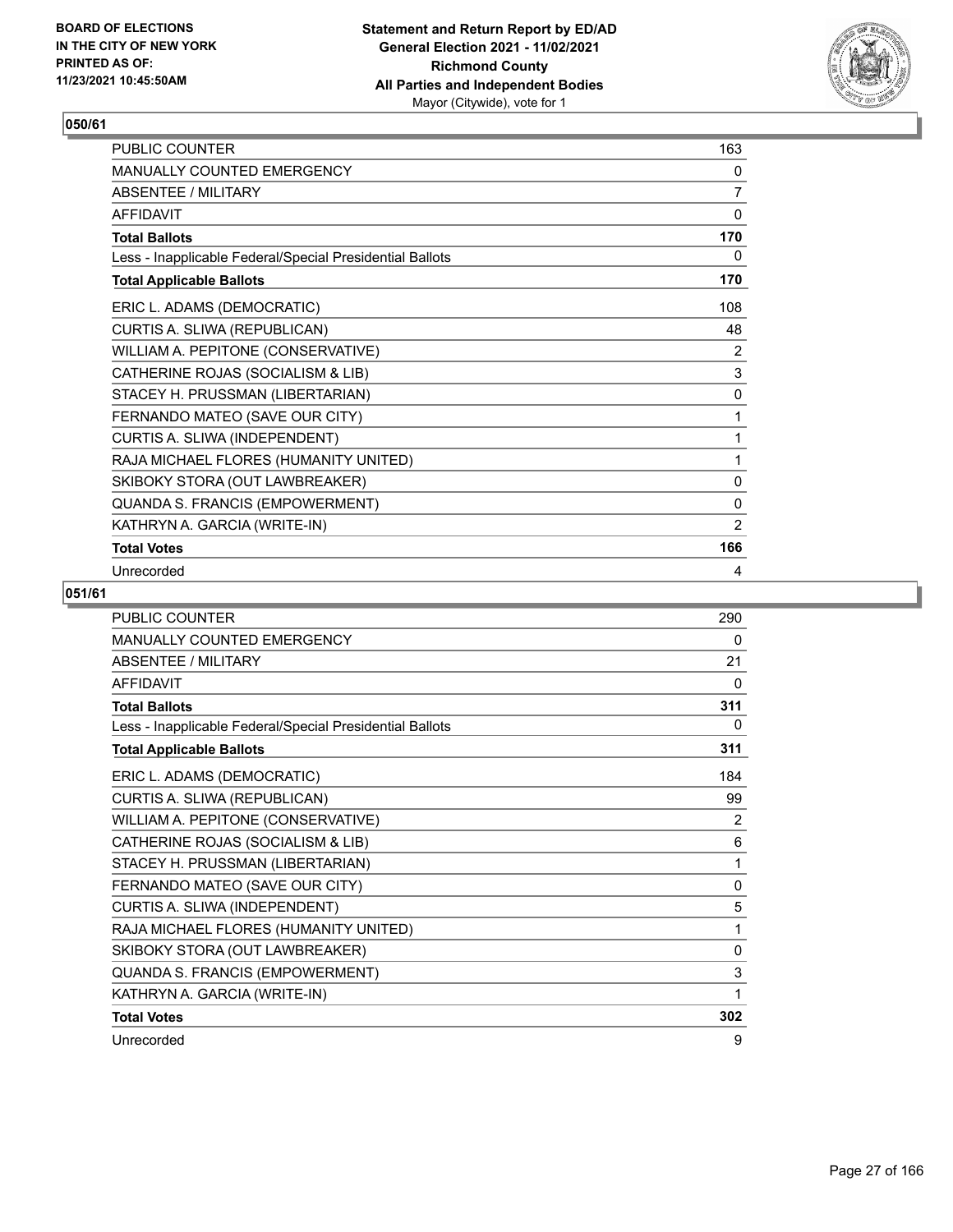## 050/61

| | |
|---|---|
| PUBLIC COUNTER | 163 |
| MANUALLY COUNTED EMERGENCY | 0 |
| ABSENTEE / MILITARY | 7 |
| AFFIDAVIT | 0 |
| **Total Ballots** | **170** |
| Less - Inapplicable Federal/Special Presidential Ballots | 0 |
| **Total Applicable Ballots** | **170** |
| ERIC L. ADAMS (DEMOCRATIC) | 108 |
| CURTIS A. SLIWA (REPUBLICAN) | 48 |
| WILLIAM A. PEPITONE (CONSERVATIVE) | 2 |
| CATHERINE ROJAS (SOCIALISM & LIB) | 3 |
| STACEY H. PRUSSMAN (LIBERTARIAN) | 0 |
| FERNANDO MATEO (SAVE OUR CITY) | 1 |
| CURTIS A. SLIWA (INDEPENDENT) | 1 |
| RAJA MICHAEL FLORES (HUMANITY UNITED) | 1 |
| SKIBOKY STORA (OUT LAWBREAKER) | 0 |
| QUANDA S. FRANCIS (EMPOWERMENT) | 0 |
| KATHRYN A. GARCIA (WRITE-IN) | 2 |
| **Total Votes** | **166** |
| Unrecorded | 4 |

## 051/61

| | |
|---|---|
| PUBLIC COUNTER | 290 |
| MANUALLY COUNTED EMERGENCY | 0 |
| ABSENTEE / MILITARY | 21 |
| AFFIDAVIT | 0 |
| **Total Ballots** | **311** |
| Less - Inapplicable Federal/Special Presidential Ballots | 0 |
| **Total Applicable Ballots** | **311** |
| ERIC L. ADAMS (DEMOCRATIC) | 184 |
| CURTIS A. SLIWA (REPUBLICAN) | 99 |
| WILLIAM A. PEPITONE (CONSERVATIVE) | 2 |
| CATHERINE ROJAS (SOCIALISM & LIB) | 6 |
| STACEY H. PRUSSMAN (LIBERTARIAN) | 1 |
| FERNANDO MATEO (SAVE OUR CITY) | 0 |
| CURTIS A. SLIWA (INDEPENDENT) | 5 |
| RAJA MICHAEL FLORES (HUMANITY UNITED) | 1 |
| SKIBOKY STORA (OUT LAWBREAKER) | 0 |
| QUANDA S. FRANCIS (EMPOWERMENT) | 3 |
| KATHRYN A. GARCIA (WRITE-IN) | 1 |
| **Total Votes** | **302** |
| Unrecorded | 9 |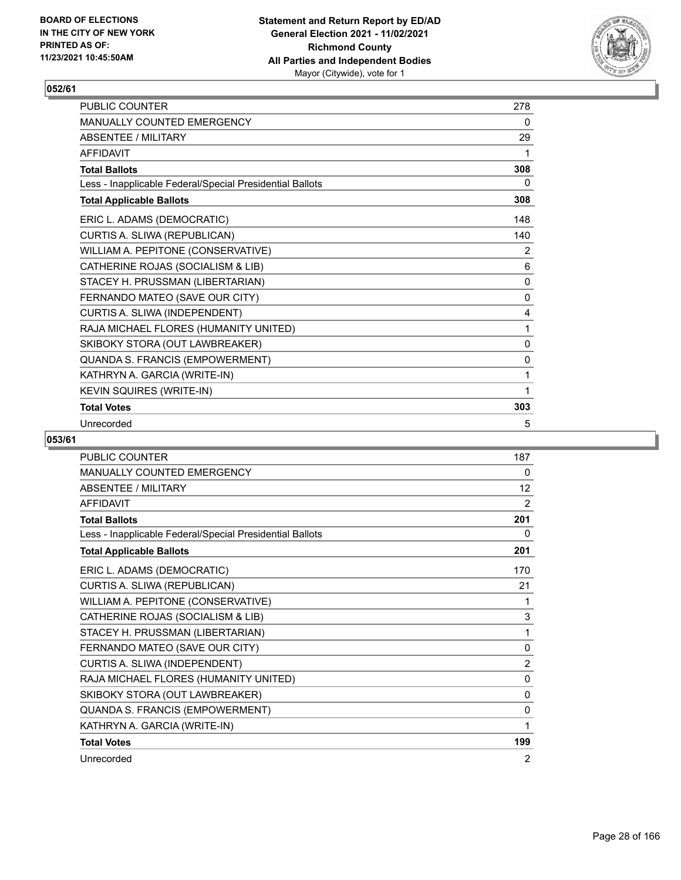**BOARD OF ELECTIONS IN THE CITY OF NEW YORK PRINTED AS OF: 11/23/2021 10:45:50AM**

**Statement and Return Report by ED/AD General Election 2021 - 11/02/2021 Richmond County All Parties and Independent Bodies**
Mayor (Citywide), vote for 1

## 052/61

| | |
|---|---|
| PUBLIC COUNTER | 278 |
| MANUALLY COUNTED EMERGENCY | 0 |
| ABSENTEE / MILITARY | 29 |
| AFFIDAVIT | 1 |
| **Total Ballots** | **308** |
| Less - Inapplicable Federal/Special Presidential Ballots | 0 |
| **Total Applicable Ballots** | **308** |
| ERIC L. ADAMS (DEMOCRATIC) | 148 |
| CURTIS A. SLIWA (REPUBLICAN) | 140 |
| WILLIAM A. PEPITONE (CONSERVATIVE) | 2 |
| CATHERINE ROJAS (SOCIALISM & LIB) | 6 |
| STACEY H. PRUSSMAN (LIBERTARIAN) | 0 |
| FERNANDO MATEO (SAVE OUR CITY) | 0 |
| CURTIS A. SLIWA (INDEPENDENT) | 4 |
| RAJA MICHAEL FLORES (HUMANITY UNITED) | 1 |
| SKIBOKY STORA (OUT LAWBREAKER) | 0 |
| QUANDA S. FRANCIS (EMPOWERMENT) | 0 |
| KATHRYN A. GARCIA (WRITE-IN) | 1 |
| KEVIN SQUIRES (WRITE-IN) | 1 |
| **Total Votes** | **303** |
| Unrecorded | 5 |

## 053/61

| | |
|---|---|
| PUBLIC COUNTER | 187 |
| MANUALLY COUNTED EMERGENCY | 0 |
| ABSENTEE / MILITARY | 12 |
| AFFIDAVIT | 2 |
| **Total Ballots** | **201** |
| Less - Inapplicable Federal/Special Presidential Ballots | 0 |
| **Total Applicable Ballots** | **201** |
| ERIC L. ADAMS (DEMOCRATIC) | 170 |
| CURTIS A. SLIWA (REPUBLICAN) | 21 |
| WILLIAM A. PEPITONE (CONSERVATIVE) | 1 |
| CATHERINE ROJAS (SOCIALISM & LIB) | 3 |
| STACEY H. PRUSSMAN (LIBERTARIAN) | 1 |
| FERNANDO MATEO (SAVE OUR CITY) | 0 |
| CURTIS A. SLIWA (INDEPENDENT) | 2 |
| RAJA MICHAEL FLORES (HUMANITY UNITED) | 0 |
| SKIBOKY STORA (OUT LAWBREAKER) | 0 |
| QUANDA S. FRANCIS (EMPOWERMENT) | 0 |
| KATHRYN A. GARCIA (WRITE-IN) | 1 |
| **Total Votes** | **199** |
| Unrecorded | 2 |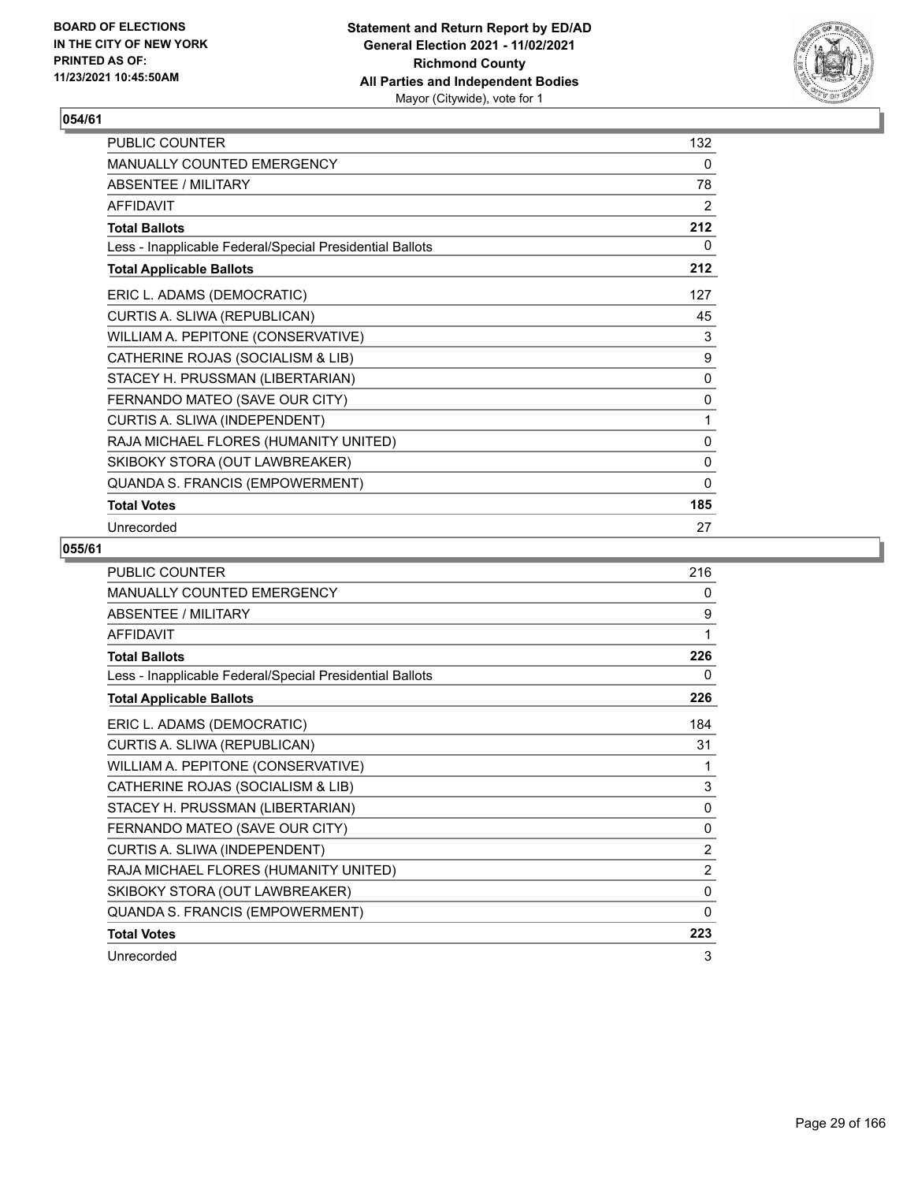## 054/61

| | |
|---|---|
| PUBLIC COUNTER | 132 |
| MANUALLY COUNTED EMERGENCY | 0 |
| ABSENTEE / MILITARY | 78 |
| AFFIDAVIT | 2 |
| **Total Ballots** | **212** |
| Less - Inapplicable Federal/Special Presidential Ballots | 0 |
| **Total Applicable Ballots** | **212** |
| ERIC L. ADAMS (DEMOCRATIC) | 127 |
| CURTIS A. SLIWA (REPUBLICAN) | 45 |
| WILLIAM A. PEPITONE (CONSERVATIVE) | 3 |
| CATHERINE ROJAS (SOCIALISM & LIB) | 9 |
| STACEY H. PRUSSMAN (LIBERTARIAN) | 0 |
| FERNANDO MATEO (SAVE OUR CITY) | 0 |
| CURTIS A. SLIWA (INDEPENDENT) | 1 |
| RAJA MICHAEL FLORES (HUMANITY UNITED) | 0 |
| SKIBOKY STORA (OUT LAWBREAKER) | 0 |
| QUANDA S. FRANCIS (EMPOWERMENT) | 0 |
| **Total Votes** | **185** |
| Unrecorded | 27 |

## 055/61

| | |
|---|---|
| PUBLIC COUNTER | 216 |
| MANUALLY COUNTED EMERGENCY | 0 |
| ABSENTEE / MILITARY | 9 |
| AFFIDAVIT | 1 |
| **Total Ballots** | **226** |
| Less - Inapplicable Federal/Special Presidential Ballots | 0 |
| **Total Applicable Ballots** | **226** |
| ERIC L. ADAMS (DEMOCRATIC) | 184 |
| CURTIS A. SLIWA (REPUBLICAN) | 31 |
| WILLIAM A. PEPITONE (CONSERVATIVE) | 1 |
| CATHERINE ROJAS (SOCIALISM & LIB) | 3 |
| STACEY H. PRUSSMAN (LIBERTARIAN) | 0 |
| FERNANDO MATEO (SAVE OUR CITY) | 0 |
| CURTIS A. SLIWA (INDEPENDENT) | 2 |
| RAJA MICHAEL FLORES (HUMANITY UNITED) | 2 |
| SKIBOKY STORA (OUT LAWBREAKER) | 0 |
| QUANDA S. FRANCIS (EMPOWERMENT) | 0 |
| **Total Votes** | **223** |
| Unrecorded | 3 |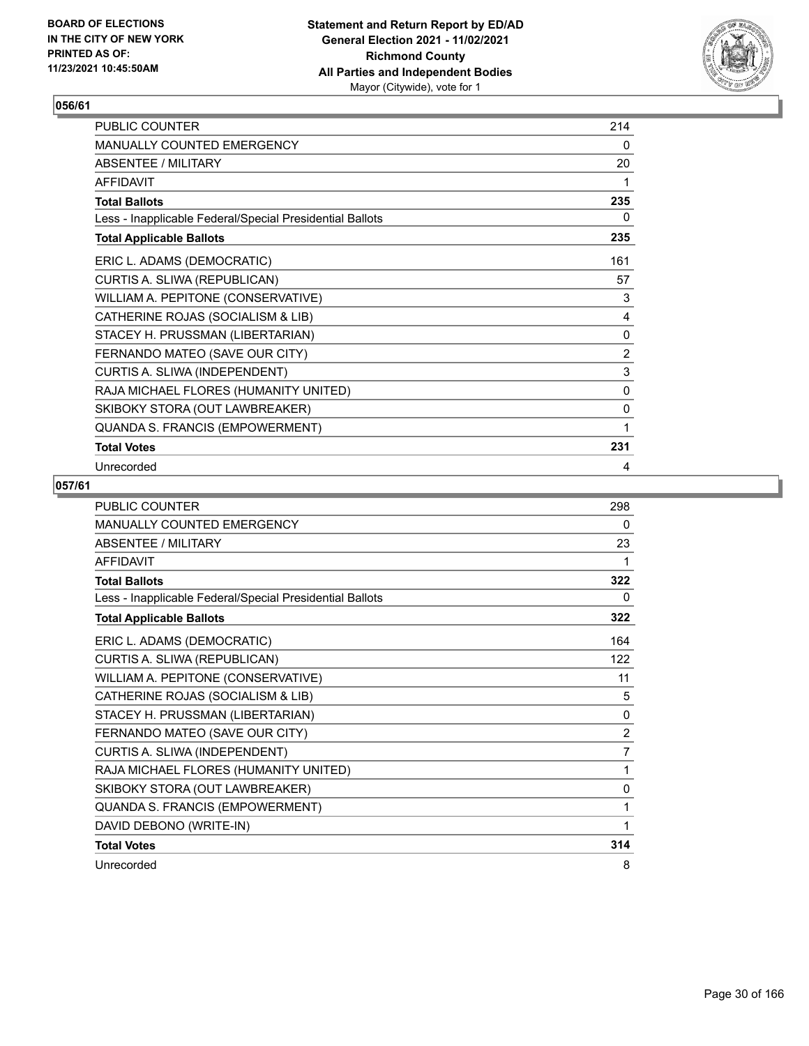## 056/61

| | |
|---|---|
| PUBLIC COUNTER | 214 |
| MANUALLY COUNTED EMERGENCY | 0 |
| ABSENTEE / MILITARY | 20 |
| AFFIDAVIT | 1 |
| **Total Ballots** | **235** |
| Less - Inapplicable Federal/Special Presidential Ballots | 0 |
| **Total Applicable Ballots** | **235** |
| ERIC L. ADAMS (DEMOCRATIC) | 161 |
| CURTIS A. SLIWA (REPUBLICAN) | 57 |
| WILLIAM A. PEPITONE (CONSERVATIVE) | 3 |
| CATHERINE ROJAS (SOCIALISM & LIB) | 4 |
| STACEY H. PRUSSMAN (LIBERTARIAN) | 0 |
| FERNANDO MATEO (SAVE OUR CITY) | 2 |
| CURTIS A. SLIWA (INDEPENDENT) | 3 |
| RAJA MICHAEL FLORES (HUMANITY UNITED) | 0 |
| SKIBOKY STORA (OUT LAWBREAKER) | 0 |
| QUANDA S. FRANCIS (EMPOWERMENT) | 1 |
| **Total Votes** | **231** |
| Unrecorded | 4 |

## 057/61

| | |
|---|---|
| PUBLIC COUNTER | 298 |
| MANUALLY COUNTED EMERGENCY | 0 |
| ABSENTEE / MILITARY | 23 |
| AFFIDAVIT | 1 |
| **Total Ballots** | **322** |
| Less - Inapplicable Federal/Special Presidential Ballots | 0 |
| **Total Applicable Ballots** | **322** |
| ERIC L. ADAMS (DEMOCRATIC) | 164 |
| CURTIS A. SLIWA (REPUBLICAN) | 122 |
| WILLIAM A. PEPITONE (CONSERVATIVE) | 11 |
| CATHERINE ROJAS (SOCIALISM & LIB) | 5 |
| STACEY H. PRUSSMAN (LIBERTARIAN) | 0 |
| FERNANDO MATEO (SAVE OUR CITY) | 2 |
| CURTIS A. SLIWA (INDEPENDENT) | 7 |
| RAJA MICHAEL FLORES (HUMANITY UNITED) | 1 |
| SKIBOKY STORA (OUT LAWBREAKER) | 0 |
| QUANDA S. FRANCIS (EMPOWERMENT) | 1 |
| DAVID DEBONO (WRITE-IN) | 1 |
| **Total Votes** | **314** |
| Unrecorded | 8 |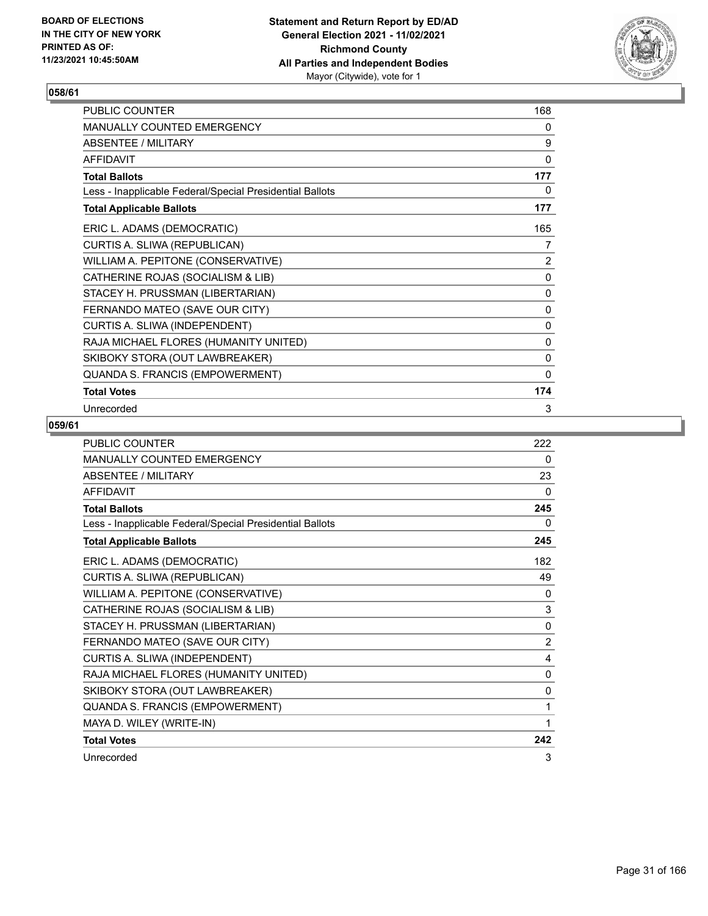## 058/61

| | |
|---|---|
| PUBLIC COUNTER | 168 |
| MANUALLY COUNTED EMERGENCY | 0 |
| ABSENTEE / MILITARY | 9 |
| AFFIDAVIT | 0 |
| **Total Ballots** | **177** |
| Less - Inapplicable Federal/Special Presidential Ballots | 0 |
| **Total Applicable Ballots** | **177** |
| ERIC L. ADAMS (DEMOCRATIC) | 165 |
| CURTIS A. SLIWA (REPUBLICAN) | 7 |
| WILLIAM A. PEPITONE (CONSERVATIVE) | 2 |
| CATHERINE ROJAS (SOCIALISM & LIB) | 0 |
| STACEY H. PRUSSMAN (LIBERTARIAN) | 0 |
| FERNANDO MATEO (SAVE OUR CITY) | 0 |
| CURTIS A. SLIWA (INDEPENDENT) | 0 |
| RAJA MICHAEL FLORES (HUMANITY UNITED) | 0 |
| SKIBOKY STORA (OUT LAWBREAKER) | 0 |
| QUANDA S. FRANCIS (EMPOWERMENT) | 0 |
| **Total Votes** | **174** |
| Unrecorded | 3 |

## 059/61

| | |
|---|---|
| PUBLIC COUNTER | 222 |
| MANUALLY COUNTED EMERGENCY | 0 |
| ABSENTEE / MILITARY | 23 |
| AFFIDAVIT | 0 |
| **Total Ballots** | **245** |
| Less - Inapplicable Federal/Special Presidential Ballots | 0 |
| **Total Applicable Ballots** | **245** |
| ERIC L. ADAMS (DEMOCRATIC) | 182 |
| CURTIS A. SLIWA (REPUBLICAN) | 49 |
| WILLIAM A. PEPITONE (CONSERVATIVE) | 0 |
| CATHERINE ROJAS (SOCIALISM & LIB) | 3 |
| STACEY H. PRUSSMAN (LIBERTARIAN) | 0 |
| FERNANDO MATEO (SAVE OUR CITY) | 2 |
| CURTIS A. SLIWA (INDEPENDENT) | 4 |
| RAJA MICHAEL FLORES (HUMANITY UNITED) | 0 |
| SKIBOKY STORA (OUT LAWBREAKER) | 0 |
| QUANDA S. FRANCIS (EMPOWERMENT) | 1 |
| MAYA D. WILEY (WRITE-IN) | 1 |
| **Total Votes** | **242** |
| Unrecorded | 3 |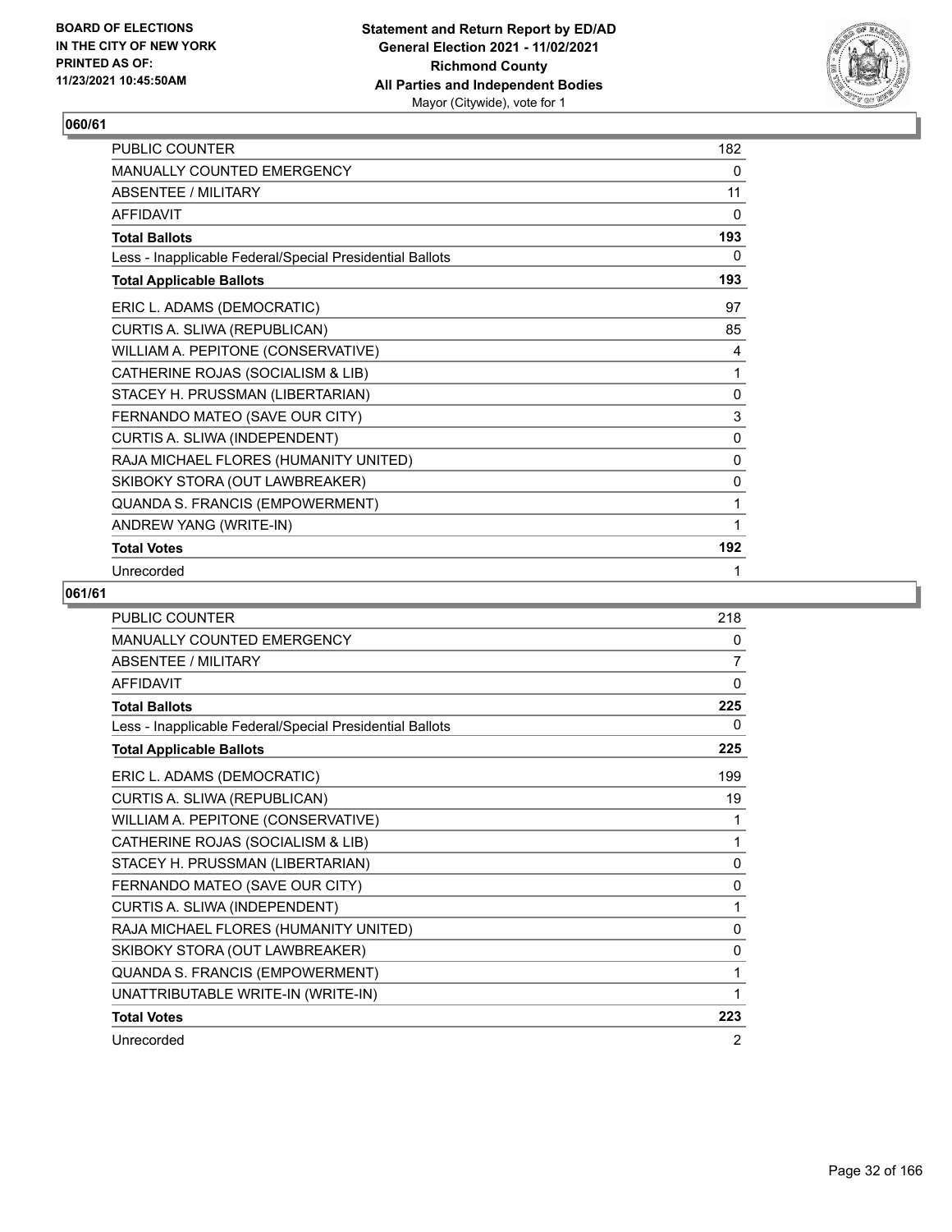## 060/61

| | |
|---|---|
| PUBLIC COUNTER | 182 |
| MANUALLY COUNTED EMERGENCY | 0 |
| ABSENTEE / MILITARY | 11 |
| AFFIDAVIT | 0 |
| **Total Ballots** | **193** |
| Less - Inapplicable Federal/Special Presidential Ballots | 0 |
| **Total Applicable Ballots** | **193** |
| ERIC L. ADAMS (DEMOCRATIC) | 97 |
| CURTIS A. SLIWA (REPUBLICAN) | 85 |
| WILLIAM A. PEPITONE (CONSERVATIVE) | 4 |
| CATHERINE ROJAS (SOCIALISM & LIB) | 1 |
| STACEY H. PRUSSMAN (LIBERTARIAN) | 0 |
| FERNANDO MATEO (SAVE OUR CITY) | 3 |
| CURTIS A. SLIWA (INDEPENDENT) | 0 |
| RAJA MICHAEL FLORES (HUMANITY UNITED) | 0 |
| SKIBOKY STORA (OUT LAWBREAKER) | 0 |
| QUANDA S. FRANCIS (EMPOWERMENT) | 1 |
| ANDREW YANG (WRITE-IN) | 1 |
| **Total Votes** | **192** |
| Unrecorded | 1 |

## 061/61

| | |
|---|---|
| PUBLIC COUNTER | 218 |
| MANUALLY COUNTED EMERGENCY | 0 |
| ABSENTEE / MILITARY | 7 |
| AFFIDAVIT | 0 |
| **Total Ballots** | **225** |
| Less - Inapplicable Federal/Special Presidential Ballots | 0 |
| **Total Applicable Ballots** | **225** |
| ERIC L. ADAMS (DEMOCRATIC) | 199 |
| CURTIS A. SLIWA (REPUBLICAN) | 19 |
| WILLIAM A. PEPITONE (CONSERVATIVE) | 1 |
| CATHERINE ROJAS (SOCIALISM & LIB) | 1 |
| STACEY H. PRUSSMAN (LIBERTARIAN) | 0 |
| FERNANDO MATEO (SAVE OUR CITY) | 0 |
| CURTIS A. SLIWA (INDEPENDENT) | 1 |
| RAJA MICHAEL FLORES (HUMANITY UNITED) | 0 |
| SKIBOKY STORA (OUT LAWBREAKER) | 0 |
| QUANDA S. FRANCIS (EMPOWERMENT) | 1 |
| UNATTRIBUTABLE WRITE-IN (WRITE-IN) | 1 |
| **Total Votes** | **223** |
| Unrecorded | 2 |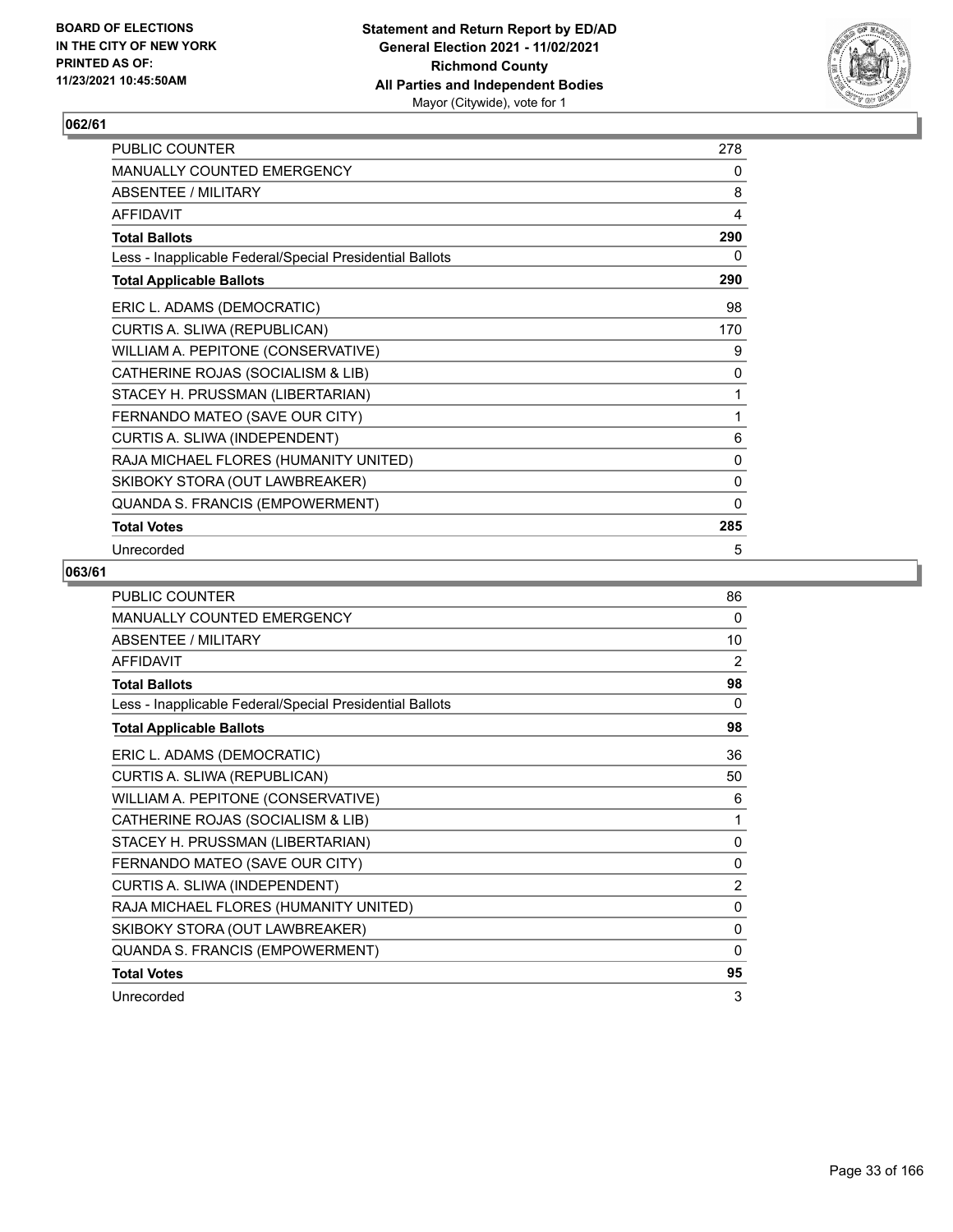BOARD OF ELECTIONS
IN THE CITY OF NEW YORK
PRINTED AS OF:
11/23/2021 10:45:50AM

**Statement and Return Report by ED/AD**
**General Election 2021 - 11/02/2021**
**Richmond County**
**All Parties and Independent Bodies**
Mayor (Citywide), vote for 1

### 062/61

| | |
|---|---|
| PUBLIC COUNTER | 278 |
| MANUALLY COUNTED EMERGENCY | 0 |
| ABSENTEE / MILITARY | 8 |
| AFFIDAVIT | 4 |
| **Total Ballots** | **290** |
| Less - Inapplicable Federal/Special Presidential Ballots | 0 |
| **Total Applicable Ballots** | **290** |
| ERIC L. ADAMS (DEMOCRATIC) | 98 |
| CURTIS A. SLIWA (REPUBLICAN) | 170 |
| WILLIAM A. PEPITONE (CONSERVATIVE) | 9 |
| CATHERINE ROJAS (SOCIALISM & LIB) | 0 |
| STACEY H. PRUSSMAN (LIBERTARIAN) | 1 |
| FERNANDO MATEO (SAVE OUR CITY) | 1 |
| CURTIS A. SLIWA (INDEPENDENT) | 6 |
| RAJA MICHAEL FLORES (HUMANITY UNITED) | 0 |
| SKIBOKY STORA (OUT LAWBREAKER) | 0 |
| QUANDA S. FRANCIS (EMPOWERMENT) | 0 |
| **Total Votes** | **285** |
| Unrecorded | 5 |

### 063/61

| | |
|---|---|
| PUBLIC COUNTER | 86 |
| MANUALLY COUNTED EMERGENCY | 0 |
| ABSENTEE / MILITARY | 10 |
| AFFIDAVIT | 2 |
| **Total Ballots** | **98** |
| Less - Inapplicable Federal/Special Presidential Ballots | 0 |
| **Total Applicable Ballots** | **98** |
| ERIC L. ADAMS (DEMOCRATIC) | 36 |
| CURTIS A. SLIWA (REPUBLICAN) | 50 |
| WILLIAM A. PEPITONE (CONSERVATIVE) | 6 |
| CATHERINE ROJAS (SOCIALISM & LIB) | 1 |
| STACEY H. PRUSSMAN (LIBERTARIAN) | 0 |
| FERNANDO MATEO (SAVE OUR CITY) | 0 |
| CURTIS A. SLIWA (INDEPENDENT) | 2 |
| RAJA MICHAEL FLORES (HUMANITY UNITED) | 0 |
| SKIBOKY STORA (OUT LAWBREAKER) | 0 |
| QUANDA S. FRANCIS (EMPOWERMENT) | 0 |
| **Total Votes** | **95** |
| Unrecorded | 3 |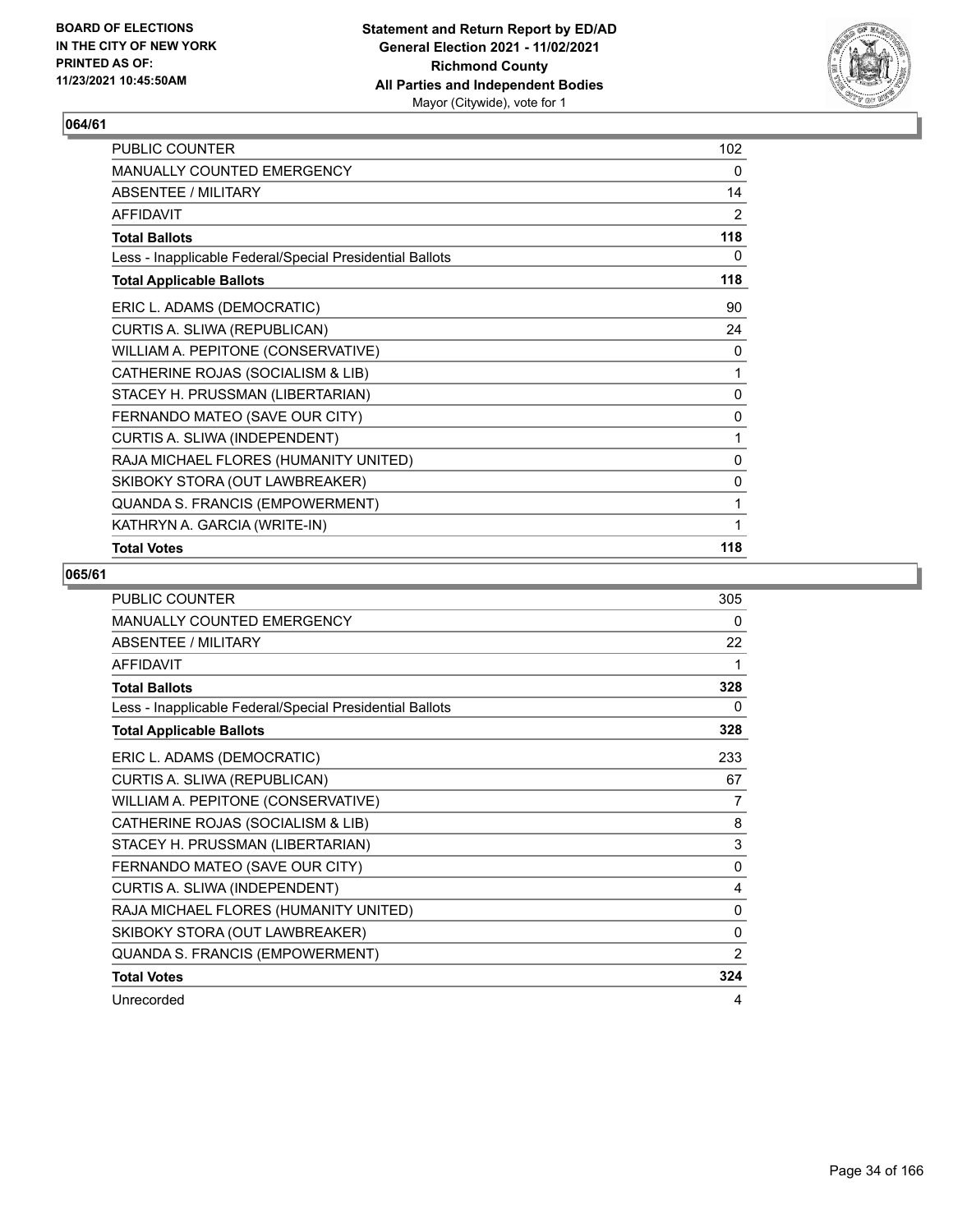**BOARD OF ELECTIONS IN THE CITY OF NEW YORK PRINTED AS OF: 11/23/2021 10:45:50AM**

**Statement and Return Report by ED/AD General Election 2021 - 11/02/2021 Richmond County All Parties and Independent Bodies**
Mayor (Citywide), vote for 1

## 064/61

| | |
|---|---|
| PUBLIC COUNTER | 102 |
| MANUALLY COUNTED EMERGENCY | 0 |
| ABSENTEE / MILITARY | 14 |
| AFFIDAVIT | 2 |
| **Total Ballots** | **118** |
| Less - Inapplicable Federal/Special Presidential Ballots | 0 |
| **Total Applicable Ballots** | **118** |
| ERIC L. ADAMS (DEMOCRATIC) | 90 |
| CURTIS A. SLIWA (REPUBLICAN) | 24 |
| WILLIAM A. PEPITONE (CONSERVATIVE) | 0 |
| CATHERINE ROJAS (SOCIALISM & LIB) | 1 |
| STACEY H. PRUSSMAN (LIBERTARIAN) | 0 |
| FERNANDO MATEO (SAVE OUR CITY) | 0 |
| CURTIS A. SLIWA (INDEPENDENT) | 1 |
| RAJA MICHAEL FLORES (HUMANITY UNITED) | 0 |
| SKIBOKY STORA (OUT LAWBREAKER) | 0 |
| QUANDA S. FRANCIS (EMPOWERMENT) | 1 |
| KATHRYN A. GARCIA (WRITE-IN) | 1 |
| **Total Votes** | **118** |

## 065/61

| | |
|---|---|
| PUBLIC COUNTER | 305 |
| MANUALLY COUNTED EMERGENCY | 0 |
| ABSENTEE / MILITARY | 22 |
| AFFIDAVIT | 1 |
| **Total Ballots** | **328** |
| Less - Inapplicable Federal/Special Presidential Ballots | 0 |
| **Total Applicable Ballots** | **328** |
| ERIC L. ADAMS (DEMOCRATIC) | 233 |
| CURTIS A. SLIWA (REPUBLICAN) | 67 |
| WILLIAM A. PEPITONE (CONSERVATIVE) | 7 |
| CATHERINE ROJAS (SOCIALISM & LIB) | 8 |
| STACEY H. PRUSSMAN (LIBERTARIAN) | 3 |
| FERNANDO MATEO (SAVE OUR CITY) | 0 |
| CURTIS A. SLIWA (INDEPENDENT) | 4 |
| RAJA MICHAEL FLORES (HUMANITY UNITED) | 0 |
| SKIBOKY STORA (OUT LAWBREAKER) | 0 |
| QUANDA S. FRANCIS (EMPOWERMENT) | 2 |
| **Total Votes** | **324** |
| Unrecorded | 4 |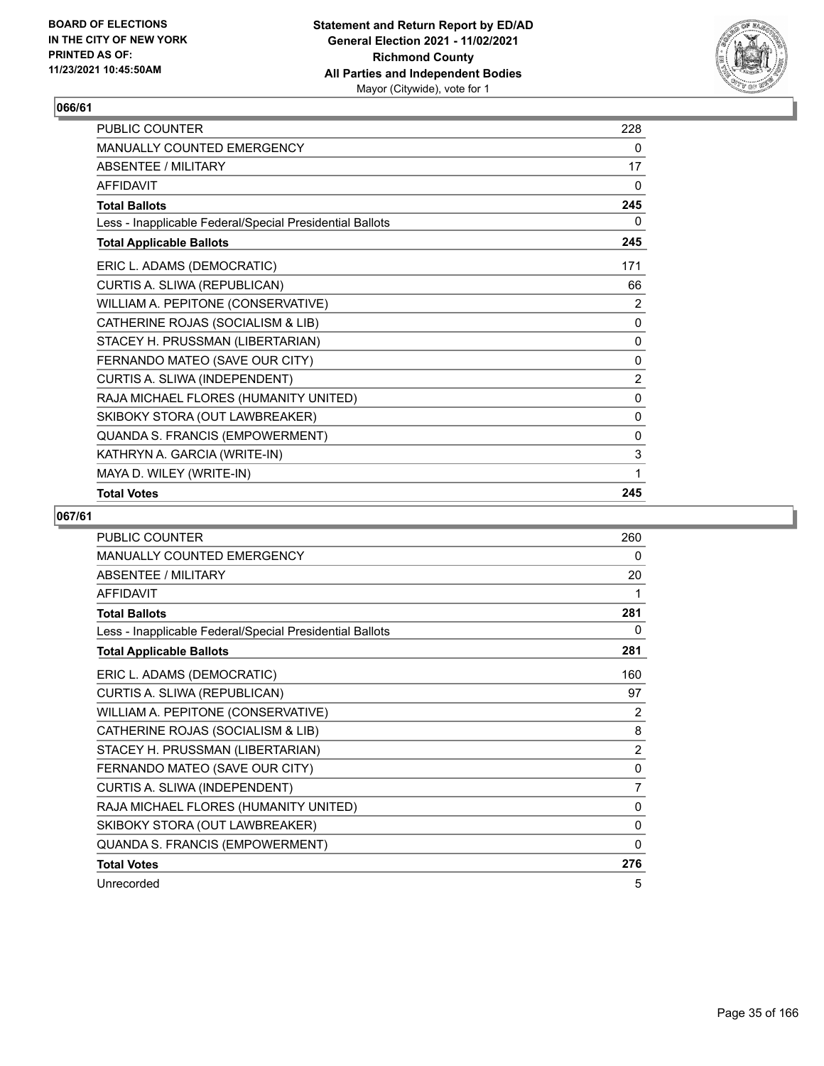**BOARD OF ELECTIONS IN THE CITY OF NEW YORK PRINTED AS OF: 11/23/2021 10:45:50AM**

**Statement and Return Report by ED/AD General Election 2021 - 11/02/2021 Richmond County All Parties and Independent Bodies** Mayor (Citywide), vote for 1

## 066/61

| | |
|---|---|
| PUBLIC COUNTER | 228 |
| MANUALLY COUNTED EMERGENCY | 0 |
| ABSENTEE / MILITARY | 17 |
| AFFIDAVIT | 0 |
| **Total Ballots** | **245** |
| Less - Inapplicable Federal/Special Presidential Ballots | 0 |
| **Total Applicable Ballots** | **245** |
| ERIC L. ADAMS (DEMOCRATIC) | 171 |
| CURTIS A. SLIWA (REPUBLICAN) | 66 |
| WILLIAM A. PEPITONE (CONSERVATIVE) | 2 |
| CATHERINE ROJAS (SOCIALISM & LIB) | 0 |
| STACEY H. PRUSSMAN (LIBERTARIAN) | 0 |
| FERNANDO MATEO (SAVE OUR CITY) | 0 |
| CURTIS A. SLIWA (INDEPENDENT) | 2 |
| RAJA MICHAEL FLORES (HUMANITY UNITED) | 0 |
| SKIBOKY STORA (OUT LAWBREAKER) | 0 |
| QUANDA S. FRANCIS (EMPOWERMENT) | 0 |
| KATHRYN A. GARCIA (WRITE-IN) | 3 |
| MAYA D. WILEY (WRITE-IN) | 1 |
| **Total Votes** | **245** |

## 067/61

| | |
|---|---|
| PUBLIC COUNTER | 260 |
| MANUALLY COUNTED EMERGENCY | 0 |
| ABSENTEE / MILITARY | 20 |
| AFFIDAVIT | 1 |
| **Total Ballots** | **281** |
| Less - Inapplicable Federal/Special Presidential Ballots | 0 |
| **Total Applicable Ballots** | **281** |
| ERIC L. ADAMS (DEMOCRATIC) | 160 |
| CURTIS A. SLIWA (REPUBLICAN) | 97 |
| WILLIAM A. PEPITONE (CONSERVATIVE) | 2 |
| CATHERINE ROJAS (SOCIALISM & LIB) | 8 |
| STACEY H. PRUSSMAN (LIBERTARIAN) | 2 |
| FERNANDO MATEO (SAVE OUR CITY) | 0 |
| CURTIS A. SLIWA (INDEPENDENT) | 7 |
| RAJA MICHAEL FLORES (HUMANITY UNITED) | 0 |
| SKIBOKY STORA (OUT LAWBREAKER) | 0 |
| QUANDA S. FRANCIS (EMPOWERMENT) | 0 |
| **Total Votes** | **276** |
| Unrecorded | 5 |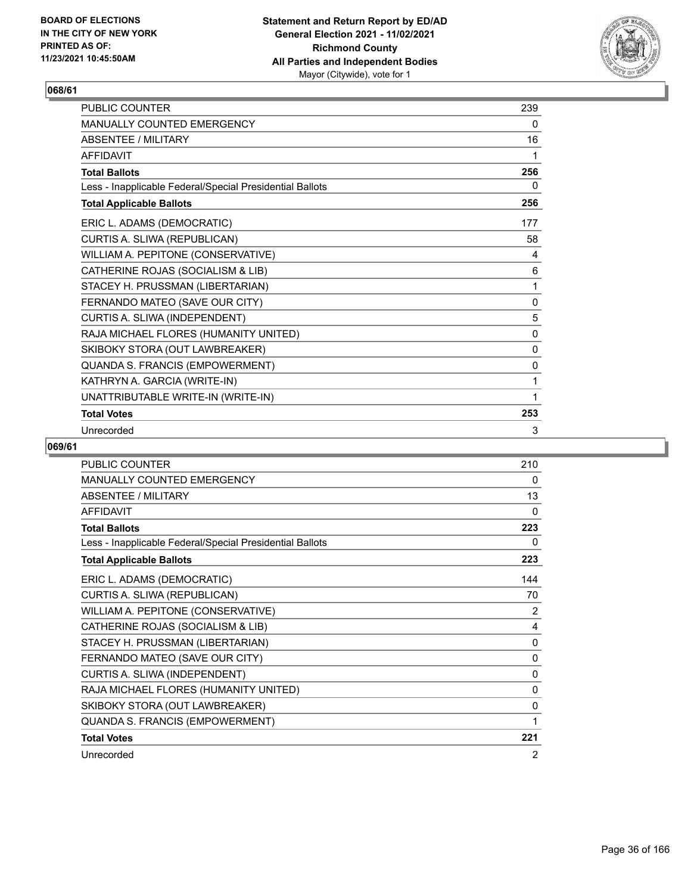**Statement and Return Report by ED/AD**
**General Election 2021 - 11/02/2021**
**Richmond County**
**All Parties and Independent Bodies**
Mayor (Citywide), vote for 1

BOARD OF ELECTIONS
IN THE CITY OF NEW YORK
PRINTED AS OF:
11/23/2021 10:45:50AM

## 068/61

| | |
|---|---|
| PUBLIC COUNTER | 239 |
| MANUALLY COUNTED EMERGENCY | 0 |
| ABSENTEE / MILITARY | 16 |
| AFFIDAVIT | 1 |
| **Total Ballots** | **256** |
| Less - Inapplicable Federal/Special Presidential Ballots | 0 |
| **Total Applicable Ballots** | **256** |
| ERIC L. ADAMS (DEMOCRATIC) | 177 |
| CURTIS A. SLIWA (REPUBLICAN) | 58 |
| WILLIAM A. PEPITONE (CONSERVATIVE) | 4 |
| CATHERINE ROJAS (SOCIALISM & LIB) | 6 |
| STACEY H. PRUSSMAN (LIBERTARIAN) | 1 |
| FERNANDO MATEO (SAVE OUR CITY) | 0 |
| CURTIS A. SLIWA (INDEPENDENT) | 5 |
| RAJA MICHAEL FLORES (HUMANITY UNITED) | 0 |
| SKIBOKY STORA (OUT LAWBREAKER) | 0 |
| QUANDA S. FRANCIS (EMPOWERMENT) | 0 |
| KATHRYN A. GARCIA (WRITE-IN) | 1 |
| UNATTRIBUTABLE WRITE-IN (WRITE-IN) | 1 |
| **Total Votes** | **253** |
| Unrecorded | 3 |

## 069/61

| | |
|---|---|
| PUBLIC COUNTER | 210 |
| MANUALLY COUNTED EMERGENCY | 0 |
| ABSENTEE / MILITARY | 13 |
| AFFIDAVIT | 0 |
| **Total Ballots** | **223** |
| Less - Inapplicable Federal/Special Presidential Ballots | 0 |
| **Total Applicable Ballots** | **223** |
| ERIC L. ADAMS (DEMOCRATIC) | 144 |
| CURTIS A. SLIWA (REPUBLICAN) | 70 |
| WILLIAM A. PEPITONE (CONSERVATIVE) | 2 |
| CATHERINE ROJAS (SOCIALISM & LIB) | 4 |
| STACEY H. PRUSSMAN (LIBERTARIAN) | 0 |
| FERNANDO MATEO (SAVE OUR CITY) | 0 |
| CURTIS A. SLIWA (INDEPENDENT) | 0 |
| RAJA MICHAEL FLORES (HUMANITY UNITED) | 0 |
| SKIBOKY STORA (OUT LAWBREAKER) | 0 |
| QUANDA S. FRANCIS (EMPOWERMENT) | 1 |
| **Total Votes** | **221** |
| Unrecorded | 2 |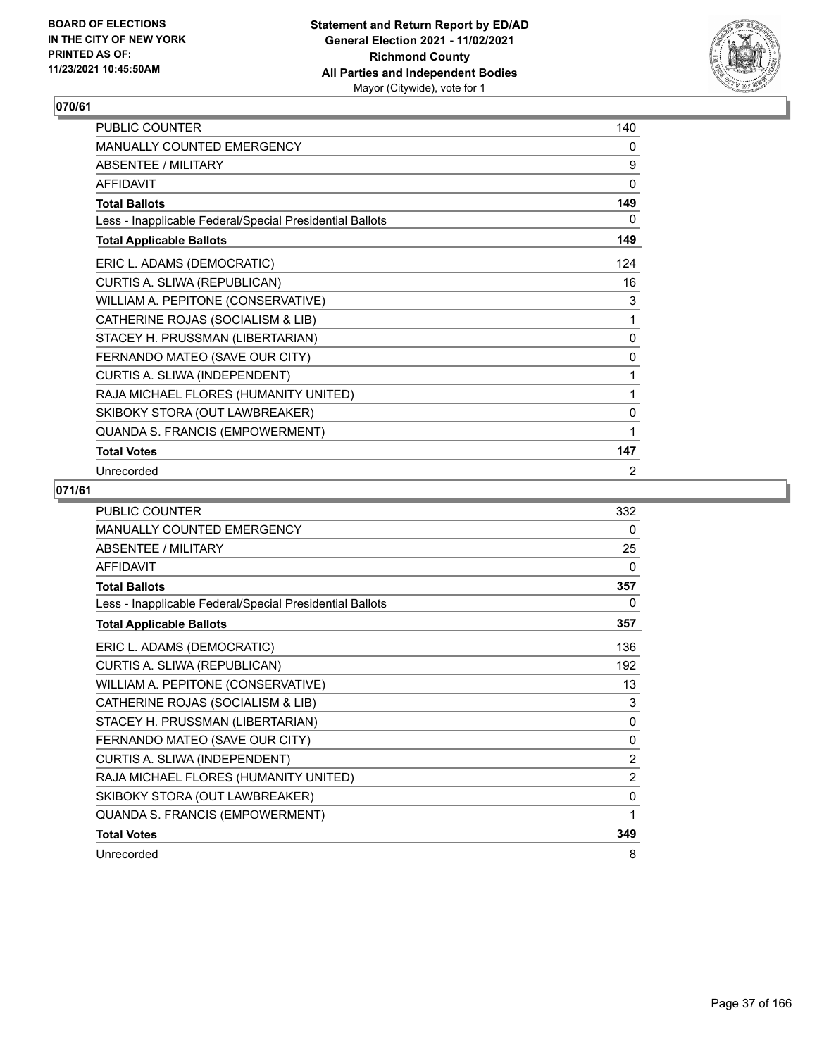## 070/61

| | |
|---|---|
| PUBLIC COUNTER | 140 |
| MANUALLY COUNTED EMERGENCY | 0 |
| ABSENTEE / MILITARY | 9 |
| AFFIDAVIT | 0 |
| **Total Ballots** | **149** |
| Less - Inapplicable Federal/Special Presidential Ballots | 0 |
| **Total Applicable Ballots** | **149** |
| ERIC L. ADAMS (DEMOCRATIC) | 124 |
| CURTIS A. SLIWA (REPUBLICAN) | 16 |
| WILLIAM A. PEPITONE (CONSERVATIVE) | 3 |
| CATHERINE ROJAS (SOCIALISM & LIB) | 1 |
| STACEY H. PRUSSMAN (LIBERTARIAN) | 0 |
| FERNANDO MATEO (SAVE OUR CITY) | 0 |
| CURTIS A. SLIWA (INDEPENDENT) | 1 |
| RAJA MICHAEL FLORES (HUMANITY UNITED) | 1 |
| SKIBOKY STORA (OUT LAWBREAKER) | 0 |
| QUANDA S. FRANCIS (EMPOWERMENT) | 1 |
| **Total Votes** | **147** |
| Unrecorded | 2 |

## 071/61

| | |
|---|---|
| PUBLIC COUNTER | 332 |
| MANUALLY COUNTED EMERGENCY | 0 |
| ABSENTEE / MILITARY | 25 |
| AFFIDAVIT | 0 |
| **Total Ballots** | **357** |
| Less - Inapplicable Federal/Special Presidential Ballots | 0 |
| **Total Applicable Ballots** | **357** |
| ERIC L. ADAMS (DEMOCRATIC) | 136 |
| CURTIS A. SLIWA (REPUBLICAN) | 192 |
| WILLIAM A. PEPITONE (CONSERVATIVE) | 13 |
| CATHERINE ROJAS (SOCIALISM & LIB) | 3 |
| STACEY H. PRUSSMAN (LIBERTARIAN) | 0 |
| FERNANDO MATEO (SAVE OUR CITY) | 0 |
| CURTIS A. SLIWA (INDEPENDENT) | 2 |
| RAJA MICHAEL FLORES (HUMANITY UNITED) | 2 |
| SKIBOKY STORA (OUT LAWBREAKER) | 0 |
| QUANDA S. FRANCIS (EMPOWERMENT) | 1 |
| **Total Votes** | **349** |
| Unrecorded | 8 |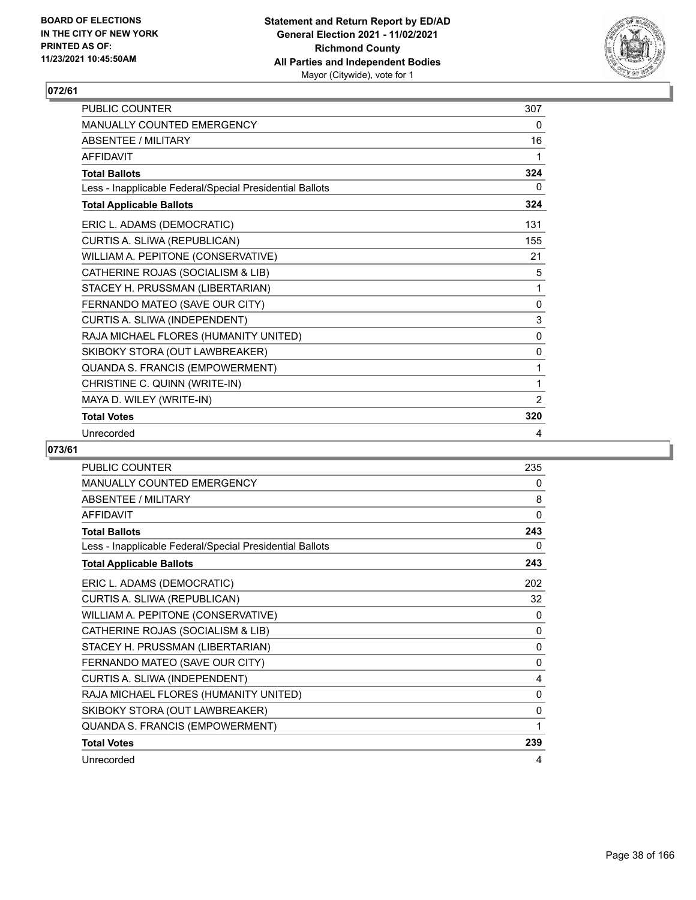**BOARD OF ELECTIONS IN THE CITY OF NEW YORK PRINTED AS OF: 11/23/2021 10:45:50AM**

**Statement and Return Report by ED/AD General Election 2021 - 11/02/2021 Richmond County All Parties and Independent Bodies**
Mayor (Citywide), vote for 1

## 072/61

| | |
|---|---|
| PUBLIC COUNTER | 307 |
| MANUALLY COUNTED EMERGENCY | 0 |
| ABSENTEE / MILITARY | 16 |
| AFFIDAVIT | 1 |
| **Total Ballots** | **324** |
| Less - Inapplicable Federal/Special Presidential Ballots | 0 |
| **Total Applicable Ballots** | **324** |
| ERIC L. ADAMS (DEMOCRATIC) | 131 |
| CURTIS A. SLIWA (REPUBLICAN) | 155 |
| WILLIAM A. PEPITONE (CONSERVATIVE) | 21 |
| CATHERINE ROJAS (SOCIALISM & LIB) | 5 |
| STACEY H. PRUSSMAN (LIBERTARIAN) | 1 |
| FERNANDO MATEO (SAVE OUR CITY) | 0 |
| CURTIS A. SLIWA (INDEPENDENT) | 3 |
| RAJA MICHAEL FLORES (HUMANITY UNITED) | 0 |
| SKIBOKY STORA (OUT LAWBREAKER) | 0 |
| QUANDA S. FRANCIS (EMPOWERMENT) | 1 |
| CHRISTINE C. QUINN (WRITE-IN) | 1 |
| MAYA D. WILEY (WRITE-IN) | 2 |
| **Total Votes** | **320** |
| Unrecorded | 4 |

## 073/61

| | |
|---|---|
| PUBLIC COUNTER | 235 |
| MANUALLY COUNTED EMERGENCY | 0 |
| ABSENTEE / MILITARY | 8 |
| AFFIDAVIT | 0 |
| **Total Ballots** | **243** |
| Less - Inapplicable Federal/Special Presidential Ballots | 0 |
| **Total Applicable Ballots** | **243** |
| ERIC L. ADAMS (DEMOCRATIC) | 202 |
| CURTIS A. SLIWA (REPUBLICAN) | 32 |
| WILLIAM A. PEPITONE (CONSERVATIVE) | 0 |
| CATHERINE ROJAS (SOCIALISM & LIB) | 0 |
| STACEY H. PRUSSMAN (LIBERTARIAN) | 0 |
| FERNANDO MATEO (SAVE OUR CITY) | 0 |
| CURTIS A. SLIWA (INDEPENDENT) | 4 |
| RAJA MICHAEL FLORES (HUMANITY UNITED) | 0 |
| SKIBOKY STORA (OUT LAWBREAKER) | 0 |
| QUANDA S. FRANCIS (EMPOWERMENT) | 1 |
| **Total Votes** | **239** |
| Unrecorded | 4 |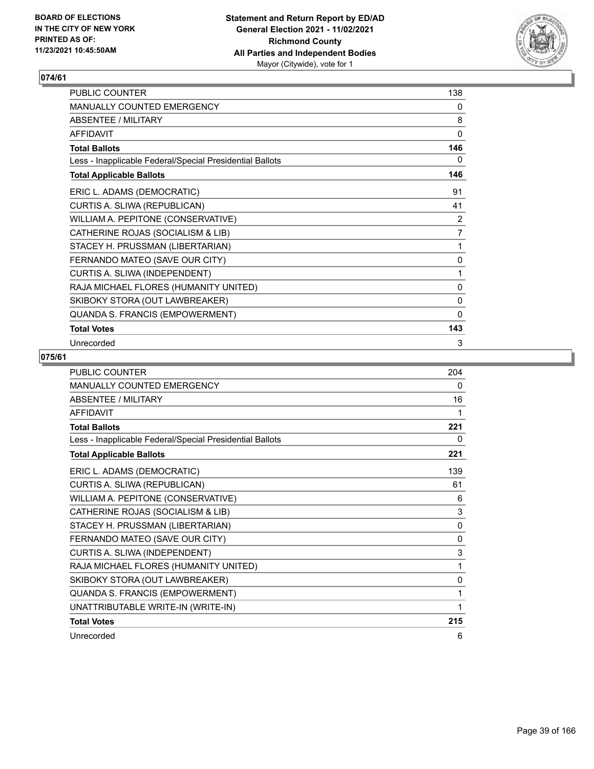## 074/61

| | |
|---|---|
| PUBLIC COUNTER | 138 |
| MANUALLY COUNTED EMERGENCY | 0 |
| ABSENTEE / MILITARY | 8 |
| AFFIDAVIT | 0 |
| **Total Ballots** | **146** |
| Less - Inapplicable Federal/Special Presidential Ballots | 0 |
| **Total Applicable Ballots** | **146** |
| ERIC L. ADAMS (DEMOCRATIC) | 91 |
| CURTIS A. SLIWA (REPUBLICAN) | 41 |
| WILLIAM A. PEPITONE (CONSERVATIVE) | 2 |
| CATHERINE ROJAS (SOCIALISM & LIB) | 7 |
| STACEY H. PRUSSMAN (LIBERTARIAN) | 1 |
| FERNANDO MATEO (SAVE OUR CITY) | 0 |
| CURTIS A. SLIWA (INDEPENDENT) | 1 |
| RAJA MICHAEL FLORES (HUMANITY UNITED) | 0 |
| SKIBOKY STORA (OUT LAWBREAKER) | 0 |
| QUANDA S. FRANCIS (EMPOWERMENT) | 0 |
| **Total Votes** | **143** |
| Unrecorded | 3 |

## 075/61

| | |
|---|---|
| PUBLIC COUNTER | 204 |
| MANUALLY COUNTED EMERGENCY | 0 |
| ABSENTEE / MILITARY | 16 |
| AFFIDAVIT | 1 |
| **Total Ballots** | **221** |
| Less - Inapplicable Federal/Special Presidential Ballots | 0 |
| **Total Applicable Ballots** | **221** |
| ERIC L. ADAMS (DEMOCRATIC) | 139 |
| CURTIS A. SLIWA (REPUBLICAN) | 61 |
| WILLIAM A. PEPITONE (CONSERVATIVE) | 6 |
| CATHERINE ROJAS (SOCIALISM & LIB) | 3 |
| STACEY H. PRUSSMAN (LIBERTARIAN) | 0 |
| FERNANDO MATEO (SAVE OUR CITY) | 0 |
| CURTIS A. SLIWA (INDEPENDENT) | 3 |
| RAJA MICHAEL FLORES (HUMANITY UNITED) | 1 |
| SKIBOKY STORA (OUT LAWBREAKER) | 0 |
| QUANDA S. FRANCIS (EMPOWERMENT) | 1 |
| UNATTRIBUTABLE WRITE-IN (WRITE-IN) | 1 |
| **Total Votes** | **215** |
| Unrecorded | 6 |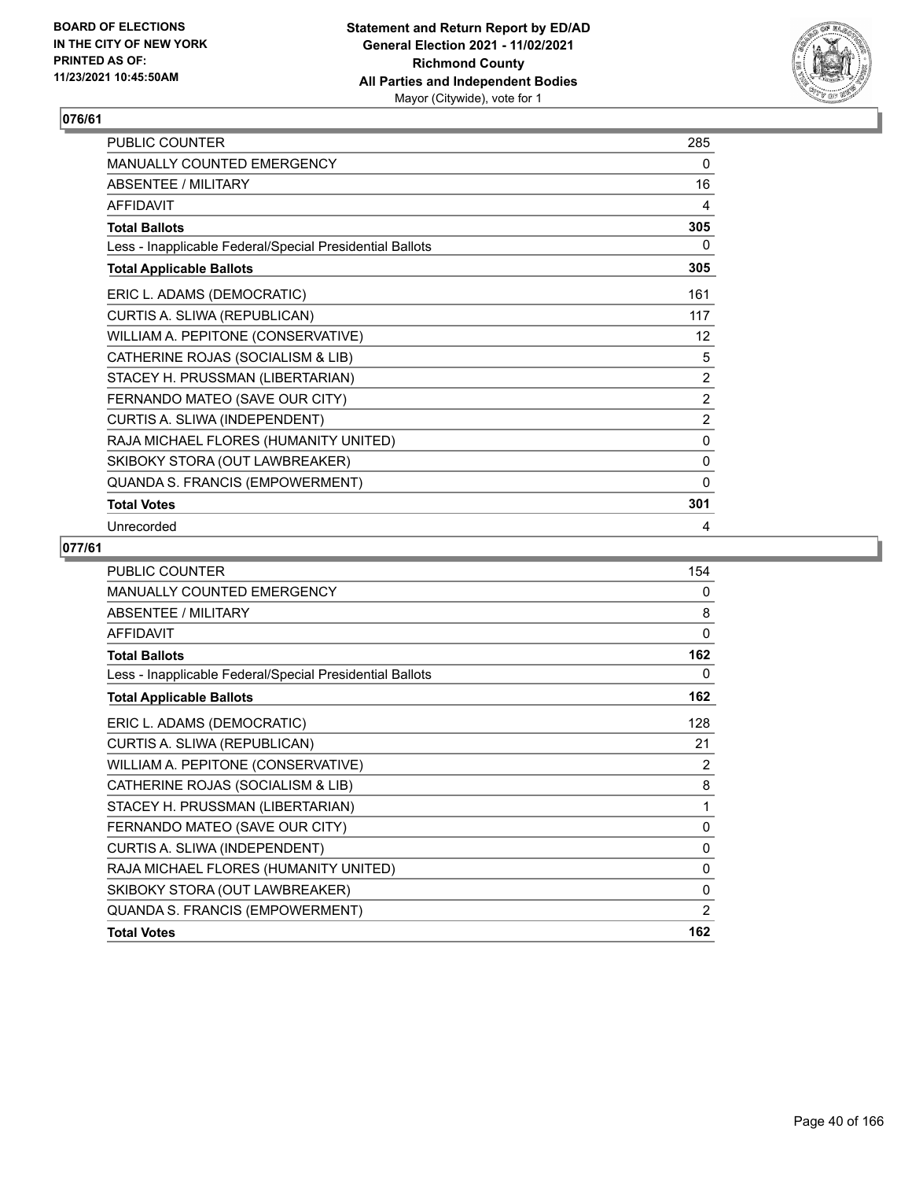BOARD OF ELECTIONS
IN THE CITY OF NEW YORK
PRINTED AS OF:
11/23/2021 10:45:50AM

**Statement and Return Report by ED/AD**
**General Election 2021 - 11/02/2021**
**Richmond County**
**All Parties and Independent Bodies**
Mayor (Citywide), vote for 1

## 076/61

| | |
|---|---|
| PUBLIC COUNTER | 285 |
| MANUALLY COUNTED EMERGENCY | 0 |
| ABSENTEE / MILITARY | 16 |
| AFFIDAVIT | 4 |
| **Total Ballots** | **305** |
| Less - Inapplicable Federal/Special Presidential Ballots | 0 |
| **Total Applicable Ballots** | **305** |
| ERIC L. ADAMS (DEMOCRATIC) | 161 |
| CURTIS A. SLIWA (REPUBLICAN) | 117 |
| WILLIAM A. PEPITONE (CONSERVATIVE) | 12 |
| CATHERINE ROJAS (SOCIALISM & LIB) | 5 |
| STACEY H. PRUSSMAN (LIBERTARIAN) | 2 |
| FERNANDO MATEO (SAVE OUR CITY) | 2 |
| CURTIS A. SLIWA (INDEPENDENT) | 2 |
| RAJA MICHAEL FLORES (HUMANITY UNITED) | 0 |
| SKIBOKY STORA (OUT LAWBREAKER) | 0 |
| QUANDA S. FRANCIS (EMPOWERMENT) | 0 |
| **Total Votes** | **301** |
| Unrecorded | 4 |

## 077/61

| | |
|---|---|
| PUBLIC COUNTER | 154 |
| MANUALLY COUNTED EMERGENCY | 0 |
| ABSENTEE / MILITARY | 8 |
| AFFIDAVIT | 0 |
| **Total Ballots** | **162** |
| Less - Inapplicable Federal/Special Presidential Ballots | 0 |
| **Total Applicable Ballots** | **162** |
| ERIC L. ADAMS (DEMOCRATIC) | 128 |
| CURTIS A. SLIWA (REPUBLICAN) | 21 |
| WILLIAM A. PEPITONE (CONSERVATIVE) | 2 |
| CATHERINE ROJAS (SOCIALISM & LIB) | 8 |
| STACEY H. PRUSSMAN (LIBERTARIAN) | 1 |
| FERNANDO MATEO (SAVE OUR CITY) | 0 |
| CURTIS A. SLIWA (INDEPENDENT) | 0 |
| RAJA MICHAEL FLORES (HUMANITY UNITED) | 0 |
| SKIBOKY STORA (OUT LAWBREAKER) | 0 |
| QUANDA S. FRANCIS (EMPOWERMENT) | 2 |
| **Total Votes** | **162** |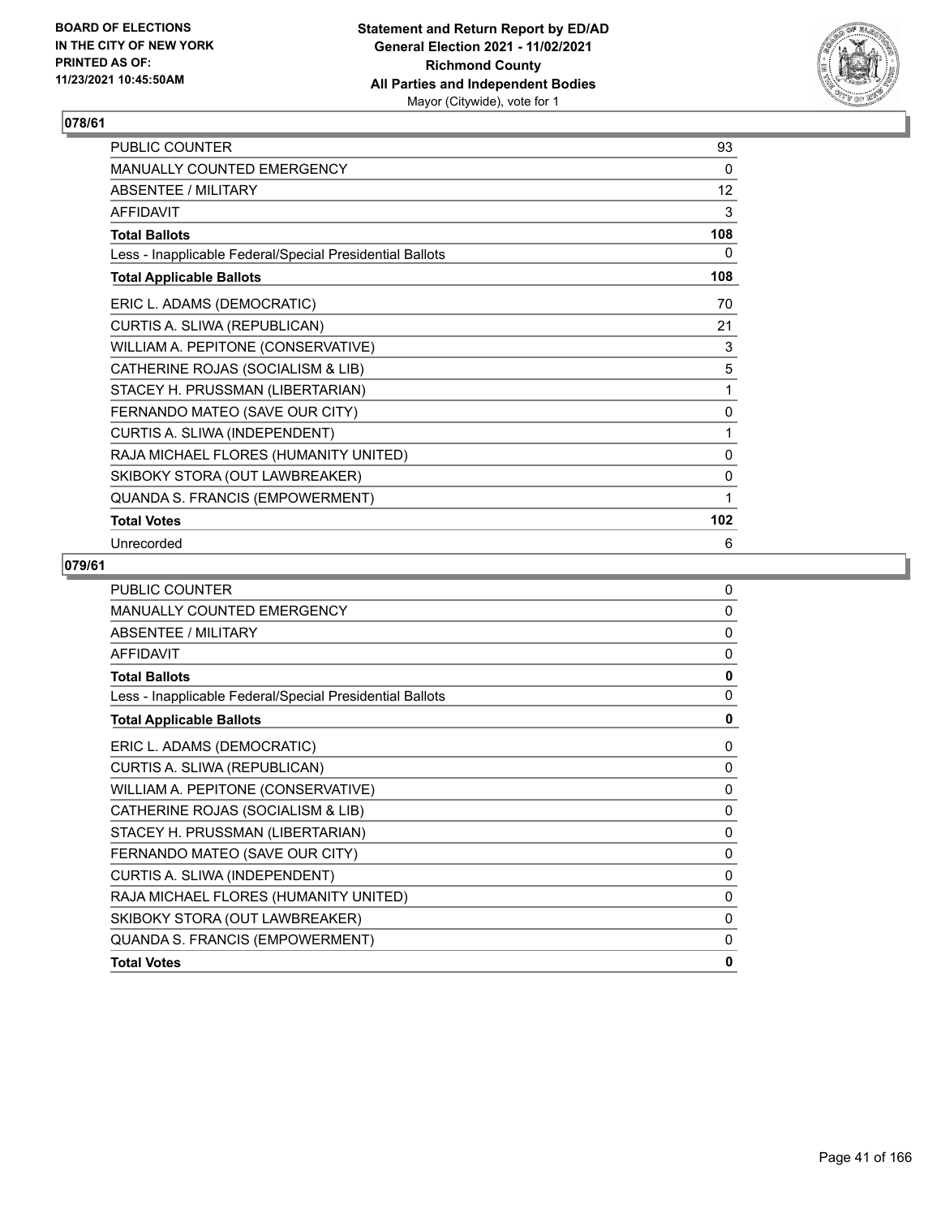## 078/61

| | |
|---|---|
| PUBLIC COUNTER | 93 |
| MANUALLY COUNTED EMERGENCY | 0 |
| ABSENTEE / MILITARY | 12 |
| AFFIDAVIT | 3 |
| **Total Ballots** | **108** |
| Less - Inapplicable Federal/Special Presidential Ballots | 0 |
| **Total Applicable Ballots** | **108** |
| ERIC L. ADAMS (DEMOCRATIC) | 70 |
| CURTIS A. SLIWA (REPUBLICAN) | 21 |
| WILLIAM A. PEPITONE (CONSERVATIVE) | 3 |
| CATHERINE ROJAS (SOCIALISM & LIB) | 5 |
| STACEY H. PRUSSMAN (LIBERTARIAN) | 1 |
| FERNANDO MATEO (SAVE OUR CITY) | 0 |
| CURTIS A. SLIWA (INDEPENDENT) | 1 |
| RAJA MICHAEL FLORES (HUMANITY UNITED) | 0 |
| SKIBOKY STORA (OUT LAWBREAKER) | 0 |
| QUANDA S. FRANCIS (EMPOWERMENT) | 1 |
| **Total Votes** | **102** |
| Unrecorded | 6 |

## 079/61

| | |
|---|---|
| PUBLIC COUNTER | 0 |
| MANUALLY COUNTED EMERGENCY | 0 |
| ABSENTEE / MILITARY | 0 |
| AFFIDAVIT | 0 |
| **Total Ballots** | **0** |
| Less - Inapplicable Federal/Special Presidential Ballots | 0 |
| **Total Applicable Ballots** | **0** |
| ERIC L. ADAMS (DEMOCRATIC) | 0 |
| CURTIS A. SLIWA (REPUBLICAN) | 0 |
| WILLIAM A. PEPITONE (CONSERVATIVE) | 0 |
| CATHERINE ROJAS (SOCIALISM & LIB) | 0 |
| STACEY H. PRUSSMAN (LIBERTARIAN) | 0 |
| FERNANDO MATEO (SAVE OUR CITY) | 0 |
| CURTIS A. SLIWA (INDEPENDENT) | 0 |
| RAJA MICHAEL FLORES (HUMANITY UNITED) | 0 |
| SKIBOKY STORA (OUT LAWBREAKER) | 0 |
| QUANDA S. FRANCIS (EMPOWERMENT) | 0 |
| **Total Votes** | **0** |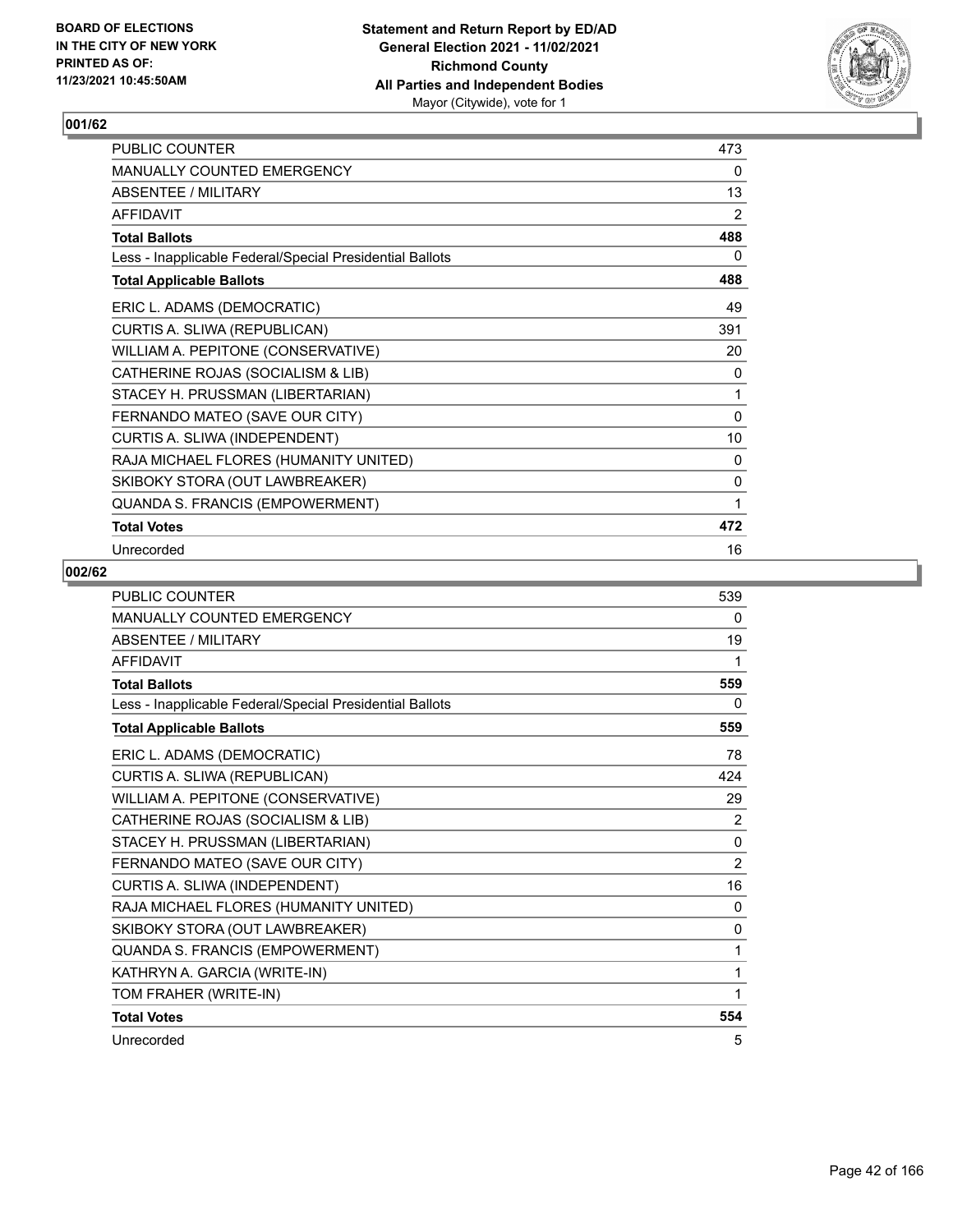BOARD OF ELECTIONS
IN THE CITY OF NEW YORK
PRINTED AS OF:
11/23/2021 10:45:50AM

**Statement and Return Report by ED/AD**
**General Election 2021 - 11/02/2021**
**Richmond County**
**All Parties and Independent Bodies**
Mayor (Citywide), vote for 1

## 001/62

| | |
|---|---|
| PUBLIC COUNTER | 473 |
| MANUALLY COUNTED EMERGENCY | 0 |
| ABSENTEE / MILITARY | 13 |
| AFFIDAVIT | 2 |
| **Total Ballots** | **488** |
| Less - Inapplicable Federal/Special Presidential Ballots | 0 |
| **Total Applicable Ballots** | **488** |
| ERIC L. ADAMS (DEMOCRATIC) | 49 |
| CURTIS A. SLIWA (REPUBLICAN) | 391 |
| WILLIAM A. PEPITONE (CONSERVATIVE) | 20 |
| CATHERINE ROJAS (SOCIALISM & LIB) | 0 |
| STACEY H. PRUSSMAN (LIBERTARIAN) | 1 |
| FERNANDO MATEO (SAVE OUR CITY) | 0 |
| CURTIS A. SLIWA (INDEPENDENT) | 10 |
| RAJA MICHAEL FLORES (HUMANITY UNITED) | 0 |
| SKIBOKY STORA (OUT LAWBREAKER) | 0 |
| QUANDA S. FRANCIS (EMPOWERMENT) | 1 |
| **Total Votes** | **472** |
| Unrecorded | 16 |

## 002/62

| | |
|---|---|
| PUBLIC COUNTER | 539 |
| MANUALLY COUNTED EMERGENCY | 0 |
| ABSENTEE / MILITARY | 19 |
| AFFIDAVIT | 1 |
| **Total Ballots** | **559** |
| Less - Inapplicable Federal/Special Presidential Ballots | 0 |
| **Total Applicable Ballots** | **559** |
| ERIC L. ADAMS (DEMOCRATIC) | 78 |
| CURTIS A. SLIWA (REPUBLICAN) | 424 |
| WILLIAM A. PEPITONE (CONSERVATIVE) | 29 |
| CATHERINE ROJAS (SOCIALISM & LIB) | 2 |
| STACEY H. PRUSSMAN (LIBERTARIAN) | 0 |
| FERNANDO MATEO (SAVE OUR CITY) | 2 |
| CURTIS A. SLIWA (INDEPENDENT) | 16 |
| RAJA MICHAEL FLORES (HUMANITY UNITED) | 0 |
| SKIBOKY STORA (OUT LAWBREAKER) | 0 |
| QUANDA S. FRANCIS (EMPOWERMENT) | 1 |
| KATHRYN A. GARCIA (WRITE-IN) | 1 |
| TOM FRAHER (WRITE-IN) | 1 |
| **Total Votes** | **554** |
| Unrecorded | 5 |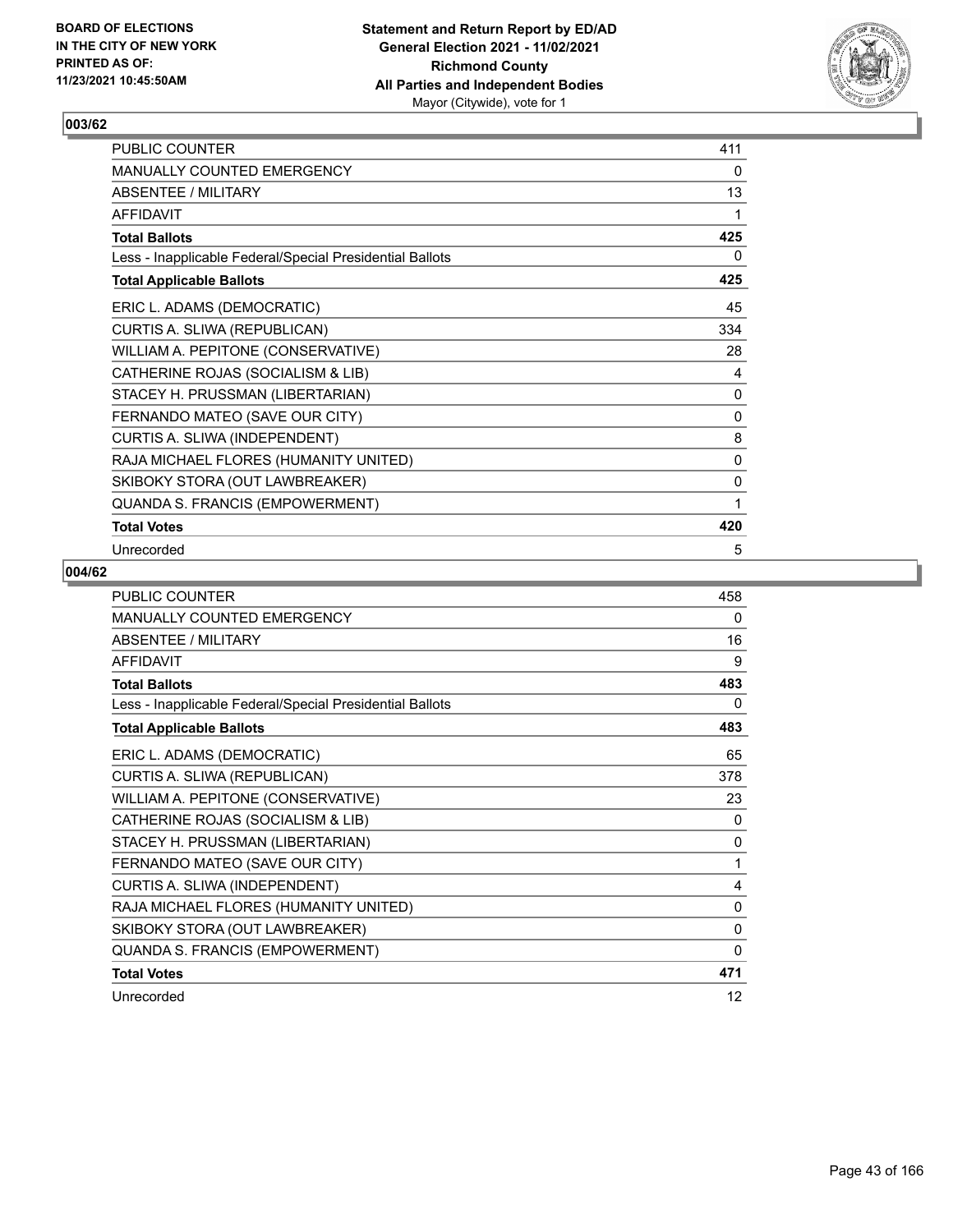**BOARD OF ELECTIONS IN THE CITY OF NEW YORK PRINTED AS OF: 11/23/2021 10:45:50AM**

**Statement and Return Report by ED/AD General Election 2021 - 11/02/2021 Richmond County All Parties and Independent Bodies**
Mayor (Citywide), vote for 1

## 003/62

| | |
|---|---|
| PUBLIC COUNTER | 411 |
| MANUALLY COUNTED EMERGENCY | 0 |
| ABSENTEE / MILITARY | 13 |
| AFFIDAVIT | 1 |
| **Total Ballots** | **425** |
| Less - Inapplicable Federal/Special Presidential Ballots | 0 |
| **Total Applicable Ballots** | **425** |
| ERIC L. ADAMS (DEMOCRATIC) | 45 |
| CURTIS A. SLIWA (REPUBLICAN) | 334 |
| WILLIAM A. PEPITONE (CONSERVATIVE) | 28 |
| CATHERINE ROJAS (SOCIALISM & LIB) | 4 |
| STACEY H. PRUSSMAN (LIBERTARIAN) | 0 |
| FERNANDO MATEO (SAVE OUR CITY) | 0 |
| CURTIS A. SLIWA (INDEPENDENT) | 8 |
| RAJA MICHAEL FLORES (HUMANITY UNITED) | 0 |
| SKIBOKY STORA (OUT LAWBREAKER) | 0 |
| QUANDA S. FRANCIS (EMPOWERMENT) | 1 |
| **Total Votes** | **420** |
| Unrecorded | 5 |

## 004/62

| | |
|---|---|
| PUBLIC COUNTER | 458 |
| MANUALLY COUNTED EMERGENCY | 0 |
| ABSENTEE / MILITARY | 16 |
| AFFIDAVIT | 9 |
| **Total Ballots** | **483** |
| Less - Inapplicable Federal/Special Presidential Ballots | 0 |
| **Total Applicable Ballots** | **483** |
| ERIC L. ADAMS (DEMOCRATIC) | 65 |
| CURTIS A. SLIWA (REPUBLICAN) | 378 |
| WILLIAM A. PEPITONE (CONSERVATIVE) | 23 |
| CATHERINE ROJAS (SOCIALISM & LIB) | 0 |
| STACEY H. PRUSSMAN (LIBERTARIAN) | 0 |
| FERNANDO MATEO (SAVE OUR CITY) | 1 |
| CURTIS A. SLIWA (INDEPENDENT) | 4 |
| RAJA MICHAEL FLORES (HUMANITY UNITED) | 0 |
| SKIBOKY STORA (OUT LAWBREAKER) | 0 |
| QUANDA S. FRANCIS (EMPOWERMENT) | 0 |
| **Total Votes** | **471** |
| Unrecorded | 12 |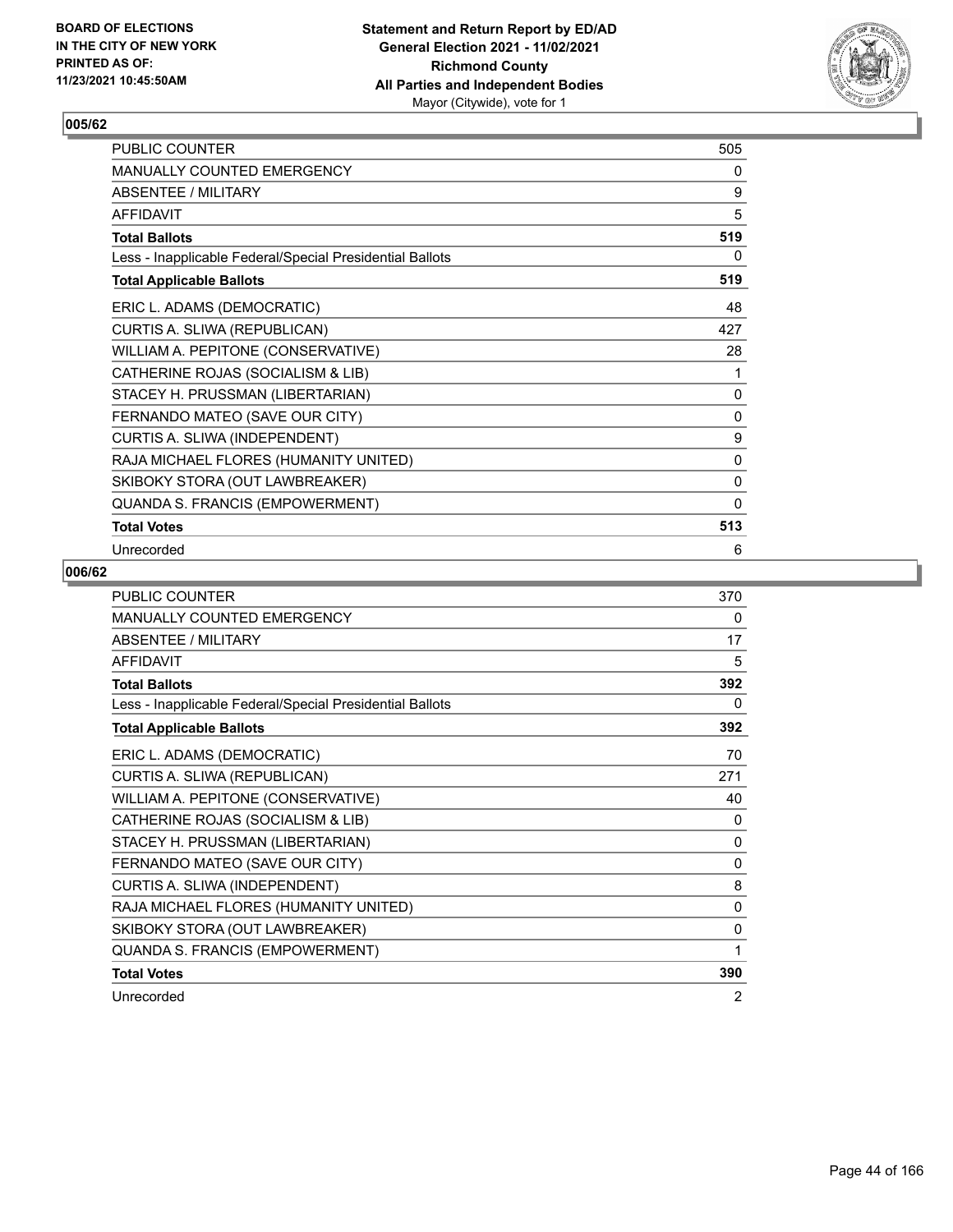BOARD OF ELECTIONS
IN THE CITY OF NEW YORK
PRINTED AS OF:
11/23/2021 10:45:50AM

**Statement and Return Report by ED/AD**
**General Election 2021 - 11/02/2021**
**Richmond County**
**All Parties and Independent Bodies**
Mayor (Citywide), vote for 1

## 005/62

| | |
|---|---|
| PUBLIC COUNTER | 505 |
| MANUALLY COUNTED EMERGENCY | 0 |
| ABSENTEE / MILITARY | 9 |
| AFFIDAVIT | 5 |
| **Total Ballots** | **519** |
| Less - Inapplicable Federal/Special Presidential Ballots | 0 |
| **Total Applicable Ballots** | **519** |
| ERIC L. ADAMS (DEMOCRATIC) | 48 |
| CURTIS A. SLIWA (REPUBLICAN) | 427 |
| WILLIAM A. PEPITONE (CONSERVATIVE) | 28 |
| CATHERINE ROJAS (SOCIALISM & LIB) | 1 |
| STACEY H. PRUSSMAN (LIBERTARIAN) | 0 |
| FERNANDO MATEO (SAVE OUR CITY) | 0 |
| CURTIS A. SLIWA (INDEPENDENT) | 9 |
| RAJA MICHAEL FLORES (HUMANITY UNITED) | 0 |
| SKIBOKY STORA (OUT LAWBREAKER) | 0 |
| QUANDA S. FRANCIS (EMPOWERMENT) | 0 |
| **Total Votes** | **513** |
| Unrecorded | 6 |

## 006/62

| | |
|---|---|
| PUBLIC COUNTER | 370 |
| MANUALLY COUNTED EMERGENCY | 0 |
| ABSENTEE / MILITARY | 17 |
| AFFIDAVIT | 5 |
| **Total Ballots** | **392** |
| Less - Inapplicable Federal/Special Presidential Ballots | 0 |
| **Total Applicable Ballots** | **392** |
| ERIC L. ADAMS (DEMOCRATIC) | 70 |
| CURTIS A. SLIWA (REPUBLICAN) | 271 |
| WILLIAM A. PEPITONE (CONSERVATIVE) | 40 |
| CATHERINE ROJAS (SOCIALISM & LIB) | 0 |
| STACEY H. PRUSSMAN (LIBERTARIAN) | 0 |
| FERNANDO MATEO (SAVE OUR CITY) | 0 |
| CURTIS A. SLIWA (INDEPENDENT) | 8 |
| RAJA MICHAEL FLORES (HUMANITY UNITED) | 0 |
| SKIBOKY STORA (OUT LAWBREAKER) | 0 |
| QUANDA S. FRANCIS (EMPOWERMENT) | 1 |
| **Total Votes** | **390** |
| Unrecorded | 2 |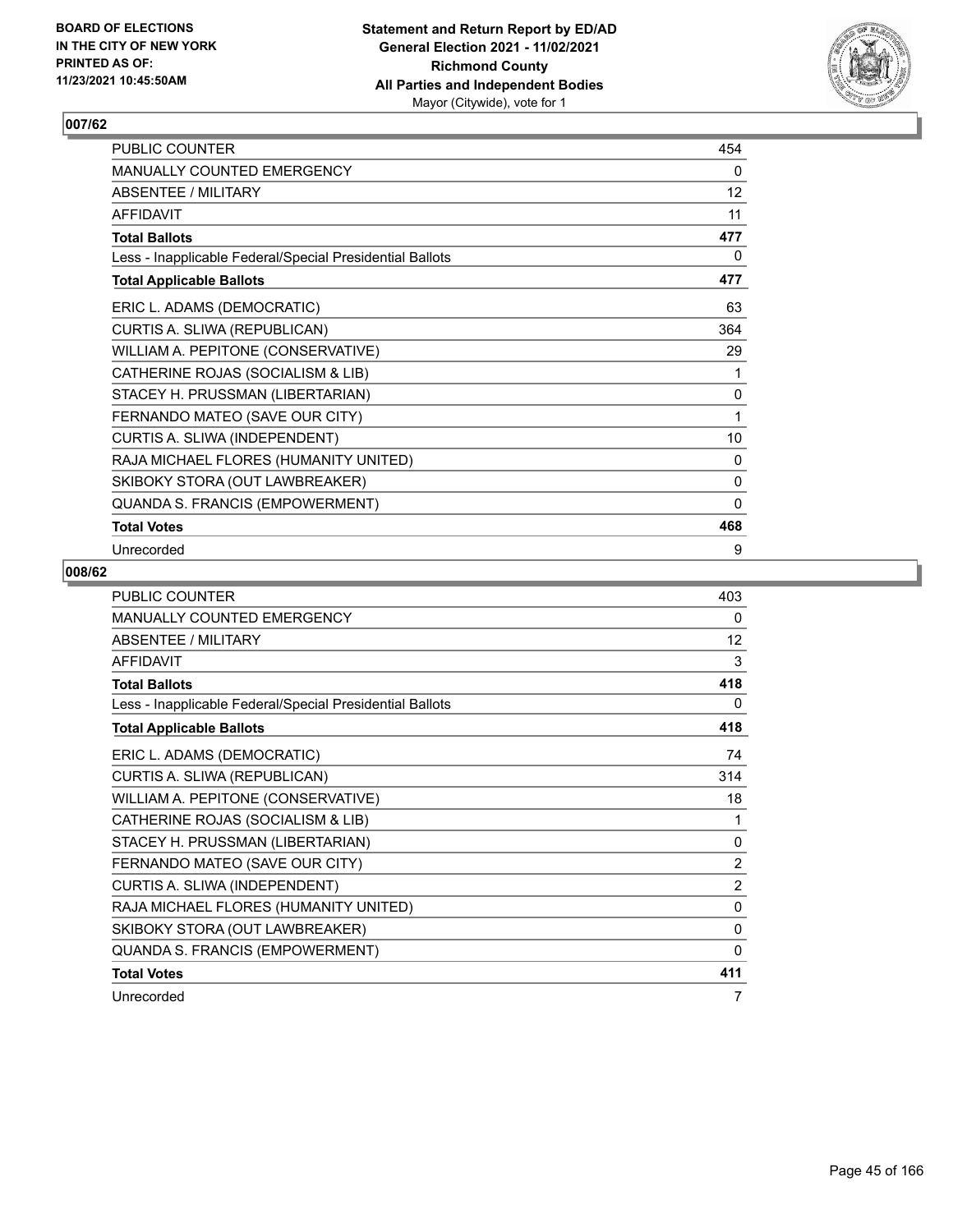## 007/62

| | |
|---|---|
| PUBLIC COUNTER | 454 |
| MANUALLY COUNTED EMERGENCY | 0 |
| ABSENTEE / MILITARY | 12 |
| AFFIDAVIT | 11 |
| **Total Ballots** | **477** |
| Less - Inapplicable Federal/Special Presidential Ballots | 0 |
| **Total Applicable Ballots** | **477** |
| ERIC L. ADAMS (DEMOCRATIC) | 63 |
| CURTIS A. SLIWA (REPUBLICAN) | 364 |
| WILLIAM A. PEPITONE (CONSERVATIVE) | 29 |
| CATHERINE ROJAS (SOCIALISM & LIB) | 1 |
| STACEY H. PRUSSMAN (LIBERTARIAN) | 0 |
| FERNANDO MATEO (SAVE OUR CITY) | 1 |
| CURTIS A. SLIWA (INDEPENDENT) | 10 |
| RAJA MICHAEL FLORES (HUMANITY UNITED) | 0 |
| SKIBOKY STORA (OUT LAWBREAKER) | 0 |
| QUANDA S. FRANCIS (EMPOWERMENT) | 0 |
| **Total Votes** | **468** |
| Unrecorded | 9 |

## 008/62

| | |
|---|---|
| PUBLIC COUNTER | 403 |
| MANUALLY COUNTED EMERGENCY | 0 |
| ABSENTEE / MILITARY | 12 |
| AFFIDAVIT | 3 |
| **Total Ballots** | **418** |
| Less - Inapplicable Federal/Special Presidential Ballots | 0 |
| **Total Applicable Ballots** | **418** |
| ERIC L. ADAMS (DEMOCRATIC) | 74 |
| CURTIS A. SLIWA (REPUBLICAN) | 314 |
| WILLIAM A. PEPITONE (CONSERVATIVE) | 18 |
| CATHERINE ROJAS (SOCIALISM & LIB) | 1 |
| STACEY H. PRUSSMAN (LIBERTARIAN) | 0 |
| FERNANDO MATEO (SAVE OUR CITY) | 2 |
| CURTIS A. SLIWA (INDEPENDENT) | 2 |
| RAJA MICHAEL FLORES (HUMANITY UNITED) | 0 |
| SKIBOKY STORA (OUT LAWBREAKER) | 0 |
| QUANDA S. FRANCIS (EMPOWERMENT) | 0 |
| **Total Votes** | **411** |
| Unrecorded | 7 |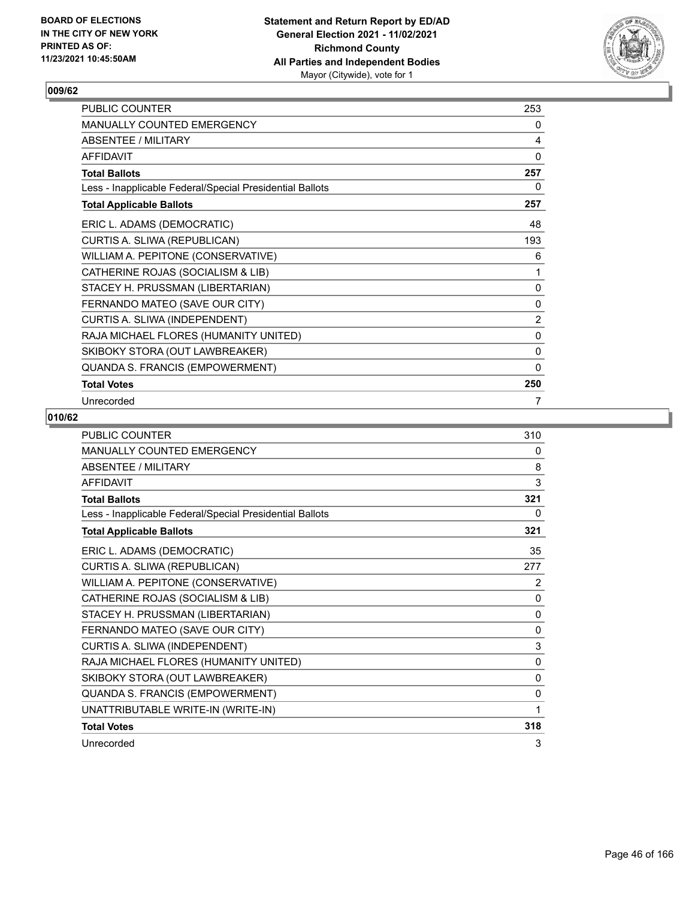Statement and Return Report by ED/AD
General Election 2021 - 11/02/2021
Richmond County
All Parties and Independent Bodies
Mayor (Citywide), vote for 1

BOARD OF ELECTIONS
IN THE CITY OF NEW YORK
PRINTED AS OF:
11/23/2021 10:45:50AM

## 009/62

| | |
|---|---|
| PUBLIC COUNTER | 253 |
| MANUALLY COUNTED EMERGENCY | 0 |
| ABSENTEE / MILITARY | 4 |
| AFFIDAVIT | 0 |
| **Total Ballots** | **257** |
| Less - Inapplicable Federal/Special Presidential Ballots | 0 |
| **Total Applicable Ballots** | **257** |
| ERIC L. ADAMS (DEMOCRATIC) | 48 |
| CURTIS A. SLIWA (REPUBLICAN) | 193 |
| WILLIAM A. PEPITONE (CONSERVATIVE) | 6 |
| CATHERINE ROJAS (SOCIALISM & LIB) | 1 |
| STACEY H. PRUSSMAN (LIBERTARIAN) | 0 |
| FERNANDO MATEO (SAVE OUR CITY) | 0 |
| CURTIS A. SLIWA (INDEPENDENT) | 2 |
| RAJA MICHAEL FLORES (HUMANITY UNITED) | 0 |
| SKIBOKY STORA (OUT LAWBREAKER) | 0 |
| QUANDA S. FRANCIS (EMPOWERMENT) | 0 |
| **Total Votes** | **250** |
| Unrecorded | 7 |

## 010/62

| | |
|---|---|
| PUBLIC COUNTER | 310 |
| MANUALLY COUNTED EMERGENCY | 0 |
| ABSENTEE / MILITARY | 8 |
| AFFIDAVIT | 3 |
| **Total Ballots** | **321** |
| Less - Inapplicable Federal/Special Presidential Ballots | 0 |
| **Total Applicable Ballots** | **321** |
| ERIC L. ADAMS (DEMOCRATIC) | 35 |
| CURTIS A. SLIWA (REPUBLICAN) | 277 |
| WILLIAM A. PEPITONE (CONSERVATIVE) | 2 |
| CATHERINE ROJAS (SOCIALISM & LIB) | 0 |
| STACEY H. PRUSSMAN (LIBERTARIAN) | 0 |
| FERNANDO MATEO (SAVE OUR CITY) | 0 |
| CURTIS A. SLIWA (INDEPENDENT) | 3 |
| RAJA MICHAEL FLORES (HUMANITY UNITED) | 0 |
| SKIBOKY STORA (OUT LAWBREAKER) | 0 |
| QUANDA S. FRANCIS (EMPOWERMENT) | 0 |
| UNATTRIBUTABLE WRITE-IN (WRITE-IN) | 1 |
| **Total Votes** | **318** |
| Unrecorded | 3 |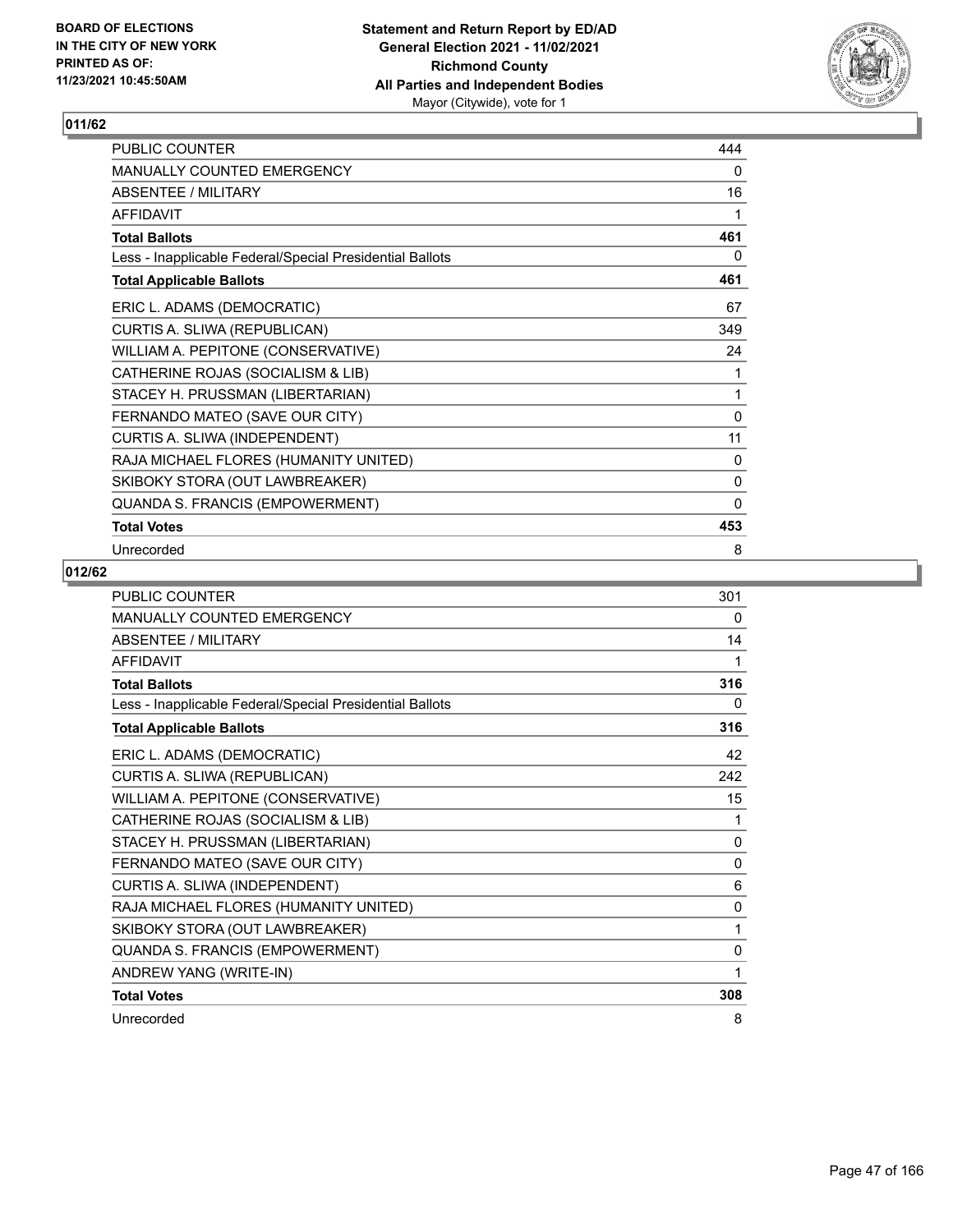**BOARD OF ELECTIONS IN THE CITY OF NEW YORK PRINTED AS OF: 11/23/2021 10:45:50AM**

**Statement and Return Report by ED/AD General Election 2021 - 11/02/2021 Richmond County All Parties and Independent Bodies** Mayor (Citywide), vote for 1

## 011/62

| | |
|---|---|
| PUBLIC COUNTER | 444 |
| MANUALLY COUNTED EMERGENCY | 0 |
| ABSENTEE / MILITARY | 16 |
| AFFIDAVIT | 1 |
| **Total Ballots** | **461** |
| Less - Inapplicable Federal/Special Presidential Ballots | 0 |
| **Total Applicable Ballots** | **461** |
| ERIC L. ADAMS (DEMOCRATIC) | 67 |
| CURTIS A. SLIWA (REPUBLICAN) | 349 |
| WILLIAM A. PEPITONE (CONSERVATIVE) | 24 |
| CATHERINE ROJAS (SOCIALISM & LIB) | 1 |
| STACEY H. PRUSSMAN (LIBERTARIAN) | 1 |
| FERNANDO MATEO (SAVE OUR CITY) | 0 |
| CURTIS A. SLIWA (INDEPENDENT) | 11 |
| RAJA MICHAEL FLORES (HUMANITY UNITED) | 0 |
| SKIBOKY STORA (OUT LAWBREAKER) | 0 |
| QUANDA S. FRANCIS (EMPOWERMENT) | 0 |
| **Total Votes** | **453** |
| Unrecorded | 8 |

## 012/62

| | |
|---|---|
| PUBLIC COUNTER | 301 |
| MANUALLY COUNTED EMERGENCY | 0 |
| ABSENTEE / MILITARY | 14 |
| AFFIDAVIT | 1 |
| **Total Ballots** | **316** |
| Less - Inapplicable Federal/Special Presidential Ballots | 0 |
| **Total Applicable Ballots** | **316** |
| ERIC L. ADAMS (DEMOCRATIC) | 42 |
| CURTIS A. SLIWA (REPUBLICAN) | 242 |
| WILLIAM A. PEPITONE (CONSERVATIVE) | 15 |
| CATHERINE ROJAS (SOCIALISM & LIB) | 1 |
| STACEY H. PRUSSMAN (LIBERTARIAN) | 0 |
| FERNANDO MATEO (SAVE OUR CITY) | 0 |
| CURTIS A. SLIWA (INDEPENDENT) | 6 |
| RAJA MICHAEL FLORES (HUMANITY UNITED) | 0 |
| SKIBOKY STORA (OUT LAWBREAKER) | 1 |
| QUANDA S. FRANCIS (EMPOWERMENT) | 0 |
| ANDREW YANG (WRITE-IN) | 1 |
| **Total Votes** | **308** |
| Unrecorded | 8 |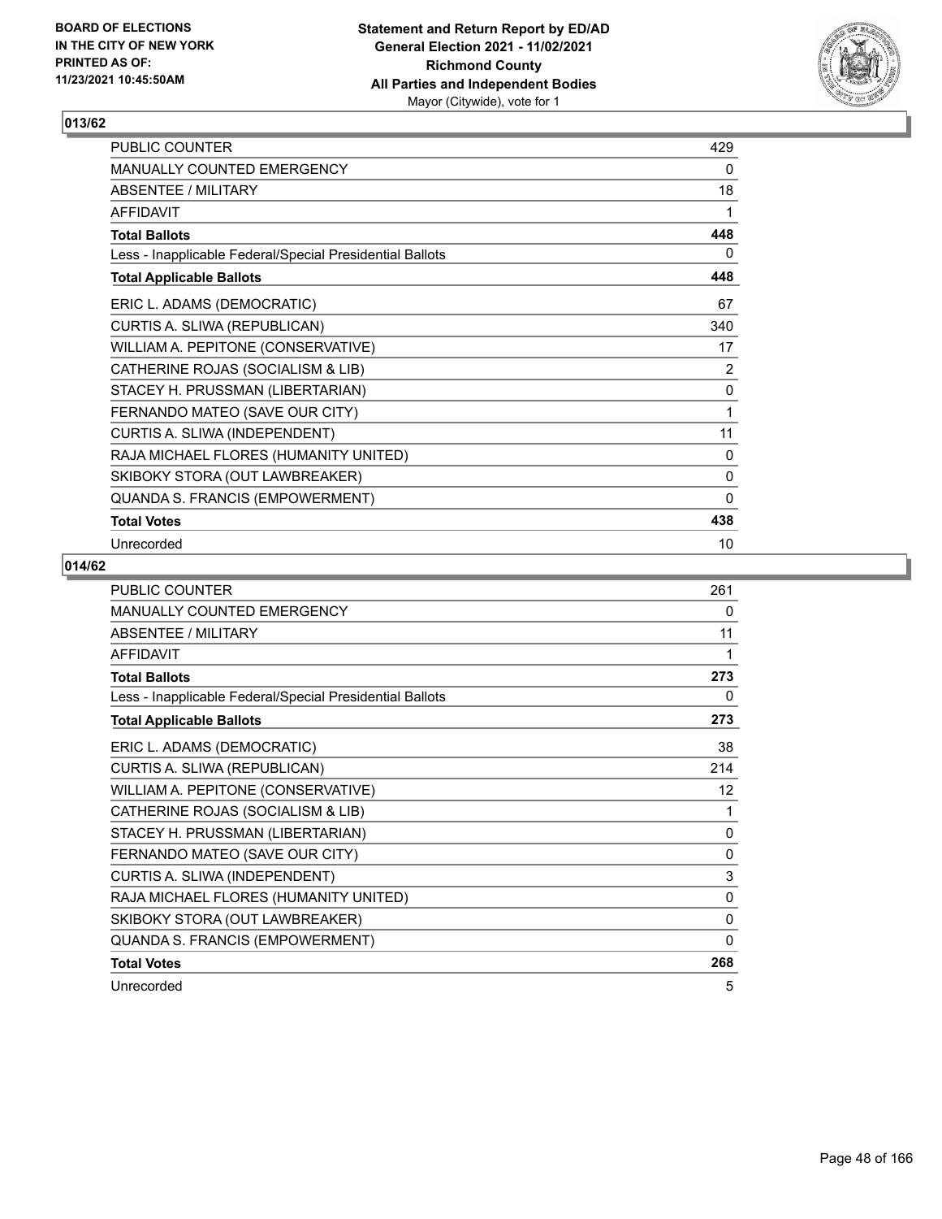## 013/62

| | |
|---|---|
| PUBLIC COUNTER | 429 |
| MANUALLY COUNTED EMERGENCY | 0 |
| ABSENTEE / MILITARY | 18 |
| AFFIDAVIT | 1 |
| **Total Ballots** | **448** |
| Less - Inapplicable Federal/Special Presidential Ballots | 0 |
| **Total Applicable Ballots** | **448** |
| ERIC L. ADAMS (DEMOCRATIC) | 67 |
| CURTIS A. SLIWA (REPUBLICAN) | 340 |
| WILLIAM A. PEPITONE (CONSERVATIVE) | 17 |
| CATHERINE ROJAS (SOCIALISM & LIB) | 2 |
| STACEY H. PRUSSMAN (LIBERTARIAN) | 0 |
| FERNANDO MATEO (SAVE OUR CITY) | 1 |
| CURTIS A. SLIWA (INDEPENDENT) | 11 |
| RAJA MICHAEL FLORES (HUMANITY UNITED) | 0 |
| SKIBOKY STORA (OUT LAWBREAKER) | 0 |
| QUANDA S. FRANCIS (EMPOWERMENT) | 0 |
| **Total Votes** | **438** |
| Unrecorded | 10 |

## 014/62

| | |
|---|---|
| PUBLIC COUNTER | 261 |
| MANUALLY COUNTED EMERGENCY | 0 |
| ABSENTEE / MILITARY | 11 |
| AFFIDAVIT | 1 |
| **Total Ballots** | **273** |
| Less - Inapplicable Federal/Special Presidential Ballots | 0 |
| **Total Applicable Ballots** | **273** |
| ERIC L. ADAMS (DEMOCRATIC) | 38 |
| CURTIS A. SLIWA (REPUBLICAN) | 214 |
| WILLIAM A. PEPITONE (CONSERVATIVE) | 12 |
| CATHERINE ROJAS (SOCIALISM & LIB) | 1 |
| STACEY H. PRUSSMAN (LIBERTARIAN) | 0 |
| FERNANDO MATEO (SAVE OUR CITY) | 0 |
| CURTIS A. SLIWA (INDEPENDENT) | 3 |
| RAJA MICHAEL FLORES (HUMANITY UNITED) | 0 |
| SKIBOKY STORA (OUT LAWBREAKER) | 0 |
| QUANDA S. FRANCIS (EMPOWERMENT) | 0 |
| **Total Votes** | **268** |
| Unrecorded | 5 |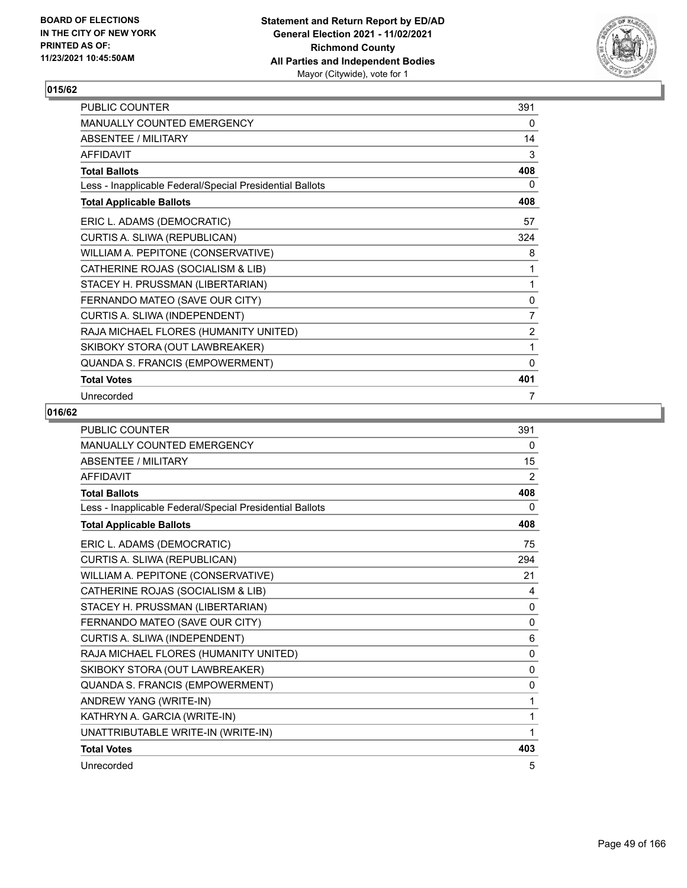## 015/62

| | |
|---|---|
| PUBLIC COUNTER | 391 |
| MANUALLY COUNTED EMERGENCY | 0 |
| ABSENTEE / MILITARY | 14 |
| AFFIDAVIT | 3 |
| **Total Ballots** | **408** |
| Less - Inapplicable Federal/Special Presidential Ballots | 0 |
| **Total Applicable Ballots** | **408** |
| ERIC L. ADAMS (DEMOCRATIC) | 57 |
| CURTIS A. SLIWA (REPUBLICAN) | 324 |
| WILLIAM A. PEPITONE (CONSERVATIVE) | 8 |
| CATHERINE ROJAS (SOCIALISM & LIB) | 1 |
| STACEY H. PRUSSMAN (LIBERTARIAN) | 1 |
| FERNANDO MATEO (SAVE OUR CITY) | 0 |
| CURTIS A. SLIWA (INDEPENDENT) | 7 |
| RAJA MICHAEL FLORES (HUMANITY UNITED) | 2 |
| SKIBOKY STORA (OUT LAWBREAKER) | 1 |
| QUANDA S. FRANCIS (EMPOWERMENT) | 0 |
| **Total Votes** | **401** |
| Unrecorded | 7 |

## 016/62

| | |
|---|---|
| PUBLIC COUNTER | 391 |
| MANUALLY COUNTED EMERGENCY | 0 |
| ABSENTEE / MILITARY | 15 |
| AFFIDAVIT | 2 |
| **Total Ballots** | **408** |
| Less - Inapplicable Federal/Special Presidential Ballots | 0 |
| **Total Applicable Ballots** | **408** |
| ERIC L. ADAMS (DEMOCRATIC) | 75 |
| CURTIS A. SLIWA (REPUBLICAN) | 294 |
| WILLIAM A. PEPITONE (CONSERVATIVE) | 21 |
| CATHERINE ROJAS (SOCIALISM & LIB) | 4 |
| STACEY H. PRUSSMAN (LIBERTARIAN) | 0 |
| FERNANDO MATEO (SAVE OUR CITY) | 0 |
| CURTIS A. SLIWA (INDEPENDENT) | 6 |
| RAJA MICHAEL FLORES (HUMANITY UNITED) | 0 |
| SKIBOKY STORA (OUT LAWBREAKER) | 0 |
| QUANDA S. FRANCIS (EMPOWERMENT) | 0 |
| ANDREW YANG (WRITE-IN) | 1 |
| KATHRYN A. GARCIA (WRITE-IN) | 1 |
| UNATTRIBUTABLE WRITE-IN (WRITE-IN) | 1 |
| **Total Votes** | **403** |
| Unrecorded | 5 |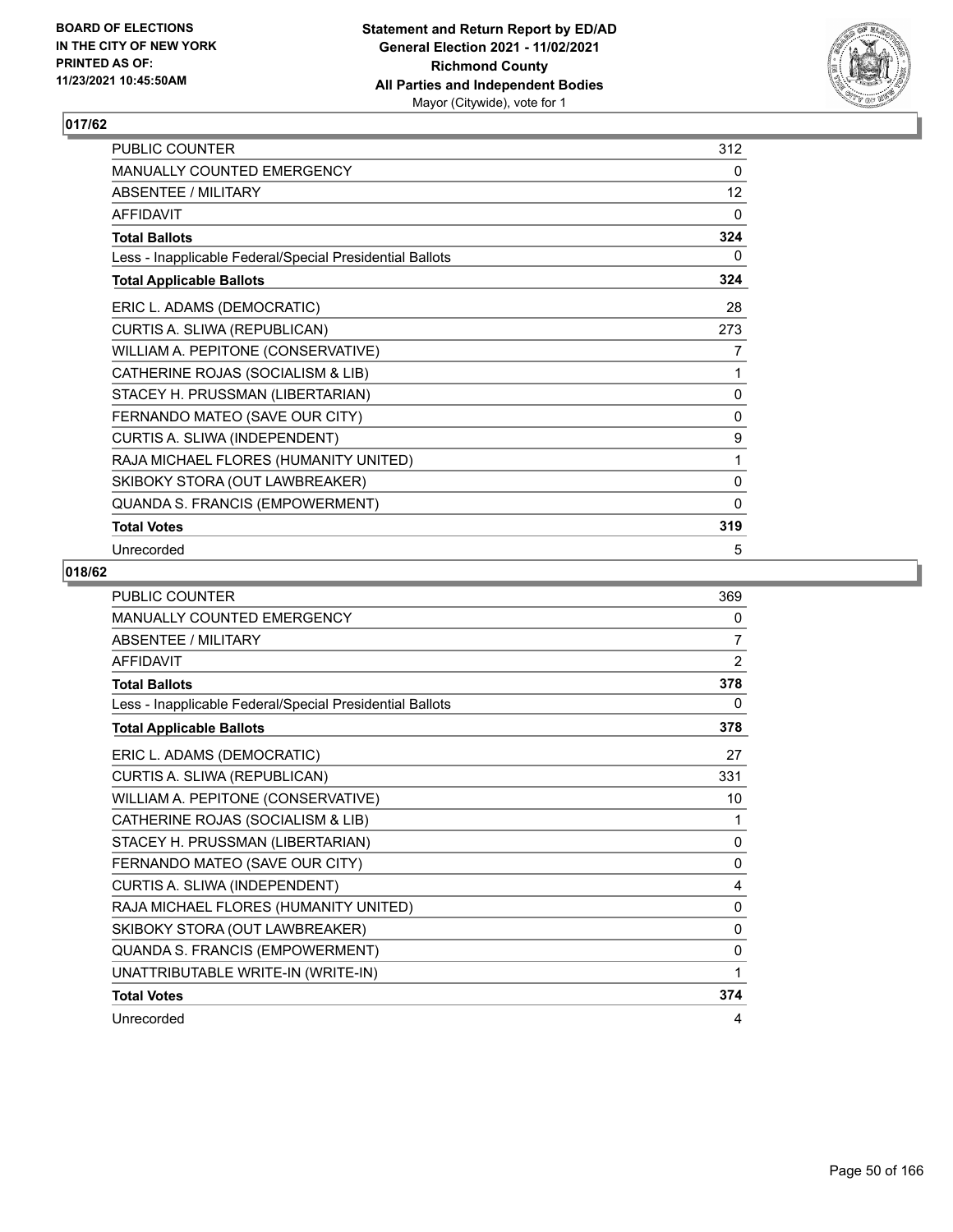## 017/62

| | |
|---|---|
| PUBLIC COUNTER | 312 |
| MANUALLY COUNTED EMERGENCY | 0 |
| ABSENTEE / MILITARY | 12 |
| AFFIDAVIT | 0 |
| **Total Ballots** | **324** |
| Less - Inapplicable Federal/Special Presidential Ballots | 0 |
| **Total Applicable Ballots** | **324** |
| ERIC L. ADAMS (DEMOCRATIC) | 28 |
| CURTIS A. SLIWA (REPUBLICAN) | 273 |
| WILLIAM A. PEPITONE (CONSERVATIVE) | 7 |
| CATHERINE ROJAS (SOCIALISM & LIB) | 1 |
| STACEY H. PRUSSMAN (LIBERTARIAN) | 0 |
| FERNANDO MATEO (SAVE OUR CITY) | 0 |
| CURTIS A. SLIWA (INDEPENDENT) | 9 |
| RAJA MICHAEL FLORES (HUMANITY UNITED) | 1 |
| SKIBOKY STORA (OUT LAWBREAKER) | 0 |
| QUANDA S. FRANCIS (EMPOWERMENT) | 0 |
| **Total Votes** | **319** |
| Unrecorded | 5 |

## 018/62

| | |
|---|---|
| PUBLIC COUNTER | 369 |
| MANUALLY COUNTED EMERGENCY | 0 |
| ABSENTEE / MILITARY | 7 |
| AFFIDAVIT | 2 |
| **Total Ballots** | **378** |
| Less - Inapplicable Federal/Special Presidential Ballots | 0 |
| **Total Applicable Ballots** | **378** |
| ERIC L. ADAMS (DEMOCRATIC) | 27 |
| CURTIS A. SLIWA (REPUBLICAN) | 331 |
| WILLIAM A. PEPITONE (CONSERVATIVE) | 10 |
| CATHERINE ROJAS (SOCIALISM & LIB) | 1 |
| STACEY H. PRUSSMAN (LIBERTARIAN) | 0 |
| FERNANDO MATEO (SAVE OUR CITY) | 0 |
| CURTIS A. SLIWA (INDEPENDENT) | 4 |
| RAJA MICHAEL FLORES (HUMANITY UNITED) | 0 |
| SKIBOKY STORA (OUT LAWBREAKER) | 0 |
| QUANDA S. FRANCIS (EMPOWERMENT) | 0 |
| UNATTRIBUTABLE WRITE-IN (WRITE-IN) | 1 |
| **Total Votes** | **374** |
| Unrecorded | 4 |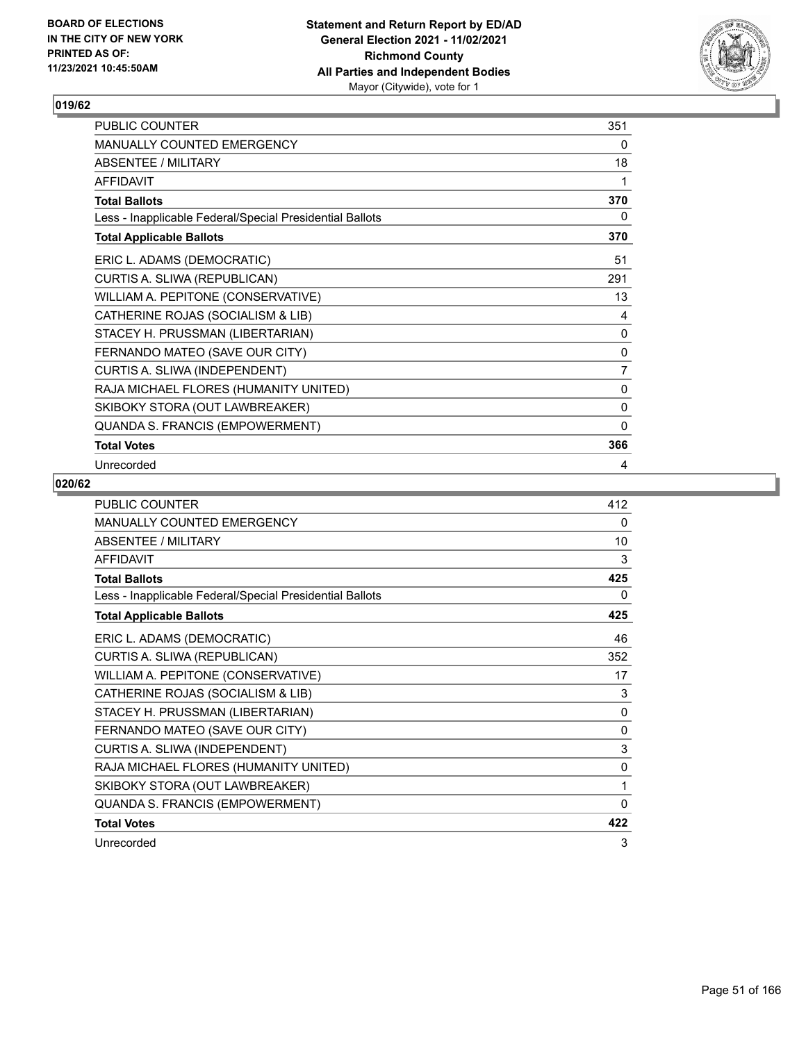BOARD OF ELECTIONS
IN THE CITY OF NEW YORK
PRINTED AS OF:
11/23/2021 10:45:50AM

**Statement and Return Report by ED/AD**
**General Election 2021 - 11/02/2021**
**Richmond County**
**All Parties and Independent Bodies**
Mayor (Citywide), vote for 1

## 019/62

| | |
|---|---|
| PUBLIC COUNTER | 351 |
| MANUALLY COUNTED EMERGENCY | 0 |
| ABSENTEE / MILITARY | 18 |
| AFFIDAVIT | 1 |
| **Total Ballots** | **370** |
| Less - Inapplicable Federal/Special Presidential Ballots | 0 |
| **Total Applicable Ballots** | **370** |
| ERIC L. ADAMS (DEMOCRATIC) | 51 |
| CURTIS A. SLIWA (REPUBLICAN) | 291 |
| WILLIAM A. PEPITONE (CONSERVATIVE) | 13 |
| CATHERINE ROJAS (SOCIALISM & LIB) | 4 |
| STACEY H. PRUSSMAN (LIBERTARIAN) | 0 |
| FERNANDO MATEO (SAVE OUR CITY) | 0 |
| CURTIS A. SLIWA (INDEPENDENT) | 7 |
| RAJA MICHAEL FLORES (HUMANITY UNITED) | 0 |
| SKIBOKY STORA (OUT LAWBREAKER) | 0 |
| QUANDA S. FRANCIS (EMPOWERMENT) | 0 |
| **Total Votes** | **366** |
| Unrecorded | 4 |

## 020/62

| | |
|---|---|
| PUBLIC COUNTER | 412 |
| MANUALLY COUNTED EMERGENCY | 0 |
| ABSENTEE / MILITARY | 10 |
| AFFIDAVIT | 3 |
| **Total Ballots** | **425** |
| Less - Inapplicable Federal/Special Presidential Ballots | 0 |
| **Total Applicable Ballots** | **425** |
| ERIC L. ADAMS (DEMOCRATIC) | 46 |
| CURTIS A. SLIWA (REPUBLICAN) | 352 |
| WILLIAM A. PEPITONE (CONSERVATIVE) | 17 |
| CATHERINE ROJAS (SOCIALISM & LIB) | 3 |
| STACEY H. PRUSSMAN (LIBERTARIAN) | 0 |
| FERNANDO MATEO (SAVE OUR CITY) | 0 |
| CURTIS A. SLIWA (INDEPENDENT) | 3 |
| RAJA MICHAEL FLORES (HUMANITY UNITED) | 0 |
| SKIBOKY STORA (OUT LAWBREAKER) | 1 |
| QUANDA S. FRANCIS (EMPOWERMENT) | 0 |
| **Total Votes** | **422** |
| Unrecorded | 3 |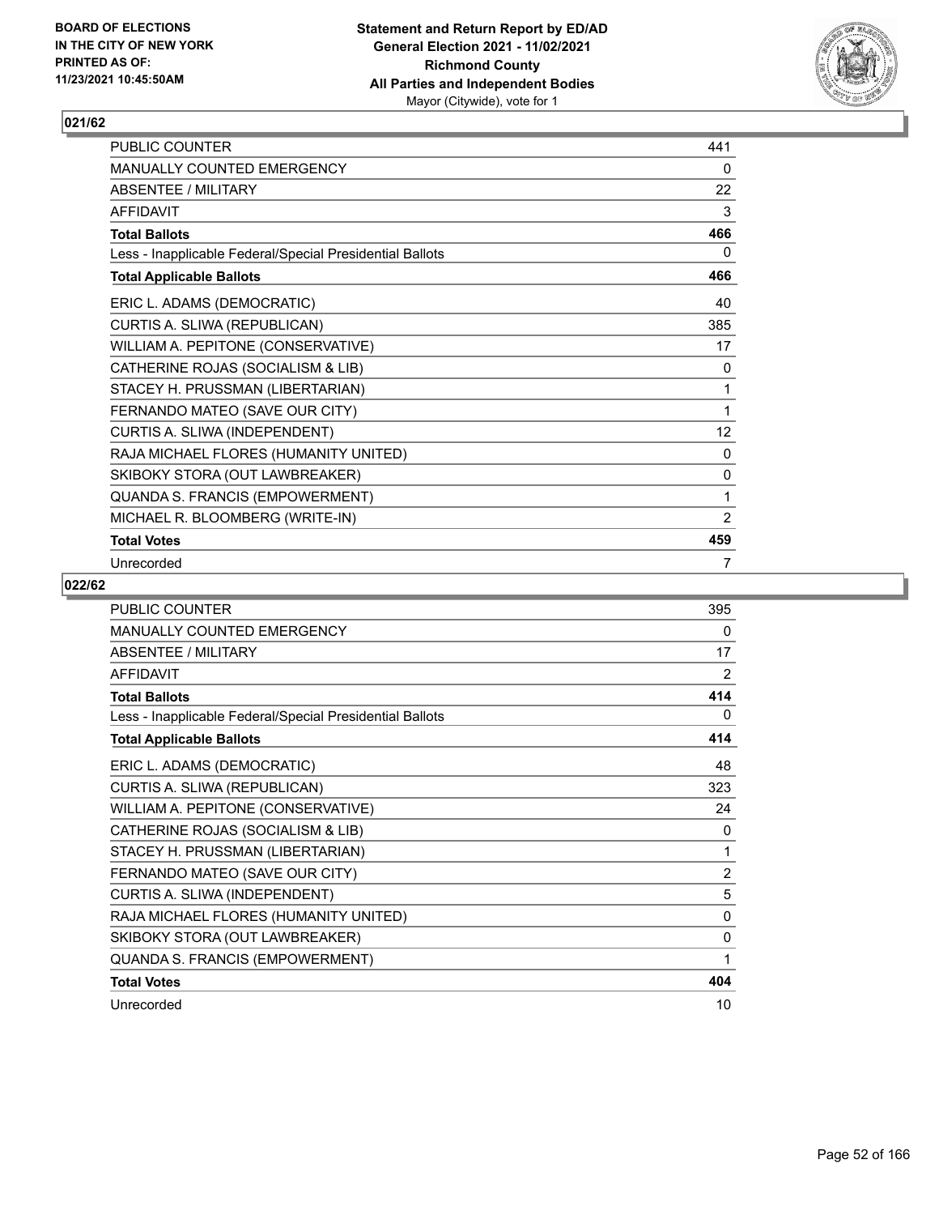## 021/62

| | |
|---|---|
| PUBLIC COUNTER | 441 |
| MANUALLY COUNTED EMERGENCY | 0 |
| ABSENTEE / MILITARY | 22 |
| AFFIDAVIT | 3 |
| **Total Ballots** | **466** |
| Less - Inapplicable Federal/Special Presidential Ballots | 0 |
| **Total Applicable Ballots** | **466** |
| ERIC L. ADAMS (DEMOCRATIC) | 40 |
| CURTIS A. SLIWA (REPUBLICAN) | 385 |
| WILLIAM A. PEPITONE (CONSERVATIVE) | 17 |
| CATHERINE ROJAS (SOCIALISM & LIB) | 0 |
| STACEY H. PRUSSMAN (LIBERTARIAN) | 1 |
| FERNANDO MATEO (SAVE OUR CITY) | 1 |
| CURTIS A. SLIWA (INDEPENDENT) | 12 |
| RAJA MICHAEL FLORES (HUMANITY UNITED) | 0 |
| SKIBOKY STORA (OUT LAWBREAKER) | 0 |
| QUANDA S. FRANCIS (EMPOWERMENT) | 1 |
| MICHAEL R. BLOOMBERG (WRITE-IN) | 2 |
| **Total Votes** | **459** |
| Unrecorded | 7 |

## 022/62

| | |
|---|---|
| PUBLIC COUNTER | 395 |
| MANUALLY COUNTED EMERGENCY | 0 |
| ABSENTEE / MILITARY | 17 |
| AFFIDAVIT | 2 |
| **Total Ballots** | **414** |
| Less - Inapplicable Federal/Special Presidential Ballots | 0 |
| **Total Applicable Ballots** | **414** |
| ERIC L. ADAMS (DEMOCRATIC) | 48 |
| CURTIS A. SLIWA (REPUBLICAN) | 323 |
| WILLIAM A. PEPITONE (CONSERVATIVE) | 24 |
| CATHERINE ROJAS (SOCIALISM & LIB) | 0 |
| STACEY H. PRUSSMAN (LIBERTARIAN) | 1 |
| FERNANDO MATEO (SAVE OUR CITY) | 2 |
| CURTIS A. SLIWA (INDEPENDENT) | 5 |
| RAJA MICHAEL FLORES (HUMANITY UNITED) | 0 |
| SKIBOKY STORA (OUT LAWBREAKER) | 0 |
| QUANDA S. FRANCIS (EMPOWERMENT) | 1 |
| **Total Votes** | **404** |
| Unrecorded | 10 |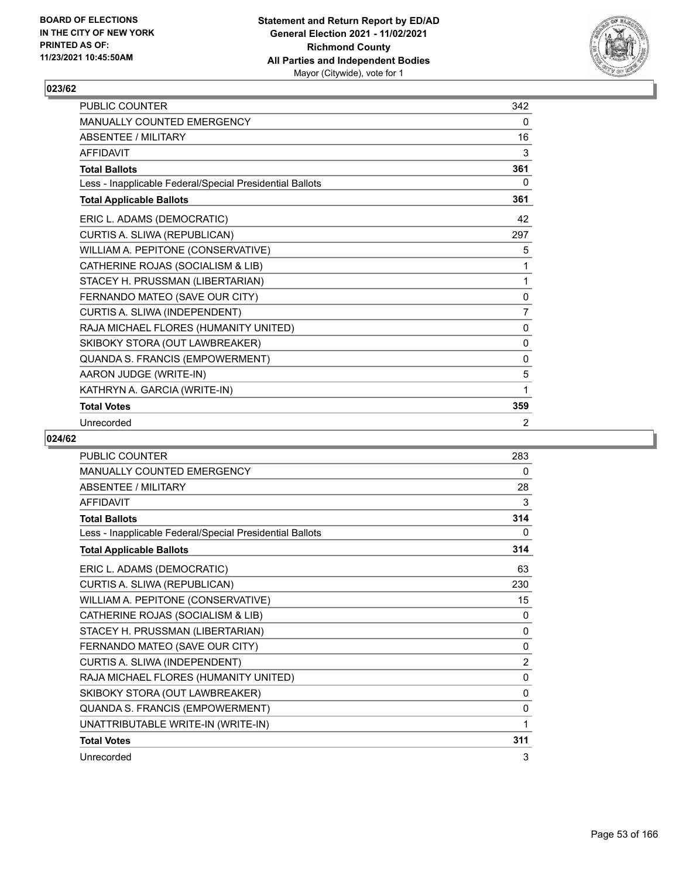**BOARD OF ELECTIONS IN THE CITY OF NEW YORK PRINTED AS OF: 11/23/2021 10:45:50AM**

**Statement and Return Report by ED/AD General Election 2021 - 11/02/2021 Richmond County All Parties and Independent Bodies**
Mayor (Citywide), vote for 1

## 023/62

| | |
|---|---|
| PUBLIC COUNTER | 342 |
| MANUALLY COUNTED EMERGENCY | 0 |
| ABSENTEE / MILITARY | 16 |
| AFFIDAVIT | 3 |
| **Total Ballots** | **361** |
| Less - Inapplicable Federal/Special Presidential Ballots | 0 |
| **Total Applicable Ballots** | **361** |
| ERIC L. ADAMS (DEMOCRATIC) | 42 |
| CURTIS A. SLIWA (REPUBLICAN) | 297 |
| WILLIAM A. PEPITONE (CONSERVATIVE) | 5 |
| CATHERINE ROJAS (SOCIALISM & LIB) | 1 |
| STACEY H. PRUSSMAN (LIBERTARIAN) | 1 |
| FERNANDO MATEO (SAVE OUR CITY) | 0 |
| CURTIS A. SLIWA (INDEPENDENT) | 7 |
| RAJA MICHAEL FLORES (HUMANITY UNITED) | 0 |
| SKIBOKY STORA (OUT LAWBREAKER) | 0 |
| QUANDA S. FRANCIS (EMPOWERMENT) | 0 |
| AARON JUDGE (WRITE-IN) | 5 |
| KATHRYN A. GARCIA (WRITE-IN) | 1 |
| **Total Votes** | **359** |
| Unrecorded | 2 |

## 024/62

| | |
|---|---|
| PUBLIC COUNTER | 283 |
| MANUALLY COUNTED EMERGENCY | 0 |
| ABSENTEE / MILITARY | 28 |
| AFFIDAVIT | 3 |
| **Total Ballots** | **314** |
| Less - Inapplicable Federal/Special Presidential Ballots | 0 |
| **Total Applicable Ballots** | **314** |
| ERIC L. ADAMS (DEMOCRATIC) | 63 |
| CURTIS A. SLIWA (REPUBLICAN) | 230 |
| WILLIAM A. PEPITONE (CONSERVATIVE) | 15 |
| CATHERINE ROJAS (SOCIALISM & LIB) | 0 |
| STACEY H. PRUSSMAN (LIBERTARIAN) | 0 |
| FERNANDO MATEO (SAVE OUR CITY) | 0 |
| CURTIS A. SLIWA (INDEPENDENT) | 2 |
| RAJA MICHAEL FLORES (HUMANITY UNITED) | 0 |
| SKIBOKY STORA (OUT LAWBREAKER) | 0 |
| QUANDA S. FRANCIS (EMPOWERMENT) | 0 |
| UNATTRIBUTABLE WRITE-IN (WRITE-IN) | 1 |
| **Total Votes** | **311** |
| Unrecorded | 3 |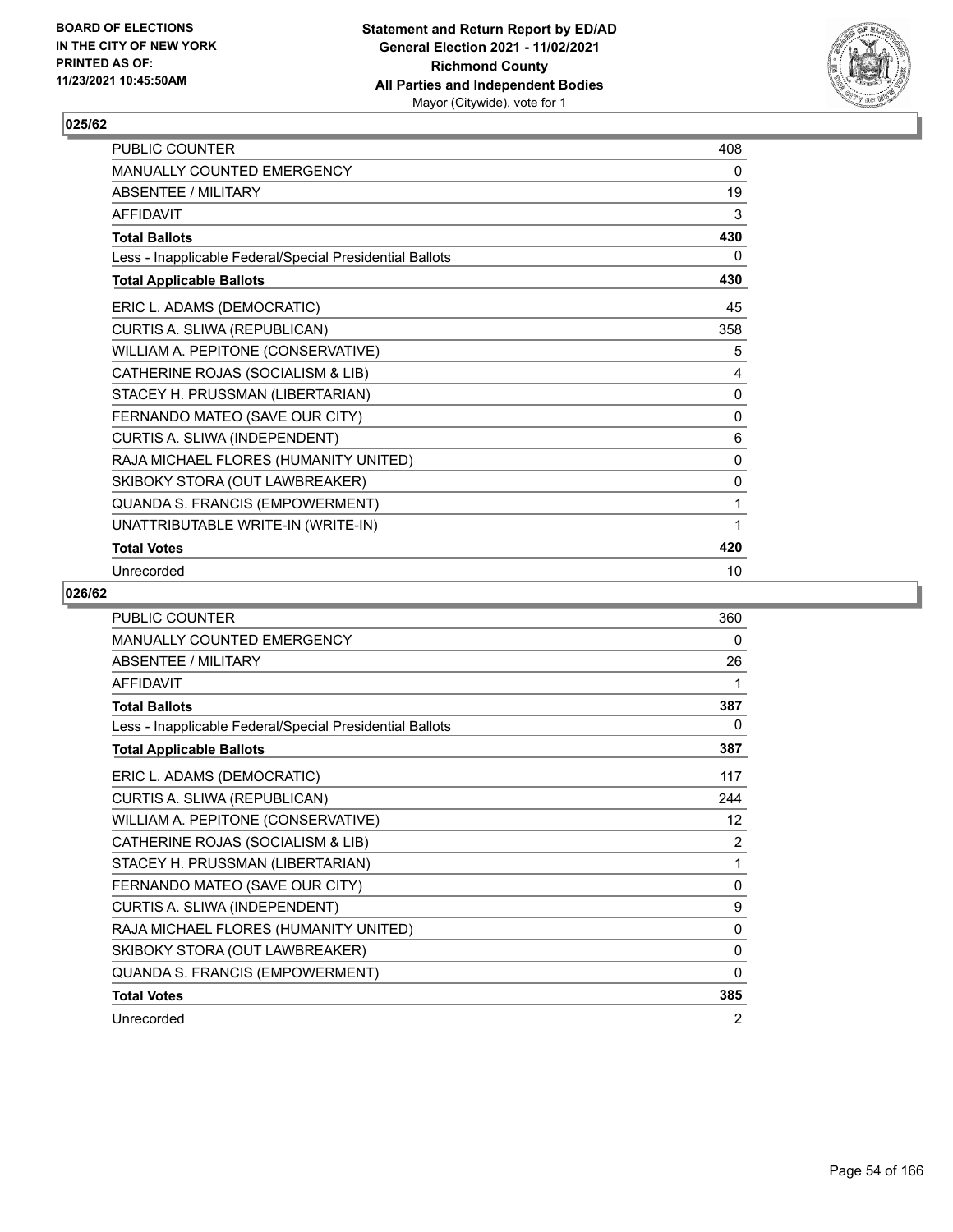**BOARD OF ELECTIONS IN THE CITY OF NEW YORK PRINTED AS OF: 11/23/2021 10:45:50AM**

**Statement and Return Report by ED/AD General Election 2021 - 11/02/2021 Richmond County All Parties and Independent Bodies**
Mayor (Citywide), vote for 1

## 025/62

| | |
|---|---|
| PUBLIC COUNTER | 408 |
| MANUALLY COUNTED EMERGENCY | 0 |
| ABSENTEE / MILITARY | 19 |
| AFFIDAVIT | 3 |
| **Total Ballots** | **430** |
| Less - Inapplicable Federal/Special Presidential Ballots | 0 |
| **Total Applicable Ballots** | **430** |
| ERIC L. ADAMS (DEMOCRATIC) | 45 |
| CURTIS A. SLIWA (REPUBLICAN) | 358 |
| WILLIAM A. PEPITONE (CONSERVATIVE) | 5 |
| CATHERINE ROJAS (SOCIALISM & LIB) | 4 |
| STACEY H. PRUSSMAN (LIBERTARIAN) | 0 |
| FERNANDO MATEO (SAVE OUR CITY) | 0 |
| CURTIS A. SLIWA (INDEPENDENT) | 6 |
| RAJA MICHAEL FLORES (HUMANITY UNITED) | 0 |
| SKIBOKY STORA (OUT LAWBREAKER) | 0 |
| QUANDA S. FRANCIS (EMPOWERMENT) | 1 |
| UNATTRIBUTABLE WRITE-IN (WRITE-IN) | 1 |
| **Total Votes** | **420** |
| Unrecorded | 10 |

## 026/62

| | |
|---|---|
| PUBLIC COUNTER | 360 |
| MANUALLY COUNTED EMERGENCY | 0 |
| ABSENTEE / MILITARY | 26 |
| AFFIDAVIT | 1 |
| **Total Ballots** | **387** |
| Less - Inapplicable Federal/Special Presidential Ballots | 0 |
| **Total Applicable Ballots** | **387** |
| ERIC L. ADAMS (DEMOCRATIC) | 117 |
| CURTIS A. SLIWA (REPUBLICAN) | 244 |
| WILLIAM A. PEPITONE (CONSERVATIVE) | 12 |
| CATHERINE ROJAS (SOCIALISM & LIB) | 2 |
| STACEY H. PRUSSMAN (LIBERTARIAN) | 1 |
| FERNANDO MATEO (SAVE OUR CITY) | 0 |
| CURTIS A. SLIWA (INDEPENDENT) | 9 |
| RAJA MICHAEL FLORES (HUMANITY UNITED) | 0 |
| SKIBOKY STORA (OUT LAWBREAKER) | 0 |
| QUANDA S. FRANCIS (EMPOWERMENT) | 0 |
| **Total Votes** | **385** |
| Unrecorded | 2 |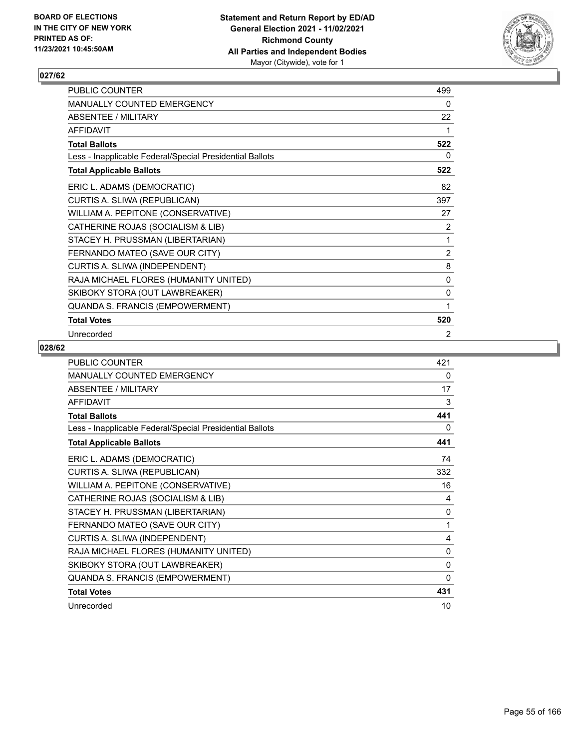**Statement and Return Report by ED/AD**
**General Election 2021 - 11/02/2021**
**Richmond County**
**All Parties and Independent Bodies**
Mayor (Citywide), vote for 1

BOARD OF ELECTIONS
IN THE CITY OF NEW YORK
PRINTED AS OF:
11/23/2021 10:45:50AM

## 027/62

| | |
|---|---|
| PUBLIC COUNTER | 499 |
| MANUALLY COUNTED EMERGENCY | 0 |
| ABSENTEE / MILITARY | 22 |
| AFFIDAVIT | 1 |
| **Total Ballots** | **522** |
| Less - Inapplicable Federal/Special Presidential Ballots | 0 |
| **Total Applicable Ballots** | **522** |
| ERIC L. ADAMS (DEMOCRATIC) | 82 |
| CURTIS A. SLIWA (REPUBLICAN) | 397 |
| WILLIAM A. PEPITONE (CONSERVATIVE) | 27 |
| CATHERINE ROJAS (SOCIALISM & LIB) | 2 |
| STACEY H. PRUSSMAN (LIBERTARIAN) | 1 |
| FERNANDO MATEO (SAVE OUR CITY) | 2 |
| CURTIS A. SLIWA (INDEPENDENT) | 8 |
| RAJA MICHAEL FLORES (HUMANITY UNITED) | 0 |
| SKIBOKY STORA (OUT LAWBREAKER) | 0 |
| QUANDA S. FRANCIS (EMPOWERMENT) | 1 |
| **Total Votes** | **520** |
| Unrecorded | 2 |

## 028/62

| | |
|---|---|
| PUBLIC COUNTER | 421 |
| MANUALLY COUNTED EMERGENCY | 0 |
| ABSENTEE / MILITARY | 17 |
| AFFIDAVIT | 3 |
| **Total Ballots** | **441** |
| Less - Inapplicable Federal/Special Presidential Ballots | 0 |
| **Total Applicable Ballots** | **441** |
| ERIC L. ADAMS (DEMOCRATIC) | 74 |
| CURTIS A. SLIWA (REPUBLICAN) | 332 |
| WILLIAM A. PEPITONE (CONSERVATIVE) | 16 |
| CATHERINE ROJAS (SOCIALISM & LIB) | 4 |
| STACEY H. PRUSSMAN (LIBERTARIAN) | 0 |
| FERNANDO MATEO (SAVE OUR CITY) | 1 |
| CURTIS A. SLIWA (INDEPENDENT) | 4 |
| RAJA MICHAEL FLORES (HUMANITY UNITED) | 0 |
| SKIBOKY STORA (OUT LAWBREAKER) | 0 |
| QUANDA S. FRANCIS (EMPOWERMENT) | 0 |
| **Total Votes** | **431** |
| Unrecorded | 10 |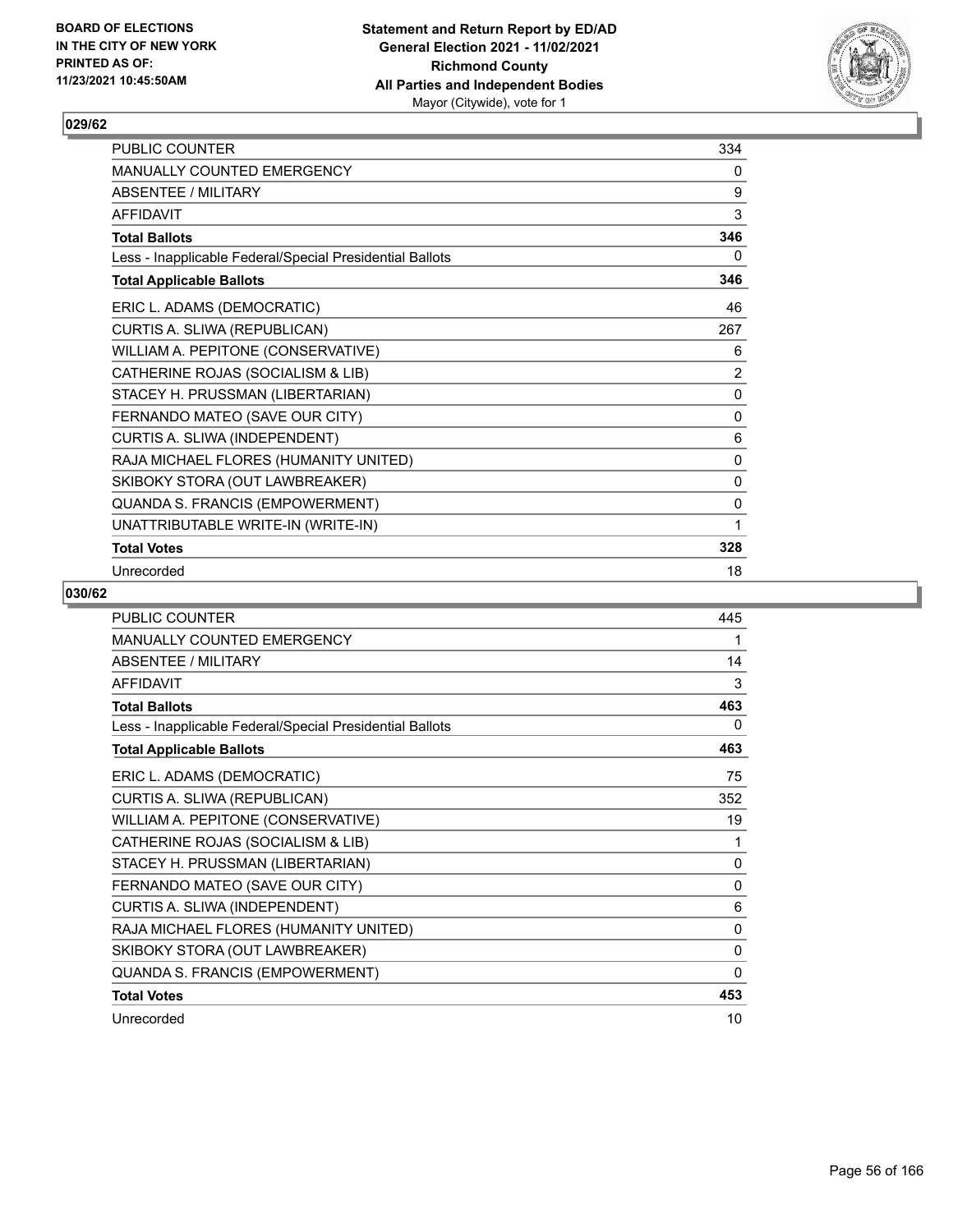## 029/62

| | |
|---|---|
| PUBLIC COUNTER | 334 |
| MANUALLY COUNTED EMERGENCY | 0 |
| ABSENTEE / MILITARY | 9 |
| AFFIDAVIT | 3 |
| **Total Ballots** | **346** |
| Less - Inapplicable Federal/Special Presidential Ballots | 0 |
| **Total Applicable Ballots** | **346** |
| ERIC L. ADAMS (DEMOCRATIC) | 46 |
| CURTIS A. SLIWA (REPUBLICAN) | 267 |
| WILLIAM A. PEPITONE (CONSERVATIVE) | 6 |
| CATHERINE ROJAS (SOCIALISM & LIB) | 2 |
| STACEY H. PRUSSMAN (LIBERTARIAN) | 0 |
| FERNANDO MATEO (SAVE OUR CITY) | 0 |
| CURTIS A. SLIWA (INDEPENDENT) | 6 |
| RAJA MICHAEL FLORES (HUMANITY UNITED) | 0 |
| SKIBOKY STORA (OUT LAWBREAKER) | 0 |
| QUANDA S. FRANCIS (EMPOWERMENT) | 0 |
| UNATTRIBUTABLE WRITE-IN (WRITE-IN) | 1 |
| **Total Votes** | **328** |
| Unrecorded | 18 |

## 030/62

| | |
|---|---|
| PUBLIC COUNTER | 445 |
| MANUALLY COUNTED EMERGENCY | 1 |
| ABSENTEE / MILITARY | 14 |
| AFFIDAVIT | 3 |
| **Total Ballots** | **463** |
| Less - Inapplicable Federal/Special Presidential Ballots | 0 |
| **Total Applicable Ballots** | **463** |
| ERIC L. ADAMS (DEMOCRATIC) | 75 |
| CURTIS A. SLIWA (REPUBLICAN) | 352 |
| WILLIAM A. PEPITONE (CONSERVATIVE) | 19 |
| CATHERINE ROJAS (SOCIALISM & LIB) | 1 |
| STACEY H. PRUSSMAN (LIBERTARIAN) | 0 |
| FERNANDO MATEO (SAVE OUR CITY) | 0 |
| CURTIS A. SLIWA (INDEPENDENT) | 6 |
| RAJA MICHAEL FLORES (HUMANITY UNITED) | 0 |
| SKIBOKY STORA (OUT LAWBREAKER) | 0 |
| QUANDA S. FRANCIS (EMPOWERMENT) | 0 |
| **Total Votes** | **453** |
| Unrecorded | 10 |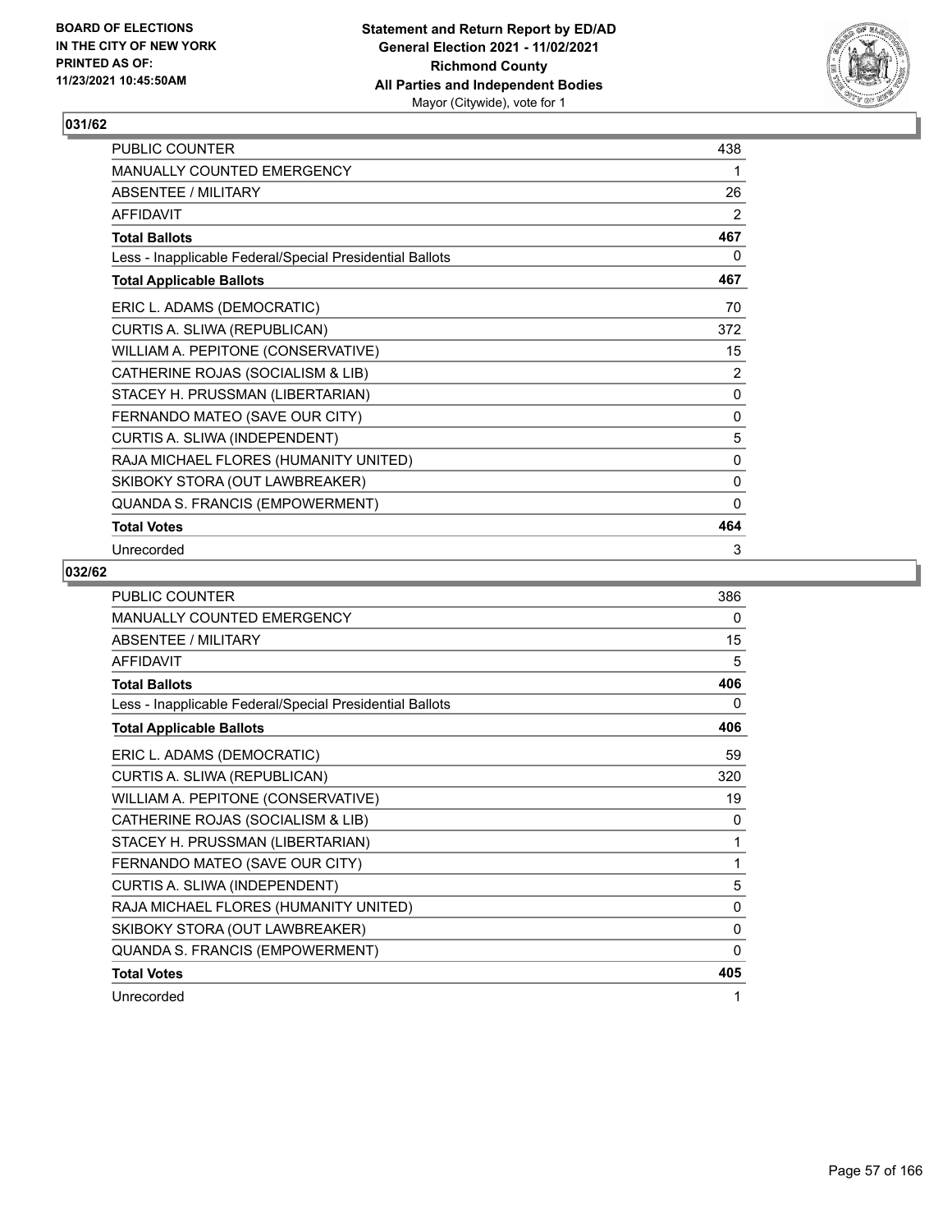## 031/62

| | |
|---|---|
| PUBLIC COUNTER | 438 |
| MANUALLY COUNTED EMERGENCY | 1 |
| ABSENTEE / MILITARY | 26 |
| AFFIDAVIT | 2 |
| **Total Ballots** | **467** |
| Less - Inapplicable Federal/Special Presidential Ballots | 0 |
| **Total Applicable Ballots** | **467** |
| ERIC L. ADAMS (DEMOCRATIC) | 70 |
| CURTIS A. SLIWA (REPUBLICAN) | 372 |
| WILLIAM A. PEPITONE (CONSERVATIVE) | 15 |
| CATHERINE ROJAS (SOCIALISM & LIB) | 2 |
| STACEY H. PRUSSMAN (LIBERTARIAN) | 0 |
| FERNANDO MATEO (SAVE OUR CITY) | 0 |
| CURTIS A. SLIWA (INDEPENDENT) | 5 |
| RAJA MICHAEL FLORES (HUMANITY UNITED) | 0 |
| SKIBOKY STORA (OUT LAWBREAKER) | 0 |
| QUANDA S. FRANCIS (EMPOWERMENT) | 0 |
| **Total Votes** | **464** |
| Unrecorded | 3 |

## 032/62

| | |
|---|---|
| PUBLIC COUNTER | 386 |
| MANUALLY COUNTED EMERGENCY | 0 |
| ABSENTEE / MILITARY | 15 |
| AFFIDAVIT | 5 |
| **Total Ballots** | **406** |
| Less - Inapplicable Federal/Special Presidential Ballots | 0 |
| **Total Applicable Ballots** | **406** |
| ERIC L. ADAMS (DEMOCRATIC) | 59 |
| CURTIS A. SLIWA (REPUBLICAN) | 320 |
| WILLIAM A. PEPITONE (CONSERVATIVE) | 19 |
| CATHERINE ROJAS (SOCIALISM & LIB) | 0 |
| STACEY H. PRUSSMAN (LIBERTARIAN) | 1 |
| FERNANDO MATEO (SAVE OUR CITY) | 1 |
| CURTIS A. SLIWA (INDEPENDENT) | 5 |
| RAJA MICHAEL FLORES (HUMANITY UNITED) | 0 |
| SKIBOKY STORA (OUT LAWBREAKER) | 0 |
| QUANDA S. FRANCIS (EMPOWERMENT) | 0 |
| **Total Votes** | **405** |
| Unrecorded | 1 |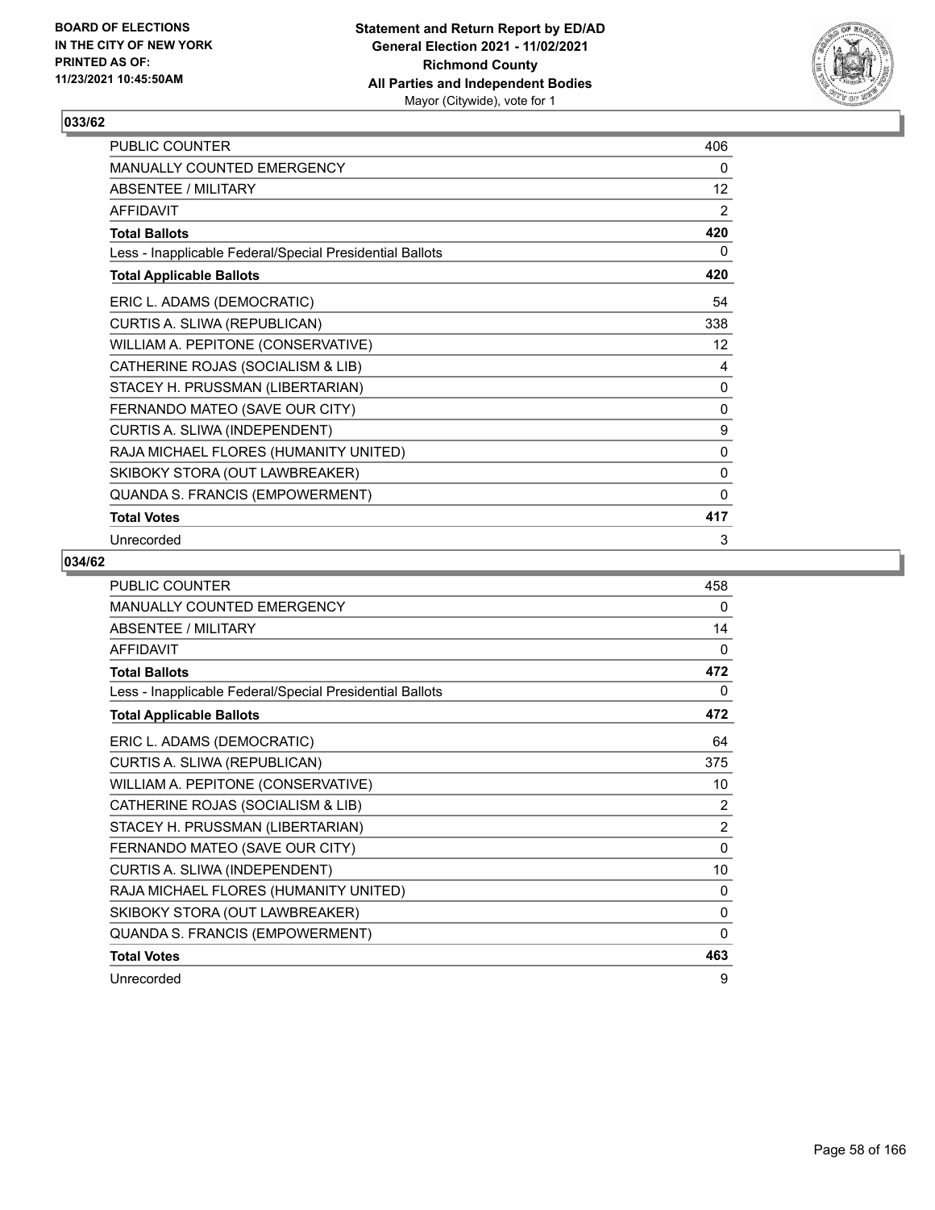## 033/62

| | |
|---|---|
| PUBLIC COUNTER | 406 |
| MANUALLY COUNTED EMERGENCY | 0 |
| ABSENTEE / MILITARY | 12 |
| AFFIDAVIT | 2 |
| **Total Ballots** | **420** |
| Less - Inapplicable Federal/Special Presidential Ballots | 0 |
| **Total Applicable Ballots** | **420** |
| ERIC L. ADAMS (DEMOCRATIC) | 54 |
| CURTIS A. SLIWA (REPUBLICAN) | 338 |
| WILLIAM A. PEPITONE (CONSERVATIVE) | 12 |
| CATHERINE ROJAS (SOCIALISM & LIB) | 4 |
| STACEY H. PRUSSMAN (LIBERTARIAN) | 0 |
| FERNANDO MATEO (SAVE OUR CITY) | 0 |
| CURTIS A. SLIWA (INDEPENDENT) | 9 |
| RAJA MICHAEL FLORES (HUMANITY UNITED) | 0 |
| SKIBOKY STORA (OUT LAWBREAKER) | 0 |
| QUANDA S. FRANCIS (EMPOWERMENT) | 0 |
| **Total Votes** | **417** |
| Unrecorded | 3 |

## 034/62

| | |
|---|---|
| PUBLIC COUNTER | 458 |
| MANUALLY COUNTED EMERGENCY | 0 |
| ABSENTEE / MILITARY | 14 |
| AFFIDAVIT | 0 |
| **Total Ballots** | **472** |
| Less - Inapplicable Federal/Special Presidential Ballots | 0 |
| **Total Applicable Ballots** | **472** |
| ERIC L. ADAMS (DEMOCRATIC) | 64 |
| CURTIS A. SLIWA (REPUBLICAN) | 375 |
| WILLIAM A. PEPITONE (CONSERVATIVE) | 10 |
| CATHERINE ROJAS (SOCIALISM & LIB) | 2 |
| STACEY H. PRUSSMAN (LIBERTARIAN) | 2 |
| FERNANDO MATEO (SAVE OUR CITY) | 0 |
| CURTIS A. SLIWA (INDEPENDENT) | 10 |
| RAJA MICHAEL FLORES (HUMANITY UNITED) | 0 |
| SKIBOKY STORA (OUT LAWBREAKER) | 0 |
| QUANDA S. FRANCIS (EMPOWERMENT) | 0 |
| **Total Votes** | **463** |
| Unrecorded | 9 |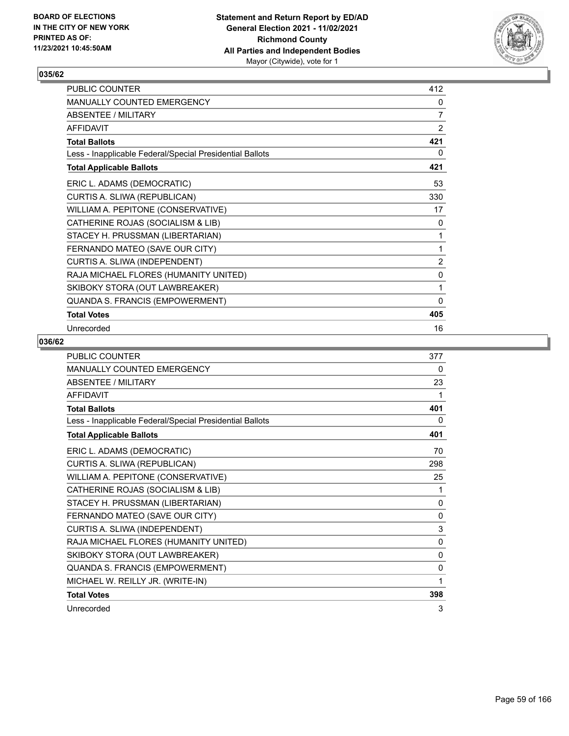## 035/62

| PUBLIC COUNTER | 412 |
|---|---|
| MANUALLY COUNTED EMERGENCY | 0 |
| ABSENTEE / MILITARY | 7 |
| AFFIDAVIT | 2 |
| **Total Ballots** | **421** |
| Less - Inapplicable Federal/Special Presidential Ballots | 0 |
| **Total Applicable Ballots** | **421** |
| ERIC L. ADAMS (DEMOCRATIC) | 53 |
| CURTIS A. SLIWA (REPUBLICAN) | 330 |
| WILLIAM A. PEPITONE (CONSERVATIVE) | 17 |
| CATHERINE ROJAS (SOCIALISM & LIB) | 0 |
| STACEY H. PRUSSMAN (LIBERTARIAN) | 1 |
| FERNANDO MATEO (SAVE OUR CITY) | 1 |
| CURTIS A. SLIWA (INDEPENDENT) | 2 |
| RAJA MICHAEL FLORES (HUMANITY UNITED) | 0 |
| SKIBOKY STORA (OUT LAWBREAKER) | 1 |
| QUANDA S. FRANCIS (EMPOWERMENT) | 0 |
| **Total Votes** | **405** |
| Unrecorded | 16 |

## 036/62

| PUBLIC COUNTER | 377 |
|---|---|
| MANUALLY COUNTED EMERGENCY | 0 |
| ABSENTEE / MILITARY | 23 |
| AFFIDAVIT | 1 |
| **Total Ballots** | **401** |
| Less - Inapplicable Federal/Special Presidential Ballots | 0 |
| **Total Applicable Ballots** | **401** |
| ERIC L. ADAMS (DEMOCRATIC) | 70 |
| CURTIS A. SLIWA (REPUBLICAN) | 298 |
| WILLIAM A. PEPITONE (CONSERVATIVE) | 25 |
| CATHERINE ROJAS (SOCIALISM & LIB) | 1 |
| STACEY H. PRUSSMAN (LIBERTARIAN) | 0 |
| FERNANDO MATEO (SAVE OUR CITY) | 0 |
| CURTIS A. SLIWA (INDEPENDENT) | 3 |
| RAJA MICHAEL FLORES (HUMANITY UNITED) | 0 |
| SKIBOKY STORA (OUT LAWBREAKER) | 0 |
| QUANDA S. FRANCIS (EMPOWERMENT) | 0 |
| MICHAEL W. REILLY JR. (WRITE-IN) | 1 |
| **Total Votes** | **398** |
| Unrecorded | 3 |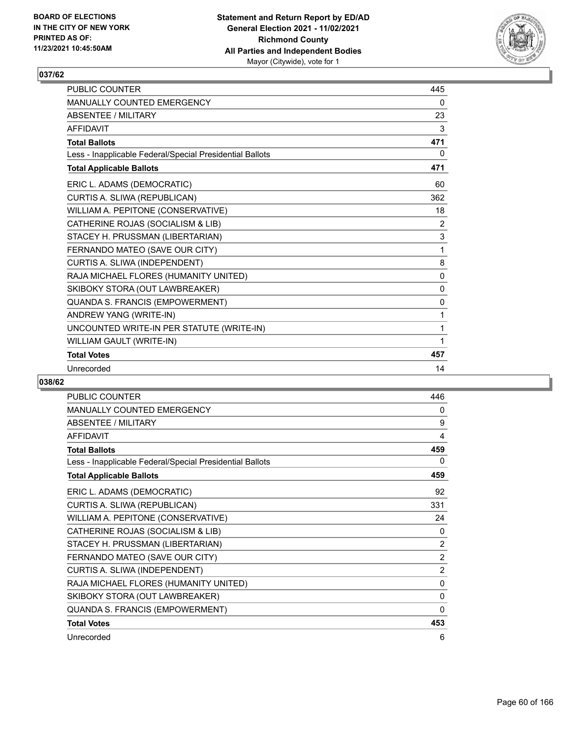## 037/62

| | |
|---|---|
| PUBLIC COUNTER | 445 |
| MANUALLY COUNTED EMERGENCY | 0 |
| ABSENTEE / MILITARY | 23 |
| AFFIDAVIT | 3 |
| **Total Ballots** | **471** |
| Less - Inapplicable Federal/Special Presidential Ballots | 0 |
| **Total Applicable Ballots** | **471** |
| ERIC L. ADAMS (DEMOCRATIC) | 60 |
| CURTIS A. SLIWA (REPUBLICAN) | 362 |
| WILLIAM A. PEPITONE (CONSERVATIVE) | 18 |
| CATHERINE ROJAS (SOCIALISM & LIB) | 2 |
| STACEY H. PRUSSMAN (LIBERTARIAN) | 3 |
| FERNANDO MATEO (SAVE OUR CITY) | 1 |
| CURTIS A. SLIWA (INDEPENDENT) | 8 |
| RAJA MICHAEL FLORES (HUMANITY UNITED) | 0 |
| SKIBOKY STORA (OUT LAWBREAKER) | 0 |
| QUANDA S. FRANCIS (EMPOWERMENT) | 0 |
| ANDREW YANG (WRITE-IN) | 1 |
| UNCOUNTED WRITE-IN PER STATUTE (WRITE-IN) | 1 |
| WILLIAM GAULT (WRITE-IN) | 1 |
| **Total Votes** | **457** |
| Unrecorded | 14 |

## 038/62

| | |
|---|---|
| PUBLIC COUNTER | 446 |
| MANUALLY COUNTED EMERGENCY | 0 |
| ABSENTEE / MILITARY | 9 |
| AFFIDAVIT | 4 |
| **Total Ballots** | **459** |
| Less - Inapplicable Federal/Special Presidential Ballots | 0 |
| **Total Applicable Ballots** | **459** |
| ERIC L. ADAMS (DEMOCRATIC) | 92 |
| CURTIS A. SLIWA (REPUBLICAN) | 331 |
| WILLIAM A. PEPITONE (CONSERVATIVE) | 24 |
| CATHERINE ROJAS (SOCIALISM & LIB) | 0 |
| STACEY H. PRUSSMAN (LIBERTARIAN) | 2 |
| FERNANDO MATEO (SAVE OUR CITY) | 2 |
| CURTIS A. SLIWA (INDEPENDENT) | 2 |
| RAJA MICHAEL FLORES (HUMANITY UNITED) | 0 |
| SKIBOKY STORA (OUT LAWBREAKER) | 0 |
| QUANDA S. FRANCIS (EMPOWERMENT) | 0 |
| **Total Votes** | **453** |
| Unrecorded | 6 |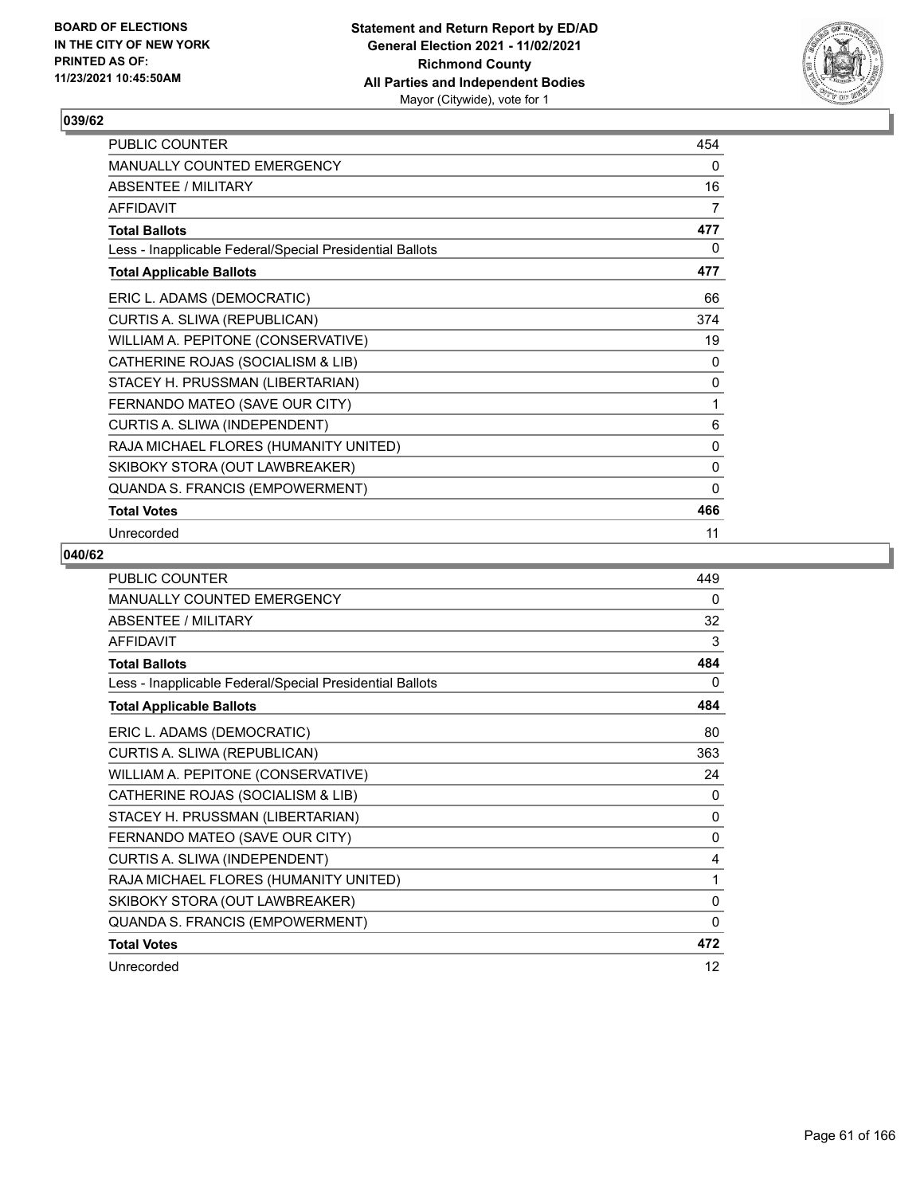**BOARD OF ELECTIONS IN THE CITY OF NEW YORK PRINTED AS OF: 11/23/2021 10:45:50AM**

**Statement and Return Report by ED/AD General Election 2021 - 11/02/2021 Richmond County All Parties and Independent Bodies**
Mayor (Citywide), vote for 1

## 039/62

| | |
|---|---|
| PUBLIC COUNTER | 454 |
| MANUALLY COUNTED EMERGENCY | 0 |
| ABSENTEE / MILITARY | 16 |
| AFFIDAVIT | 7 |
| **Total Ballots** | **477** |
| Less - Inapplicable Federal/Special Presidential Ballots | 0 |
| **Total Applicable Ballots** | **477** |
| ERIC L. ADAMS (DEMOCRATIC) | 66 |
| CURTIS A. SLIWA (REPUBLICAN) | 374 |
| WILLIAM A. PEPITONE (CONSERVATIVE) | 19 |
| CATHERINE ROJAS (SOCIALISM & LIB) | 0 |
| STACEY H. PRUSSMAN (LIBERTARIAN) | 0 |
| FERNANDO MATEO (SAVE OUR CITY) | 1 |
| CURTIS A. SLIWA (INDEPENDENT) | 6 |
| RAJA MICHAEL FLORES (HUMANITY UNITED) | 0 |
| SKIBOKY STORA (OUT LAWBREAKER) | 0 |
| QUANDA S. FRANCIS (EMPOWERMENT) | 0 |
| **Total Votes** | **466** |
| Unrecorded | 11 |

## 040/62

| | |
|---|---|
| PUBLIC COUNTER | 449 |
| MANUALLY COUNTED EMERGENCY | 0 |
| ABSENTEE / MILITARY | 32 |
| AFFIDAVIT | 3 |
| **Total Ballots** | **484** |
| Less - Inapplicable Federal/Special Presidential Ballots | 0 |
| **Total Applicable Ballots** | **484** |
| ERIC L. ADAMS (DEMOCRATIC) | 80 |
| CURTIS A. SLIWA (REPUBLICAN) | 363 |
| WILLIAM A. PEPITONE (CONSERVATIVE) | 24 |
| CATHERINE ROJAS (SOCIALISM & LIB) | 0 |
| STACEY H. PRUSSMAN (LIBERTARIAN) | 0 |
| FERNANDO MATEO (SAVE OUR CITY) | 0 |
| CURTIS A. SLIWA (INDEPENDENT) | 4 |
| RAJA MICHAEL FLORES (HUMANITY UNITED) | 1 |
| SKIBOKY STORA (OUT LAWBREAKER) | 0 |
| QUANDA S. FRANCIS (EMPOWERMENT) | 0 |
| **Total Votes** | **472** |
| Unrecorded | 12 |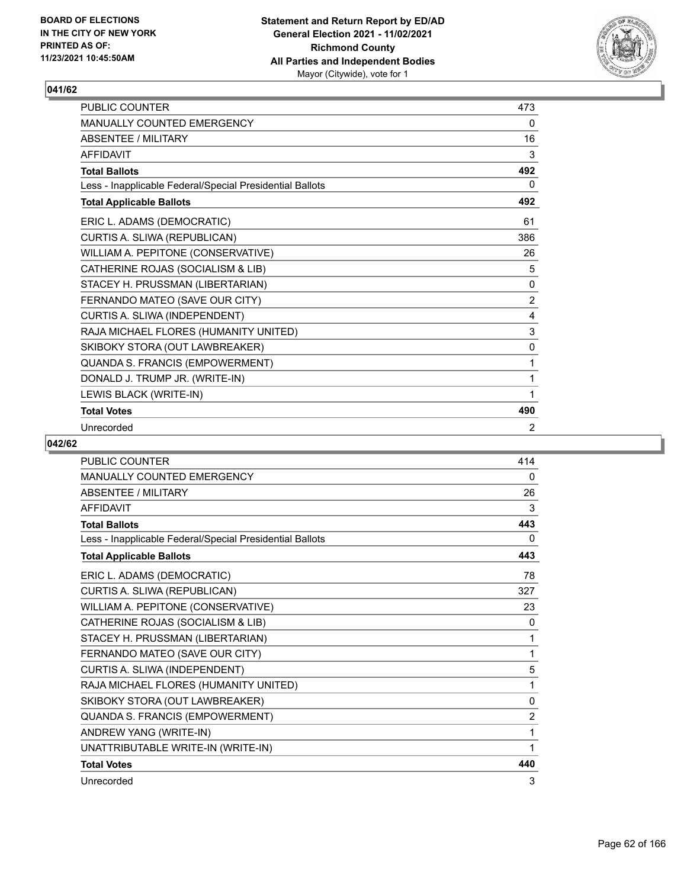## 041/62

| | |
|---|---|
| PUBLIC COUNTER | 473 |
| MANUALLY COUNTED EMERGENCY | 0 |
| ABSENTEE / MILITARY | 16 |
| AFFIDAVIT | 3 |
| **Total Ballots** | **492** |
| Less - Inapplicable Federal/Special Presidential Ballots | 0 |
| **Total Applicable Ballots** | **492** |
| ERIC L. ADAMS (DEMOCRATIC) | 61 |
| CURTIS A. SLIWA (REPUBLICAN) | 386 |
| WILLIAM A. PEPITONE (CONSERVATIVE) | 26 |
| CATHERINE ROJAS (SOCIALISM & LIB) | 5 |
| STACEY H. PRUSSMAN (LIBERTARIAN) | 0 |
| FERNANDO MATEO (SAVE OUR CITY) | 2 |
| CURTIS A. SLIWA (INDEPENDENT) | 4 |
| RAJA MICHAEL FLORES (HUMANITY UNITED) | 3 |
| SKIBOKY STORA (OUT LAWBREAKER) | 0 |
| QUANDA S. FRANCIS (EMPOWERMENT) | 1 |
| DONALD J. TRUMP JR. (WRITE-IN) | 1 |
| LEWIS BLACK (WRITE-IN) | 1 |
| **Total Votes** | **490** |
| Unrecorded | 2 |

## 042/62

| | |
|---|---|
| PUBLIC COUNTER | 414 |
| MANUALLY COUNTED EMERGENCY | 0 |
| ABSENTEE / MILITARY | 26 |
| AFFIDAVIT | 3 |
| **Total Ballots** | **443** |
| Less - Inapplicable Federal/Special Presidential Ballots | 0 |
| **Total Applicable Ballots** | **443** |
| ERIC L. ADAMS (DEMOCRATIC) | 78 |
| CURTIS A. SLIWA (REPUBLICAN) | 327 |
| WILLIAM A. PEPITONE (CONSERVATIVE) | 23 |
| CATHERINE ROJAS (SOCIALISM & LIB) | 0 |
| STACEY H. PRUSSMAN (LIBERTARIAN) | 1 |
| FERNANDO MATEO (SAVE OUR CITY) | 1 |
| CURTIS A. SLIWA (INDEPENDENT) | 5 |
| RAJA MICHAEL FLORES (HUMANITY UNITED) | 1 |
| SKIBOKY STORA (OUT LAWBREAKER) | 0 |
| QUANDA S. FRANCIS (EMPOWERMENT) | 2 |
| ANDREW YANG (WRITE-IN) | 1 |
| UNATTRIBUTABLE WRITE-IN (WRITE-IN) | 1 |
| **Total Votes** | **440** |
| Unrecorded | 3 |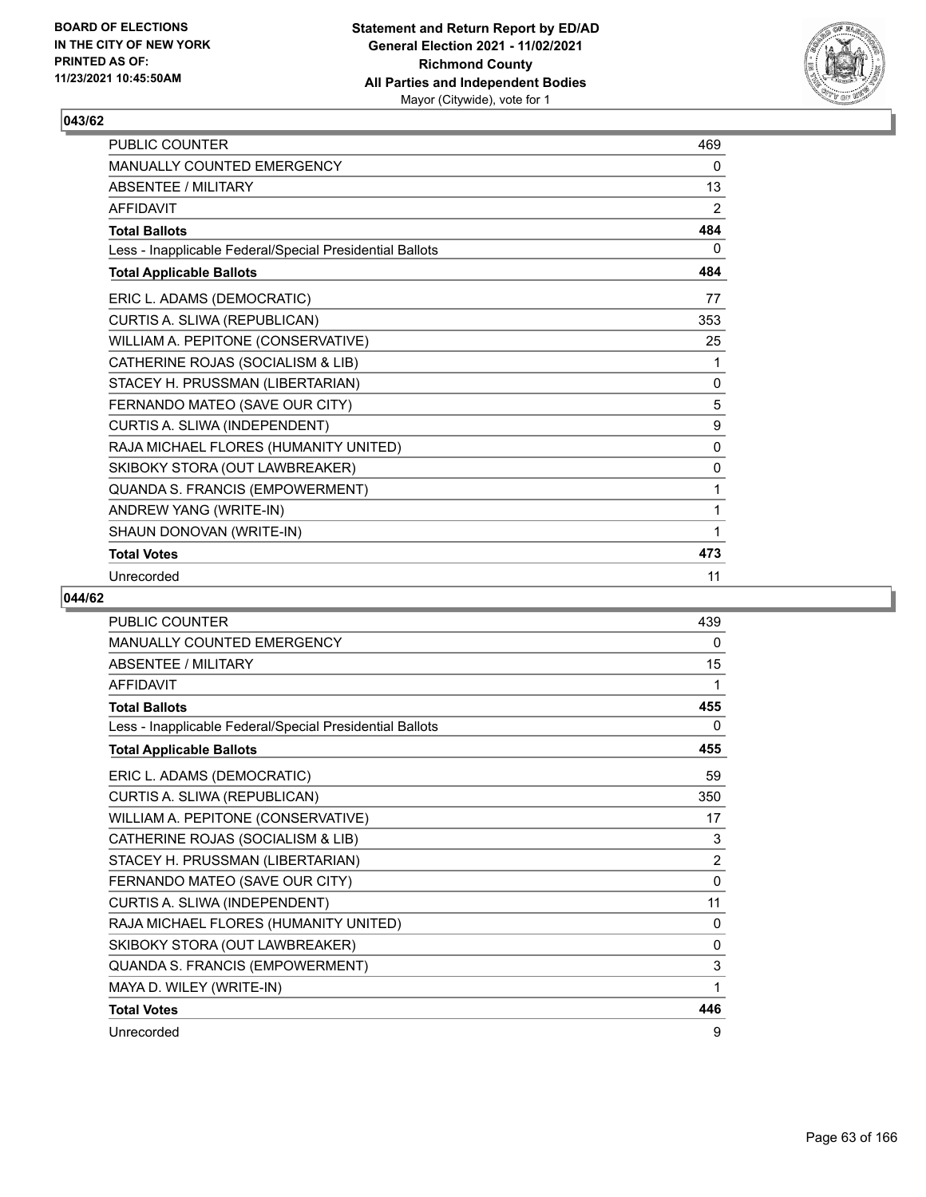## 043/62

| | |
|---|---|
| PUBLIC COUNTER | 469 |
| MANUALLY COUNTED EMERGENCY | 0 |
| ABSENTEE / MILITARY | 13 |
| AFFIDAVIT | 2 |
| **Total Ballots** | **484** |
| Less - Inapplicable Federal/Special Presidential Ballots | 0 |
| **Total Applicable Ballots** | **484** |
| ERIC L. ADAMS (DEMOCRATIC) | 77 |
| CURTIS A. SLIWA (REPUBLICAN) | 353 |
| WILLIAM A. PEPITONE (CONSERVATIVE) | 25 |
| CATHERINE ROJAS (SOCIALISM & LIB) | 1 |
| STACEY H. PRUSSMAN (LIBERTARIAN) | 0 |
| FERNANDO MATEO (SAVE OUR CITY) | 5 |
| CURTIS A. SLIWA (INDEPENDENT) | 9 |
| RAJA MICHAEL FLORES (HUMANITY UNITED) | 0 |
| SKIBOKY STORA (OUT LAWBREAKER) | 0 |
| QUANDA S. FRANCIS (EMPOWERMENT) | 1 |
| ANDREW YANG (WRITE-IN) | 1 |
| SHAUN DONOVAN (WRITE-IN) | 1 |
| **Total Votes** | **473** |
| Unrecorded | 11 |

## 044/62

| | |
|---|---|
| PUBLIC COUNTER | 439 |
| MANUALLY COUNTED EMERGENCY | 0 |
| ABSENTEE / MILITARY | 15 |
| AFFIDAVIT | 1 |
| **Total Ballots** | **455** |
| Less - Inapplicable Federal/Special Presidential Ballots | 0 |
| **Total Applicable Ballots** | **455** |
| ERIC L. ADAMS (DEMOCRATIC) | 59 |
| CURTIS A. SLIWA (REPUBLICAN) | 350 |
| WILLIAM A. PEPITONE (CONSERVATIVE) | 17 |
| CATHERINE ROJAS (SOCIALISM & LIB) | 3 |
| STACEY H. PRUSSMAN (LIBERTARIAN) | 2 |
| FERNANDO MATEO (SAVE OUR CITY) | 0 |
| CURTIS A. SLIWA (INDEPENDENT) | 11 |
| RAJA MICHAEL FLORES (HUMANITY UNITED) | 0 |
| SKIBOKY STORA (OUT LAWBREAKER) | 0 |
| QUANDA S. FRANCIS (EMPOWERMENT) | 3 |
| MAYA D. WILEY (WRITE-IN) | 1 |
| **Total Votes** | **446** |
| Unrecorded | 9 |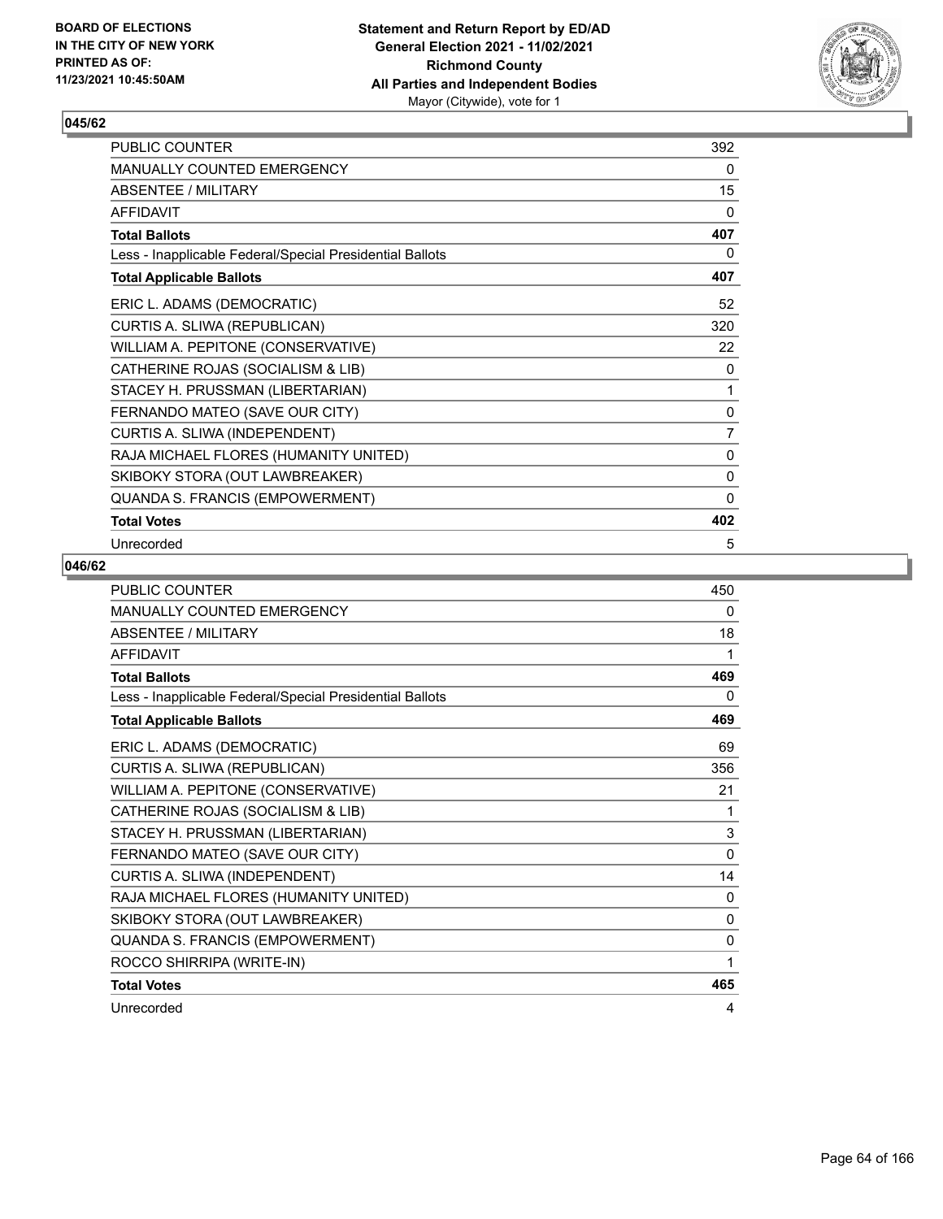**BOARD OF ELECTIONS IN THE CITY OF NEW YORK PRINTED AS OF: 11/23/2021 10:45:50AM**

**Statement and Return Report by ED/AD**
**General Election 2021 - 11/02/2021**
**Richmond County**
**All Parties and Independent Bodies**
Mayor (Citywide), vote for 1

## 045/62

| | |
|---|---|
| PUBLIC COUNTER | 392 |
| MANUALLY COUNTED EMERGENCY | 0 |
| ABSENTEE / MILITARY | 15 |
| AFFIDAVIT | 0 |
| **Total Ballots** | **407** |
| Less - Inapplicable Federal/Special Presidential Ballots | 0 |
| **Total Applicable Ballots** | **407** |
| ERIC L. ADAMS (DEMOCRATIC) | 52 |
| CURTIS A. SLIWA (REPUBLICAN) | 320 |
| WILLIAM A. PEPITONE (CONSERVATIVE) | 22 |
| CATHERINE ROJAS (SOCIALISM & LIB) | 0 |
| STACEY H. PRUSSMAN (LIBERTARIAN) | 1 |
| FERNANDO MATEO (SAVE OUR CITY) | 0 |
| CURTIS A. SLIWA (INDEPENDENT) | 7 |
| RAJA MICHAEL FLORES (HUMANITY UNITED) | 0 |
| SKIBOKY STORA (OUT LAWBREAKER) | 0 |
| QUANDA S. FRANCIS (EMPOWERMENT) | 0 |
| **Total Votes** | **402** |
| Unrecorded | 5 |

## 046/62

| | |
|---|---|
| PUBLIC COUNTER | 450 |
| MANUALLY COUNTED EMERGENCY | 0 |
| ABSENTEE / MILITARY | 18 |
| AFFIDAVIT | 1 |
| **Total Ballots** | **469** |
| Less - Inapplicable Federal/Special Presidential Ballots | 0 |
| **Total Applicable Ballots** | **469** |
| ERIC L. ADAMS (DEMOCRATIC) | 69 |
| CURTIS A. SLIWA (REPUBLICAN) | 356 |
| WILLIAM A. PEPITONE (CONSERVATIVE) | 21 |
| CATHERINE ROJAS (SOCIALISM & LIB) | 1 |
| STACEY H. PRUSSMAN (LIBERTARIAN) | 3 |
| FERNANDO MATEO (SAVE OUR CITY) | 0 |
| CURTIS A. SLIWA (INDEPENDENT) | 14 |
| RAJA MICHAEL FLORES (HUMANITY UNITED) | 0 |
| SKIBOKY STORA (OUT LAWBREAKER) | 0 |
| QUANDA S. FRANCIS (EMPOWERMENT) | 0 |
| ROCCO SHIRRIPA (WRITE-IN) | 1 |
| **Total Votes** | **465** |
| Unrecorded | 4 |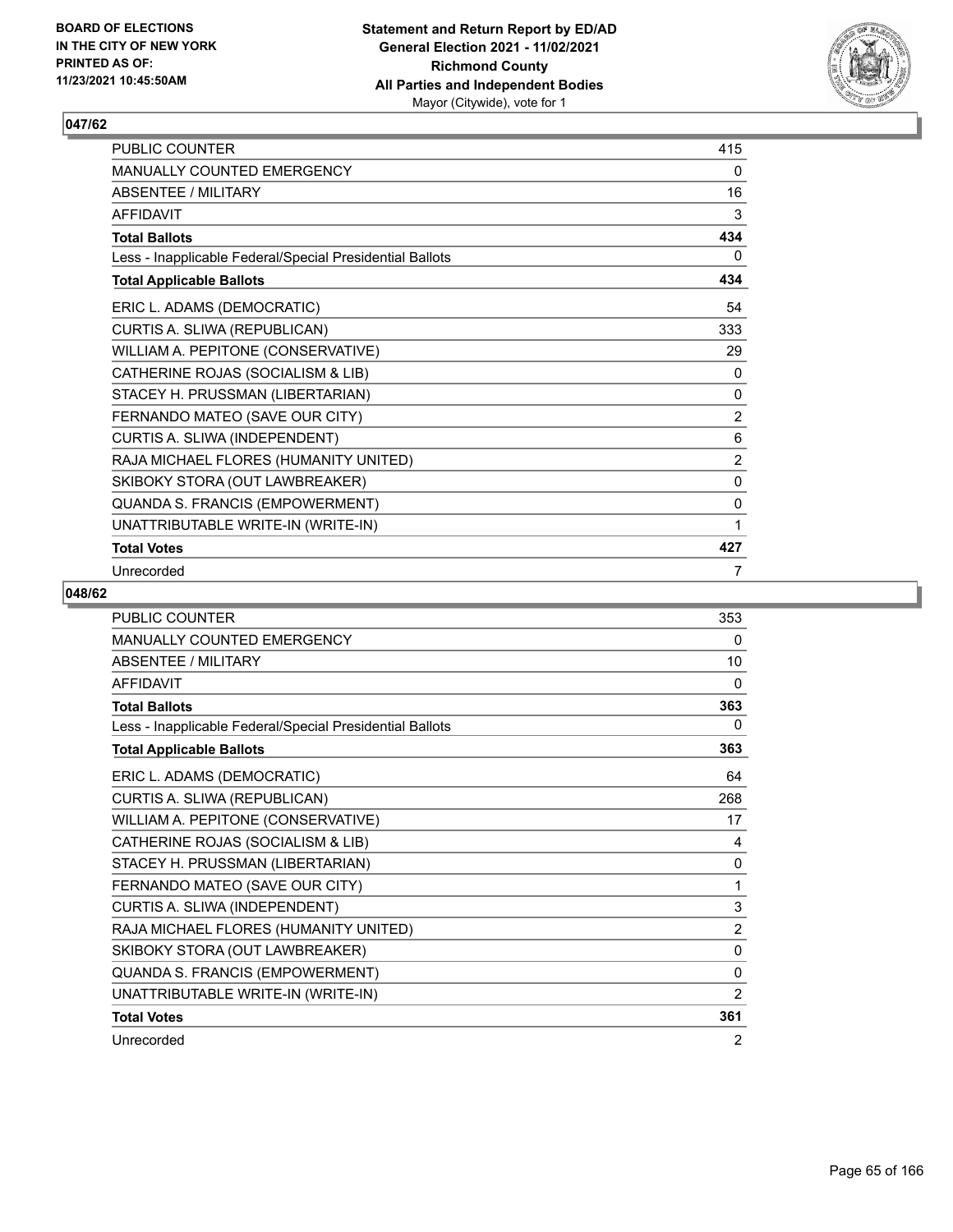## 047/62

| | |
|---|---|
| PUBLIC COUNTER | 415 |
| MANUALLY COUNTED EMERGENCY | 0 |
| ABSENTEE / MILITARY | 16 |
| AFFIDAVIT | 3 |
| **Total Ballots** | **434** |
| Less - Inapplicable Federal/Special Presidential Ballots | 0 |
| **Total Applicable Ballots** | **434** |
| ERIC L. ADAMS (DEMOCRATIC) | 54 |
| CURTIS A. SLIWA (REPUBLICAN) | 333 |
| WILLIAM A. PEPITONE (CONSERVATIVE) | 29 |
| CATHERINE ROJAS (SOCIALISM & LIB) | 0 |
| STACEY H. PRUSSMAN (LIBERTARIAN) | 0 |
| FERNANDO MATEO (SAVE OUR CITY) | 2 |
| CURTIS A. SLIWA (INDEPENDENT) | 6 |
| RAJA MICHAEL FLORES (HUMANITY UNITED) | 2 |
| SKIBOKY STORA (OUT LAWBREAKER) | 0 |
| QUANDA S. FRANCIS (EMPOWERMENT) | 0 |
| UNATTRIBUTABLE WRITE-IN (WRITE-IN) | 1 |
| **Total Votes** | **427** |
| Unrecorded | 7 |

## 048/62

| | |
|---|---|
| PUBLIC COUNTER | 353 |
| MANUALLY COUNTED EMERGENCY | 0 |
| ABSENTEE / MILITARY | 10 |
| AFFIDAVIT | 0 |
| **Total Ballots** | **363** |
| Less - Inapplicable Federal/Special Presidential Ballots | 0 |
| **Total Applicable Ballots** | **363** |
| ERIC L. ADAMS (DEMOCRATIC) | 64 |
| CURTIS A. SLIWA (REPUBLICAN) | 268 |
| WILLIAM A. PEPITONE (CONSERVATIVE) | 17 |
| CATHERINE ROJAS (SOCIALISM & LIB) | 4 |
| STACEY H. PRUSSMAN (LIBERTARIAN) | 0 |
| FERNANDO MATEO (SAVE OUR CITY) | 1 |
| CURTIS A. SLIWA (INDEPENDENT) | 3 |
| RAJA MICHAEL FLORES (HUMANITY UNITED) | 2 |
| SKIBOKY STORA (OUT LAWBREAKER) | 0 |
| QUANDA S. FRANCIS (EMPOWERMENT) | 0 |
| UNATTRIBUTABLE WRITE-IN (WRITE-IN) | 2 |
| **Total Votes** | **361** |
| Unrecorded | 2 |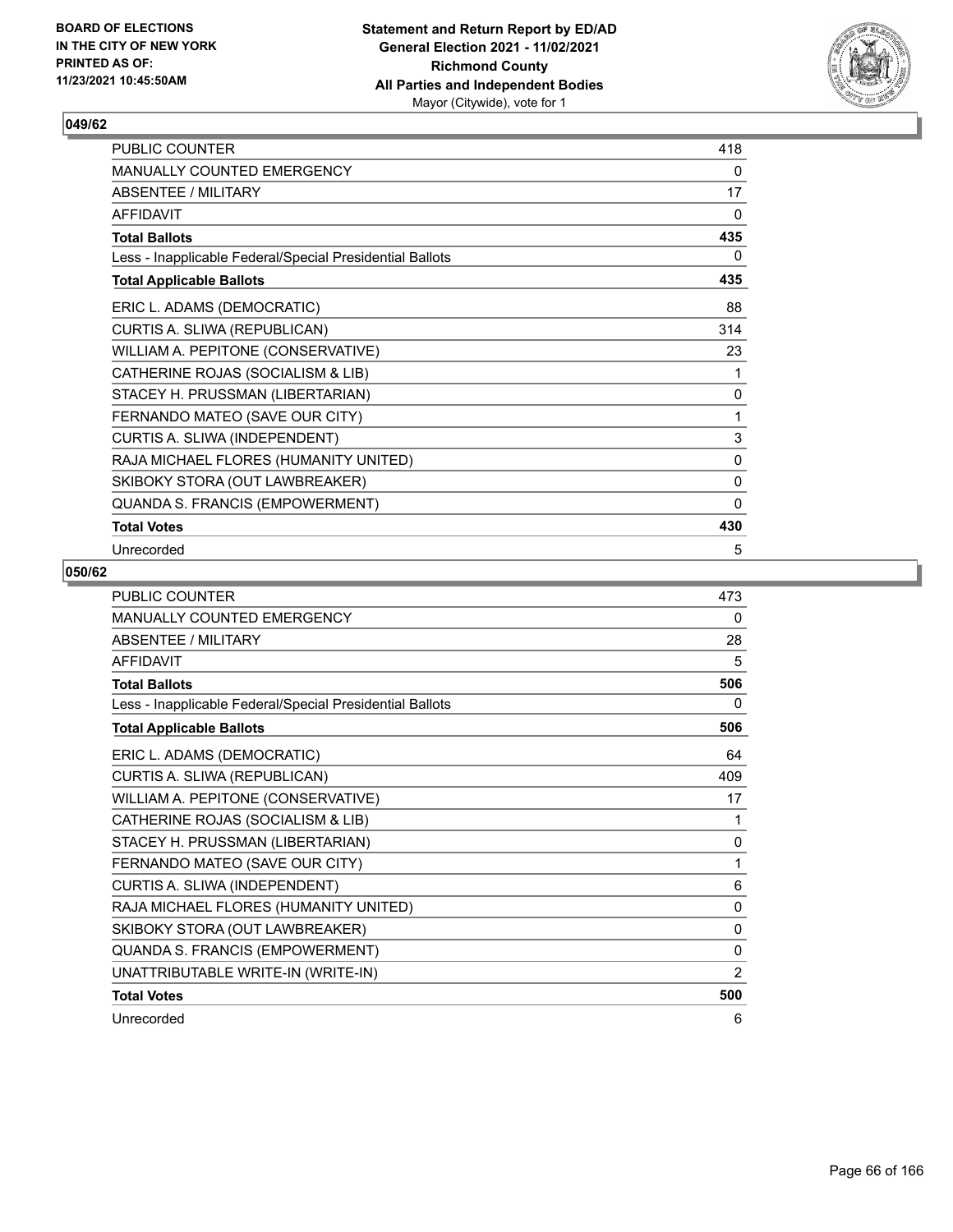**Statement and Return Report by ED/AD**
**General Election 2021 - 11/02/2021**
**Richmond County**
**All Parties and Independent Bodies**
Mayor (Citywide), vote for 1

BOARD OF ELECTIONS IN THE CITY OF NEW YORK PRINTED AS OF: 11/23/2021 10:45:50AM

## 049/62

| | |
|---|---|
| PUBLIC COUNTER | 418 |
| MANUALLY COUNTED EMERGENCY | 0 |
| ABSENTEE / MILITARY | 17 |
| AFFIDAVIT | 0 |
| **Total Ballots** | **435** |
| Less - Inapplicable Federal/Special Presidential Ballots | 0 |
| **Total Applicable Ballots** | **435** |
| ERIC L. ADAMS (DEMOCRATIC) | 88 |
| CURTIS A. SLIWA (REPUBLICAN) | 314 |
| WILLIAM A. PEPITONE (CONSERVATIVE) | 23 |
| CATHERINE ROJAS (SOCIALISM & LIB) | 1 |
| STACEY H. PRUSSMAN (LIBERTARIAN) | 0 |
| FERNANDO MATEO (SAVE OUR CITY) | 1 |
| CURTIS A. SLIWA (INDEPENDENT) | 3 |
| RAJA MICHAEL FLORES (HUMANITY UNITED) | 0 |
| SKIBOKY STORA (OUT LAWBREAKER) | 0 |
| QUANDA S. FRANCIS (EMPOWERMENT) | 0 |
| **Total Votes** | **430** |
| Unrecorded | 5 |

## 050/62

| | |
|---|---|
| PUBLIC COUNTER | 473 |
| MANUALLY COUNTED EMERGENCY | 0 |
| ABSENTEE / MILITARY | 28 |
| AFFIDAVIT | 5 |
| **Total Ballots** | **506** |
| Less - Inapplicable Federal/Special Presidential Ballots | 0 |
| **Total Applicable Ballots** | **506** |
| ERIC L. ADAMS (DEMOCRATIC) | 64 |
| CURTIS A. SLIWA (REPUBLICAN) | 409 |
| WILLIAM A. PEPITONE (CONSERVATIVE) | 17 |
| CATHERINE ROJAS (SOCIALISM & LIB) | 1 |
| STACEY H. PRUSSMAN (LIBERTARIAN) | 0 |
| FERNANDO MATEO (SAVE OUR CITY) | 1 |
| CURTIS A. SLIWA (INDEPENDENT) | 6 |
| RAJA MICHAEL FLORES (HUMANITY UNITED) | 0 |
| SKIBOKY STORA (OUT LAWBREAKER) | 0 |
| QUANDA S. FRANCIS (EMPOWERMENT) | 0 |
| UNATTRIBUTABLE WRITE-IN (WRITE-IN) | 2 |
| **Total Votes** | **500** |
| Unrecorded | 6 |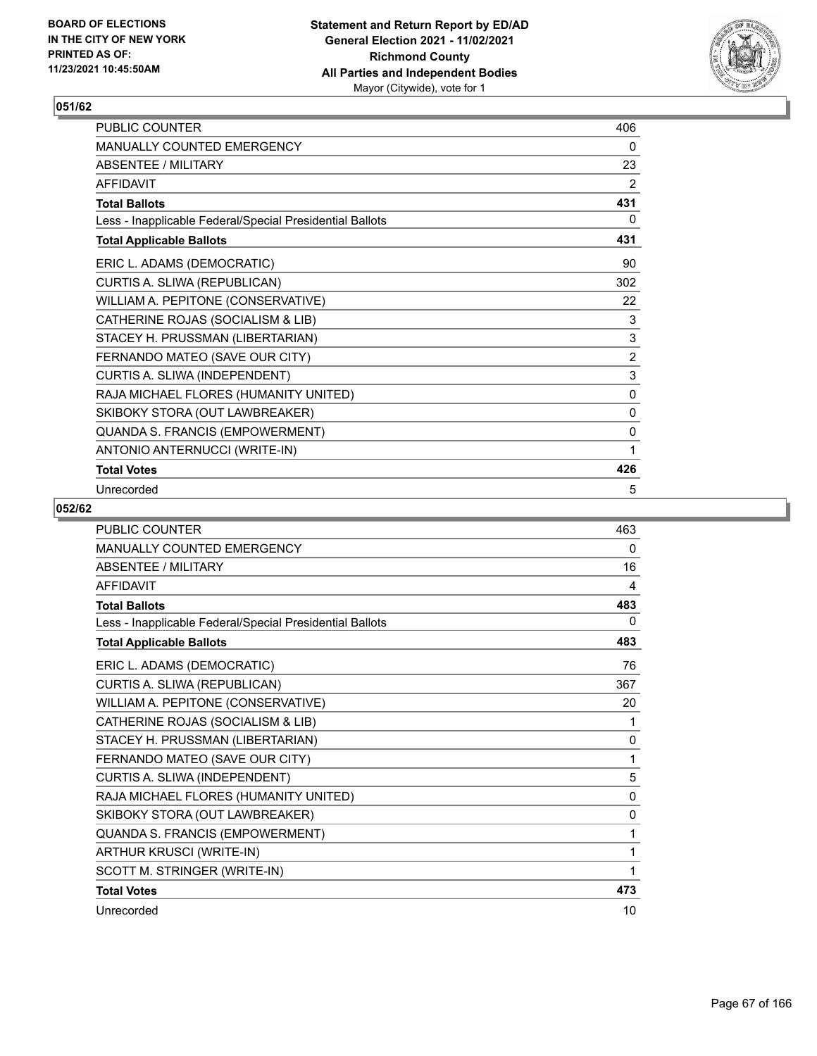## 051/62

| PUBLIC COUNTER | 406 |
|---|---|
| MANUALLY COUNTED EMERGENCY | 0 |
| ABSENTEE / MILITARY | 23 |
| AFFIDAVIT | 2 |
| **Total Ballots** | **431** |
| Less - Inapplicable Federal/Special Presidential Ballots | 0 |
| **Total Applicable Ballots** | **431** |
| ERIC L. ADAMS (DEMOCRATIC) | 90 |
| CURTIS A. SLIWA (REPUBLICAN) | 302 |
| WILLIAM A. PEPITONE (CONSERVATIVE) | 22 |
| CATHERINE ROJAS (SOCIALISM & LIB) | 3 |
| STACEY H. PRUSSMAN (LIBERTARIAN) | 3 |
| FERNANDO MATEO (SAVE OUR CITY) | 2 |
| CURTIS A. SLIWA (INDEPENDENT) | 3 |
| RAJA MICHAEL FLORES (HUMANITY UNITED) | 0 |
| SKIBOKY STORA (OUT LAWBREAKER) | 0 |
| QUANDA S. FRANCIS (EMPOWERMENT) | 0 |
| ANTONIO ANTERNUCCI (WRITE-IN) | 1 |
| **Total Votes** | **426** |
| Unrecorded | 5 |

## 052/62

| PUBLIC COUNTER | 463 |
|---|---|
| MANUALLY COUNTED EMERGENCY | 0 |
| ABSENTEE / MILITARY | 16 |
| AFFIDAVIT | 4 |
| **Total Ballots** | **483** |
| Less - Inapplicable Federal/Special Presidential Ballots | 0 |
| **Total Applicable Ballots** | **483** |
| ERIC L. ADAMS (DEMOCRATIC) | 76 |
| CURTIS A. SLIWA (REPUBLICAN) | 367 |
| WILLIAM A. PEPITONE (CONSERVATIVE) | 20 |
| CATHERINE ROJAS (SOCIALISM & LIB) | 1 |
| STACEY H. PRUSSMAN (LIBERTARIAN) | 0 |
| FERNANDO MATEO (SAVE OUR CITY) | 1 |
| CURTIS A. SLIWA (INDEPENDENT) | 5 |
| RAJA MICHAEL FLORES (HUMANITY UNITED) | 0 |
| SKIBOKY STORA (OUT LAWBREAKER) | 0 |
| QUANDA S. FRANCIS (EMPOWERMENT) | 1 |
| ARTHUR KRUSCI (WRITE-IN) | 1 |
| SCOTT M. STRINGER (WRITE-IN) | 1 |
| **Total Votes** | **473** |
| Unrecorded | 10 |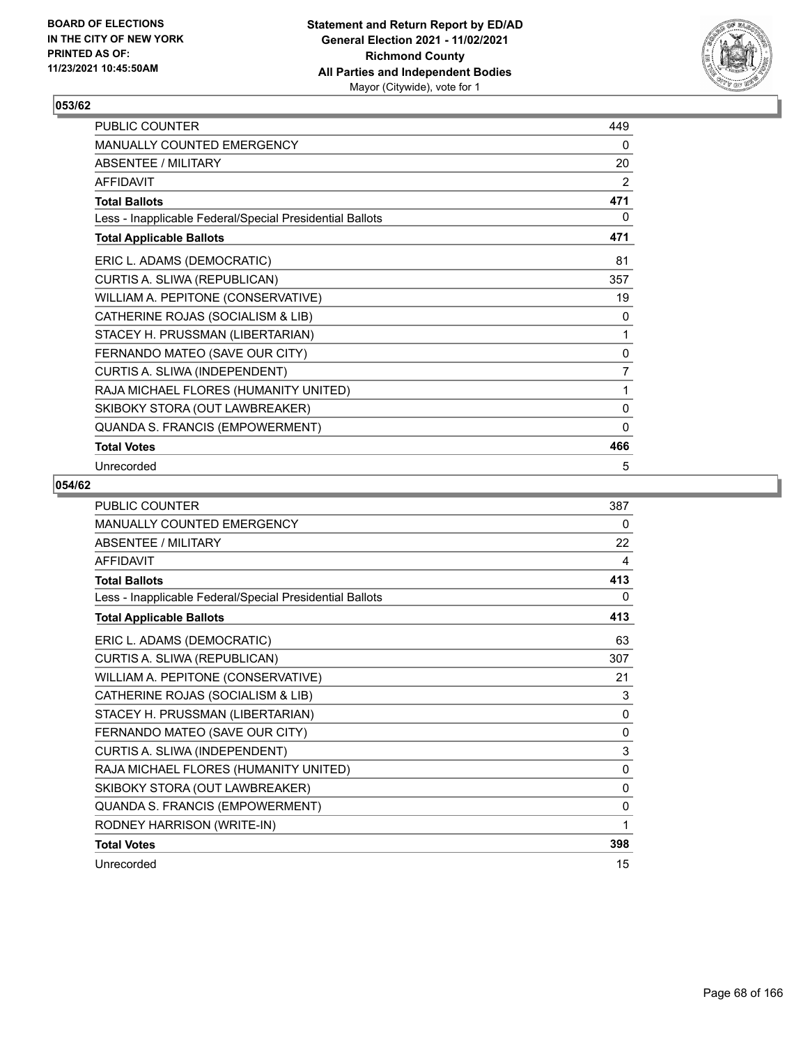## 053/62

| | |
|---|---|
| PUBLIC COUNTER | 449 |
| MANUALLY COUNTED EMERGENCY | 0 |
| ABSENTEE / MILITARY | 20 |
| AFFIDAVIT | 2 |
| **Total Ballots** | **471** |
| Less - Inapplicable Federal/Special Presidential Ballots | 0 |
| **Total Applicable Ballots** | **471** |
| ERIC L. ADAMS (DEMOCRATIC) | 81 |
| CURTIS A. SLIWA (REPUBLICAN) | 357 |
| WILLIAM A. PEPITONE (CONSERVATIVE) | 19 |
| CATHERINE ROJAS (SOCIALISM & LIB) | 0 |
| STACEY H. PRUSSMAN (LIBERTARIAN) | 1 |
| FERNANDO MATEO (SAVE OUR CITY) | 0 |
| CURTIS A. SLIWA (INDEPENDENT) | 7 |
| RAJA MICHAEL FLORES (HUMANITY UNITED) | 1 |
| SKIBOKY STORA (OUT LAWBREAKER) | 0 |
| QUANDA S. FRANCIS (EMPOWERMENT) | 0 |
| **Total Votes** | **466** |
| Unrecorded | 5 |

## 054/62

| | |
|---|---|
| PUBLIC COUNTER | 387 |
| MANUALLY COUNTED EMERGENCY | 0 |
| ABSENTEE / MILITARY | 22 |
| AFFIDAVIT | 4 |
| **Total Ballots** | **413** |
| Less - Inapplicable Federal/Special Presidential Ballots | 0 |
| **Total Applicable Ballots** | **413** |
| ERIC L. ADAMS (DEMOCRATIC) | 63 |
| CURTIS A. SLIWA (REPUBLICAN) | 307 |
| WILLIAM A. PEPITONE (CONSERVATIVE) | 21 |
| CATHERINE ROJAS (SOCIALISM & LIB) | 3 |
| STACEY H. PRUSSMAN (LIBERTARIAN) | 0 |
| FERNANDO MATEO (SAVE OUR CITY) | 0 |
| CURTIS A. SLIWA (INDEPENDENT) | 3 |
| RAJA MICHAEL FLORES (HUMANITY UNITED) | 0 |
| SKIBOKY STORA (OUT LAWBREAKER) | 0 |
| QUANDA S. FRANCIS (EMPOWERMENT) | 0 |
| RODNEY HARRISON (WRITE-IN) | 1 |
| **Total Votes** | **398** |
| Unrecorded | 15 |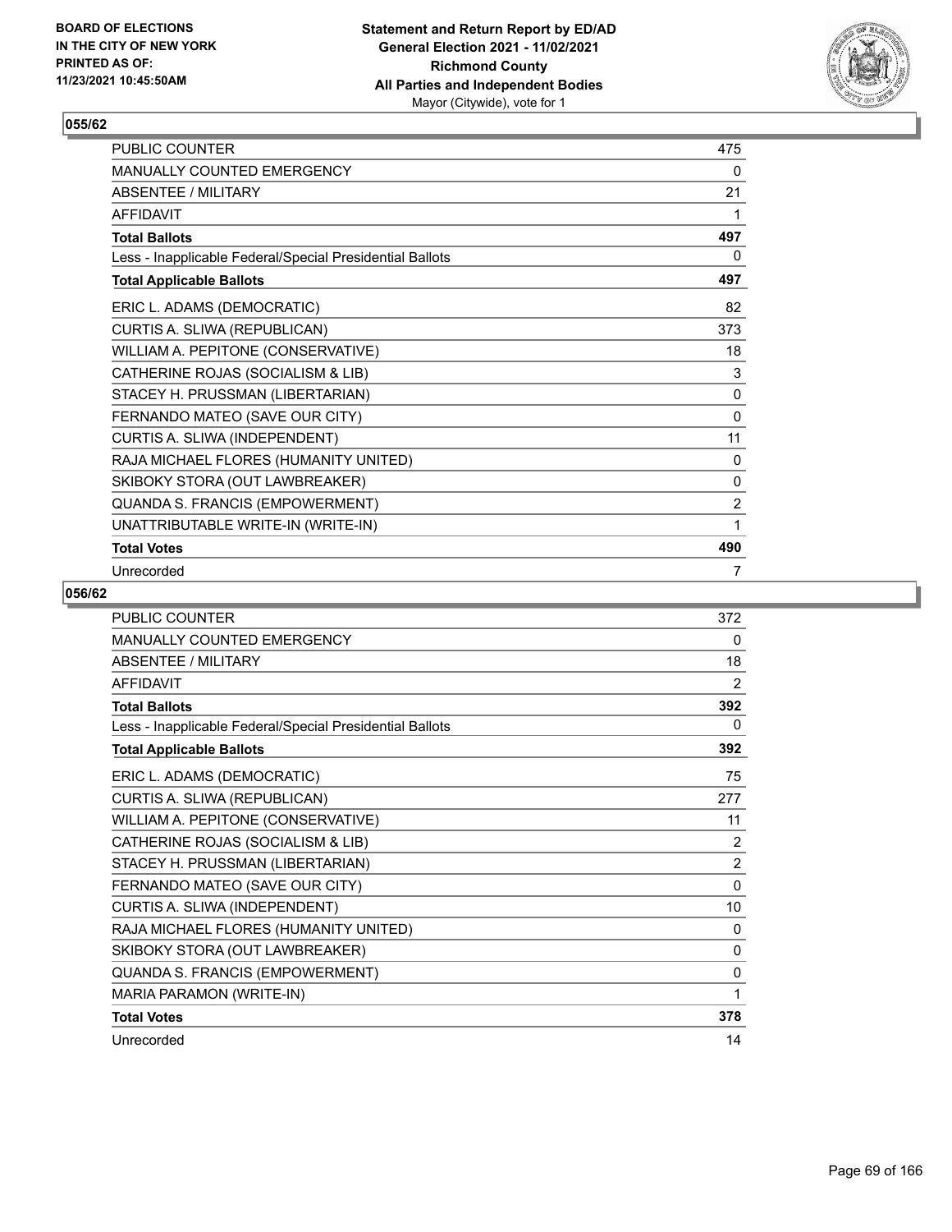## 055/62

| | |
|---|---|
| PUBLIC COUNTER | 475 |
| MANUALLY COUNTED EMERGENCY | 0 |
| ABSENTEE / MILITARY | 21 |
| AFFIDAVIT | 1 |
| **Total Ballots** | **497** |
| Less - Inapplicable Federal/Special Presidential Ballots | 0 |
| **Total Applicable Ballots** | **497** |
| ERIC L. ADAMS (DEMOCRATIC) | 82 |
| CURTIS A. SLIWA (REPUBLICAN) | 373 |
| WILLIAM A. PEPITONE (CONSERVATIVE) | 18 |
| CATHERINE ROJAS (SOCIALISM & LIB) | 3 |
| STACEY H. PRUSSMAN (LIBERTARIAN) | 0 |
| FERNANDO MATEO (SAVE OUR CITY) | 0 |
| CURTIS A. SLIWA (INDEPENDENT) | 11 |
| RAJA MICHAEL FLORES (HUMANITY UNITED) | 0 |
| SKIBOKY STORA (OUT LAWBREAKER) | 0 |
| QUANDA S. FRANCIS (EMPOWERMENT) | 2 |
| UNATTRIBUTABLE WRITE-IN (WRITE-IN) | 1 |
| **Total Votes** | **490** |
| Unrecorded | 7 |

## 056/62

| | |
|---|---|
| PUBLIC COUNTER | 372 |
| MANUALLY COUNTED EMERGENCY | 0 |
| ABSENTEE / MILITARY | 18 |
| AFFIDAVIT | 2 |
| **Total Ballots** | **392** |
| Less - Inapplicable Federal/Special Presidential Ballots | 0 |
| **Total Applicable Ballots** | **392** |
| ERIC L. ADAMS (DEMOCRATIC) | 75 |
| CURTIS A. SLIWA (REPUBLICAN) | 277 |
| WILLIAM A. PEPITONE (CONSERVATIVE) | 11 |
| CATHERINE ROJAS (SOCIALISM & LIB) | 2 |
| STACEY H. PRUSSMAN (LIBERTARIAN) | 2 |
| FERNANDO MATEO (SAVE OUR CITY) | 0 |
| CURTIS A. SLIWA (INDEPENDENT) | 10 |
| RAJA MICHAEL FLORES (HUMANITY UNITED) | 0 |
| SKIBOKY STORA (OUT LAWBREAKER) | 0 |
| QUANDA S. FRANCIS (EMPOWERMENT) | 0 |
| MARIA PARAMON (WRITE-IN) | 1 |
| **Total Votes** | **378** |
| Unrecorded | 14 |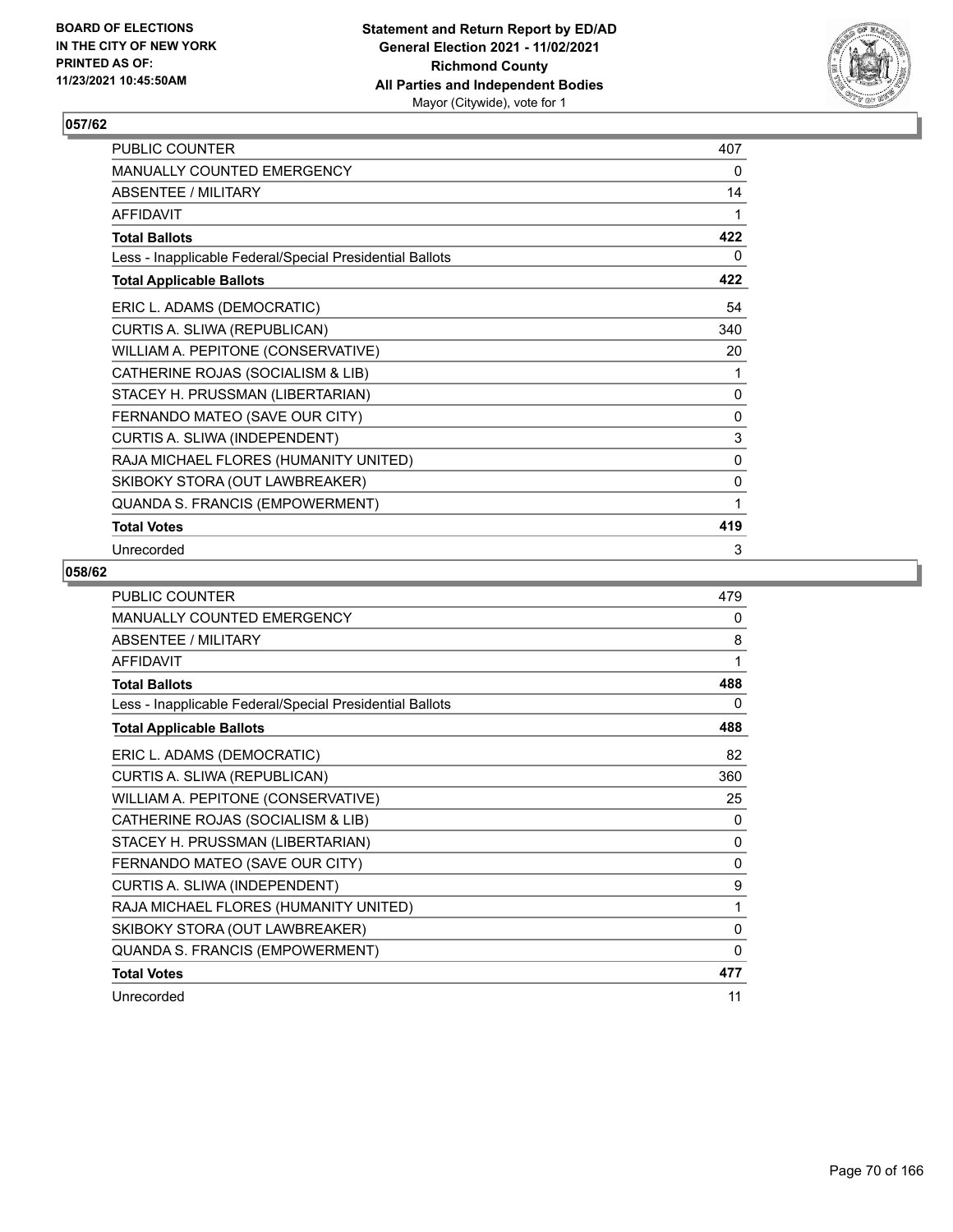BOARD OF ELECTIONS
IN THE CITY OF NEW YORK
PRINTED AS OF:
11/23/2021 10:45:50AM

**Statement and Return Report by ED/AD**
**General Election 2021 - 11/02/2021**
**Richmond County**
**All Parties and Independent Bodies**
Mayor (Citywide), vote for 1

## 057/62

| | |
|---|---|
| PUBLIC COUNTER | 407 |
| MANUALLY COUNTED EMERGENCY | 0 |
| ABSENTEE / MILITARY | 14 |
| AFFIDAVIT | 1 |
| **Total Ballots** | **422** |
| Less - Inapplicable Federal/Special Presidential Ballots | 0 |
| **Total Applicable Ballots** | **422** |
| ERIC L. ADAMS (DEMOCRATIC) | 54 |
| CURTIS A. SLIWA (REPUBLICAN) | 340 |
| WILLIAM A. PEPITONE (CONSERVATIVE) | 20 |
| CATHERINE ROJAS (SOCIALISM & LIB) | 1 |
| STACEY H. PRUSSMAN (LIBERTARIAN) | 0 |
| FERNANDO MATEO (SAVE OUR CITY) | 0 |
| CURTIS A. SLIWA (INDEPENDENT) | 3 |
| RAJA MICHAEL FLORES (HUMANITY UNITED) | 0 |
| SKIBOKY STORA (OUT LAWBREAKER) | 0 |
| QUANDA S. FRANCIS (EMPOWERMENT) | 1 |
| **Total Votes** | **419** |
| Unrecorded | 3 |

## 058/62

| | |
|---|---|
| PUBLIC COUNTER | 479 |
| MANUALLY COUNTED EMERGENCY | 0 |
| ABSENTEE / MILITARY | 8 |
| AFFIDAVIT | 1 |
| **Total Ballots** | **488** |
| Less - Inapplicable Federal/Special Presidential Ballots | 0 |
| **Total Applicable Ballots** | **488** |
| ERIC L. ADAMS (DEMOCRATIC) | 82 |
| CURTIS A. SLIWA (REPUBLICAN) | 360 |
| WILLIAM A. PEPITONE (CONSERVATIVE) | 25 |
| CATHERINE ROJAS (SOCIALISM & LIB) | 0 |
| STACEY H. PRUSSMAN (LIBERTARIAN) | 0 |
| FERNANDO MATEO (SAVE OUR CITY) | 0 |
| CURTIS A. SLIWA (INDEPENDENT) | 9 |
| RAJA MICHAEL FLORES (HUMANITY UNITED) | 1 |
| SKIBOKY STORA (OUT LAWBREAKER) | 0 |
| QUANDA S. FRANCIS (EMPOWERMENT) | 0 |
| **Total Votes** | **477** |
| Unrecorded | 11 |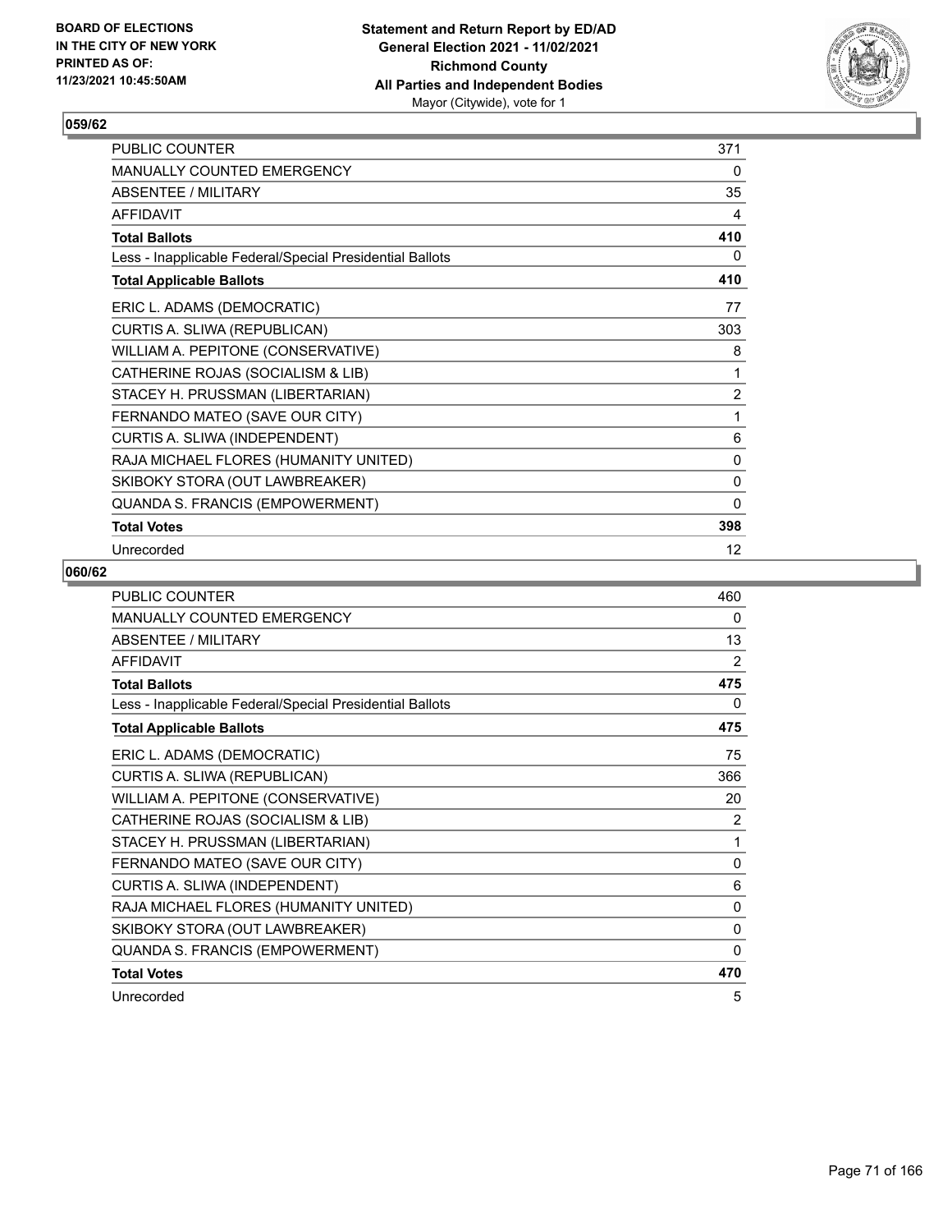**BOARD OF ELECTIONS IN THE CITY OF NEW YORK PRINTED AS OF: 11/23/2021 10:45:50AM**

**Statement and Return Report by ED/AD General Election 2021 - 11/02/2021 Richmond County All Parties and Independent Bodies**
Mayor (Citywide), vote for 1

## 059/62

| | |
|---|---|
| PUBLIC COUNTER | 371 |
| MANUALLY COUNTED EMERGENCY | 0 |
| ABSENTEE / MILITARY | 35 |
| AFFIDAVIT | 4 |
| **Total Ballots** | **410** |
| Less - Inapplicable Federal/Special Presidential Ballots | 0 |
| **Total Applicable Ballots** | **410** |
| ERIC L. ADAMS (DEMOCRATIC) | 77 |
| CURTIS A. SLIWA (REPUBLICAN) | 303 |
| WILLIAM A. PEPITONE (CONSERVATIVE) | 8 |
| CATHERINE ROJAS (SOCIALISM & LIB) | 1 |
| STACEY H. PRUSSMAN (LIBERTARIAN) | 2 |
| FERNANDO MATEO (SAVE OUR CITY) | 1 |
| CURTIS A. SLIWA (INDEPENDENT) | 6 |
| RAJA MICHAEL FLORES (HUMANITY UNITED) | 0 |
| SKIBOKY STORA (OUT LAWBREAKER) | 0 |
| QUANDA S. FRANCIS (EMPOWERMENT) | 0 |
| **Total Votes** | **398** |
| Unrecorded | 12 |

## 060/62

| | |
|---|---|
| PUBLIC COUNTER | 460 |
| MANUALLY COUNTED EMERGENCY | 0 |
| ABSENTEE / MILITARY | 13 |
| AFFIDAVIT | 2 |
| **Total Ballots** | **475** |
| Less - Inapplicable Federal/Special Presidential Ballots | 0 |
| **Total Applicable Ballots** | **475** |
| ERIC L. ADAMS (DEMOCRATIC) | 75 |
| CURTIS A. SLIWA (REPUBLICAN) | 366 |
| WILLIAM A. PEPITONE (CONSERVATIVE) | 20 |
| CATHERINE ROJAS (SOCIALISM & LIB) | 2 |
| STACEY H. PRUSSMAN (LIBERTARIAN) | 1 |
| FERNANDO MATEO (SAVE OUR CITY) | 0 |
| CURTIS A. SLIWA (INDEPENDENT) | 6 |
| RAJA MICHAEL FLORES (HUMANITY UNITED) | 0 |
| SKIBOKY STORA (OUT LAWBREAKER) | 0 |
| QUANDA S. FRANCIS (EMPOWERMENT) | 0 |
| **Total Votes** | **470** |
| Unrecorded | 5 |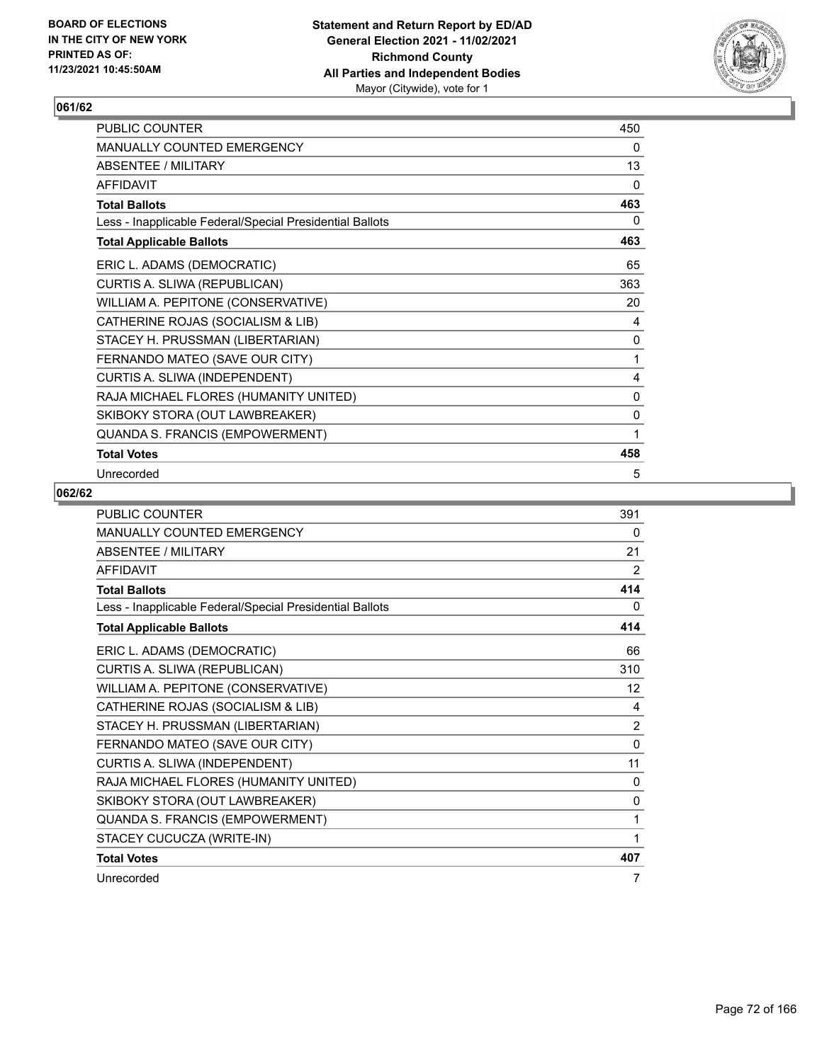## 061/62

| | |
|---|---|
| PUBLIC COUNTER | 450 |
| MANUALLY COUNTED EMERGENCY | 0 |
| ABSENTEE / MILITARY | 13 |
| AFFIDAVIT | 0 |
| **Total Ballots** | **463** |
| Less - Inapplicable Federal/Special Presidential Ballots | 0 |
| **Total Applicable Ballots** | **463** |
| ERIC L. ADAMS (DEMOCRATIC) | 65 |
| CURTIS A. SLIWA (REPUBLICAN) | 363 |
| WILLIAM A. PEPITONE (CONSERVATIVE) | 20 |
| CATHERINE ROJAS (SOCIALISM & LIB) | 4 |
| STACEY H. PRUSSMAN (LIBERTARIAN) | 0 |
| FERNANDO MATEO (SAVE OUR CITY) | 1 |
| CURTIS A. SLIWA (INDEPENDENT) | 4 |
| RAJA MICHAEL FLORES (HUMANITY UNITED) | 0 |
| SKIBOKY STORA (OUT LAWBREAKER) | 0 |
| QUANDA S. FRANCIS (EMPOWERMENT) | 1 |
| **Total Votes** | **458** |
| Unrecorded | 5 |

## 062/62

| | |
|---|---|
| PUBLIC COUNTER | 391 |
| MANUALLY COUNTED EMERGENCY | 0 |
| ABSENTEE / MILITARY | 21 |
| AFFIDAVIT | 2 |
| **Total Ballots** | **414** |
| Less - Inapplicable Federal/Special Presidential Ballots | 0 |
| **Total Applicable Ballots** | **414** |
| ERIC L. ADAMS (DEMOCRATIC) | 66 |
| CURTIS A. SLIWA (REPUBLICAN) | 310 |
| WILLIAM A. PEPITONE (CONSERVATIVE) | 12 |
| CATHERINE ROJAS (SOCIALISM & LIB) | 4 |
| STACEY H. PRUSSMAN (LIBERTARIAN) | 2 |
| FERNANDO MATEO (SAVE OUR CITY) | 0 |
| CURTIS A. SLIWA (INDEPENDENT) | 11 |
| RAJA MICHAEL FLORES (HUMANITY UNITED) | 0 |
| SKIBOKY STORA (OUT LAWBREAKER) | 0 |
| QUANDA S. FRANCIS (EMPOWERMENT) | 1 |
| STACEY CUCUCZA (WRITE-IN) | 1 |
| **Total Votes** | **407** |
| Unrecorded | 7 |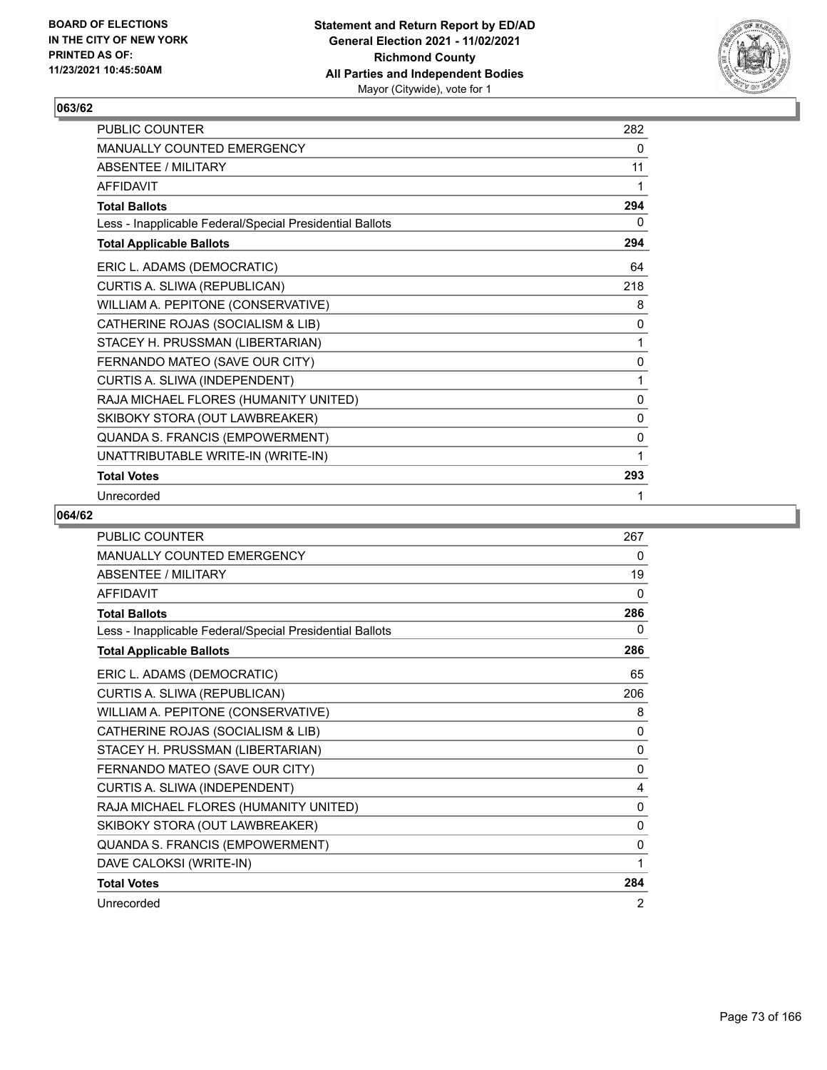## 063/62

| | |
|---|---|
| PUBLIC COUNTER | 282 |
| MANUALLY COUNTED EMERGENCY | 0 |
| ABSENTEE / MILITARY | 11 |
| AFFIDAVIT | 1 |
| **Total Ballots** | **294** |
| Less - Inapplicable Federal/Special Presidential Ballots | 0 |
| **Total Applicable Ballots** | **294** |
| ERIC L. ADAMS (DEMOCRATIC) | 64 |
| CURTIS A. SLIWA (REPUBLICAN) | 218 |
| WILLIAM A. PEPITONE (CONSERVATIVE) | 8 |
| CATHERINE ROJAS (SOCIALISM & LIB) | 0 |
| STACEY H. PRUSSMAN (LIBERTARIAN) | 1 |
| FERNANDO MATEO (SAVE OUR CITY) | 0 |
| CURTIS A. SLIWA (INDEPENDENT) | 1 |
| RAJA MICHAEL FLORES (HUMANITY UNITED) | 0 |
| SKIBOKY STORA (OUT LAWBREAKER) | 0 |
| QUANDA S. FRANCIS (EMPOWERMENT) | 0 |
| UNATTRIBUTABLE WRITE-IN (WRITE-IN) | 1 |
| **Total Votes** | **293** |
| Unrecorded | 1 |

## 064/62

| | |
|---|---|
| PUBLIC COUNTER | 267 |
| MANUALLY COUNTED EMERGENCY | 0 |
| ABSENTEE / MILITARY | 19 |
| AFFIDAVIT | 0 |
| **Total Ballots** | **286** |
| Less - Inapplicable Federal/Special Presidential Ballots | 0 |
| **Total Applicable Ballots** | **286** |
| ERIC L. ADAMS (DEMOCRATIC) | 65 |
| CURTIS A. SLIWA (REPUBLICAN) | 206 |
| WILLIAM A. PEPITONE (CONSERVATIVE) | 8 |
| CATHERINE ROJAS (SOCIALISM & LIB) | 0 |
| STACEY H. PRUSSMAN (LIBERTARIAN) | 0 |
| FERNANDO MATEO (SAVE OUR CITY) | 0 |
| CURTIS A. SLIWA (INDEPENDENT) | 4 |
| RAJA MICHAEL FLORES (HUMANITY UNITED) | 0 |
| SKIBOKY STORA (OUT LAWBREAKER) | 0 |
| QUANDA S. FRANCIS (EMPOWERMENT) | 0 |
| DAVE CALOKSI (WRITE-IN) | 1 |
| **Total Votes** | **284** |
| Unrecorded | 2 |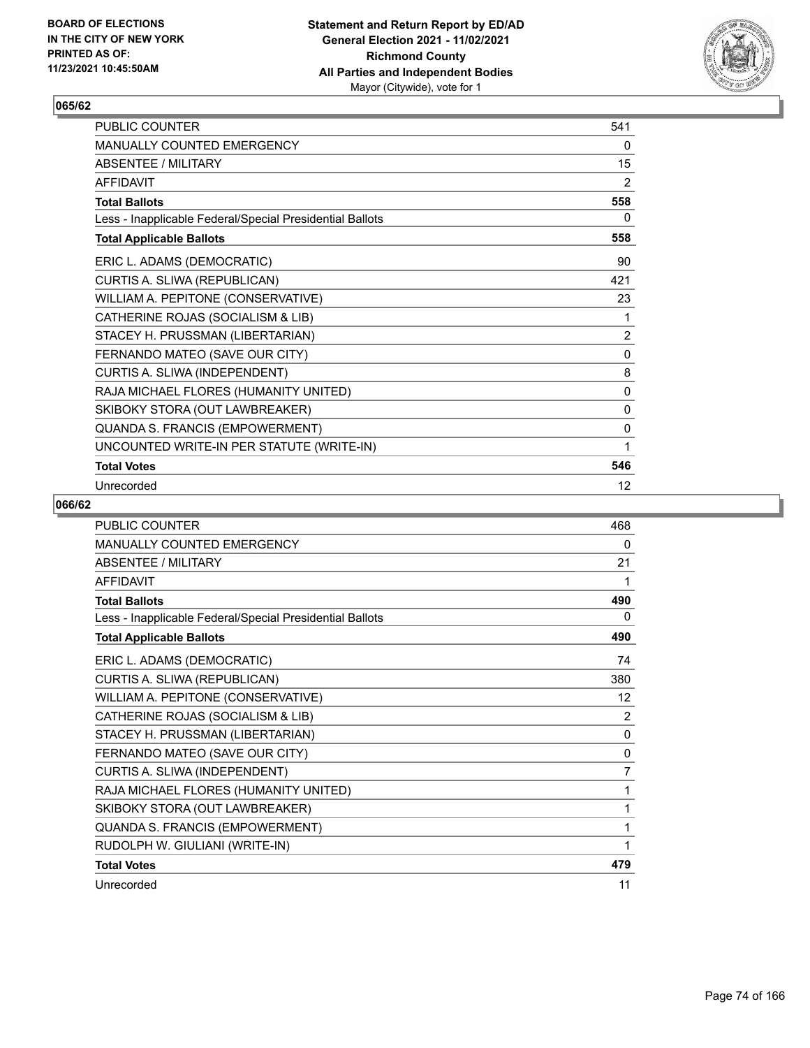**BOARD OF ELECTIONS IN THE CITY OF NEW YORK PRINTED AS OF: 11/23/2021 10:45:50AM**

**Statement and Return Report by ED/AD**
**General Election 2021 - 11/02/2021**
**Richmond County**
**All Parties and Independent Bodies**
Mayor (Citywide), vote for 1

## 065/62

| | |
|---|---|
| PUBLIC COUNTER | 541 |
| MANUALLY COUNTED EMERGENCY | 0 |
| ABSENTEE / MILITARY | 15 |
| AFFIDAVIT | 2 |
| **Total Ballots** | **558** |
| Less - Inapplicable Federal/Special Presidential Ballots | 0 |
| **Total Applicable Ballots** | **558** |
| ERIC L. ADAMS (DEMOCRATIC) | 90 |
| CURTIS A. SLIWA (REPUBLICAN) | 421 |
| WILLIAM A. PEPITONE (CONSERVATIVE) | 23 |
| CATHERINE ROJAS (SOCIALISM & LIB) | 1 |
| STACEY H. PRUSSMAN (LIBERTARIAN) | 2 |
| FERNANDO MATEO (SAVE OUR CITY) | 0 |
| CURTIS A. SLIWA (INDEPENDENT) | 8 |
| RAJA MICHAEL FLORES (HUMANITY UNITED) | 0 |
| SKIBOKY STORA (OUT LAWBREAKER) | 0 |
| QUANDA S. FRANCIS (EMPOWERMENT) | 0 |
| UNCOUNTED WRITE-IN PER STATUTE (WRITE-IN) | 1 |
| **Total Votes** | **546** |
| Unrecorded | 12 |

## 066/62

| | |
|---|---|
| PUBLIC COUNTER | 468 |
| MANUALLY COUNTED EMERGENCY | 0 |
| ABSENTEE / MILITARY | 21 |
| AFFIDAVIT | 1 |
| **Total Ballots** | **490** |
| Less - Inapplicable Federal/Special Presidential Ballots | 0 |
| **Total Applicable Ballots** | **490** |
| ERIC L. ADAMS (DEMOCRATIC) | 74 |
| CURTIS A. SLIWA (REPUBLICAN) | 380 |
| WILLIAM A. PEPITONE (CONSERVATIVE) | 12 |
| CATHERINE ROJAS (SOCIALISM & LIB) | 2 |
| STACEY H. PRUSSMAN (LIBERTARIAN) | 0 |
| FERNANDO MATEO (SAVE OUR CITY) | 0 |
| CURTIS A. SLIWA (INDEPENDENT) | 7 |
| RAJA MICHAEL FLORES (HUMANITY UNITED) | 1 |
| SKIBOKY STORA (OUT LAWBREAKER) | 1 |
| QUANDA S. FRANCIS (EMPOWERMENT) | 1 |
| RUDOLPH W. GIULIANI (WRITE-IN) | 1 |
| **Total Votes** | **479** |
| Unrecorded | 11 |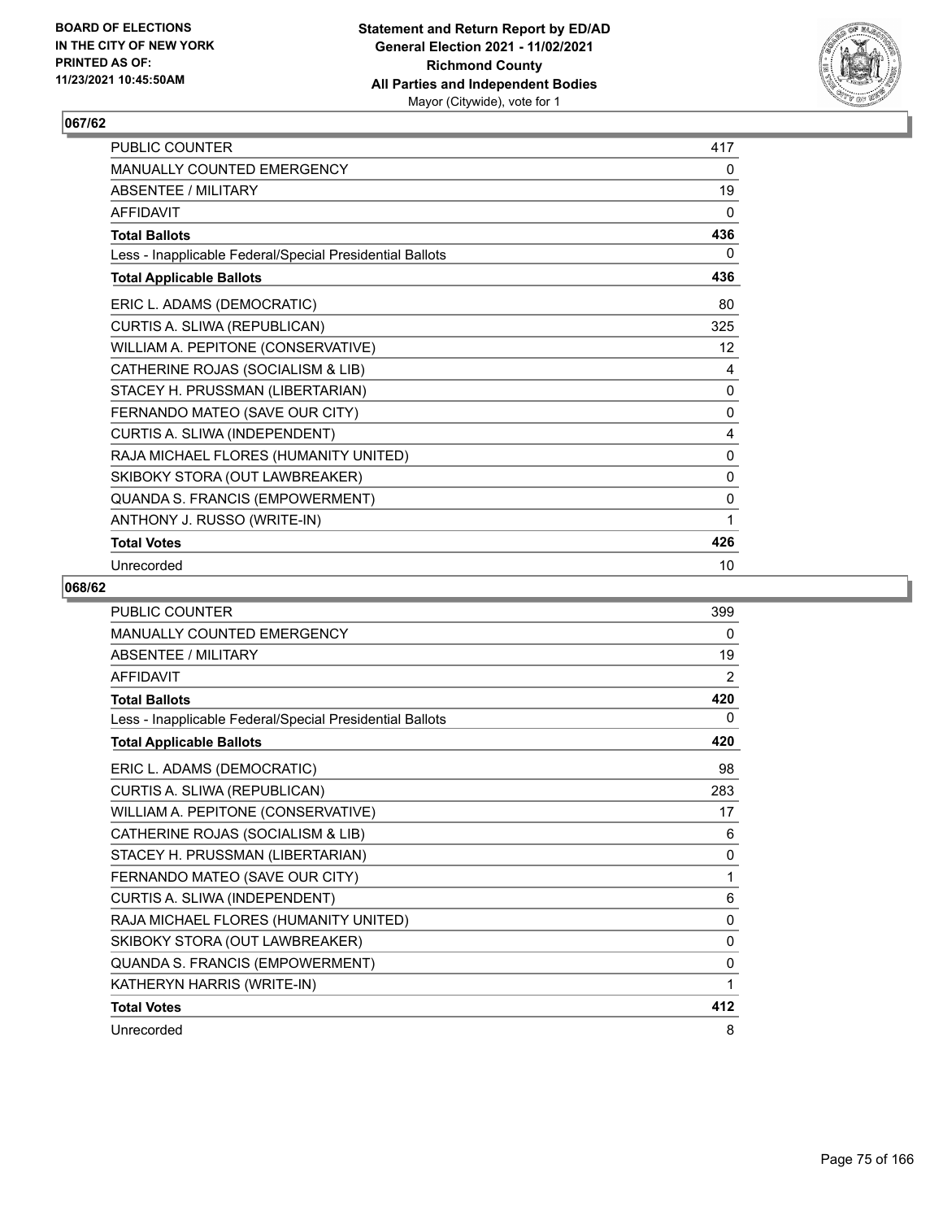**BOARD OF ELECTIONS IN THE CITY OF NEW YORK PRINTED AS OF: 11/23/2021 10:45:50AM**

**Statement and Return Report by ED/AD General Election 2021 - 11/02/2021 Richmond County All Parties and Independent Bodies**
Mayor (Citywide), vote for 1

## 067/62

| | |
|---|---|
| PUBLIC COUNTER | 417 |
| MANUALLY COUNTED EMERGENCY | 0 |
| ABSENTEE / MILITARY | 19 |
| AFFIDAVIT | 0 |
| **Total Ballots** | **436** |
| Less - Inapplicable Federal/Special Presidential Ballots | 0 |
| **Total Applicable Ballots** | **436** |
| ERIC L. ADAMS (DEMOCRATIC) | 80 |
| CURTIS A. SLIWA (REPUBLICAN) | 325 |
| WILLIAM A. PEPITONE (CONSERVATIVE) | 12 |
| CATHERINE ROJAS (SOCIALISM & LIB) | 4 |
| STACEY H. PRUSSMAN (LIBERTARIAN) | 0 |
| FERNANDO MATEO (SAVE OUR CITY) | 0 |
| CURTIS A. SLIWA (INDEPENDENT) | 4 |
| RAJA MICHAEL FLORES (HUMANITY UNITED) | 0 |
| SKIBOKY STORA (OUT LAWBREAKER) | 0 |
| QUANDA S. FRANCIS (EMPOWERMENT) | 0 |
| ANTHONY J. RUSSO (WRITE-IN) | 1 |
| **Total Votes** | **426** |
| Unrecorded | 10 |

## 068/62

| | |
|---|---|
| PUBLIC COUNTER | 399 |
| MANUALLY COUNTED EMERGENCY | 0 |
| ABSENTEE / MILITARY | 19 |
| AFFIDAVIT | 2 |
| **Total Ballots** | **420** |
| Less - Inapplicable Federal/Special Presidential Ballots | 0 |
| **Total Applicable Ballots** | **420** |
| ERIC L. ADAMS (DEMOCRATIC) | 98 |
| CURTIS A. SLIWA (REPUBLICAN) | 283 |
| WILLIAM A. PEPITONE (CONSERVATIVE) | 17 |
| CATHERINE ROJAS (SOCIALISM & LIB) | 6 |
| STACEY H. PRUSSMAN (LIBERTARIAN) | 0 |
| FERNANDO MATEO (SAVE OUR CITY) | 1 |
| CURTIS A. SLIWA (INDEPENDENT) | 6 |
| RAJA MICHAEL FLORES (HUMANITY UNITED) | 0 |
| SKIBOKY STORA (OUT LAWBREAKER) | 0 |
| QUANDA S. FRANCIS (EMPOWERMENT) | 0 |
| KATHERYN HARRIS (WRITE-IN) | 1 |
| **Total Votes** | **412** |
| Unrecorded | 8 |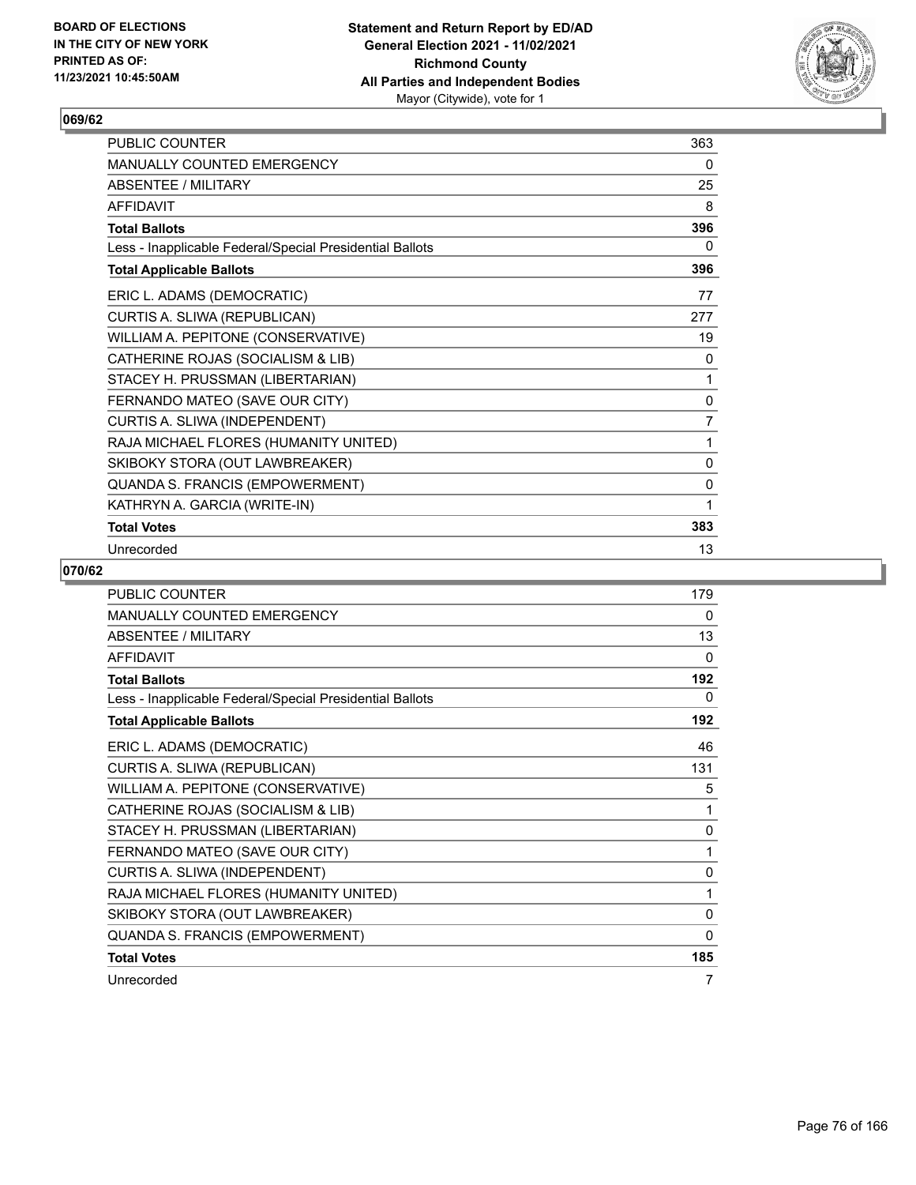BOARD OF ELECTIONS
IN THE CITY OF NEW YORK
PRINTED AS OF:
11/23/2021 10:45:50AM

**Statement and Return Report by ED/AD**
**General Election 2021 - 11/02/2021**
**Richmond County**
**All Parties and Independent Bodies**
Mayor (Citywide), vote for 1

## 069/62

| | |
|---|---|
| PUBLIC COUNTER | 363 |
| MANUALLY COUNTED EMERGENCY | 0 |
| ABSENTEE / MILITARY | 25 |
| AFFIDAVIT | 8 |
| **Total Ballots** | **396** |
| Less - Inapplicable Federal/Special Presidential Ballots | 0 |
| **Total Applicable Ballots** | **396** |
| ERIC L. ADAMS (DEMOCRATIC) | 77 |
| CURTIS A. SLIWA (REPUBLICAN) | 277 |
| WILLIAM A. PEPITONE (CONSERVATIVE) | 19 |
| CATHERINE ROJAS (SOCIALISM & LIB) | 0 |
| STACEY H. PRUSSMAN (LIBERTARIAN) | 1 |
| FERNANDO MATEO (SAVE OUR CITY) | 0 |
| CURTIS A. SLIWA (INDEPENDENT) | 7 |
| RAJA MICHAEL FLORES (HUMANITY UNITED) | 1 |
| SKIBOKY STORA (OUT LAWBREAKER) | 0 |
| QUANDA S. FRANCIS (EMPOWERMENT) | 0 |
| KATHRYN A. GARCIA (WRITE-IN) | 1 |
| **Total Votes** | **383** |
| Unrecorded | 13 |

## 070/62

| | |
|---|---|
| PUBLIC COUNTER | 179 |
| MANUALLY COUNTED EMERGENCY | 0 |
| ABSENTEE / MILITARY | 13 |
| AFFIDAVIT | 0 |
| **Total Ballots** | **192** |
| Less - Inapplicable Federal/Special Presidential Ballots | 0 |
| **Total Applicable Ballots** | **192** |
| ERIC L. ADAMS (DEMOCRATIC) | 46 |
| CURTIS A. SLIWA (REPUBLICAN) | 131 |
| WILLIAM A. PEPITONE (CONSERVATIVE) | 5 |
| CATHERINE ROJAS (SOCIALISM & LIB) | 1 |
| STACEY H. PRUSSMAN (LIBERTARIAN) | 0 |
| FERNANDO MATEO (SAVE OUR CITY) | 1 |
| CURTIS A. SLIWA (INDEPENDENT) | 0 |
| RAJA MICHAEL FLORES (HUMANITY UNITED) | 1 |
| SKIBOKY STORA (OUT LAWBREAKER) | 0 |
| QUANDA S. FRANCIS (EMPOWERMENT) | 0 |
| **Total Votes** | **185** |
| Unrecorded | 7 |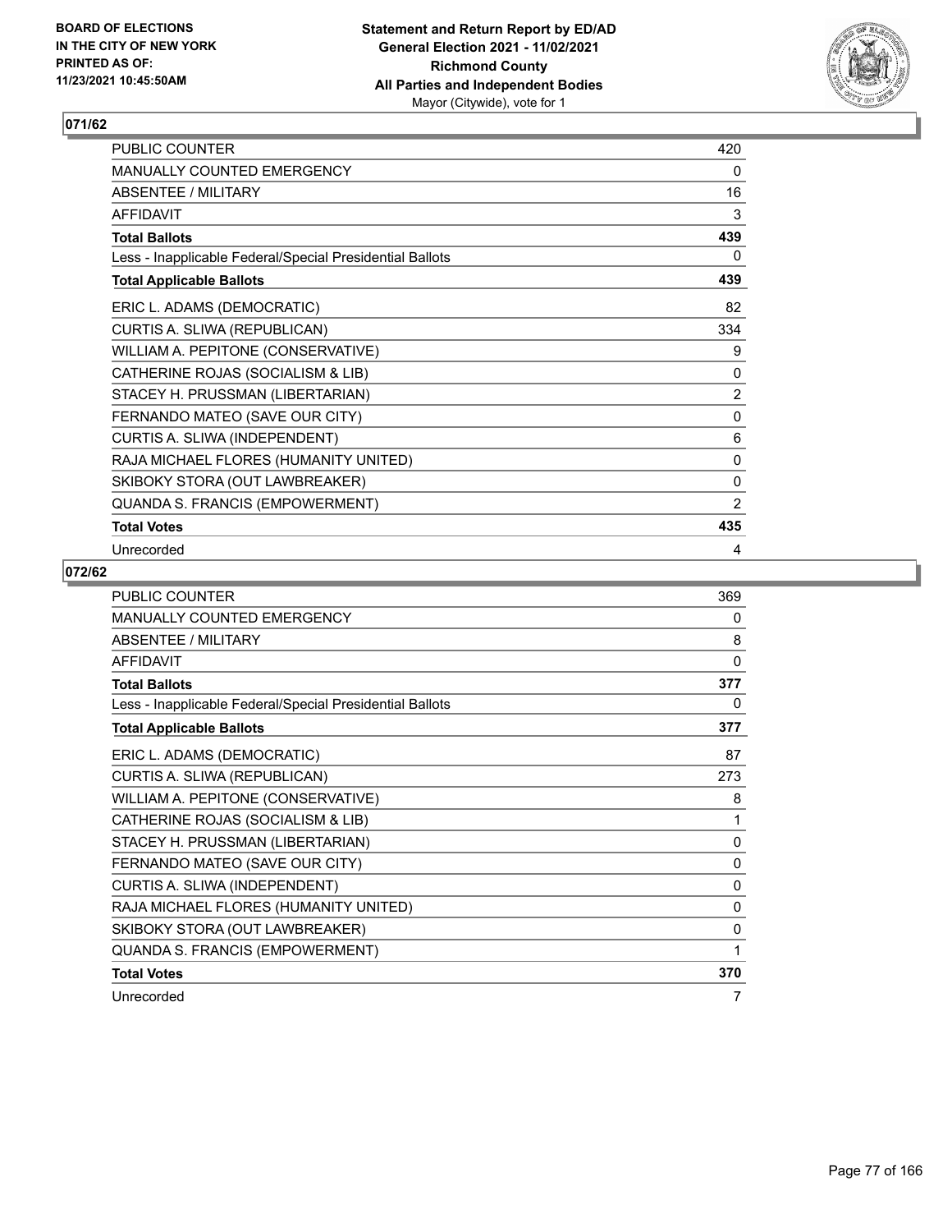## 071/62

| | |
|---|---|
| PUBLIC COUNTER | 420 |
| MANUALLY COUNTED EMERGENCY | 0 |
| ABSENTEE / MILITARY | 16 |
| AFFIDAVIT | 3 |
| **Total Ballots** | **439** |
| Less - Inapplicable Federal/Special Presidential Ballots | 0 |
| **Total Applicable Ballots** | **439** |
| ERIC L. ADAMS (DEMOCRATIC) | 82 |
| CURTIS A. SLIWA (REPUBLICAN) | 334 |
| WILLIAM A. PEPITONE (CONSERVATIVE) | 9 |
| CATHERINE ROJAS (SOCIALISM & LIB) | 0 |
| STACEY H. PRUSSMAN (LIBERTARIAN) | 2 |
| FERNANDO MATEO (SAVE OUR CITY) | 0 |
| CURTIS A. SLIWA (INDEPENDENT) | 6 |
| RAJA MICHAEL FLORES (HUMANITY UNITED) | 0 |
| SKIBOKY STORA (OUT LAWBREAKER) | 0 |
| QUANDA S. FRANCIS (EMPOWERMENT) | 2 |
| **Total Votes** | **435** |
| Unrecorded | 4 |

## 072/62

| | |
|---|---|
| PUBLIC COUNTER | 369 |
| MANUALLY COUNTED EMERGENCY | 0 |
| ABSENTEE / MILITARY | 8 |
| AFFIDAVIT | 0 |
| **Total Ballots** | **377** |
| Less - Inapplicable Federal/Special Presidential Ballots | 0 |
| **Total Applicable Ballots** | **377** |
| ERIC L. ADAMS (DEMOCRATIC) | 87 |
| CURTIS A. SLIWA (REPUBLICAN) | 273 |
| WILLIAM A. PEPITONE (CONSERVATIVE) | 8 |
| CATHERINE ROJAS (SOCIALISM & LIB) | 1 |
| STACEY H. PRUSSMAN (LIBERTARIAN) | 0 |
| FERNANDO MATEO (SAVE OUR CITY) | 0 |
| CURTIS A. SLIWA (INDEPENDENT) | 0 |
| RAJA MICHAEL FLORES (HUMANITY UNITED) | 0 |
| SKIBOKY STORA (OUT LAWBREAKER) | 0 |
| QUANDA S. FRANCIS (EMPOWERMENT) | 1 |
| **Total Votes** | **370** |
| Unrecorded | 7 |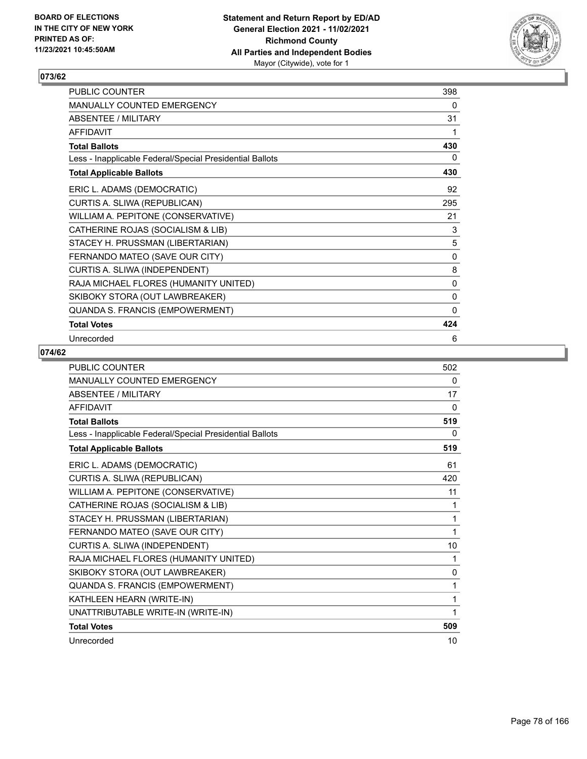## 073/62

| | |
|---|---|
| PUBLIC COUNTER | 398 |
| MANUALLY COUNTED EMERGENCY | 0 |
| ABSENTEE / MILITARY | 31 |
| AFFIDAVIT | 1 |
| **Total Ballots** | **430** |
| Less - Inapplicable Federal/Special Presidential Ballots | 0 |
| **Total Applicable Ballots** | **430** |
| ERIC L. ADAMS (DEMOCRATIC) | 92 |
| CURTIS A. SLIWA (REPUBLICAN) | 295 |
| WILLIAM A. PEPITONE (CONSERVATIVE) | 21 |
| CATHERINE ROJAS (SOCIALISM & LIB) | 3 |
| STACEY H. PRUSSMAN (LIBERTARIAN) | 5 |
| FERNANDO MATEO (SAVE OUR CITY) | 0 |
| CURTIS A. SLIWA (INDEPENDENT) | 8 |
| RAJA MICHAEL FLORES (HUMANITY UNITED) | 0 |
| SKIBOKY STORA (OUT LAWBREAKER) | 0 |
| QUANDA S. FRANCIS (EMPOWERMENT) | 0 |
| **Total Votes** | **424** |
| Unrecorded | 6 |

## 074/62

| | |
|---|---|
| PUBLIC COUNTER | 502 |
| MANUALLY COUNTED EMERGENCY | 0 |
| ABSENTEE / MILITARY | 17 |
| AFFIDAVIT | 0 |
| **Total Ballots** | **519** |
| Less - Inapplicable Federal/Special Presidential Ballots | 0 |
| **Total Applicable Ballots** | **519** |
| ERIC L. ADAMS (DEMOCRATIC) | 61 |
| CURTIS A. SLIWA (REPUBLICAN) | 420 |
| WILLIAM A. PEPITONE (CONSERVATIVE) | 11 |
| CATHERINE ROJAS (SOCIALISM & LIB) | 1 |
| STACEY H. PRUSSMAN (LIBERTARIAN) | 1 |
| FERNANDO MATEO (SAVE OUR CITY) | 1 |
| CURTIS A. SLIWA (INDEPENDENT) | 10 |
| RAJA MICHAEL FLORES (HUMANITY UNITED) | 1 |
| SKIBOKY STORA (OUT LAWBREAKER) | 0 |
| QUANDA S. FRANCIS (EMPOWERMENT) | 1 |
| KATHLEEN HEARN (WRITE-IN) | 1 |
| UNATTRIBUTABLE WRITE-IN (WRITE-IN) | 1 |
| **Total Votes** | **509** |
| Unrecorded | 10 |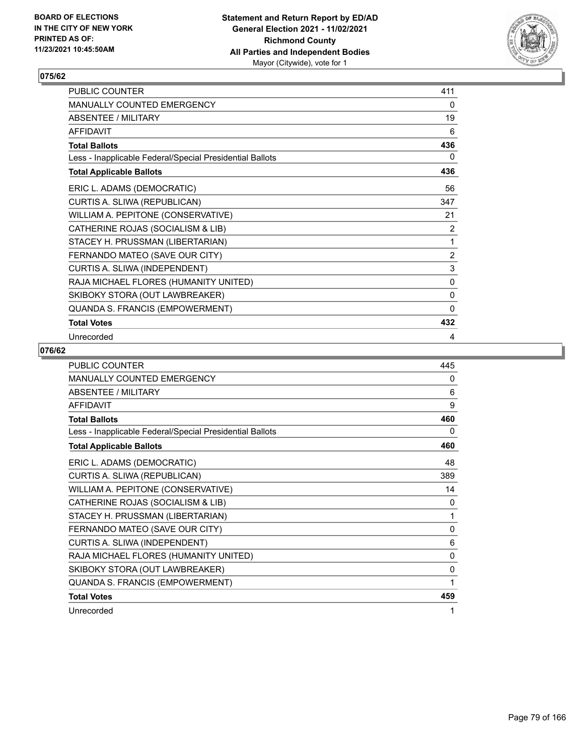## 075/62

| | |
|---|---|
| PUBLIC COUNTER | 411 |
| MANUALLY COUNTED EMERGENCY | 0 |
| ABSENTEE / MILITARY | 19 |
| AFFIDAVIT | 6 |
| **Total Ballots** | **436** |
| Less - Inapplicable Federal/Special Presidential Ballots | 0 |
| **Total Applicable Ballots** | **436** |
| ERIC L. ADAMS (DEMOCRATIC) | 56 |
| CURTIS A. SLIWA (REPUBLICAN) | 347 |
| WILLIAM A. PEPITONE (CONSERVATIVE) | 21 |
| CATHERINE ROJAS (SOCIALISM & LIB) | 2 |
| STACEY H. PRUSSMAN (LIBERTARIAN) | 1 |
| FERNANDO MATEO (SAVE OUR CITY) | 2 |
| CURTIS A. SLIWA (INDEPENDENT) | 3 |
| RAJA MICHAEL FLORES (HUMANITY UNITED) | 0 |
| SKIBOKY STORA (OUT LAWBREAKER) | 0 |
| QUANDA S. FRANCIS (EMPOWERMENT) | 0 |
| **Total Votes** | **432** |
| Unrecorded | 4 |

## 076/62

| | |
|---|---|
| PUBLIC COUNTER | 445 |
| MANUALLY COUNTED EMERGENCY | 0 |
| ABSENTEE / MILITARY | 6 |
| AFFIDAVIT | 9 |
| **Total Ballots** | **460** |
| Less - Inapplicable Federal/Special Presidential Ballots | 0 |
| **Total Applicable Ballots** | **460** |
| ERIC L. ADAMS (DEMOCRATIC) | 48 |
| CURTIS A. SLIWA (REPUBLICAN) | 389 |
| WILLIAM A. PEPITONE (CONSERVATIVE) | 14 |
| CATHERINE ROJAS (SOCIALISM & LIB) | 0 |
| STACEY H. PRUSSMAN (LIBERTARIAN) | 1 |
| FERNANDO MATEO (SAVE OUR CITY) | 0 |
| CURTIS A. SLIWA (INDEPENDENT) | 6 |
| RAJA MICHAEL FLORES (HUMANITY UNITED) | 0 |
| SKIBOKY STORA (OUT LAWBREAKER) | 0 |
| QUANDA S. FRANCIS (EMPOWERMENT) | 1 |
| **Total Votes** | **459** |
| Unrecorded | 1 |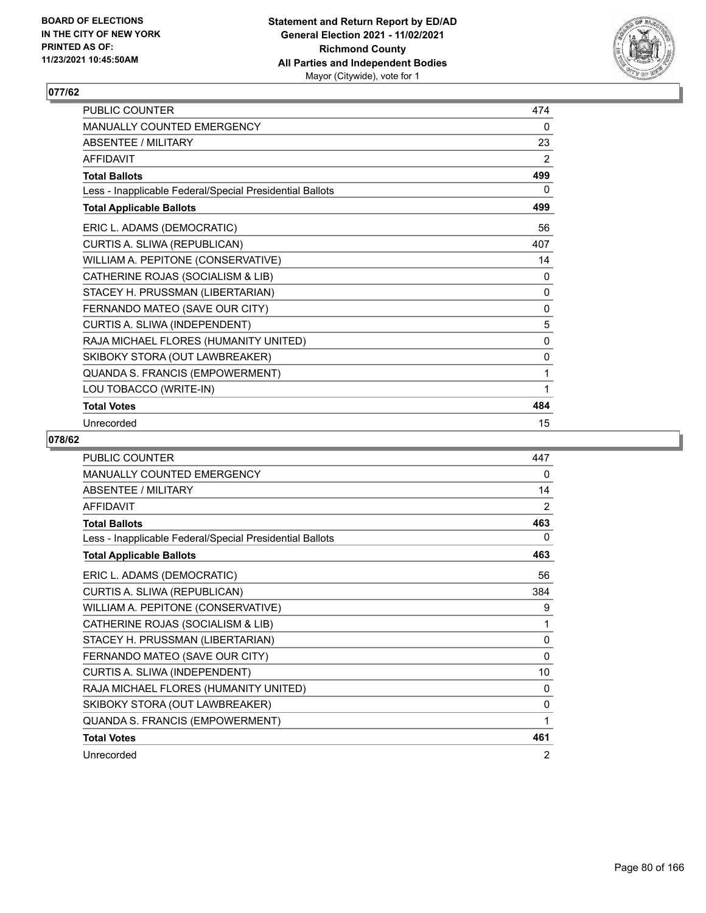**Statement and Return Report by ED/AD**
**General Election 2021 - 11/02/2021**
**Richmond County**
**All Parties and Independent Bodies**
Mayor (Citywide), vote for 1

BOARD OF ELECTIONS IN THE CITY OF NEW YORK
PRINTED AS OF: 11/23/2021 10:45:50AM

## 077/62

| | |
|---|---|
| PUBLIC COUNTER | 474 |
| MANUALLY COUNTED EMERGENCY | 0 |
| ABSENTEE / MILITARY | 23 |
| AFFIDAVIT | 2 |
| **Total Ballots** | **499** |
| Less - Inapplicable Federal/Special Presidential Ballots | 0 |
| **Total Applicable Ballots** | **499** |
| ERIC L. ADAMS (DEMOCRATIC) | 56 |
| CURTIS A. SLIWA (REPUBLICAN) | 407 |
| WILLIAM A. PEPITONE (CONSERVATIVE) | 14 |
| CATHERINE ROJAS (SOCIALISM & LIB) | 0 |
| STACEY H. PRUSSMAN (LIBERTARIAN) | 0 |
| FERNANDO MATEO (SAVE OUR CITY) | 0 |
| CURTIS A. SLIWA (INDEPENDENT) | 5 |
| RAJA MICHAEL FLORES (HUMANITY UNITED) | 0 |
| SKIBOKY STORA (OUT LAWBREAKER) | 0 |
| QUANDA S. FRANCIS (EMPOWERMENT) | 1 |
| LOU TOBACCO (WRITE-IN) | 1 |
| **Total Votes** | **484** |
| Unrecorded | 15 |

## 078/62

| | |
|---|---|
| PUBLIC COUNTER | 447 |
| MANUALLY COUNTED EMERGENCY | 0 |
| ABSENTEE / MILITARY | 14 |
| AFFIDAVIT | 2 |
| **Total Ballots** | **463** |
| Less - Inapplicable Federal/Special Presidential Ballots | 0 |
| **Total Applicable Ballots** | **463** |
| ERIC L. ADAMS (DEMOCRATIC) | 56 |
| CURTIS A. SLIWA (REPUBLICAN) | 384 |
| WILLIAM A. PEPITONE (CONSERVATIVE) | 9 |
| CATHERINE ROJAS (SOCIALISM & LIB) | 1 |
| STACEY H. PRUSSMAN (LIBERTARIAN) | 0 |
| FERNANDO MATEO (SAVE OUR CITY) | 0 |
| CURTIS A. SLIWA (INDEPENDENT) | 10 |
| RAJA MICHAEL FLORES (HUMANITY UNITED) | 0 |
| SKIBOKY STORA (OUT LAWBREAKER) | 0 |
| QUANDA S. FRANCIS (EMPOWERMENT) | 1 |
| **Total Votes** | **461** |
| Unrecorded | 2 |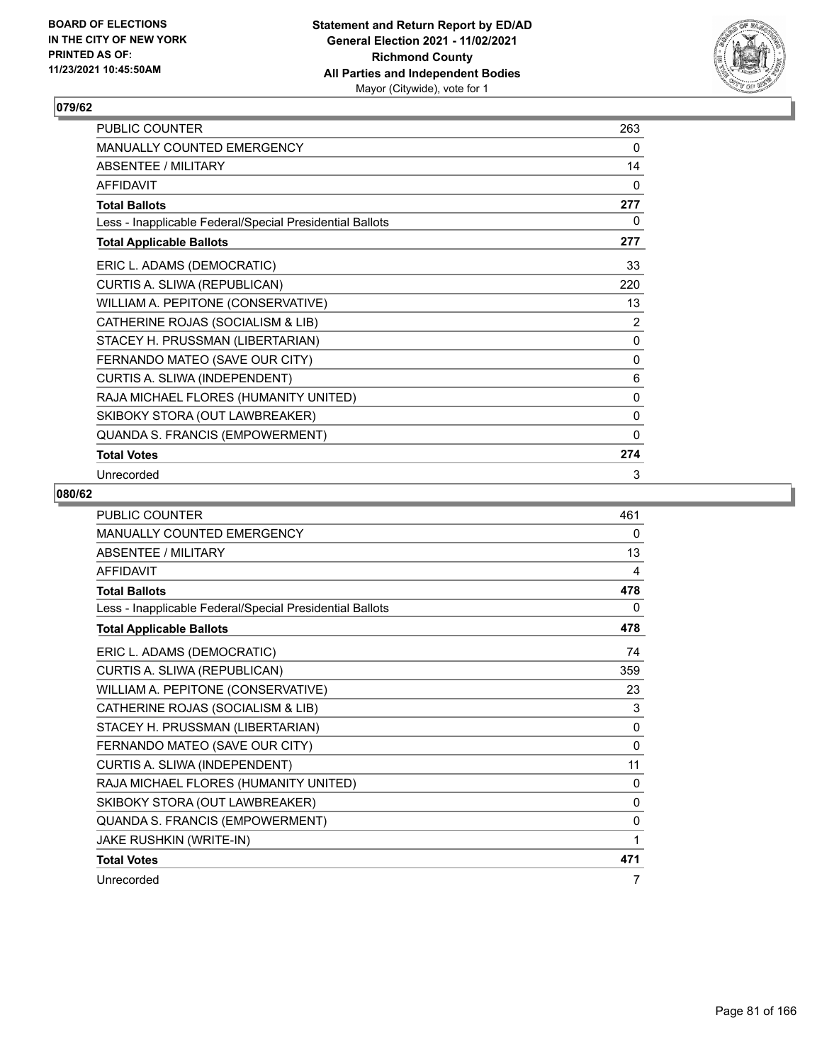## 079/62

| | |
|---|---|
| PUBLIC COUNTER | 263 |
| MANUALLY COUNTED EMERGENCY | 0 |
| ABSENTEE / MILITARY | 14 |
| AFFIDAVIT | 0 |
| **Total Ballots** | **277** |
| Less - Inapplicable Federal/Special Presidential Ballots | 0 |
| **Total Applicable Ballots** | **277** |
| ERIC L. ADAMS (DEMOCRATIC) | 33 |
| CURTIS A. SLIWA (REPUBLICAN) | 220 |
| WILLIAM A. PEPITONE (CONSERVATIVE) | 13 |
| CATHERINE ROJAS (SOCIALISM & LIB) | 2 |
| STACEY H. PRUSSMAN (LIBERTARIAN) | 0 |
| FERNANDO MATEO (SAVE OUR CITY) | 0 |
| CURTIS A. SLIWA (INDEPENDENT) | 6 |
| RAJA MICHAEL FLORES (HUMANITY UNITED) | 0 |
| SKIBOKY STORA (OUT LAWBREAKER) | 0 |
| QUANDA S. FRANCIS (EMPOWERMENT) | 0 |
| **Total Votes** | **274** |
| Unrecorded | 3 |

## 080/62

| | |
|---|---|
| PUBLIC COUNTER | 461 |
| MANUALLY COUNTED EMERGENCY | 0 |
| ABSENTEE / MILITARY | 13 |
| AFFIDAVIT | 4 |
| **Total Ballots** | **478** |
| Less - Inapplicable Federal/Special Presidential Ballots | 0 |
| **Total Applicable Ballots** | **478** |
| ERIC L. ADAMS (DEMOCRATIC) | 74 |
| CURTIS A. SLIWA (REPUBLICAN) | 359 |
| WILLIAM A. PEPITONE (CONSERVATIVE) | 23 |
| CATHERINE ROJAS (SOCIALISM & LIB) | 3 |
| STACEY H. PRUSSMAN (LIBERTARIAN) | 0 |
| FERNANDO MATEO (SAVE OUR CITY) | 0 |
| CURTIS A. SLIWA (INDEPENDENT) | 11 |
| RAJA MICHAEL FLORES (HUMANITY UNITED) | 0 |
| SKIBOKY STORA (OUT LAWBREAKER) | 0 |
| QUANDA S. FRANCIS (EMPOWERMENT) | 0 |
| JAKE RUSHKIN (WRITE-IN) | 1 |
| **Total Votes** | **471** |
| Unrecorded | 7 |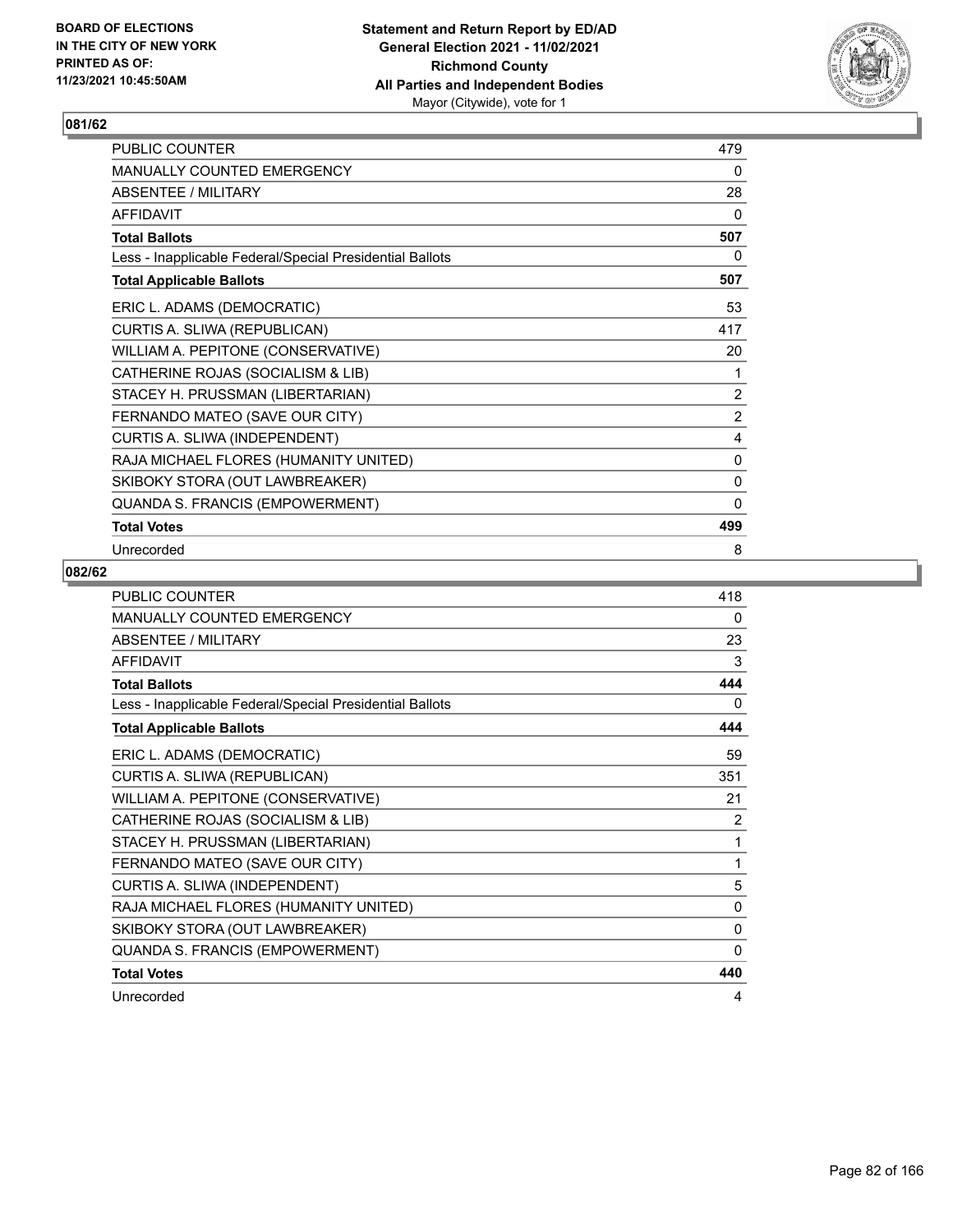## 081/62

| | |
|---|---|
| PUBLIC COUNTER | 479 |
| MANUALLY COUNTED EMERGENCY | 0 |
| ABSENTEE / MILITARY | 28 |
| AFFIDAVIT | 0 |
| **Total Ballots** | **507** |
| Less - Inapplicable Federal/Special Presidential Ballots | 0 |
| **Total Applicable Ballots** | **507** |
| ERIC L. ADAMS (DEMOCRATIC) | 53 |
| CURTIS A. SLIWA (REPUBLICAN) | 417 |
| WILLIAM A. PEPITONE (CONSERVATIVE) | 20 |
| CATHERINE ROJAS (SOCIALISM & LIB) | 1 |
| STACEY H. PRUSSMAN (LIBERTARIAN) | 2 |
| FERNANDO MATEO (SAVE OUR CITY) | 2 |
| CURTIS A. SLIWA (INDEPENDENT) | 4 |
| RAJA MICHAEL FLORES (HUMANITY UNITED) | 0 |
| SKIBOKY STORA (OUT LAWBREAKER) | 0 |
| QUANDA S. FRANCIS (EMPOWERMENT) | 0 |
| **Total Votes** | **499** |
| Unrecorded | 8 |

## 082/62

| | |
|---|---|
| PUBLIC COUNTER | 418 |
| MANUALLY COUNTED EMERGENCY | 0 |
| ABSENTEE / MILITARY | 23 |
| AFFIDAVIT | 3 |
| **Total Ballots** | **444** |
| Less - Inapplicable Federal/Special Presidential Ballots | 0 |
| **Total Applicable Ballots** | **444** |
| ERIC L. ADAMS (DEMOCRATIC) | 59 |
| CURTIS A. SLIWA (REPUBLICAN) | 351 |
| WILLIAM A. PEPITONE (CONSERVATIVE) | 21 |
| CATHERINE ROJAS (SOCIALISM & LIB) | 2 |
| STACEY H. PRUSSMAN (LIBERTARIAN) | 1 |
| FERNANDO MATEO (SAVE OUR CITY) | 1 |
| CURTIS A. SLIWA (INDEPENDENT) | 5 |
| RAJA MICHAEL FLORES (HUMANITY UNITED) | 0 |
| SKIBOKY STORA (OUT LAWBREAKER) | 0 |
| QUANDA S. FRANCIS (EMPOWERMENT) | 0 |
| **Total Votes** | **440** |
| Unrecorded | 4 |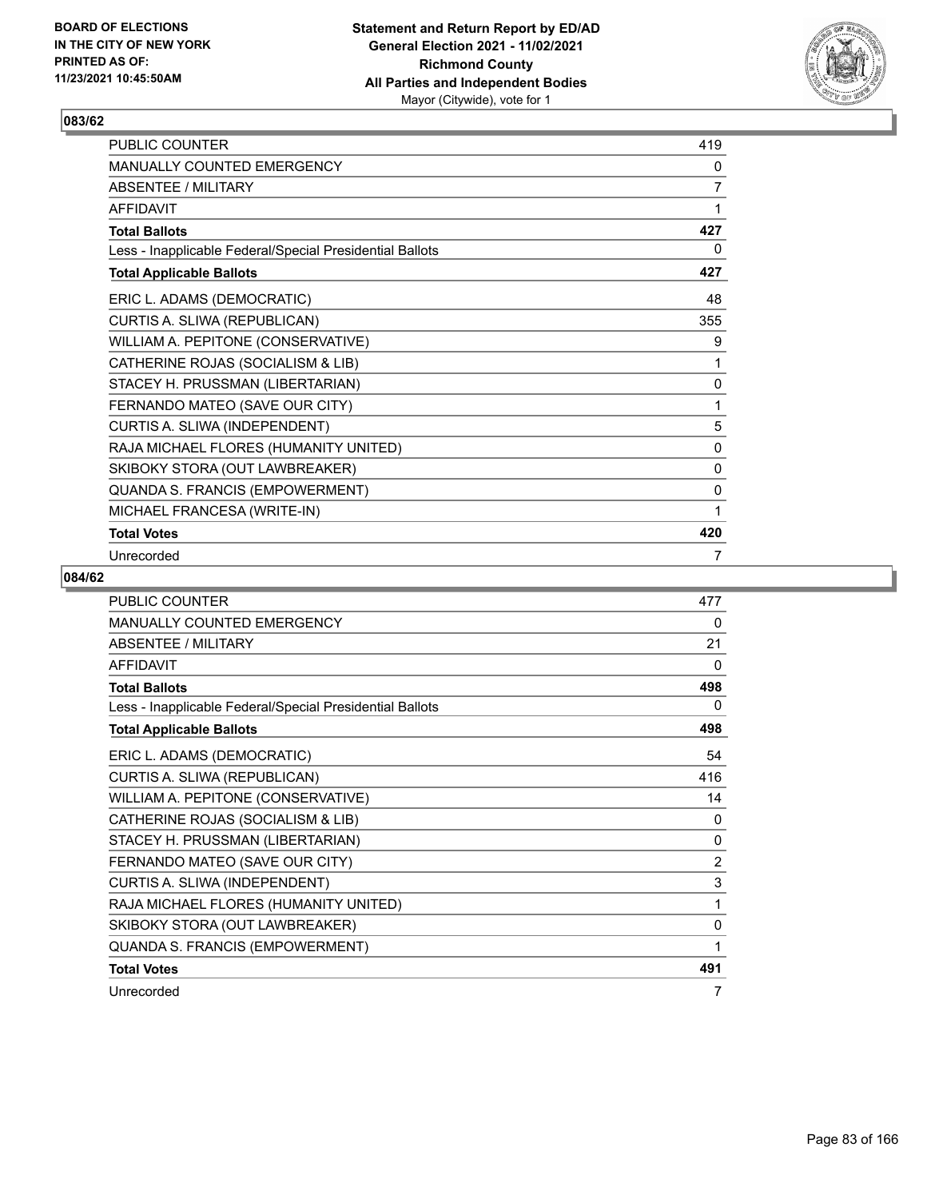BOARD OF ELECTIONS
IN THE CITY OF NEW YORK
PRINTED AS OF:
11/23/2021 10:45:50AM

**Statement and Return Report by ED/AD**
**General Election 2021 - 11/02/2021**
**Richmond County**
**All Parties and Independent Bodies**
Mayor (Citywide), vote for 1

## 083/62

| | |
|---|---|
| PUBLIC COUNTER | 419 |
| MANUALLY COUNTED EMERGENCY | 0 |
| ABSENTEE / MILITARY | 7 |
| AFFIDAVIT | 1 |
| **Total Ballots** | **427** |
| Less - Inapplicable Federal/Special Presidential Ballots | 0 |
| **Total Applicable Ballots** | **427** |
| ERIC L. ADAMS (DEMOCRATIC) | 48 |
| CURTIS A. SLIWA (REPUBLICAN) | 355 |
| WILLIAM A. PEPITONE (CONSERVATIVE) | 9 |
| CATHERINE ROJAS (SOCIALISM & LIB) | 1 |
| STACEY H. PRUSSMAN (LIBERTARIAN) | 0 |
| FERNANDO MATEO (SAVE OUR CITY) | 1 |
| CURTIS A. SLIWA (INDEPENDENT) | 5 |
| RAJA MICHAEL FLORES (HUMANITY UNITED) | 0 |
| SKIBOKY STORA (OUT LAWBREAKER) | 0 |
| QUANDA S. FRANCIS (EMPOWERMENT) | 0 |
| MICHAEL FRANCESA (WRITE-IN) | 1 |
| **Total Votes** | **420** |
| Unrecorded | 7 |

## 084/62

| | |
|---|---|
| PUBLIC COUNTER | 477 |
| MANUALLY COUNTED EMERGENCY | 0 |
| ABSENTEE / MILITARY | 21 |
| AFFIDAVIT | 0 |
| **Total Ballots** | **498** |
| Less - Inapplicable Federal/Special Presidential Ballots | 0 |
| **Total Applicable Ballots** | **498** |
| ERIC L. ADAMS (DEMOCRATIC) | 54 |
| CURTIS A. SLIWA (REPUBLICAN) | 416 |
| WILLIAM A. PEPITONE (CONSERVATIVE) | 14 |
| CATHERINE ROJAS (SOCIALISM & LIB) | 0 |
| STACEY H. PRUSSMAN (LIBERTARIAN) | 0 |
| FERNANDO MATEO (SAVE OUR CITY) | 2 |
| CURTIS A. SLIWA (INDEPENDENT) | 3 |
| RAJA MICHAEL FLORES (HUMANITY UNITED) | 1 |
| SKIBOKY STORA (OUT LAWBREAKER) | 0 |
| QUANDA S. FRANCIS (EMPOWERMENT) | 1 |
| **Total Votes** | **491** |
| Unrecorded | 7 |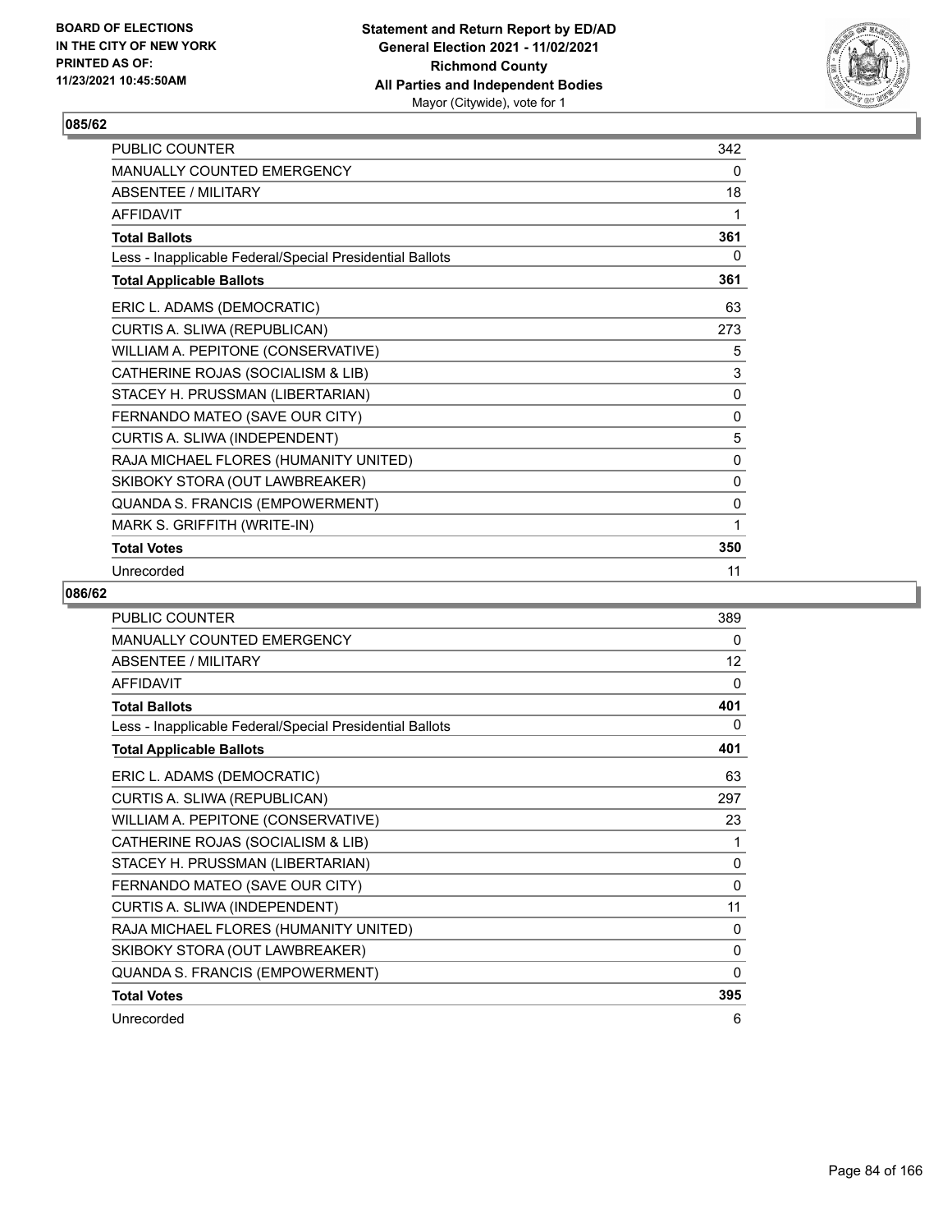**Statement and Return Report by ED/AD**
**General Election 2021 - 11/02/2021**
**Richmond County**
**All Parties and Independent Bodies**
Mayor (Citywide), vote for 1

BOARD OF ELECTIONS
IN THE CITY OF NEW YORK
PRINTED AS OF:
11/23/2021 10:45:50AM

## 085/62

| | |
|---|---|
| PUBLIC COUNTER | 342 |
| MANUALLY COUNTED EMERGENCY | 0 |
| ABSENTEE / MILITARY | 18 |
| AFFIDAVIT | 1 |
| **Total Ballots** | **361** |
| Less - Inapplicable Federal/Special Presidential Ballots | 0 |
| **Total Applicable Ballots** | **361** |
| ERIC L. ADAMS (DEMOCRATIC) | 63 |
| CURTIS A. SLIWA (REPUBLICAN) | 273 |
| WILLIAM A. PEPITONE (CONSERVATIVE) | 5 |
| CATHERINE ROJAS (SOCIALISM & LIB) | 3 |
| STACEY H. PRUSSMAN (LIBERTARIAN) | 0 |
| FERNANDO MATEO (SAVE OUR CITY) | 0 |
| CURTIS A. SLIWA (INDEPENDENT) | 5 |
| RAJA MICHAEL FLORES (HUMANITY UNITED) | 0 |
| SKIBOKY STORA (OUT LAWBREAKER) | 0 |
| QUANDA S. FRANCIS (EMPOWERMENT) | 0 |
| MARK S. GRIFFITH (WRITE-IN) | 1 |
| **Total Votes** | **350** |
| Unrecorded | 11 |

## 086/62

| | |
|---|---|
| PUBLIC COUNTER | 389 |
| MANUALLY COUNTED EMERGENCY | 0 |
| ABSENTEE / MILITARY | 12 |
| AFFIDAVIT | 0 |
| **Total Ballots** | **401** |
| Less - Inapplicable Federal/Special Presidential Ballots | 0 |
| **Total Applicable Ballots** | **401** |
| ERIC L. ADAMS (DEMOCRATIC) | 63 |
| CURTIS A. SLIWA (REPUBLICAN) | 297 |
| WILLIAM A. PEPITONE (CONSERVATIVE) | 23 |
| CATHERINE ROJAS (SOCIALISM & LIB) | 1 |
| STACEY H. PRUSSMAN (LIBERTARIAN) | 0 |
| FERNANDO MATEO (SAVE OUR CITY) | 0 |
| CURTIS A. SLIWA (INDEPENDENT) | 11 |
| RAJA MICHAEL FLORES (HUMANITY UNITED) | 0 |
| SKIBOKY STORA (OUT LAWBREAKER) | 0 |
| QUANDA S. FRANCIS (EMPOWERMENT) | 0 |
| **Total Votes** | **395** |
| Unrecorded | 6 |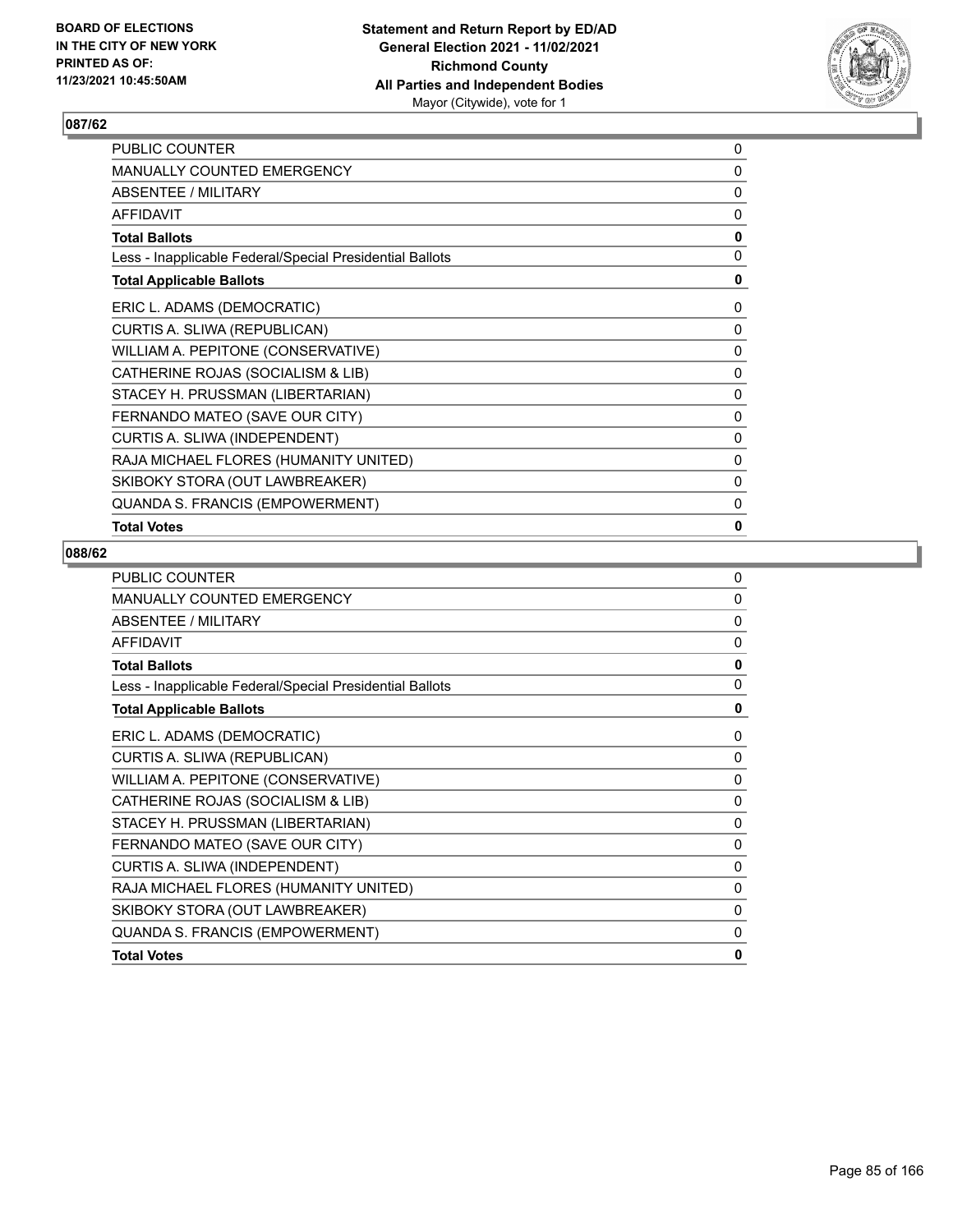## 087/62

| | |
|---|---|
| PUBLIC COUNTER | 0 |
| MANUALLY COUNTED EMERGENCY | 0 |
| ABSENTEE / MILITARY | 0 |
| AFFIDAVIT | 0 |
| **Total Ballots** | **0** |
| Less - Inapplicable Federal/Special Presidential Ballots | 0 |
| **Total Applicable Ballots** | **0** |
| ERIC L. ADAMS (DEMOCRATIC) | 0 |
| CURTIS A. SLIWA (REPUBLICAN) | 0 |
| WILLIAM A. PEPITONE (CONSERVATIVE) | 0 |
| CATHERINE ROJAS (SOCIALISM & LIB) | 0 |
| STACEY H. PRUSSMAN (LIBERTARIAN) | 0 |
| FERNANDO MATEO (SAVE OUR CITY) | 0 |
| CURTIS A. SLIWA (INDEPENDENT) | 0 |
| RAJA MICHAEL FLORES (HUMANITY UNITED) | 0 |
| SKIBOKY STORA (OUT LAWBREAKER) | 0 |
| QUANDA S. FRANCIS (EMPOWERMENT) | 0 |
| **Total Votes** | **0** |

## 088/62

| | |
|---|---|
| PUBLIC COUNTER | 0 |
| MANUALLY COUNTED EMERGENCY | 0 |
| ABSENTEE / MILITARY | 0 |
| AFFIDAVIT | 0 |
| **Total Ballots** | **0** |
| Less - Inapplicable Federal/Special Presidential Ballots | 0 |
| **Total Applicable Ballots** | **0** |
| ERIC L. ADAMS (DEMOCRATIC) | 0 |
| CURTIS A. SLIWA (REPUBLICAN) | 0 |
| WILLIAM A. PEPITONE (CONSERVATIVE) | 0 |
| CATHERINE ROJAS (SOCIALISM & LIB) | 0 |
| STACEY H. PRUSSMAN (LIBERTARIAN) | 0 |
| FERNANDO MATEO (SAVE OUR CITY) | 0 |
| CURTIS A. SLIWA (INDEPENDENT) | 0 |
| RAJA MICHAEL FLORES (HUMANITY UNITED) | 0 |
| SKIBOKY STORA (OUT LAWBREAKER) | 0 |
| QUANDA S. FRANCIS (EMPOWERMENT) | 0 |
| **Total Votes** | **0** |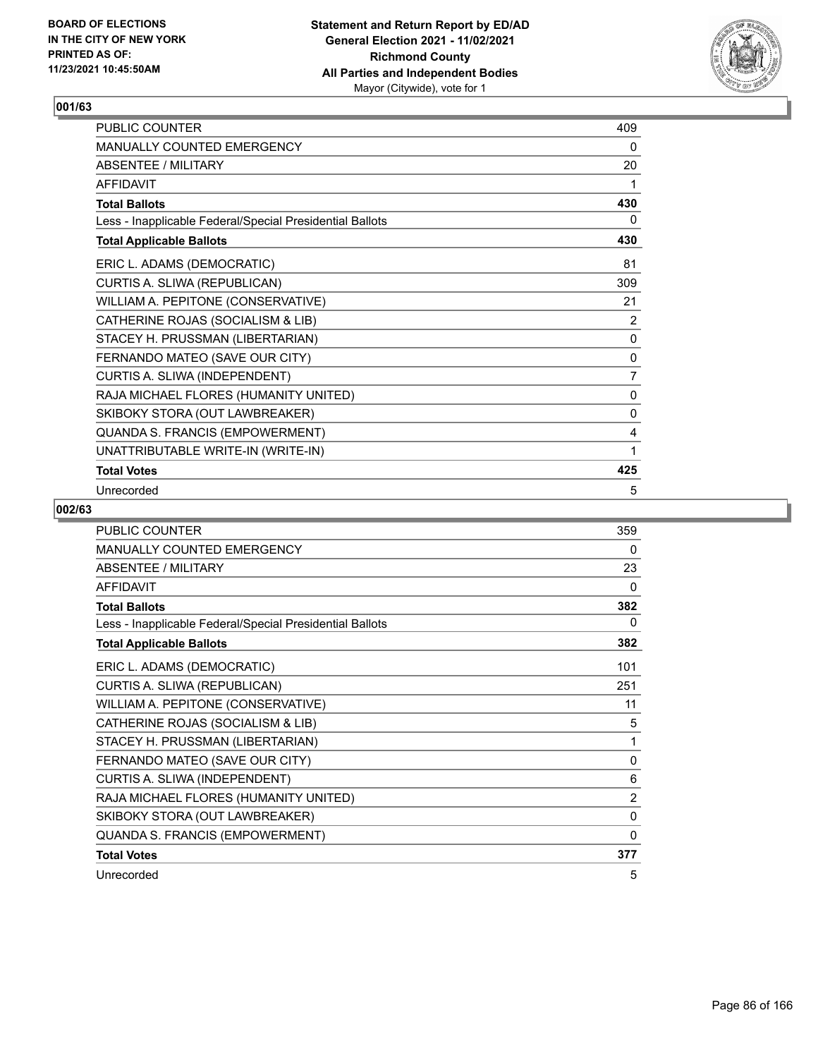**Statement and Return Report by ED/AD**
**General Election 2021 - 11/02/2021**
**Richmond County**
**All Parties and Independent Bodies**
Mayor (Citywide), vote for 1

BOARD OF ELECTIONS
IN THE CITY OF NEW YORK
PRINTED AS OF:
11/23/2021 10:45:50AM

## 001/63

| | |
|---|---|
| PUBLIC COUNTER | 409 |
| MANUALLY COUNTED EMERGENCY | 0 |
| ABSENTEE / MILITARY | 20 |
| AFFIDAVIT | 1 |
| **Total Ballots** | **430** |
| Less - Inapplicable Federal/Special Presidential Ballots | 0 |
| **Total Applicable Ballots** | **430** |
| ERIC L. ADAMS (DEMOCRATIC) | 81 |
| CURTIS A. SLIWA (REPUBLICAN) | 309 |
| WILLIAM A. PEPITONE (CONSERVATIVE) | 21 |
| CATHERINE ROJAS (SOCIALISM & LIB) | 2 |
| STACEY H. PRUSSMAN (LIBERTARIAN) | 0 |
| FERNANDO MATEO (SAVE OUR CITY) | 0 |
| CURTIS A. SLIWA (INDEPENDENT) | 7 |
| RAJA MICHAEL FLORES (HUMANITY UNITED) | 0 |
| SKIBOKY STORA (OUT LAWBREAKER) | 0 |
| QUANDA S. FRANCIS (EMPOWERMENT) | 4 |
| UNATTRIBUTABLE WRITE-IN (WRITE-IN) | 1 |
| **Total Votes** | **425** |
| Unrecorded | 5 |

## 002/63

| | |
|---|---|
| PUBLIC COUNTER | 359 |
| MANUALLY COUNTED EMERGENCY | 0 |
| ABSENTEE / MILITARY | 23 |
| AFFIDAVIT | 0 |
| **Total Ballots** | **382** |
| Less - Inapplicable Federal/Special Presidential Ballots | 0 |
| **Total Applicable Ballots** | **382** |
| ERIC L. ADAMS (DEMOCRATIC) | 101 |
| CURTIS A. SLIWA (REPUBLICAN) | 251 |
| WILLIAM A. PEPITONE (CONSERVATIVE) | 11 |
| CATHERINE ROJAS (SOCIALISM & LIB) | 5 |
| STACEY H. PRUSSMAN (LIBERTARIAN) | 1 |
| FERNANDO MATEO (SAVE OUR CITY) | 0 |
| CURTIS A. SLIWA (INDEPENDENT) | 6 |
| RAJA MICHAEL FLORES (HUMANITY UNITED) | 2 |
| SKIBOKY STORA (OUT LAWBREAKER) | 0 |
| QUANDA S. FRANCIS (EMPOWERMENT) | 0 |
| **Total Votes** | **377** |
| Unrecorded | 5 |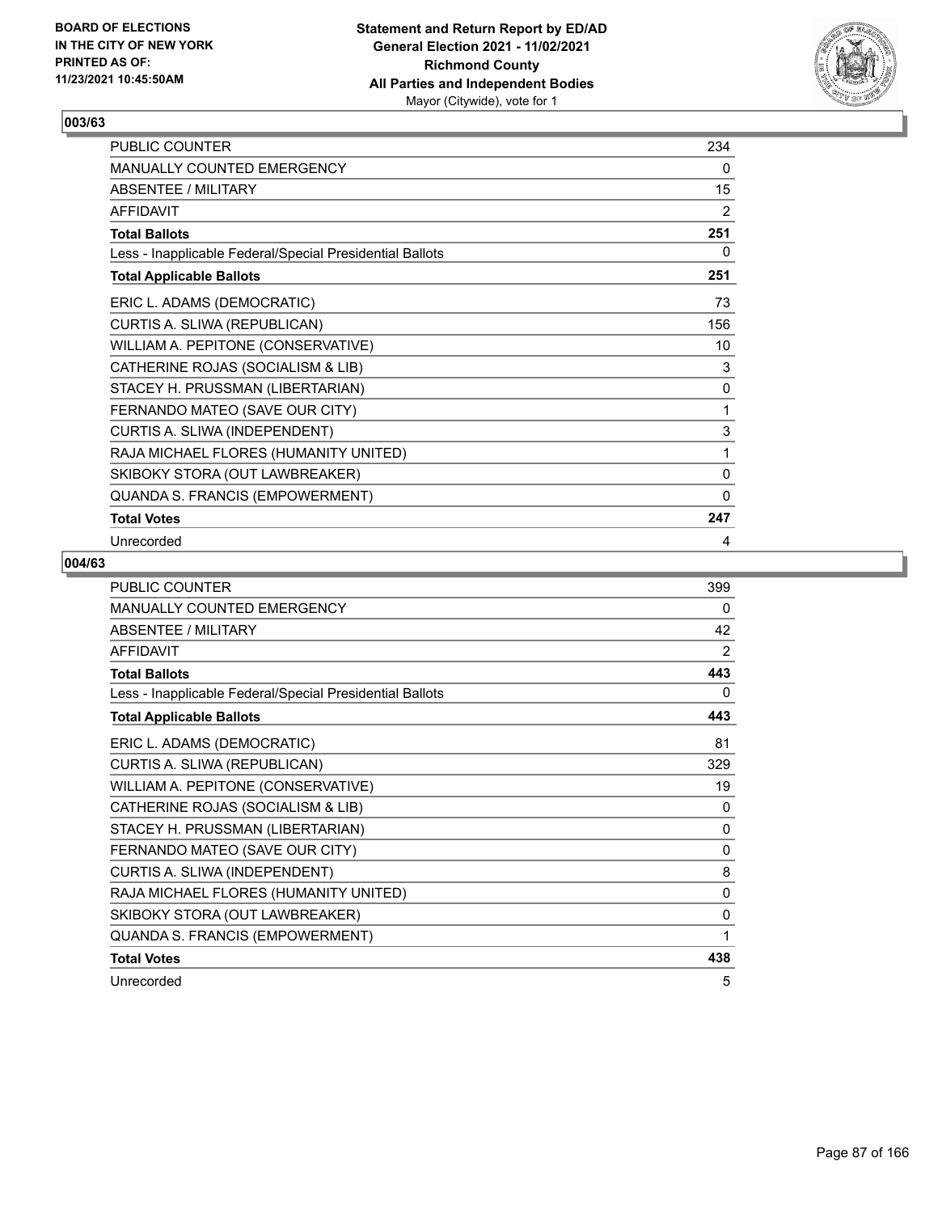## 003/63

| | |
|---|---|
| PUBLIC COUNTER | 234 |
| MANUALLY COUNTED EMERGENCY | 0 |
| ABSENTEE / MILITARY | 15 |
| AFFIDAVIT | 2 |
| **Total Ballots** | **251** |
| Less - Inapplicable Federal/Special Presidential Ballots | 0 |
| **Total Applicable Ballots** | **251** |
| ERIC L. ADAMS (DEMOCRATIC) | 73 |
| CURTIS A. SLIWA (REPUBLICAN) | 156 |
| WILLIAM A. PEPITONE (CONSERVATIVE) | 10 |
| CATHERINE ROJAS (SOCIALISM & LIB) | 3 |
| STACEY H. PRUSSMAN (LIBERTARIAN) | 0 |
| FERNANDO MATEO (SAVE OUR CITY) | 1 |
| CURTIS A. SLIWA (INDEPENDENT) | 3 |
| RAJA MICHAEL FLORES (HUMANITY UNITED) | 1 |
| SKIBOKY STORA (OUT LAWBREAKER) | 0 |
| QUANDA S. FRANCIS (EMPOWERMENT) | 0 |
| **Total Votes** | **247** |
| Unrecorded | 4 |

## 004/63

| | |
|---|---|
| PUBLIC COUNTER | 399 |
| MANUALLY COUNTED EMERGENCY | 0 |
| ABSENTEE / MILITARY | 42 |
| AFFIDAVIT | 2 |
| **Total Ballots** | **443** |
| Less - Inapplicable Federal/Special Presidential Ballots | 0 |
| **Total Applicable Ballots** | **443** |
| ERIC L. ADAMS (DEMOCRATIC) | 81 |
| CURTIS A. SLIWA (REPUBLICAN) | 329 |
| WILLIAM A. PEPITONE (CONSERVATIVE) | 19 |
| CATHERINE ROJAS (SOCIALISM & LIB) | 0 |
| STACEY H. PRUSSMAN (LIBERTARIAN) | 0 |
| FERNANDO MATEO (SAVE OUR CITY) | 0 |
| CURTIS A. SLIWA (INDEPENDENT) | 8 |
| RAJA MICHAEL FLORES (HUMANITY UNITED) | 0 |
| SKIBOKY STORA (OUT LAWBREAKER) | 0 |
| QUANDA S. FRANCIS (EMPOWERMENT) | 1 |
| **Total Votes** | **438** |
| Unrecorded | 5 |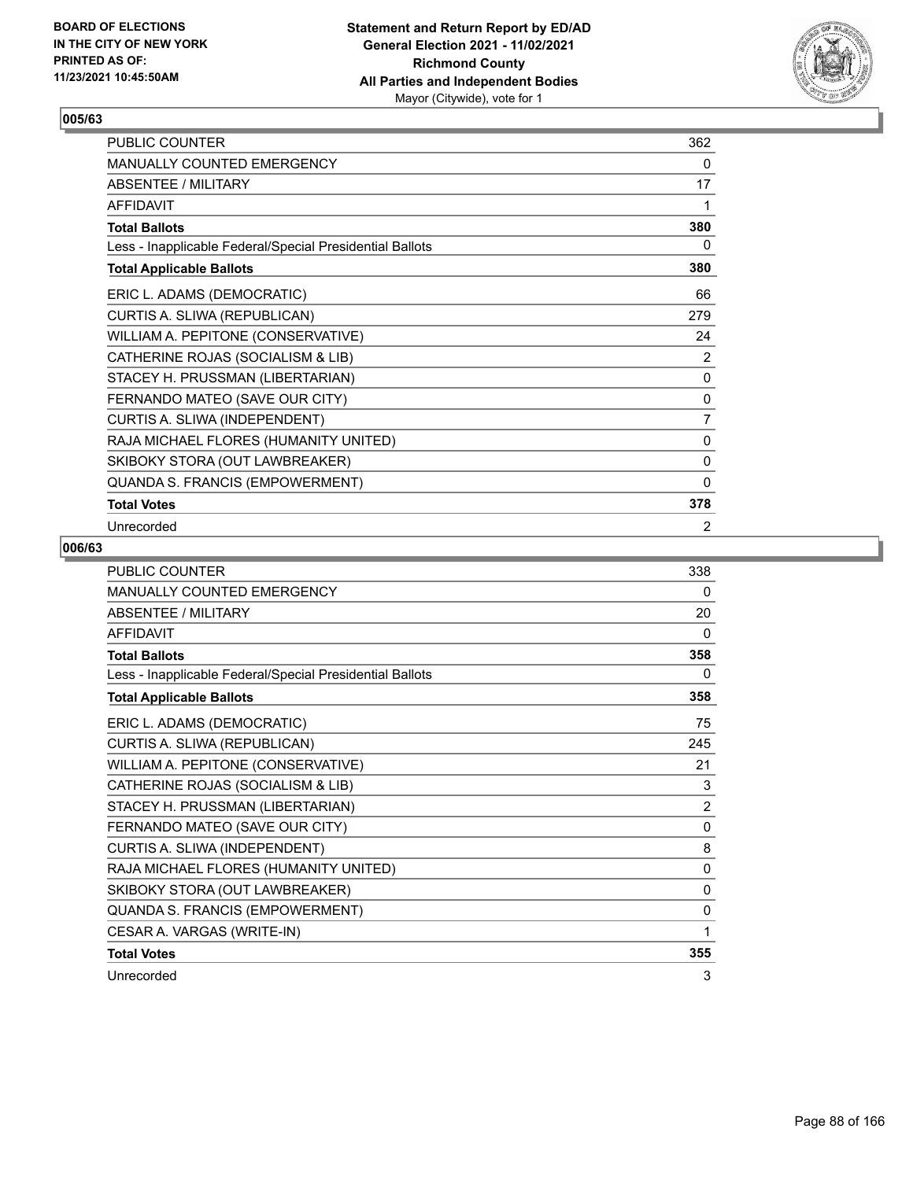## 005/63

| | |
|---|---|
| PUBLIC COUNTER | 362 |
| MANUALLY COUNTED EMERGENCY | 0 |
| ABSENTEE / MILITARY | 17 |
| AFFIDAVIT | 1 |
| **Total Ballots** | **380** |
| Less - Inapplicable Federal/Special Presidential Ballots | 0 |
| **Total Applicable Ballots** | **380** |
| ERIC L. ADAMS (DEMOCRATIC) | 66 |
| CURTIS A. SLIWA (REPUBLICAN) | 279 |
| WILLIAM A. PEPITONE (CONSERVATIVE) | 24 |
| CATHERINE ROJAS (SOCIALISM & LIB) | 2 |
| STACEY H. PRUSSMAN (LIBERTARIAN) | 0 |
| FERNANDO MATEO (SAVE OUR CITY) | 0 |
| CURTIS A. SLIWA (INDEPENDENT) | 7 |
| RAJA MICHAEL FLORES (HUMANITY UNITED) | 0 |
| SKIBOKY STORA (OUT LAWBREAKER) | 0 |
| QUANDA S. FRANCIS (EMPOWERMENT) | 0 |
| **Total Votes** | **378** |
| Unrecorded | 2 |

## 006/63

| | |
|---|---|
| PUBLIC COUNTER | 338 |
| MANUALLY COUNTED EMERGENCY | 0 |
| ABSENTEE / MILITARY | 20 |
| AFFIDAVIT | 0 |
| **Total Ballots** | **358** |
| Less - Inapplicable Federal/Special Presidential Ballots | 0 |
| **Total Applicable Ballots** | **358** |
| ERIC L. ADAMS (DEMOCRATIC) | 75 |
| CURTIS A. SLIWA (REPUBLICAN) | 245 |
| WILLIAM A. PEPITONE (CONSERVATIVE) | 21 |
| CATHERINE ROJAS (SOCIALISM & LIB) | 3 |
| STACEY H. PRUSSMAN (LIBERTARIAN) | 2 |
| FERNANDO MATEO (SAVE OUR CITY) | 0 |
| CURTIS A. SLIWA (INDEPENDENT) | 8 |
| RAJA MICHAEL FLORES (HUMANITY UNITED) | 0 |
| SKIBOKY STORA (OUT LAWBREAKER) | 0 |
| QUANDA S. FRANCIS (EMPOWERMENT) | 0 |
| CESAR A. VARGAS (WRITE-IN) | 1 |
| **Total Votes** | **355** |
| Unrecorded | 3 |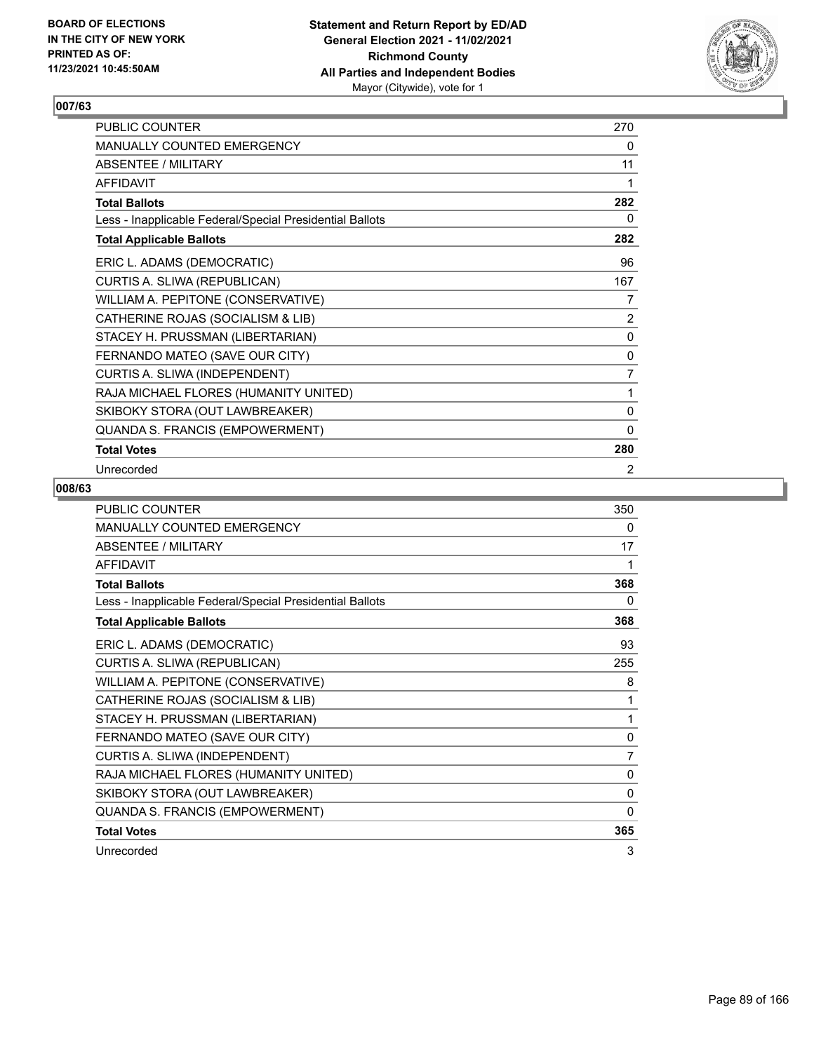## 007/63

| | |
|---|---|
| PUBLIC COUNTER | 270 |
| MANUALLY COUNTED EMERGENCY | 0 |
| ABSENTEE / MILITARY | 11 |
| AFFIDAVIT | 1 |
| **Total Ballots** | **282** |
| Less - Inapplicable Federal/Special Presidential Ballots | 0 |
| **Total Applicable Ballots** | **282** |
| ERIC L. ADAMS (DEMOCRATIC) | 96 |
| CURTIS A. SLIWA (REPUBLICAN) | 167 |
| WILLIAM A. PEPITONE (CONSERVATIVE) | 7 |
| CATHERINE ROJAS (SOCIALISM & LIB) | 2 |
| STACEY H. PRUSSMAN (LIBERTARIAN) | 0 |
| FERNANDO MATEO (SAVE OUR CITY) | 0 |
| CURTIS A. SLIWA (INDEPENDENT) | 7 |
| RAJA MICHAEL FLORES (HUMANITY UNITED) | 1 |
| SKIBOKY STORA (OUT LAWBREAKER) | 0 |
| QUANDA S. FRANCIS (EMPOWERMENT) | 0 |
| **Total Votes** | **280** |
| Unrecorded | 2 |

## 008/63

| | |
|---|---|
| PUBLIC COUNTER | 350 |
| MANUALLY COUNTED EMERGENCY | 0 |
| ABSENTEE / MILITARY | 17 |
| AFFIDAVIT | 1 |
| **Total Ballots** | **368** |
| Less - Inapplicable Federal/Special Presidential Ballots | 0 |
| **Total Applicable Ballots** | **368** |
| ERIC L. ADAMS (DEMOCRATIC) | 93 |
| CURTIS A. SLIWA (REPUBLICAN) | 255 |
| WILLIAM A. PEPITONE (CONSERVATIVE) | 8 |
| CATHERINE ROJAS (SOCIALISM & LIB) | 1 |
| STACEY H. PRUSSMAN (LIBERTARIAN) | 1 |
| FERNANDO MATEO (SAVE OUR CITY) | 0 |
| CURTIS A. SLIWA (INDEPENDENT) | 7 |
| RAJA MICHAEL FLORES (HUMANITY UNITED) | 0 |
| SKIBOKY STORA (OUT LAWBREAKER) | 0 |
| QUANDA S. FRANCIS (EMPOWERMENT) | 0 |
| **Total Votes** | **365** |
| Unrecorded | 3 |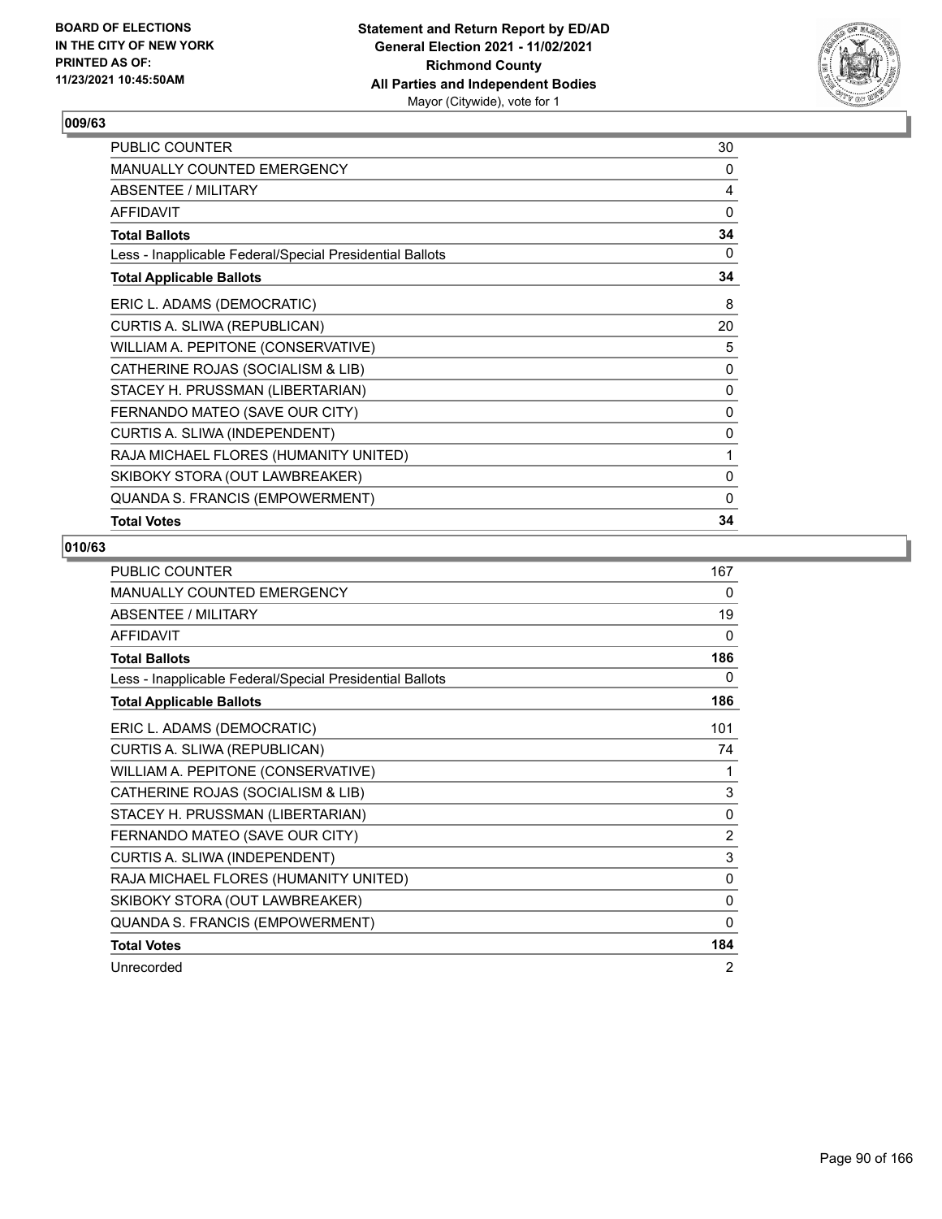BOARD OF ELECTIONS
IN THE CITY OF NEW YORK
PRINTED AS OF:
11/23/2021 10:45:50AM

**Statement and Return Report by ED/AD**
**General Election 2021 - 11/02/2021**
**Richmond County**
**All Parties and Independent Bodies**
Mayor (Citywide), vote for 1

## 009/63

| | |
|---|---|
| PUBLIC COUNTER | 30 |
| MANUALLY COUNTED EMERGENCY | 0 |
| ABSENTEE / MILITARY | 4 |
| AFFIDAVIT | 0 |
| **Total Ballots** | **34** |
| Less - Inapplicable Federal/Special Presidential Ballots | 0 |
| **Total Applicable Ballots** | **34** |
| ERIC L. ADAMS (DEMOCRATIC) | 8 |
| CURTIS A. SLIWA (REPUBLICAN) | 20 |
| WILLIAM A. PEPITONE (CONSERVATIVE) | 5 |
| CATHERINE ROJAS (SOCIALISM & LIB) | 0 |
| STACEY H. PRUSSMAN (LIBERTARIAN) | 0 |
| FERNANDO MATEO (SAVE OUR CITY) | 0 |
| CURTIS A. SLIWA (INDEPENDENT) | 0 |
| RAJA MICHAEL FLORES (HUMANITY UNITED) | 1 |
| SKIBOKY STORA (OUT LAWBREAKER) | 0 |
| QUANDA S. FRANCIS (EMPOWERMENT) | 0 |
| **Total Votes** | **34** |

## 010/63

| | |
|---|---|
| PUBLIC COUNTER | 167 |
| MANUALLY COUNTED EMERGENCY | 0 |
| ABSENTEE / MILITARY | 19 |
| AFFIDAVIT | 0 |
| **Total Ballots** | **186** |
| Less - Inapplicable Federal/Special Presidential Ballots | 0 |
| **Total Applicable Ballots** | **186** |
| ERIC L. ADAMS (DEMOCRATIC) | 101 |
| CURTIS A. SLIWA (REPUBLICAN) | 74 |
| WILLIAM A. PEPITONE (CONSERVATIVE) | 1 |
| CATHERINE ROJAS (SOCIALISM & LIB) | 3 |
| STACEY H. PRUSSMAN (LIBERTARIAN) | 0 |
| FERNANDO MATEO (SAVE OUR CITY) | 2 |
| CURTIS A. SLIWA (INDEPENDENT) | 3 |
| RAJA MICHAEL FLORES (HUMANITY UNITED) | 0 |
| SKIBOKY STORA (OUT LAWBREAKER) | 0 |
| QUANDA S. FRANCIS (EMPOWERMENT) | 0 |
| **Total Votes** | **184** |
| Unrecorded | 2 |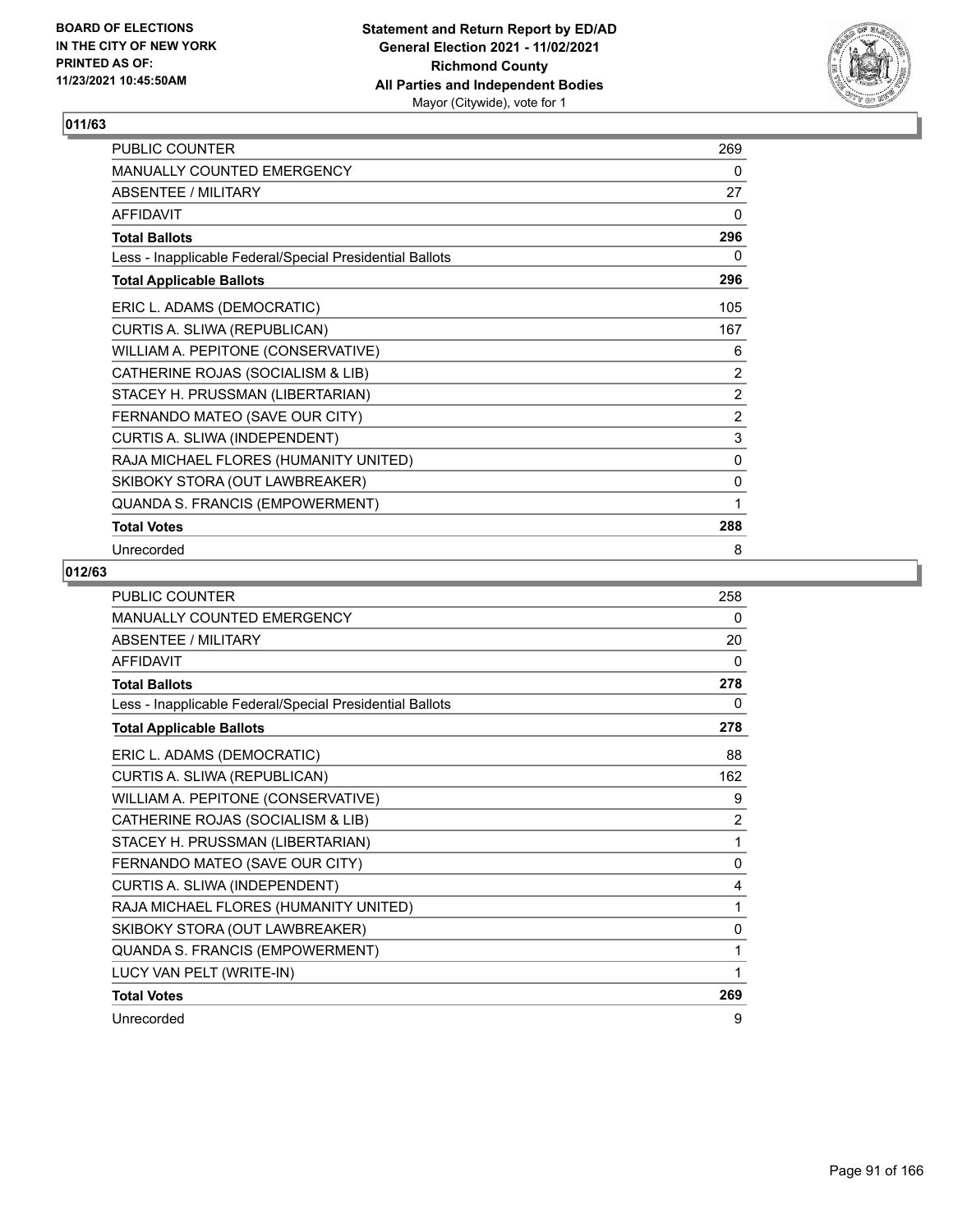## 011/63

| | |
|---|---|
| PUBLIC COUNTER | 269 |
| MANUALLY COUNTED EMERGENCY | 0 |
| ABSENTEE / MILITARY | 27 |
| AFFIDAVIT | 0 |
| **Total Ballots** | **296** |
| Less - Inapplicable Federal/Special Presidential Ballots | 0 |
| **Total Applicable Ballots** | **296** |
| ERIC L. ADAMS (DEMOCRATIC) | 105 |
| CURTIS A. SLIWA (REPUBLICAN) | 167 |
| WILLIAM A. PEPITONE (CONSERVATIVE) | 6 |
| CATHERINE ROJAS (SOCIALISM & LIB) | 2 |
| STACEY H. PRUSSMAN (LIBERTARIAN) | 2 |
| FERNANDO MATEO (SAVE OUR CITY) | 2 |
| CURTIS A. SLIWA (INDEPENDENT) | 3 |
| RAJA MICHAEL FLORES (HUMANITY UNITED) | 0 |
| SKIBOKY STORA (OUT LAWBREAKER) | 0 |
| QUANDA S. FRANCIS (EMPOWERMENT) | 1 |
| **Total Votes** | **288** |
| Unrecorded | 8 |

## 012/63

| | |
|---|---|
| PUBLIC COUNTER | 258 |
| MANUALLY COUNTED EMERGENCY | 0 |
| ABSENTEE / MILITARY | 20 |
| AFFIDAVIT | 0 |
| **Total Ballots** | **278** |
| Less - Inapplicable Federal/Special Presidential Ballots | 0 |
| **Total Applicable Ballots** | **278** |
| ERIC L. ADAMS (DEMOCRATIC) | 88 |
| CURTIS A. SLIWA (REPUBLICAN) | 162 |
| WILLIAM A. PEPITONE (CONSERVATIVE) | 9 |
| CATHERINE ROJAS (SOCIALISM & LIB) | 2 |
| STACEY H. PRUSSMAN (LIBERTARIAN) | 1 |
| FERNANDO MATEO (SAVE OUR CITY) | 0 |
| CURTIS A. SLIWA (INDEPENDENT) | 4 |
| RAJA MICHAEL FLORES (HUMANITY UNITED) | 1 |
| SKIBOKY STORA (OUT LAWBREAKER) | 0 |
| QUANDA S. FRANCIS (EMPOWERMENT) | 1 |
| LUCY VAN PELT (WRITE-IN) | 1 |
| **Total Votes** | **269** |
| Unrecorded | 9 |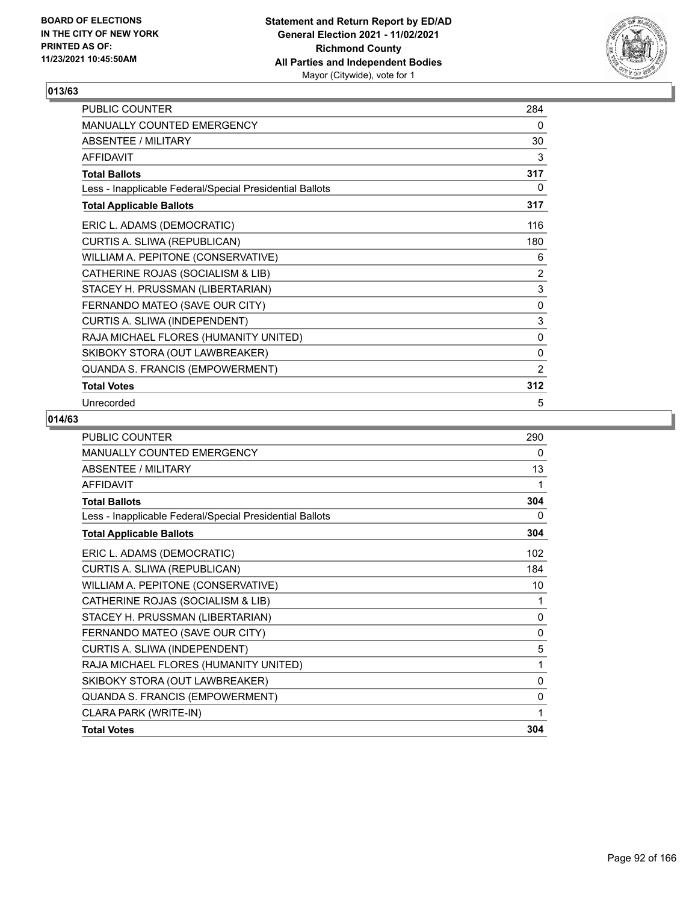**BOARD OF ELECTIONS IN THE CITY OF NEW YORK PRINTED AS OF: 11/23/2021 10:45:50AM**

**Statement and Return Report by ED/AD General Election 2021 - 11/02/2021 Richmond County All Parties and Independent Bodies** Mayor (Citywide), vote for 1

## 013/63

| | |
|---|---|
| PUBLIC COUNTER | 284 |
| MANUALLY COUNTED EMERGENCY | 0 |
| ABSENTEE / MILITARY | 30 |
| AFFIDAVIT | 3 |
| **Total Ballots** | **317** |
| Less - Inapplicable Federal/Special Presidential Ballots | 0 |
| **Total Applicable Ballots** | **317** |
| ERIC L. ADAMS (DEMOCRATIC) | 116 |
| CURTIS A. SLIWA (REPUBLICAN) | 180 |
| WILLIAM A. PEPITONE (CONSERVATIVE) | 6 |
| CATHERINE ROJAS (SOCIALISM & LIB) | 2 |
| STACEY H. PRUSSMAN (LIBERTARIAN) | 3 |
| FERNANDO MATEO (SAVE OUR CITY) | 0 |
| CURTIS A. SLIWA (INDEPENDENT) | 3 |
| RAJA MICHAEL FLORES (HUMANITY UNITED) | 0 |
| SKIBOKY STORA (OUT LAWBREAKER) | 0 |
| QUANDA S. FRANCIS (EMPOWERMENT) | 2 |
| **Total Votes** | **312** |
| Unrecorded | 5 |

## 014/63

| | |
|---|---|
| PUBLIC COUNTER | 290 |
| MANUALLY COUNTED EMERGENCY | 0 |
| ABSENTEE / MILITARY | 13 |
| AFFIDAVIT | 1 |
| **Total Ballots** | **304** |
| Less - Inapplicable Federal/Special Presidential Ballots | 0 |
| **Total Applicable Ballots** | **304** |
| ERIC L. ADAMS (DEMOCRATIC) | 102 |
| CURTIS A. SLIWA (REPUBLICAN) | 184 |
| WILLIAM A. PEPITONE (CONSERVATIVE) | 10 |
| CATHERINE ROJAS (SOCIALISM & LIB) | 1 |
| STACEY H. PRUSSMAN (LIBERTARIAN) | 0 |
| FERNANDO MATEO (SAVE OUR CITY) | 0 |
| CURTIS A. SLIWA (INDEPENDENT) | 5 |
| RAJA MICHAEL FLORES (HUMANITY UNITED) | 1 |
| SKIBOKY STORA (OUT LAWBREAKER) | 0 |
| QUANDA S. FRANCIS (EMPOWERMENT) | 0 |
| CLARA PARK (WRITE-IN) | 1 |
| **Total Votes** | **304** |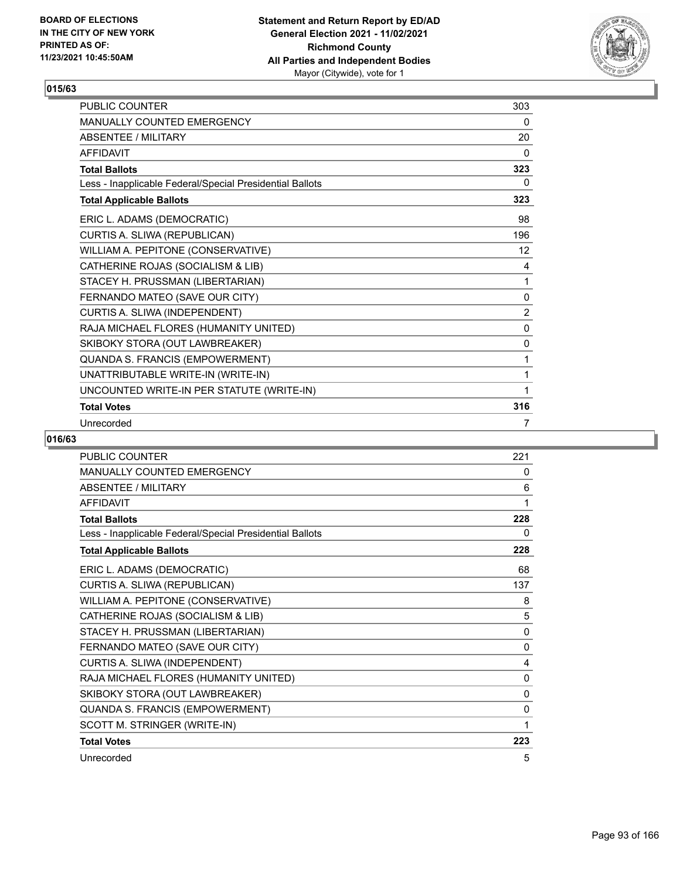## 015/63

| | |
|---|---|
| PUBLIC COUNTER | 303 |
| MANUALLY COUNTED EMERGENCY | 0 |
| ABSENTEE / MILITARY | 20 |
| AFFIDAVIT | 0 |
| **Total Ballots** | **323** |
| Less - Inapplicable Federal/Special Presidential Ballots | 0 |
| **Total Applicable Ballots** | **323** |
| ERIC L. ADAMS (DEMOCRATIC) | 98 |
| CURTIS A. SLIWA (REPUBLICAN) | 196 |
| WILLIAM A. PEPITONE (CONSERVATIVE) | 12 |
| CATHERINE ROJAS (SOCIALISM & LIB) | 4 |
| STACEY H. PRUSSMAN (LIBERTARIAN) | 1 |
| FERNANDO MATEO (SAVE OUR CITY) | 0 |
| CURTIS A. SLIWA (INDEPENDENT) | 2 |
| RAJA MICHAEL FLORES (HUMANITY UNITED) | 0 |
| SKIBOKY STORA (OUT LAWBREAKER) | 0 |
| QUANDA S. FRANCIS (EMPOWERMENT) | 1 |
| UNATTRIBUTABLE WRITE-IN (WRITE-IN) | 1 |
| UNCOUNTED WRITE-IN PER STATUTE (WRITE-IN) | 1 |
| **Total Votes** | **316** |
| Unrecorded | 7 |

## 016/63

| | |
|---|---|
| PUBLIC COUNTER | 221 |
| MANUALLY COUNTED EMERGENCY | 0 |
| ABSENTEE / MILITARY | 6 |
| AFFIDAVIT | 1 |
| **Total Ballots** | **228** |
| Less - Inapplicable Federal/Special Presidential Ballots | 0 |
| **Total Applicable Ballots** | **228** |
| ERIC L. ADAMS (DEMOCRATIC) | 68 |
| CURTIS A. SLIWA (REPUBLICAN) | 137 |
| WILLIAM A. PEPITONE (CONSERVATIVE) | 8 |
| CATHERINE ROJAS (SOCIALISM & LIB) | 5 |
| STACEY H. PRUSSMAN (LIBERTARIAN) | 0 |
| FERNANDO MATEO (SAVE OUR CITY) | 0 |
| CURTIS A. SLIWA (INDEPENDENT) | 4 |
| RAJA MICHAEL FLORES (HUMANITY UNITED) | 0 |
| SKIBOKY STORA (OUT LAWBREAKER) | 0 |
| QUANDA S. FRANCIS (EMPOWERMENT) | 0 |
| SCOTT M. STRINGER (WRITE-IN) | 1 |
| **Total Votes** | **223** |
| Unrecorded | 5 |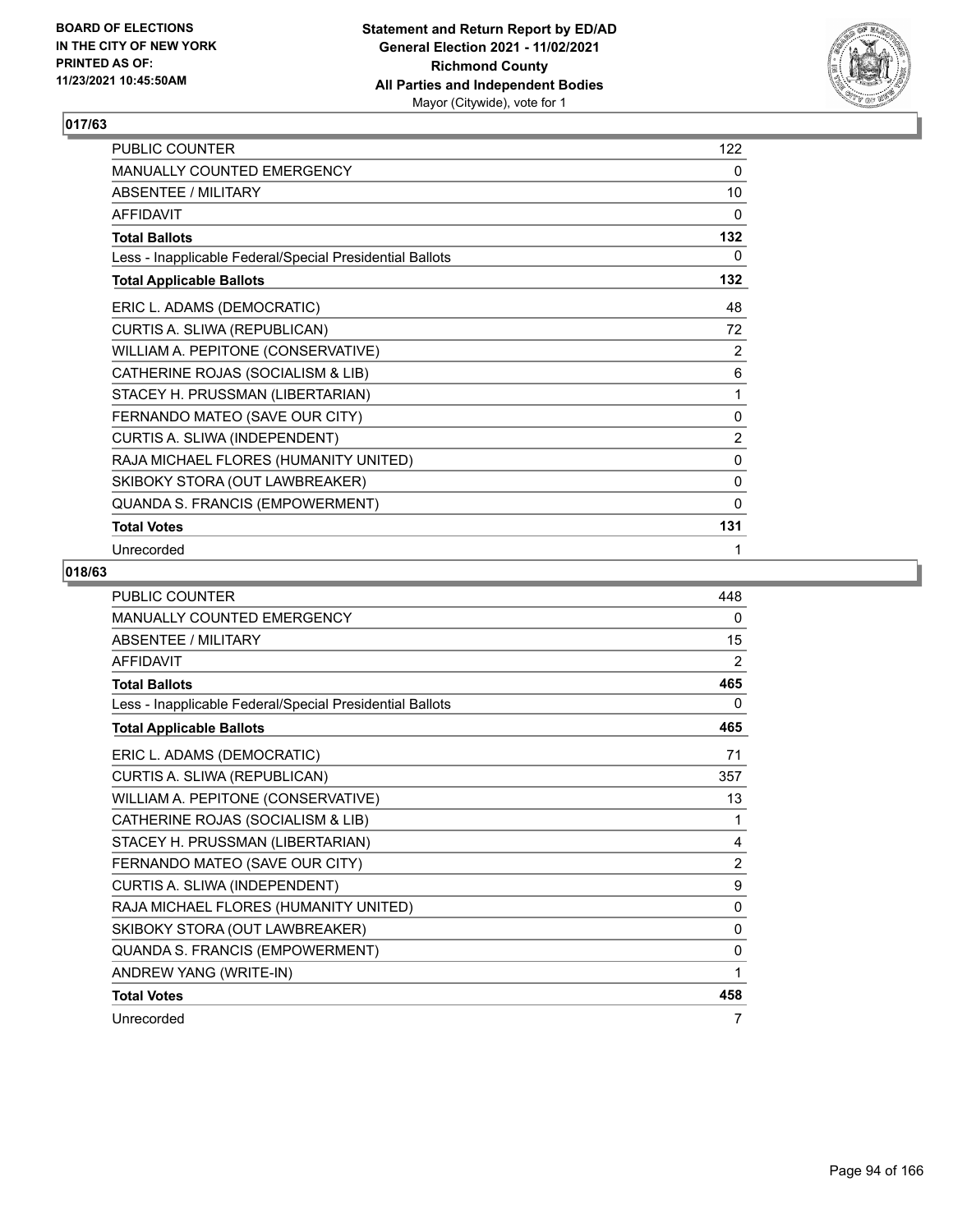## 017/63

| | |
|---|---|
| PUBLIC COUNTER | 122 |
| MANUALLY COUNTED EMERGENCY | 0 |
| ABSENTEE / MILITARY | 10 |
| AFFIDAVIT | 0 |
| **Total Ballots** | **132** |
| Less - Inapplicable Federal/Special Presidential Ballots | 0 |
| **Total Applicable Ballots** | **132** |
| ERIC L. ADAMS (DEMOCRATIC) | 48 |
| CURTIS A. SLIWA (REPUBLICAN) | 72 |
| WILLIAM A. PEPITONE (CONSERVATIVE) | 2 |
| CATHERINE ROJAS (SOCIALISM & LIB) | 6 |
| STACEY H. PRUSSMAN (LIBERTARIAN) | 1 |
| FERNANDO MATEO (SAVE OUR CITY) | 0 |
| CURTIS A. SLIWA (INDEPENDENT) | 2 |
| RAJA MICHAEL FLORES (HUMANITY UNITED) | 0 |
| SKIBOKY STORA (OUT LAWBREAKER) | 0 |
| QUANDA S. FRANCIS (EMPOWERMENT) | 0 |
| **Total Votes** | **131** |
| Unrecorded | 1 |

## 018/63

| | |
|---|---|
| PUBLIC COUNTER | 448 |
| MANUALLY COUNTED EMERGENCY | 0 |
| ABSENTEE / MILITARY | 15 |
| AFFIDAVIT | 2 |
| **Total Ballots** | **465** |
| Less - Inapplicable Federal/Special Presidential Ballots | 0 |
| **Total Applicable Ballots** | **465** |
| ERIC L. ADAMS (DEMOCRATIC) | 71 |
| CURTIS A. SLIWA (REPUBLICAN) | 357 |
| WILLIAM A. PEPITONE (CONSERVATIVE) | 13 |
| CATHERINE ROJAS (SOCIALISM & LIB) | 1 |
| STACEY H. PRUSSMAN (LIBERTARIAN) | 4 |
| FERNANDO MATEO (SAVE OUR CITY) | 2 |
| CURTIS A. SLIWA (INDEPENDENT) | 9 |
| RAJA MICHAEL FLORES (HUMANITY UNITED) | 0 |
| SKIBOKY STORA (OUT LAWBREAKER) | 0 |
| QUANDA S. FRANCIS (EMPOWERMENT) | 0 |
| ANDREW YANG (WRITE-IN) | 1 |
| **Total Votes** | **458** |
| Unrecorded | 7 |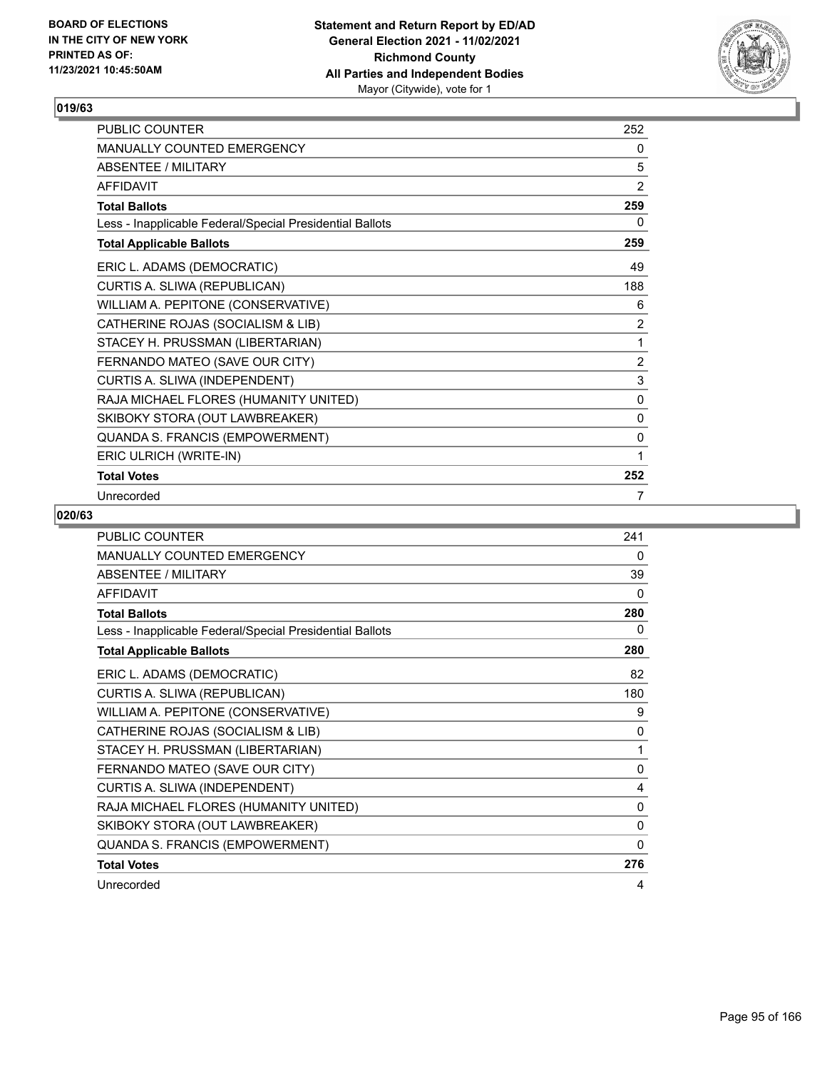## 019/63

| | |
|---|---|
| PUBLIC COUNTER | 252 |
| MANUALLY COUNTED EMERGENCY | 0 |
| ABSENTEE / MILITARY | 5 |
| AFFIDAVIT | 2 |
| **Total Ballots** | **259** |
| Less - Inapplicable Federal/Special Presidential Ballots | 0 |
| **Total Applicable Ballots** | **259** |
| ERIC L. ADAMS (DEMOCRATIC) | 49 |
| CURTIS A. SLIWA (REPUBLICAN) | 188 |
| WILLIAM A. PEPITONE (CONSERVATIVE) | 6 |
| CATHERINE ROJAS (SOCIALISM & LIB) | 2 |
| STACEY H. PRUSSMAN (LIBERTARIAN) | 1 |
| FERNANDO MATEO (SAVE OUR CITY) | 2 |
| CURTIS A. SLIWA (INDEPENDENT) | 3 |
| RAJA MICHAEL FLORES (HUMANITY UNITED) | 0 |
| SKIBOKY STORA (OUT LAWBREAKER) | 0 |
| QUANDA S. FRANCIS (EMPOWERMENT) | 0 |
| ERIC ULRICH (WRITE-IN) | 1 |
| **Total Votes** | **252** |
| Unrecorded | 7 |

## 020/63

| | |
|---|---|
| PUBLIC COUNTER | 241 |
| MANUALLY COUNTED EMERGENCY | 0 |
| ABSENTEE / MILITARY | 39 |
| AFFIDAVIT | 0 |
| **Total Ballots** | **280** |
| Less - Inapplicable Federal/Special Presidential Ballots | 0 |
| **Total Applicable Ballots** | **280** |
| ERIC L. ADAMS (DEMOCRATIC) | 82 |
| CURTIS A. SLIWA (REPUBLICAN) | 180 |
| WILLIAM A. PEPITONE (CONSERVATIVE) | 9 |
| CATHERINE ROJAS (SOCIALISM & LIB) | 0 |
| STACEY H. PRUSSMAN (LIBERTARIAN) | 1 |
| FERNANDO MATEO (SAVE OUR CITY) | 0 |
| CURTIS A. SLIWA (INDEPENDENT) | 4 |
| RAJA MICHAEL FLORES (HUMANITY UNITED) | 0 |
| SKIBOKY STORA (OUT LAWBREAKER) | 0 |
| QUANDA S. FRANCIS (EMPOWERMENT) | 0 |
| **Total Votes** | **276** |
| Unrecorded | 4 |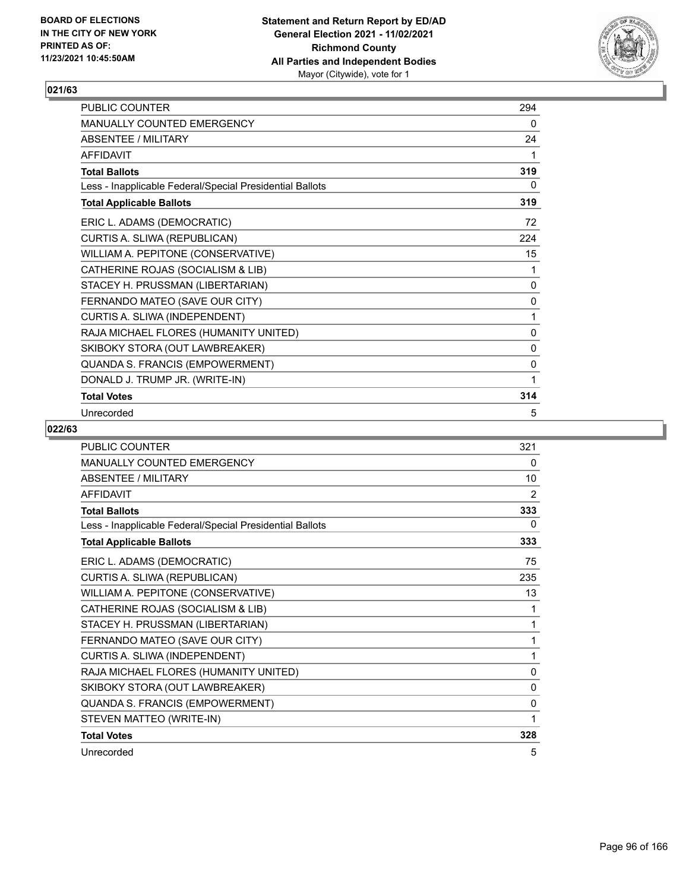## 021/63

| | |
|---|---|
| PUBLIC COUNTER | 294 |
| MANUALLY COUNTED EMERGENCY | 0 |
| ABSENTEE / MILITARY | 24 |
| AFFIDAVIT | 1 |
| **Total Ballots** | **319** |
| Less - Inapplicable Federal/Special Presidential Ballots | 0 |
| **Total Applicable Ballots** | **319** |
| ERIC L. ADAMS (DEMOCRATIC) | 72 |
| CURTIS A. SLIWA (REPUBLICAN) | 224 |
| WILLIAM A. PEPITONE (CONSERVATIVE) | 15 |
| CATHERINE ROJAS (SOCIALISM & LIB) | 1 |
| STACEY H. PRUSSMAN (LIBERTARIAN) | 0 |
| FERNANDO MATEO (SAVE OUR CITY) | 0 |
| CURTIS A. SLIWA (INDEPENDENT) | 1 |
| RAJA MICHAEL FLORES (HUMANITY UNITED) | 0 |
| SKIBOKY STORA (OUT LAWBREAKER) | 0 |
| QUANDA S. FRANCIS (EMPOWERMENT) | 0 |
| DONALD J. TRUMP JR. (WRITE-IN) | 1 |
| **Total Votes** | **314** |
| Unrecorded | 5 |

## 022/63

| | |
|---|---|
| PUBLIC COUNTER | 321 |
| MANUALLY COUNTED EMERGENCY | 0 |
| ABSENTEE / MILITARY | 10 |
| AFFIDAVIT | 2 |
| **Total Ballots** | **333** |
| Less - Inapplicable Federal/Special Presidential Ballots | 0 |
| **Total Applicable Ballots** | **333** |
| ERIC L. ADAMS (DEMOCRATIC) | 75 |
| CURTIS A. SLIWA (REPUBLICAN) | 235 |
| WILLIAM A. PEPITONE (CONSERVATIVE) | 13 |
| CATHERINE ROJAS (SOCIALISM & LIB) | 1 |
| STACEY H. PRUSSMAN (LIBERTARIAN) | 1 |
| FERNANDO MATEO (SAVE OUR CITY) | 1 |
| CURTIS A. SLIWA (INDEPENDENT) | 1 |
| RAJA MICHAEL FLORES (HUMANITY UNITED) | 0 |
| SKIBOKY STORA (OUT LAWBREAKER) | 0 |
| QUANDA S. FRANCIS (EMPOWERMENT) | 0 |
| STEVEN MATTEO (WRITE-IN) | 1 |
| **Total Votes** | **328** |
| Unrecorded | 5 |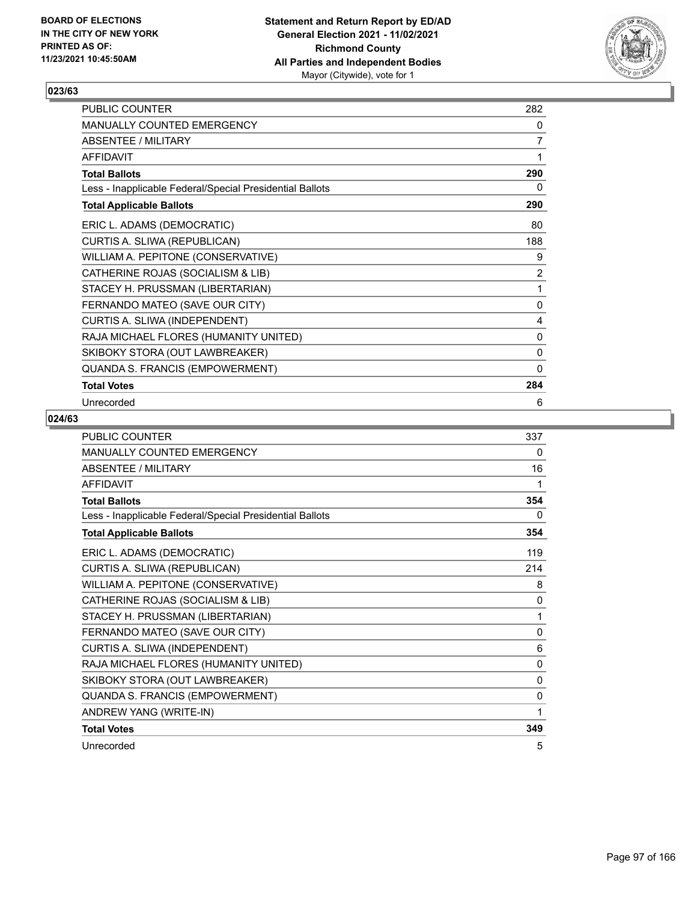BOARD OF ELECTIONS
IN THE CITY OF NEW YORK
PRINTED AS OF:
11/23/2021 10:45:50AM

**Statement and Return Report by ED/AD**
**General Election 2021 - 11/02/2021**
**Richmond County**
**All Parties and Independent Bodies**
Mayor (Citywide), vote for 1

## 023/63

| | |
|---|---|
| PUBLIC COUNTER | 282 |
| MANUALLY COUNTED EMERGENCY | 0 |
| ABSENTEE / MILITARY | 7 |
| AFFIDAVIT | 1 |
| **Total Ballots** | **290** |
| Less - Inapplicable Federal/Special Presidential Ballots | 0 |
| **Total Applicable Ballots** | **290** |
| ERIC L. ADAMS (DEMOCRATIC) | 80 |
| CURTIS A. SLIWA (REPUBLICAN) | 188 |
| WILLIAM A. PEPITONE (CONSERVATIVE) | 9 |
| CATHERINE ROJAS (SOCIALISM & LIB) | 2 |
| STACEY H. PRUSSMAN (LIBERTARIAN) | 1 |
| FERNANDO MATEO (SAVE OUR CITY) | 0 |
| CURTIS A. SLIWA (INDEPENDENT) | 4 |
| RAJA MICHAEL FLORES (HUMANITY UNITED) | 0 |
| SKIBOKY STORA (OUT LAWBREAKER) | 0 |
| QUANDA S. FRANCIS (EMPOWERMENT) | 0 |
| **Total Votes** | **284** |
| Unrecorded | 6 |

## 024/63

| | |
|---|---|
| PUBLIC COUNTER | 337 |
| MANUALLY COUNTED EMERGENCY | 0 |
| ABSENTEE / MILITARY | 16 |
| AFFIDAVIT | 1 |
| **Total Ballots** | **354** |
| Less - Inapplicable Federal/Special Presidential Ballots | 0 |
| **Total Applicable Ballots** | **354** |
| ERIC L. ADAMS (DEMOCRATIC) | 119 |
| CURTIS A. SLIWA (REPUBLICAN) | 214 |
| WILLIAM A. PEPITONE (CONSERVATIVE) | 8 |
| CATHERINE ROJAS (SOCIALISM & LIB) | 0 |
| STACEY H. PRUSSMAN (LIBERTARIAN) | 1 |
| FERNANDO MATEO (SAVE OUR CITY) | 0 |
| CURTIS A. SLIWA (INDEPENDENT) | 6 |
| RAJA MICHAEL FLORES (HUMANITY UNITED) | 0 |
| SKIBOKY STORA (OUT LAWBREAKER) | 0 |
| QUANDA S. FRANCIS (EMPOWERMENT) | 0 |
| ANDREW YANG (WRITE-IN) | 1 |
| **Total Votes** | **349** |
| Unrecorded | 5 |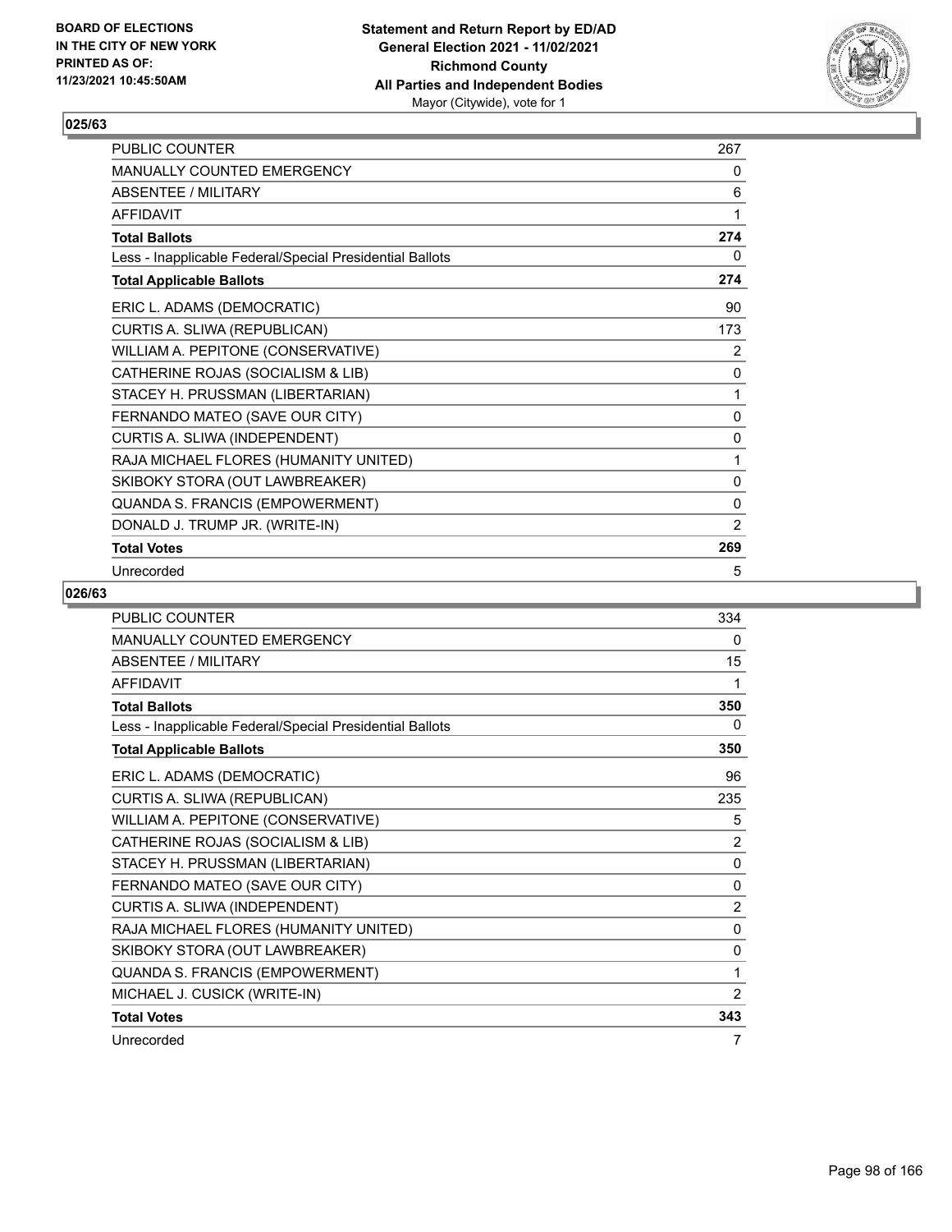**025/63**

| | |
|---|---|
| PUBLIC COUNTER | 267 |
| MANUALLY COUNTED EMERGENCY | 0 |
| ABSENTEE / MILITARY | 6 |
| AFFIDAVIT | 1 |
| **Total Ballots** | **274** |
| Less - Inapplicable Federal/Special Presidential Ballots | 0 |
| **Total Applicable Ballots** | **274** |
| ERIC L. ADAMS (DEMOCRATIC) | 90 |
| CURTIS A. SLIWA (REPUBLICAN) | 173 |
| WILLIAM A. PEPITONE (CONSERVATIVE) | 2 |
| CATHERINE ROJAS (SOCIALISM & LIB) | 0 |
| STACEY H. PRUSSMAN (LIBERTARIAN) | 1 |
| FERNANDO MATEO (SAVE OUR CITY) | 0 |
| CURTIS A. SLIWA (INDEPENDENT) | 0 |
| RAJA MICHAEL FLORES (HUMANITY UNITED) | 1 |
| SKIBOKY STORA (OUT LAWBREAKER) | 0 |
| QUANDA S. FRANCIS (EMPOWERMENT) | 0 |
| DONALD J. TRUMP JR. (WRITE-IN) | 2 |
| **Total Votes** | **269** |
| Unrecorded | 5 |

**026/63**

| | |
|---|---|
| PUBLIC COUNTER | 334 |
| MANUALLY COUNTED EMERGENCY | 0 |
| ABSENTEE / MILITARY | 15 |
| AFFIDAVIT | 1 |
| **Total Ballots** | **350** |
| Less - Inapplicable Federal/Special Presidential Ballots | 0 |
| **Total Applicable Ballots** | **350** |
| ERIC L. ADAMS (DEMOCRATIC) | 96 |
| CURTIS A. SLIWA (REPUBLICAN) | 235 |
| WILLIAM A. PEPITONE (CONSERVATIVE) | 5 |
| CATHERINE ROJAS (SOCIALISM & LIB) | 2 |
| STACEY H. PRUSSMAN (LIBERTARIAN) | 0 |
| FERNANDO MATEO (SAVE OUR CITY) | 0 |
| CURTIS A. SLIWA (INDEPENDENT) | 2 |
| RAJA MICHAEL FLORES (HUMANITY UNITED) | 0 |
| SKIBOKY STORA (OUT LAWBREAKER) | 0 |
| QUANDA S. FRANCIS (EMPOWERMENT) | 1 |
| MICHAEL J. CUSICK (WRITE-IN) | 2 |
| **Total Votes** | **343** |
| Unrecorded | 7 |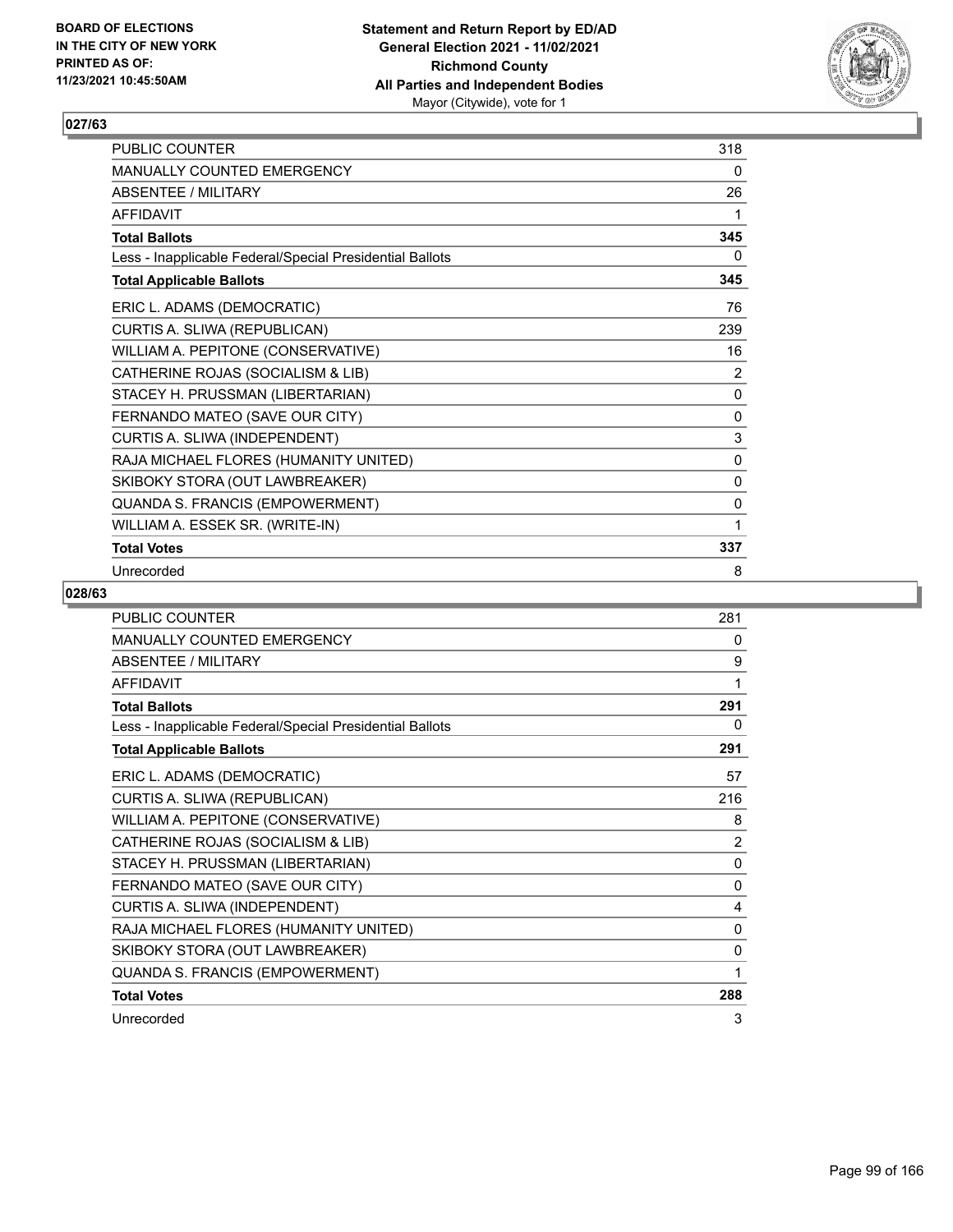**BOARD OF ELECTIONS IN THE CITY OF NEW YORK PRINTED AS OF: 11/23/2021 10:45:50AM**

**Statement and Return Report by ED/AD General Election 2021 - 11/02/2021 Richmond County All Parties and Independent Bodies** Mayor (Citywide), vote for 1

## 027/63

| | |
|---|---|
| PUBLIC COUNTER | 318 |
| MANUALLY COUNTED EMERGENCY | 0 |
| ABSENTEE / MILITARY | 26 |
| AFFIDAVIT | 1 |
| **Total Ballots** | **345** |
| Less - Inapplicable Federal/Special Presidential Ballots | 0 |
| **Total Applicable Ballots** | **345** |
| ERIC L. ADAMS (DEMOCRATIC) | 76 |
| CURTIS A. SLIWA (REPUBLICAN) | 239 |
| WILLIAM A. PEPITONE (CONSERVATIVE) | 16 |
| CATHERINE ROJAS (SOCIALISM & LIB) | 2 |
| STACEY H. PRUSSMAN (LIBERTARIAN) | 0 |
| FERNANDO MATEO (SAVE OUR CITY) | 0 |
| CURTIS A. SLIWA (INDEPENDENT) | 3 |
| RAJA MICHAEL FLORES (HUMANITY UNITED) | 0 |
| SKIBOKY STORA (OUT LAWBREAKER) | 0 |
| QUANDA S. FRANCIS (EMPOWERMENT) | 0 |
| WILLIAM A. ESSEK SR. (WRITE-IN) | 1 |
| **Total Votes** | **337** |
| Unrecorded | 8 |

## 028/63

| | |
|---|---|
| PUBLIC COUNTER | 281 |
| MANUALLY COUNTED EMERGENCY | 0 |
| ABSENTEE / MILITARY | 9 |
| AFFIDAVIT | 1 |
| **Total Ballots** | **291** |
| Less - Inapplicable Federal/Special Presidential Ballots | 0 |
| **Total Applicable Ballots** | **291** |
| ERIC L. ADAMS (DEMOCRATIC) | 57 |
| CURTIS A. SLIWA (REPUBLICAN) | 216 |
| WILLIAM A. PEPITONE (CONSERVATIVE) | 8 |
| CATHERINE ROJAS (SOCIALISM & LIB) | 2 |
| STACEY H. PRUSSMAN (LIBERTARIAN) | 0 |
| FERNANDO MATEO (SAVE OUR CITY) | 0 |
| CURTIS A. SLIWA (INDEPENDENT) | 4 |
| RAJA MICHAEL FLORES (HUMANITY UNITED) | 0 |
| SKIBOKY STORA (OUT LAWBREAKER) | 0 |
| QUANDA S. FRANCIS (EMPOWERMENT) | 1 |
| **Total Votes** | **288** |
| Unrecorded | 3 |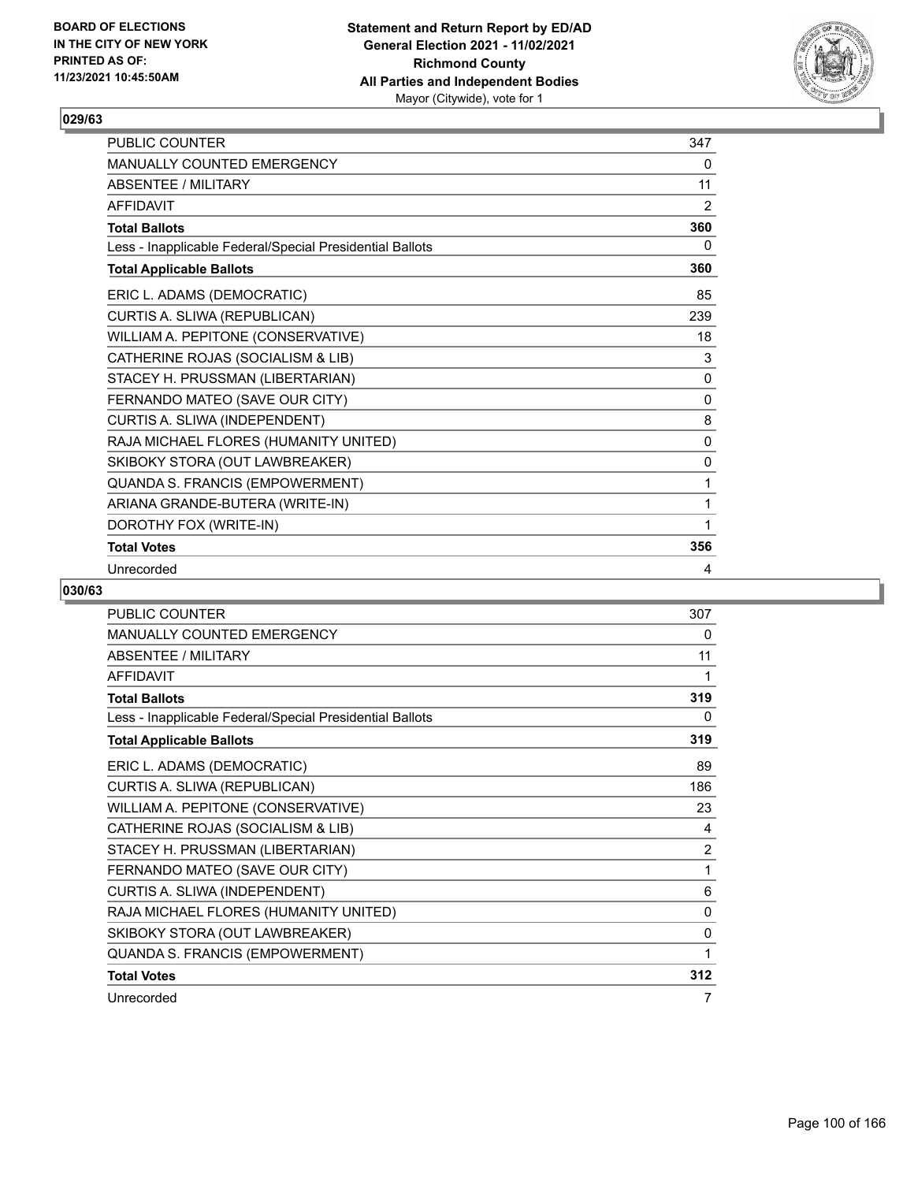**029/63**

| | |
|---|---|
| PUBLIC COUNTER | 347 |
| MANUALLY COUNTED EMERGENCY | 0 |
| ABSENTEE / MILITARY | 11 |
| AFFIDAVIT | 2 |
| **Total Ballots** | **360** |
| Less - Inapplicable Federal/Special Presidential Ballots | 0 |
| **Total Applicable Ballots** | **360** |
| ERIC L. ADAMS (DEMOCRATIC) | 85 |
| CURTIS A. SLIWA (REPUBLICAN) | 239 |
| WILLIAM A. PEPITONE (CONSERVATIVE) | 18 |
| CATHERINE ROJAS (SOCIALISM & LIB) | 3 |
| STACEY H. PRUSSMAN (LIBERTARIAN) | 0 |
| FERNANDO MATEO (SAVE OUR CITY) | 0 |
| CURTIS A. SLIWA (INDEPENDENT) | 8 |
| RAJA MICHAEL FLORES (HUMANITY UNITED) | 0 |
| SKIBOKY STORA (OUT LAWBREAKER) | 0 |
| QUANDA S. FRANCIS (EMPOWERMENT) | 1 |
| ARIANA GRANDE-BUTERA (WRITE-IN) | 1 |
| DOROTHY FOX (WRITE-IN) | 1 |
| **Total Votes** | **356** |
| Unrecorded | 4 |

**030/63**

| | |
|---|---|
| PUBLIC COUNTER | 307 |
| MANUALLY COUNTED EMERGENCY | 0 |
| ABSENTEE / MILITARY | 11 |
| AFFIDAVIT | 1 |
| **Total Ballots** | **319** |
| Less - Inapplicable Federal/Special Presidential Ballots | 0 |
| **Total Applicable Ballots** | **319** |
| ERIC L. ADAMS (DEMOCRATIC) | 89 |
| CURTIS A. SLIWA (REPUBLICAN) | 186 |
| WILLIAM A. PEPITONE (CONSERVATIVE) | 23 |
| CATHERINE ROJAS (SOCIALISM & LIB) | 4 |
| STACEY H. PRUSSMAN (LIBERTARIAN) | 2 |
| FERNANDO MATEO (SAVE OUR CITY) | 1 |
| CURTIS A. SLIWA (INDEPENDENT) | 6 |
| RAJA MICHAEL FLORES (HUMANITY UNITED) | 0 |
| SKIBOKY STORA (OUT LAWBREAKER) | 0 |
| QUANDA S. FRANCIS (EMPOWERMENT) | 1 |
| **Total Votes** | **312** |
| Unrecorded | 7 |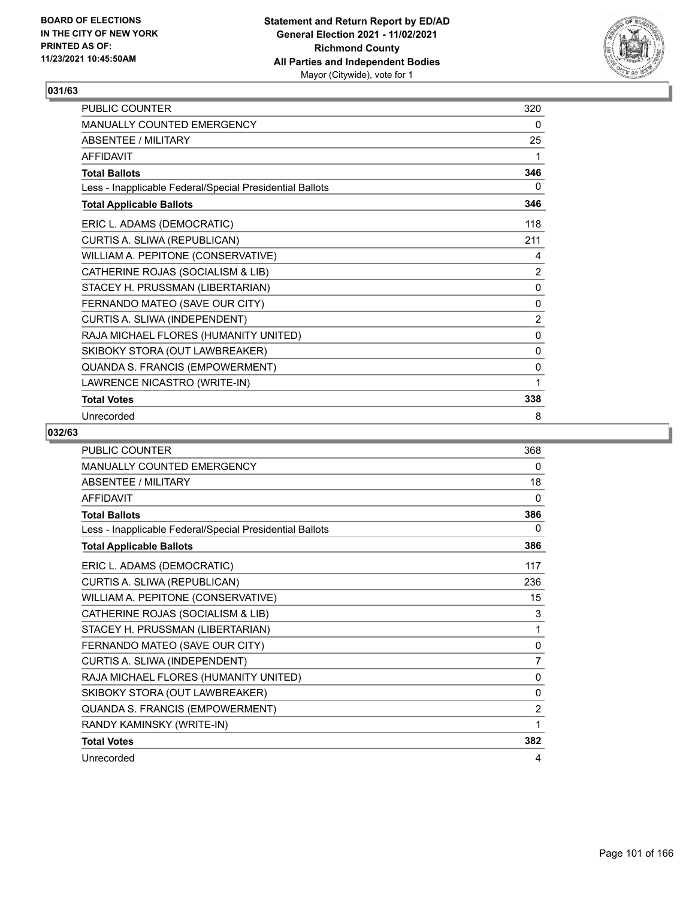**BOARD OF ELECTIONS IN THE CITY OF NEW YORK PRINTED AS OF: 11/23/2021 10:45:50AM**

**Statement and Return Report by ED/AD General Election 2021 - 11/02/2021 Richmond County All Parties and Independent Bodies** Mayor (Citywide), vote for 1

### 031/63

| | |
|---|---|
| PUBLIC COUNTER | 320 |
| MANUALLY COUNTED EMERGENCY | 0 |
| ABSENTEE / MILITARY | 25 |
| AFFIDAVIT | 1 |
| **Total Ballots** | **346** |
| Less - Inapplicable Federal/Special Presidential Ballots | 0 |
| **Total Applicable Ballots** | **346** |
| ERIC L. ADAMS (DEMOCRATIC) | 118 |
| CURTIS A. SLIWA (REPUBLICAN) | 211 |
| WILLIAM A. PEPITONE (CONSERVATIVE) | 4 |
| CATHERINE ROJAS (SOCIALISM & LIB) | 2 |
| STACEY H. PRUSSMAN (LIBERTARIAN) | 0 |
| FERNANDO MATEO (SAVE OUR CITY) | 0 |
| CURTIS A. SLIWA (INDEPENDENT) | 2 |
| RAJA MICHAEL FLORES (HUMANITY UNITED) | 0 |
| SKIBOKY STORA (OUT LAWBREAKER) | 0 |
| QUANDA S. FRANCIS (EMPOWERMENT) | 0 |
| LAWRENCE NICASTRO (WRITE-IN) | 1 |
| **Total Votes** | **338** |
| Unrecorded | 8 |

### 032/63

| | |
|---|---|
| PUBLIC COUNTER | 368 |
| MANUALLY COUNTED EMERGENCY | 0 |
| ABSENTEE / MILITARY | 18 |
| AFFIDAVIT | 0 |
| **Total Ballots** | **386** |
| Less - Inapplicable Federal/Special Presidential Ballots | 0 |
| **Total Applicable Ballots** | **386** |
| ERIC L. ADAMS (DEMOCRATIC) | 117 |
| CURTIS A. SLIWA (REPUBLICAN) | 236 |
| WILLIAM A. PEPITONE (CONSERVATIVE) | 15 |
| CATHERINE ROJAS (SOCIALISM & LIB) | 3 |
| STACEY H. PRUSSMAN (LIBERTARIAN) | 1 |
| FERNANDO MATEO (SAVE OUR CITY) | 0 |
| CURTIS A. SLIWA (INDEPENDENT) | 7 |
| RAJA MICHAEL FLORES (HUMANITY UNITED) | 0 |
| SKIBOKY STORA (OUT LAWBREAKER) | 0 |
| QUANDA S. FRANCIS (EMPOWERMENT) | 2 |
| RANDY KAMINSKY (WRITE-IN) | 1 |
| **Total Votes** | **382** |
| Unrecorded | 4 |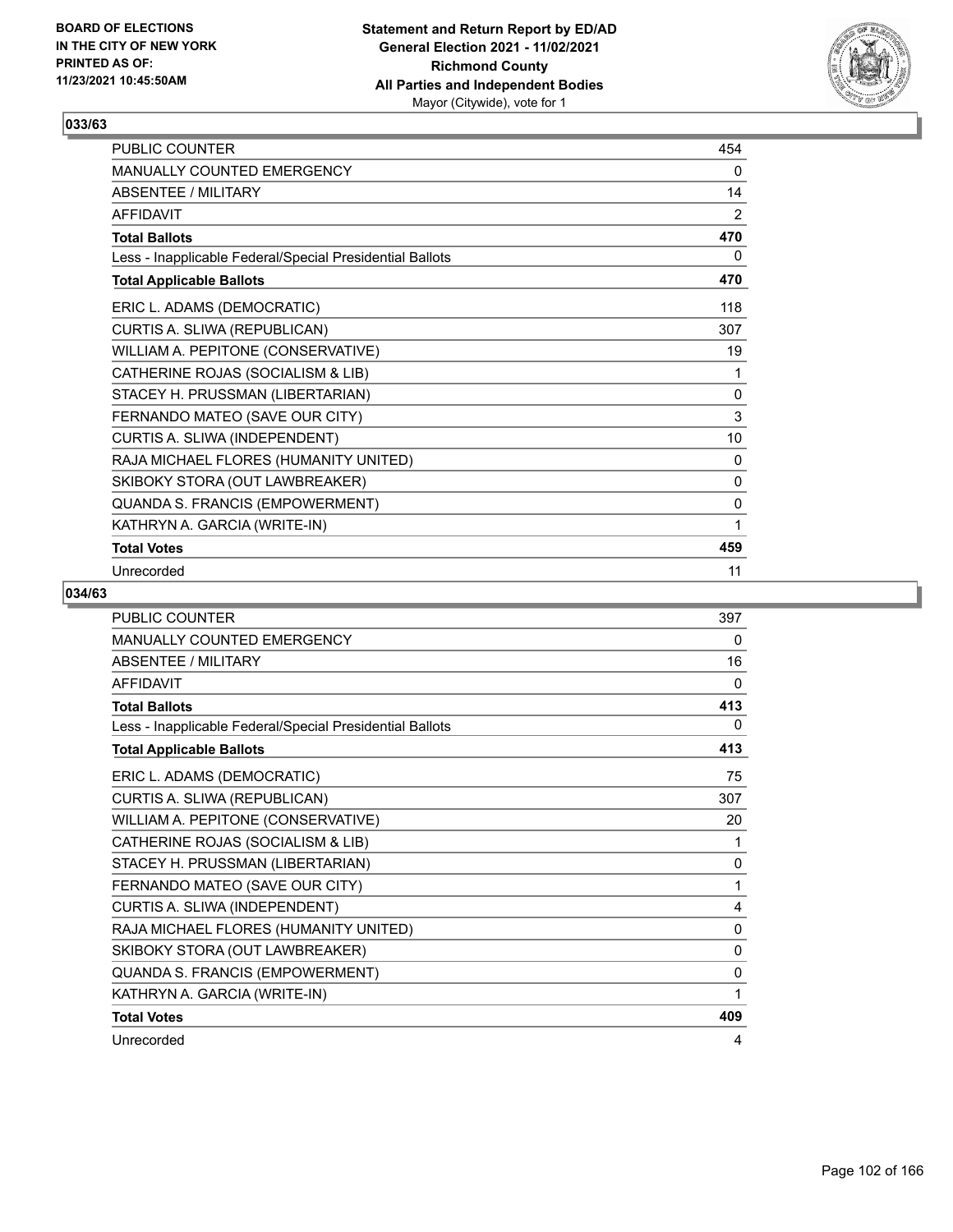## 033/63

| | |
|---|---|
| PUBLIC COUNTER | 454 |
| MANUALLY COUNTED EMERGENCY | 0 |
| ABSENTEE / MILITARY | 14 |
| AFFIDAVIT | 2 |
| **Total Ballots** | **470** |
| Less - Inapplicable Federal/Special Presidential Ballots | 0 |
| **Total Applicable Ballots** | **470** |
| ERIC L. ADAMS (DEMOCRATIC) | 118 |
| CURTIS A. SLIWA (REPUBLICAN) | 307 |
| WILLIAM A. PEPITONE (CONSERVATIVE) | 19 |
| CATHERINE ROJAS (SOCIALISM & LIB) | 1 |
| STACEY H. PRUSSMAN (LIBERTARIAN) | 0 |
| FERNANDO MATEO (SAVE OUR CITY) | 3 |
| CURTIS A. SLIWA (INDEPENDENT) | 10 |
| RAJA MICHAEL FLORES (HUMANITY UNITED) | 0 |
| SKIBOKY STORA (OUT LAWBREAKER) | 0 |
| QUANDA S. FRANCIS (EMPOWERMENT) | 0 |
| KATHRYN A. GARCIA (WRITE-IN) | 1 |
| **Total Votes** | **459** |
| Unrecorded | 11 |

## 034/63

| | |
|---|---|
| PUBLIC COUNTER | 397 |
| MANUALLY COUNTED EMERGENCY | 0 |
| ABSENTEE / MILITARY | 16 |
| AFFIDAVIT | 0 |
| **Total Ballots** | **413** |
| Less - Inapplicable Federal/Special Presidential Ballots | 0 |
| **Total Applicable Ballots** | **413** |
| ERIC L. ADAMS (DEMOCRATIC) | 75 |
| CURTIS A. SLIWA (REPUBLICAN) | 307 |
| WILLIAM A. PEPITONE (CONSERVATIVE) | 20 |
| CATHERINE ROJAS (SOCIALISM & LIB) | 1 |
| STACEY H. PRUSSMAN (LIBERTARIAN) | 0 |
| FERNANDO MATEO (SAVE OUR CITY) | 1 |
| CURTIS A. SLIWA (INDEPENDENT) | 4 |
| RAJA MICHAEL FLORES (HUMANITY UNITED) | 0 |
| SKIBOKY STORA (OUT LAWBREAKER) | 0 |
| QUANDA S. FRANCIS (EMPOWERMENT) | 0 |
| KATHRYN A. GARCIA (WRITE-IN) | 1 |
| **Total Votes** | **409** |
| Unrecorded | 4 |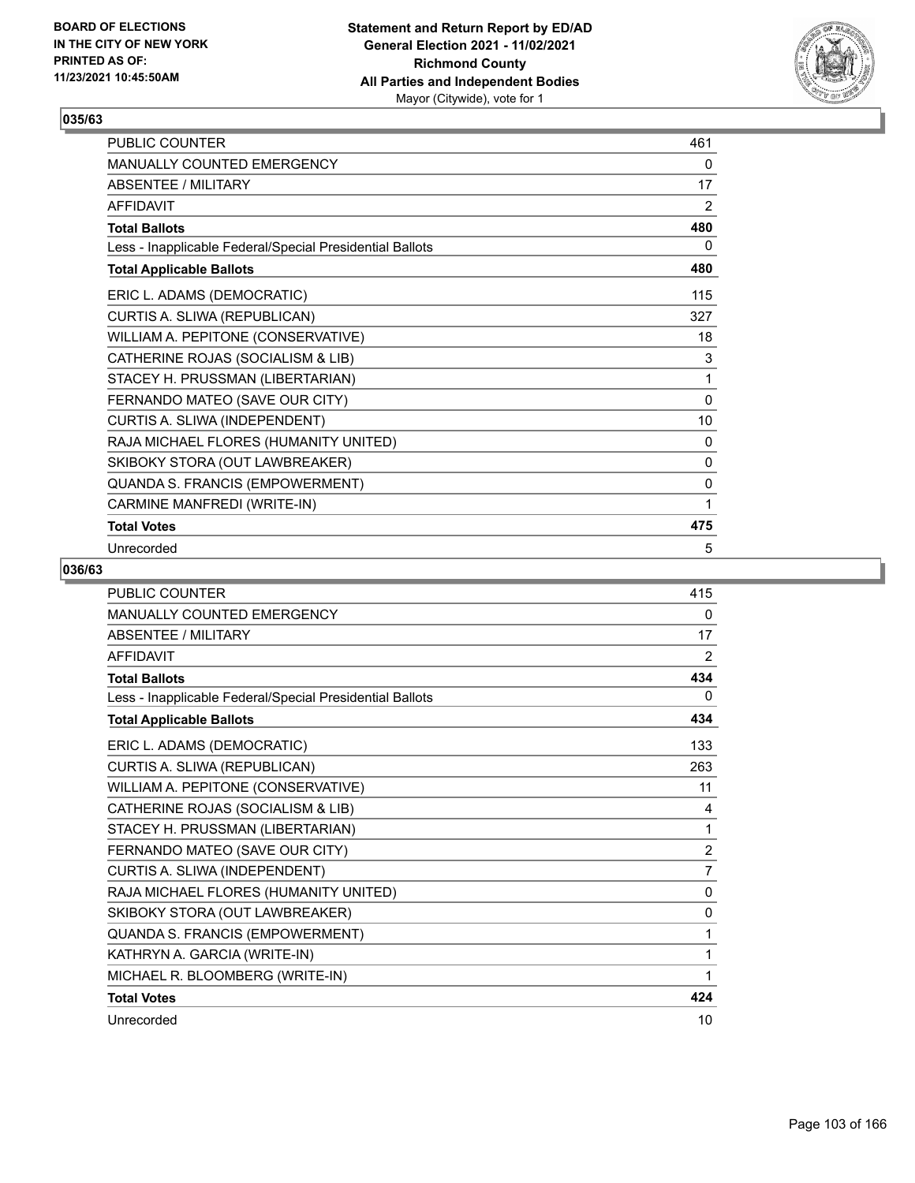## 035/63

| | |
|---|---|
| PUBLIC COUNTER | 461 |
| MANUALLY COUNTED EMERGENCY | 0 |
| ABSENTEE / MILITARY | 17 |
| AFFIDAVIT | 2 |
| **Total Ballots** | **480** |
| Less - Inapplicable Federal/Special Presidential Ballots | 0 |
| **Total Applicable Ballots** | **480** |
| ERIC L. ADAMS (DEMOCRATIC) | 115 |
| CURTIS A. SLIWA (REPUBLICAN) | 327 |
| WILLIAM A. PEPITONE (CONSERVATIVE) | 18 |
| CATHERINE ROJAS (SOCIALISM & LIB) | 3 |
| STACEY H. PRUSSMAN (LIBERTARIAN) | 1 |
| FERNANDO MATEO (SAVE OUR CITY) | 0 |
| CURTIS A. SLIWA (INDEPENDENT) | 10 |
| RAJA MICHAEL FLORES (HUMANITY UNITED) | 0 |
| SKIBOKY STORA (OUT LAWBREAKER) | 0 |
| QUANDA S. FRANCIS (EMPOWERMENT) | 0 |
| CARMINE MANFREDI (WRITE-IN) | 1 |
| **Total Votes** | **475** |
| Unrecorded | 5 |

## 036/63

| | |
|---|---|
| PUBLIC COUNTER | 415 |
| MANUALLY COUNTED EMERGENCY | 0 |
| ABSENTEE / MILITARY | 17 |
| AFFIDAVIT | 2 |
| **Total Ballots** | **434** |
| Less - Inapplicable Federal/Special Presidential Ballots | 0 |
| **Total Applicable Ballots** | **434** |
| ERIC L. ADAMS (DEMOCRATIC) | 133 |
| CURTIS A. SLIWA (REPUBLICAN) | 263 |
| WILLIAM A. PEPITONE (CONSERVATIVE) | 11 |
| CATHERINE ROJAS (SOCIALISM & LIB) | 4 |
| STACEY H. PRUSSMAN (LIBERTARIAN) | 1 |
| FERNANDO MATEO (SAVE OUR CITY) | 2 |
| CURTIS A. SLIWA (INDEPENDENT) | 7 |
| RAJA MICHAEL FLORES (HUMANITY UNITED) | 0 |
| SKIBOKY STORA (OUT LAWBREAKER) | 0 |
| QUANDA S. FRANCIS (EMPOWERMENT) | 1 |
| KATHRYN A. GARCIA (WRITE-IN) | 1 |
| MICHAEL R. BLOOMBERG (WRITE-IN) | 1 |
| **Total Votes** | **424** |
| Unrecorded | 10 |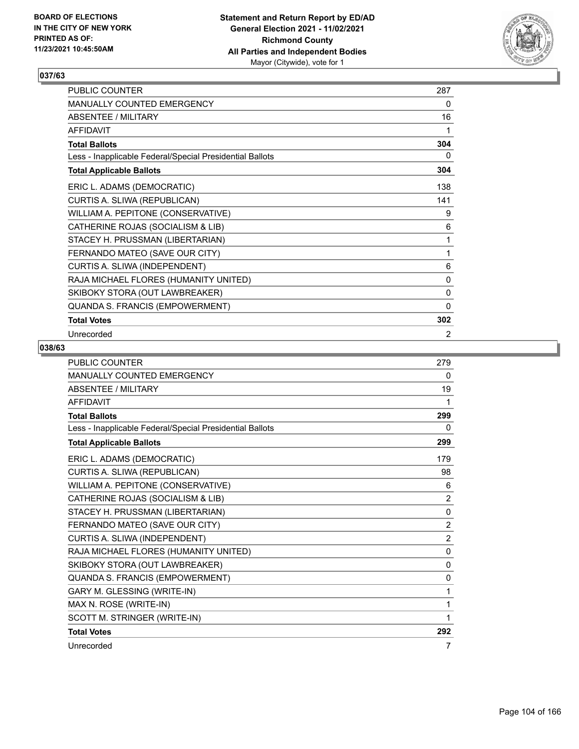BOARD OF ELECTIONS
IN THE CITY OF NEW YORK
PRINTED AS OF:
11/23/2021 10:45:50AM

**Statement and Return Report by ED/AD**
**General Election 2021 - 11/02/2021**
**Richmond County**
**All Parties and Independent Bodies**
Mayor (Citywide), vote for 1

### 037/63

| | |
|---|---|
| PUBLIC COUNTER | 287 |
| MANUALLY COUNTED EMERGENCY | 0 |
| ABSENTEE / MILITARY | 16 |
| AFFIDAVIT | 1 |
| **Total Ballots** | **304** |
| Less - Inapplicable Federal/Special Presidential Ballots | 0 |
| **Total Applicable Ballots** | **304** |
| ERIC L. ADAMS (DEMOCRATIC) | 138 |
| CURTIS A. SLIWA (REPUBLICAN) | 141 |
| WILLIAM A. PEPITONE (CONSERVATIVE) | 9 |
| CATHERINE ROJAS (SOCIALISM & LIB) | 6 |
| STACEY H. PRUSSMAN (LIBERTARIAN) | 1 |
| FERNANDO MATEO (SAVE OUR CITY) | 1 |
| CURTIS A. SLIWA (INDEPENDENT) | 6 |
| RAJA MICHAEL FLORES (HUMANITY UNITED) | 0 |
| SKIBOKY STORA (OUT LAWBREAKER) | 0 |
| QUANDA S. FRANCIS (EMPOWERMENT) | 0 |
| **Total Votes** | **302** |
| Unrecorded | 2 |

### 038/63

| | |
|---|---|
| PUBLIC COUNTER | 279 |
| MANUALLY COUNTED EMERGENCY | 0 |
| ABSENTEE / MILITARY | 19 |
| AFFIDAVIT | 1 |
| **Total Ballots** | **299** |
| Less - Inapplicable Federal/Special Presidential Ballots | 0 |
| **Total Applicable Ballots** | **299** |
| ERIC L. ADAMS (DEMOCRATIC) | 179 |
| CURTIS A. SLIWA (REPUBLICAN) | 98 |
| WILLIAM A. PEPITONE (CONSERVATIVE) | 6 |
| CATHERINE ROJAS (SOCIALISM & LIB) | 2 |
| STACEY H. PRUSSMAN (LIBERTARIAN) | 0 |
| FERNANDO MATEO (SAVE OUR CITY) | 2 |
| CURTIS A. SLIWA (INDEPENDENT) | 2 |
| RAJA MICHAEL FLORES (HUMANITY UNITED) | 0 |
| SKIBOKY STORA (OUT LAWBREAKER) | 0 |
| QUANDA S. FRANCIS (EMPOWERMENT) | 0 |
| GARY M. GLESSING (WRITE-IN) | 1 |
| MAX N. ROSE (WRITE-IN) | 1 |
| SCOTT M. STRINGER (WRITE-IN) | 1 |
| **Total Votes** | **292** |
| Unrecorded | 7 |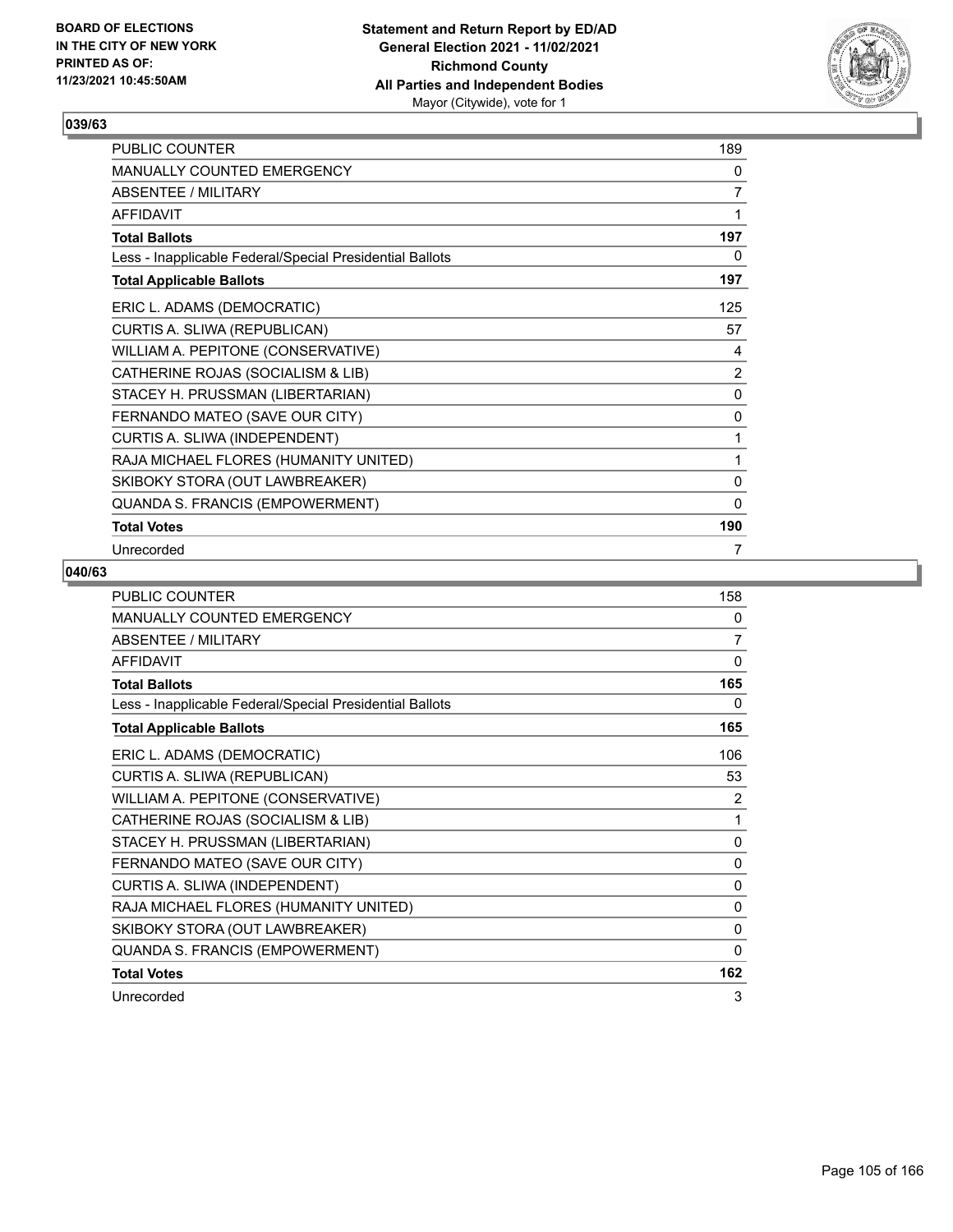## 039/63

| | |
|---|---|
| PUBLIC COUNTER | 189 |
| MANUALLY COUNTED EMERGENCY | 0 |
| ABSENTEE / MILITARY | 7 |
| AFFIDAVIT | 1 |
| **Total Ballots** | **197** |
| Less - Inapplicable Federal/Special Presidential Ballots | 0 |
| **Total Applicable Ballots** | **197** |
| ERIC L. ADAMS (DEMOCRATIC) | 125 |
| CURTIS A. SLIWA (REPUBLICAN) | 57 |
| WILLIAM A. PEPITONE (CONSERVATIVE) | 4 |
| CATHERINE ROJAS (SOCIALISM & LIB) | 2 |
| STACEY H. PRUSSMAN (LIBERTARIAN) | 0 |
| FERNANDO MATEO (SAVE OUR CITY) | 0 |
| CURTIS A. SLIWA (INDEPENDENT) | 1 |
| RAJA MICHAEL FLORES (HUMANITY UNITED) | 1 |
| SKIBOKY STORA (OUT LAWBREAKER) | 0 |
| QUANDA S. FRANCIS (EMPOWERMENT) | 0 |
| **Total Votes** | **190** |
| Unrecorded | 7 |

## 040/63

| | |
|---|---|
| PUBLIC COUNTER | 158 |
| MANUALLY COUNTED EMERGENCY | 0 |
| ABSENTEE / MILITARY | 7 |
| AFFIDAVIT | 0 |
| **Total Ballots** | **165** |
| Less - Inapplicable Federal/Special Presidential Ballots | 0 |
| **Total Applicable Ballots** | **165** |
| ERIC L. ADAMS (DEMOCRATIC) | 106 |
| CURTIS A. SLIWA (REPUBLICAN) | 53 |
| WILLIAM A. PEPITONE (CONSERVATIVE) | 2 |
| CATHERINE ROJAS (SOCIALISM & LIB) | 1 |
| STACEY H. PRUSSMAN (LIBERTARIAN) | 0 |
| FERNANDO MATEO (SAVE OUR CITY) | 0 |
| CURTIS A. SLIWA (INDEPENDENT) | 0 |
| RAJA MICHAEL FLORES (HUMANITY UNITED) | 0 |
| SKIBOKY STORA (OUT LAWBREAKER) | 0 |
| QUANDA S. FRANCIS (EMPOWERMENT) | 0 |
| **Total Votes** | **162** |
| Unrecorded | 3 |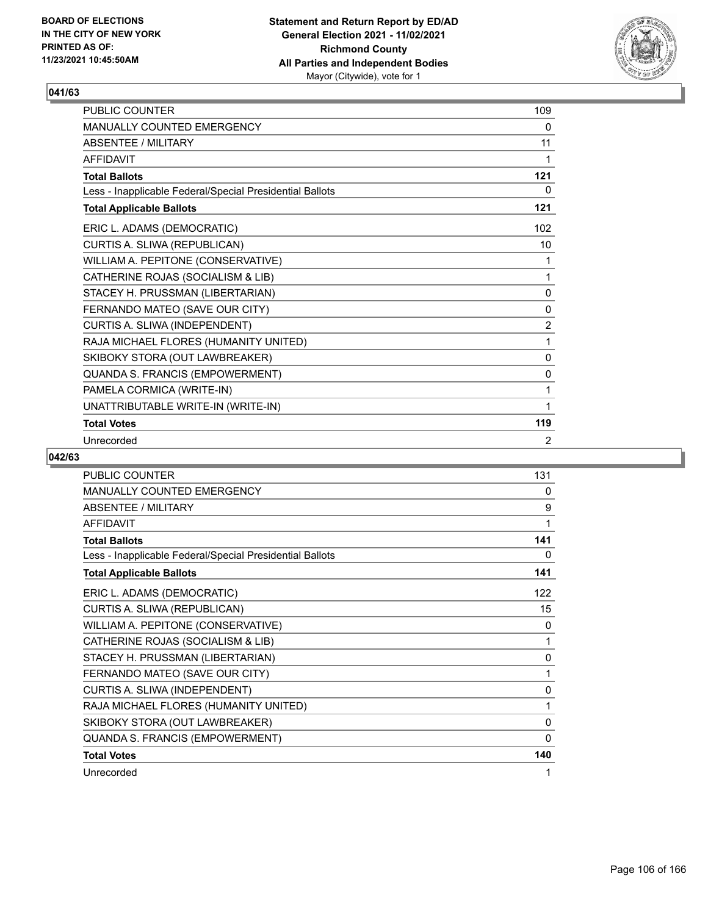**Statement and Return Report by ED/AD**
**General Election 2021 - 11/02/2021**
**Richmond County**
**All Parties and Independent Bodies**
Mayor (Citywide), vote for 1

BOARD OF ELECTIONS
IN THE CITY OF NEW YORK
PRINTED AS OF:
11/23/2021 10:45:50AM

## 041/63

| | |
|---|---|
| PUBLIC COUNTER | 109 |
| MANUALLY COUNTED EMERGENCY | 0 |
| ABSENTEE / MILITARY | 11 |
| AFFIDAVIT | 1 |
| **Total Ballots** | **121** |
| Less - Inapplicable Federal/Special Presidential Ballots | 0 |
| **Total Applicable Ballots** | **121** |
| ERIC L. ADAMS (DEMOCRATIC) | 102 |
| CURTIS A. SLIWA (REPUBLICAN) | 10 |
| WILLIAM A. PEPITONE (CONSERVATIVE) | 1 |
| CATHERINE ROJAS (SOCIALISM & LIB) | 1 |
| STACEY H. PRUSSMAN (LIBERTARIAN) | 0 |
| FERNANDO MATEO (SAVE OUR CITY) | 0 |
| CURTIS A. SLIWA (INDEPENDENT) | 2 |
| RAJA MICHAEL FLORES (HUMANITY UNITED) | 1 |
| SKIBOKY STORA (OUT LAWBREAKER) | 0 |
| QUANDA S. FRANCIS (EMPOWERMENT) | 0 |
| PAMELA CORMICA (WRITE-IN) | 1 |
| UNATTRIBUTABLE WRITE-IN (WRITE-IN) | 1 |
| **Total Votes** | **119** |
| Unrecorded | 2 |

## 042/63

| | |
|---|---|
| PUBLIC COUNTER | 131 |
| MANUALLY COUNTED EMERGENCY | 0 |
| ABSENTEE / MILITARY | 9 |
| AFFIDAVIT | 1 |
| **Total Ballots** | **141** |
| Less - Inapplicable Federal/Special Presidential Ballots | 0 |
| **Total Applicable Ballots** | **141** |
| ERIC L. ADAMS (DEMOCRATIC) | 122 |
| CURTIS A. SLIWA (REPUBLICAN) | 15 |
| WILLIAM A. PEPITONE (CONSERVATIVE) | 0 |
| CATHERINE ROJAS (SOCIALISM & LIB) | 1 |
| STACEY H. PRUSSMAN (LIBERTARIAN) | 0 |
| FERNANDO MATEO (SAVE OUR CITY) | 1 |
| CURTIS A. SLIWA (INDEPENDENT) | 0 |
| RAJA MICHAEL FLORES (HUMANITY UNITED) | 1 |
| SKIBOKY STORA (OUT LAWBREAKER) | 0 |
| QUANDA S. FRANCIS (EMPOWERMENT) | 0 |
| **Total Votes** | **140** |
| Unrecorded | 1 |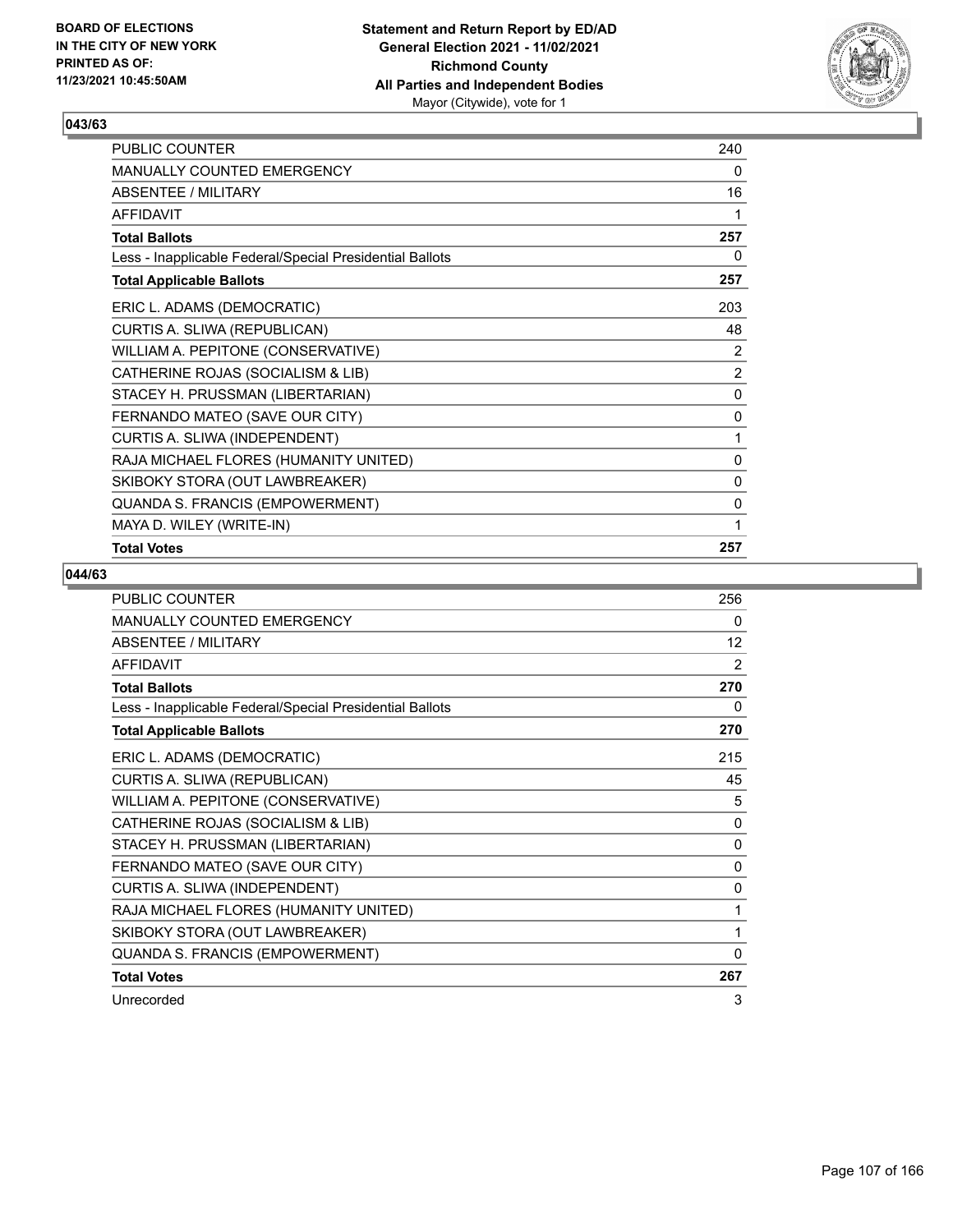## 043/63

| | |
|---|---|
| PUBLIC COUNTER | 240 |
| MANUALLY COUNTED EMERGENCY | 0 |
| ABSENTEE / MILITARY | 16 |
| AFFIDAVIT | 1 |
| **Total Ballots** | **257** |
| Less - Inapplicable Federal/Special Presidential Ballots | 0 |
| **Total Applicable Ballots** | **257** |
| ERIC L. ADAMS (DEMOCRATIC) | 203 |
| CURTIS A. SLIWA (REPUBLICAN) | 48 |
| WILLIAM A. PEPITONE (CONSERVATIVE) | 2 |
| CATHERINE ROJAS (SOCIALISM & LIB) | 2 |
| STACEY H. PRUSSMAN (LIBERTARIAN) | 0 |
| FERNANDO MATEO (SAVE OUR CITY) | 0 |
| CURTIS A. SLIWA (INDEPENDENT) | 1 |
| RAJA MICHAEL FLORES (HUMANITY UNITED) | 0 |
| SKIBOKY STORA (OUT LAWBREAKER) | 0 |
| QUANDA S. FRANCIS (EMPOWERMENT) | 0 |
| MAYA D. WILEY (WRITE-IN) | 1 |
| **Total Votes** | **257** |

## 044/63

| | |
|---|---|
| PUBLIC COUNTER | 256 |
| MANUALLY COUNTED EMERGENCY | 0 |
| ABSENTEE / MILITARY | 12 |
| AFFIDAVIT | 2 |
| **Total Ballots** | **270** |
| Less - Inapplicable Federal/Special Presidential Ballots | 0 |
| **Total Applicable Ballots** | **270** |
| ERIC L. ADAMS (DEMOCRATIC) | 215 |
| CURTIS A. SLIWA (REPUBLICAN) | 45 |
| WILLIAM A. PEPITONE (CONSERVATIVE) | 5 |
| CATHERINE ROJAS (SOCIALISM & LIB) | 0 |
| STACEY H. PRUSSMAN (LIBERTARIAN) | 0 |
| FERNANDO MATEO (SAVE OUR CITY) | 0 |
| CURTIS A. SLIWA (INDEPENDENT) | 0 |
| RAJA MICHAEL FLORES (HUMANITY UNITED) | 1 |
| SKIBOKY STORA (OUT LAWBREAKER) | 1 |
| QUANDA S. FRANCIS (EMPOWERMENT) | 0 |
| **Total Votes** | **267** |
| Unrecorded | 3 |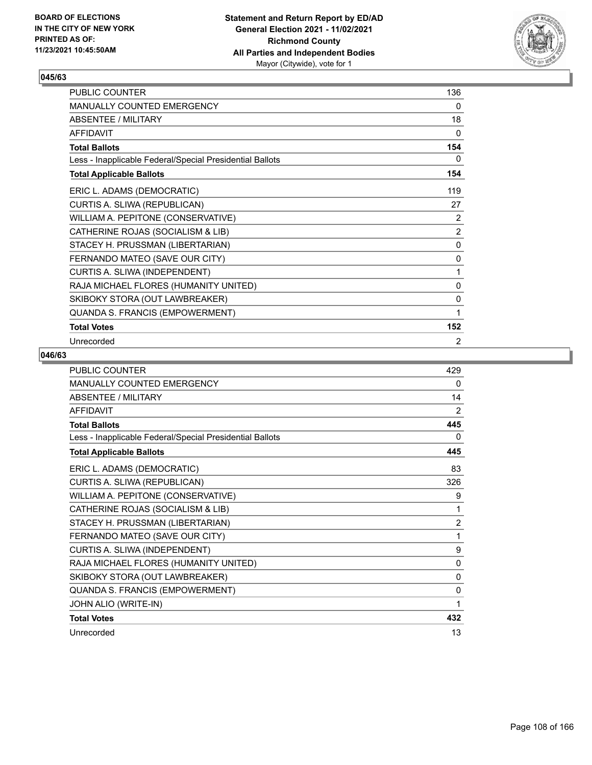**BOARD OF ELECTIONS IN THE CITY OF NEW YORK PRINTED AS OF: 11/23/2021 10:45:50AM**

**Statement and Return Report by ED/AD General Election 2021 - 11/02/2021 Richmond County All Parties and Independent Bodies**
Mayor (Citywide), vote for 1

## 045/63

| | |
|---|---|
| PUBLIC COUNTER | 136 |
| MANUALLY COUNTED EMERGENCY | 0 |
| ABSENTEE / MILITARY | 18 |
| AFFIDAVIT | 0 |
| **Total Ballots** | **154** |
| Less - Inapplicable Federal/Special Presidential Ballots | 0 |
| **Total Applicable Ballots** | **154** |
| ERIC L. ADAMS (DEMOCRATIC) | 119 |
| CURTIS A. SLIWA (REPUBLICAN) | 27 |
| WILLIAM A. PEPITONE (CONSERVATIVE) | 2 |
| CATHERINE ROJAS (SOCIALISM & LIB) | 2 |
| STACEY H. PRUSSMAN (LIBERTARIAN) | 0 |
| FERNANDO MATEO (SAVE OUR CITY) | 0 |
| CURTIS A. SLIWA (INDEPENDENT) | 1 |
| RAJA MICHAEL FLORES (HUMANITY UNITED) | 0 |
| SKIBOKY STORA (OUT LAWBREAKER) | 0 |
| QUANDA S. FRANCIS (EMPOWERMENT) | 1 |
| **Total Votes** | **152** |
| Unrecorded | 2 |

## 046/63

| | |
|---|---|
| PUBLIC COUNTER | 429 |
| MANUALLY COUNTED EMERGENCY | 0 |
| ABSENTEE / MILITARY | 14 |
| AFFIDAVIT | 2 |
| **Total Ballots** | **445** |
| Less - Inapplicable Federal/Special Presidential Ballots | 0 |
| **Total Applicable Ballots** | **445** |
| ERIC L. ADAMS (DEMOCRATIC) | 83 |
| CURTIS A. SLIWA (REPUBLICAN) | 326 |
| WILLIAM A. PEPITONE (CONSERVATIVE) | 9 |
| CATHERINE ROJAS (SOCIALISM & LIB) | 1 |
| STACEY H. PRUSSMAN (LIBERTARIAN) | 2 |
| FERNANDO MATEO (SAVE OUR CITY) | 1 |
| CURTIS A. SLIWA (INDEPENDENT) | 9 |
| RAJA MICHAEL FLORES (HUMANITY UNITED) | 0 |
| SKIBOKY STORA (OUT LAWBREAKER) | 0 |
| QUANDA S. FRANCIS (EMPOWERMENT) | 0 |
| JOHN ALIO (WRITE-IN) | 1 |
| **Total Votes** | **432** |
| Unrecorded | 13 |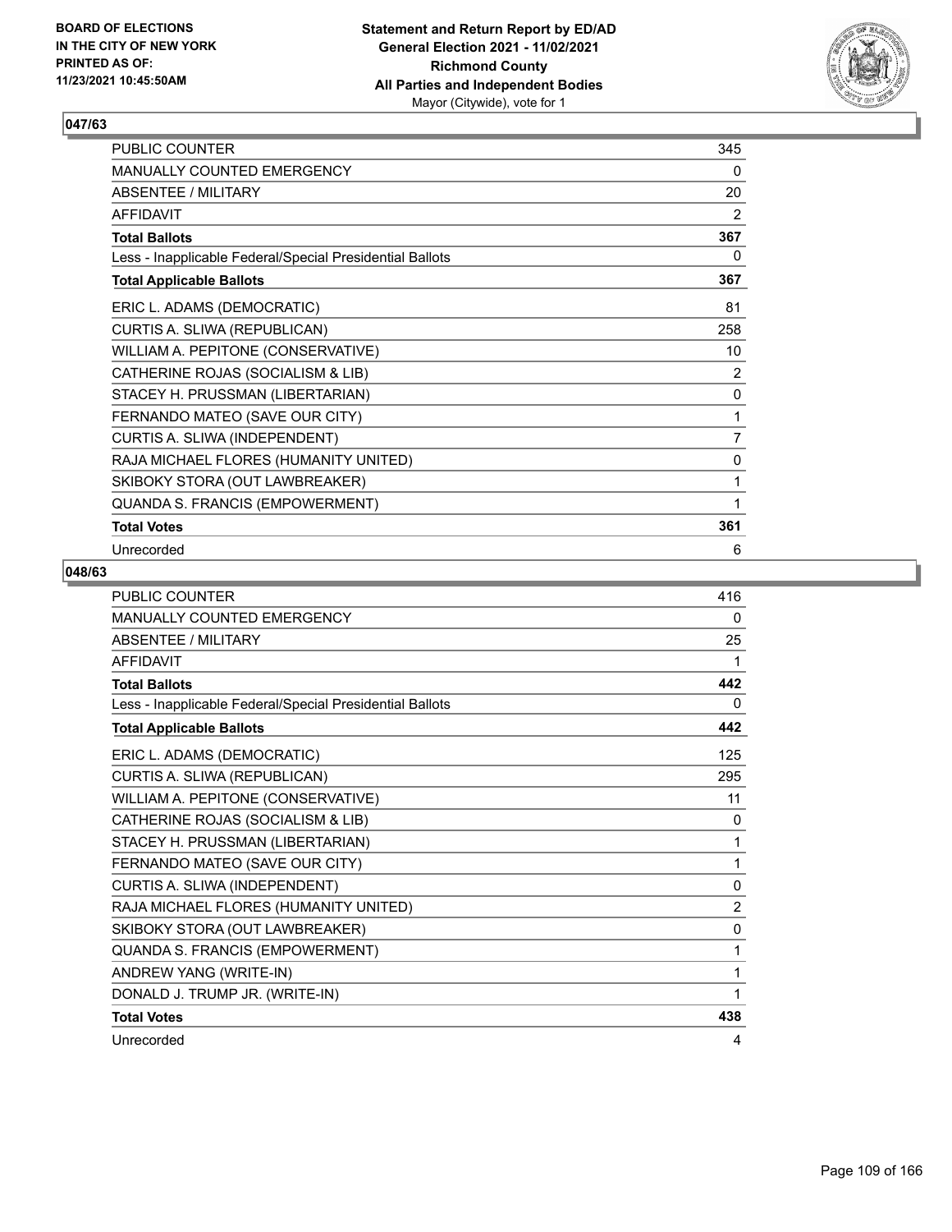## 047/63

| | |
|---|---|
| PUBLIC COUNTER | 345 |
| MANUALLY COUNTED EMERGENCY | 0 |
| ABSENTEE / MILITARY | 20 |
| AFFIDAVIT | 2 |
| **Total Ballots** | **367** |
| Less - Inapplicable Federal/Special Presidential Ballots | 0 |
| **Total Applicable Ballots** | **367** |
| ERIC L. ADAMS (DEMOCRATIC) | 81 |
| CURTIS A. SLIWA (REPUBLICAN) | 258 |
| WILLIAM A. PEPITONE (CONSERVATIVE) | 10 |
| CATHERINE ROJAS (SOCIALISM & LIB) | 2 |
| STACEY H. PRUSSMAN (LIBERTARIAN) | 0 |
| FERNANDO MATEO (SAVE OUR CITY) | 1 |
| CURTIS A. SLIWA (INDEPENDENT) | 7 |
| RAJA MICHAEL FLORES (HUMANITY UNITED) | 0 |
| SKIBOKY STORA (OUT LAWBREAKER) | 1 |
| QUANDA S. FRANCIS (EMPOWERMENT) | 1 |
| **Total Votes** | **361** |
| Unrecorded | 6 |

## 048/63

| | |
|---|---|
| PUBLIC COUNTER | 416 |
| MANUALLY COUNTED EMERGENCY | 0 |
| ABSENTEE / MILITARY | 25 |
| AFFIDAVIT | 1 |
| **Total Ballots** | **442** |
| Less - Inapplicable Federal/Special Presidential Ballots | 0 |
| **Total Applicable Ballots** | **442** |
| ERIC L. ADAMS (DEMOCRATIC) | 125 |
| CURTIS A. SLIWA (REPUBLICAN) | 295 |
| WILLIAM A. PEPITONE (CONSERVATIVE) | 11 |
| CATHERINE ROJAS (SOCIALISM & LIB) | 0 |
| STACEY H. PRUSSMAN (LIBERTARIAN) | 1 |
| FERNANDO MATEO (SAVE OUR CITY) | 1 |
| CURTIS A. SLIWA (INDEPENDENT) | 0 |
| RAJA MICHAEL FLORES (HUMANITY UNITED) | 2 |
| SKIBOKY STORA (OUT LAWBREAKER) | 0 |
| QUANDA S. FRANCIS (EMPOWERMENT) | 1 |
| ANDREW YANG (WRITE-IN) | 1 |
| DONALD J. TRUMP JR. (WRITE-IN) | 1 |
| **Total Votes** | **438** |
| Unrecorded | 4 |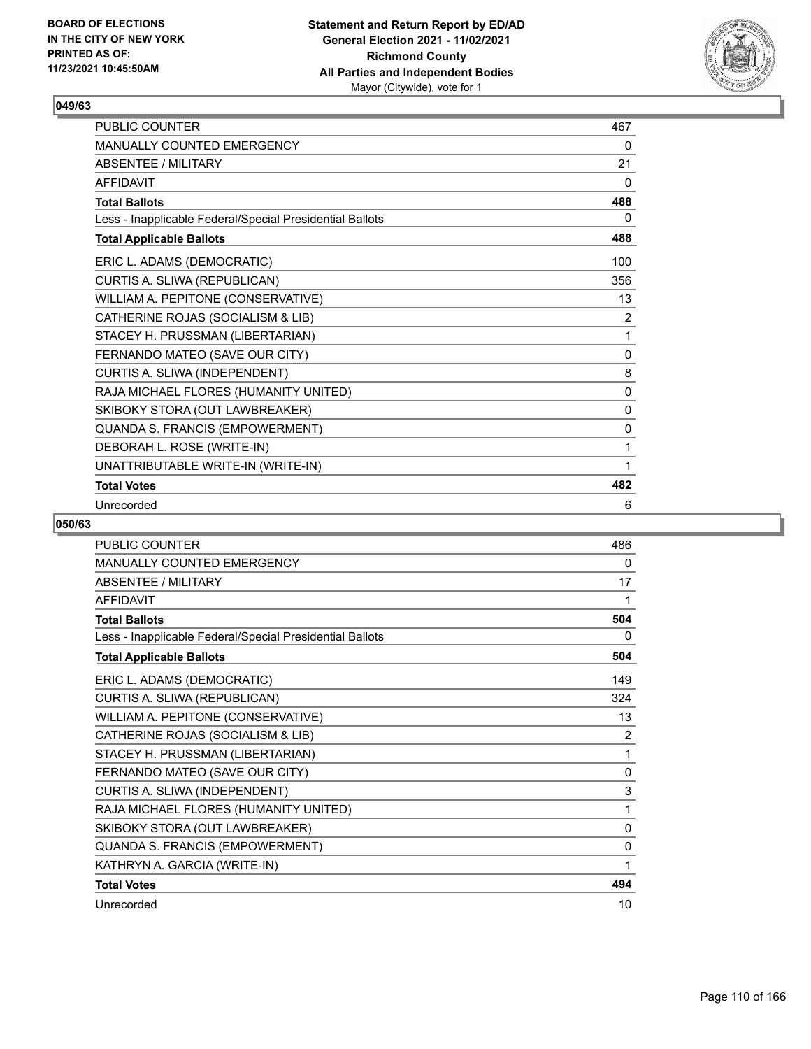## 049/63

| | |
|---|---|
| PUBLIC COUNTER | 467 |
| MANUALLY COUNTED EMERGENCY | 0 |
| ABSENTEE / MILITARY | 21 |
| AFFIDAVIT | 0 |
| **Total Ballots** | **488** |
| Less - Inapplicable Federal/Special Presidential Ballots | 0 |
| **Total Applicable Ballots** | **488** |
| ERIC L. ADAMS (DEMOCRATIC) | 100 |
| CURTIS A. SLIWA (REPUBLICAN) | 356 |
| WILLIAM A. PEPITONE (CONSERVATIVE) | 13 |
| CATHERINE ROJAS (SOCIALISM & LIB) | 2 |
| STACEY H. PRUSSMAN (LIBERTARIAN) | 1 |
| FERNANDO MATEO (SAVE OUR CITY) | 0 |
| CURTIS A. SLIWA (INDEPENDENT) | 8 |
| RAJA MICHAEL FLORES (HUMANITY UNITED) | 0 |
| SKIBOKY STORA (OUT LAWBREAKER) | 0 |
| QUANDA S. FRANCIS (EMPOWERMENT) | 0 |
| DEBORAH L. ROSE (WRITE-IN) | 1 |
| UNATTRIBUTABLE WRITE-IN (WRITE-IN) | 1 |
| **Total Votes** | **482** |
| Unrecorded | 6 |

## 050/63

| | |
|---|---|
| PUBLIC COUNTER | 486 |
| MANUALLY COUNTED EMERGENCY | 0 |
| ABSENTEE / MILITARY | 17 |
| AFFIDAVIT | 1 |
| **Total Ballots** | **504** |
| Less - Inapplicable Federal/Special Presidential Ballots | 0 |
| **Total Applicable Ballots** | **504** |
| ERIC L. ADAMS (DEMOCRATIC) | 149 |
| CURTIS A. SLIWA (REPUBLICAN) | 324 |
| WILLIAM A. PEPITONE (CONSERVATIVE) | 13 |
| CATHERINE ROJAS (SOCIALISM & LIB) | 2 |
| STACEY H. PRUSSMAN (LIBERTARIAN) | 1 |
| FERNANDO MATEO (SAVE OUR CITY) | 0 |
| CURTIS A. SLIWA (INDEPENDENT) | 3 |
| RAJA MICHAEL FLORES (HUMANITY UNITED) | 1 |
| SKIBOKY STORA (OUT LAWBREAKER) | 0 |
| QUANDA S. FRANCIS (EMPOWERMENT) | 0 |
| KATHRYN A. GARCIA (WRITE-IN) | 1 |
| **Total Votes** | **494** |
| Unrecorded | 10 |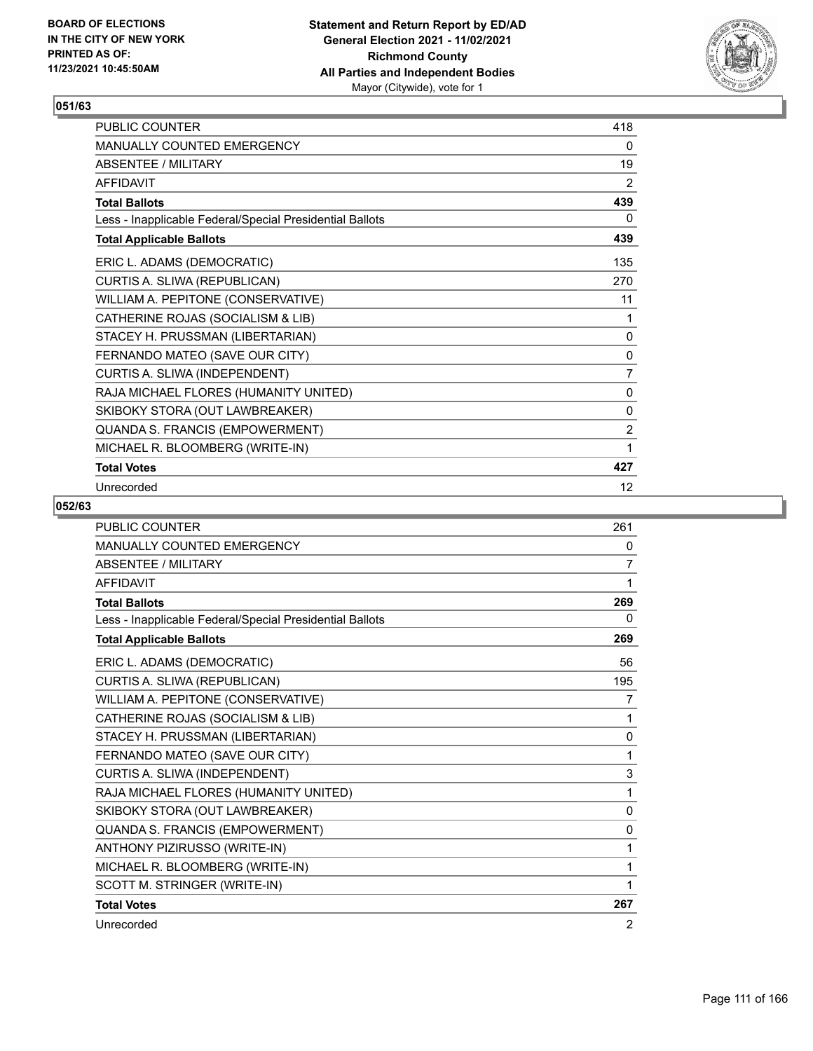## 051/63

| | |
|---|---|
| PUBLIC COUNTER | 418 |
| MANUALLY COUNTED EMERGENCY | 0 |
| ABSENTEE / MILITARY | 19 |
| AFFIDAVIT | 2 |
| **Total Ballots** | **439** |
| Less - Inapplicable Federal/Special Presidential Ballots | 0 |
| **Total Applicable Ballots** | **439** |
| ERIC L. ADAMS (DEMOCRATIC) | 135 |
| CURTIS A. SLIWA (REPUBLICAN) | 270 |
| WILLIAM A. PEPITONE (CONSERVATIVE) | 11 |
| CATHERINE ROJAS (SOCIALISM & LIB) | 1 |
| STACEY H. PRUSSMAN (LIBERTARIAN) | 0 |
| FERNANDO MATEO (SAVE OUR CITY) | 0 |
| CURTIS A. SLIWA (INDEPENDENT) | 7 |
| RAJA MICHAEL FLORES (HUMANITY UNITED) | 0 |
| SKIBOKY STORA (OUT LAWBREAKER) | 0 |
| QUANDA S. FRANCIS (EMPOWERMENT) | 2 |
| MICHAEL R. BLOOMBERG (WRITE-IN) | 1 |
| **Total Votes** | **427** |
| Unrecorded | 12 |

## 052/63

| | |
|---|---|
| PUBLIC COUNTER | 261 |
| MANUALLY COUNTED EMERGENCY | 0 |
| ABSENTEE / MILITARY | 7 |
| AFFIDAVIT | 1 |
| **Total Ballots** | **269** |
| Less - Inapplicable Federal/Special Presidential Ballots | 0 |
| **Total Applicable Ballots** | **269** |
| ERIC L. ADAMS (DEMOCRATIC) | 56 |
| CURTIS A. SLIWA (REPUBLICAN) | 195 |
| WILLIAM A. PEPITONE (CONSERVATIVE) | 7 |
| CATHERINE ROJAS (SOCIALISM & LIB) | 1 |
| STACEY H. PRUSSMAN (LIBERTARIAN) | 0 |
| FERNANDO MATEO (SAVE OUR CITY) | 1 |
| CURTIS A. SLIWA (INDEPENDENT) | 3 |
| RAJA MICHAEL FLORES (HUMANITY UNITED) | 1 |
| SKIBOKY STORA (OUT LAWBREAKER) | 0 |
| QUANDA S. FRANCIS (EMPOWERMENT) | 0 |
| ANTHONY PIZIRUSSO (WRITE-IN) | 1 |
| MICHAEL R. BLOOMBERG (WRITE-IN) | 1 |
| SCOTT M. STRINGER (WRITE-IN) | 1 |
| **Total Votes** | **267** |
| Unrecorded | 2 |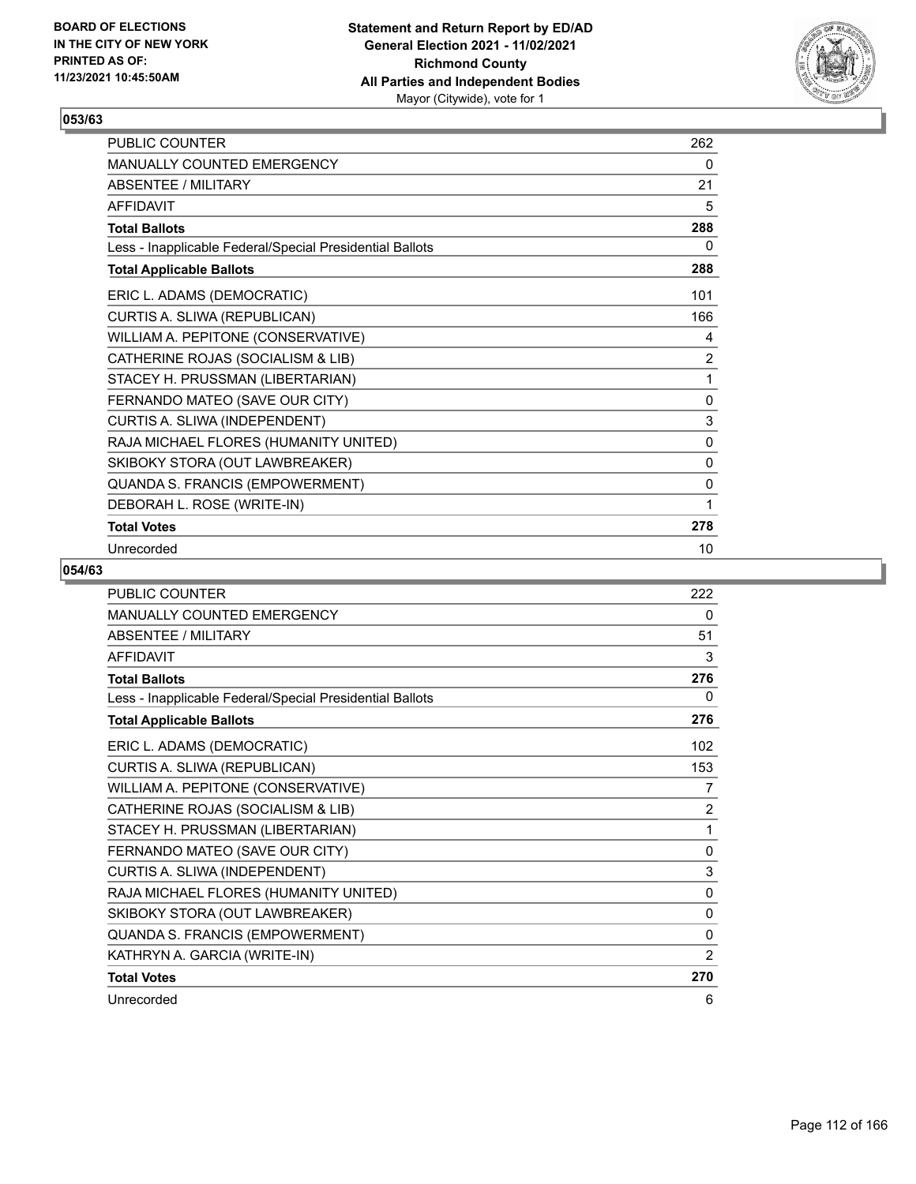## 053/63

| | |
|---|---|
| PUBLIC COUNTER | 262 |
| MANUALLY COUNTED EMERGENCY | 0 |
| ABSENTEE / MILITARY | 21 |
| AFFIDAVIT | 5 |
| **Total Ballots** | **288** |
| Less - Inapplicable Federal/Special Presidential Ballots | 0 |
| **Total Applicable Ballots** | **288** |
| ERIC L. ADAMS (DEMOCRATIC) | 101 |
| CURTIS A. SLIWA (REPUBLICAN) | 166 |
| WILLIAM A. PEPITONE (CONSERVATIVE) | 4 |
| CATHERINE ROJAS (SOCIALISM & LIB) | 2 |
| STACEY H. PRUSSMAN (LIBERTARIAN) | 1 |
| FERNANDO MATEO (SAVE OUR CITY) | 0 |
| CURTIS A. SLIWA (INDEPENDENT) | 3 |
| RAJA MICHAEL FLORES (HUMANITY UNITED) | 0 |
| SKIBOKY STORA (OUT LAWBREAKER) | 0 |
| QUANDA S. FRANCIS (EMPOWERMENT) | 0 |
| DEBORAH L. ROSE (WRITE-IN) | 1 |
| **Total Votes** | **278** |
| Unrecorded | 10 |

## 054/63

| | |
|---|---|
| PUBLIC COUNTER | 222 |
| MANUALLY COUNTED EMERGENCY | 0 |
| ABSENTEE / MILITARY | 51 |
| AFFIDAVIT | 3 |
| **Total Ballots** | **276** |
| Less - Inapplicable Federal/Special Presidential Ballots | 0 |
| **Total Applicable Ballots** | **276** |
| ERIC L. ADAMS (DEMOCRATIC) | 102 |
| CURTIS A. SLIWA (REPUBLICAN) | 153 |
| WILLIAM A. PEPITONE (CONSERVATIVE) | 7 |
| CATHERINE ROJAS (SOCIALISM & LIB) | 2 |
| STACEY H. PRUSSMAN (LIBERTARIAN) | 1 |
| FERNANDO MATEO (SAVE OUR CITY) | 0 |
| CURTIS A. SLIWA (INDEPENDENT) | 3 |
| RAJA MICHAEL FLORES (HUMANITY UNITED) | 0 |
| SKIBOKY STORA (OUT LAWBREAKER) | 0 |
| QUANDA S. FRANCIS (EMPOWERMENT) | 0 |
| KATHRYN A. GARCIA (WRITE-IN) | 2 |
| **Total Votes** | **270** |
| Unrecorded | 6 |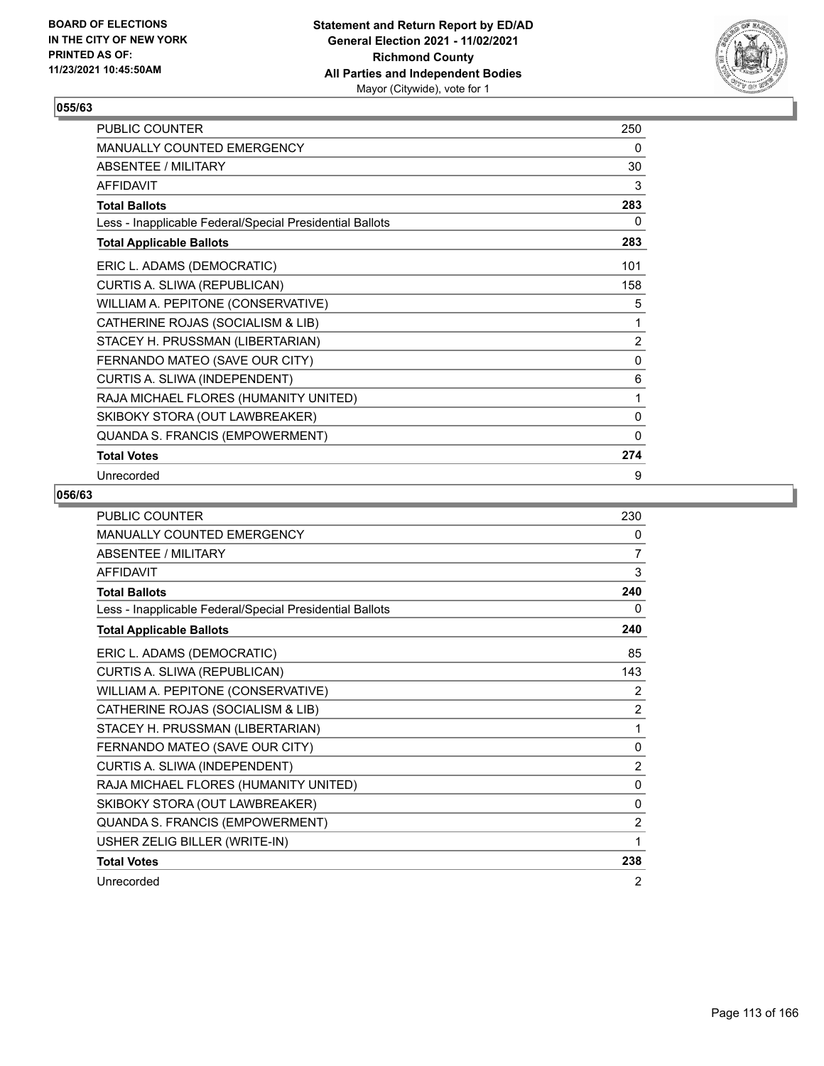## 055/63

| | |
|---|---|
| PUBLIC COUNTER | 250 |
| MANUALLY COUNTED EMERGENCY | 0 |
| ABSENTEE / MILITARY | 30 |
| AFFIDAVIT | 3 |
| **Total Ballots** | **283** |
| Less - Inapplicable Federal/Special Presidential Ballots | 0 |
| **Total Applicable Ballots** | **283** |
| ERIC L. ADAMS (DEMOCRATIC) | 101 |
| CURTIS A. SLIWA (REPUBLICAN) | 158 |
| WILLIAM A. PEPITONE (CONSERVATIVE) | 5 |
| CATHERINE ROJAS (SOCIALISM & LIB) | 1 |
| STACEY H. PRUSSMAN (LIBERTARIAN) | 2 |
| FERNANDO MATEO (SAVE OUR CITY) | 0 |
| CURTIS A. SLIWA (INDEPENDENT) | 6 |
| RAJA MICHAEL FLORES (HUMANITY UNITED) | 1 |
| SKIBOKY STORA (OUT LAWBREAKER) | 0 |
| QUANDA S. FRANCIS (EMPOWERMENT) | 0 |
| **Total Votes** | **274** |
| Unrecorded | 9 |

## 056/63

| | |
|---|---|
| PUBLIC COUNTER | 230 |
| MANUALLY COUNTED EMERGENCY | 0 |
| ABSENTEE / MILITARY | 7 |
| AFFIDAVIT | 3 |
| **Total Ballots** | **240** |
| Less - Inapplicable Federal/Special Presidential Ballots | 0 |
| **Total Applicable Ballots** | **240** |
| ERIC L. ADAMS (DEMOCRATIC) | 85 |
| CURTIS A. SLIWA (REPUBLICAN) | 143 |
| WILLIAM A. PEPITONE (CONSERVATIVE) | 2 |
| CATHERINE ROJAS (SOCIALISM & LIB) | 2 |
| STACEY H. PRUSSMAN (LIBERTARIAN) | 1 |
| FERNANDO MATEO (SAVE OUR CITY) | 0 |
| CURTIS A. SLIWA (INDEPENDENT) | 2 |
| RAJA MICHAEL FLORES (HUMANITY UNITED) | 0 |
| SKIBOKY STORA (OUT LAWBREAKER) | 0 |
| QUANDA S. FRANCIS (EMPOWERMENT) | 2 |
| USHER ZELIG BILLER (WRITE-IN) | 1 |
| **Total Votes** | **238** |
| Unrecorded | 2 |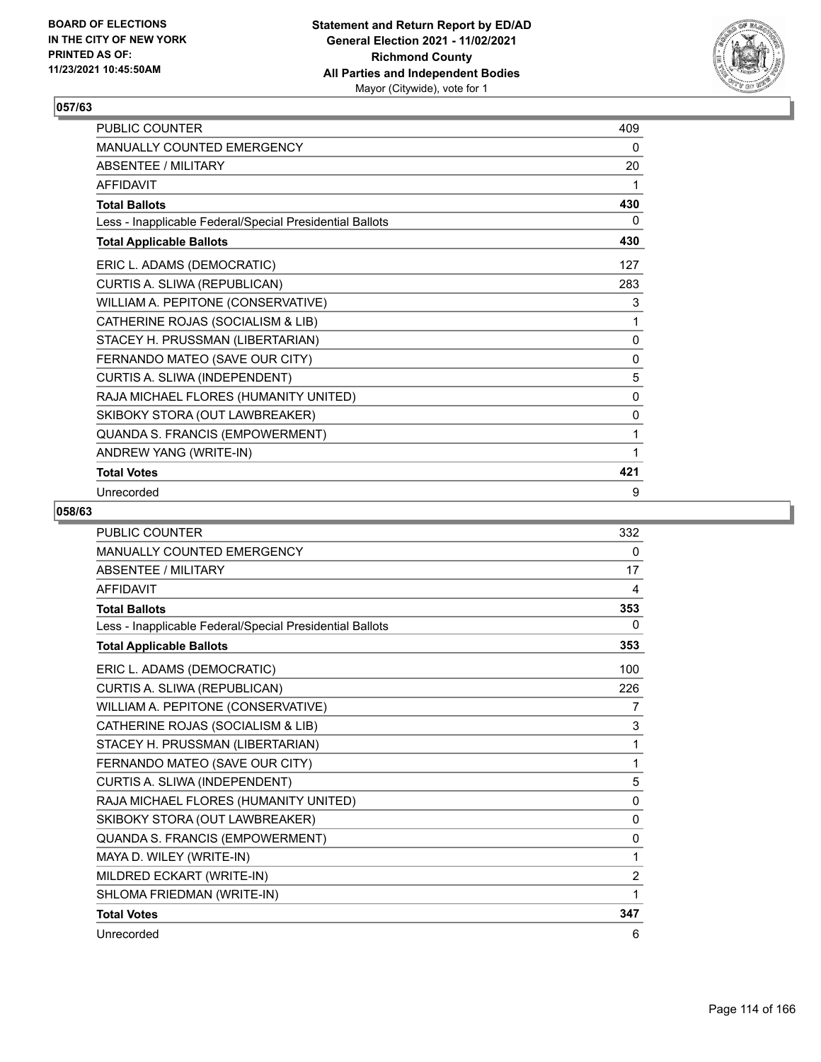## 057/63

| | |
|---|---|
| PUBLIC COUNTER | 409 |
| MANUALLY COUNTED EMERGENCY | 0 |
| ABSENTEE / MILITARY | 20 |
| AFFIDAVIT | 1 |
| **Total Ballots** | **430** |
| Less - Inapplicable Federal/Special Presidential Ballots | 0 |
| **Total Applicable Ballots** | **430** |
| ERIC L. ADAMS (DEMOCRATIC) | 127 |
| CURTIS A. SLIWA (REPUBLICAN) | 283 |
| WILLIAM A. PEPITONE (CONSERVATIVE) | 3 |
| CATHERINE ROJAS (SOCIALISM & LIB) | 1 |
| STACEY H. PRUSSMAN (LIBERTARIAN) | 0 |
| FERNANDO MATEO (SAVE OUR CITY) | 0 |
| CURTIS A. SLIWA (INDEPENDENT) | 5 |
| RAJA MICHAEL FLORES (HUMANITY UNITED) | 0 |
| SKIBOKY STORA (OUT LAWBREAKER) | 0 |
| QUANDA S. FRANCIS (EMPOWERMENT) | 1 |
| ANDREW YANG (WRITE-IN) | 1 |
| **Total Votes** | **421** |
| Unrecorded | 9 |

## 058/63

| | |
|---|---|
| PUBLIC COUNTER | 332 |
| MANUALLY COUNTED EMERGENCY | 0 |
| ABSENTEE / MILITARY | 17 |
| AFFIDAVIT | 4 |
| **Total Ballots** | **353** |
| Less - Inapplicable Federal/Special Presidential Ballots | 0 |
| **Total Applicable Ballots** | **353** |
| ERIC L. ADAMS (DEMOCRATIC) | 100 |
| CURTIS A. SLIWA (REPUBLICAN) | 226 |
| WILLIAM A. PEPITONE (CONSERVATIVE) | 7 |
| CATHERINE ROJAS (SOCIALISM & LIB) | 3 |
| STACEY H. PRUSSMAN (LIBERTARIAN) | 1 |
| FERNANDO MATEO (SAVE OUR CITY) | 1 |
| CURTIS A. SLIWA (INDEPENDENT) | 5 |
| RAJA MICHAEL FLORES (HUMANITY UNITED) | 0 |
| SKIBOKY STORA (OUT LAWBREAKER) | 0 |
| QUANDA S. FRANCIS (EMPOWERMENT) | 0 |
| MAYA D. WILEY (WRITE-IN) | 1 |
| MILDRED ECKART (WRITE-IN) | 2 |
| SHLOMA FRIEDMAN (WRITE-IN) | 1 |
| **Total Votes** | **347** |
| Unrecorded | 6 |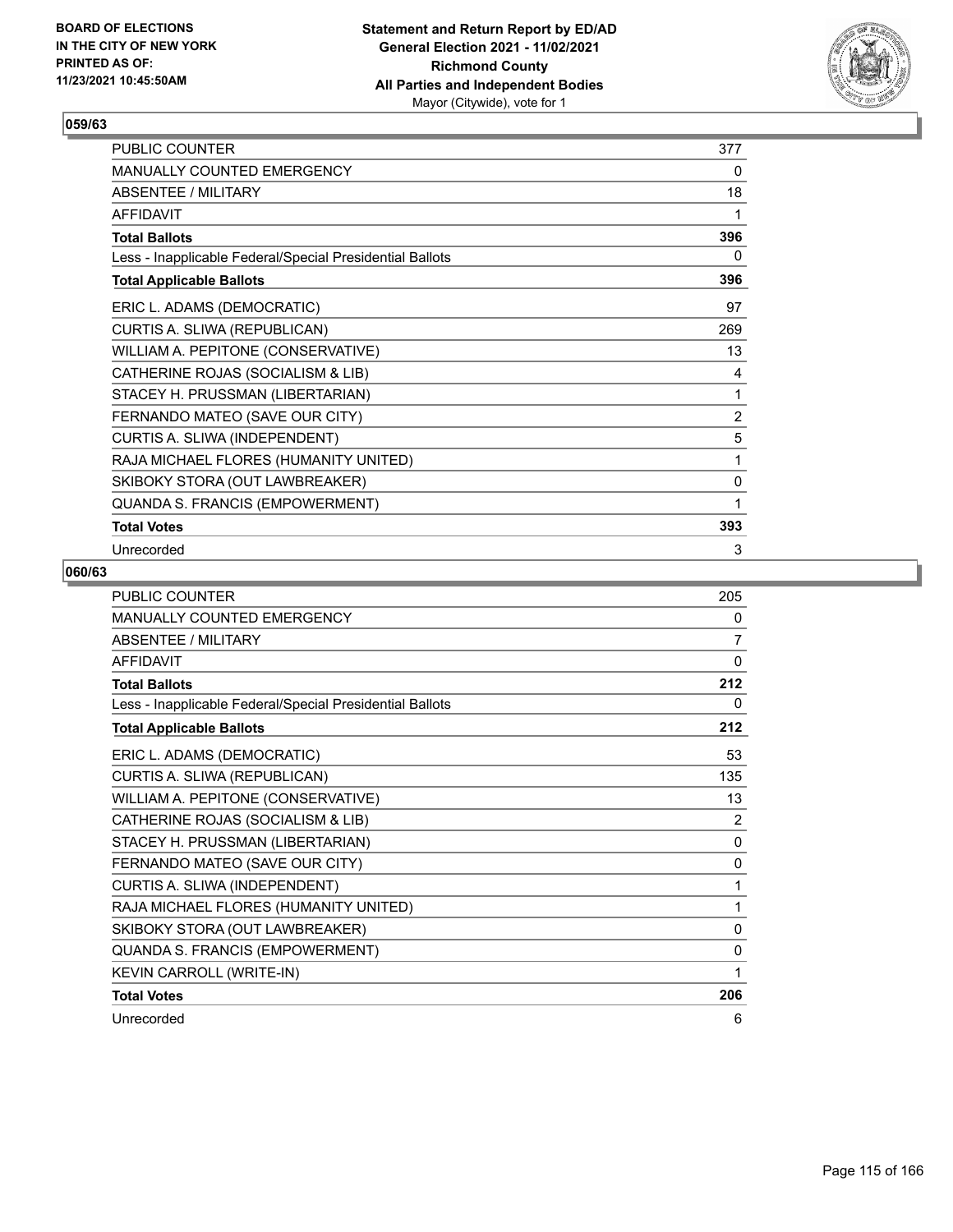BOARD OF ELECTIONS
IN THE CITY OF NEW YORK
PRINTED AS OF:
11/23/2021 10:45:50AM

**Statement and Return Report by ED/AD**
**General Election 2021 - 11/02/2021**
**Richmond County**
**All Parties and Independent Bodies**
Mayor (Citywide), vote for 1

### 059/63

| | |
|---|---|
| PUBLIC COUNTER | 377 |
| MANUALLY COUNTED EMERGENCY | 0 |
| ABSENTEE / MILITARY | 18 |
| AFFIDAVIT | 1 |
| **Total Ballots** | **396** |
| Less - Inapplicable Federal/Special Presidential Ballots | 0 |
| **Total Applicable Ballots** | **396** |
| ERIC L. ADAMS (DEMOCRATIC) | 97 |
| CURTIS A. SLIWA (REPUBLICAN) | 269 |
| WILLIAM A. PEPITONE (CONSERVATIVE) | 13 |
| CATHERINE ROJAS (SOCIALISM & LIB) | 4 |
| STACEY H. PRUSSMAN (LIBERTARIAN) | 1 |
| FERNANDO MATEO (SAVE OUR CITY) | 2 |
| CURTIS A. SLIWA (INDEPENDENT) | 5 |
| RAJA MICHAEL FLORES (HUMANITY UNITED) | 1 |
| SKIBOKY STORA (OUT LAWBREAKER) | 0 |
| QUANDA S. FRANCIS (EMPOWERMENT) | 1 |
| **Total Votes** | **393** |
| Unrecorded | 3 |

### 060/63

| | |
|---|---|
| PUBLIC COUNTER | 205 |
| MANUALLY COUNTED EMERGENCY | 0 |
| ABSENTEE / MILITARY | 7 |
| AFFIDAVIT | 0 |
| **Total Ballots** | **212** |
| Less - Inapplicable Federal/Special Presidential Ballots | 0 |
| **Total Applicable Ballots** | **212** |
| ERIC L. ADAMS (DEMOCRATIC) | 53 |
| CURTIS A. SLIWA (REPUBLICAN) | 135 |
| WILLIAM A. PEPITONE (CONSERVATIVE) | 13 |
| CATHERINE ROJAS (SOCIALISM & LIB) | 2 |
| STACEY H. PRUSSMAN (LIBERTARIAN) | 0 |
| FERNANDO MATEO (SAVE OUR CITY) | 0 |
| CURTIS A. SLIWA (INDEPENDENT) | 1 |
| RAJA MICHAEL FLORES (HUMANITY UNITED) | 1 |
| SKIBOKY STORA (OUT LAWBREAKER) | 0 |
| QUANDA S. FRANCIS (EMPOWERMENT) | 0 |
| KEVIN CARROLL (WRITE-IN) | 1 |
| **Total Votes** | **206** |
| Unrecorded | 6 |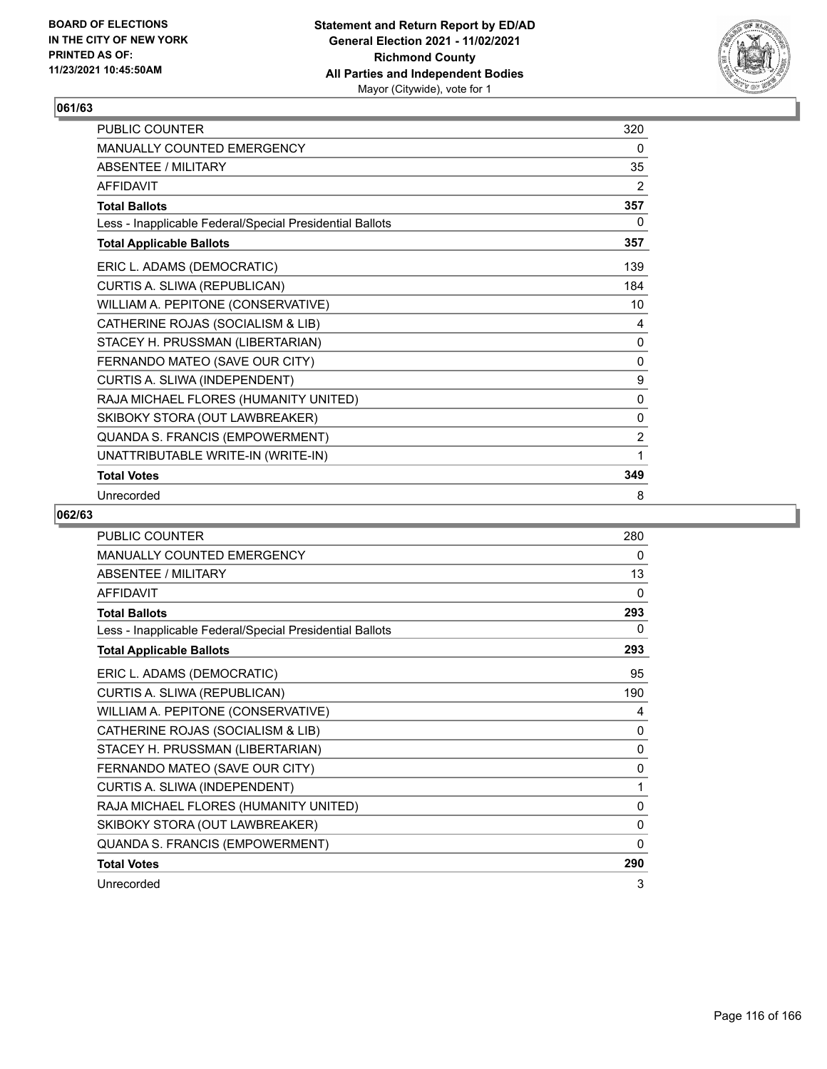BOARD OF ELECTIONS
IN THE CITY OF NEW YORK
PRINTED AS OF:
11/23/2021 10:45:50AM

**Statement and Return Report by ED/AD**
**General Election 2021 - 11/02/2021**
**Richmond County**
**All Parties and Independent Bodies**
Mayor (Citywide), vote for 1

## 061/63

| | |
|---|---|
| PUBLIC COUNTER | 320 |
| MANUALLY COUNTED EMERGENCY | 0 |
| ABSENTEE / MILITARY | 35 |
| AFFIDAVIT | 2 |
| **Total Ballots** | **357** |
| Less - Inapplicable Federal/Special Presidential Ballots | 0 |
| **Total Applicable Ballots** | **357** |
| ERIC L. ADAMS (DEMOCRATIC) | 139 |
| CURTIS A. SLIWA (REPUBLICAN) | 184 |
| WILLIAM A. PEPITONE (CONSERVATIVE) | 10 |
| CATHERINE ROJAS (SOCIALISM & LIB) | 4 |
| STACEY H. PRUSSMAN (LIBERTARIAN) | 0 |
| FERNANDO MATEO (SAVE OUR CITY) | 0 |
| CURTIS A. SLIWA (INDEPENDENT) | 9 |
| RAJA MICHAEL FLORES (HUMANITY UNITED) | 0 |
| SKIBOKY STORA (OUT LAWBREAKER) | 0 |
| QUANDA S. FRANCIS (EMPOWERMENT) | 2 |
| UNATTRIBUTABLE WRITE-IN (WRITE-IN) | 1 |
| **Total Votes** | **349** |
| Unrecorded | 8 |

## 062/63

| | |
|---|---|
| PUBLIC COUNTER | 280 |
| MANUALLY COUNTED EMERGENCY | 0 |
| ABSENTEE / MILITARY | 13 |
| AFFIDAVIT | 0 |
| **Total Ballots** | **293** |
| Less - Inapplicable Federal/Special Presidential Ballots | 0 |
| **Total Applicable Ballots** | **293** |
| ERIC L. ADAMS (DEMOCRATIC) | 95 |
| CURTIS A. SLIWA (REPUBLICAN) | 190 |
| WILLIAM A. PEPITONE (CONSERVATIVE) | 4 |
| CATHERINE ROJAS (SOCIALISM & LIB) | 0 |
| STACEY H. PRUSSMAN (LIBERTARIAN) | 0 |
| FERNANDO MATEO (SAVE OUR CITY) | 0 |
| CURTIS A. SLIWA (INDEPENDENT) | 1 |
| RAJA MICHAEL FLORES (HUMANITY UNITED) | 0 |
| SKIBOKY STORA (OUT LAWBREAKER) | 0 |
| QUANDA S. FRANCIS (EMPOWERMENT) | 0 |
| **Total Votes** | **290** |
| Unrecorded | 3 |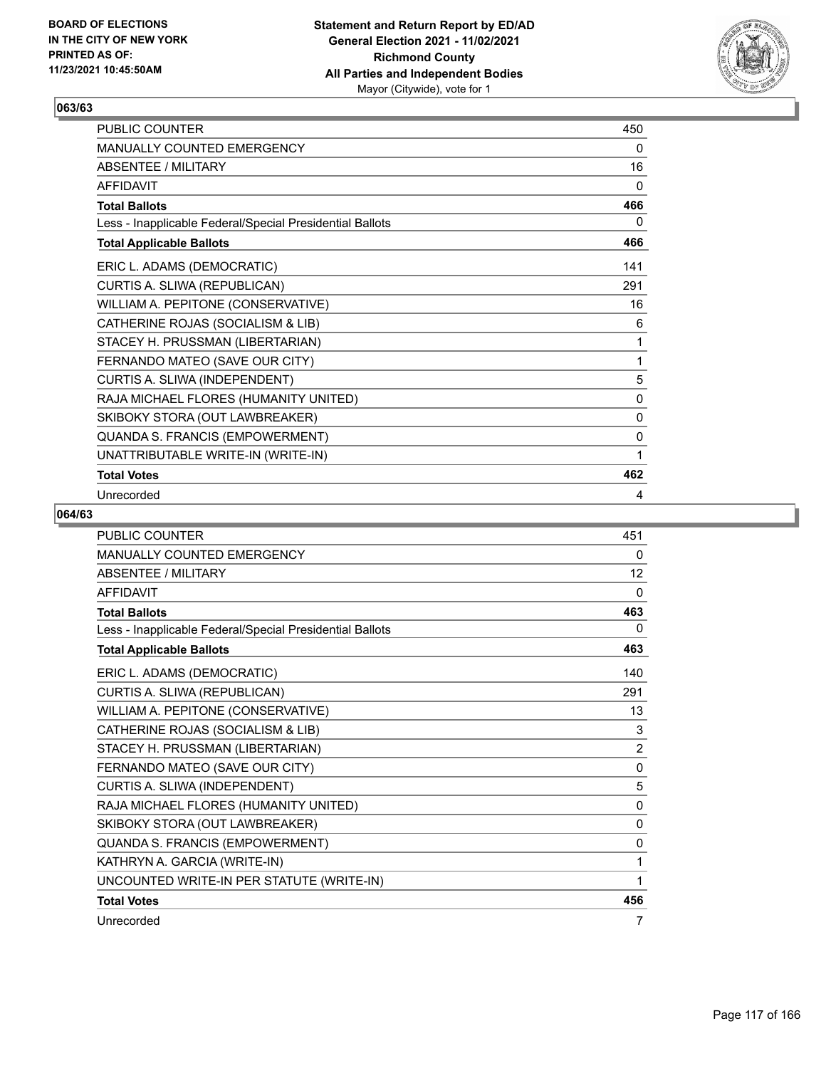## 063/63

| | |
|---|---|
| PUBLIC COUNTER | 450 |
| MANUALLY COUNTED EMERGENCY | 0 |
| ABSENTEE / MILITARY | 16 |
| AFFIDAVIT | 0 |
| **Total Ballots** | **466** |
| Less - Inapplicable Federal/Special Presidential Ballots | 0 |
| **Total Applicable Ballots** | **466** |
| ERIC L. ADAMS (DEMOCRATIC) | 141 |
| CURTIS A. SLIWA (REPUBLICAN) | 291 |
| WILLIAM A. PEPITONE (CONSERVATIVE) | 16 |
| CATHERINE ROJAS (SOCIALISM & LIB) | 6 |
| STACEY H. PRUSSMAN (LIBERTARIAN) | 1 |
| FERNANDO MATEO (SAVE OUR CITY) | 1 |
| CURTIS A. SLIWA (INDEPENDENT) | 5 |
| RAJA MICHAEL FLORES (HUMANITY UNITED) | 0 |
| SKIBOKY STORA (OUT LAWBREAKER) | 0 |
| QUANDA S. FRANCIS (EMPOWERMENT) | 0 |
| UNATTRIBUTABLE WRITE-IN (WRITE-IN) | 1 |
| **Total Votes** | **462** |
| Unrecorded | 4 |

## 064/63

| | |
|---|---|
| PUBLIC COUNTER | 451 |
| MANUALLY COUNTED EMERGENCY | 0 |
| ABSENTEE / MILITARY | 12 |
| AFFIDAVIT | 0 |
| **Total Ballots** | **463** |
| Less - Inapplicable Federal/Special Presidential Ballots | 0 |
| **Total Applicable Ballots** | **463** |
| ERIC L. ADAMS (DEMOCRATIC) | 140 |
| CURTIS A. SLIWA (REPUBLICAN) | 291 |
| WILLIAM A. PEPITONE (CONSERVATIVE) | 13 |
| CATHERINE ROJAS (SOCIALISM & LIB) | 3 |
| STACEY H. PRUSSMAN (LIBERTARIAN) | 2 |
| FERNANDO MATEO (SAVE OUR CITY) | 0 |
| CURTIS A. SLIWA (INDEPENDENT) | 5 |
| RAJA MICHAEL FLORES (HUMANITY UNITED) | 0 |
| SKIBOKY STORA (OUT LAWBREAKER) | 0 |
| QUANDA S. FRANCIS (EMPOWERMENT) | 0 |
| KATHRYN A. GARCIA (WRITE-IN) | 1 |
| UNCOUNTED WRITE-IN PER STATUTE (WRITE-IN) | 1 |
| **Total Votes** | **456** |
| Unrecorded | 7 |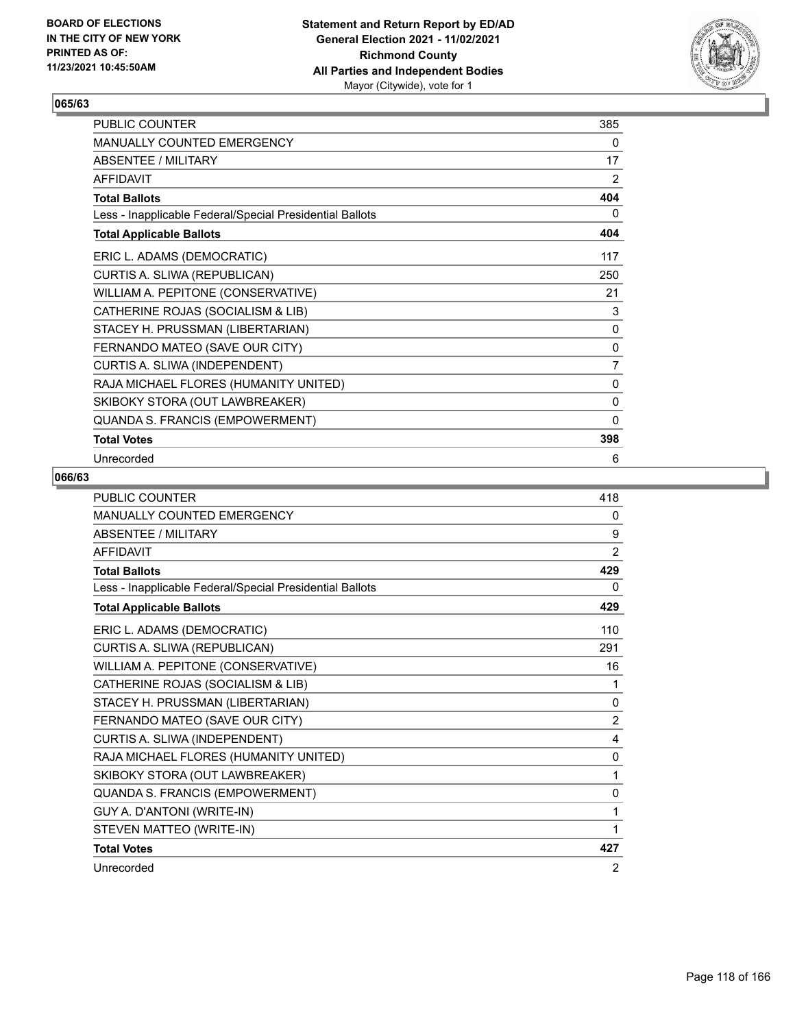## 065/63

| | |
|---|---|
| PUBLIC COUNTER | 385 |
| MANUALLY COUNTED EMERGENCY | 0 |
| ABSENTEE / MILITARY | 17 |
| AFFIDAVIT | 2 |
| **Total Ballots** | **404** |
| Less - Inapplicable Federal/Special Presidential Ballots | 0 |
| **Total Applicable Ballots** | **404** |
| ERIC L. ADAMS (DEMOCRATIC) | 117 |
| CURTIS A. SLIWA (REPUBLICAN) | 250 |
| WILLIAM A. PEPITONE (CONSERVATIVE) | 21 |
| CATHERINE ROJAS (SOCIALISM & LIB) | 3 |
| STACEY H. PRUSSMAN (LIBERTARIAN) | 0 |
| FERNANDO MATEO (SAVE OUR CITY) | 0 |
| CURTIS A. SLIWA (INDEPENDENT) | 7 |
| RAJA MICHAEL FLORES (HUMANITY UNITED) | 0 |
| SKIBOKY STORA (OUT LAWBREAKER) | 0 |
| QUANDA S. FRANCIS (EMPOWERMENT) | 0 |
| **Total Votes** | **398** |
| Unrecorded | 6 |

## 066/63

| | |
|---|---|
| PUBLIC COUNTER | 418 |
| MANUALLY COUNTED EMERGENCY | 0 |
| ABSENTEE / MILITARY | 9 |
| AFFIDAVIT | 2 |
| **Total Ballots** | **429** |
| Less - Inapplicable Federal/Special Presidential Ballots | 0 |
| **Total Applicable Ballots** | **429** |
| ERIC L. ADAMS (DEMOCRATIC) | 110 |
| CURTIS A. SLIWA (REPUBLICAN) | 291 |
| WILLIAM A. PEPITONE (CONSERVATIVE) | 16 |
| CATHERINE ROJAS (SOCIALISM & LIB) | 1 |
| STACEY H. PRUSSMAN (LIBERTARIAN) | 0 |
| FERNANDO MATEO (SAVE OUR CITY) | 2 |
| CURTIS A. SLIWA (INDEPENDENT) | 4 |
| RAJA MICHAEL FLORES (HUMANITY UNITED) | 0 |
| SKIBOKY STORA (OUT LAWBREAKER) | 1 |
| QUANDA S. FRANCIS (EMPOWERMENT) | 0 |
| GUY A. D'ANTONI (WRITE-IN) | 1 |
| STEVEN MATTEO (WRITE-IN) | 1 |
| **Total Votes** | **427** |
| Unrecorded | 2 |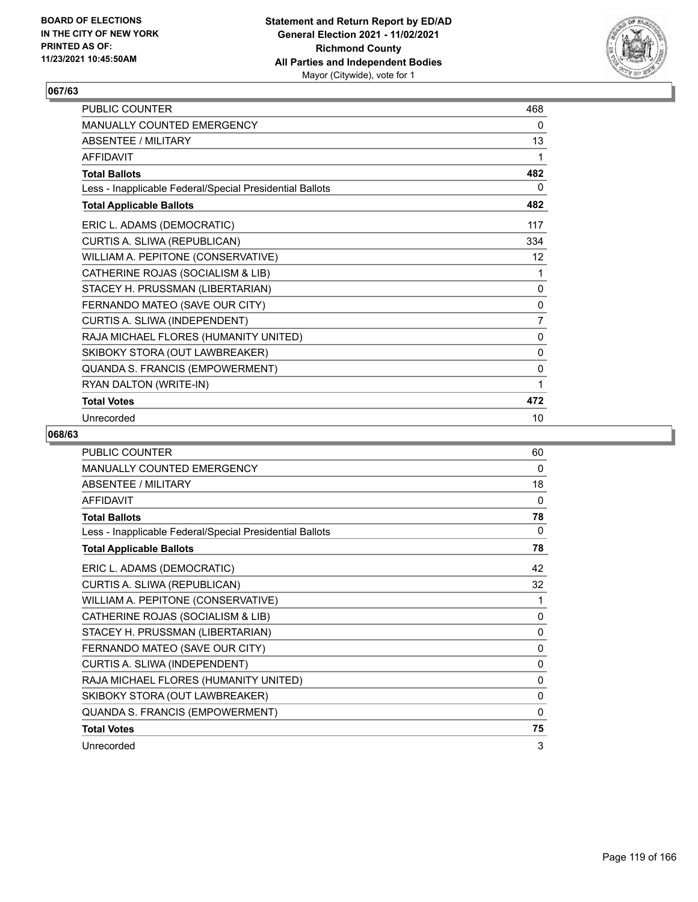**BOARD OF ELECTIONS IN THE CITY OF NEW YORK PRINTED AS OF: 11/23/2021 10:45:50AM**

**Statement and Return Report by ED/AD General Election 2021 - 11/02/2021 Richmond County All Parties and Independent Bodies**
Mayor (Citywide), vote for 1

## 067/63

| | |
|---|---|
| PUBLIC COUNTER | 468 |
| MANUALLY COUNTED EMERGENCY | 0 |
| ABSENTEE / MILITARY | 13 |
| AFFIDAVIT | 1 |
| **Total Ballots** | **482** |
| Less - Inapplicable Federal/Special Presidential Ballots | 0 |
| **Total Applicable Ballots** | **482** |
| ERIC L. ADAMS (DEMOCRATIC) | 117 |
| CURTIS A. SLIWA (REPUBLICAN) | 334 |
| WILLIAM A. PEPITONE (CONSERVATIVE) | 12 |
| CATHERINE ROJAS (SOCIALISM & LIB) | 1 |
| STACEY H. PRUSSMAN (LIBERTARIAN) | 0 |
| FERNANDO MATEO (SAVE OUR CITY) | 0 |
| CURTIS A. SLIWA (INDEPENDENT) | 7 |
| RAJA MICHAEL FLORES (HUMANITY UNITED) | 0 |
| SKIBOKY STORA (OUT LAWBREAKER) | 0 |
| QUANDA S. FRANCIS (EMPOWERMENT) | 0 |
| RYAN DALTON (WRITE-IN) | 1 |
| **Total Votes** | **472** |
| Unrecorded | 10 |

## 068/63

| | |
|---|---|
| PUBLIC COUNTER | 60 |
| MANUALLY COUNTED EMERGENCY | 0 |
| ABSENTEE / MILITARY | 18 |
| AFFIDAVIT | 0 |
| **Total Ballots** | **78** |
| Less - Inapplicable Federal/Special Presidential Ballots | 0 |
| **Total Applicable Ballots** | **78** |
| ERIC L. ADAMS (DEMOCRATIC) | 42 |
| CURTIS A. SLIWA (REPUBLICAN) | 32 |
| WILLIAM A. PEPITONE (CONSERVATIVE) | 1 |
| CATHERINE ROJAS (SOCIALISM & LIB) | 0 |
| STACEY H. PRUSSMAN (LIBERTARIAN) | 0 |
| FERNANDO MATEO (SAVE OUR CITY) | 0 |
| CURTIS A. SLIWA (INDEPENDENT) | 0 |
| RAJA MICHAEL FLORES (HUMANITY UNITED) | 0 |
| SKIBOKY STORA (OUT LAWBREAKER) | 0 |
| QUANDA S. FRANCIS (EMPOWERMENT) | 0 |
| **Total Votes** | **75** |
| Unrecorded | 3 |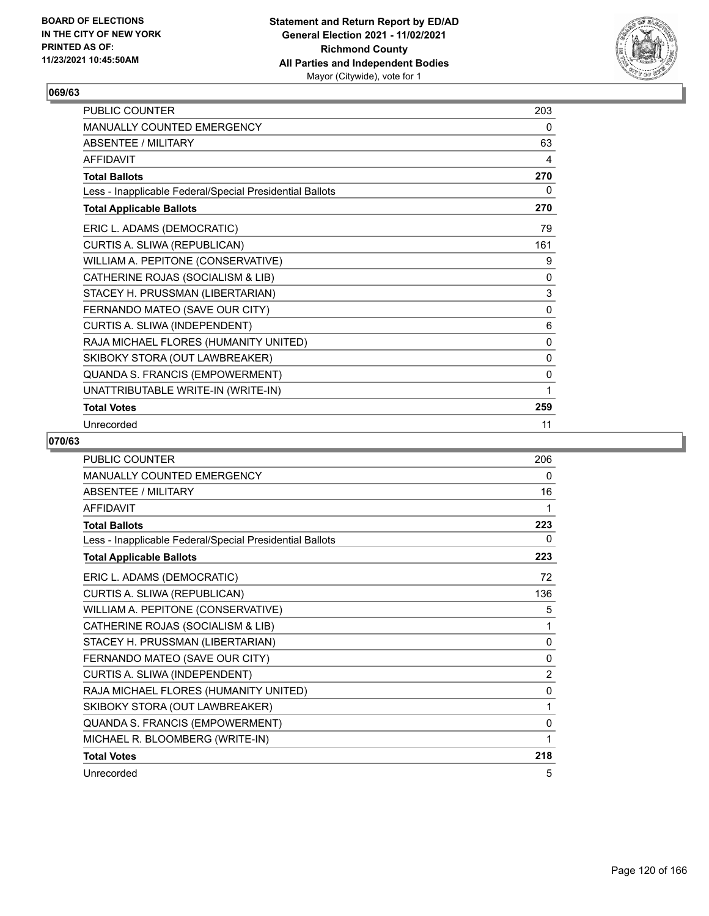## 069/63

| | |
|---|---|
| PUBLIC COUNTER | 203 |
| MANUALLY COUNTED EMERGENCY | 0 |
| ABSENTEE / MILITARY | 63 |
| AFFIDAVIT | 4 |
| **Total Ballots** | **270** |
| Less - Inapplicable Federal/Special Presidential Ballots | 0 |
| **Total Applicable Ballots** | **270** |
| ERIC L. ADAMS (DEMOCRATIC) | 79 |
| CURTIS A. SLIWA (REPUBLICAN) | 161 |
| WILLIAM A. PEPITONE (CONSERVATIVE) | 9 |
| CATHERINE ROJAS (SOCIALISM & LIB) | 0 |
| STACEY H. PRUSSMAN (LIBERTARIAN) | 3 |
| FERNANDO MATEO (SAVE OUR CITY) | 0 |
| CURTIS A. SLIWA (INDEPENDENT) | 6 |
| RAJA MICHAEL FLORES (HUMANITY UNITED) | 0 |
| SKIBOKY STORA (OUT LAWBREAKER) | 0 |
| QUANDA S. FRANCIS (EMPOWERMENT) | 0 |
| UNATTRIBUTABLE WRITE-IN (WRITE-IN) | 1 |
| **Total Votes** | **259** |
| Unrecorded | 11 |

## 070/63

| | |
|---|---|
| PUBLIC COUNTER | 206 |
| MANUALLY COUNTED EMERGENCY | 0 |
| ABSENTEE / MILITARY | 16 |
| AFFIDAVIT | 1 |
| **Total Ballots** | **223** |
| Less - Inapplicable Federal/Special Presidential Ballots | 0 |
| **Total Applicable Ballots** | **223** |
| ERIC L. ADAMS (DEMOCRATIC) | 72 |
| CURTIS A. SLIWA (REPUBLICAN) | 136 |
| WILLIAM A. PEPITONE (CONSERVATIVE) | 5 |
| CATHERINE ROJAS (SOCIALISM & LIB) | 1 |
| STACEY H. PRUSSMAN (LIBERTARIAN) | 0 |
| FERNANDO MATEO (SAVE OUR CITY) | 0 |
| CURTIS A. SLIWA (INDEPENDENT) | 2 |
| RAJA MICHAEL FLORES (HUMANITY UNITED) | 0 |
| SKIBOKY STORA (OUT LAWBREAKER) | 1 |
| QUANDA S. FRANCIS (EMPOWERMENT) | 0 |
| MICHAEL R. BLOOMBERG (WRITE-IN) | 1 |
| **Total Votes** | **218** |
| Unrecorded | 5 |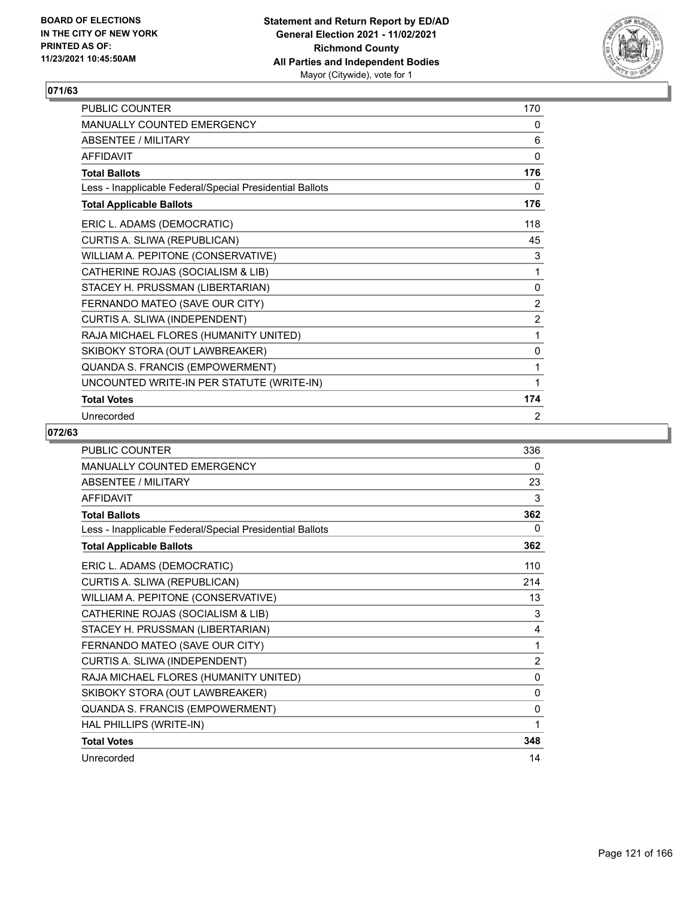## 071/63

| | |
|---|---|
| PUBLIC COUNTER | 170 |
| MANUALLY COUNTED EMERGENCY | 0 |
| ABSENTEE / MILITARY | 6 |
| AFFIDAVIT | 0 |
| **Total Ballots** | **176** |
| Less - Inapplicable Federal/Special Presidential Ballots | 0 |
| **Total Applicable Ballots** | **176** |
| ERIC L. ADAMS (DEMOCRATIC) | 118 |
| CURTIS A. SLIWA (REPUBLICAN) | 45 |
| WILLIAM A. PEPITONE (CONSERVATIVE) | 3 |
| CATHERINE ROJAS (SOCIALISM & LIB) | 1 |
| STACEY H. PRUSSMAN (LIBERTARIAN) | 0 |
| FERNANDO MATEO (SAVE OUR CITY) | 2 |
| CURTIS A. SLIWA (INDEPENDENT) | 2 |
| RAJA MICHAEL FLORES (HUMANITY UNITED) | 1 |
| SKIBOKY STORA (OUT LAWBREAKER) | 0 |
| QUANDA S. FRANCIS (EMPOWERMENT) | 1 |
| UNCOUNTED WRITE-IN PER STATUTE (WRITE-IN) | 1 |
| **Total Votes** | **174** |
| Unrecorded | 2 |

## 072/63

| | |
|---|---|
| PUBLIC COUNTER | 336 |
| MANUALLY COUNTED EMERGENCY | 0 |
| ABSENTEE / MILITARY | 23 |
| AFFIDAVIT | 3 |
| **Total Ballots** | **362** |
| Less - Inapplicable Federal/Special Presidential Ballots | 0 |
| **Total Applicable Ballots** | **362** |
| ERIC L. ADAMS (DEMOCRATIC) | 110 |
| CURTIS A. SLIWA (REPUBLICAN) | 214 |
| WILLIAM A. PEPITONE (CONSERVATIVE) | 13 |
| CATHERINE ROJAS (SOCIALISM & LIB) | 3 |
| STACEY H. PRUSSMAN (LIBERTARIAN) | 4 |
| FERNANDO MATEO (SAVE OUR CITY) | 1 |
| CURTIS A. SLIWA (INDEPENDENT) | 2 |
| RAJA MICHAEL FLORES (HUMANITY UNITED) | 0 |
| SKIBOKY STORA (OUT LAWBREAKER) | 0 |
| QUANDA S. FRANCIS (EMPOWERMENT) | 0 |
| HAL PHILLIPS (WRITE-IN) | 1 |
| **Total Votes** | **348** |
| Unrecorded | 14 |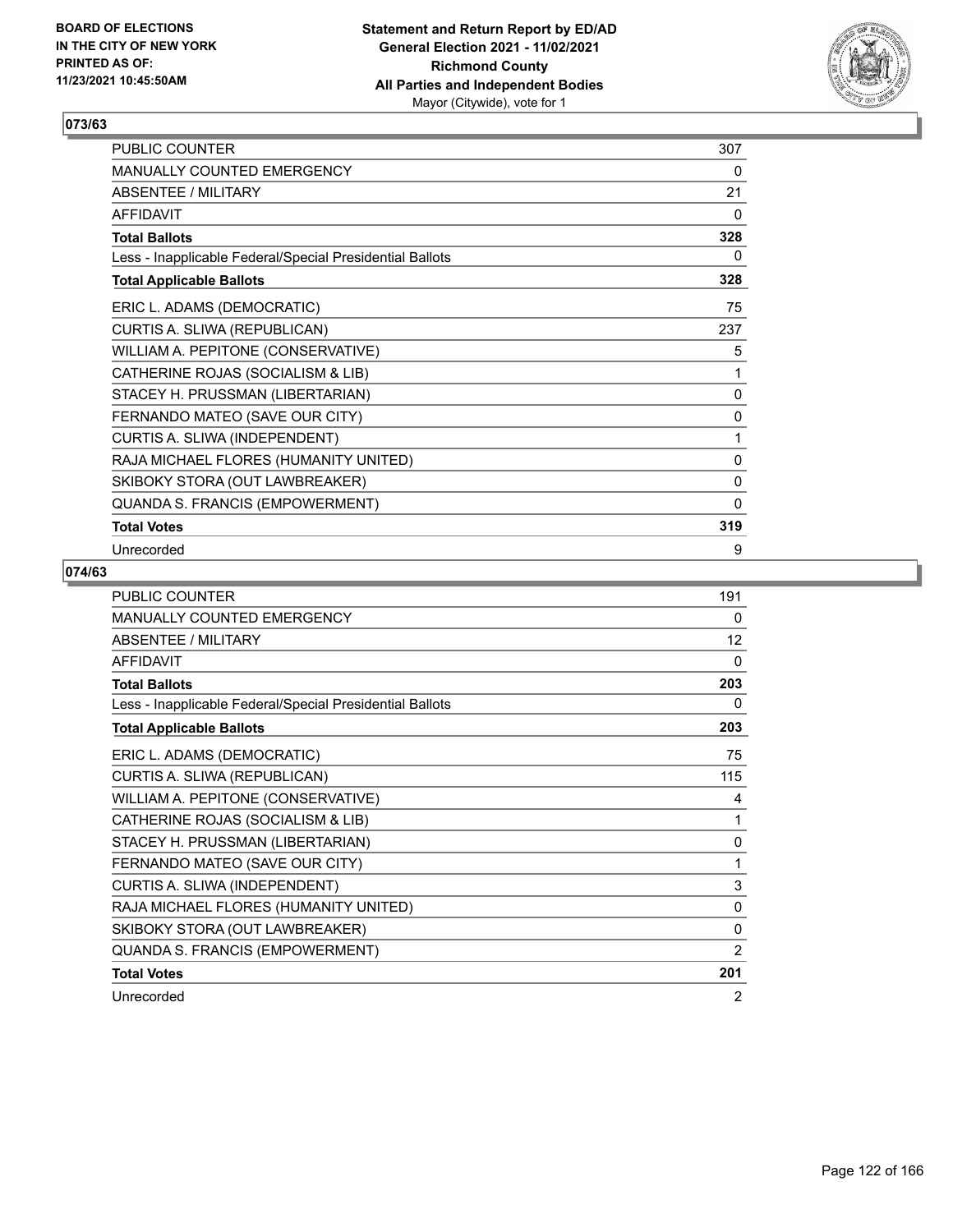**BOARD OF ELECTIONS IN THE CITY OF NEW YORK PRINTED AS OF: 11/23/2021 10:45:50AM**

**Statement and Return Report by ED/AD**
**General Election 2021 - 11/02/2021**
**Richmond County**
**All Parties and Independent Bodies**
Mayor (Citywide), vote for 1

## 073/63

| | |
|---|---|
| PUBLIC COUNTER | 307 |
| MANUALLY COUNTED EMERGENCY | 0 |
| ABSENTEE / MILITARY | 21 |
| AFFIDAVIT | 0 |
| **Total Ballots** | **328** |
| Less - Inapplicable Federal/Special Presidential Ballots | 0 |
| **Total Applicable Ballots** | **328** |
| ERIC L. ADAMS (DEMOCRATIC) | 75 |
| CURTIS A. SLIWA (REPUBLICAN) | 237 |
| WILLIAM A. PEPITONE (CONSERVATIVE) | 5 |
| CATHERINE ROJAS (SOCIALISM & LIB) | 1 |
| STACEY H. PRUSSMAN (LIBERTARIAN) | 0 |
| FERNANDO MATEO (SAVE OUR CITY) | 0 |
| CURTIS A. SLIWA (INDEPENDENT) | 1 |
| RAJA MICHAEL FLORES (HUMANITY UNITED) | 0 |
| SKIBOKY STORA (OUT LAWBREAKER) | 0 |
| QUANDA S. FRANCIS (EMPOWERMENT) | 0 |
| **Total Votes** | **319** |
| Unrecorded | 9 |

## 074/63

| | |
|---|---|
| PUBLIC COUNTER | 191 |
| MANUALLY COUNTED EMERGENCY | 0 |
| ABSENTEE / MILITARY | 12 |
| AFFIDAVIT | 0 |
| **Total Ballots** | **203** |
| Less - Inapplicable Federal/Special Presidential Ballots | 0 |
| **Total Applicable Ballots** | **203** |
| ERIC L. ADAMS (DEMOCRATIC) | 75 |
| CURTIS A. SLIWA (REPUBLICAN) | 115 |
| WILLIAM A. PEPITONE (CONSERVATIVE) | 4 |
| CATHERINE ROJAS (SOCIALISM & LIB) | 1 |
| STACEY H. PRUSSMAN (LIBERTARIAN) | 0 |
| FERNANDO MATEO (SAVE OUR CITY) | 1 |
| CURTIS A. SLIWA (INDEPENDENT) | 3 |
| RAJA MICHAEL FLORES (HUMANITY UNITED) | 0 |
| SKIBOKY STORA (OUT LAWBREAKER) | 0 |
| QUANDA S. FRANCIS (EMPOWERMENT) | 2 |
| **Total Votes** | **201** |
| Unrecorded | 2 |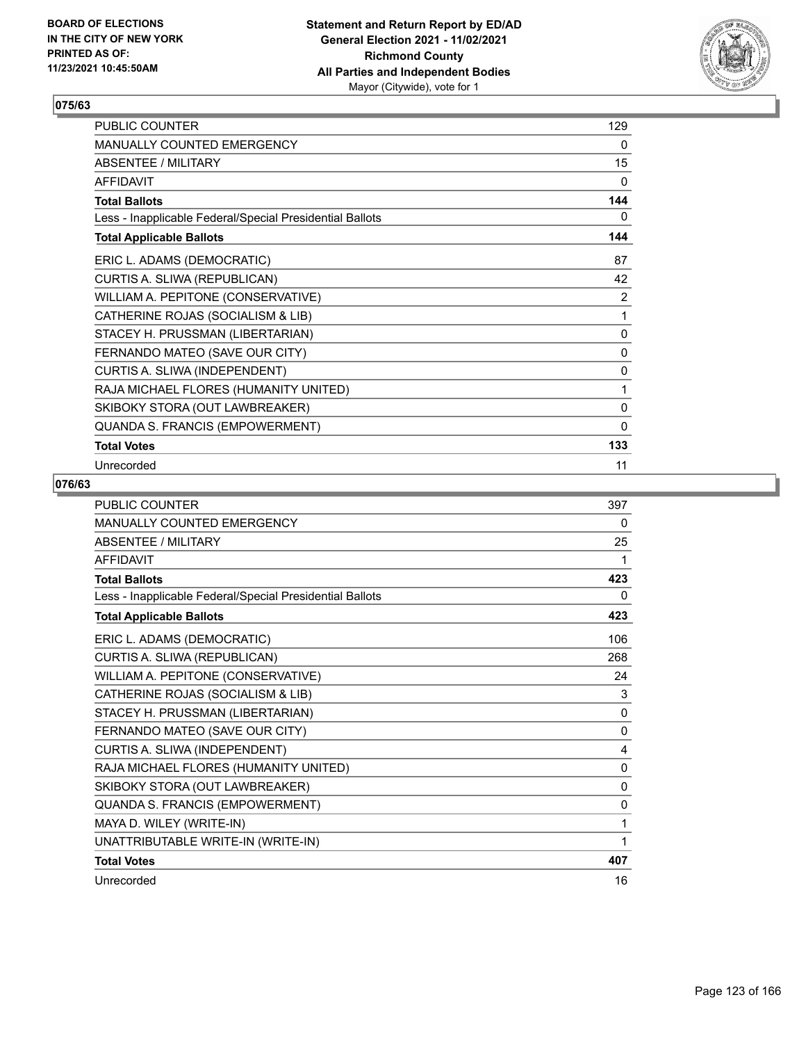## 075/63

| | |
|---|---|
| PUBLIC COUNTER | 129 |
| MANUALLY COUNTED EMERGENCY | 0 |
| ABSENTEE / MILITARY | 15 |
| AFFIDAVIT | 0 |
| **Total Ballots** | **144** |
| Less - Inapplicable Federal/Special Presidential Ballots | 0 |
| **Total Applicable Ballots** | **144** |
| ERIC L. ADAMS (DEMOCRATIC) | 87 |
| CURTIS A. SLIWA (REPUBLICAN) | 42 |
| WILLIAM A. PEPITONE (CONSERVATIVE) | 2 |
| CATHERINE ROJAS (SOCIALISM & LIB) | 1 |
| STACEY H. PRUSSMAN (LIBERTARIAN) | 0 |
| FERNANDO MATEO (SAVE OUR CITY) | 0 |
| CURTIS A. SLIWA (INDEPENDENT) | 0 |
| RAJA MICHAEL FLORES (HUMANITY UNITED) | 1 |
| SKIBOKY STORA (OUT LAWBREAKER) | 0 |
| QUANDA S. FRANCIS (EMPOWERMENT) | 0 |
| **Total Votes** | **133** |
| Unrecorded | 11 |

## 076/63

| | |
|---|---|
| PUBLIC COUNTER | 397 |
| MANUALLY COUNTED EMERGENCY | 0 |
| ABSENTEE / MILITARY | 25 |
| AFFIDAVIT | 1 |
| **Total Ballots** | **423** |
| Less - Inapplicable Federal/Special Presidential Ballots | 0 |
| **Total Applicable Ballots** | **423** |
| ERIC L. ADAMS (DEMOCRATIC) | 106 |
| CURTIS A. SLIWA (REPUBLICAN) | 268 |
| WILLIAM A. PEPITONE (CONSERVATIVE) | 24 |
| CATHERINE ROJAS (SOCIALISM & LIB) | 3 |
| STACEY H. PRUSSMAN (LIBERTARIAN) | 0 |
| FERNANDO MATEO (SAVE OUR CITY) | 0 |
| CURTIS A. SLIWA (INDEPENDENT) | 4 |
| RAJA MICHAEL FLORES (HUMANITY UNITED) | 0 |
| SKIBOKY STORA (OUT LAWBREAKER) | 0 |
| QUANDA S. FRANCIS (EMPOWERMENT) | 0 |
| MAYA D. WILEY (WRITE-IN) | 1 |
| UNATTRIBUTABLE WRITE-IN (WRITE-IN) | 1 |
| **Total Votes** | **407** |
| Unrecorded | 16 |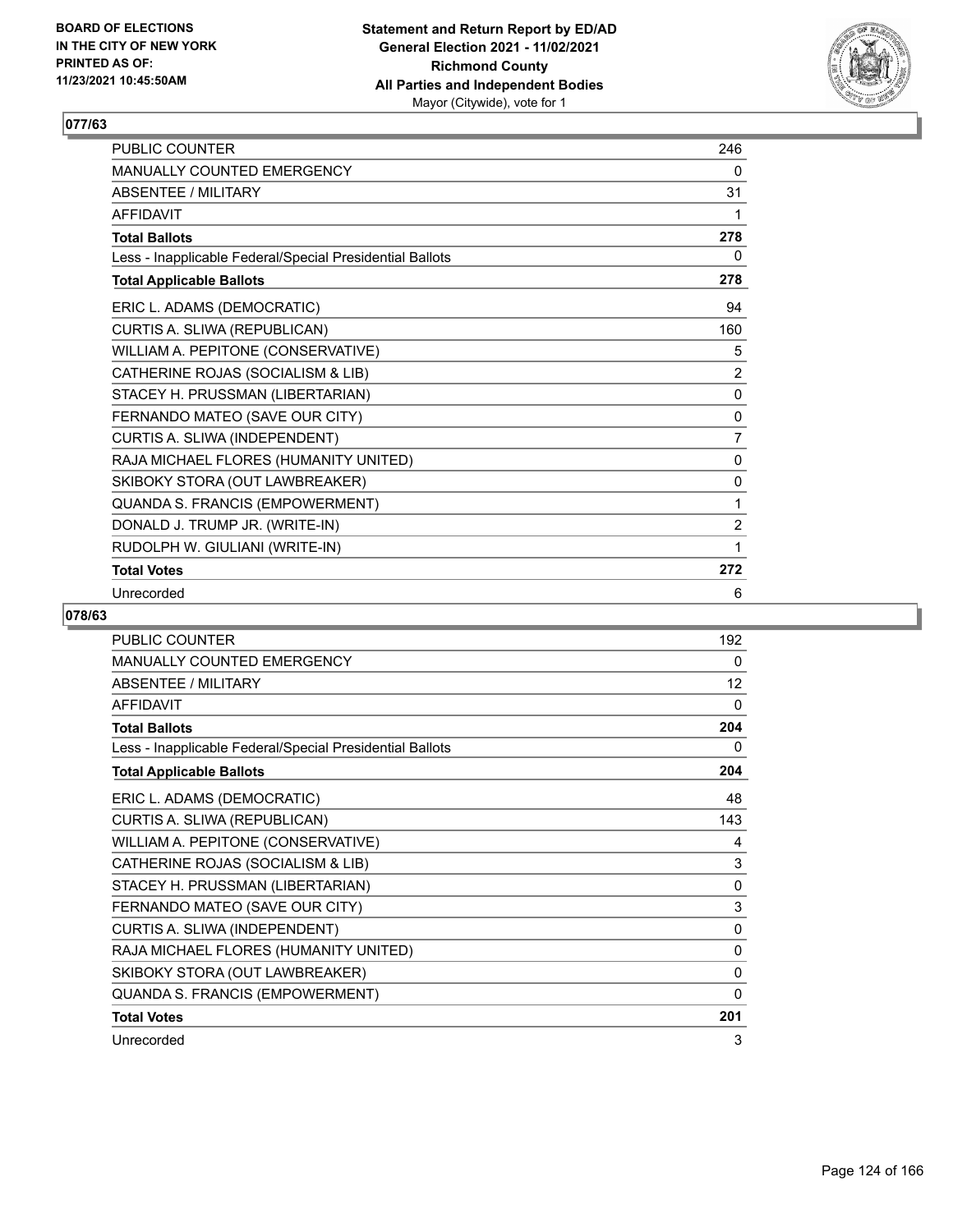BOARD OF ELECTIONS
IN THE CITY OF NEW YORK
PRINTED AS OF:
11/23/2021 10:45:50AM

**Statement and Return Report by ED/AD**
**General Election 2021 - 11/02/2021**
**Richmond County**
**All Parties and Independent Bodies**
Mayor (Citywide), vote for 1

## 077/63

| | |
|---|---|
| PUBLIC COUNTER | 246 |
| MANUALLY COUNTED EMERGENCY | 0 |
| ABSENTEE / MILITARY | 31 |
| AFFIDAVIT | 1 |
| **Total Ballots** | **278** |
| Less - Inapplicable Federal/Special Presidential Ballots | 0 |
| **Total Applicable Ballots** | **278** |
| ERIC L. ADAMS (DEMOCRATIC) | 94 |
| CURTIS A. SLIWA (REPUBLICAN) | 160 |
| WILLIAM A. PEPITONE (CONSERVATIVE) | 5 |
| CATHERINE ROJAS (SOCIALISM & LIB) | 2 |
| STACEY H. PRUSSMAN (LIBERTARIAN) | 0 |
| FERNANDO MATEO (SAVE OUR CITY) | 0 |
| CURTIS A. SLIWA (INDEPENDENT) | 7 |
| RAJA MICHAEL FLORES (HUMANITY UNITED) | 0 |
| SKIBOKY STORA (OUT LAWBREAKER) | 0 |
| QUANDA S. FRANCIS (EMPOWERMENT) | 1 |
| DONALD J. TRUMP JR. (WRITE-IN) | 2 |
| RUDOLPH W. GIULIANI (WRITE-IN) | 1 |
| **Total Votes** | **272** |
| Unrecorded | 6 |

## 078/63

| | |
|---|---|
| PUBLIC COUNTER | 192 |
| MANUALLY COUNTED EMERGENCY | 0 |
| ABSENTEE / MILITARY | 12 |
| AFFIDAVIT | 0 |
| **Total Ballots** | **204** |
| Less - Inapplicable Federal/Special Presidential Ballots | 0 |
| **Total Applicable Ballots** | **204** |
| ERIC L. ADAMS (DEMOCRATIC) | 48 |
| CURTIS A. SLIWA (REPUBLICAN) | 143 |
| WILLIAM A. PEPITONE (CONSERVATIVE) | 4 |
| CATHERINE ROJAS (SOCIALISM & LIB) | 3 |
| STACEY H. PRUSSMAN (LIBERTARIAN) | 0 |
| FERNANDO MATEO (SAVE OUR CITY) | 3 |
| CURTIS A. SLIWA (INDEPENDENT) | 0 |
| RAJA MICHAEL FLORES (HUMANITY UNITED) | 0 |
| SKIBOKY STORA (OUT LAWBREAKER) | 0 |
| QUANDA S. FRANCIS (EMPOWERMENT) | 0 |
| **Total Votes** | **201** |
| Unrecorded | 3 |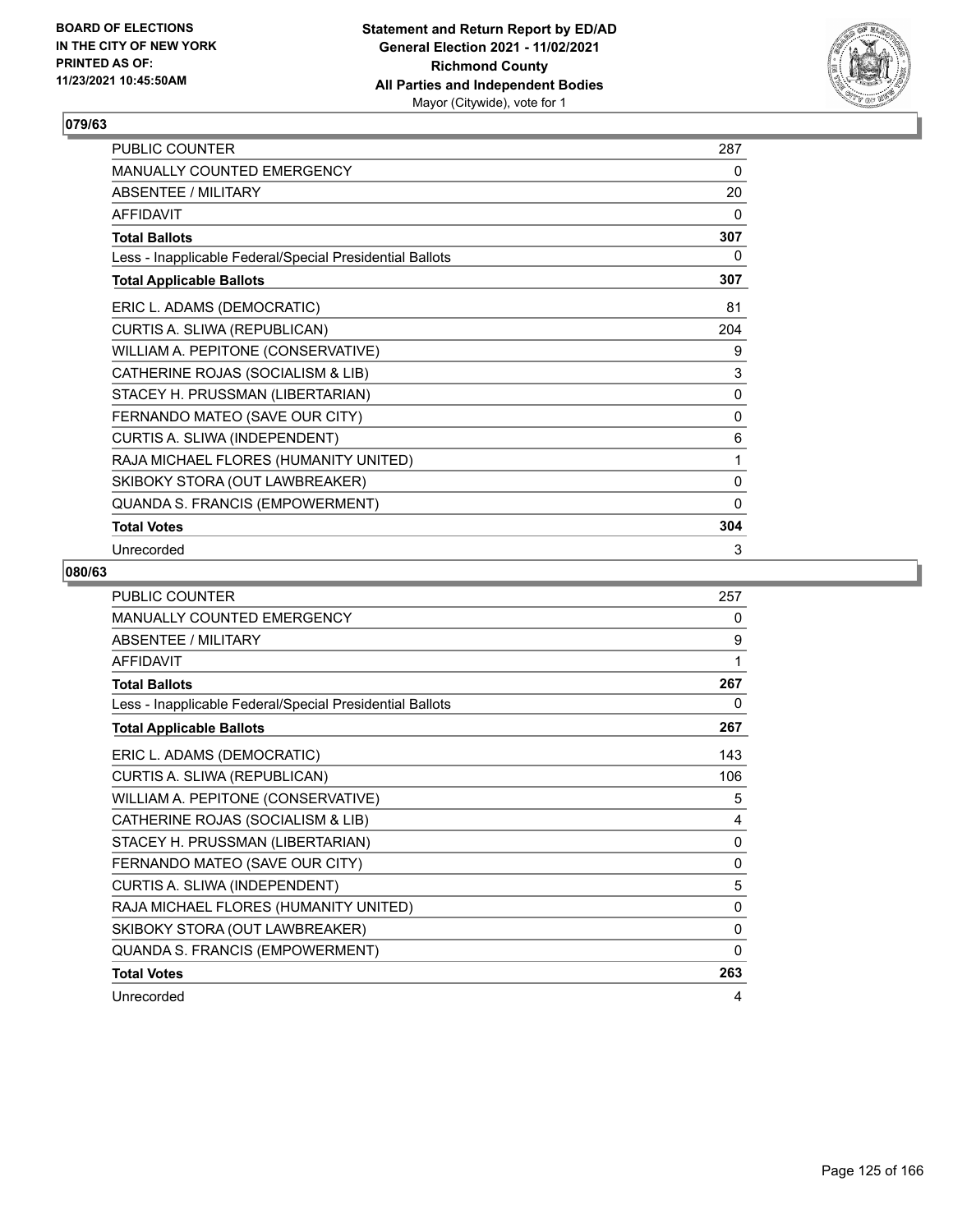### 079/63

| | |
|---|---|
| PUBLIC COUNTER | 287 |
| MANUALLY COUNTED EMERGENCY | 0 |
| ABSENTEE / MILITARY | 20 |
| AFFIDAVIT | 0 |
| **Total Ballots** | **307** |
| Less - Inapplicable Federal/Special Presidential Ballots | 0 |
| **Total Applicable Ballots** | **307** |
| ERIC L. ADAMS (DEMOCRATIC) | 81 |
| CURTIS A. SLIWA (REPUBLICAN) | 204 |
| WILLIAM A. PEPITONE (CONSERVATIVE) | 9 |
| CATHERINE ROJAS (SOCIALISM & LIB) | 3 |
| STACEY H. PRUSSMAN (LIBERTARIAN) | 0 |
| FERNANDO MATEO (SAVE OUR CITY) | 0 |
| CURTIS A. SLIWA (INDEPENDENT) | 6 |
| RAJA MICHAEL FLORES (HUMANITY UNITED) | 1 |
| SKIBOKY STORA (OUT LAWBREAKER) | 0 |
| QUANDA S. FRANCIS (EMPOWERMENT) | 0 |
| **Total Votes** | **304** |
| Unrecorded | 3 |

### 080/63

| | |
|---|---|
| PUBLIC COUNTER | 257 |
| MANUALLY COUNTED EMERGENCY | 0 |
| ABSENTEE / MILITARY | 9 |
| AFFIDAVIT | 1 |
| **Total Ballots** | **267** |
| Less - Inapplicable Federal/Special Presidential Ballots | 0 |
| **Total Applicable Ballots** | **267** |
| ERIC L. ADAMS (DEMOCRATIC) | 143 |
| CURTIS A. SLIWA (REPUBLICAN) | 106 |
| WILLIAM A. PEPITONE (CONSERVATIVE) | 5 |
| CATHERINE ROJAS (SOCIALISM & LIB) | 4 |
| STACEY H. PRUSSMAN (LIBERTARIAN) | 0 |
| FERNANDO MATEO (SAVE OUR CITY) | 0 |
| CURTIS A. SLIWA (INDEPENDENT) | 5 |
| RAJA MICHAEL FLORES (HUMANITY UNITED) | 0 |
| SKIBOKY STORA (OUT LAWBREAKER) | 0 |
| QUANDA S. FRANCIS (EMPOWERMENT) | 0 |
| **Total Votes** | **263** |
| Unrecorded | 4 |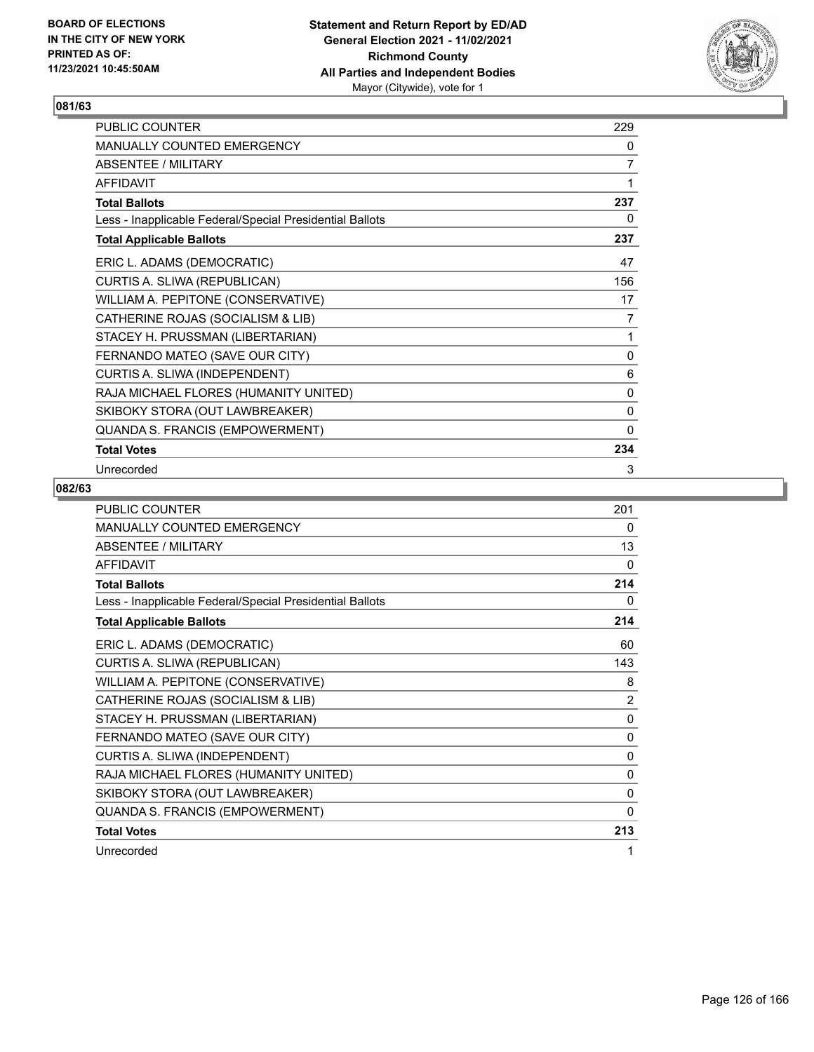**Statement and Return Report by ED/AD**
**General Election 2021 - 11/02/2021**
**Richmond County**
**All Parties and Independent Bodies**
Mayor (Citywide), vote for 1

BOARD OF ELECTIONS
IN THE CITY OF NEW YORK
PRINTED AS OF:
11/23/2021 10:45:50AM

## 081/63

| | |
|---|---|
| PUBLIC COUNTER | 229 |
| MANUALLY COUNTED EMERGENCY | 0 |
| ABSENTEE / MILITARY | 7 |
| AFFIDAVIT | 1 |
| **Total Ballots** | **237** |
| Less - Inapplicable Federal/Special Presidential Ballots | 0 |
| **Total Applicable Ballots** | **237** |
| ERIC L. ADAMS (DEMOCRATIC) | 47 |
| CURTIS A. SLIWA (REPUBLICAN) | 156 |
| WILLIAM A. PEPITONE (CONSERVATIVE) | 17 |
| CATHERINE ROJAS (SOCIALISM & LIB) | 7 |
| STACEY H. PRUSSMAN (LIBERTARIAN) | 1 |
| FERNANDO MATEO (SAVE OUR CITY) | 0 |
| CURTIS A. SLIWA (INDEPENDENT) | 6 |
| RAJA MICHAEL FLORES (HUMANITY UNITED) | 0 |
| SKIBOKY STORA (OUT LAWBREAKER) | 0 |
| QUANDA S. FRANCIS (EMPOWERMENT) | 0 |
| **Total Votes** | **234** |
| Unrecorded | 3 |

## 082/63

| | |
|---|---|
| PUBLIC COUNTER | 201 |
| MANUALLY COUNTED EMERGENCY | 0 |
| ABSENTEE / MILITARY | 13 |
| AFFIDAVIT | 0 |
| **Total Ballots** | **214** |
| Less - Inapplicable Federal/Special Presidential Ballots | 0 |
| **Total Applicable Ballots** | **214** |
| ERIC L. ADAMS (DEMOCRATIC) | 60 |
| CURTIS A. SLIWA (REPUBLICAN) | 143 |
| WILLIAM A. PEPITONE (CONSERVATIVE) | 8 |
| CATHERINE ROJAS (SOCIALISM & LIB) | 2 |
| STACEY H. PRUSSMAN (LIBERTARIAN) | 0 |
| FERNANDO MATEO (SAVE OUR CITY) | 0 |
| CURTIS A. SLIWA (INDEPENDENT) | 0 |
| RAJA MICHAEL FLORES (HUMANITY UNITED) | 0 |
| SKIBOKY STORA (OUT LAWBREAKER) | 0 |
| QUANDA S. FRANCIS (EMPOWERMENT) | 0 |
| **Total Votes** | **213** |
| Unrecorded | 1 |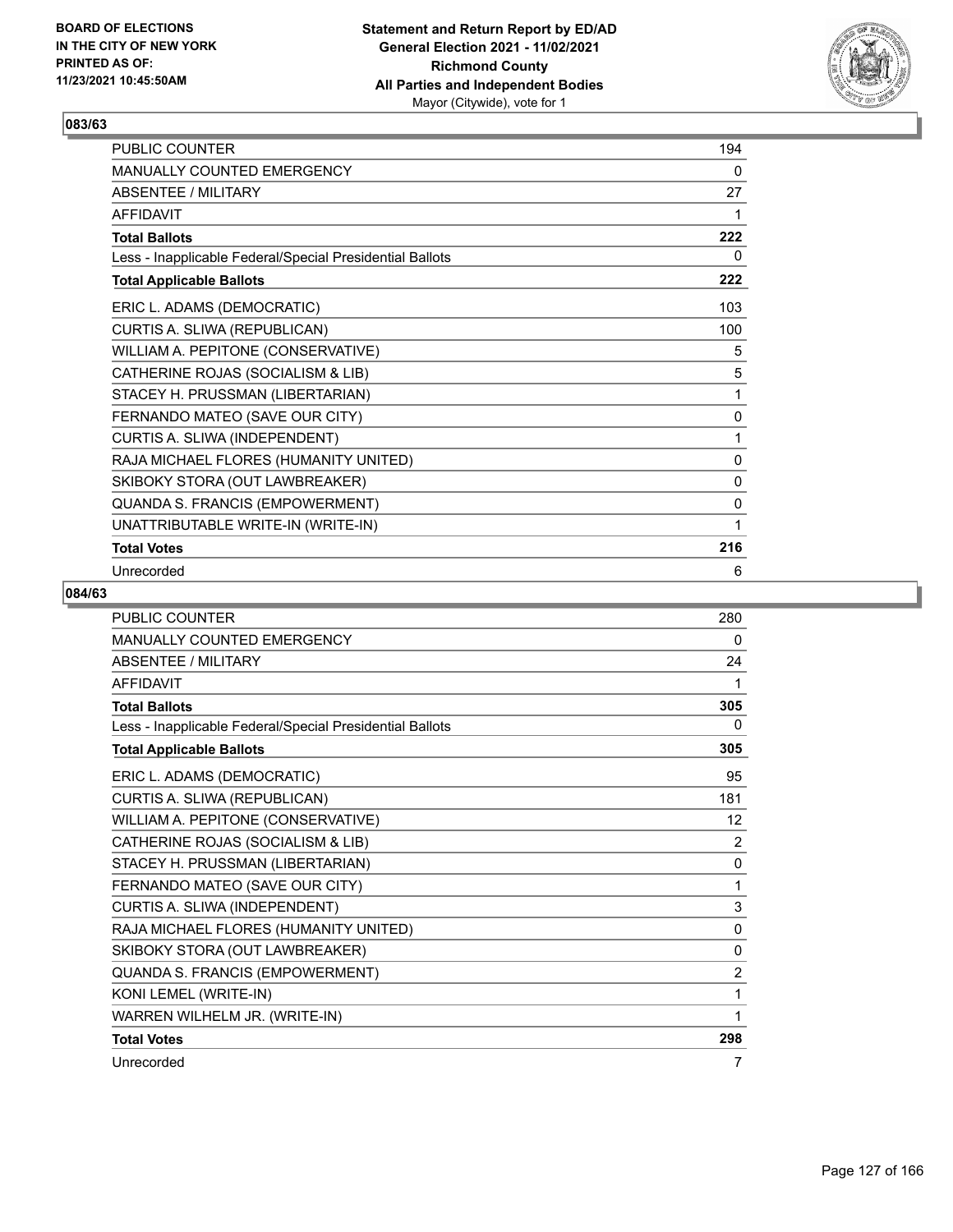**083/63**

| | |
|---|---|
| PUBLIC COUNTER | 194 |
| MANUALLY COUNTED EMERGENCY | 0 |
| ABSENTEE / MILITARY | 27 |
| AFFIDAVIT | 1 |
| **Total Ballots** | **222** |
| Less - Inapplicable Federal/Special Presidential Ballots | 0 |
| **Total Applicable Ballots** | **222** |
| ERIC L. ADAMS (DEMOCRATIC) | 103 |
| CURTIS A. SLIWA (REPUBLICAN) | 100 |
| WILLIAM A. PEPITONE (CONSERVATIVE) | 5 |
| CATHERINE ROJAS (SOCIALISM & LIB) | 5 |
| STACEY H. PRUSSMAN (LIBERTARIAN) | 1 |
| FERNANDO MATEO (SAVE OUR CITY) | 0 |
| CURTIS A. SLIWA (INDEPENDENT) | 1 |
| RAJA MICHAEL FLORES (HUMANITY UNITED) | 0 |
| SKIBOKY STORA (OUT LAWBREAKER) | 0 |
| QUANDA S. FRANCIS (EMPOWERMENT) | 0 |
| UNATTRIBUTABLE WRITE-IN (WRITE-IN) | 1 |
| **Total Votes** | **216** |
| Unrecorded | 6 |

**084/63**

| | |
|---|---|
| PUBLIC COUNTER | 280 |
| MANUALLY COUNTED EMERGENCY | 0 |
| ABSENTEE / MILITARY | 24 |
| AFFIDAVIT | 1 |
| **Total Ballots** | **305** |
| Less - Inapplicable Federal/Special Presidential Ballots | 0 |
| **Total Applicable Ballots** | **305** |
| ERIC L. ADAMS (DEMOCRATIC) | 95 |
| CURTIS A. SLIWA (REPUBLICAN) | 181 |
| WILLIAM A. PEPITONE (CONSERVATIVE) | 12 |
| CATHERINE ROJAS (SOCIALISM & LIB) | 2 |
| STACEY H. PRUSSMAN (LIBERTARIAN) | 0 |
| FERNANDO MATEO (SAVE OUR CITY) | 1 |
| CURTIS A. SLIWA (INDEPENDENT) | 3 |
| RAJA MICHAEL FLORES (HUMANITY UNITED) | 0 |
| SKIBOKY STORA (OUT LAWBREAKER) | 0 |
| QUANDA S. FRANCIS (EMPOWERMENT) | 2 |
| KONI LEMEL (WRITE-IN) | 1 |
| WARREN WILHELM JR. (WRITE-IN) | 1 |
| **Total Votes** | **298** |
| Unrecorded | 7 |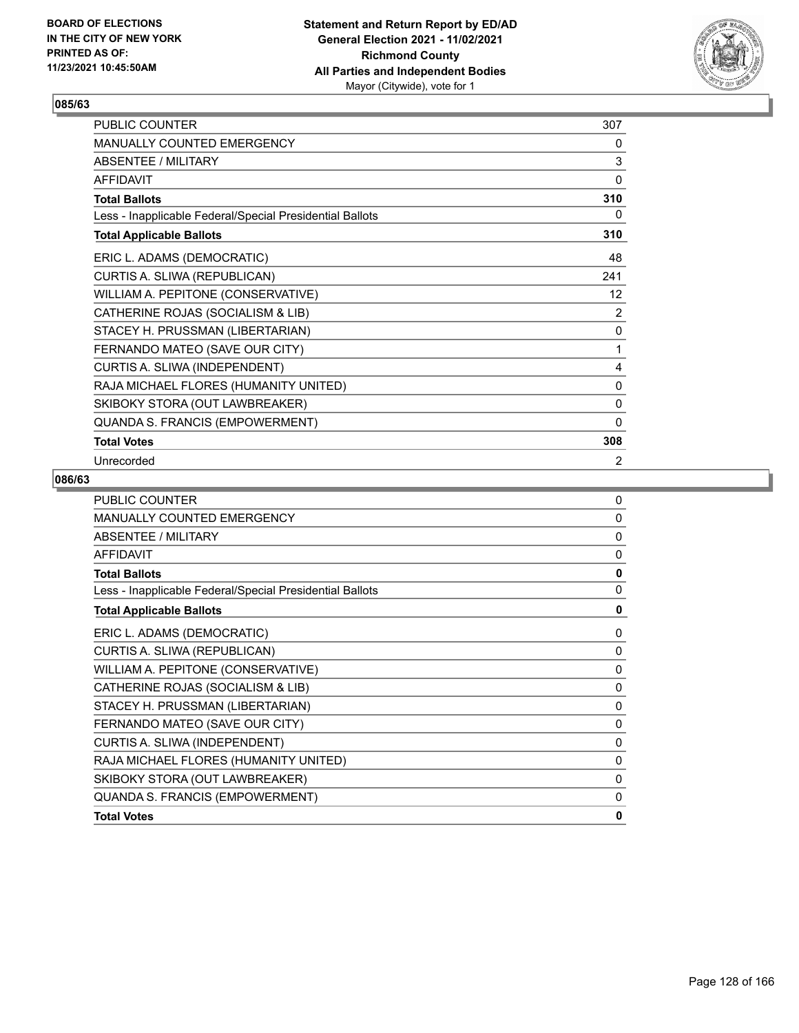## 085/63

| | |
|---|---|
| PUBLIC COUNTER | 307 |
| MANUALLY COUNTED EMERGENCY | 0 |
| ABSENTEE / MILITARY | 3 |
| AFFIDAVIT | 0 |
| **Total Ballots** | **310** |
| Less - Inapplicable Federal/Special Presidential Ballots | 0 |
| **Total Applicable Ballots** | **310** |
| ERIC L. ADAMS (DEMOCRATIC) | 48 |
| CURTIS A. SLIWA (REPUBLICAN) | 241 |
| WILLIAM A. PEPITONE (CONSERVATIVE) | 12 |
| CATHERINE ROJAS (SOCIALISM & LIB) | 2 |
| STACEY H. PRUSSMAN (LIBERTARIAN) | 0 |
| FERNANDO MATEO (SAVE OUR CITY) | 1 |
| CURTIS A. SLIWA (INDEPENDENT) | 4 |
| RAJA MICHAEL FLORES (HUMANITY UNITED) | 0 |
| SKIBOKY STORA (OUT LAWBREAKER) | 0 |
| QUANDA S. FRANCIS (EMPOWERMENT) | 0 |
| **Total Votes** | **308** |
| Unrecorded | 2 |

## 086/63

| | |
|---|---|
| PUBLIC COUNTER | 0 |
| MANUALLY COUNTED EMERGENCY | 0 |
| ABSENTEE / MILITARY | 0 |
| AFFIDAVIT | 0 |
| **Total Ballots** | **0** |
| Less - Inapplicable Federal/Special Presidential Ballots | 0 |
| **Total Applicable Ballots** | **0** |
| ERIC L. ADAMS (DEMOCRATIC) | 0 |
| CURTIS A. SLIWA (REPUBLICAN) | 0 |
| WILLIAM A. PEPITONE (CONSERVATIVE) | 0 |
| CATHERINE ROJAS (SOCIALISM & LIB) | 0 |
| STACEY H. PRUSSMAN (LIBERTARIAN) | 0 |
| FERNANDO MATEO (SAVE OUR CITY) | 0 |
| CURTIS A. SLIWA (INDEPENDENT) | 0 |
| RAJA MICHAEL FLORES (HUMANITY UNITED) | 0 |
| SKIBOKY STORA (OUT LAWBREAKER) | 0 |
| QUANDA S. FRANCIS (EMPOWERMENT) | 0 |
| **Total Votes** | **0** |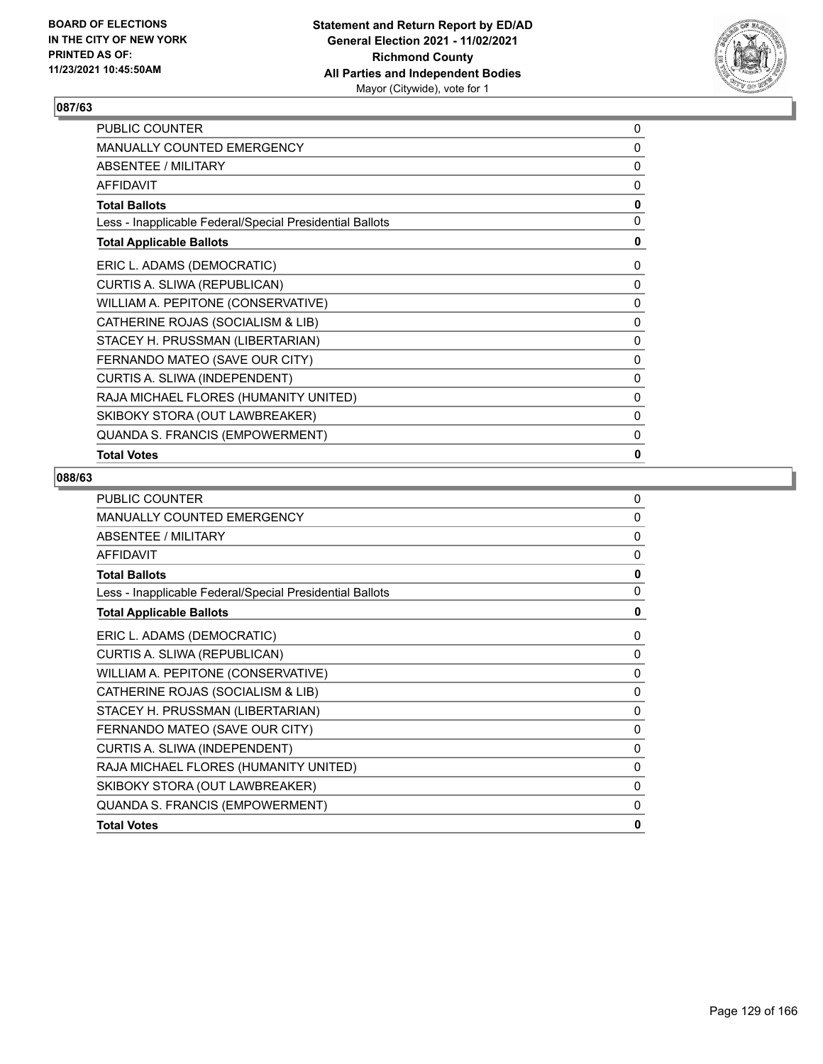## 087/63

| | |
|---|---|
| PUBLIC COUNTER | 0 |
| MANUALLY COUNTED EMERGENCY | 0 |
| ABSENTEE / MILITARY | 0 |
| AFFIDAVIT | 0 |
| **Total Ballots** | **0** |
| Less - Inapplicable Federal/Special Presidential Ballots | 0 |
| **Total Applicable Ballots** | **0** |
| ERIC L. ADAMS (DEMOCRATIC) | 0 |
| CURTIS A. SLIWA (REPUBLICAN) | 0 |
| WILLIAM A. PEPITONE (CONSERVATIVE) | 0 |
| CATHERINE ROJAS (SOCIALISM & LIB) | 0 |
| STACEY H. PRUSSMAN (LIBERTARIAN) | 0 |
| FERNANDO MATEO (SAVE OUR CITY) | 0 |
| CURTIS A. SLIWA (INDEPENDENT) | 0 |
| RAJA MICHAEL FLORES (HUMANITY UNITED) | 0 |
| SKIBOKY STORA (OUT LAWBREAKER) | 0 |
| QUANDA S. FRANCIS (EMPOWERMENT) | 0 |
| **Total Votes** | **0** |

## 088/63

| | |
|---|---|
| PUBLIC COUNTER | 0 |
| MANUALLY COUNTED EMERGENCY | 0 |
| ABSENTEE / MILITARY | 0 |
| AFFIDAVIT | 0 |
| **Total Ballots** | **0** |
| Less - Inapplicable Federal/Special Presidential Ballots | 0 |
| **Total Applicable Ballots** | **0** |
| ERIC L. ADAMS (DEMOCRATIC) | 0 |
| CURTIS A. SLIWA (REPUBLICAN) | 0 |
| WILLIAM A. PEPITONE (CONSERVATIVE) | 0 |
| CATHERINE ROJAS (SOCIALISM & LIB) | 0 |
| STACEY H. PRUSSMAN (LIBERTARIAN) | 0 |
| FERNANDO MATEO (SAVE OUR CITY) | 0 |
| CURTIS A. SLIWA (INDEPENDENT) | 0 |
| RAJA MICHAEL FLORES (HUMANITY UNITED) | 0 |
| SKIBOKY STORA (OUT LAWBREAKER) | 0 |
| QUANDA S. FRANCIS (EMPOWERMENT) | 0 |
| **Total Votes** | **0** |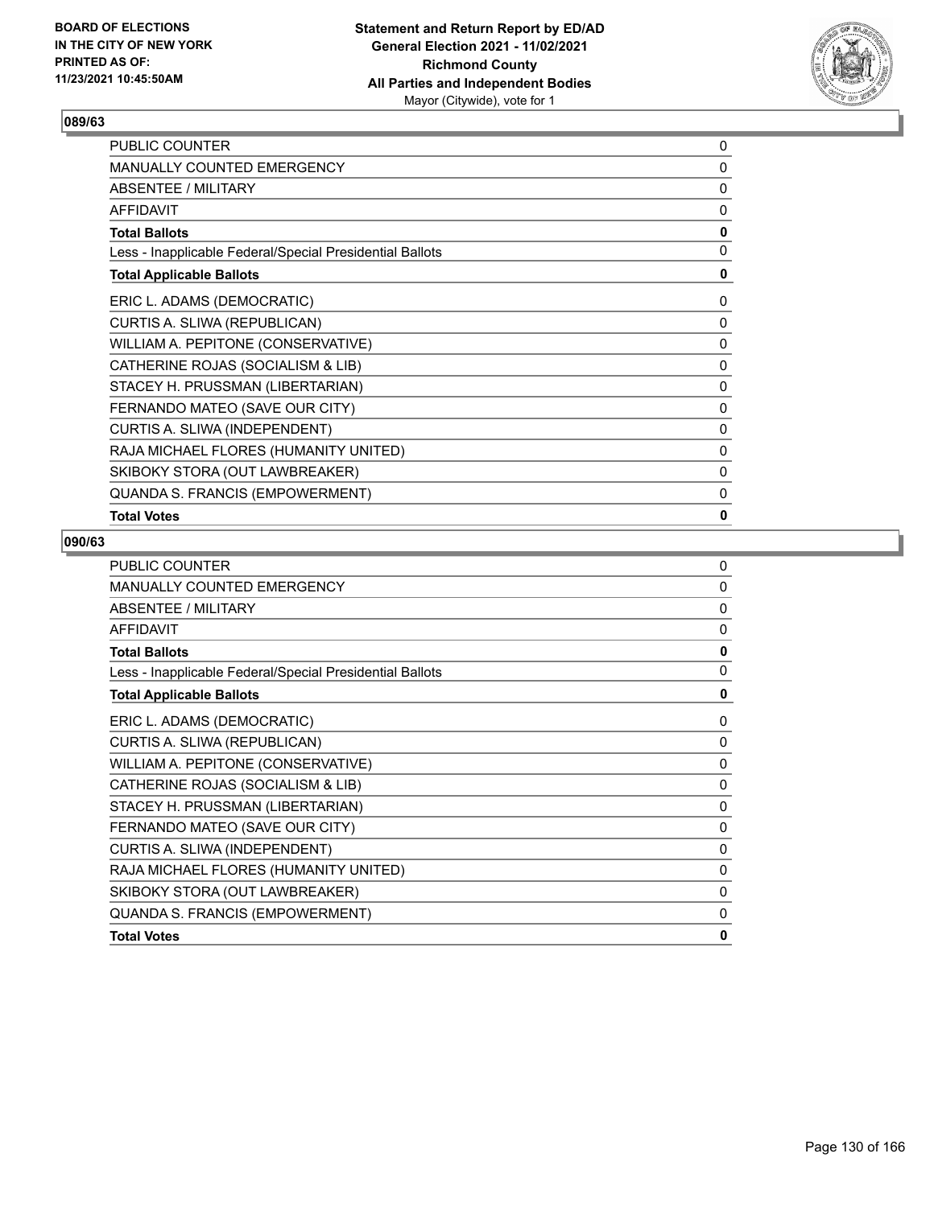## 089/63

| | |
|---|---|
| PUBLIC COUNTER | 0 |
| MANUALLY COUNTED EMERGENCY | 0 |
| ABSENTEE / MILITARY | 0 |
| AFFIDAVIT | 0 |
| **Total Ballots** | **0** |
| Less - Inapplicable Federal/Special Presidential Ballots | 0 |
| **Total Applicable Ballots** | **0** |
| ERIC L. ADAMS (DEMOCRATIC) | 0 |
| CURTIS A. SLIWA (REPUBLICAN) | 0 |
| WILLIAM A. PEPITONE (CONSERVATIVE) | 0 |
| CATHERINE ROJAS (SOCIALISM & LIB) | 0 |
| STACEY H. PRUSSMAN (LIBERTARIAN) | 0 |
| FERNANDO MATEO (SAVE OUR CITY) | 0 |
| CURTIS A. SLIWA (INDEPENDENT) | 0 |
| RAJA MICHAEL FLORES (HUMANITY UNITED) | 0 |
| SKIBOKY STORA (OUT LAWBREAKER) | 0 |
| QUANDA S. FRANCIS (EMPOWERMENT) | 0 |
| **Total Votes** | **0** |

## 090/63

| | |
|---|---|
| PUBLIC COUNTER | 0 |
| MANUALLY COUNTED EMERGENCY | 0 |
| ABSENTEE / MILITARY | 0 |
| AFFIDAVIT | 0 |
| **Total Ballots** | **0** |
| Less - Inapplicable Federal/Special Presidential Ballots | 0 |
| **Total Applicable Ballots** | **0** |
| ERIC L. ADAMS (DEMOCRATIC) | 0 |
| CURTIS A. SLIWA (REPUBLICAN) | 0 |
| WILLIAM A. PEPITONE (CONSERVATIVE) | 0 |
| CATHERINE ROJAS (SOCIALISM & LIB) | 0 |
| STACEY H. PRUSSMAN (LIBERTARIAN) | 0 |
| FERNANDO MATEO (SAVE OUR CITY) | 0 |
| CURTIS A. SLIWA (INDEPENDENT) | 0 |
| RAJA MICHAEL FLORES (HUMANITY UNITED) | 0 |
| SKIBOKY STORA (OUT LAWBREAKER) | 0 |
| QUANDA S. FRANCIS (EMPOWERMENT) | 0 |
| **Total Votes** | **0** |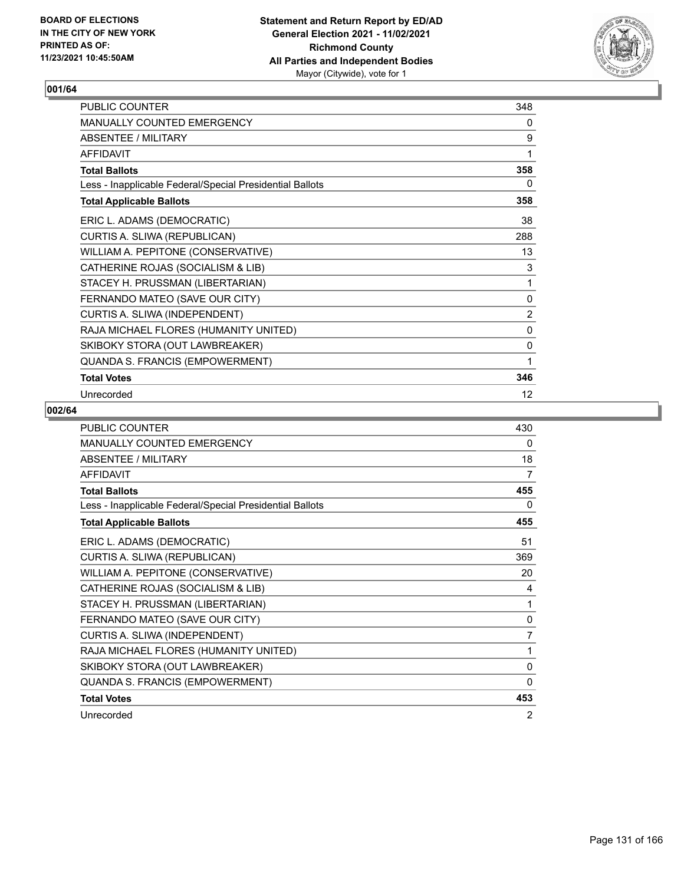## 001/64

| | |
|---|---|
| PUBLIC COUNTER | 348 |
| MANUALLY COUNTED EMERGENCY | 0 |
| ABSENTEE / MILITARY | 9 |
| AFFIDAVIT | 1 |
| **Total Ballots** | **358** |
| Less - Inapplicable Federal/Special Presidential Ballots | 0 |
| **Total Applicable Ballots** | **358** |
| ERIC L. ADAMS (DEMOCRATIC) | 38 |
| CURTIS A. SLIWA (REPUBLICAN) | 288 |
| WILLIAM A. PEPITONE (CONSERVATIVE) | 13 |
| CATHERINE ROJAS (SOCIALISM & LIB) | 3 |
| STACEY H. PRUSSMAN (LIBERTARIAN) | 1 |
| FERNANDO MATEO (SAVE OUR CITY) | 0 |
| CURTIS A. SLIWA (INDEPENDENT) | 2 |
| RAJA MICHAEL FLORES (HUMANITY UNITED) | 0 |
| SKIBOKY STORA (OUT LAWBREAKER) | 0 |
| QUANDA S. FRANCIS (EMPOWERMENT) | 1 |
| **Total Votes** | **346** |
| Unrecorded | 12 |

## 002/64

| | |
|---|---|
| PUBLIC COUNTER | 430 |
| MANUALLY COUNTED EMERGENCY | 0 |
| ABSENTEE / MILITARY | 18 |
| AFFIDAVIT | 7 |
| **Total Ballots** | **455** |
| Less - Inapplicable Federal/Special Presidential Ballots | 0 |
| **Total Applicable Ballots** | **455** |
| ERIC L. ADAMS (DEMOCRATIC) | 51 |
| CURTIS A. SLIWA (REPUBLICAN) | 369 |
| WILLIAM A. PEPITONE (CONSERVATIVE) | 20 |
| CATHERINE ROJAS (SOCIALISM & LIB) | 4 |
| STACEY H. PRUSSMAN (LIBERTARIAN) | 1 |
| FERNANDO MATEO (SAVE OUR CITY) | 0 |
| CURTIS A. SLIWA (INDEPENDENT) | 7 |
| RAJA MICHAEL FLORES (HUMANITY UNITED) | 1 |
| SKIBOKY STORA (OUT LAWBREAKER) | 0 |
| QUANDA S. FRANCIS (EMPOWERMENT) | 0 |
| **Total Votes** | **453** |
| Unrecorded | 2 |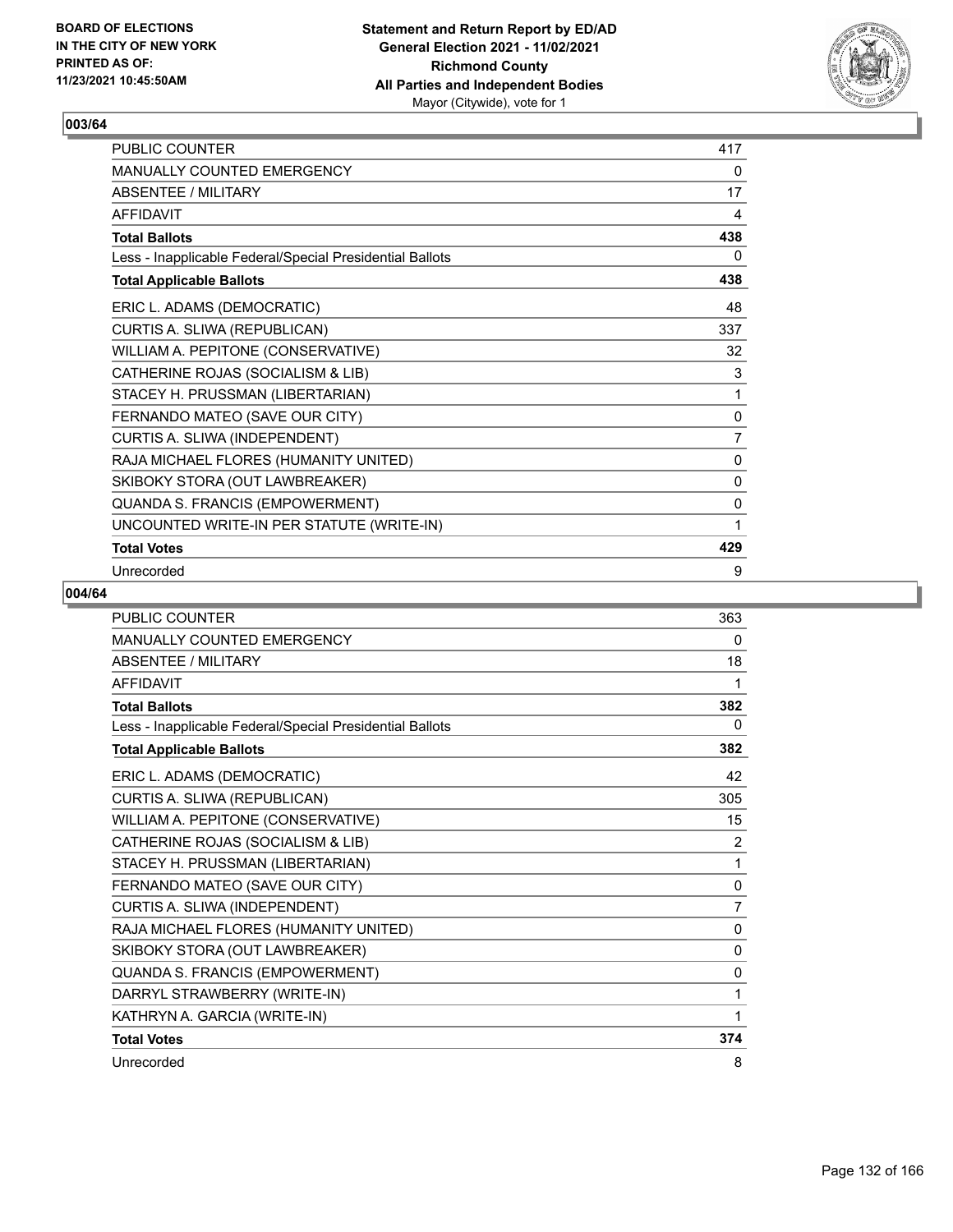**Statement and Return Report by ED/AD**
**General Election 2021 - 11/02/2021**
**Richmond County**
**All Parties and Independent Bodies**
Mayor (Citywide), vote for 1

BOARD OF ELECTIONS
IN THE CITY OF NEW YORK
PRINTED AS OF:
11/23/2021 10:45:50AM

## 003/64

| | |
|---|---|
| PUBLIC COUNTER | 417 |
| MANUALLY COUNTED EMERGENCY | 0 |
| ABSENTEE / MILITARY | 17 |
| AFFIDAVIT | 4 |
| **Total Ballots** | **438** |
| Less - Inapplicable Federal/Special Presidential Ballots | 0 |
| **Total Applicable Ballots** | **438** |
| ERIC L. ADAMS (DEMOCRATIC) | 48 |
| CURTIS A. SLIWA (REPUBLICAN) | 337 |
| WILLIAM A. PEPITONE (CONSERVATIVE) | 32 |
| CATHERINE ROJAS (SOCIALISM & LIB) | 3 |
| STACEY H. PRUSSMAN (LIBERTARIAN) | 1 |
| FERNANDO MATEO (SAVE OUR CITY) | 0 |
| CURTIS A. SLIWA (INDEPENDENT) | 7 |
| RAJA MICHAEL FLORES (HUMANITY UNITED) | 0 |
| SKIBOKY STORA (OUT LAWBREAKER) | 0 |
| QUANDA S. FRANCIS (EMPOWERMENT) | 0 |
| UNCOUNTED WRITE-IN PER STATUTE (WRITE-IN) | 1 |
| **Total Votes** | **429** |
| Unrecorded | 9 |

## 004/64

| | |
|---|---|
| PUBLIC COUNTER | 363 |
| MANUALLY COUNTED EMERGENCY | 0 |
| ABSENTEE / MILITARY | 18 |
| AFFIDAVIT | 1 |
| **Total Ballots** | **382** |
| Less - Inapplicable Federal/Special Presidential Ballots | 0 |
| **Total Applicable Ballots** | **382** |
| ERIC L. ADAMS (DEMOCRATIC) | 42 |
| CURTIS A. SLIWA (REPUBLICAN) | 305 |
| WILLIAM A. PEPITONE (CONSERVATIVE) | 15 |
| CATHERINE ROJAS (SOCIALISM & LIB) | 2 |
| STACEY H. PRUSSMAN (LIBERTARIAN) | 1 |
| FERNANDO MATEO (SAVE OUR CITY) | 0 |
| CURTIS A. SLIWA (INDEPENDENT) | 7 |
| RAJA MICHAEL FLORES (HUMANITY UNITED) | 0 |
| SKIBOKY STORA (OUT LAWBREAKER) | 0 |
| QUANDA S. FRANCIS (EMPOWERMENT) | 0 |
| DARRYL STRAWBERRY (WRITE-IN) | 1 |
| KATHRYN A. GARCIA (WRITE-IN) | 1 |
| **Total Votes** | **374** |
| Unrecorded | 8 |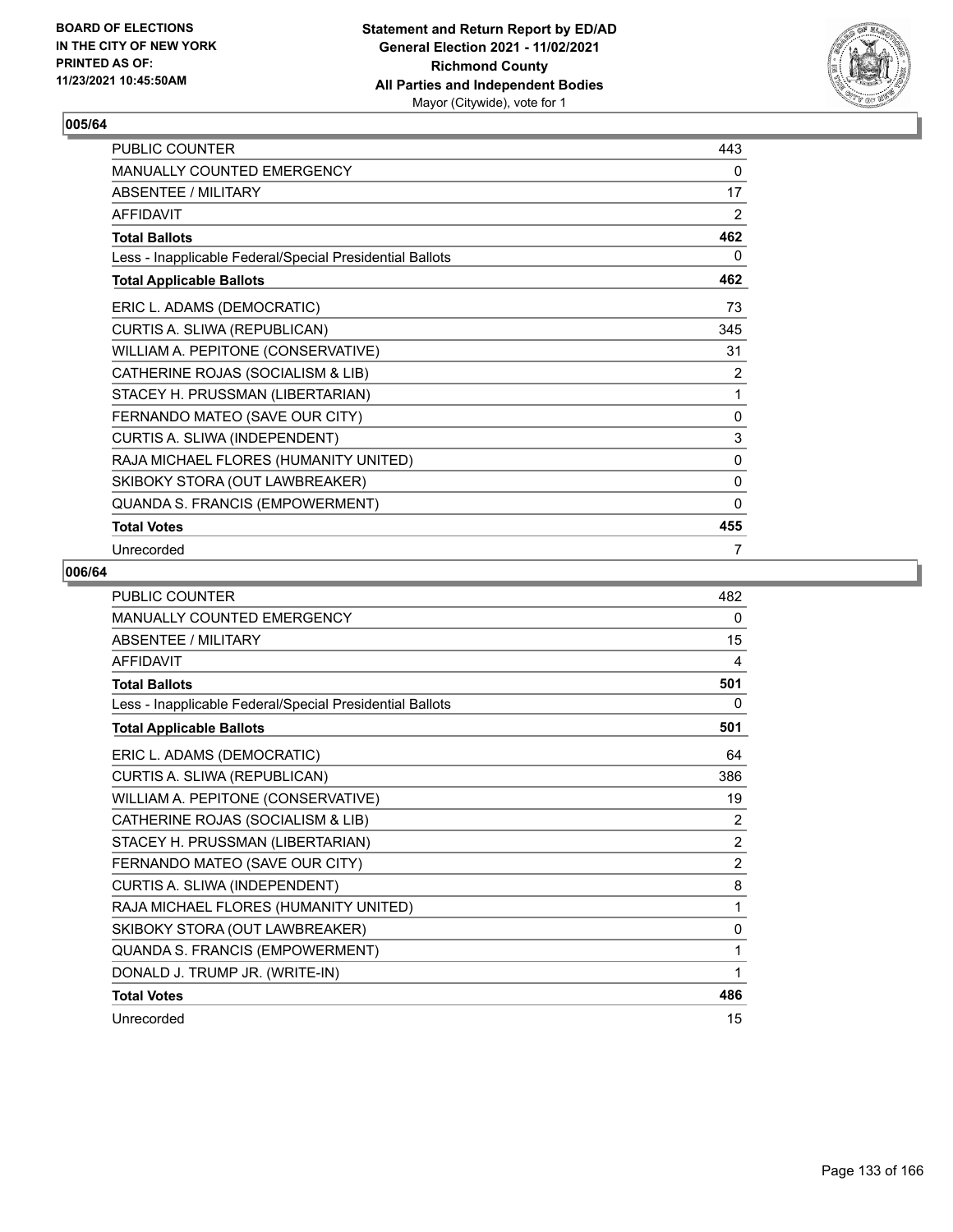**BOARD OF ELECTIONS IN THE CITY OF NEW YORK PRINTED AS OF: 11/23/2021 10:45:50AM**

**Statement and Return Report by ED/AD General Election 2021 - 11/02/2021 Richmond County All Parties and Independent Bodies** Mayor (Citywide), vote for 1

## 005/64

| | |
|---|---|
| PUBLIC COUNTER | 443 |
| MANUALLY COUNTED EMERGENCY | 0 |
| ABSENTEE / MILITARY | 17 |
| AFFIDAVIT | 2 |
| **Total Ballots** | **462** |
| Less - Inapplicable Federal/Special Presidential Ballots | 0 |
| **Total Applicable Ballots** | **462** |
| ERIC L. ADAMS (DEMOCRATIC) | 73 |
| CURTIS A. SLIWA (REPUBLICAN) | 345 |
| WILLIAM A. PEPITONE (CONSERVATIVE) | 31 |
| CATHERINE ROJAS (SOCIALISM & LIB) | 2 |
| STACEY H. PRUSSMAN (LIBERTARIAN) | 1 |
| FERNANDO MATEO (SAVE OUR CITY) | 0 |
| CURTIS A. SLIWA (INDEPENDENT) | 3 |
| RAJA MICHAEL FLORES (HUMANITY UNITED) | 0 |
| SKIBOKY STORA (OUT LAWBREAKER) | 0 |
| QUANDA S. FRANCIS (EMPOWERMENT) | 0 |
| **Total Votes** | **455** |
| Unrecorded | 7 |

## 006/64

| | |
|---|---|
| PUBLIC COUNTER | 482 |
| MANUALLY COUNTED EMERGENCY | 0 |
| ABSENTEE / MILITARY | 15 |
| AFFIDAVIT | 4 |
| **Total Ballots** | **501** |
| Less - Inapplicable Federal/Special Presidential Ballots | 0 |
| **Total Applicable Ballots** | **501** |
| ERIC L. ADAMS (DEMOCRATIC) | 64 |
| CURTIS A. SLIWA (REPUBLICAN) | 386 |
| WILLIAM A. PEPITONE (CONSERVATIVE) | 19 |
| CATHERINE ROJAS (SOCIALISM & LIB) | 2 |
| STACEY H. PRUSSMAN (LIBERTARIAN) | 2 |
| FERNANDO MATEO (SAVE OUR CITY) | 2 |
| CURTIS A. SLIWA (INDEPENDENT) | 8 |
| RAJA MICHAEL FLORES (HUMANITY UNITED) | 1 |
| SKIBOKY STORA (OUT LAWBREAKER) | 0 |
| QUANDA S. FRANCIS (EMPOWERMENT) | 1 |
| DONALD J. TRUMP JR. (WRITE-IN) | 1 |
| **Total Votes** | **486** |
| Unrecorded | 15 |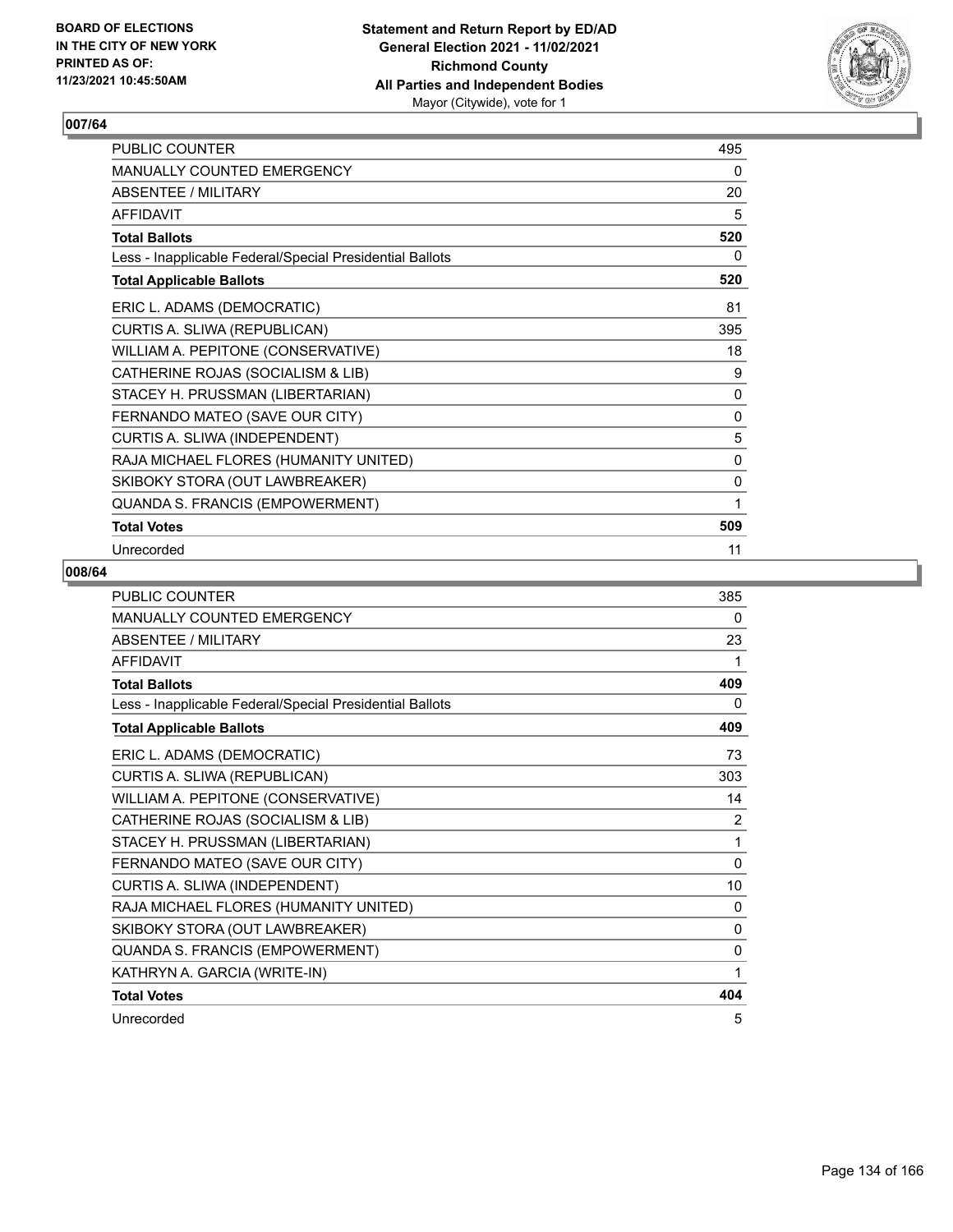## 007/64

| | |
|---|---|
| PUBLIC COUNTER | 495 |
| MANUALLY COUNTED EMERGENCY | 0 |
| ABSENTEE / MILITARY | 20 |
| AFFIDAVIT | 5 |
| **Total Ballots** | **520** |
| Less - Inapplicable Federal/Special Presidential Ballots | 0 |
| **Total Applicable Ballots** | **520** |
| ERIC L. ADAMS (DEMOCRATIC) | 81 |
| CURTIS A. SLIWA (REPUBLICAN) | 395 |
| WILLIAM A. PEPITONE (CONSERVATIVE) | 18 |
| CATHERINE ROJAS (SOCIALISM & LIB) | 9 |
| STACEY H. PRUSSMAN (LIBERTARIAN) | 0 |
| FERNANDO MATEO (SAVE OUR CITY) | 0 |
| CURTIS A. SLIWA (INDEPENDENT) | 5 |
| RAJA MICHAEL FLORES (HUMANITY UNITED) | 0 |
| SKIBOKY STORA (OUT LAWBREAKER) | 0 |
| QUANDA S. FRANCIS (EMPOWERMENT) | 1 |
| **Total Votes** | **509** |
| Unrecorded | 11 |

## 008/64

| | |
|---|---|
| PUBLIC COUNTER | 385 |
| MANUALLY COUNTED EMERGENCY | 0 |
| ABSENTEE / MILITARY | 23 |
| AFFIDAVIT | 1 |
| **Total Ballots** | **409** |
| Less - Inapplicable Federal/Special Presidential Ballots | 0 |
| **Total Applicable Ballots** | **409** |
| ERIC L. ADAMS (DEMOCRATIC) | 73 |
| CURTIS A. SLIWA (REPUBLICAN) | 303 |
| WILLIAM A. PEPITONE (CONSERVATIVE) | 14 |
| CATHERINE ROJAS (SOCIALISM & LIB) | 2 |
| STACEY H. PRUSSMAN (LIBERTARIAN) | 1 |
| FERNANDO MATEO (SAVE OUR CITY) | 0 |
| CURTIS A. SLIWA (INDEPENDENT) | 10 |
| RAJA MICHAEL FLORES (HUMANITY UNITED) | 0 |
| SKIBOKY STORA (OUT LAWBREAKER) | 0 |
| QUANDA S. FRANCIS (EMPOWERMENT) | 0 |
| KATHRYN A. GARCIA (WRITE-IN) | 1 |
| **Total Votes** | **404** |
| Unrecorded | 5 |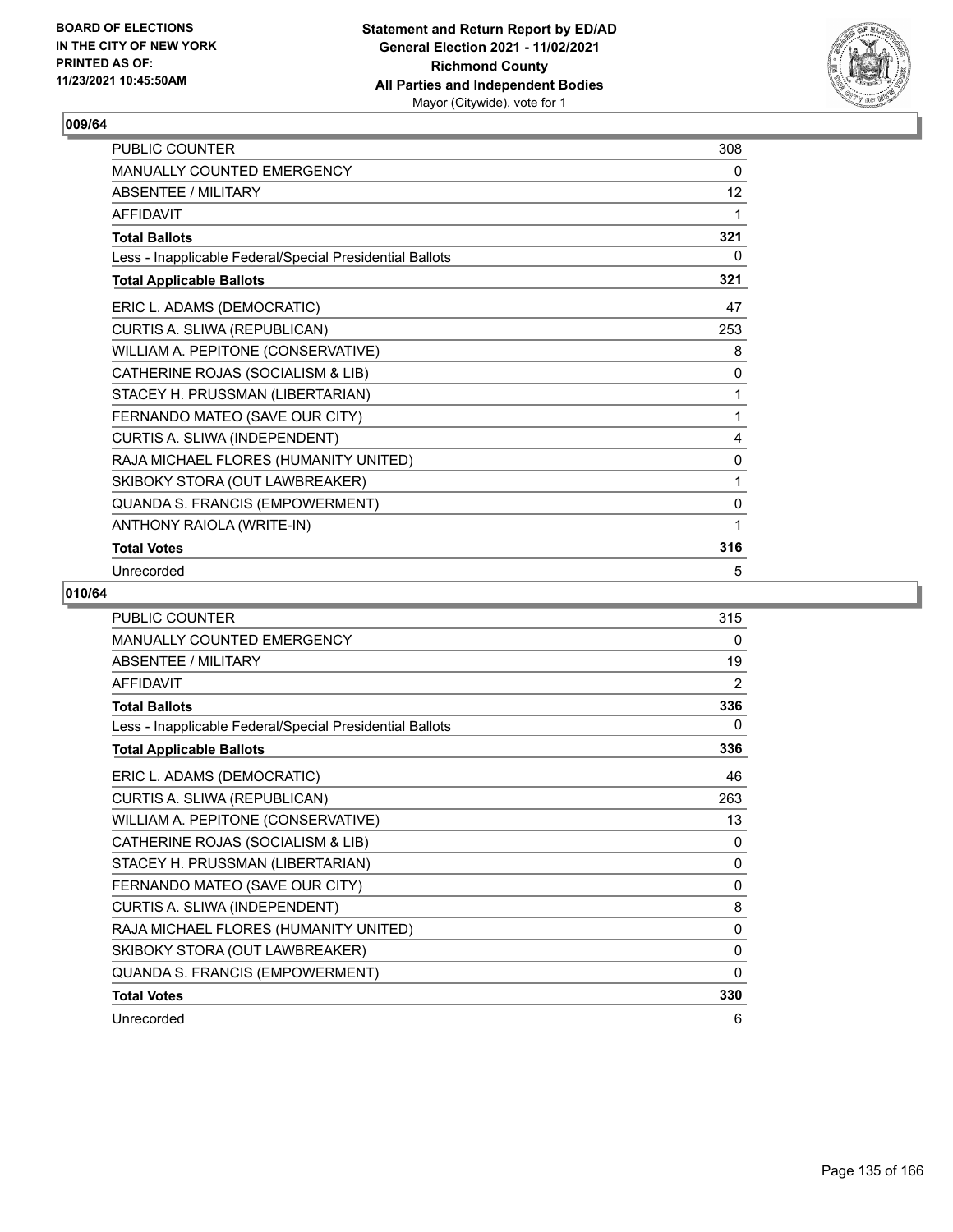## 009/64

| | |
|---|---|
| PUBLIC COUNTER | 308 |
| MANUALLY COUNTED EMERGENCY | 0 |
| ABSENTEE / MILITARY | 12 |
| AFFIDAVIT | 1 |
| **Total Ballots** | **321** |
| Less - Inapplicable Federal/Special Presidential Ballots | 0 |
| **Total Applicable Ballots** | **321** |
| ERIC L. ADAMS (DEMOCRATIC) | 47 |
| CURTIS A. SLIWA (REPUBLICAN) | 253 |
| WILLIAM A. PEPITONE (CONSERVATIVE) | 8 |
| CATHERINE ROJAS (SOCIALISM & LIB) | 0 |
| STACEY H. PRUSSMAN (LIBERTARIAN) | 1 |
| FERNANDO MATEO (SAVE OUR CITY) | 1 |
| CURTIS A. SLIWA (INDEPENDENT) | 4 |
| RAJA MICHAEL FLORES (HUMANITY UNITED) | 0 |
| SKIBOKY STORA (OUT LAWBREAKER) | 1 |
| QUANDA S. FRANCIS (EMPOWERMENT) | 0 |
| ANTHONY RAIOLA (WRITE-IN) | 1 |
| **Total Votes** | **316** |
| Unrecorded | 5 |

## 010/64

| | |
|---|---|
| PUBLIC COUNTER | 315 |
| MANUALLY COUNTED EMERGENCY | 0 |
| ABSENTEE / MILITARY | 19 |
| AFFIDAVIT | 2 |
| **Total Ballots** | **336** |
| Less - Inapplicable Federal/Special Presidential Ballots | 0 |
| **Total Applicable Ballots** | **336** |
| ERIC L. ADAMS (DEMOCRATIC) | 46 |
| CURTIS A. SLIWA (REPUBLICAN) | 263 |
| WILLIAM A. PEPITONE (CONSERVATIVE) | 13 |
| CATHERINE ROJAS (SOCIALISM & LIB) | 0 |
| STACEY H. PRUSSMAN (LIBERTARIAN) | 0 |
| FERNANDO MATEO (SAVE OUR CITY) | 0 |
| CURTIS A. SLIWA (INDEPENDENT) | 8 |
| RAJA MICHAEL FLORES (HUMANITY UNITED) | 0 |
| SKIBOKY STORA (OUT LAWBREAKER) | 0 |
| QUANDA S. FRANCIS (EMPOWERMENT) | 0 |
| **Total Votes** | **330** |
| Unrecorded | 6 |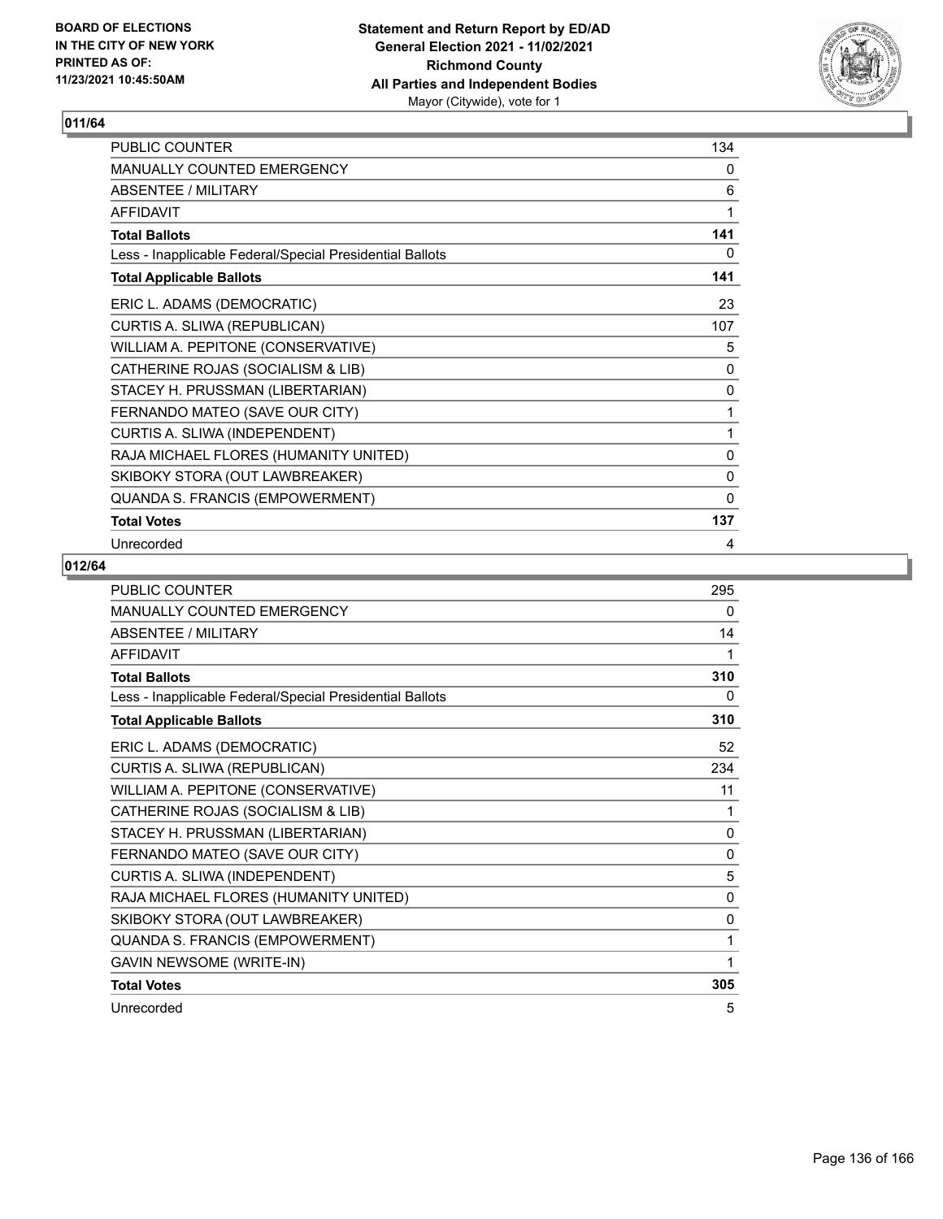## 011/64

| | |
|---|---|
| PUBLIC COUNTER | 134 |
| MANUALLY COUNTED EMERGENCY | 0 |
| ABSENTEE / MILITARY | 6 |
| AFFIDAVIT | 1 |
| **Total Ballots** | **141** |
| Less - Inapplicable Federal/Special Presidential Ballots | 0 |
| **Total Applicable Ballots** | **141** |
| ERIC L. ADAMS (DEMOCRATIC) | 23 |
| CURTIS A. SLIWA (REPUBLICAN) | 107 |
| WILLIAM A. PEPITONE (CONSERVATIVE) | 5 |
| CATHERINE ROJAS (SOCIALISM & LIB) | 0 |
| STACEY H. PRUSSMAN (LIBERTARIAN) | 0 |
| FERNANDO MATEO (SAVE OUR CITY) | 1 |
| CURTIS A. SLIWA (INDEPENDENT) | 1 |
| RAJA MICHAEL FLORES (HUMANITY UNITED) | 0 |
| SKIBOKY STORA (OUT LAWBREAKER) | 0 |
| QUANDA S. FRANCIS (EMPOWERMENT) | 0 |
| **Total Votes** | **137** |
| Unrecorded | 4 |

## 012/64

| | |
|---|---|
| PUBLIC COUNTER | 295 |
| MANUALLY COUNTED EMERGENCY | 0 |
| ABSENTEE / MILITARY | 14 |
| AFFIDAVIT | 1 |
| **Total Ballots** | **310** |
| Less - Inapplicable Federal/Special Presidential Ballots | 0 |
| **Total Applicable Ballots** | **310** |
| ERIC L. ADAMS (DEMOCRATIC) | 52 |
| CURTIS A. SLIWA (REPUBLICAN) | 234 |
| WILLIAM A. PEPITONE (CONSERVATIVE) | 11 |
| CATHERINE ROJAS (SOCIALISM & LIB) | 1 |
| STACEY H. PRUSSMAN (LIBERTARIAN) | 0 |
| FERNANDO MATEO (SAVE OUR CITY) | 0 |
| CURTIS A. SLIWA (INDEPENDENT) | 5 |
| RAJA MICHAEL FLORES (HUMANITY UNITED) | 0 |
| SKIBOKY STORA (OUT LAWBREAKER) | 0 |
| QUANDA S. FRANCIS (EMPOWERMENT) | 1 |
| GAVIN NEWSOME (WRITE-IN) | 1 |
| **Total Votes** | **305** |
| Unrecorded | 5 |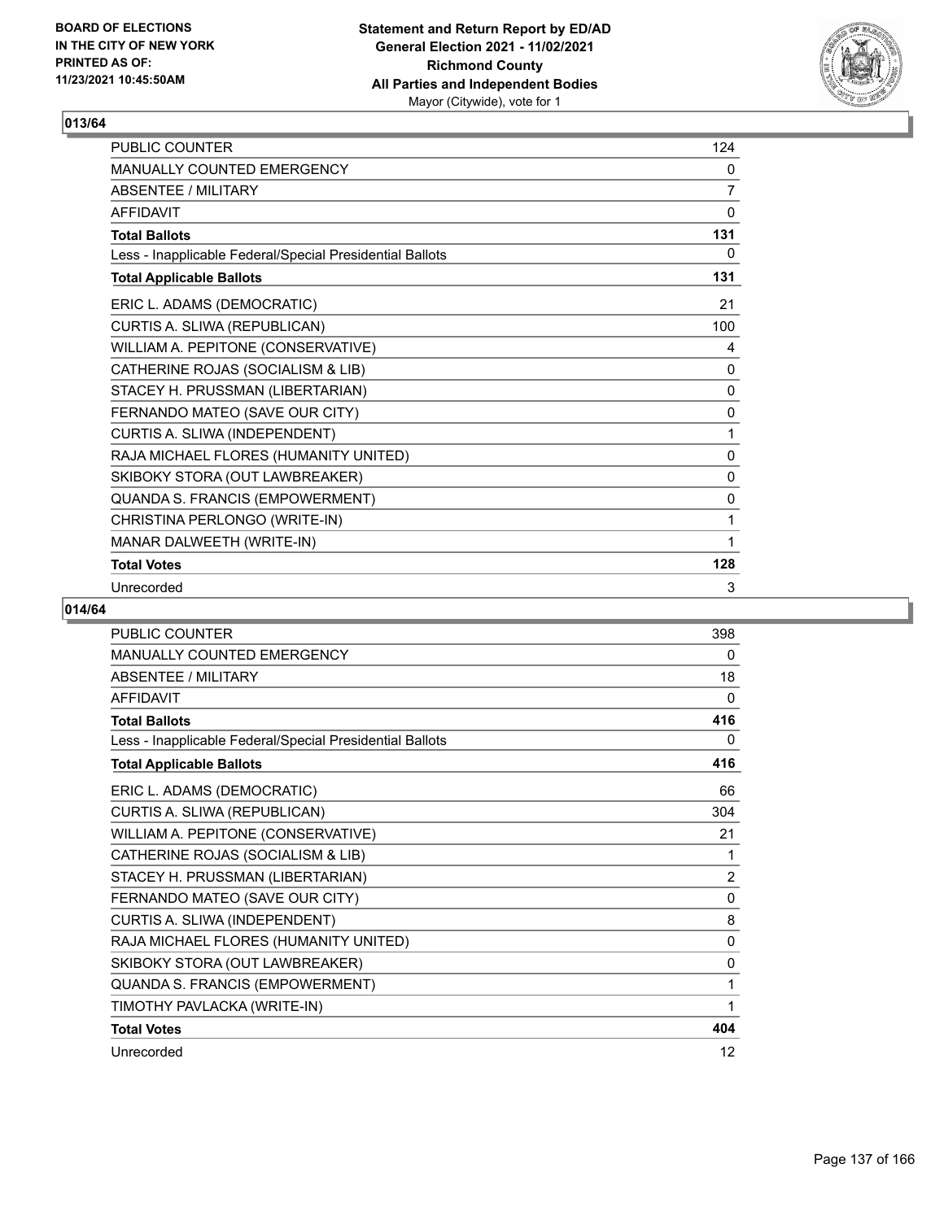## 013/64

| | |
|---|---|
| PUBLIC COUNTER | 124 |
| MANUALLY COUNTED EMERGENCY | 0 |
| ABSENTEE / MILITARY | 7 |
| AFFIDAVIT | 0 |
| **Total Ballots** | **131** |
| Less - Inapplicable Federal/Special Presidential Ballots | 0 |
| **Total Applicable Ballots** | **131** |
| ERIC L. ADAMS (DEMOCRATIC) | 21 |
| CURTIS A. SLIWA (REPUBLICAN) | 100 |
| WILLIAM A. PEPITONE (CONSERVATIVE) | 4 |
| CATHERINE ROJAS (SOCIALISM & LIB) | 0 |
| STACEY H. PRUSSMAN (LIBERTARIAN) | 0 |
| FERNANDO MATEO (SAVE OUR CITY) | 0 |
| CURTIS A. SLIWA (INDEPENDENT) | 1 |
| RAJA MICHAEL FLORES (HUMANITY UNITED) | 0 |
| SKIBOKY STORA (OUT LAWBREAKER) | 0 |
| QUANDA S. FRANCIS (EMPOWERMENT) | 0 |
| CHRISTINA PERLONGO (WRITE-IN) | 1 |
| MANAR DALWEETH (WRITE-IN) | 1 |
| **Total Votes** | **128** |
| Unrecorded | 3 |

## 014/64

| | |
|---|---|
| PUBLIC COUNTER | 398 |
| MANUALLY COUNTED EMERGENCY | 0 |
| ABSENTEE / MILITARY | 18 |
| AFFIDAVIT | 0 |
| **Total Ballots** | **416** |
| Less - Inapplicable Federal/Special Presidential Ballots | 0 |
| **Total Applicable Ballots** | **416** |
| ERIC L. ADAMS (DEMOCRATIC) | 66 |
| CURTIS A. SLIWA (REPUBLICAN) | 304 |
| WILLIAM A. PEPITONE (CONSERVATIVE) | 21 |
| CATHERINE ROJAS (SOCIALISM & LIB) | 1 |
| STACEY H. PRUSSMAN (LIBERTARIAN) | 2 |
| FERNANDO MATEO (SAVE OUR CITY) | 0 |
| CURTIS A. SLIWA (INDEPENDENT) | 8 |
| RAJA MICHAEL FLORES (HUMANITY UNITED) | 0 |
| SKIBOKY STORA (OUT LAWBREAKER) | 0 |
| QUANDA S. FRANCIS (EMPOWERMENT) | 1 |
| TIMOTHY PAVLACKA (WRITE-IN) | 1 |
| **Total Votes** | **404** |
| Unrecorded | 12 |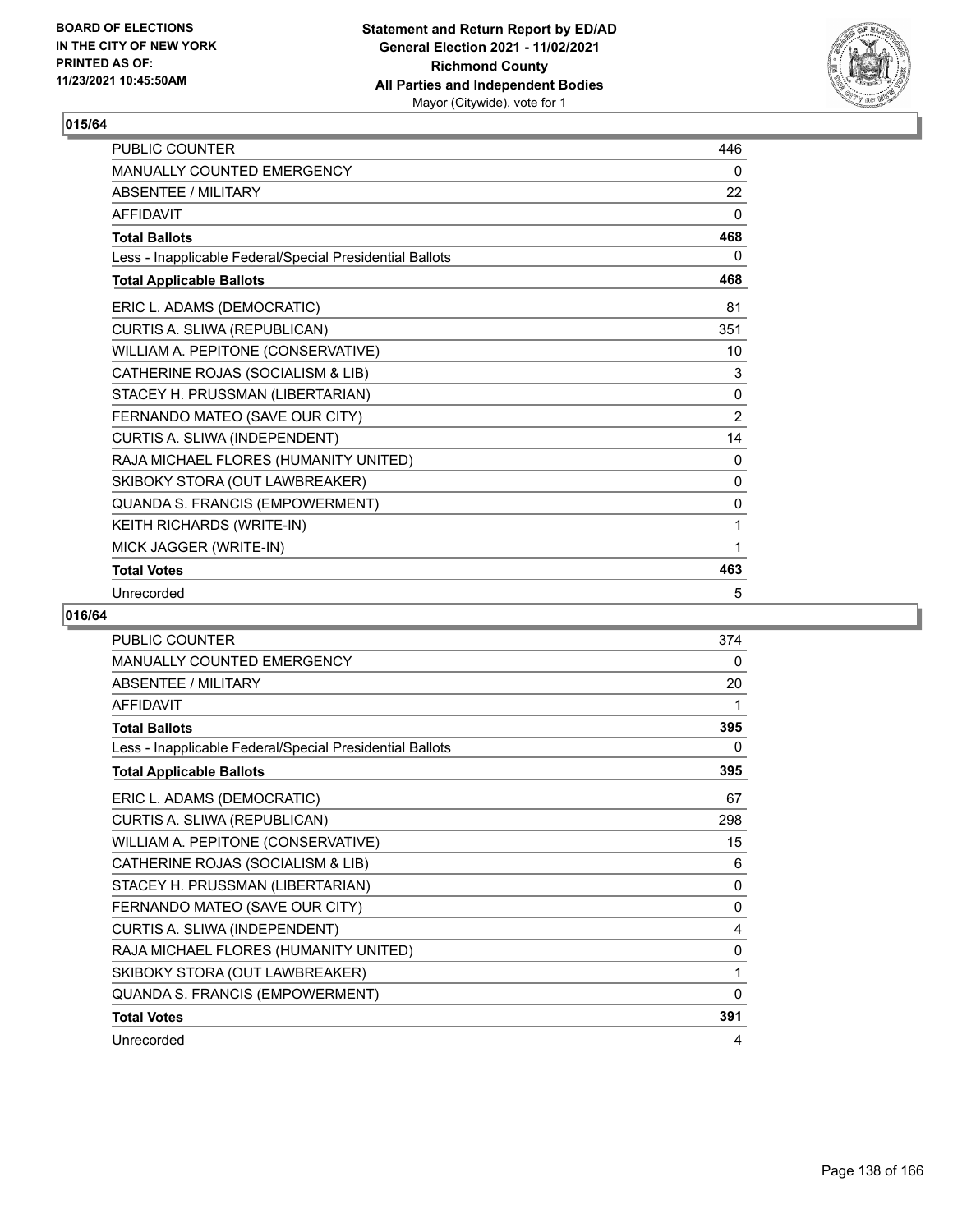## 015/64

| | |
|---|---|
| PUBLIC COUNTER | 446 |
| MANUALLY COUNTED EMERGENCY | 0 |
| ABSENTEE / MILITARY | 22 |
| AFFIDAVIT | 0 |
| **Total Ballots** | **468** |
| Less - Inapplicable Federal/Special Presidential Ballots | 0 |
| **Total Applicable Ballots** | **468** |
| ERIC L. ADAMS (DEMOCRATIC) | 81 |
| CURTIS A. SLIWA (REPUBLICAN) | 351 |
| WILLIAM A. PEPITONE (CONSERVATIVE) | 10 |
| CATHERINE ROJAS (SOCIALISM & LIB) | 3 |
| STACEY H. PRUSSMAN (LIBERTARIAN) | 0 |
| FERNANDO MATEO (SAVE OUR CITY) | 2 |
| CURTIS A. SLIWA (INDEPENDENT) | 14 |
| RAJA MICHAEL FLORES (HUMANITY UNITED) | 0 |
| SKIBOKY STORA (OUT LAWBREAKER) | 0 |
| QUANDA S. FRANCIS (EMPOWERMENT) | 0 |
| KEITH RICHARDS (WRITE-IN) | 1 |
| MICK JAGGER (WRITE-IN) | 1 |
| **Total Votes** | **463** |
| Unrecorded | 5 |

## 016/64

| | |
|---|---|
| PUBLIC COUNTER | 374 |
| MANUALLY COUNTED EMERGENCY | 0 |
| ABSENTEE / MILITARY | 20 |
| AFFIDAVIT | 1 |
| **Total Ballots** | **395** |
| Less - Inapplicable Federal/Special Presidential Ballots | 0 |
| **Total Applicable Ballots** | **395** |
| ERIC L. ADAMS (DEMOCRATIC) | 67 |
| CURTIS A. SLIWA (REPUBLICAN) | 298 |
| WILLIAM A. PEPITONE (CONSERVATIVE) | 15 |
| CATHERINE ROJAS (SOCIALISM & LIB) | 6 |
| STACEY H. PRUSSMAN (LIBERTARIAN) | 0 |
| FERNANDO MATEO (SAVE OUR CITY) | 0 |
| CURTIS A. SLIWA (INDEPENDENT) | 4 |
| RAJA MICHAEL FLORES (HUMANITY UNITED) | 0 |
| SKIBOKY STORA (OUT LAWBREAKER) | 1 |
| QUANDA S. FRANCIS (EMPOWERMENT) | 0 |
| **Total Votes** | **391** |
| Unrecorded | 4 |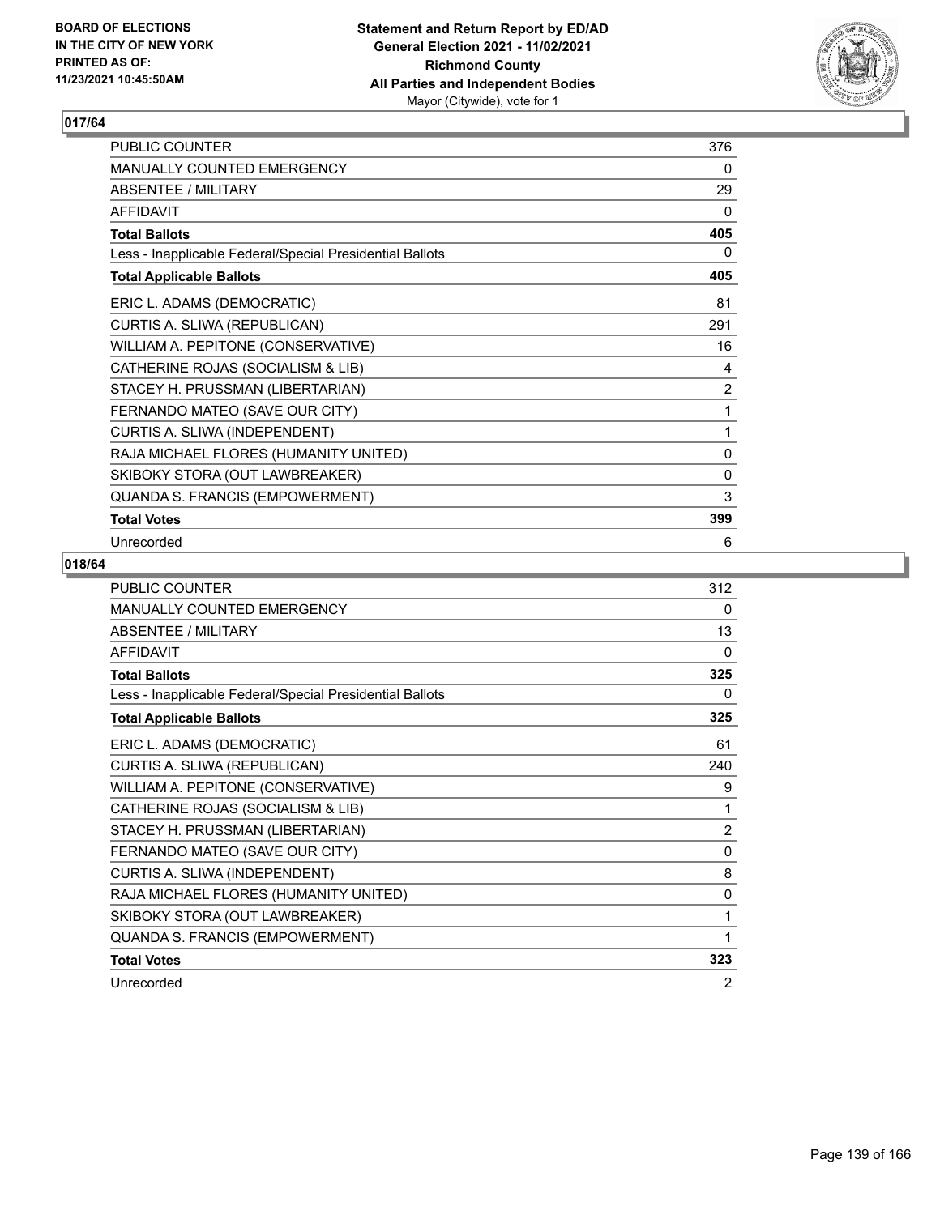## 017/64

| | |
|---|---|
| PUBLIC COUNTER | 376 |
| MANUALLY COUNTED EMERGENCY | 0 |
| ABSENTEE / MILITARY | 29 |
| AFFIDAVIT | 0 |
| **Total Ballots** | **405** |
| Less - Inapplicable Federal/Special Presidential Ballots | 0 |
| **Total Applicable Ballots** | **405** |
| ERIC L. ADAMS (DEMOCRATIC) | 81 |
| CURTIS A. SLIWA (REPUBLICAN) | 291 |
| WILLIAM A. PEPITONE (CONSERVATIVE) | 16 |
| CATHERINE ROJAS (SOCIALISM & LIB) | 4 |
| STACEY H. PRUSSMAN (LIBERTARIAN) | 2 |
| FERNANDO MATEO (SAVE OUR CITY) | 1 |
| CURTIS A. SLIWA (INDEPENDENT) | 1 |
| RAJA MICHAEL FLORES (HUMANITY UNITED) | 0 |
| SKIBOKY STORA (OUT LAWBREAKER) | 0 |
| QUANDA S. FRANCIS (EMPOWERMENT) | 3 |
| **Total Votes** | **399** |
| Unrecorded | 6 |

## 018/64

| | |
|---|---|
| PUBLIC COUNTER | 312 |
| MANUALLY COUNTED EMERGENCY | 0 |
| ABSENTEE / MILITARY | 13 |
| AFFIDAVIT | 0 |
| **Total Ballots** | **325** |
| Less - Inapplicable Federal/Special Presidential Ballots | 0 |
| **Total Applicable Ballots** | **325** |
| ERIC L. ADAMS (DEMOCRATIC) | 61 |
| CURTIS A. SLIWA (REPUBLICAN) | 240 |
| WILLIAM A. PEPITONE (CONSERVATIVE) | 9 |
| CATHERINE ROJAS (SOCIALISM & LIB) | 1 |
| STACEY H. PRUSSMAN (LIBERTARIAN) | 2 |
| FERNANDO MATEO (SAVE OUR CITY) | 0 |
| CURTIS A. SLIWA (INDEPENDENT) | 8 |
| RAJA MICHAEL FLORES (HUMANITY UNITED) | 0 |
| SKIBOKY STORA (OUT LAWBREAKER) | 1 |
| QUANDA S. FRANCIS (EMPOWERMENT) | 1 |
| **Total Votes** | **323** |
| Unrecorded | 2 |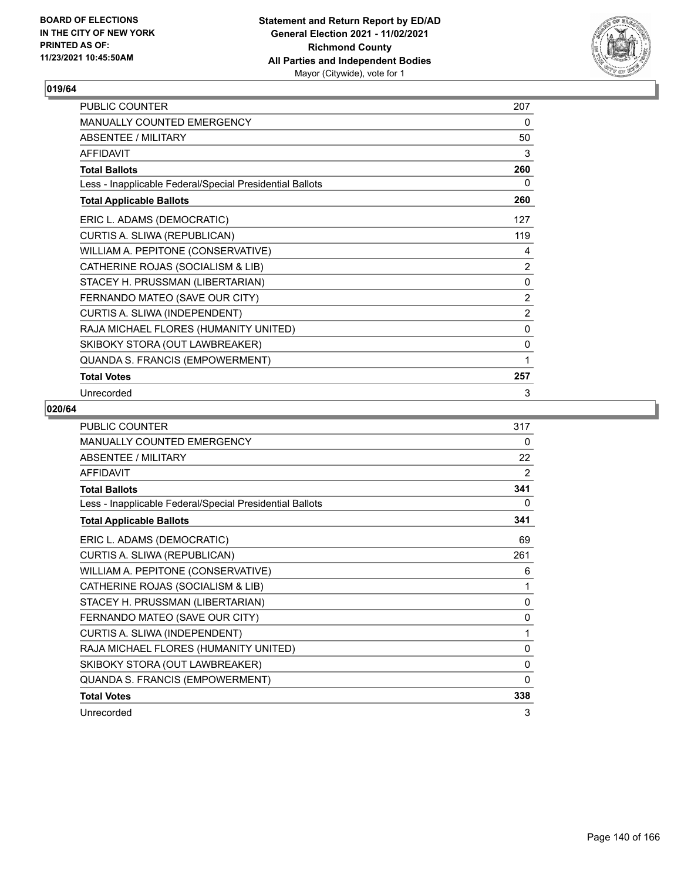## 019/64

| | |
|---|---|
| PUBLIC COUNTER | 207 |
| MANUALLY COUNTED EMERGENCY | 0 |
| ABSENTEE / MILITARY | 50 |
| AFFIDAVIT | 3 |
| **Total Ballots** | **260** |
| Less - Inapplicable Federal/Special Presidential Ballots | 0 |
| **Total Applicable Ballots** | **260** |
| ERIC L. ADAMS (DEMOCRATIC) | 127 |
| CURTIS A. SLIWA (REPUBLICAN) | 119 |
| WILLIAM A. PEPITONE (CONSERVATIVE) | 4 |
| CATHERINE ROJAS (SOCIALISM & LIB) | 2 |
| STACEY H. PRUSSMAN (LIBERTARIAN) | 0 |
| FERNANDO MATEO (SAVE OUR CITY) | 2 |
| CURTIS A. SLIWA (INDEPENDENT) | 2 |
| RAJA MICHAEL FLORES (HUMANITY UNITED) | 0 |
| SKIBOKY STORA (OUT LAWBREAKER) | 0 |
| QUANDA S. FRANCIS (EMPOWERMENT) | 1 |
| **Total Votes** | **257** |
| Unrecorded | 3 |

## 020/64

| | |
|---|---|
| PUBLIC COUNTER | 317 |
| MANUALLY COUNTED EMERGENCY | 0 |
| ABSENTEE / MILITARY | 22 |
| AFFIDAVIT | 2 |
| **Total Ballots** | **341** |
| Less - Inapplicable Federal/Special Presidential Ballots | 0 |
| **Total Applicable Ballots** | **341** |
| ERIC L. ADAMS (DEMOCRATIC) | 69 |
| CURTIS A. SLIWA (REPUBLICAN) | 261 |
| WILLIAM A. PEPITONE (CONSERVATIVE) | 6 |
| CATHERINE ROJAS (SOCIALISM & LIB) | 1 |
| STACEY H. PRUSSMAN (LIBERTARIAN) | 0 |
| FERNANDO MATEO (SAVE OUR CITY) | 0 |
| CURTIS A. SLIWA (INDEPENDENT) | 1 |
| RAJA MICHAEL FLORES (HUMANITY UNITED) | 0 |
| SKIBOKY STORA (OUT LAWBREAKER) | 0 |
| QUANDA S. FRANCIS (EMPOWERMENT) | 0 |
| **Total Votes** | **338** |
| Unrecorded | 3 |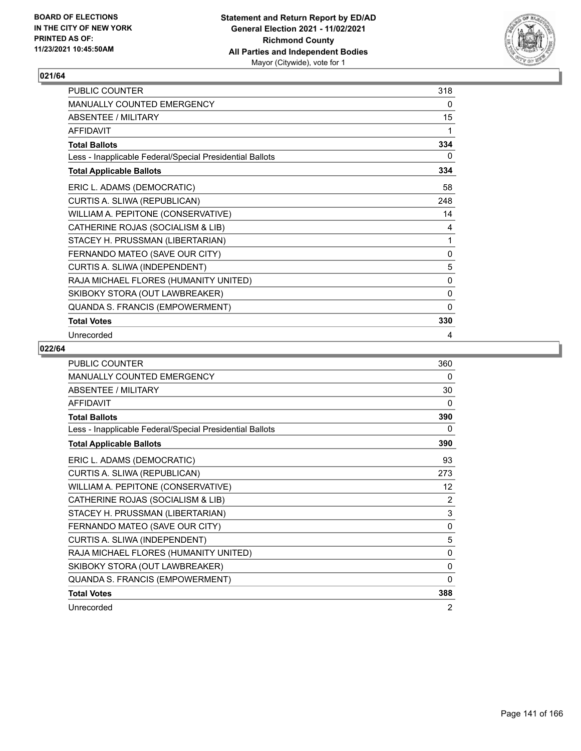**BOARD OF ELECTIONS IN THE CITY OF NEW YORK PRINTED AS OF: 11/23/2021 10:45:50AM**

**Statement and Return Report by ED/AD General Election 2021 - 11/02/2021 Richmond County All Parties and Independent Bodies**
Mayor (Citywide), vote for 1

## 021/64

| | |
|---|---|
| PUBLIC COUNTER | 318 |
| MANUALLY COUNTED EMERGENCY | 0 |
| ABSENTEE / MILITARY | 15 |
| AFFIDAVIT | 1 |
| **Total Ballots** | **334** |
| Less - Inapplicable Federal/Special Presidential Ballots | 0 |
| **Total Applicable Ballots** | **334** |
| ERIC L. ADAMS (DEMOCRATIC) | 58 |
| CURTIS A. SLIWA (REPUBLICAN) | 248 |
| WILLIAM A. PEPITONE (CONSERVATIVE) | 14 |
| CATHERINE ROJAS (SOCIALISM & LIB) | 4 |
| STACEY H. PRUSSMAN (LIBERTARIAN) | 1 |
| FERNANDO MATEO (SAVE OUR CITY) | 0 |
| CURTIS A. SLIWA (INDEPENDENT) | 5 |
| RAJA MICHAEL FLORES (HUMANITY UNITED) | 0 |
| SKIBOKY STORA (OUT LAWBREAKER) | 0 |
| QUANDA S. FRANCIS (EMPOWERMENT) | 0 |
| **Total Votes** | **330** |
| Unrecorded | 4 |

## 022/64

| | |
|---|---|
| PUBLIC COUNTER | 360 |
| MANUALLY COUNTED EMERGENCY | 0 |
| ABSENTEE / MILITARY | 30 |
| AFFIDAVIT | 0 |
| **Total Ballots** | **390** |
| Less - Inapplicable Federal/Special Presidential Ballots | 0 |
| **Total Applicable Ballots** | **390** |
| ERIC L. ADAMS (DEMOCRATIC) | 93 |
| CURTIS A. SLIWA (REPUBLICAN) | 273 |
| WILLIAM A. PEPITONE (CONSERVATIVE) | 12 |
| CATHERINE ROJAS (SOCIALISM & LIB) | 2 |
| STACEY H. PRUSSMAN (LIBERTARIAN) | 3 |
| FERNANDO MATEO (SAVE OUR CITY) | 0 |
| CURTIS A. SLIWA (INDEPENDENT) | 5 |
| RAJA MICHAEL FLORES (HUMANITY UNITED) | 0 |
| SKIBOKY STORA (OUT LAWBREAKER) | 0 |
| QUANDA S. FRANCIS (EMPOWERMENT) | 0 |
| **Total Votes** | **388** |
| Unrecorded | 2 |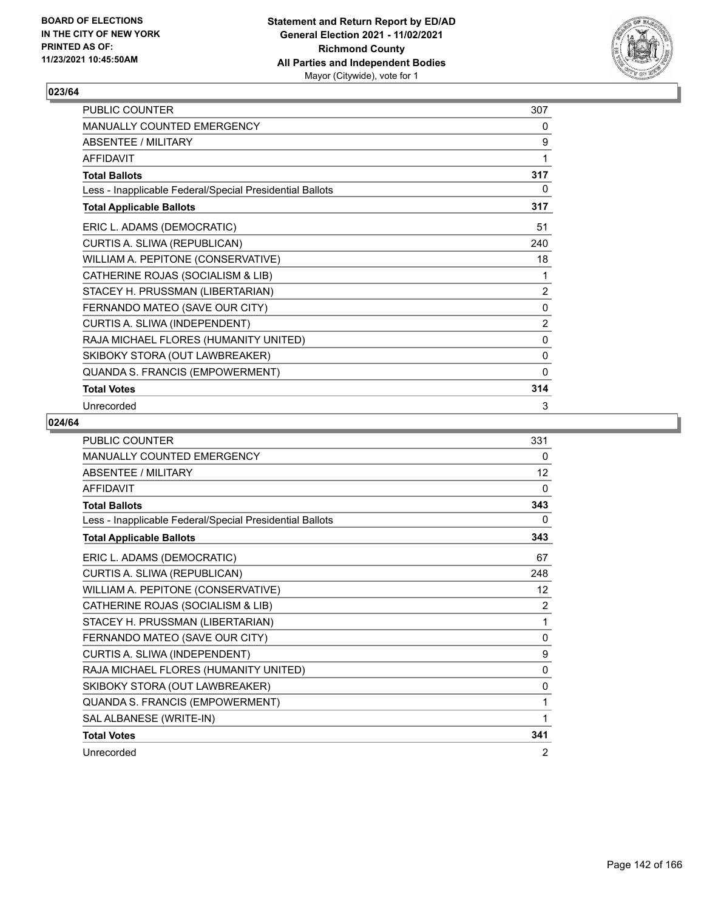## 023/64

| | |
|---|---|
| PUBLIC COUNTER | 307 |
| MANUALLY COUNTED EMERGENCY | 0 |
| ABSENTEE / MILITARY | 9 |
| AFFIDAVIT | 1 |
| **Total Ballots** | **317** |
| Less - Inapplicable Federal/Special Presidential Ballots | 0 |
| **Total Applicable Ballots** | **317** |
| ERIC L. ADAMS (DEMOCRATIC) | 51 |
| CURTIS A. SLIWA (REPUBLICAN) | 240 |
| WILLIAM A. PEPITONE (CONSERVATIVE) | 18 |
| CATHERINE ROJAS (SOCIALISM & LIB) | 1 |
| STACEY H. PRUSSMAN (LIBERTARIAN) | 2 |
| FERNANDO MATEO (SAVE OUR CITY) | 0 |
| CURTIS A. SLIWA (INDEPENDENT) | 2 |
| RAJA MICHAEL FLORES (HUMANITY UNITED) | 0 |
| SKIBOKY STORA (OUT LAWBREAKER) | 0 |
| QUANDA S. FRANCIS (EMPOWERMENT) | 0 |
| **Total Votes** | **314** |
| Unrecorded | 3 |

## 024/64

| | |
|---|---|
| PUBLIC COUNTER | 331 |
| MANUALLY COUNTED EMERGENCY | 0 |
| ABSENTEE / MILITARY | 12 |
| AFFIDAVIT | 0 |
| **Total Ballots** | **343** |
| Less - Inapplicable Federal/Special Presidential Ballots | 0 |
| **Total Applicable Ballots** | **343** |
| ERIC L. ADAMS (DEMOCRATIC) | 67 |
| CURTIS A. SLIWA (REPUBLICAN) | 248 |
| WILLIAM A. PEPITONE (CONSERVATIVE) | 12 |
| CATHERINE ROJAS (SOCIALISM & LIB) | 2 |
| STACEY H. PRUSSMAN (LIBERTARIAN) | 1 |
| FERNANDO MATEO (SAVE OUR CITY) | 0 |
| CURTIS A. SLIWA (INDEPENDENT) | 9 |
| RAJA MICHAEL FLORES (HUMANITY UNITED) | 0 |
| SKIBOKY STORA (OUT LAWBREAKER) | 0 |
| QUANDA S. FRANCIS (EMPOWERMENT) | 1 |
| SAL ALBANESE (WRITE-IN) | 1 |
| **Total Votes** | **341** |
| Unrecorded | 2 |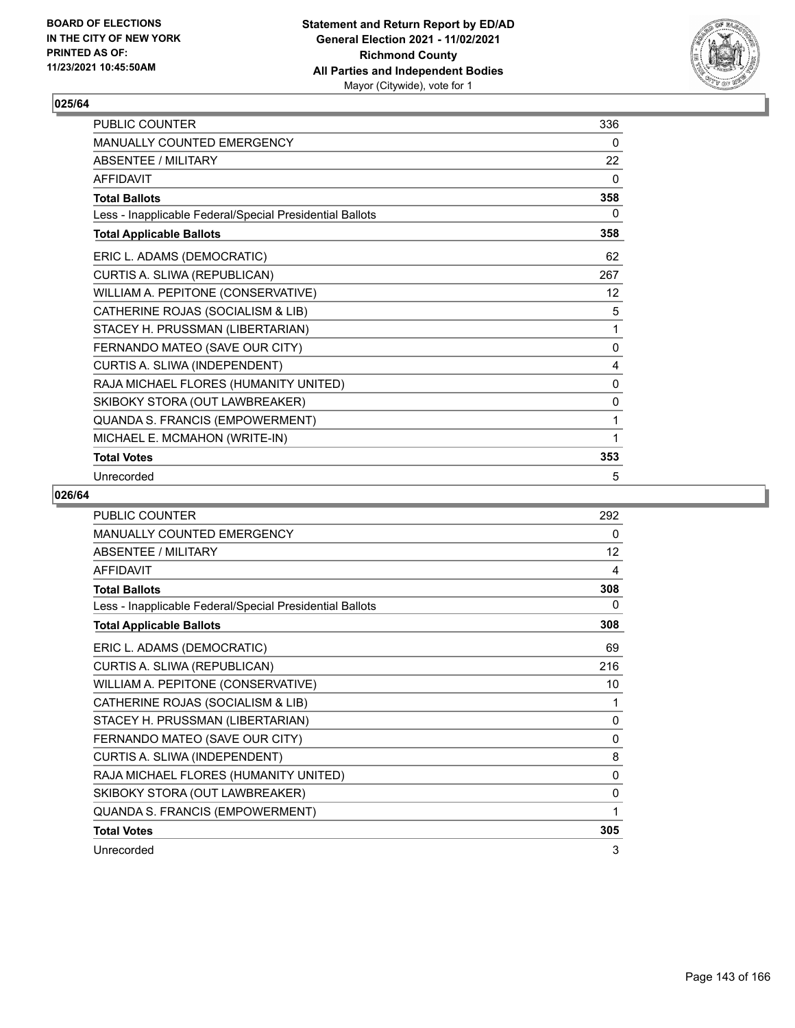**BOARD OF ELECTIONS IN THE CITY OF NEW YORK PRINTED AS OF: 11/23/2021 10:45:50AM**

**Statement and Return Report by ED/AD General Election 2021 - 11/02/2021 Richmond County All Parties and Independent Bodies** Mayor (Citywide), vote for 1

## 025/64

| | |
|---|---|
| PUBLIC COUNTER | 336 |
| MANUALLY COUNTED EMERGENCY | 0 |
| ABSENTEE / MILITARY | 22 |
| AFFIDAVIT | 0 |
| **Total Ballots** | **358** |
| Less - Inapplicable Federal/Special Presidential Ballots | 0 |
| **Total Applicable Ballots** | **358** |
| ERIC L. ADAMS (DEMOCRATIC) | 62 |
| CURTIS A. SLIWA (REPUBLICAN) | 267 |
| WILLIAM A. PEPITONE (CONSERVATIVE) | 12 |
| CATHERINE ROJAS (SOCIALISM & LIB) | 5 |
| STACEY H. PRUSSMAN (LIBERTARIAN) | 1 |
| FERNANDO MATEO (SAVE OUR CITY) | 0 |
| CURTIS A. SLIWA (INDEPENDENT) | 4 |
| RAJA MICHAEL FLORES (HUMANITY UNITED) | 0 |
| SKIBOKY STORA (OUT LAWBREAKER) | 0 |
| QUANDA S. FRANCIS (EMPOWERMENT) | 1 |
| MICHAEL E. MCMAHON (WRITE-IN) | 1 |
| **Total Votes** | **353** |
| Unrecorded | 5 |

## 026/64

| | |
|---|---|
| PUBLIC COUNTER | 292 |
| MANUALLY COUNTED EMERGENCY | 0 |
| ABSENTEE / MILITARY | 12 |
| AFFIDAVIT | 4 |
| **Total Ballots** | **308** |
| Less - Inapplicable Federal/Special Presidential Ballots | 0 |
| **Total Applicable Ballots** | **308** |
| ERIC L. ADAMS (DEMOCRATIC) | 69 |
| CURTIS A. SLIWA (REPUBLICAN) | 216 |
| WILLIAM A. PEPITONE (CONSERVATIVE) | 10 |
| CATHERINE ROJAS (SOCIALISM & LIB) | 1 |
| STACEY H. PRUSSMAN (LIBERTARIAN) | 0 |
| FERNANDO MATEO (SAVE OUR CITY) | 0 |
| CURTIS A. SLIWA (INDEPENDENT) | 8 |
| RAJA MICHAEL FLORES (HUMANITY UNITED) | 0 |
| SKIBOKY STORA (OUT LAWBREAKER) | 0 |
| QUANDA S. FRANCIS (EMPOWERMENT) | 1 |
| **Total Votes** | **305** |
| Unrecorded | 3 |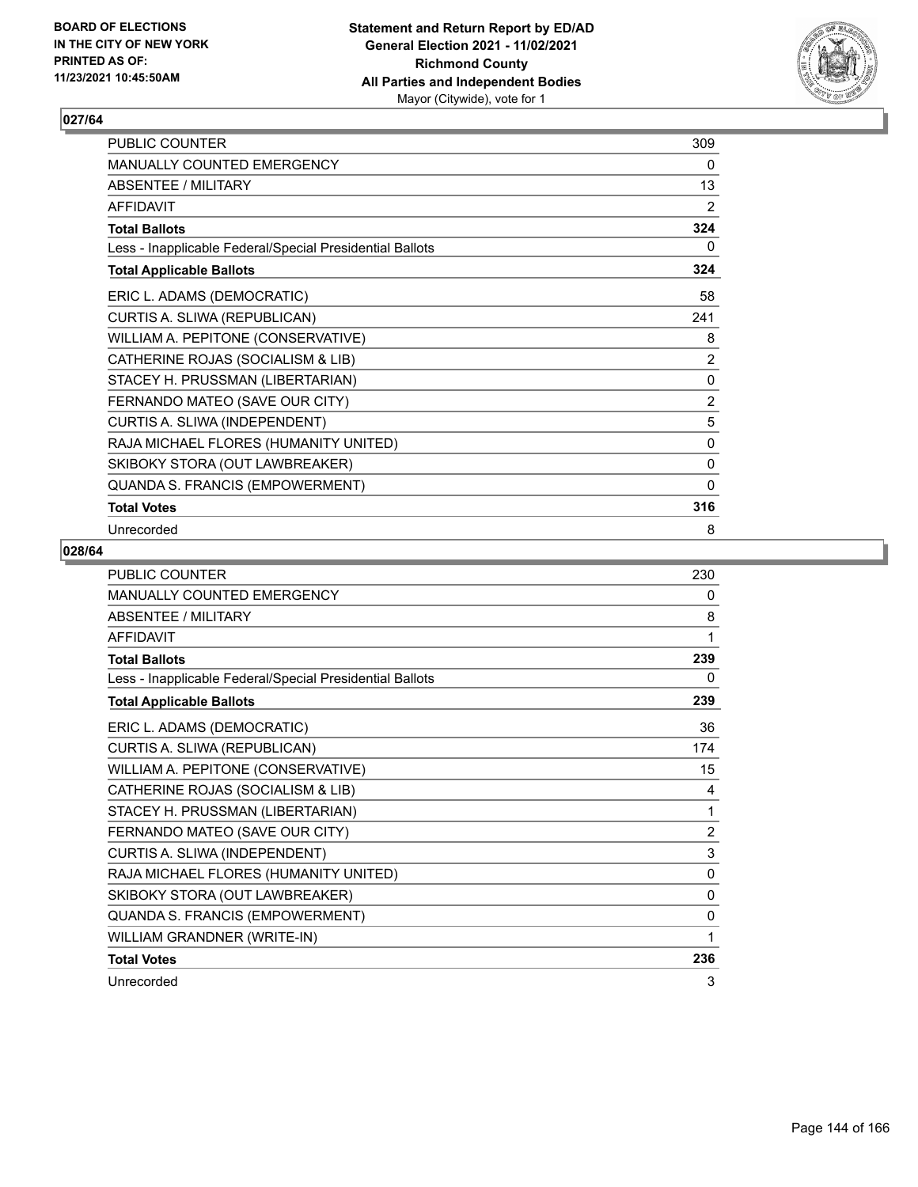**BOARD OF ELECTIONS IN THE CITY OF NEW YORK PRINTED AS OF: 11/23/2021 10:45:50AM**

**Statement and Return Report by ED/AD General Election 2021 - 11/02/2021 Richmond County All Parties and Independent Bodies** Mayor (Citywide), vote for 1

## 027/64

| | |
|---|---|
| PUBLIC COUNTER | 309 |
| MANUALLY COUNTED EMERGENCY | 0 |
| ABSENTEE / MILITARY | 13 |
| AFFIDAVIT | 2 |
| **Total Ballots** | **324** |
| Less - Inapplicable Federal/Special Presidential Ballots | 0 |
| **Total Applicable Ballots** | **324** |
| ERIC L. ADAMS (DEMOCRATIC) | 58 |
| CURTIS A. SLIWA (REPUBLICAN) | 241 |
| WILLIAM A. PEPITONE (CONSERVATIVE) | 8 |
| CATHERINE ROJAS (SOCIALISM & LIB) | 2 |
| STACEY H. PRUSSMAN (LIBERTARIAN) | 0 |
| FERNANDO MATEO (SAVE OUR CITY) | 2 |
| CURTIS A. SLIWA (INDEPENDENT) | 5 |
| RAJA MICHAEL FLORES (HUMANITY UNITED) | 0 |
| SKIBOKY STORA (OUT LAWBREAKER) | 0 |
| QUANDA S. FRANCIS (EMPOWERMENT) | 0 |
| **Total Votes** | **316** |
| Unrecorded | 8 |

## 028/64

| | |
|---|---|
| PUBLIC COUNTER | 230 |
| MANUALLY COUNTED EMERGENCY | 0 |
| ABSENTEE / MILITARY | 8 |
| AFFIDAVIT | 1 |
| **Total Ballots** | **239** |
| Less - Inapplicable Federal/Special Presidential Ballots | 0 |
| **Total Applicable Ballots** | **239** |
| ERIC L. ADAMS (DEMOCRATIC) | 36 |
| CURTIS A. SLIWA (REPUBLICAN) | 174 |
| WILLIAM A. PEPITONE (CONSERVATIVE) | 15 |
| CATHERINE ROJAS (SOCIALISM & LIB) | 4 |
| STACEY H. PRUSSMAN (LIBERTARIAN) | 1 |
| FERNANDO MATEO (SAVE OUR CITY) | 2 |
| CURTIS A. SLIWA (INDEPENDENT) | 3 |
| RAJA MICHAEL FLORES (HUMANITY UNITED) | 0 |
| SKIBOKY STORA (OUT LAWBREAKER) | 0 |
| QUANDA S. FRANCIS (EMPOWERMENT) | 0 |
| WILLIAM GRANDNER (WRITE-IN) | 1 |
| **Total Votes** | **236** |
| Unrecorded | 3 |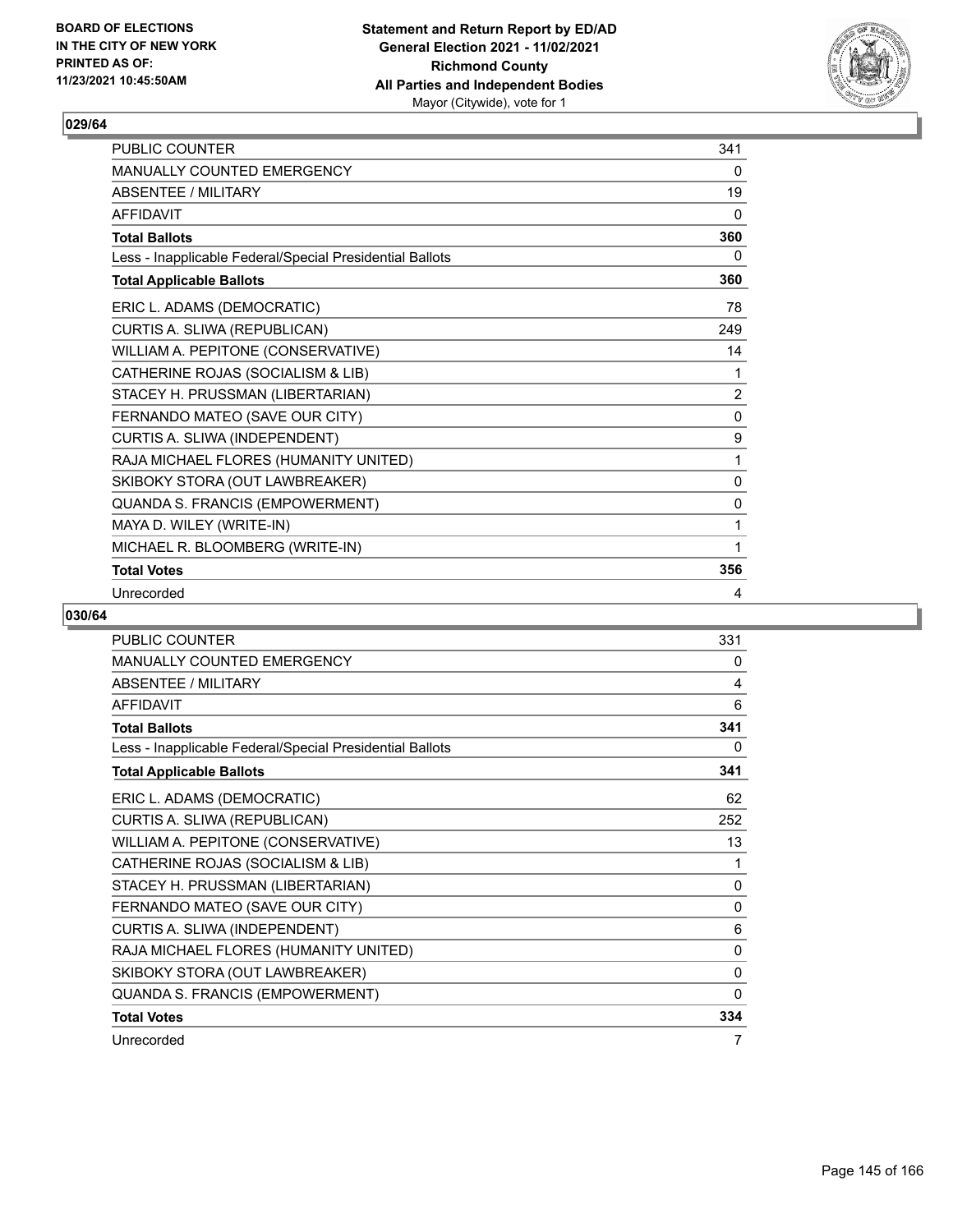**Statement and Return Report by ED/AD**
**General Election 2021 - 11/02/2021**
**Richmond County**
**All Parties and Independent Bodies**
Mayor (Citywide), vote for 1

BOARD OF ELECTIONS IN THE CITY OF NEW YORK PRINTED AS OF: 11/23/2021 10:45:50AM

## 029/64

| | |
|---|---|
| PUBLIC COUNTER | 341 |
| MANUALLY COUNTED EMERGENCY | 0 |
| ABSENTEE / MILITARY | 19 |
| AFFIDAVIT | 0 |
| **Total Ballots** | **360** |
| Less - Inapplicable Federal/Special Presidential Ballots | 0 |
| **Total Applicable Ballots** | **360** |
| ERIC L. ADAMS (DEMOCRATIC) | 78 |
| CURTIS A. SLIWA (REPUBLICAN) | 249 |
| WILLIAM A. PEPITONE (CONSERVATIVE) | 14 |
| CATHERINE ROJAS (SOCIALISM & LIB) | 1 |
| STACEY H. PRUSSMAN (LIBERTARIAN) | 2 |
| FERNANDO MATEO (SAVE OUR CITY) | 0 |
| CURTIS A. SLIWA (INDEPENDENT) | 9 |
| RAJA MICHAEL FLORES (HUMANITY UNITED) | 1 |
| SKIBOKY STORA (OUT LAWBREAKER) | 0 |
| QUANDA S. FRANCIS (EMPOWERMENT) | 0 |
| MAYA D. WILEY (WRITE-IN) | 1 |
| MICHAEL R. BLOOMBERG (WRITE-IN) | 1 |
| **Total Votes** | **356** |
| Unrecorded | 4 |

## 030/64

| | |
|---|---|
| PUBLIC COUNTER | 331 |
| MANUALLY COUNTED EMERGENCY | 0 |
| ABSENTEE / MILITARY | 4 |
| AFFIDAVIT | 6 |
| **Total Ballots** | **341** |
| Less - Inapplicable Federal/Special Presidential Ballots | 0 |
| **Total Applicable Ballots** | **341** |
| ERIC L. ADAMS (DEMOCRATIC) | 62 |
| CURTIS A. SLIWA (REPUBLICAN) | 252 |
| WILLIAM A. PEPITONE (CONSERVATIVE) | 13 |
| CATHERINE ROJAS (SOCIALISM & LIB) | 1 |
| STACEY H. PRUSSMAN (LIBERTARIAN) | 0 |
| FERNANDO MATEO (SAVE OUR CITY) | 0 |
| CURTIS A. SLIWA (INDEPENDENT) | 6 |
| RAJA MICHAEL FLORES (HUMANITY UNITED) | 0 |
| SKIBOKY STORA (OUT LAWBREAKER) | 0 |
| QUANDA S. FRANCIS (EMPOWERMENT) | 0 |
| **Total Votes** | **334** |
| Unrecorded | 7 |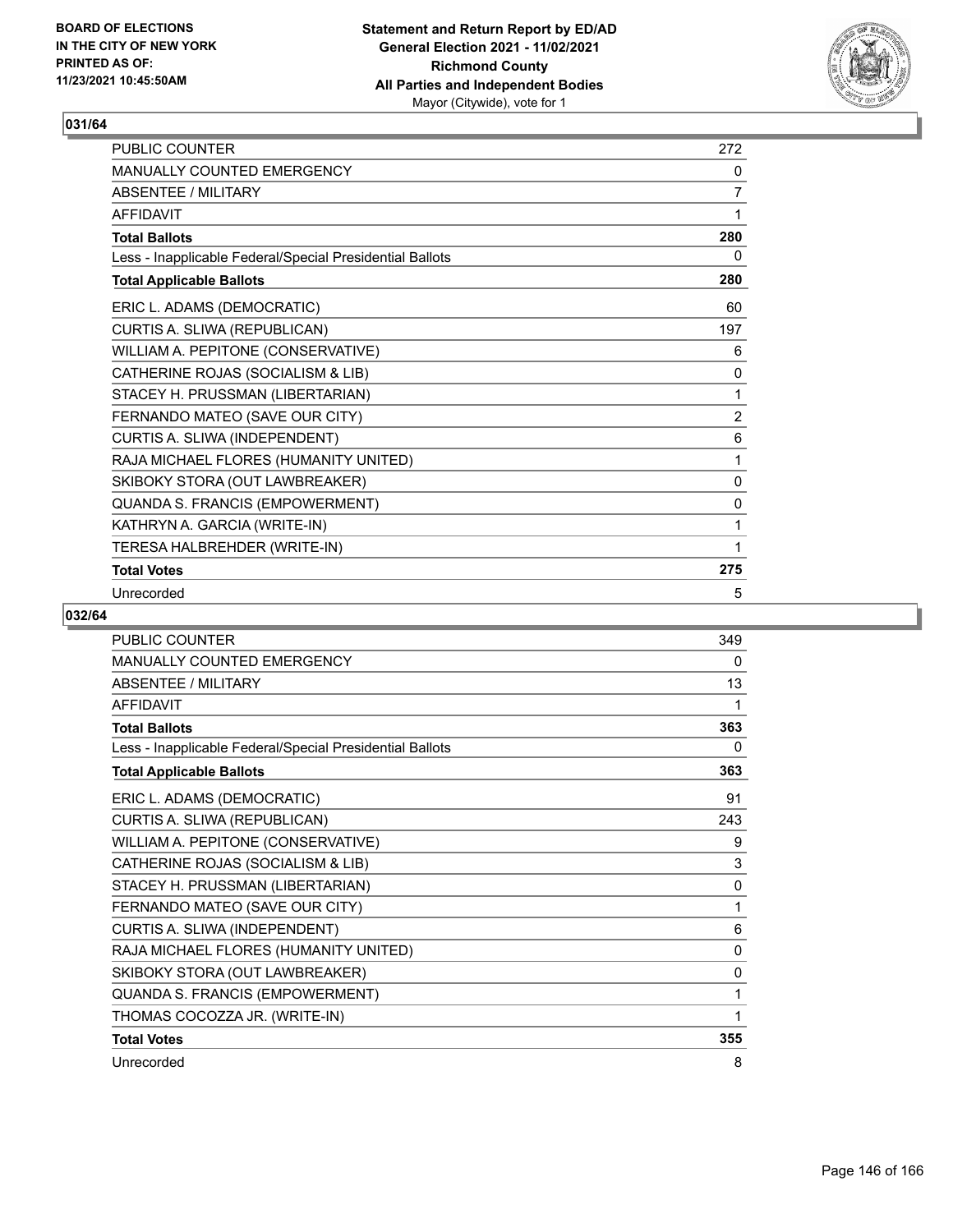## 031/64

| PUBLIC COUNTER | 272 |
|---|---|
| MANUALLY COUNTED EMERGENCY | 0 |
| ABSENTEE / MILITARY | 7 |
| AFFIDAVIT | 1 |
| **Total Ballots** | **280** |
| Less - Inapplicable Federal/Special Presidential Ballots | 0 |
| **Total Applicable Ballots** | **280** |
| ERIC L. ADAMS (DEMOCRATIC) | 60 |
| CURTIS A. SLIWA (REPUBLICAN) | 197 |
| WILLIAM A. PEPITONE (CONSERVATIVE) | 6 |
| CATHERINE ROJAS (SOCIALISM & LIB) | 0 |
| STACEY H. PRUSSMAN (LIBERTARIAN) | 1 |
| FERNANDO MATEO (SAVE OUR CITY) | 2 |
| CURTIS A. SLIWA (INDEPENDENT) | 6 |
| RAJA MICHAEL FLORES (HUMANITY UNITED) | 1 |
| SKIBOKY STORA (OUT LAWBREAKER) | 0 |
| QUANDA S. FRANCIS (EMPOWERMENT) | 0 |
| KATHRYN A. GARCIA (WRITE-IN) | 1 |
| TERESA HALBREHDER (WRITE-IN) | 1 |
| **Total Votes** | **275** |
| Unrecorded | 5 |

## 032/64

| PUBLIC COUNTER | 349 |
|---|---|
| MANUALLY COUNTED EMERGENCY | 0 |
| ABSENTEE / MILITARY | 13 |
| AFFIDAVIT | 1 |
| **Total Ballots** | **363** |
| Less - Inapplicable Federal/Special Presidential Ballots | 0 |
| **Total Applicable Ballots** | **363** |
| ERIC L. ADAMS (DEMOCRATIC) | 91 |
| CURTIS A. SLIWA (REPUBLICAN) | 243 |
| WILLIAM A. PEPITONE (CONSERVATIVE) | 9 |
| CATHERINE ROJAS (SOCIALISM & LIB) | 3 |
| STACEY H. PRUSSMAN (LIBERTARIAN) | 0 |
| FERNANDO MATEO (SAVE OUR CITY) | 1 |
| CURTIS A. SLIWA (INDEPENDENT) | 6 |
| RAJA MICHAEL FLORES (HUMANITY UNITED) | 0 |
| SKIBOKY STORA (OUT LAWBREAKER) | 0 |
| QUANDA S. FRANCIS (EMPOWERMENT) | 1 |
| THOMAS COCOZZA JR. (WRITE-IN) | 1 |
| **Total Votes** | **355** |
| Unrecorded | 8 |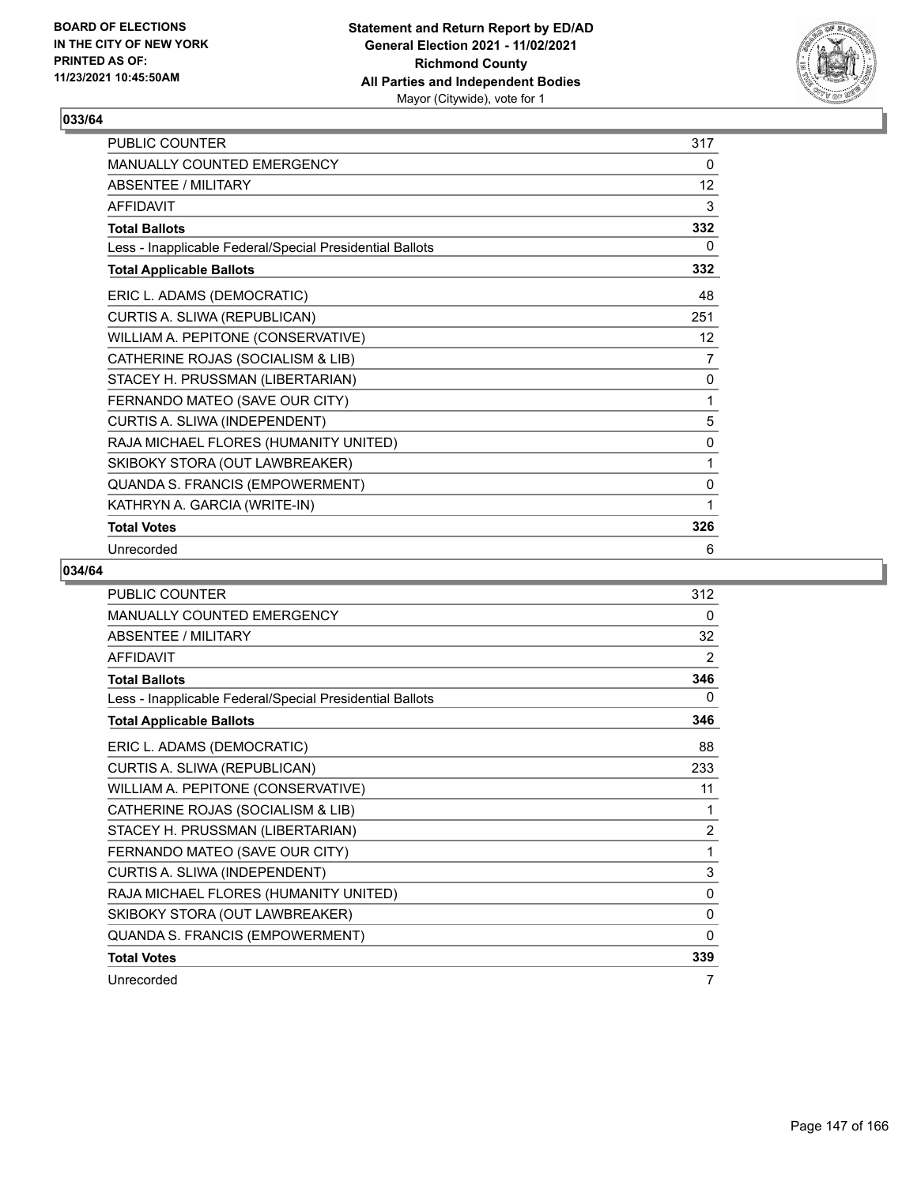## 033/64

| | |
|---|---|
| PUBLIC COUNTER | 317 |
| MANUALLY COUNTED EMERGENCY | 0 |
| ABSENTEE / MILITARY | 12 |
| AFFIDAVIT | 3 |
| **Total Ballots** | **332** |
| Less - Inapplicable Federal/Special Presidential Ballots | 0 |
| **Total Applicable Ballots** | **332** |
| ERIC L. ADAMS (DEMOCRATIC) | 48 |
| CURTIS A. SLIWA (REPUBLICAN) | 251 |
| WILLIAM A. PEPITONE (CONSERVATIVE) | 12 |
| CATHERINE ROJAS (SOCIALISM & LIB) | 7 |
| STACEY H. PRUSSMAN (LIBERTARIAN) | 0 |
| FERNANDO MATEO (SAVE OUR CITY) | 1 |
| CURTIS A. SLIWA (INDEPENDENT) | 5 |
| RAJA MICHAEL FLORES (HUMANITY UNITED) | 0 |
| SKIBOKY STORA (OUT LAWBREAKER) | 1 |
| QUANDA S. FRANCIS (EMPOWERMENT) | 0 |
| KATHRYN A. GARCIA (WRITE-IN) | 1 |
| **Total Votes** | **326** |
| Unrecorded | 6 |

## 034/64

| | |
|---|---|
| PUBLIC COUNTER | 312 |
| MANUALLY COUNTED EMERGENCY | 0 |
| ABSENTEE / MILITARY | 32 |
| AFFIDAVIT | 2 |
| **Total Ballots** | **346** |
| Less - Inapplicable Federal/Special Presidential Ballots | 0 |
| **Total Applicable Ballots** | **346** |
| ERIC L. ADAMS (DEMOCRATIC) | 88 |
| CURTIS A. SLIWA (REPUBLICAN) | 233 |
| WILLIAM A. PEPITONE (CONSERVATIVE) | 11 |
| CATHERINE ROJAS (SOCIALISM & LIB) | 1 |
| STACEY H. PRUSSMAN (LIBERTARIAN) | 2 |
| FERNANDO MATEO (SAVE OUR CITY) | 1 |
| CURTIS A. SLIWA (INDEPENDENT) | 3 |
| RAJA MICHAEL FLORES (HUMANITY UNITED) | 0 |
| SKIBOKY STORA (OUT LAWBREAKER) | 0 |
| QUANDA S. FRANCIS (EMPOWERMENT) | 0 |
| **Total Votes** | **339** |
| Unrecorded | 7 |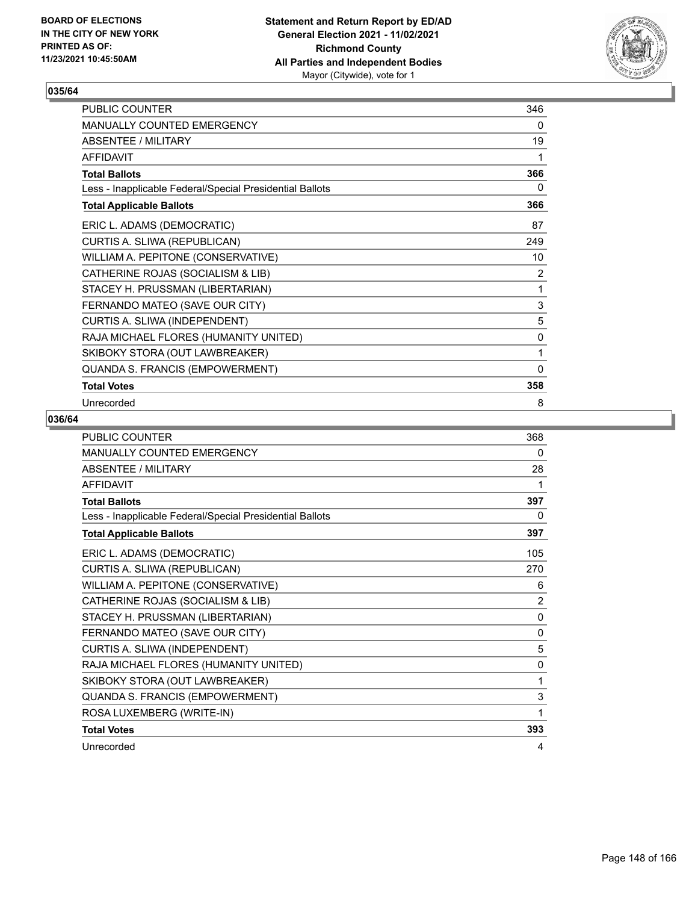## 035/64

| | |
|---|---|
| PUBLIC COUNTER | 346 |
| MANUALLY COUNTED EMERGENCY | 0 |
| ABSENTEE / MILITARY | 19 |
| AFFIDAVIT | 1 |
| **Total Ballots** | **366** |
| Less - Inapplicable Federal/Special Presidential Ballots | 0 |
| **Total Applicable Ballots** | **366** |
| ERIC L. ADAMS (DEMOCRATIC) | 87 |
| CURTIS A. SLIWA (REPUBLICAN) | 249 |
| WILLIAM A. PEPITONE (CONSERVATIVE) | 10 |
| CATHERINE ROJAS (SOCIALISM & LIB) | 2 |
| STACEY H. PRUSSMAN (LIBERTARIAN) | 1 |
| FERNANDO MATEO (SAVE OUR CITY) | 3 |
| CURTIS A. SLIWA (INDEPENDENT) | 5 |
| RAJA MICHAEL FLORES (HUMANITY UNITED) | 0 |
| SKIBOKY STORA (OUT LAWBREAKER) | 1 |
| QUANDA S. FRANCIS (EMPOWERMENT) | 0 |
| **Total Votes** | **358** |
| Unrecorded | 8 |

## 036/64

| | |
|---|---|
| PUBLIC COUNTER | 368 |
| MANUALLY COUNTED EMERGENCY | 0 |
| ABSENTEE / MILITARY | 28 |
| AFFIDAVIT | 1 |
| **Total Ballots** | **397** |
| Less - Inapplicable Federal/Special Presidential Ballots | 0 |
| **Total Applicable Ballots** | **397** |
| ERIC L. ADAMS (DEMOCRATIC) | 105 |
| CURTIS A. SLIWA (REPUBLICAN) | 270 |
| WILLIAM A. PEPITONE (CONSERVATIVE) | 6 |
| CATHERINE ROJAS (SOCIALISM & LIB) | 2 |
| STACEY H. PRUSSMAN (LIBERTARIAN) | 0 |
| FERNANDO MATEO (SAVE OUR CITY) | 0 |
| CURTIS A. SLIWA (INDEPENDENT) | 5 |
| RAJA MICHAEL FLORES (HUMANITY UNITED) | 0 |
| SKIBOKY STORA (OUT LAWBREAKER) | 1 |
| QUANDA S. FRANCIS (EMPOWERMENT) | 3 |
| ROSA LUXEMBERG (WRITE-IN) | 1 |
| **Total Votes** | **393** |
| Unrecorded | 4 |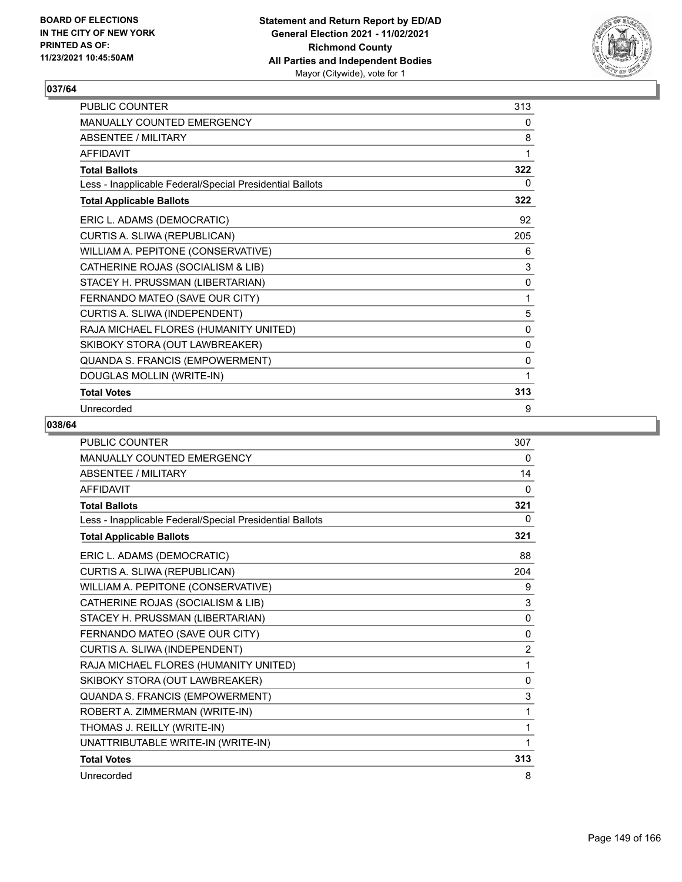## 037/64

| | |
|---|---|
| PUBLIC COUNTER | 313 |
| MANUALLY COUNTED EMERGENCY | 0 |
| ABSENTEE / MILITARY | 8 |
| AFFIDAVIT | 1 |
| **Total Ballots** | **322** |
| Less - Inapplicable Federal/Special Presidential Ballots | 0 |
| **Total Applicable Ballots** | **322** |
| ERIC L. ADAMS (DEMOCRATIC) | 92 |
| CURTIS A. SLIWA (REPUBLICAN) | 205 |
| WILLIAM A. PEPITONE (CONSERVATIVE) | 6 |
| CATHERINE ROJAS (SOCIALISM & LIB) | 3 |
| STACEY H. PRUSSMAN (LIBERTARIAN) | 0 |
| FERNANDO MATEO (SAVE OUR CITY) | 1 |
| CURTIS A. SLIWA (INDEPENDENT) | 5 |
| RAJA MICHAEL FLORES (HUMANITY UNITED) | 0 |
| SKIBOKY STORA (OUT LAWBREAKER) | 0 |
| QUANDA S. FRANCIS (EMPOWERMENT) | 0 |
| DOUGLAS MOLLIN (WRITE-IN) | 1 |
| **Total Votes** | **313** |
| Unrecorded | 9 |

## 038/64

| | |
|---|---|
| PUBLIC COUNTER | 307 |
| MANUALLY COUNTED EMERGENCY | 0 |
| ABSENTEE / MILITARY | 14 |
| AFFIDAVIT | 0 |
| **Total Ballots** | **321** |
| Less - Inapplicable Federal/Special Presidential Ballots | 0 |
| **Total Applicable Ballots** | **321** |
| ERIC L. ADAMS (DEMOCRATIC) | 88 |
| CURTIS A. SLIWA (REPUBLICAN) | 204 |
| WILLIAM A. PEPITONE (CONSERVATIVE) | 9 |
| CATHERINE ROJAS (SOCIALISM & LIB) | 3 |
| STACEY H. PRUSSMAN (LIBERTARIAN) | 0 |
| FERNANDO MATEO (SAVE OUR CITY) | 0 |
| CURTIS A. SLIWA (INDEPENDENT) | 2 |
| RAJA MICHAEL FLORES (HUMANITY UNITED) | 1 |
| SKIBOKY STORA (OUT LAWBREAKER) | 0 |
| QUANDA S. FRANCIS (EMPOWERMENT) | 3 |
| ROBERT A. ZIMMERMAN (WRITE-IN) | 1 |
| THOMAS J. REILLY (WRITE-IN) | 1 |
| UNATTRIBUTABLE WRITE-IN (WRITE-IN) | 1 |
| **Total Votes** | **313** |
| Unrecorded | 8 |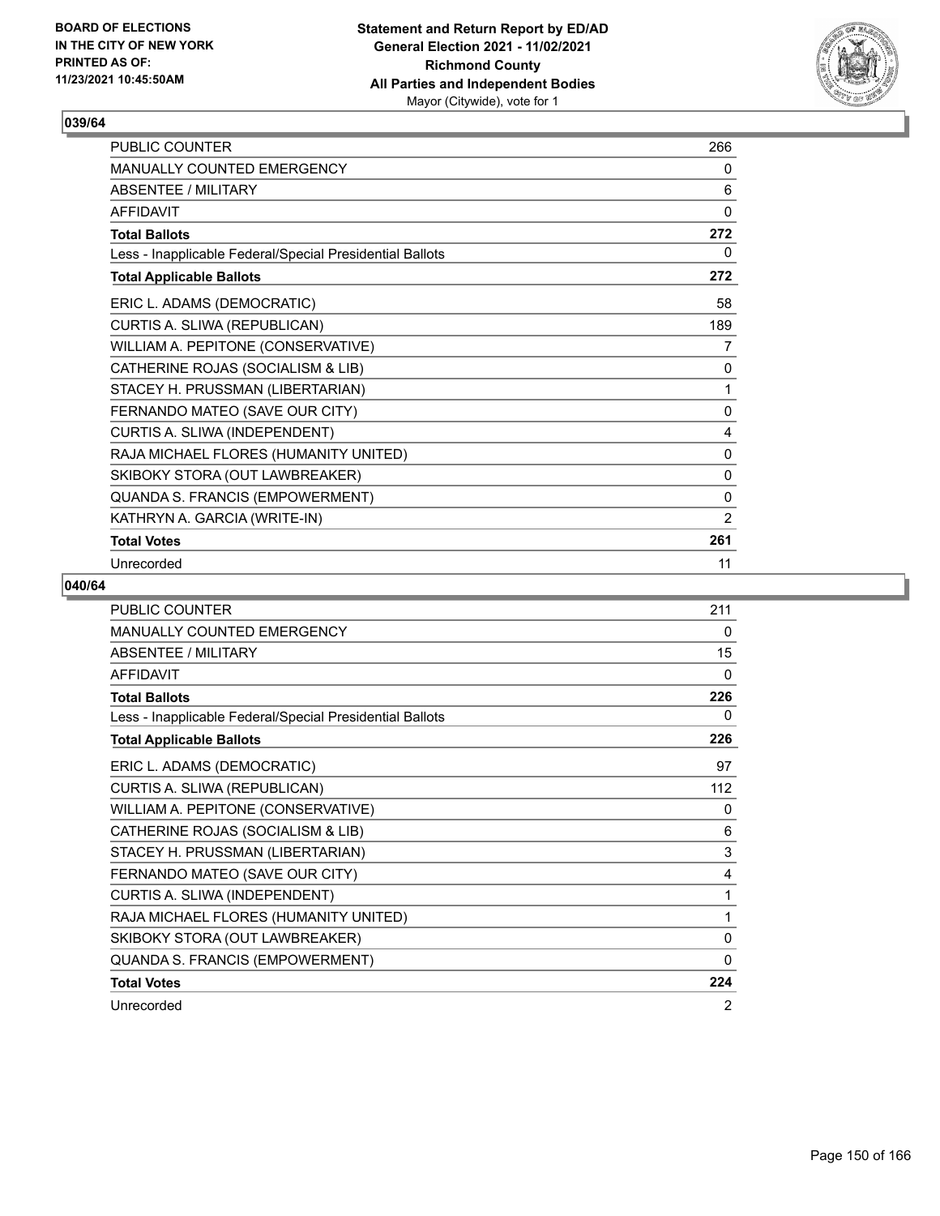**BOARD OF ELECTIONS IN THE CITY OF NEW YORK PRINTED AS OF: 11/23/2021 10:45:50AM**

**Statement and Return Report by ED/AD General Election 2021 - 11/02/2021 Richmond County All Parties and Independent Bodies**
Mayor (Citywide), vote for 1

## 039/64

| | |
|---|---|
| PUBLIC COUNTER | 266 |
| MANUALLY COUNTED EMERGENCY | 0 |
| ABSENTEE / MILITARY | 6 |
| AFFIDAVIT | 0 |
| **Total Ballots** | **272** |
| Less - Inapplicable Federal/Special Presidential Ballots | 0 |
| **Total Applicable Ballots** | **272** |
| ERIC L. ADAMS (DEMOCRATIC) | 58 |
| CURTIS A. SLIWA (REPUBLICAN) | 189 |
| WILLIAM A. PEPITONE (CONSERVATIVE) | 7 |
| CATHERINE ROJAS (SOCIALISM & LIB) | 0 |
| STACEY H. PRUSSMAN (LIBERTARIAN) | 1 |
| FERNANDO MATEO (SAVE OUR CITY) | 0 |
| CURTIS A. SLIWA (INDEPENDENT) | 4 |
| RAJA MICHAEL FLORES (HUMANITY UNITED) | 0 |
| SKIBOKY STORA (OUT LAWBREAKER) | 0 |
| QUANDA S. FRANCIS (EMPOWERMENT) | 0 |
| KATHRYN A. GARCIA (WRITE-IN) | 2 |
| **Total Votes** | **261** |
| Unrecorded | 11 |

## 040/64

| | |
|---|---|
| PUBLIC COUNTER | 211 |
| MANUALLY COUNTED EMERGENCY | 0 |
| ABSENTEE / MILITARY | 15 |
| AFFIDAVIT | 0 |
| **Total Ballots** | **226** |
| Less - Inapplicable Federal/Special Presidential Ballots | 0 |
| **Total Applicable Ballots** | **226** |
| ERIC L. ADAMS (DEMOCRATIC) | 97 |
| CURTIS A. SLIWA (REPUBLICAN) | 112 |
| WILLIAM A. PEPITONE (CONSERVATIVE) | 0 |
| CATHERINE ROJAS (SOCIALISM & LIB) | 6 |
| STACEY H. PRUSSMAN (LIBERTARIAN) | 3 |
| FERNANDO MATEO (SAVE OUR CITY) | 4 |
| CURTIS A. SLIWA (INDEPENDENT) | 1 |
| RAJA MICHAEL FLORES (HUMANITY UNITED) | 1 |
| SKIBOKY STORA (OUT LAWBREAKER) | 0 |
| QUANDA S. FRANCIS (EMPOWERMENT) | 0 |
| **Total Votes** | **224** |
| Unrecorded | 2 |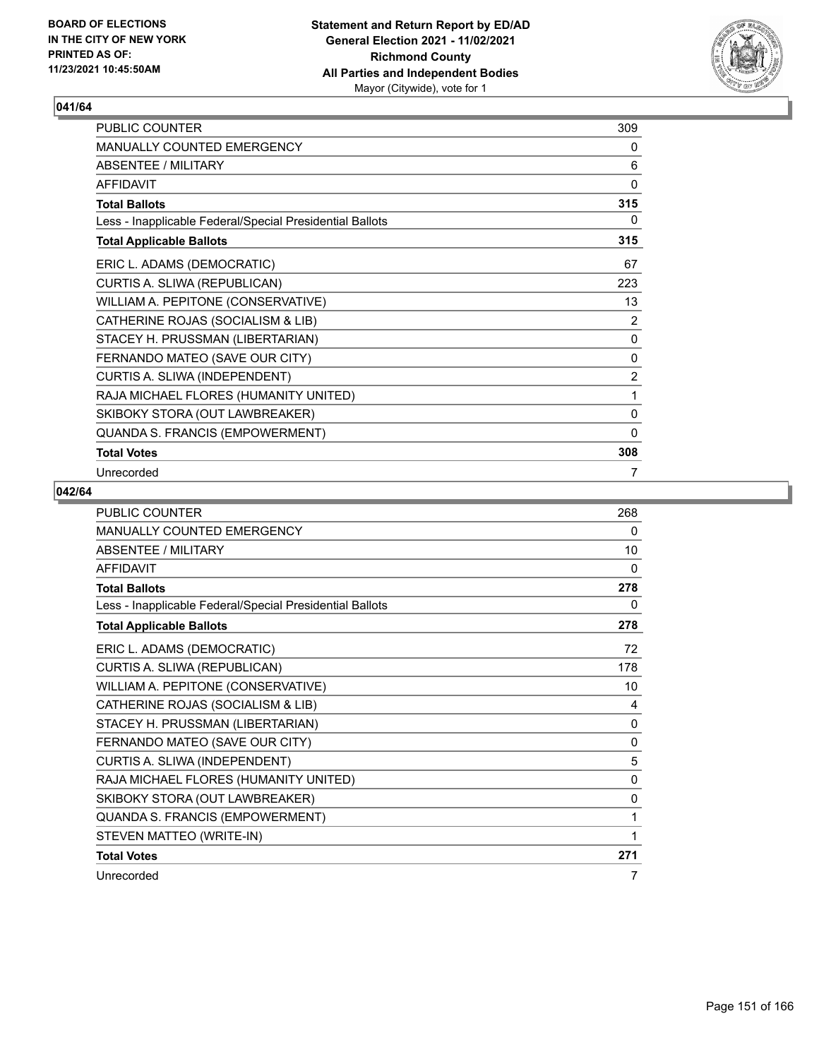## 041/64

| | |
|---|---|
| PUBLIC COUNTER | 309 |
| MANUALLY COUNTED EMERGENCY | 0 |
| ABSENTEE / MILITARY | 6 |
| AFFIDAVIT | 0 |
| **Total Ballots** | **315** |
| Less - Inapplicable Federal/Special Presidential Ballots | 0 |
| **Total Applicable Ballots** | **315** |
| ERIC L. ADAMS (DEMOCRATIC) | 67 |
| CURTIS A. SLIWA (REPUBLICAN) | 223 |
| WILLIAM A. PEPITONE (CONSERVATIVE) | 13 |
| CATHERINE ROJAS (SOCIALISM & LIB) | 2 |
| STACEY H. PRUSSMAN (LIBERTARIAN) | 0 |
| FERNANDO MATEO (SAVE OUR CITY) | 0 |
| CURTIS A. SLIWA (INDEPENDENT) | 2 |
| RAJA MICHAEL FLORES (HUMANITY UNITED) | 1 |
| SKIBOKY STORA (OUT LAWBREAKER) | 0 |
| QUANDA S. FRANCIS (EMPOWERMENT) | 0 |
| **Total Votes** | **308** |
| Unrecorded | 7 |

## 042/64

| | |
|---|---|
| PUBLIC COUNTER | 268 |
| MANUALLY COUNTED EMERGENCY | 0 |
| ABSENTEE / MILITARY | 10 |
| AFFIDAVIT | 0 |
| **Total Ballots** | **278** |
| Less - Inapplicable Federal/Special Presidential Ballots | 0 |
| **Total Applicable Ballots** | **278** |
| ERIC L. ADAMS (DEMOCRATIC) | 72 |
| CURTIS A. SLIWA (REPUBLICAN) | 178 |
| WILLIAM A. PEPITONE (CONSERVATIVE) | 10 |
| CATHERINE ROJAS (SOCIALISM & LIB) | 4 |
| STACEY H. PRUSSMAN (LIBERTARIAN) | 0 |
| FERNANDO MATEO (SAVE OUR CITY) | 0 |
| CURTIS A. SLIWA (INDEPENDENT) | 5 |
| RAJA MICHAEL FLORES (HUMANITY UNITED) | 0 |
| SKIBOKY STORA (OUT LAWBREAKER) | 0 |
| QUANDA S. FRANCIS (EMPOWERMENT) | 1 |
| STEVEN MATTEO (WRITE-IN) | 1 |
| **Total Votes** | **271** |
| Unrecorded | 7 |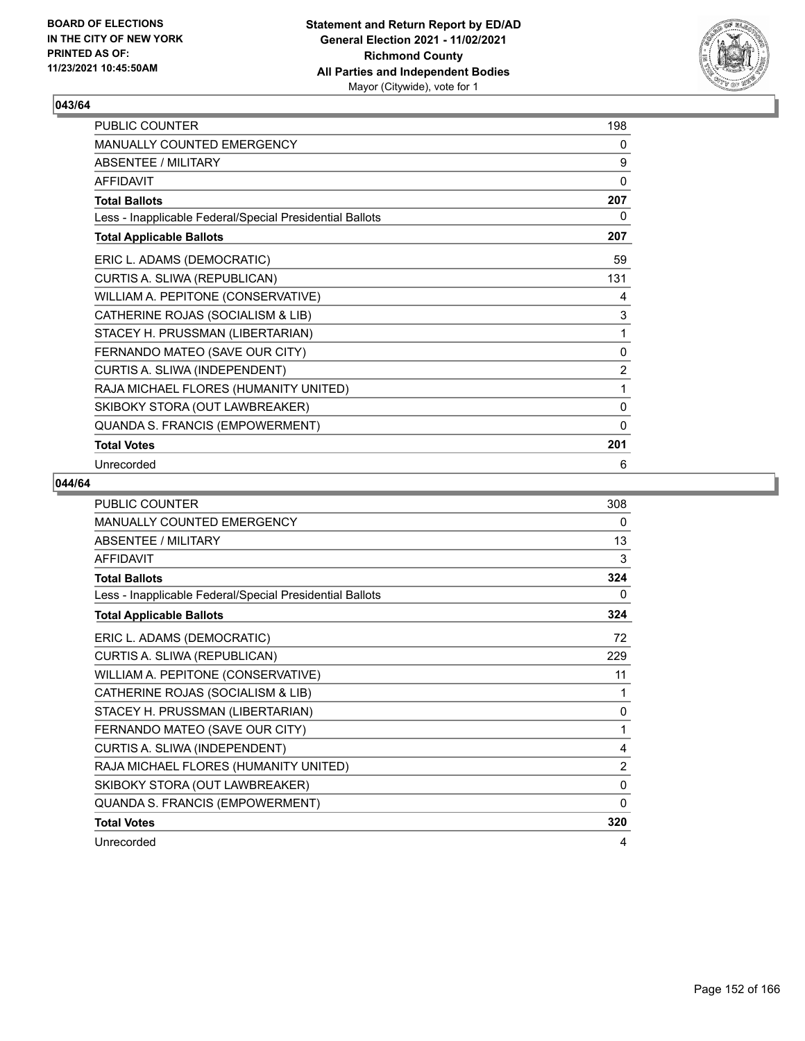## 043/64

| | |
|---|---|
| PUBLIC COUNTER | 198 |
| MANUALLY COUNTED EMERGENCY | 0 |
| ABSENTEE / MILITARY | 9 |
| AFFIDAVIT | 0 |
| **Total Ballots** | **207** |
| Less - Inapplicable Federal/Special Presidential Ballots | 0 |
| **Total Applicable Ballots** | **207** |
| ERIC L. ADAMS (DEMOCRATIC) | 59 |
| CURTIS A. SLIWA (REPUBLICAN) | 131 |
| WILLIAM A. PEPITONE (CONSERVATIVE) | 4 |
| CATHERINE ROJAS (SOCIALISM & LIB) | 3 |
| STACEY H. PRUSSMAN (LIBERTARIAN) | 1 |
| FERNANDO MATEO (SAVE OUR CITY) | 0 |
| CURTIS A. SLIWA (INDEPENDENT) | 2 |
| RAJA MICHAEL FLORES (HUMANITY UNITED) | 1 |
| SKIBOKY STORA (OUT LAWBREAKER) | 0 |
| QUANDA S. FRANCIS (EMPOWERMENT) | 0 |
| **Total Votes** | **201** |
| Unrecorded | 6 |

## 044/64

| | |
|---|---|
| PUBLIC COUNTER | 308 |
| MANUALLY COUNTED EMERGENCY | 0 |
| ABSENTEE / MILITARY | 13 |
| AFFIDAVIT | 3 |
| **Total Ballots** | **324** |
| Less - Inapplicable Federal/Special Presidential Ballots | 0 |
| **Total Applicable Ballots** | **324** |
| ERIC L. ADAMS (DEMOCRATIC) | 72 |
| CURTIS A. SLIWA (REPUBLICAN) | 229 |
| WILLIAM A. PEPITONE (CONSERVATIVE) | 11 |
| CATHERINE ROJAS (SOCIALISM & LIB) | 1 |
| STACEY H. PRUSSMAN (LIBERTARIAN) | 0 |
| FERNANDO MATEO (SAVE OUR CITY) | 1 |
| CURTIS A. SLIWA (INDEPENDENT) | 4 |
| RAJA MICHAEL FLORES (HUMANITY UNITED) | 2 |
| SKIBOKY STORA (OUT LAWBREAKER) | 0 |
| QUANDA S. FRANCIS (EMPOWERMENT) | 0 |
| **Total Votes** | **320** |
| Unrecorded | 4 |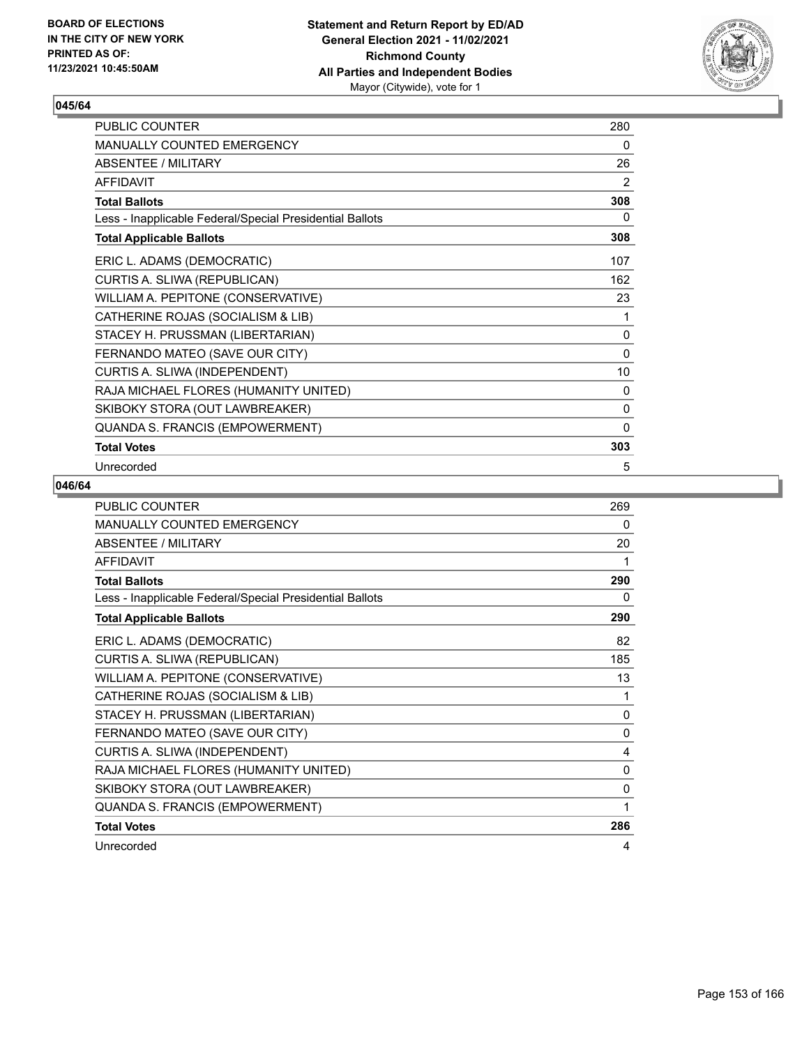## 045/64

| | |
|---|---|
| PUBLIC COUNTER | 280 |
| MANUALLY COUNTED EMERGENCY | 0 |
| ABSENTEE / MILITARY | 26 |
| AFFIDAVIT | 2 |
| **Total Ballots** | **308** |
| Less - Inapplicable Federal/Special Presidential Ballots | 0 |
| **Total Applicable Ballots** | **308** |
| ERIC L. ADAMS (DEMOCRATIC) | 107 |
| CURTIS A. SLIWA (REPUBLICAN) | 162 |
| WILLIAM A. PEPITONE (CONSERVATIVE) | 23 |
| CATHERINE ROJAS (SOCIALISM & LIB) | 1 |
| STACEY H. PRUSSMAN (LIBERTARIAN) | 0 |
| FERNANDO MATEO (SAVE OUR CITY) | 0 |
| CURTIS A. SLIWA (INDEPENDENT) | 10 |
| RAJA MICHAEL FLORES (HUMANITY UNITED) | 0 |
| SKIBOKY STORA (OUT LAWBREAKER) | 0 |
| QUANDA S. FRANCIS (EMPOWERMENT) | 0 |
| **Total Votes** | **303** |
| Unrecorded | 5 |

## 046/64

| | |
|---|---|
| PUBLIC COUNTER | 269 |
| MANUALLY COUNTED EMERGENCY | 0 |
| ABSENTEE / MILITARY | 20 |
| AFFIDAVIT | 1 |
| **Total Ballots** | **290** |
| Less - Inapplicable Federal/Special Presidential Ballots | 0 |
| **Total Applicable Ballots** | **290** |
| ERIC L. ADAMS (DEMOCRATIC) | 82 |
| CURTIS A. SLIWA (REPUBLICAN) | 185 |
| WILLIAM A. PEPITONE (CONSERVATIVE) | 13 |
| CATHERINE ROJAS (SOCIALISM & LIB) | 1 |
| STACEY H. PRUSSMAN (LIBERTARIAN) | 0 |
| FERNANDO MATEO (SAVE OUR CITY) | 0 |
| CURTIS A. SLIWA (INDEPENDENT) | 4 |
| RAJA MICHAEL FLORES (HUMANITY UNITED) | 0 |
| SKIBOKY STORA (OUT LAWBREAKER) | 0 |
| QUANDA S. FRANCIS (EMPOWERMENT) | 1 |
| **Total Votes** | **286** |
| Unrecorded | 4 |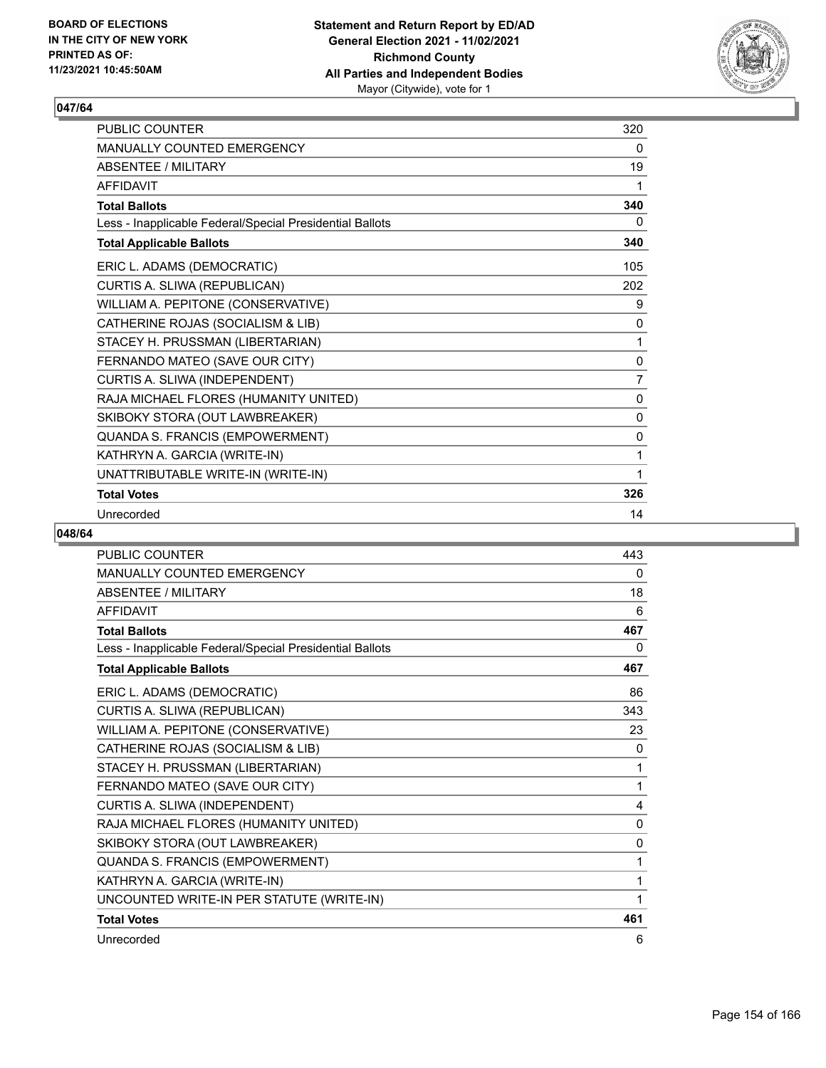## 047/64

| | |
|---|---|
| PUBLIC COUNTER | 320 |
| MANUALLY COUNTED EMERGENCY | 0 |
| ABSENTEE / MILITARY | 19 |
| AFFIDAVIT | 1 |
| **Total Ballots** | **340** |
| Less - Inapplicable Federal/Special Presidential Ballots | 0 |
| **Total Applicable Ballots** | **340** |
| ERIC L. ADAMS (DEMOCRATIC) | 105 |
| CURTIS A. SLIWA (REPUBLICAN) | 202 |
| WILLIAM A. PEPITONE (CONSERVATIVE) | 9 |
| CATHERINE ROJAS (SOCIALISM & LIB) | 0 |
| STACEY H. PRUSSMAN (LIBERTARIAN) | 1 |
| FERNANDO MATEO (SAVE OUR CITY) | 0 |
| CURTIS A. SLIWA (INDEPENDENT) | 7 |
| RAJA MICHAEL FLORES (HUMANITY UNITED) | 0 |
| SKIBOKY STORA (OUT LAWBREAKER) | 0 |
| QUANDA S. FRANCIS (EMPOWERMENT) | 0 |
| KATHRYN A. GARCIA (WRITE-IN) | 1 |
| UNATTRIBUTABLE WRITE-IN (WRITE-IN) | 1 |
| **Total Votes** | **326** |
| Unrecorded | 14 |

## 048/64

| | |
|---|---|
| PUBLIC COUNTER | 443 |
| MANUALLY COUNTED EMERGENCY | 0 |
| ABSENTEE / MILITARY | 18 |
| AFFIDAVIT | 6 |
| **Total Ballots** | **467** |
| Less - Inapplicable Federal/Special Presidential Ballots | 0 |
| **Total Applicable Ballots** | **467** |
| ERIC L. ADAMS (DEMOCRATIC) | 86 |
| CURTIS A. SLIWA (REPUBLICAN) | 343 |
| WILLIAM A. PEPITONE (CONSERVATIVE) | 23 |
| CATHERINE ROJAS (SOCIALISM & LIB) | 0 |
| STACEY H. PRUSSMAN (LIBERTARIAN) | 1 |
| FERNANDO MATEO (SAVE OUR CITY) | 1 |
| CURTIS A. SLIWA (INDEPENDENT) | 4 |
| RAJA MICHAEL FLORES (HUMANITY UNITED) | 0 |
| SKIBOKY STORA (OUT LAWBREAKER) | 0 |
| QUANDA S. FRANCIS (EMPOWERMENT) | 1 |
| KATHRYN A. GARCIA (WRITE-IN) | 1 |
| UNCOUNTED WRITE-IN PER STATUTE (WRITE-IN) | 1 |
| **Total Votes** | **461** |
| Unrecorded | 6 |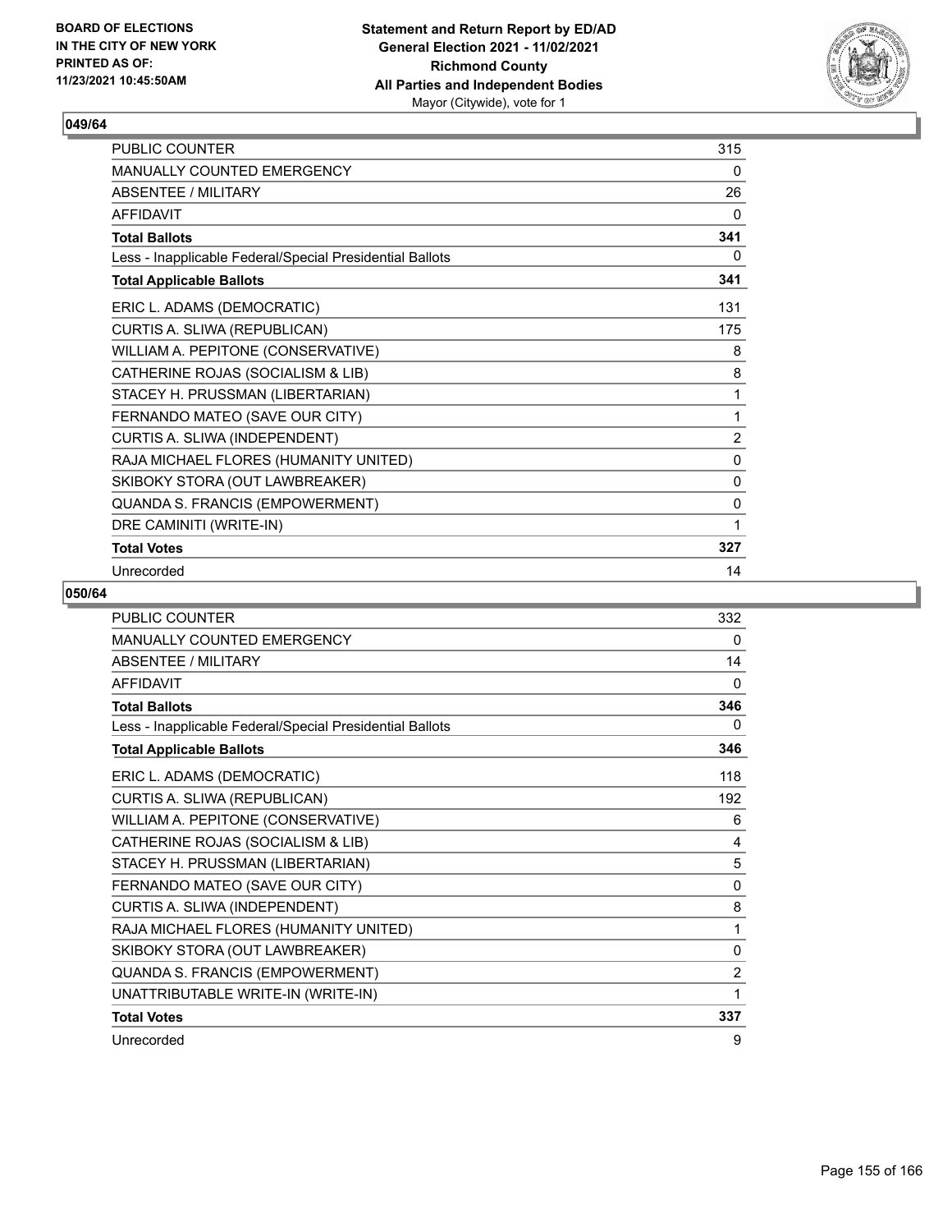**Statement and Return Report by ED/AD**
**General Election 2021 - 11/02/2021**
**Richmond County**
**All Parties and Independent Bodies**
Mayor (Citywide), vote for 1

BOARD OF ELECTIONS
IN THE CITY OF NEW YORK
PRINTED AS OF:
11/23/2021 10:45:50AM

## 049/64

| | |
|---|---|
| PUBLIC COUNTER | 315 |
| MANUALLY COUNTED EMERGENCY | 0 |
| ABSENTEE / MILITARY | 26 |
| AFFIDAVIT | 0 |
| **Total Ballots** | **341** |
| Less - Inapplicable Federal/Special Presidential Ballots | 0 |
| **Total Applicable Ballots** | **341** |
| ERIC L. ADAMS (DEMOCRATIC) | 131 |
| CURTIS A. SLIWA (REPUBLICAN) | 175 |
| WILLIAM A. PEPITONE (CONSERVATIVE) | 8 |
| CATHERINE ROJAS (SOCIALISM & LIB) | 8 |
| STACEY H. PRUSSMAN (LIBERTARIAN) | 1 |
| FERNANDO MATEO (SAVE OUR CITY) | 1 |
| CURTIS A. SLIWA (INDEPENDENT) | 2 |
| RAJA MICHAEL FLORES (HUMANITY UNITED) | 0 |
| SKIBOKY STORA (OUT LAWBREAKER) | 0 |
| QUANDA S. FRANCIS (EMPOWERMENT) | 0 |
| DRE CAMINITI (WRITE-IN) | 1 |
| **Total Votes** | **327** |
| Unrecorded | 14 |

## 050/64

| | |
|---|---|
| PUBLIC COUNTER | 332 |
| MANUALLY COUNTED EMERGENCY | 0 |
| ABSENTEE / MILITARY | 14 |
| AFFIDAVIT | 0 |
| **Total Ballots** | **346** |
| Less - Inapplicable Federal/Special Presidential Ballots | 0 |
| **Total Applicable Ballots** | **346** |
| ERIC L. ADAMS (DEMOCRATIC) | 118 |
| CURTIS A. SLIWA (REPUBLICAN) | 192 |
| WILLIAM A. PEPITONE (CONSERVATIVE) | 6 |
| CATHERINE ROJAS (SOCIALISM & LIB) | 4 |
| STACEY H. PRUSSMAN (LIBERTARIAN) | 5 |
| FERNANDO MATEO (SAVE OUR CITY) | 0 |
| CURTIS A. SLIWA (INDEPENDENT) | 8 |
| RAJA MICHAEL FLORES (HUMANITY UNITED) | 1 |
| SKIBOKY STORA (OUT LAWBREAKER) | 0 |
| QUANDA S. FRANCIS (EMPOWERMENT) | 2 |
| UNATTRIBUTABLE WRITE-IN (WRITE-IN) | 1 |
| **Total Votes** | **337** |
| Unrecorded | 9 |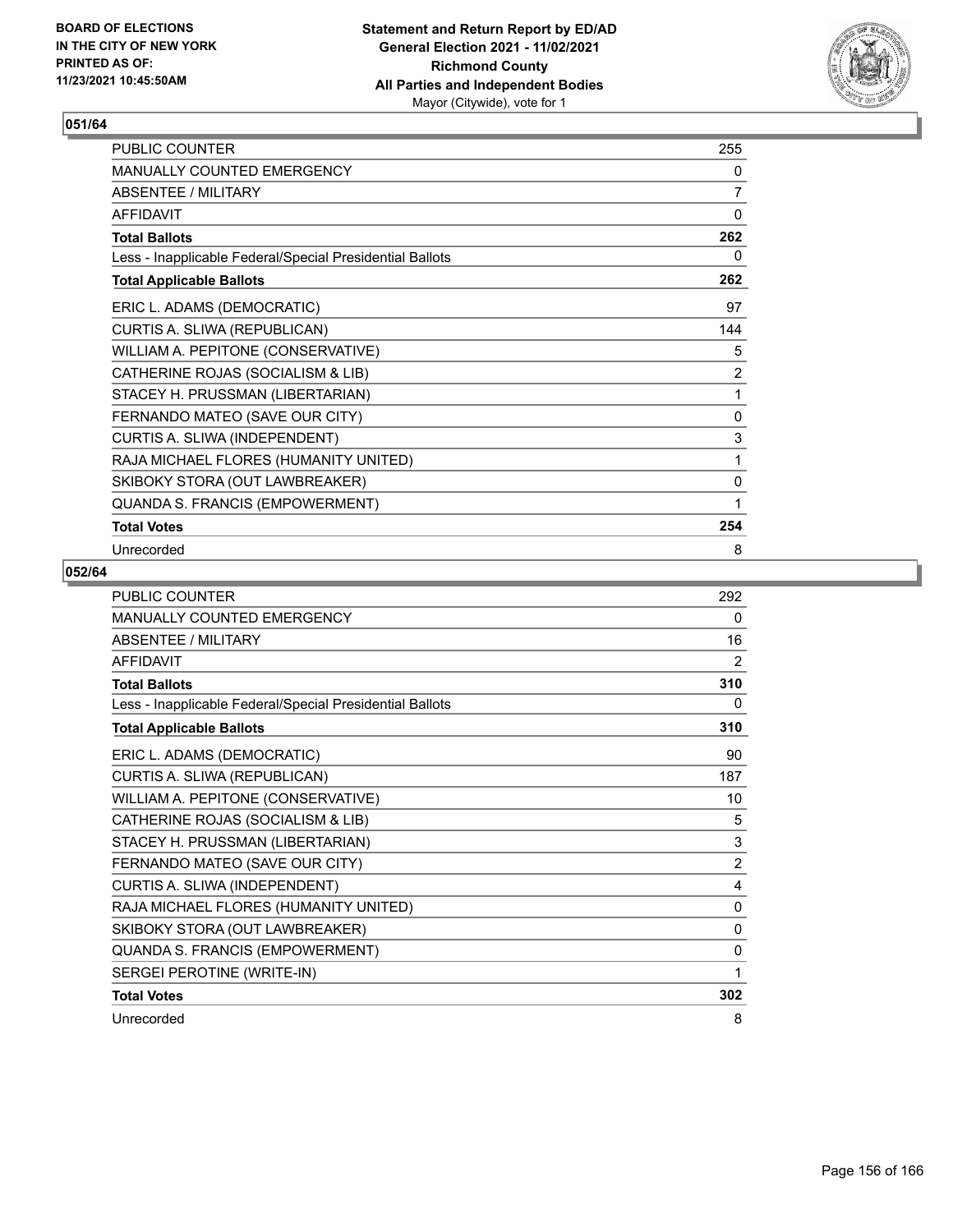## 051/64

| | |
|---|---|
| PUBLIC COUNTER | 255 |
| MANUALLY COUNTED EMERGENCY | 0 |
| ABSENTEE / MILITARY | 7 |
| AFFIDAVIT | 0 |
| **Total Ballots** | **262** |
| Less - Inapplicable Federal/Special Presidential Ballots | 0 |
| **Total Applicable Ballots** | **262** |
| ERIC L. ADAMS (DEMOCRATIC) | 97 |
| CURTIS A. SLIWA (REPUBLICAN) | 144 |
| WILLIAM A. PEPITONE (CONSERVATIVE) | 5 |
| CATHERINE ROJAS (SOCIALISM & LIB) | 2 |
| STACEY H. PRUSSMAN (LIBERTARIAN) | 1 |
| FERNANDO MATEO (SAVE OUR CITY) | 0 |
| CURTIS A. SLIWA (INDEPENDENT) | 3 |
| RAJA MICHAEL FLORES (HUMANITY UNITED) | 1 |
| SKIBOKY STORA (OUT LAWBREAKER) | 0 |
| QUANDA S. FRANCIS (EMPOWERMENT) | 1 |
| **Total Votes** | **254** |
| Unrecorded | 8 |

## 052/64

| | |
|---|---|
| PUBLIC COUNTER | 292 |
| MANUALLY COUNTED EMERGENCY | 0 |
| ABSENTEE / MILITARY | 16 |
| AFFIDAVIT | 2 |
| **Total Ballots** | **310** |
| Less - Inapplicable Federal/Special Presidential Ballots | 0 |
| **Total Applicable Ballots** | **310** |
| ERIC L. ADAMS (DEMOCRATIC) | 90 |
| CURTIS A. SLIWA (REPUBLICAN) | 187 |
| WILLIAM A. PEPITONE (CONSERVATIVE) | 10 |
| CATHERINE ROJAS (SOCIALISM & LIB) | 5 |
| STACEY H. PRUSSMAN (LIBERTARIAN) | 3 |
| FERNANDO MATEO (SAVE OUR CITY) | 2 |
| CURTIS A. SLIWA (INDEPENDENT) | 4 |
| RAJA MICHAEL FLORES (HUMANITY UNITED) | 0 |
| SKIBOKY STORA (OUT LAWBREAKER) | 0 |
| QUANDA S. FRANCIS (EMPOWERMENT) | 0 |
| SERGEI PEROTINE (WRITE-IN) | 1 |
| **Total Votes** | **302** |
| Unrecorded | 8 |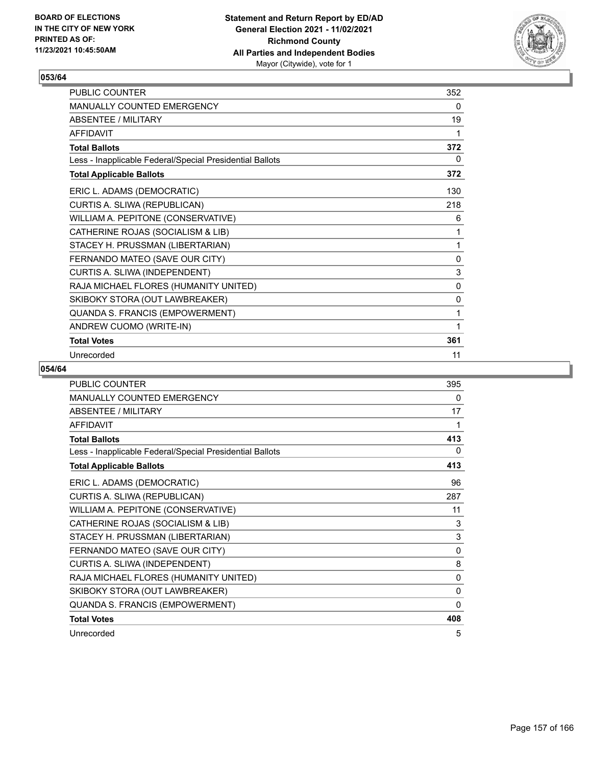**BOARD OF ELECTIONS IN THE CITY OF NEW YORK PRINTED AS OF: 11/23/2021 10:45:50AM**

**Statement and Return Report by ED/AD General Election 2021 - 11/02/2021 Richmond County All Parties and Independent Bodies** Mayor (Citywide), vote for 1

## 053/64

| | |
|---|---|
| PUBLIC COUNTER | 352 |
| MANUALLY COUNTED EMERGENCY | 0 |
| ABSENTEE / MILITARY | 19 |
| AFFIDAVIT | 1 |
| **Total Ballots** | **372** |
| Less - Inapplicable Federal/Special Presidential Ballots | 0 |
| **Total Applicable Ballots** | **372** |
| ERIC L. ADAMS (DEMOCRATIC) | 130 |
| CURTIS A. SLIWA (REPUBLICAN) | 218 |
| WILLIAM A. PEPITONE (CONSERVATIVE) | 6 |
| CATHERINE ROJAS (SOCIALISM & LIB) | 1 |
| STACEY H. PRUSSMAN (LIBERTARIAN) | 1 |
| FERNANDO MATEO (SAVE OUR CITY) | 0 |
| CURTIS A. SLIWA (INDEPENDENT) | 3 |
| RAJA MICHAEL FLORES (HUMANITY UNITED) | 0 |
| SKIBOKY STORA (OUT LAWBREAKER) | 0 |
| QUANDA S. FRANCIS (EMPOWERMENT) | 1 |
| ANDREW CUOMO (WRITE-IN) | 1 |
| **Total Votes** | **361** |
| Unrecorded | 11 |

## 054/64

| | |
|---|---|
| PUBLIC COUNTER | 395 |
| MANUALLY COUNTED EMERGENCY | 0 |
| ABSENTEE / MILITARY | 17 |
| AFFIDAVIT | 1 |
| **Total Ballots** | **413** |
| Less - Inapplicable Federal/Special Presidential Ballots | 0 |
| **Total Applicable Ballots** | **413** |
| ERIC L. ADAMS (DEMOCRATIC) | 96 |
| CURTIS A. SLIWA (REPUBLICAN) | 287 |
| WILLIAM A. PEPITONE (CONSERVATIVE) | 11 |
| CATHERINE ROJAS (SOCIALISM & LIB) | 3 |
| STACEY H. PRUSSMAN (LIBERTARIAN) | 3 |
| FERNANDO MATEO (SAVE OUR CITY) | 0 |
| CURTIS A. SLIWA (INDEPENDENT) | 8 |
| RAJA MICHAEL FLORES (HUMANITY UNITED) | 0 |
| SKIBOKY STORA (OUT LAWBREAKER) | 0 |
| QUANDA S. FRANCIS (EMPOWERMENT) | 0 |
| **Total Votes** | **408** |
| Unrecorded | 5 |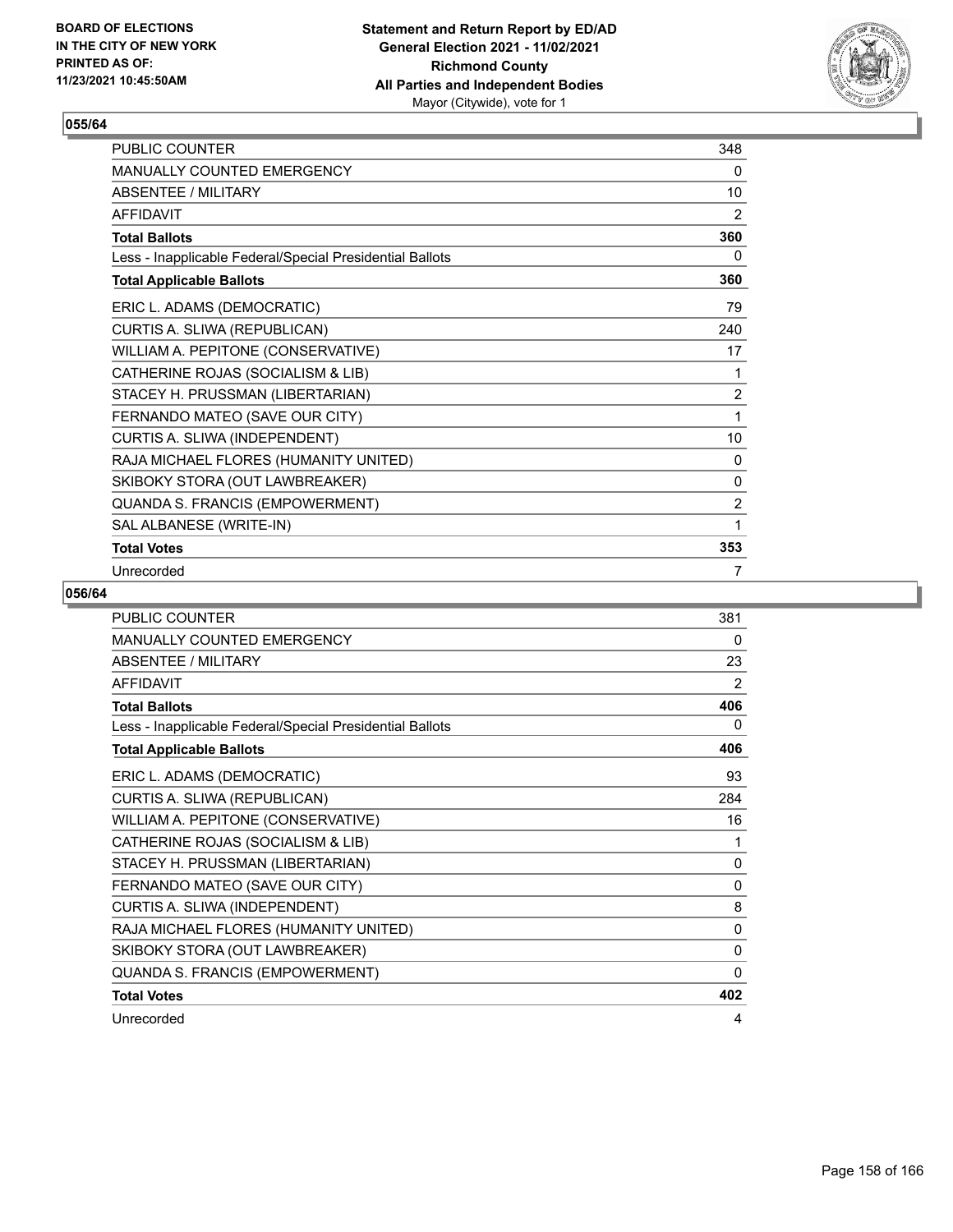**Statement and Return Report by ED/AD**
**General Election 2021 - 11/02/2021**
**Richmond County**
**All Parties and Independent Bodies**
Mayor (Citywide), vote for 1

BOARD OF ELECTIONS
IN THE CITY OF NEW YORK
PRINTED AS OF:
11/23/2021 10:45:50AM

## 055/64

| | |
|---|---|
| PUBLIC COUNTER | 348 |
| MANUALLY COUNTED EMERGENCY | 0 |
| ABSENTEE / MILITARY | 10 |
| AFFIDAVIT | 2 |
| **Total Ballots** | **360** |
| Less - Inapplicable Federal/Special Presidential Ballots | 0 |
| **Total Applicable Ballots** | **360** |
| ERIC L. ADAMS (DEMOCRATIC) | 79 |
| CURTIS A. SLIWA (REPUBLICAN) | 240 |
| WILLIAM A. PEPITONE (CONSERVATIVE) | 17 |
| CATHERINE ROJAS (SOCIALISM & LIB) | 1 |
| STACEY H. PRUSSMAN (LIBERTARIAN) | 2 |
| FERNANDO MATEO (SAVE OUR CITY) | 1 |
| CURTIS A. SLIWA (INDEPENDENT) | 10 |
| RAJA MICHAEL FLORES (HUMANITY UNITED) | 0 |
| SKIBOKY STORA (OUT LAWBREAKER) | 0 |
| QUANDA S. FRANCIS (EMPOWERMENT) | 2 |
| SAL ALBANESE (WRITE-IN) | 1 |
| **Total Votes** | **353** |
| Unrecorded | 7 |

## 056/64

| | |
|---|---|
| PUBLIC COUNTER | 381 |
| MANUALLY COUNTED EMERGENCY | 0 |
| ABSENTEE / MILITARY | 23 |
| AFFIDAVIT | 2 |
| **Total Ballots** | **406** |
| Less - Inapplicable Federal/Special Presidential Ballots | 0 |
| **Total Applicable Ballots** | **406** |
| ERIC L. ADAMS (DEMOCRATIC) | 93 |
| CURTIS A. SLIWA (REPUBLICAN) | 284 |
| WILLIAM A. PEPITONE (CONSERVATIVE) | 16 |
| CATHERINE ROJAS (SOCIALISM & LIB) | 1 |
| STACEY H. PRUSSMAN (LIBERTARIAN) | 0 |
| FERNANDO MATEO (SAVE OUR CITY) | 0 |
| CURTIS A. SLIWA (INDEPENDENT) | 8 |
| RAJA MICHAEL FLORES (HUMANITY UNITED) | 0 |
| SKIBOKY STORA (OUT LAWBREAKER) | 0 |
| QUANDA S. FRANCIS (EMPOWERMENT) | 0 |
| **Total Votes** | **402** |
| Unrecorded | 4 |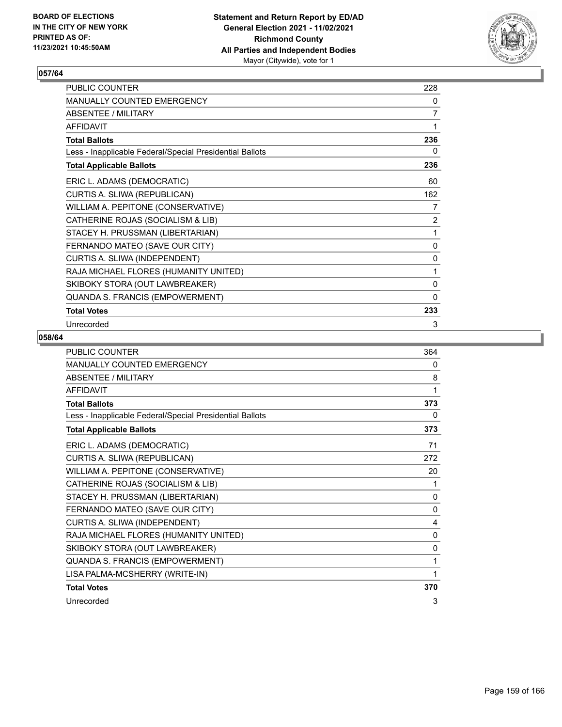**Statement and Return Report by ED/AD**
**General Election 2021 - 11/02/2021**
**Richmond County**
**All Parties and Independent Bodies**
Mayor (Citywide), vote for 1

BOARD OF ELECTIONS
IN THE CITY OF NEW YORK
PRINTED AS OF:
11/23/2021 10:45:50AM

## 057/64

| | |
|---|---|
| PUBLIC COUNTER | 228 |
| MANUALLY COUNTED EMERGENCY | 0 |
| ABSENTEE / MILITARY | 7 |
| AFFIDAVIT | 1 |
| **Total Ballots** | **236** |
| Less - Inapplicable Federal/Special Presidential Ballots | 0 |
| **Total Applicable Ballots** | **236** |
| ERIC L. ADAMS (DEMOCRATIC) | 60 |
| CURTIS A. SLIWA (REPUBLICAN) | 162 |
| WILLIAM A. PEPITONE (CONSERVATIVE) | 7 |
| CATHERINE ROJAS (SOCIALISM & LIB) | 2 |
| STACEY H. PRUSSMAN (LIBERTARIAN) | 1 |
| FERNANDO MATEO (SAVE OUR CITY) | 0 |
| CURTIS A. SLIWA (INDEPENDENT) | 0 |
| RAJA MICHAEL FLORES (HUMANITY UNITED) | 1 |
| SKIBOKY STORA (OUT LAWBREAKER) | 0 |
| QUANDA S. FRANCIS (EMPOWERMENT) | 0 |
| **Total Votes** | **233** |
| Unrecorded | 3 |

## 058/64

| | |
|---|---|
| PUBLIC COUNTER | 364 |
| MANUALLY COUNTED EMERGENCY | 0 |
| ABSENTEE / MILITARY | 8 |
| AFFIDAVIT | 1 |
| **Total Ballots** | **373** |
| Less - Inapplicable Federal/Special Presidential Ballots | 0 |
| **Total Applicable Ballots** | **373** |
| ERIC L. ADAMS (DEMOCRATIC) | 71 |
| CURTIS A. SLIWA (REPUBLICAN) | 272 |
| WILLIAM A. PEPITONE (CONSERVATIVE) | 20 |
| CATHERINE ROJAS (SOCIALISM & LIB) | 1 |
| STACEY H. PRUSSMAN (LIBERTARIAN) | 0 |
| FERNANDO MATEO (SAVE OUR CITY) | 0 |
| CURTIS A. SLIWA (INDEPENDENT) | 4 |
| RAJA MICHAEL FLORES (HUMANITY UNITED) | 0 |
| SKIBOKY STORA (OUT LAWBREAKER) | 0 |
| QUANDA S. FRANCIS (EMPOWERMENT) | 1 |
| LISA PALMA-MCSHERRY (WRITE-IN) | 1 |
| **Total Votes** | **370** |
| Unrecorded | 3 |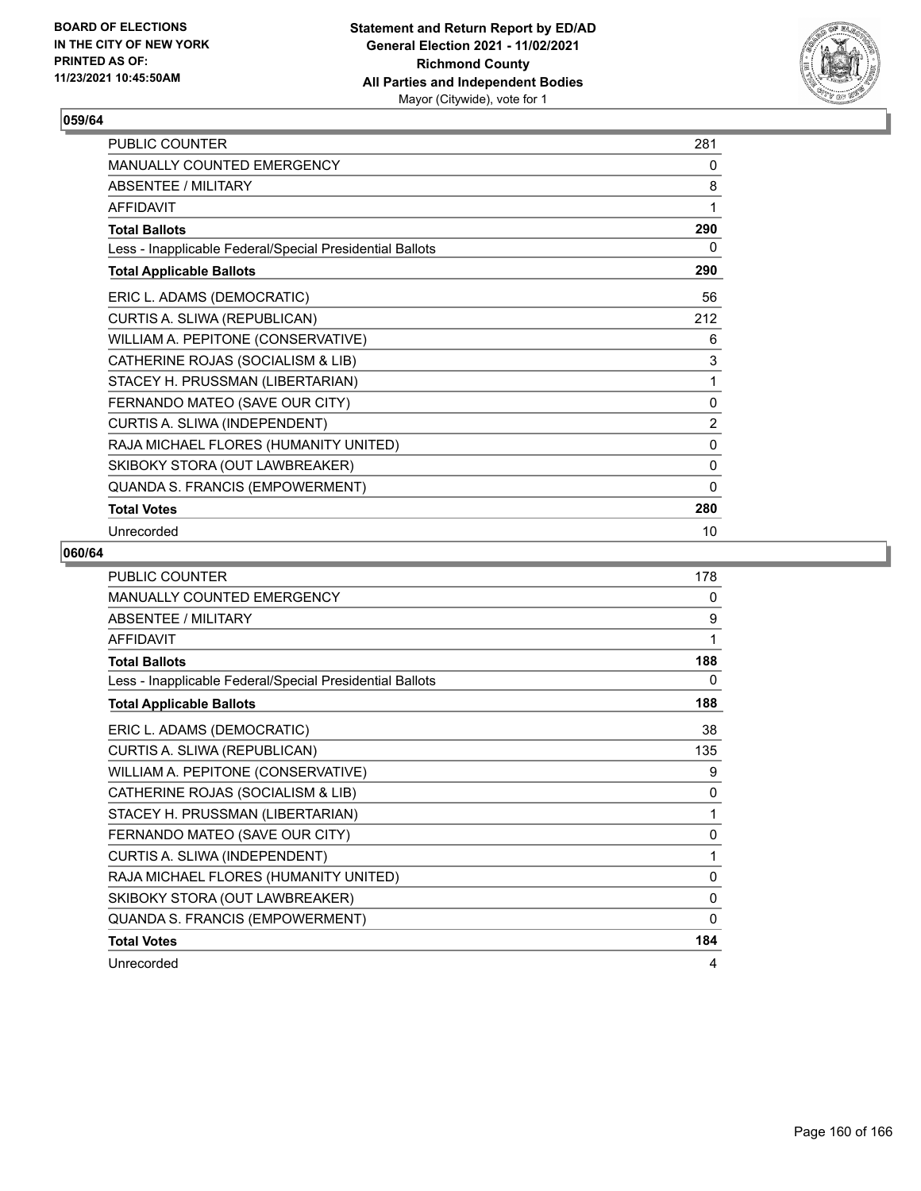## 059/64

| | |
|---|---|
| PUBLIC COUNTER | 281 |
| MANUALLY COUNTED EMERGENCY | 0 |
| ABSENTEE / MILITARY | 8 |
| AFFIDAVIT | 1 |
| **Total Ballots** | **290** |
| Less - Inapplicable Federal/Special Presidential Ballots | 0 |
| **Total Applicable Ballots** | **290** |
| ERIC L. ADAMS (DEMOCRATIC) | 56 |
| CURTIS A. SLIWA (REPUBLICAN) | 212 |
| WILLIAM A. PEPITONE (CONSERVATIVE) | 6 |
| CATHERINE ROJAS (SOCIALISM & LIB) | 3 |
| STACEY H. PRUSSMAN (LIBERTARIAN) | 1 |
| FERNANDO MATEO (SAVE OUR CITY) | 0 |
| CURTIS A. SLIWA (INDEPENDENT) | 2 |
| RAJA MICHAEL FLORES (HUMANITY UNITED) | 0 |
| SKIBOKY STORA (OUT LAWBREAKER) | 0 |
| QUANDA S. FRANCIS (EMPOWERMENT) | 0 |
| **Total Votes** | **280** |
| Unrecorded | 10 |

## 060/64

| | |
|---|---|
| PUBLIC COUNTER | 178 |
| MANUALLY COUNTED EMERGENCY | 0 |
| ABSENTEE / MILITARY | 9 |
| AFFIDAVIT | 1 |
| **Total Ballots** | **188** |
| Less - Inapplicable Federal/Special Presidential Ballots | 0 |
| **Total Applicable Ballots** | **188** |
| ERIC L. ADAMS (DEMOCRATIC) | 38 |
| CURTIS A. SLIWA (REPUBLICAN) | 135 |
| WILLIAM A. PEPITONE (CONSERVATIVE) | 9 |
| CATHERINE ROJAS (SOCIALISM & LIB) | 0 |
| STACEY H. PRUSSMAN (LIBERTARIAN) | 1 |
| FERNANDO MATEO (SAVE OUR CITY) | 0 |
| CURTIS A. SLIWA (INDEPENDENT) | 1 |
| RAJA MICHAEL FLORES (HUMANITY UNITED) | 0 |
| SKIBOKY STORA (OUT LAWBREAKER) | 0 |
| QUANDA S. FRANCIS (EMPOWERMENT) | 0 |
| **Total Votes** | **184** |
| Unrecorded | 4 |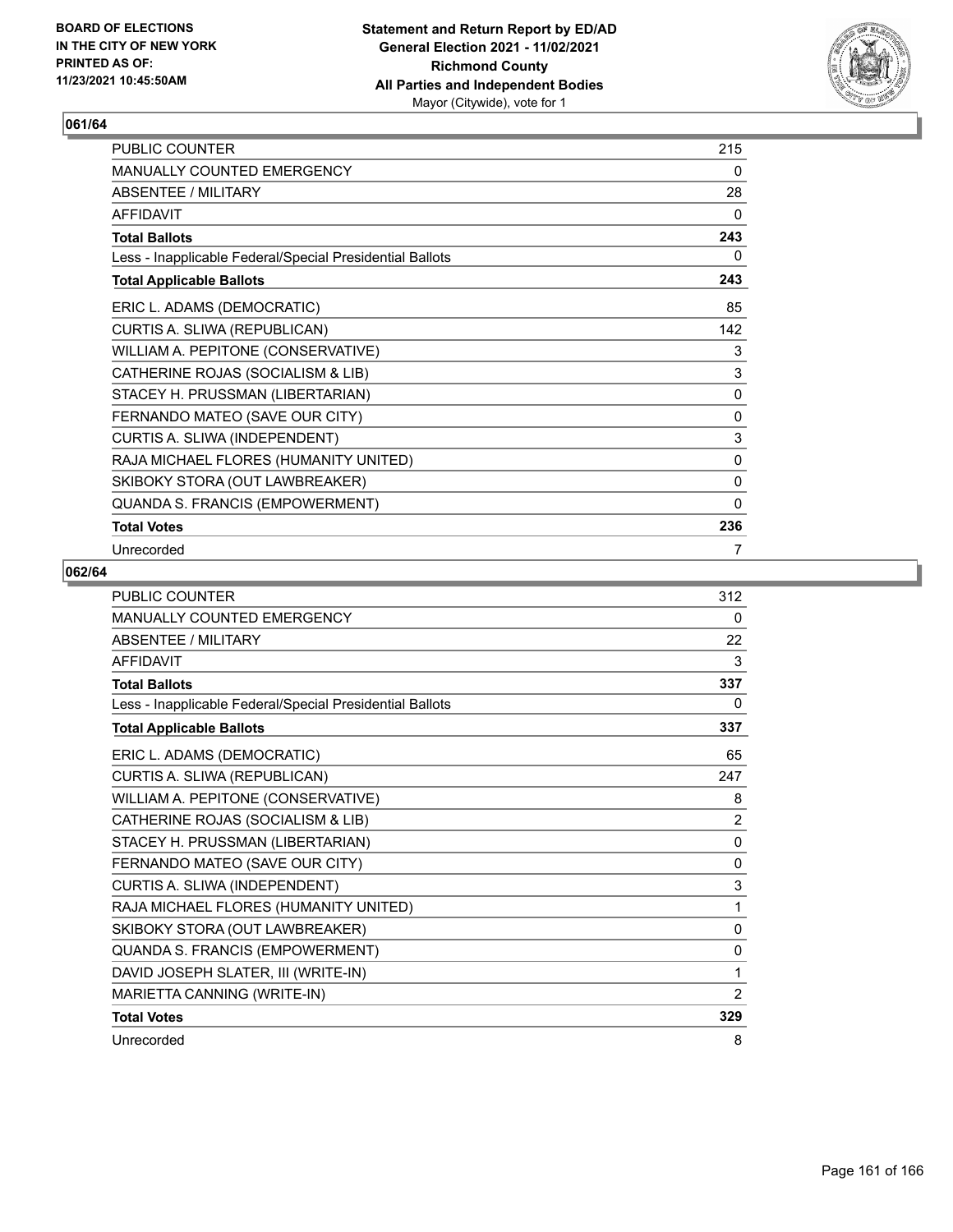## 061/64

| | |
|---|---|
| PUBLIC COUNTER | 215 |
| MANUALLY COUNTED EMERGENCY | 0 |
| ABSENTEE / MILITARY | 28 |
| AFFIDAVIT | 0 |
| **Total Ballots** | **243** |
| Less - Inapplicable Federal/Special Presidential Ballots | 0 |
| **Total Applicable Ballots** | **243** |
| ERIC L. ADAMS (DEMOCRATIC) | 85 |
| CURTIS A. SLIWA (REPUBLICAN) | 142 |
| WILLIAM A. PEPITONE (CONSERVATIVE) | 3 |
| CATHERINE ROJAS (SOCIALISM & LIB) | 3 |
| STACEY H. PRUSSMAN (LIBERTARIAN) | 0 |
| FERNANDO MATEO (SAVE OUR CITY) | 0 |
| CURTIS A. SLIWA (INDEPENDENT) | 3 |
| RAJA MICHAEL FLORES (HUMANITY UNITED) | 0 |
| SKIBOKY STORA (OUT LAWBREAKER) | 0 |
| QUANDA S. FRANCIS (EMPOWERMENT) | 0 |
| **Total Votes** | **236** |
| Unrecorded | 7 |

## 062/64

| | |
|---|---|
| PUBLIC COUNTER | 312 |
| MANUALLY COUNTED EMERGENCY | 0 |
| ABSENTEE / MILITARY | 22 |
| AFFIDAVIT | 3 |
| **Total Ballots** | **337** |
| Less - Inapplicable Federal/Special Presidential Ballots | 0 |
| **Total Applicable Ballots** | **337** |
| ERIC L. ADAMS (DEMOCRATIC) | 65 |
| CURTIS A. SLIWA (REPUBLICAN) | 247 |
| WILLIAM A. PEPITONE (CONSERVATIVE) | 8 |
| CATHERINE ROJAS (SOCIALISM & LIB) | 2 |
| STACEY H. PRUSSMAN (LIBERTARIAN) | 0 |
| FERNANDO MATEO (SAVE OUR CITY) | 0 |
| CURTIS A. SLIWA (INDEPENDENT) | 3 |
| RAJA MICHAEL FLORES (HUMANITY UNITED) | 1 |
| SKIBOKY STORA (OUT LAWBREAKER) | 0 |
| QUANDA S. FRANCIS (EMPOWERMENT) | 0 |
| DAVID JOSEPH SLATER, III (WRITE-IN) | 1 |
| MARIETTA CANNING (WRITE-IN) | 2 |
| **Total Votes** | **329** |
| Unrecorded | 8 |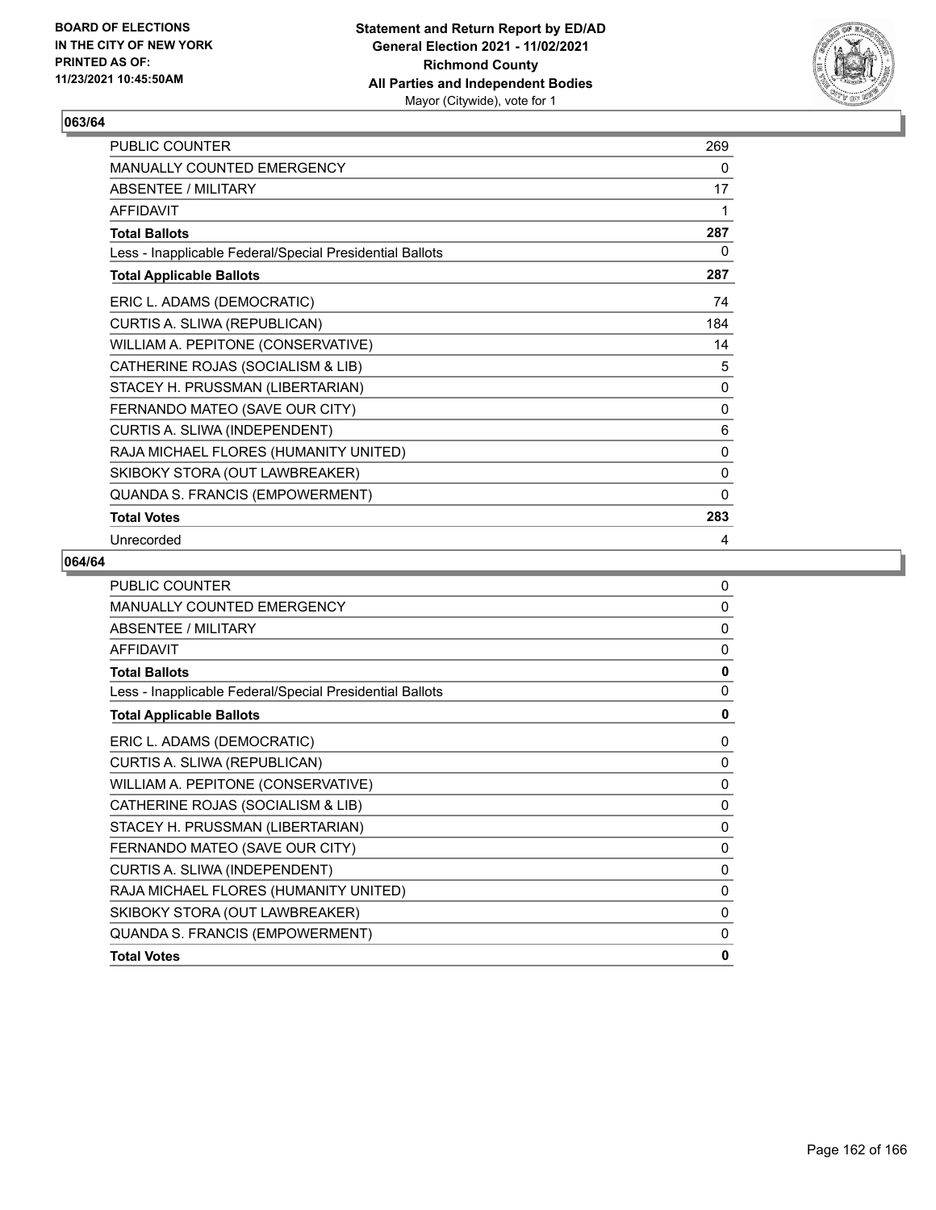## 063/64

| | |
|---|---|
| PUBLIC COUNTER | 269 |
| MANUALLY COUNTED EMERGENCY | 0 |
| ABSENTEE / MILITARY | 17 |
| AFFIDAVIT | 1 |
| **Total Ballots** | **287** |
| Less - Inapplicable Federal/Special Presidential Ballots | 0 |
| **Total Applicable Ballots** | **287** |
| ERIC L. ADAMS (DEMOCRATIC) | 74 |
| CURTIS A. SLIWA (REPUBLICAN) | 184 |
| WILLIAM A. PEPITONE (CONSERVATIVE) | 14 |
| CATHERINE ROJAS (SOCIALISM & LIB) | 5 |
| STACEY H. PRUSSMAN (LIBERTARIAN) | 0 |
| FERNANDO MATEO (SAVE OUR CITY) | 0 |
| CURTIS A. SLIWA (INDEPENDENT) | 6 |
| RAJA MICHAEL FLORES (HUMANITY UNITED) | 0 |
| SKIBOKY STORA (OUT LAWBREAKER) | 0 |
| QUANDA S. FRANCIS (EMPOWERMENT) | 0 |
| **Total Votes** | **283** |
| Unrecorded | 4 |

## 064/64

| | |
|---|---|
| PUBLIC COUNTER | 0 |
| MANUALLY COUNTED EMERGENCY | 0 |
| ABSENTEE / MILITARY | 0 |
| AFFIDAVIT | 0 |
| **Total Ballots** | **0** |
| Less - Inapplicable Federal/Special Presidential Ballots | 0 |
| **Total Applicable Ballots** | **0** |
| ERIC L. ADAMS (DEMOCRATIC) | 0 |
| CURTIS A. SLIWA (REPUBLICAN) | 0 |
| WILLIAM A. PEPITONE (CONSERVATIVE) | 0 |
| CATHERINE ROJAS (SOCIALISM & LIB) | 0 |
| STACEY H. PRUSSMAN (LIBERTARIAN) | 0 |
| FERNANDO MATEO (SAVE OUR CITY) | 0 |
| CURTIS A. SLIWA (INDEPENDENT) | 0 |
| RAJA MICHAEL FLORES (HUMANITY UNITED) | 0 |
| SKIBOKY STORA (OUT LAWBREAKER) | 0 |
| QUANDA S. FRANCIS (EMPOWERMENT) | 0 |
| **Total Votes** | **0** |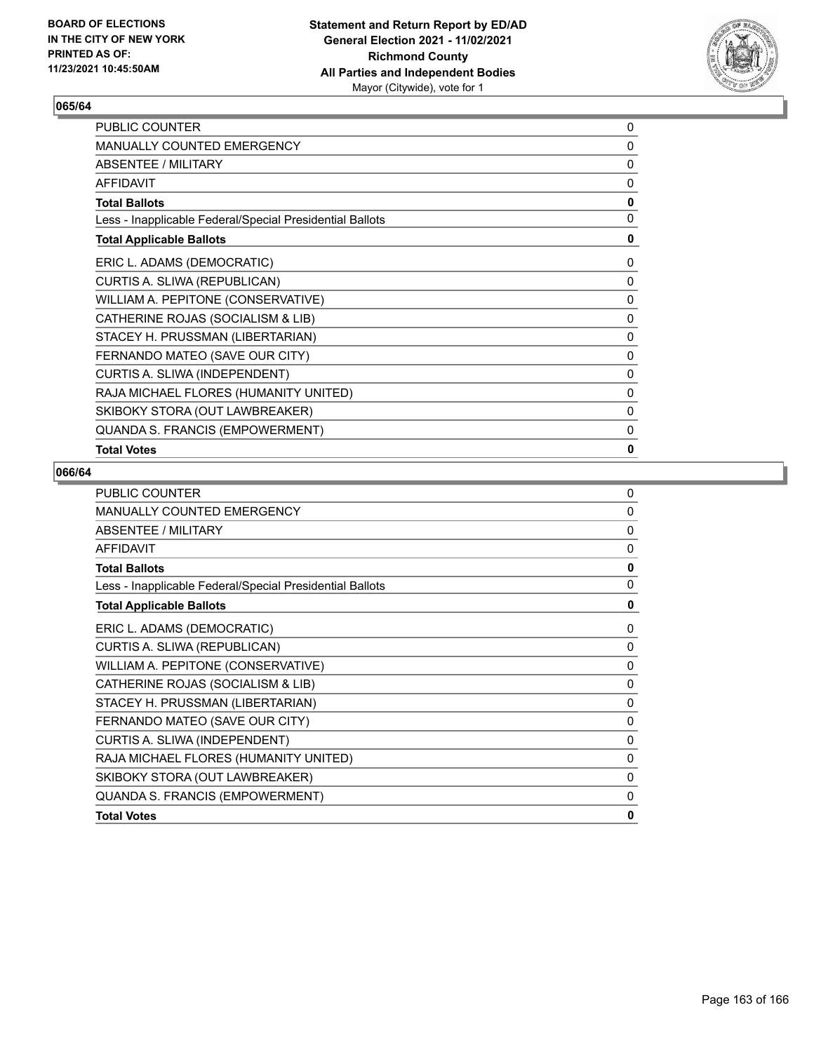**BOARD OF ELECTIONS IN THE CITY OF NEW YORK PRINTED AS OF: 11/23/2021 10:45:50AM**

**Statement and Return Report by ED/AD General Election 2021 - 11/02/2021 Richmond County All Parties and Independent Bodies**
Mayor (Citywide), vote for 1

## 065/64

| | |
|---|---|
| PUBLIC COUNTER | 0 |
| MANUALLY COUNTED EMERGENCY | 0 |
| ABSENTEE / MILITARY | 0 |
| AFFIDAVIT | 0 |
| **Total Ballots** | **0** |
| Less - Inapplicable Federal/Special Presidential Ballots | 0 |
| **Total Applicable Ballots** | **0** |
| ERIC L. ADAMS (DEMOCRATIC) | 0 |
| CURTIS A. SLIWA (REPUBLICAN) | 0 |
| WILLIAM A. PEPITONE (CONSERVATIVE) | 0 |
| CATHERINE ROJAS (SOCIALISM & LIB) | 0 |
| STACEY H. PRUSSMAN (LIBERTARIAN) | 0 |
| FERNANDO MATEO (SAVE OUR CITY) | 0 |
| CURTIS A. SLIWA (INDEPENDENT) | 0 |
| RAJA MICHAEL FLORES (HUMANITY UNITED) | 0 |
| SKIBOKY STORA (OUT LAWBREAKER) | 0 |
| QUANDA S. FRANCIS (EMPOWERMENT) | 0 |
| **Total Votes** | **0** |

## 066/64

| | |
|---|---|
| PUBLIC COUNTER | 0 |
| MANUALLY COUNTED EMERGENCY | 0 |
| ABSENTEE / MILITARY | 0 |
| AFFIDAVIT | 0 |
| **Total Ballots** | **0** |
| Less - Inapplicable Federal/Special Presidential Ballots | 0 |
| **Total Applicable Ballots** | **0** |
| ERIC L. ADAMS (DEMOCRATIC) | 0 |
| CURTIS A. SLIWA (REPUBLICAN) | 0 |
| WILLIAM A. PEPITONE (CONSERVATIVE) | 0 |
| CATHERINE ROJAS (SOCIALISM & LIB) | 0 |
| STACEY H. PRUSSMAN (LIBERTARIAN) | 0 |
| FERNANDO MATEO (SAVE OUR CITY) | 0 |
| CURTIS A. SLIWA (INDEPENDENT) | 0 |
| RAJA MICHAEL FLORES (HUMANITY UNITED) | 0 |
| SKIBOKY STORA (OUT LAWBREAKER) | 0 |
| QUANDA S. FRANCIS (EMPOWERMENT) | 0 |
| **Total Votes** | **0** |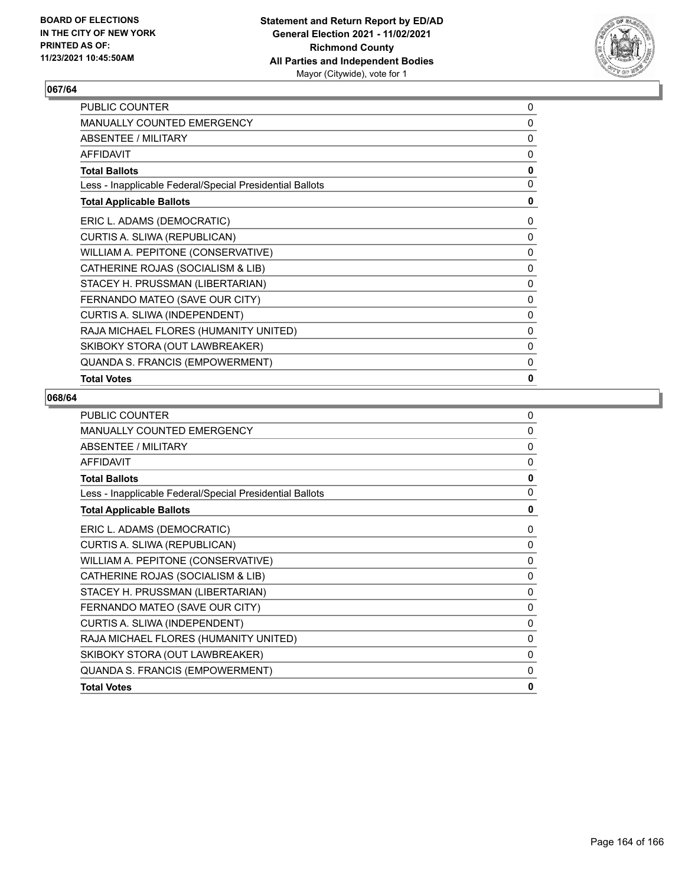## 067/64

| | |
|---|---|
| PUBLIC COUNTER | 0 |
| MANUALLY COUNTED EMERGENCY | 0 |
| ABSENTEE / MILITARY | 0 |
| AFFIDAVIT | 0 |
| **Total Ballots** | **0** |
| Less - Inapplicable Federal/Special Presidential Ballots | 0 |
| **Total Applicable Ballots** | **0** |
| ERIC L. ADAMS (DEMOCRATIC) | 0 |
| CURTIS A. SLIWA (REPUBLICAN) | 0 |
| WILLIAM A. PEPITONE (CONSERVATIVE) | 0 |
| CATHERINE ROJAS (SOCIALISM & LIB) | 0 |
| STACEY H. PRUSSMAN (LIBERTARIAN) | 0 |
| FERNANDO MATEO (SAVE OUR CITY) | 0 |
| CURTIS A. SLIWA (INDEPENDENT) | 0 |
| RAJA MICHAEL FLORES (HUMANITY UNITED) | 0 |
| SKIBOKY STORA (OUT LAWBREAKER) | 0 |
| QUANDA S. FRANCIS (EMPOWERMENT) | 0 |
| **Total Votes** | **0** |

## 068/64

| | |
|---|---|
| PUBLIC COUNTER | 0 |
| MANUALLY COUNTED EMERGENCY | 0 |
| ABSENTEE / MILITARY | 0 |
| AFFIDAVIT | 0 |
| **Total Ballots** | **0** |
| Less - Inapplicable Federal/Special Presidential Ballots | 0 |
| **Total Applicable Ballots** | **0** |
| ERIC L. ADAMS (DEMOCRATIC) | 0 |
| CURTIS A. SLIWA (REPUBLICAN) | 0 |
| WILLIAM A. PEPITONE (CONSERVATIVE) | 0 |
| CATHERINE ROJAS (SOCIALISM & LIB) | 0 |
| STACEY H. PRUSSMAN (LIBERTARIAN) | 0 |
| FERNANDO MATEO (SAVE OUR CITY) | 0 |
| CURTIS A. SLIWA (INDEPENDENT) | 0 |
| RAJA MICHAEL FLORES (HUMANITY UNITED) | 0 |
| SKIBOKY STORA (OUT LAWBREAKER) | 0 |
| QUANDA S. FRANCIS (EMPOWERMENT) | 0 |
| **Total Votes** | **0** |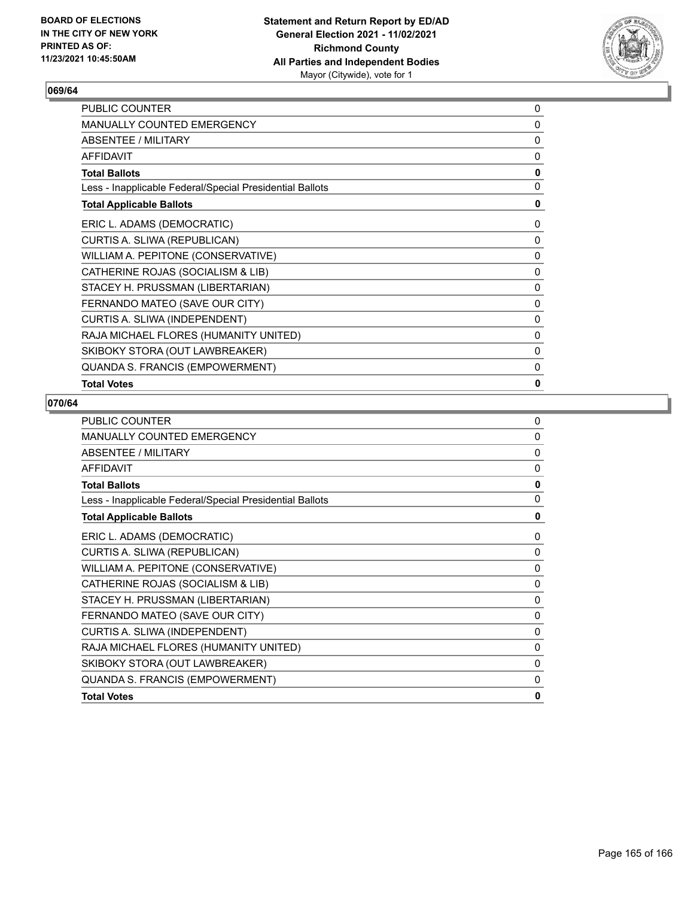## 069/64

| | |
|---|---|
| PUBLIC COUNTER | 0 |
| MANUALLY COUNTED EMERGENCY | 0 |
| ABSENTEE / MILITARY | 0 |
| AFFIDAVIT | 0 |
| **Total Ballots** | **0** |
| Less - Inapplicable Federal/Special Presidential Ballots | 0 |
| **Total Applicable Ballots** | **0** |
| ERIC L. ADAMS (DEMOCRATIC) | 0 |
| CURTIS A. SLIWA (REPUBLICAN) | 0 |
| WILLIAM A. PEPITONE (CONSERVATIVE) | 0 |
| CATHERINE ROJAS (SOCIALISM & LIB) | 0 |
| STACEY H. PRUSSMAN (LIBERTARIAN) | 0 |
| FERNANDO MATEO (SAVE OUR CITY) | 0 |
| CURTIS A. SLIWA (INDEPENDENT) | 0 |
| RAJA MICHAEL FLORES (HUMANITY UNITED) | 0 |
| SKIBOKY STORA (OUT LAWBREAKER) | 0 |
| QUANDA S. FRANCIS (EMPOWERMENT) | 0 |
| **Total Votes** | **0** |

## 070/64

| | |
|---|---|
| PUBLIC COUNTER | 0 |
| MANUALLY COUNTED EMERGENCY | 0 |
| ABSENTEE / MILITARY | 0 |
| AFFIDAVIT | 0 |
| **Total Ballots** | **0** |
| Less - Inapplicable Federal/Special Presidential Ballots | 0 |
| **Total Applicable Ballots** | **0** |
| ERIC L. ADAMS (DEMOCRATIC) | 0 |
| CURTIS A. SLIWA (REPUBLICAN) | 0 |
| WILLIAM A. PEPITONE (CONSERVATIVE) | 0 |
| CATHERINE ROJAS (SOCIALISM & LIB) | 0 |
| STACEY H. PRUSSMAN (LIBERTARIAN) | 0 |
| FERNANDO MATEO (SAVE OUR CITY) | 0 |
| CURTIS A. SLIWA (INDEPENDENT) | 0 |
| RAJA MICHAEL FLORES (HUMANITY UNITED) | 0 |
| SKIBOKY STORA (OUT LAWBREAKER) | 0 |
| QUANDA S. FRANCIS (EMPOWERMENT) | 0 |
| **Total Votes** | **0** |